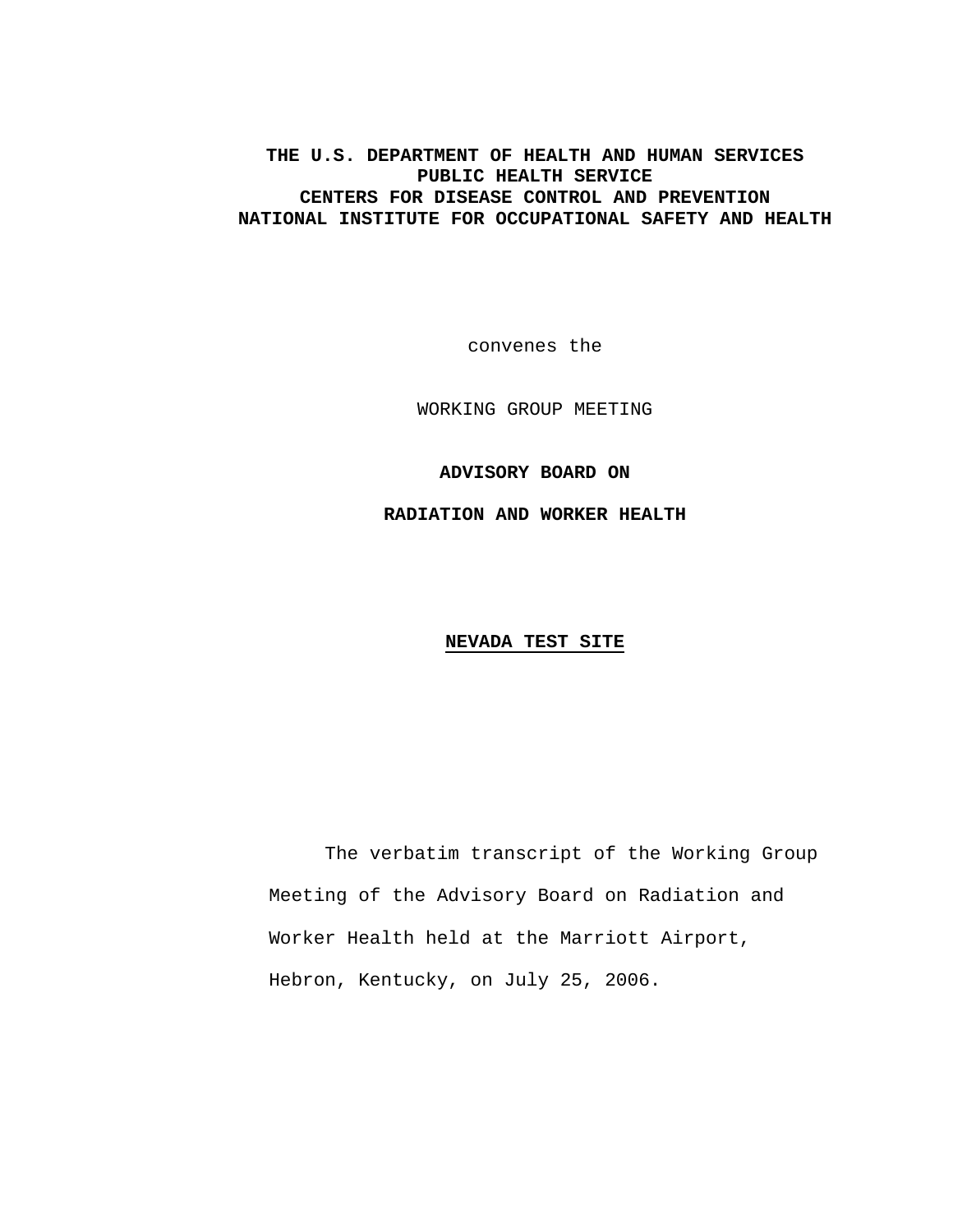**THE U.S. DEPARTMENT OF HEALTH AND HUMAN SERVICES**
**PUBLIC HEALTH SERVICE**
**CENTERS FOR DISEASE CONTROL AND PREVENTION**
**NATIONAL INSTITUTE FOR OCCUPATIONAL SAFETY AND HEALTH**

convenes the

WORKING GROUP MEETING

**ADVISORY BOARD ON**

**RADIATION AND WORKER HEALTH**

**NEVADA TEST SITE**

The verbatim transcript of the Working Group Meeting of the Advisory Board on Radiation and Worker Health held at the Marriott Airport, Hebron, Kentucky, on July 25, 2006.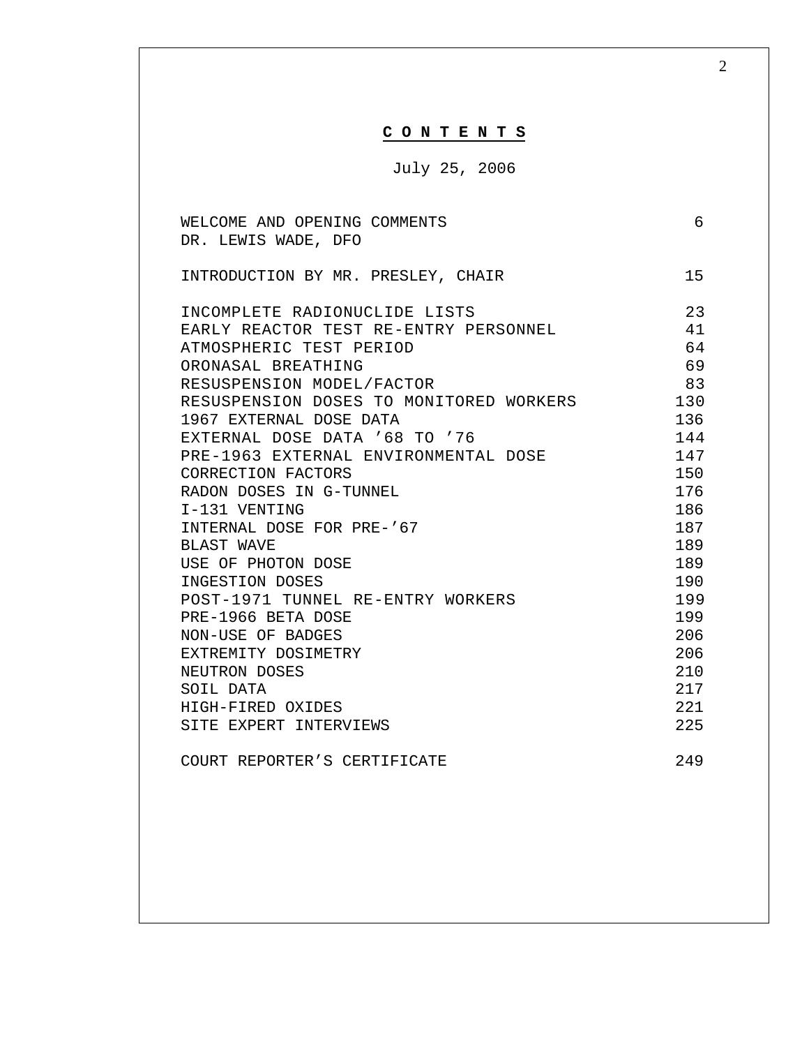# **C O N T E N T S**

July 25, 2006

| | |
|---|---|
| WELCOME AND OPENING COMMENTS<br>DR. LEWIS WADE, DFO | 6 |
| INTRODUCTION BY MR. PRESLEY, CHAIR | 15 |
| INCOMPLETE RADIONUCLIDE LISTS | 23 |
| EARLY REACTOR TEST RE-ENTRY PERSONNEL | 41 |
| ATMOSPHERIC TEST PERIOD | 64 |
| ORONASAL BREATHING | 69 |
| RESUSPENSION MODEL/FACTOR | 83 |
| RESUSPENSION DOSES TO MONITORED WORKERS | 130 |
| 1967 EXTERNAL DOSE DATA | 136 |
| EXTERNAL DOSE DATA ’68 TO ’76 | 144 |
| PRE-1963 EXTERNAL ENVIRONMENTAL DOSE | 147 |
| CORRECTION FACTORS | 150 |
| RADON DOSES IN G-TUNNEL | 176 |
| I-131 VENTING | 186 |
| INTERNAL DOSE FOR PRE-’67 | 187 |
| BLAST WAVE | 189 |
| USE OF PHOTON DOSE | 189 |
| INGESTION DOSES | 190 |
| POST-1971 TUNNEL RE-ENTRY WORKERS | 199 |
| PRE-1966 BETA DOSE | 199 |
| NON-USE OF BADGES | 206 |
| EXTREMITY DOSIMETRY | 206 |
| NEUTRON DOSES | 210 |
| SOIL DATA | 217 |
| HIGH-FIRED OXIDES | 221 |
| SITE EXPERT INTERVIEWS | 225 |
| COURT REPORTER’S CERTIFICATE | 249 |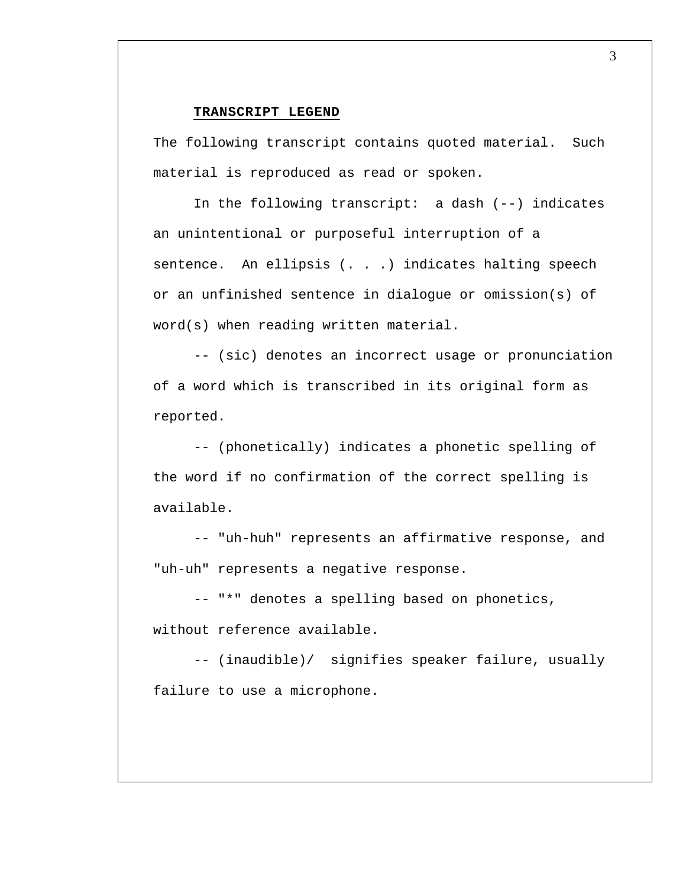**TRANSCRIPT LEGEND**

The following transcript contains quoted material. Such material is reproduced as read or spoken.

In the following transcript: a dash (--) indicates an unintentional or purposeful interruption of a sentence. An ellipsis (. . .) indicates halting speech or an unfinished sentence in dialogue or omission(s) of word(s) when reading written material.

-- (sic) denotes an incorrect usage or pronunciation of a word which is transcribed in its original form as reported.

-- (phonetically) indicates a phonetic spelling of the word if no confirmation of the correct spelling is available.

-- "uh-huh" represents an affirmative response, and "uh-uh" represents a negative response.

-- "*" denotes a spelling based on phonetics, without reference available.

-- (inaudible)/ signifies speaker failure, usually failure to use a microphone.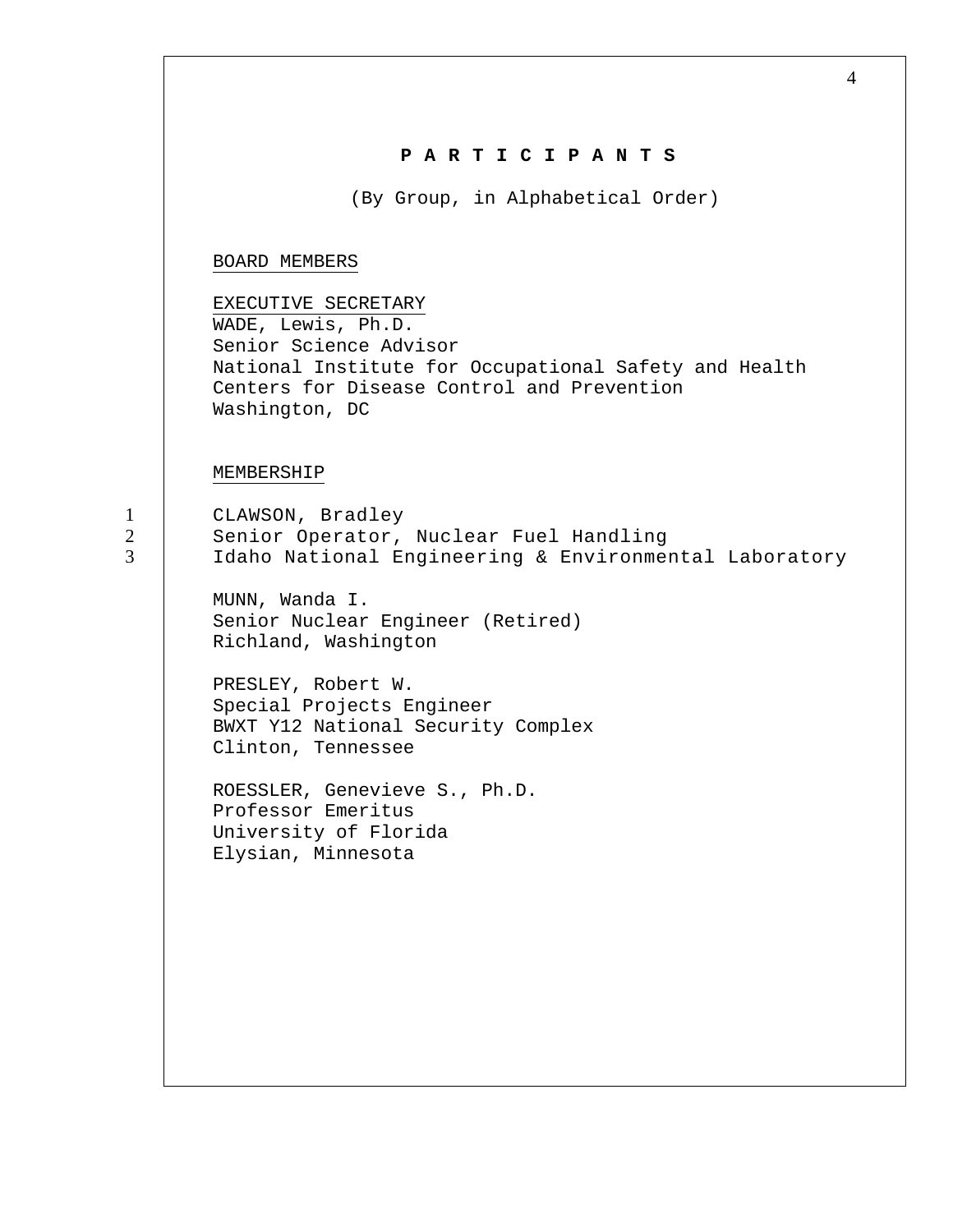# P A R T I C I P A N T S

(By Group, in Alphabetical Order)

BOARD MEMBERS

EXECUTIVE SECRETARY
WADE, Lewis, Ph.D.
Senior Science Advisor
National Institute for Occupational Safety and Health
Centers for Disease Control and Prevention
Washington, DC

MEMBERSHIP

CLAWSON, Bradley
Senior Operator, Nuclear Fuel Handling
Idaho National Engineering & Environmental Laboratory

MUNN, Wanda I.
Senior Nuclear Engineer (Retired)
Richland, Washington

PRESLEY, Robert W.
Special Projects Engineer
BWXT Y12 National Security Complex
Clinton, Tennessee

ROESSLER, Genevieve S., Ph.D.
Professor Emeritus
University of Florida
Elysian, Minnesota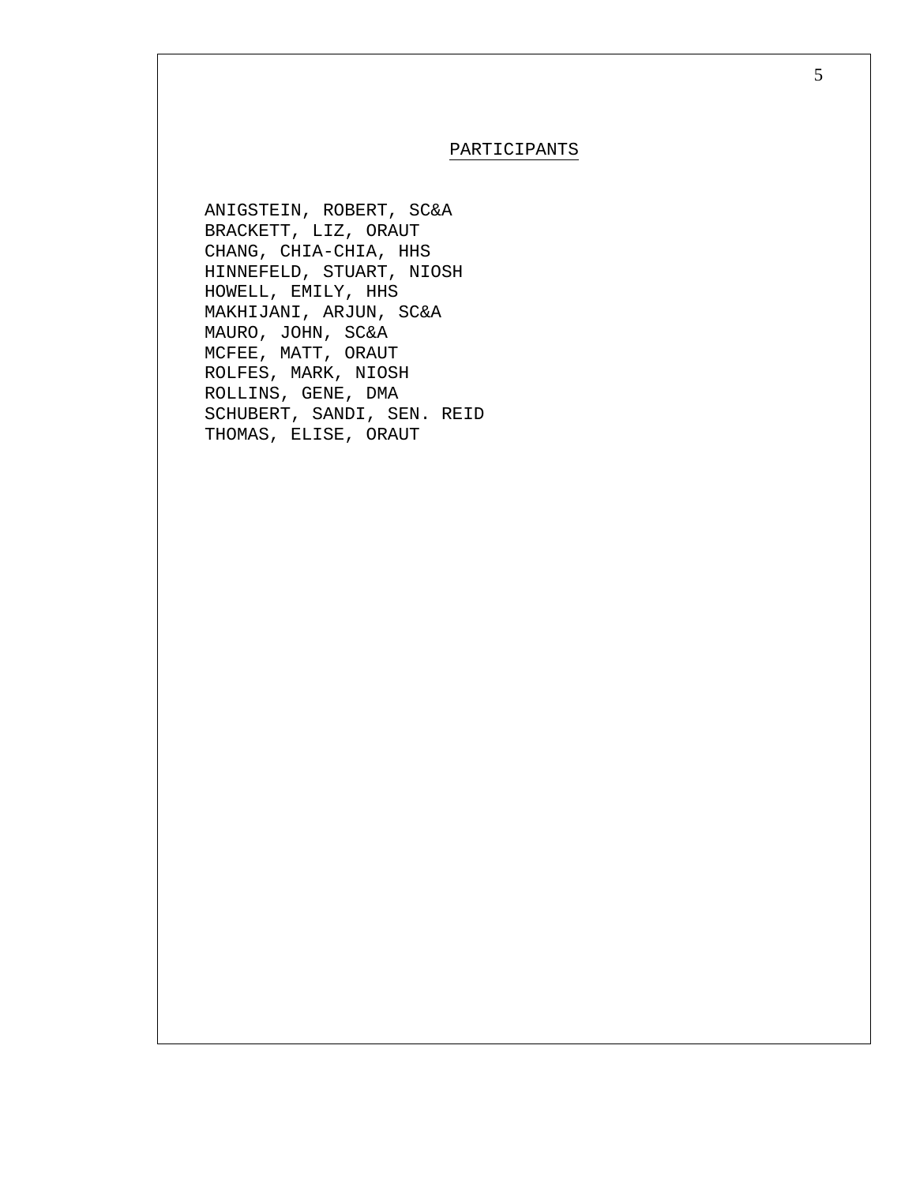PARTICIPANTS

ANIGSTEIN, ROBERT, SC&A
BRACKETT, LIZ, ORAUT
CHANG, CHIA-CHIA, HHS
HINNEFELD, STUART, NIOSH
HOWELL, EMILY, HHS
MAKHIJANI, ARJUN, SC&A
MAURO, JOHN, SC&A
MCFEE, MATT, ORAUT
ROLFES, MARK, NIOSH
ROLLINS, GENE, DMA
SCHUBERT, SANDI, SEN. REID
THOMAS, ELISE, ORAUT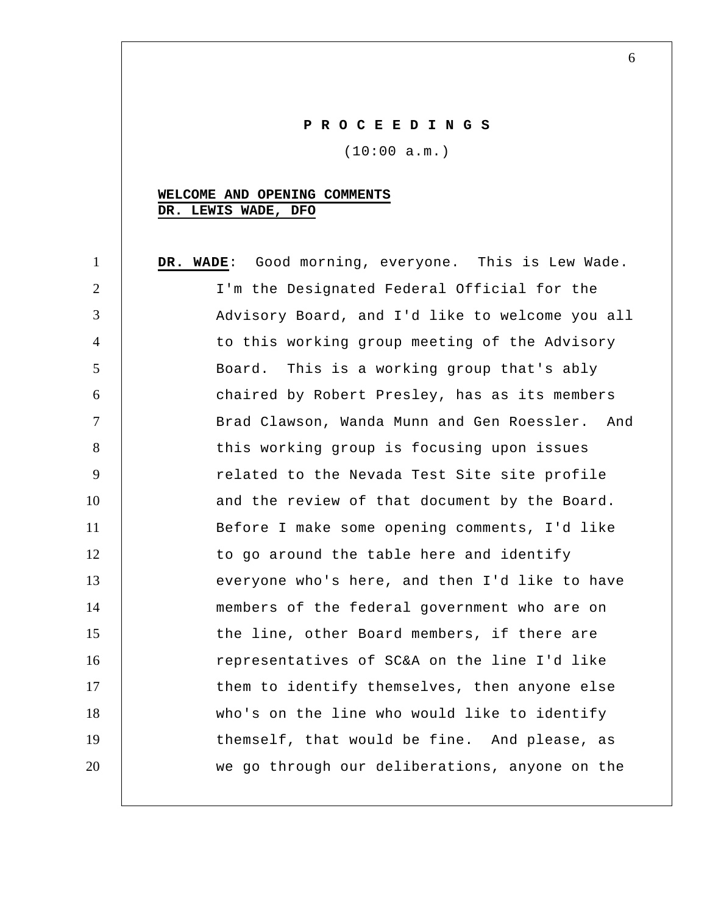**P R O C E E D I N G S**

(10:00 a.m.)

**WELCOME AND OPENING COMMENTS**
**DR. LEWIS WADE, DFO**

**DR. WADE**: Good morning, everyone. This is Lew Wade. I'm the Designated Federal Official for the Advisory Board, and I'd like to welcome you all to this working group meeting of the Advisory Board. This is a working group that's ably chaired by Robert Presley, has as its members Brad Clawson, Wanda Munn and Gen Roessler. And this working group is focusing upon issues related to the Nevada Test Site site profile and the review of that document by the Board. Before I make some opening comments, I'd like to go around the table here and identify everyone who's here, and then I'd like to have members of the federal government who are on the line, other Board members, if there are representatives of SC&A on the line I'd like them to identify themselves, then anyone else who's on the line who would like to identify themself, that would be fine. And please, as we go through our deliberations, anyone on the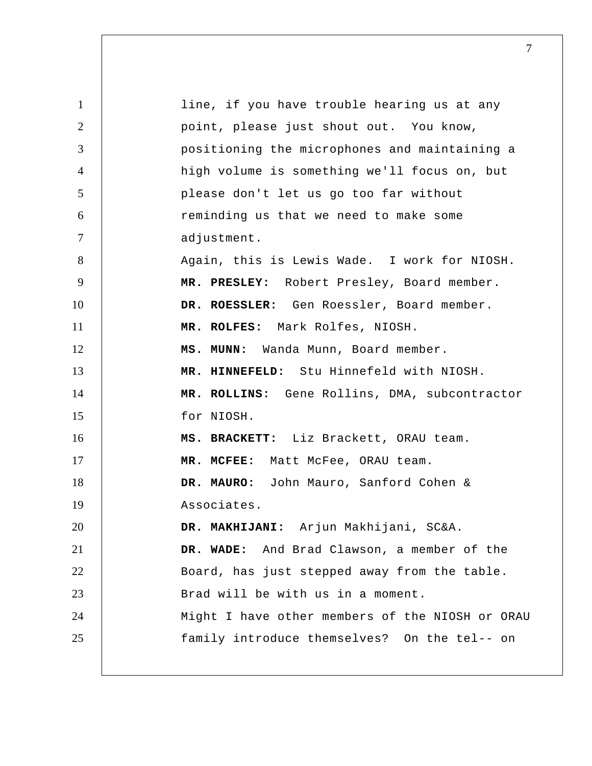line, if you have trouble hearing us at any point, please just shout out. You know, positioning the microphones and maintaining a high volume is something we'll focus on, but please don't let us go too far without reminding us that we need to make some adjustment.

Again, this is Lewis Wade. I work for NIOSH.

**MR. PRESLEY:** Robert Presley, Board member.

**DR. ROESSLER:** Gen Roessler, Board member.

**MR. ROLFES:** Mark Rolfes, NIOSH.

**MS. MUNN:** Wanda Munn, Board member.

**MR. HINNEFELD:** Stu Hinnefeld with NIOSH.

**MR. ROLLINS:** Gene Rollins, DMA, subcontractor for NIOSH.

**MS. BRACKETT:** Liz Brackett, ORAU team.

**MR. MCFEE:** Matt McFee, ORAU team.

**DR. MAURO:** John Mauro, Sanford Cohen & Associates.

**DR. MAKHIJANI:** Arjun Makhijani, SC&A.

**DR. WADE:** And Brad Clawson, a member of the Board, has just stepped away from the table. Brad will be with us in a moment.

Might I have other members of the NIOSH or ORAU family introduce themselves? On the tel-- on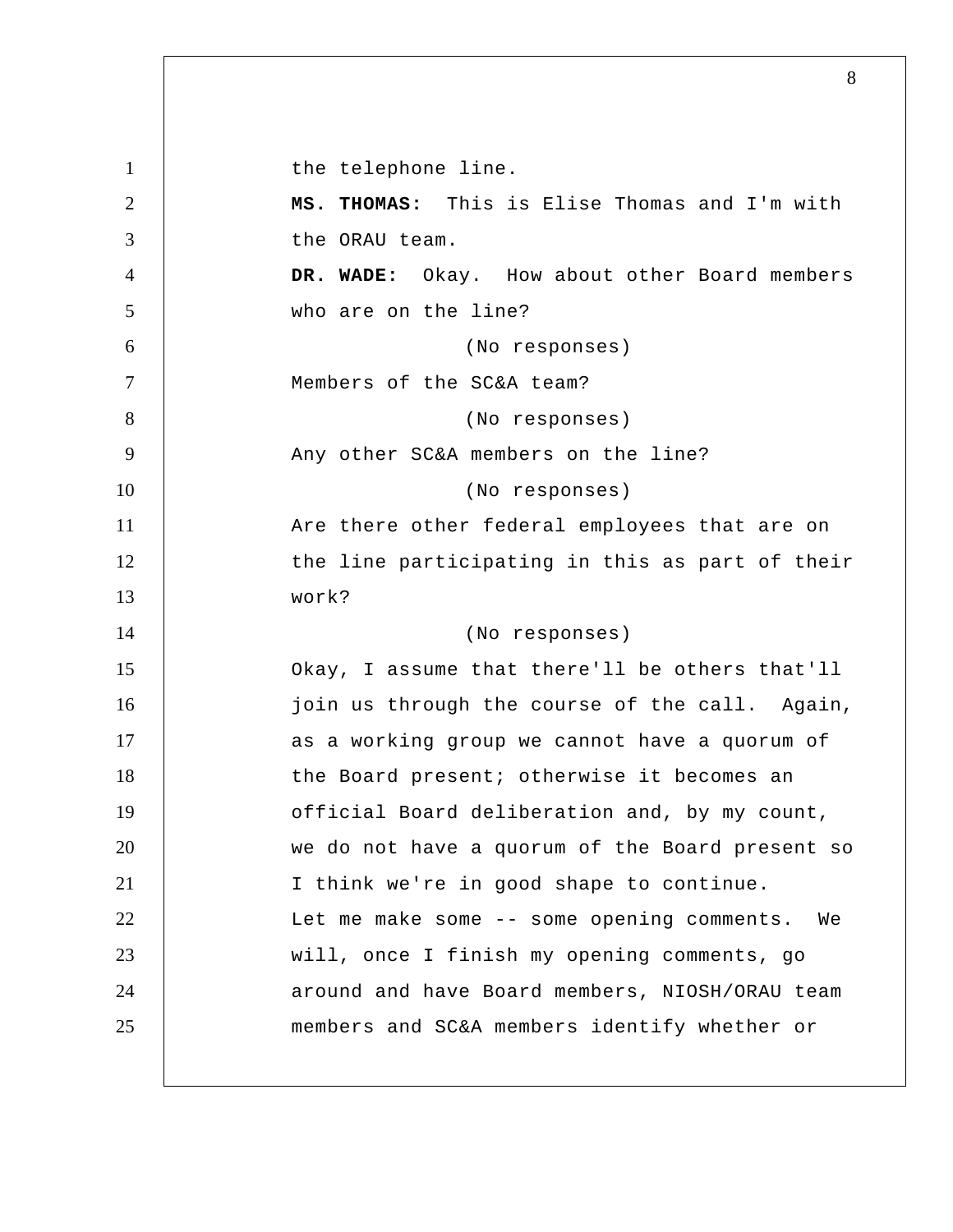the telephone line.

**MS. THOMAS:** This is Elise Thomas and I'm with the ORAU team.

**DR. WADE:** Okay. How about other Board members who are on the line?

(No responses)

Members of the SC&A team?

(No responses)

Any other SC&A members on the line?

(No responses)

Are there other federal employees that are on the line participating in this as part of their work?

(No responses)

Okay, I assume that there'll be others that'll join us through the course of the call. Again, as a working group we cannot have a quorum of the Board present; otherwise it becomes an official Board deliberation and, by my count, we do not have a quorum of the Board present so I think we're in good shape to continue.

Let me make some -- some opening comments. We will, once I finish my opening comments, go around and have Board members, NIOSH/ORAU team members and SC&A members identify whether or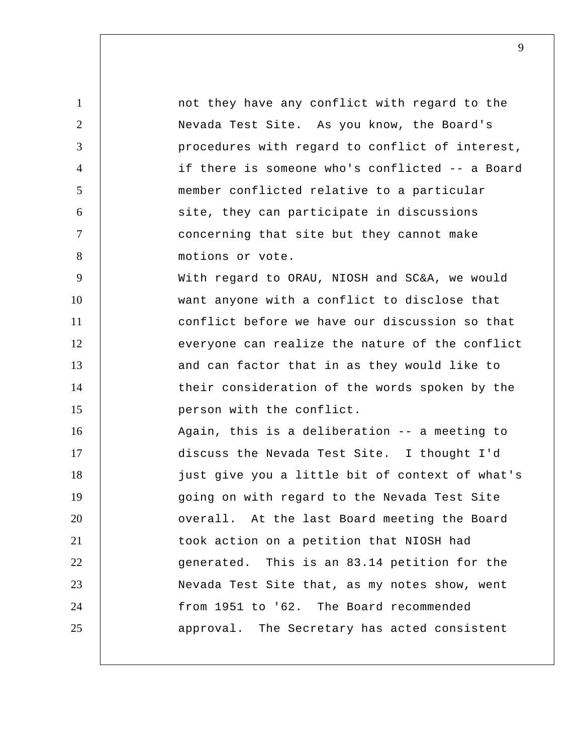not they have any conflict with regard to the Nevada Test Site. As you know, the Board's procedures with regard to conflict of interest, if there is someone who's conflicted -- a Board member conflicted relative to a particular site, they can participate in discussions concerning that site but they cannot make motions or vote.

With regard to ORAU, NIOSH and SC&A, we would want anyone with a conflict to disclose that conflict before we have our discussion so that everyone can realize the nature of the conflict and can factor that in as they would like to their consideration of the words spoken by the person with the conflict.

Again, this is a deliberation -- a meeting to discuss the Nevada Test Site. I thought I'd just give you a little bit of context of what's going on with regard to the Nevada Test Site overall. At the last Board meeting the Board took action on a petition that NIOSH had generated. This is an 83.14 petition for the Nevada Test Site that, as my notes show, went from 1951 to '62. The Board recommended approval. The Secretary has acted consistent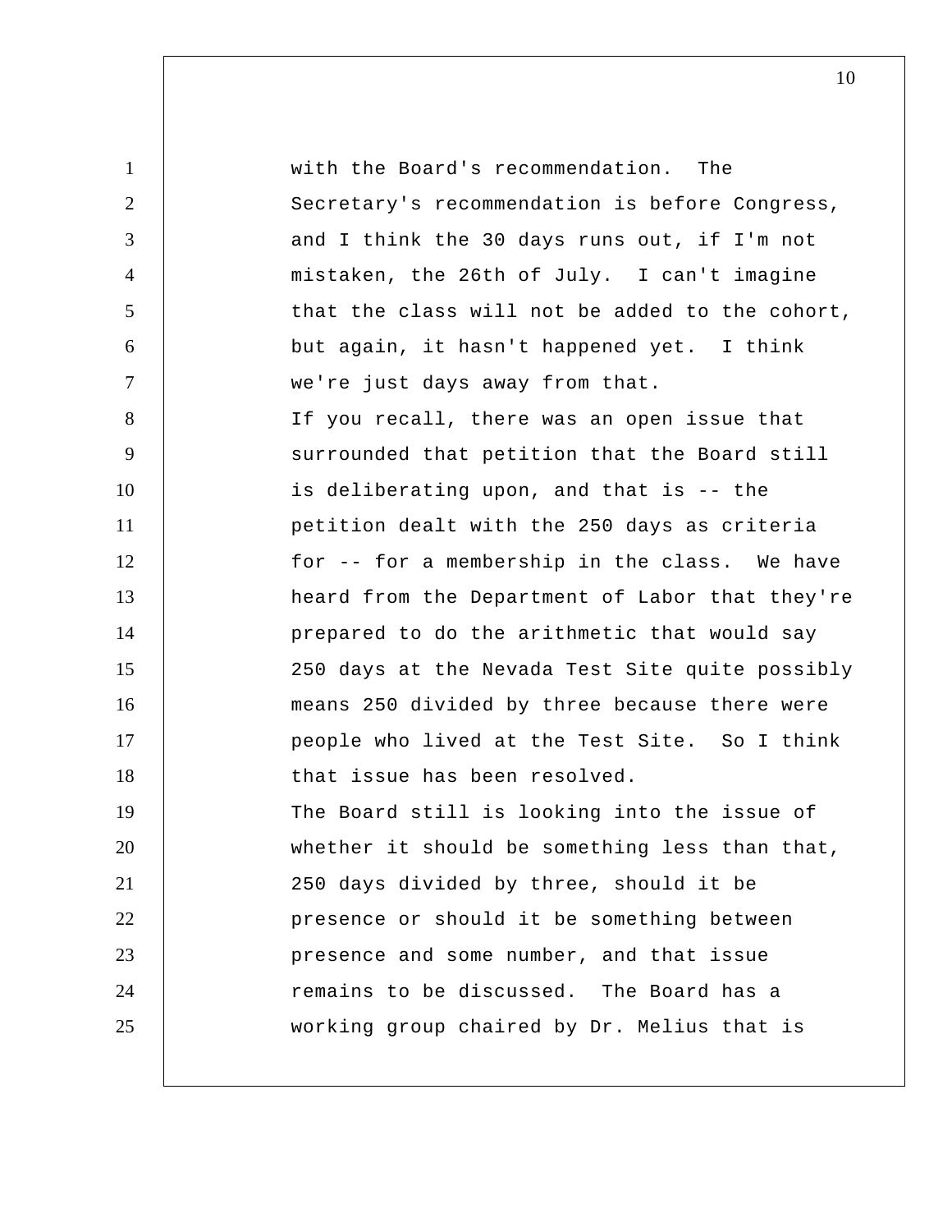with the Board's recommendation. The Secretary's recommendation is before Congress, and I think the 30 days runs out, if I'm not mistaken, the 26th of July. I can't imagine that the class will not be added to the cohort, but again, it hasn't happened yet. I think we're just days away from that.

If you recall, there was an open issue that surrounded that petition that the Board still is deliberating upon, and that is -- the petition dealt with the 250 days as criteria for -- for a membership in the class. We have heard from the Department of Labor that they're prepared to do the arithmetic that would say 250 days at the Nevada Test Site quite possibly means 250 divided by three because there were people who lived at the Test Site. So I think that issue has been resolved.

The Board still is looking into the issue of whether it should be something less than that, 250 days divided by three, should it be presence or should it be something between presence and some number, and that issue remains to be discussed. The Board has a working group chaired by Dr. Melius that is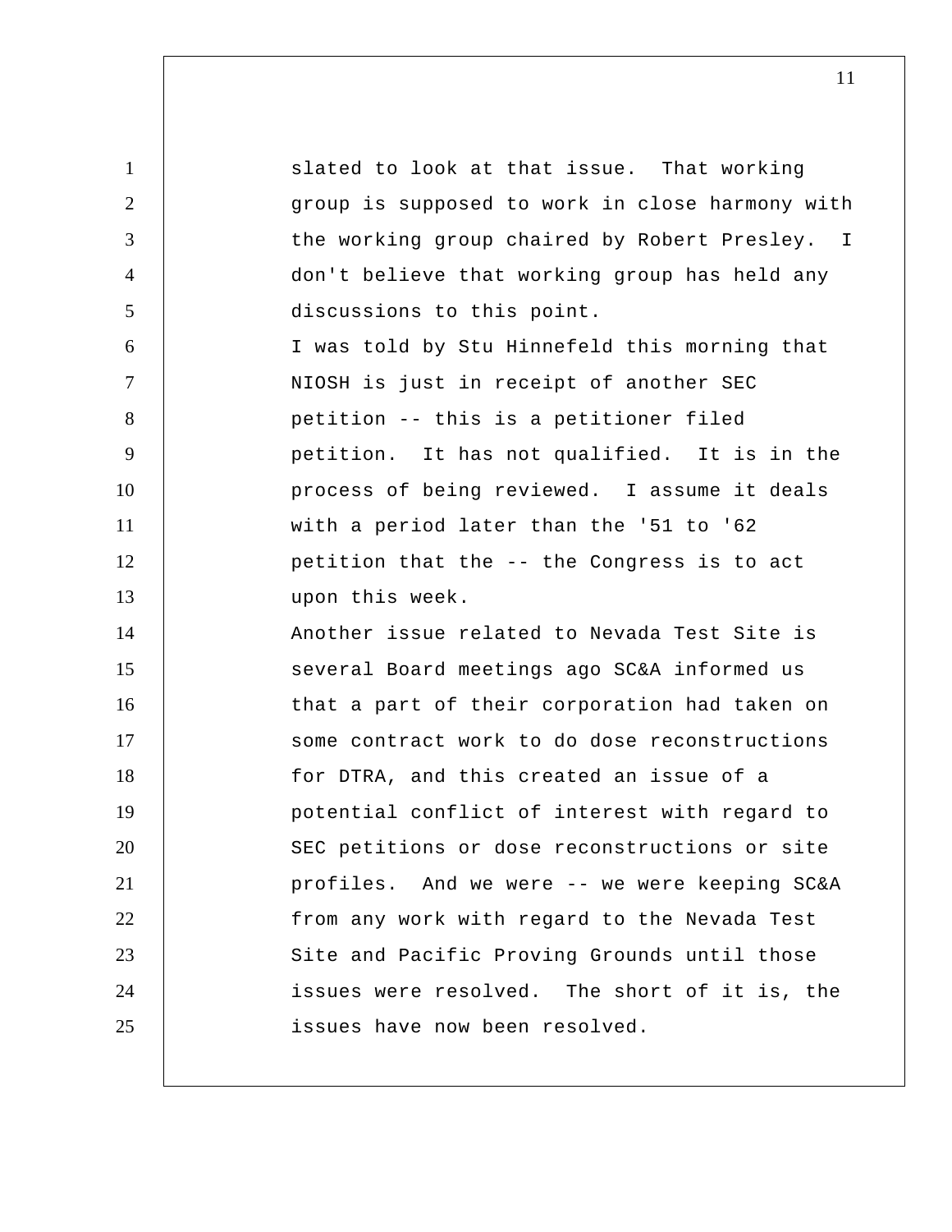slated to look at that issue. That working group is supposed to work in close harmony with the working group chaired by Robert Presley. I don't believe that working group has held any discussions to this point.

I was told by Stu Hinnefeld this morning that NIOSH is just in receipt of another SEC petition -- this is a petitioner filed petition. It has not qualified. It is in the process of being reviewed. I assume it deals with a period later than the '51 to '62 petition that the -- the Congress is to act upon this week.

Another issue related to Nevada Test Site is several Board meetings ago SC&A informed us that a part of their corporation had taken on some contract work to do dose reconstructions for DTRA, and this created an issue of a potential conflict of interest with regard to SEC petitions or dose reconstructions or site profiles. And we were -- we were keeping SC&A from any work with regard to the Nevada Test Site and Pacific Proving Grounds until those issues were resolved. The short of it is, the issues have now been resolved.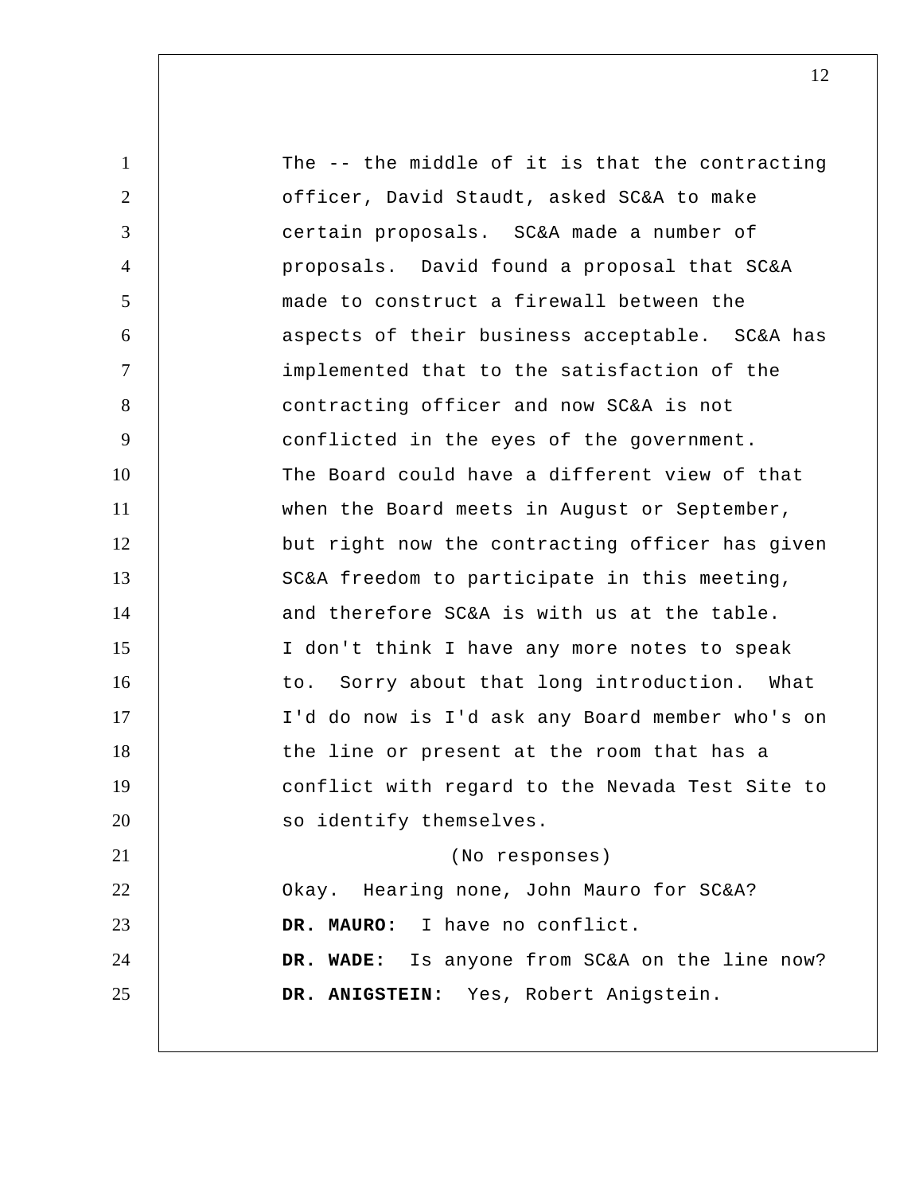The -- the middle of it is that the contracting officer, David Staudt, asked SC&A to make certain proposals. SC&A made a number of proposals. David found a proposal that SC&A made to construct a firewall between the aspects of their business acceptable. SC&A has implemented that to the satisfaction of the contracting officer and now SC&A is not conflicted in the eyes of the government. The Board could have a different view of that when the Board meets in August or September, but right now the contracting officer has given SC&A freedom to participate in this meeting, and therefore SC&A is with us at the table. I don't think I have any more notes to speak to. Sorry about that long introduction. What I'd do now is I'd ask any Board member who's on the line or present at the room that has a conflict with regard to the Nevada Test Site to so identify themselves.

(No responses)

Okay. Hearing none, John Mauro for SC&A?

**DR. MAURO:** I have no conflict.

**DR. WADE:** Is anyone from SC&A on the line now?

**DR. ANIGSTEIN:** Yes, Robert Anigstein.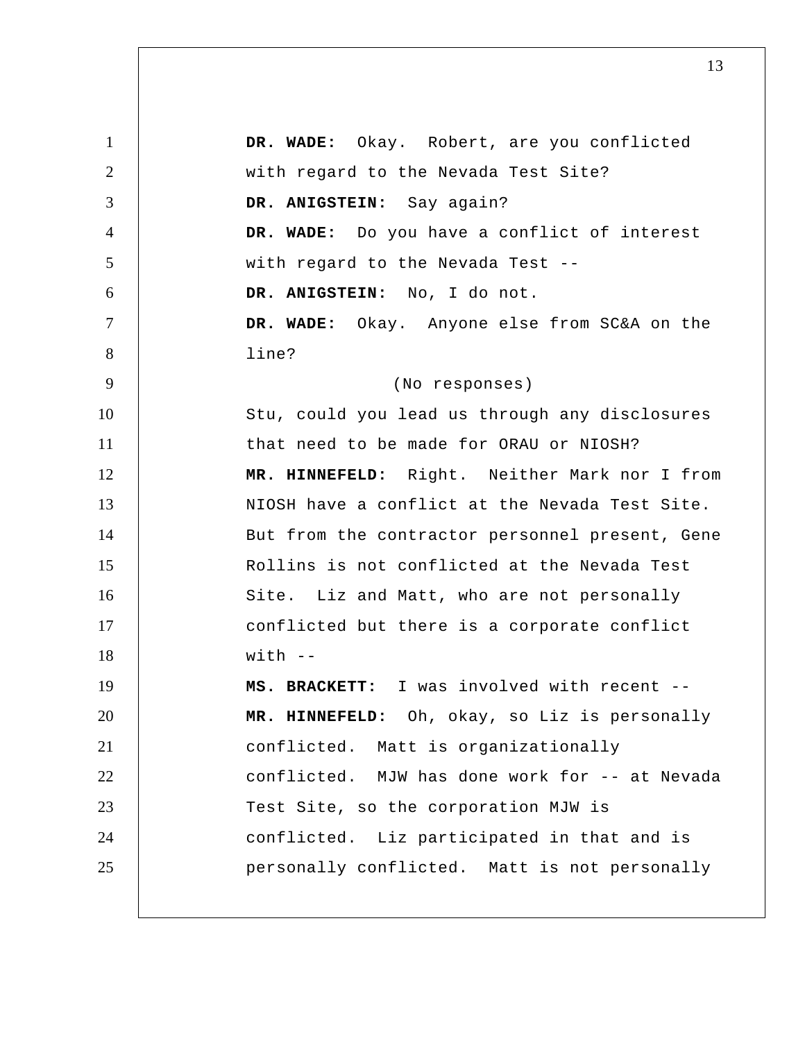**DR. WADE:** Okay. Robert, are you conflicted with regard to the Nevada Test Site?

**DR. ANIGSTEIN:** Say again?

**DR. WADE:** Do you have a conflict of interest with regard to the Nevada Test --

**DR. ANIGSTEIN:** No, I do not.

**DR. WADE:** Okay. Anyone else from SC&A on the line?

(No responses)

Stu, could you lead us through any disclosures that need to be made for ORAU or NIOSH?

**MR. HINNEFELD:** Right. Neither Mark nor I from NIOSH have a conflict at the Nevada Test Site. But from the contractor personnel present, Gene Rollins is not conflicted at the Nevada Test Site. Liz and Matt, who are not personally conflicted but there is a corporate conflict with --

**MS. BRACKETT:** I was involved with recent --

**MR. HINNEFELD:** Oh, okay, so Liz is personally conflicted. Matt is organizationally conflicted. MJW has done work for -- at Nevada Test Site, so the corporation MJW is conflicted. Liz participated in that and is personally conflicted. Matt is not personally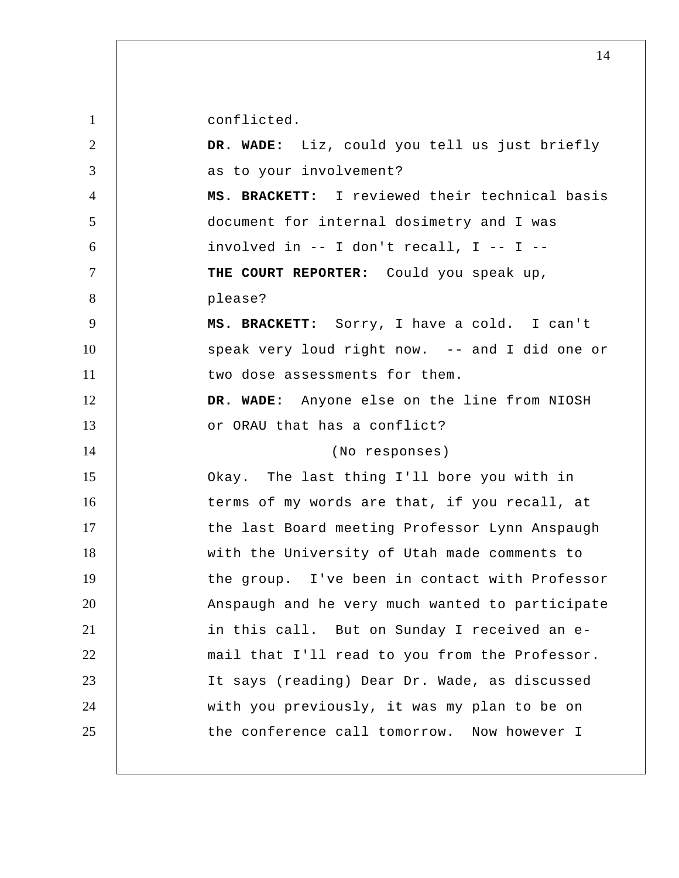conflicted.

**DR. WADE:** Liz, could you tell us just briefly as to your involvement?

**MS. BRACKETT:** I reviewed their technical basis document for internal dosimetry and I was involved in -- I don't recall, I -- I --

**THE COURT REPORTER:** Could you speak up, please?

**MS. BRACKETT:** Sorry, I have a cold. I can't speak very loud right now. -- and I did one or two dose assessments for them.

**DR. WADE:** Anyone else on the line from NIOSH or ORAU that has a conflict?

(No responses)

Okay. The last thing I'll bore you with in terms of my words are that, if you recall, at the last Board meeting Professor Lynn Anspaugh with the University of Utah made comments to the group. I've been in contact with Professor Anspaugh and he very much wanted to participate in this call. But on Sunday I received an e-mail that I'll read to you from the Professor. It says (reading) Dear Dr. Wade, as discussed with you previously, it was my plan to be on the conference call tomorrow. Now however I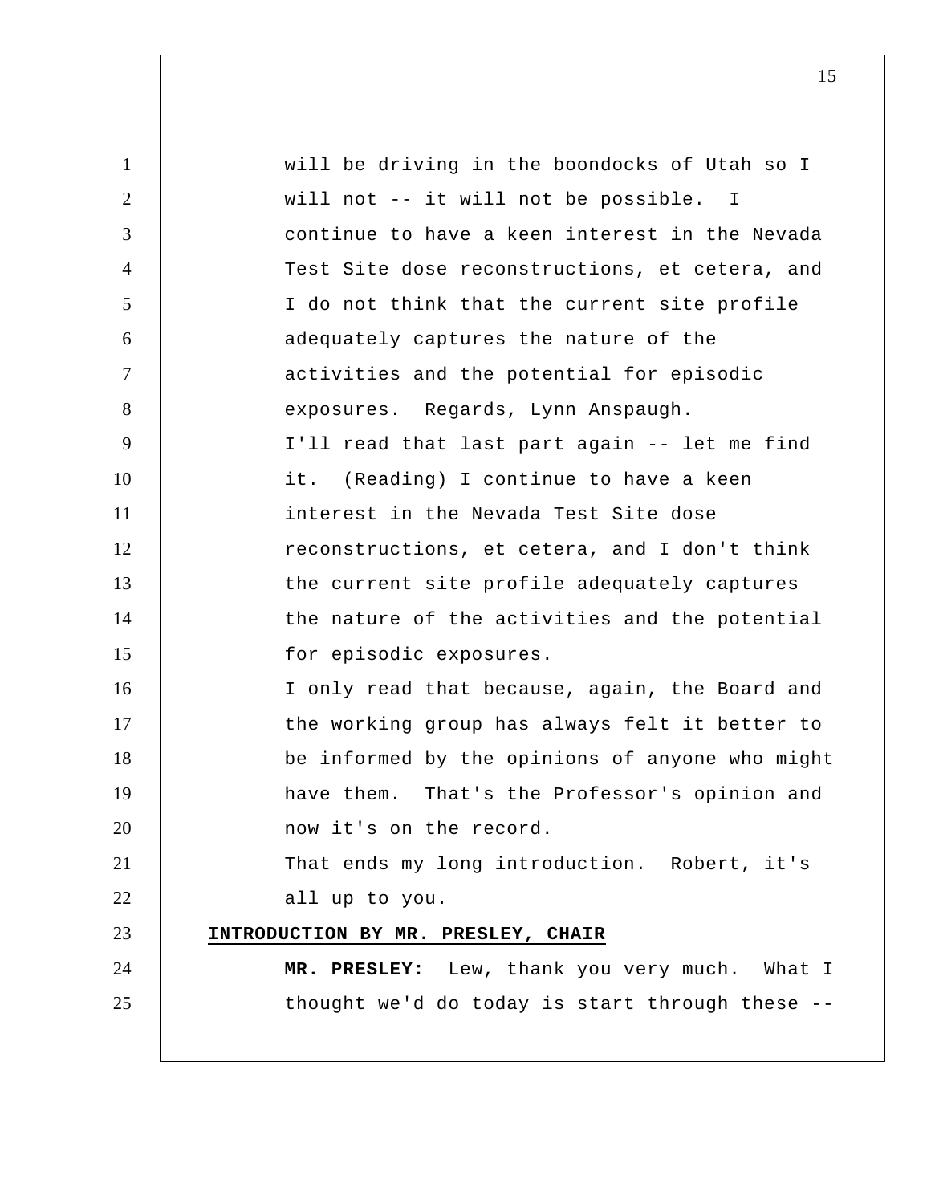will be driving in the boondocks of Utah so I will not -- it will not be possible. I continue to have a keen interest in the Nevada Test Site dose reconstructions, et cetera, and I do not think that the current site profile adequately captures the nature of the activities and the potential for episodic exposures. Regards, Lynn Anspaugh.

I'll read that last part again -- let me find it. (Reading) I continue to have a keen interest in the Nevada Test Site dose reconstructions, et cetera, and I don't think the current site profile adequately captures the nature of the activities and the potential for episodic exposures.

I only read that because, again, the Board and the working group has always felt it better to be informed by the opinions of anyone who might have them. That's the Professor's opinion and now it's on the record.

That ends my long introduction. Robert, it's all up to you.

**INTRODUCTION BY MR. PRESLEY, CHAIR**

**MR. PRESLEY:** Lew, thank you very much. What I thought we'd do today is start through these --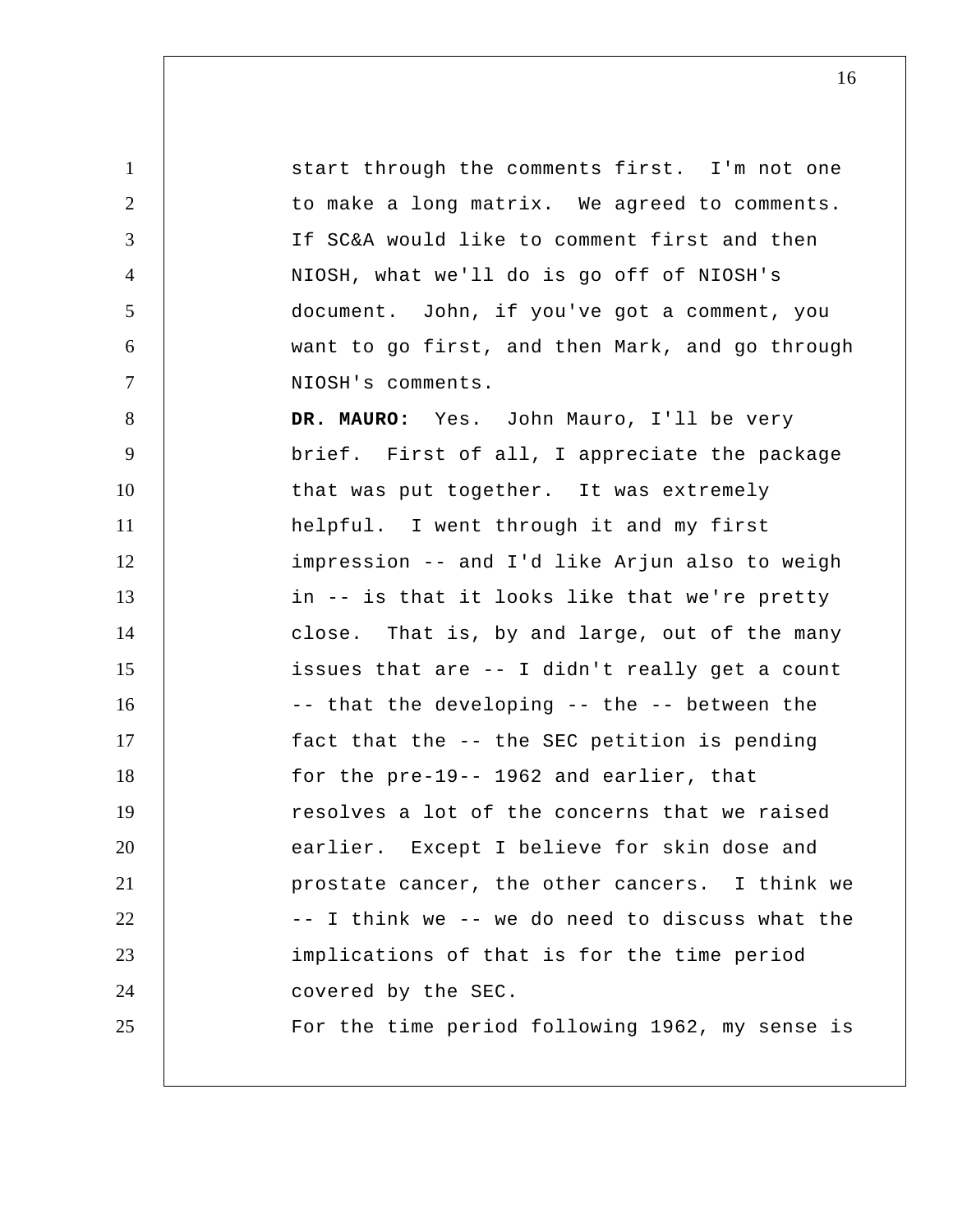start through the comments first. I'm not one to make a long matrix. We agreed to comments. If SC&A would like to comment first and then NIOSH, what we'll do is go off of NIOSH's document. John, if you've got a comment, you want to go first, and then Mark, and go through NIOSH's comments.

**DR. MAURO:** Yes. John Mauro, I'll be very brief. First of all, I appreciate the package that was put together. It was extremely helpful. I went through it and my first impression -- and I'd like Arjun also to weigh in -- is that it looks like that we're pretty close. That is, by and large, out of the many issues that are -- I didn't really get a count -- that the developing -- the -- between the fact that the -- the SEC petition is pending for the pre-19-- 1962 and earlier, that resolves a lot of the concerns that we raised earlier. Except I believe for skin dose and prostate cancer, the other cancers. I think we -- I think we -- we do need to discuss what the implications of that is for the time period covered by the SEC.

For the time period following 1962, my sense is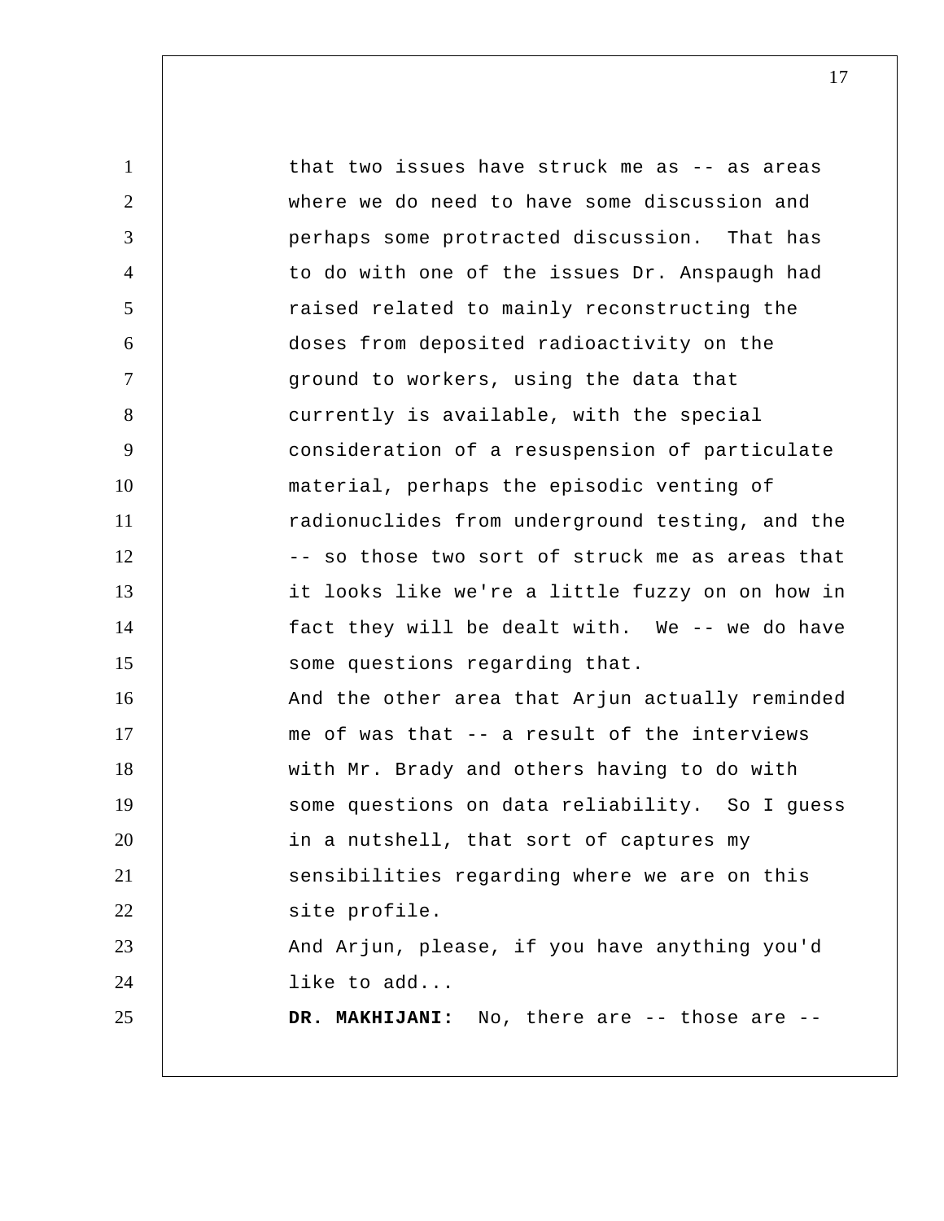that two issues have struck me as -- as areas where we do need to have some discussion and perhaps some protracted discussion. That has to do with one of the issues Dr. Anspaugh had raised related to mainly reconstructing the doses from deposited radioactivity on the ground to workers, using the data that currently is available, with the special consideration of a resuspension of particulate material, perhaps the episodic venting of radionuclides from underground testing, and the -- so those two sort of struck me as areas that it looks like we're a little fuzzy on on how in fact they will be dealt with. We -- we do have some questions regarding that.

And the other area that Arjun actually reminded me of was that -- a result of the interviews with Mr. Brady and others having to do with some questions on data reliability. So I guess in a nutshell, that sort of captures my sensibilities regarding where we are on this site profile.

And Arjun, please, if you have anything you'd like to add...

**DR. MAKHIJANI:** No, there are -- those are --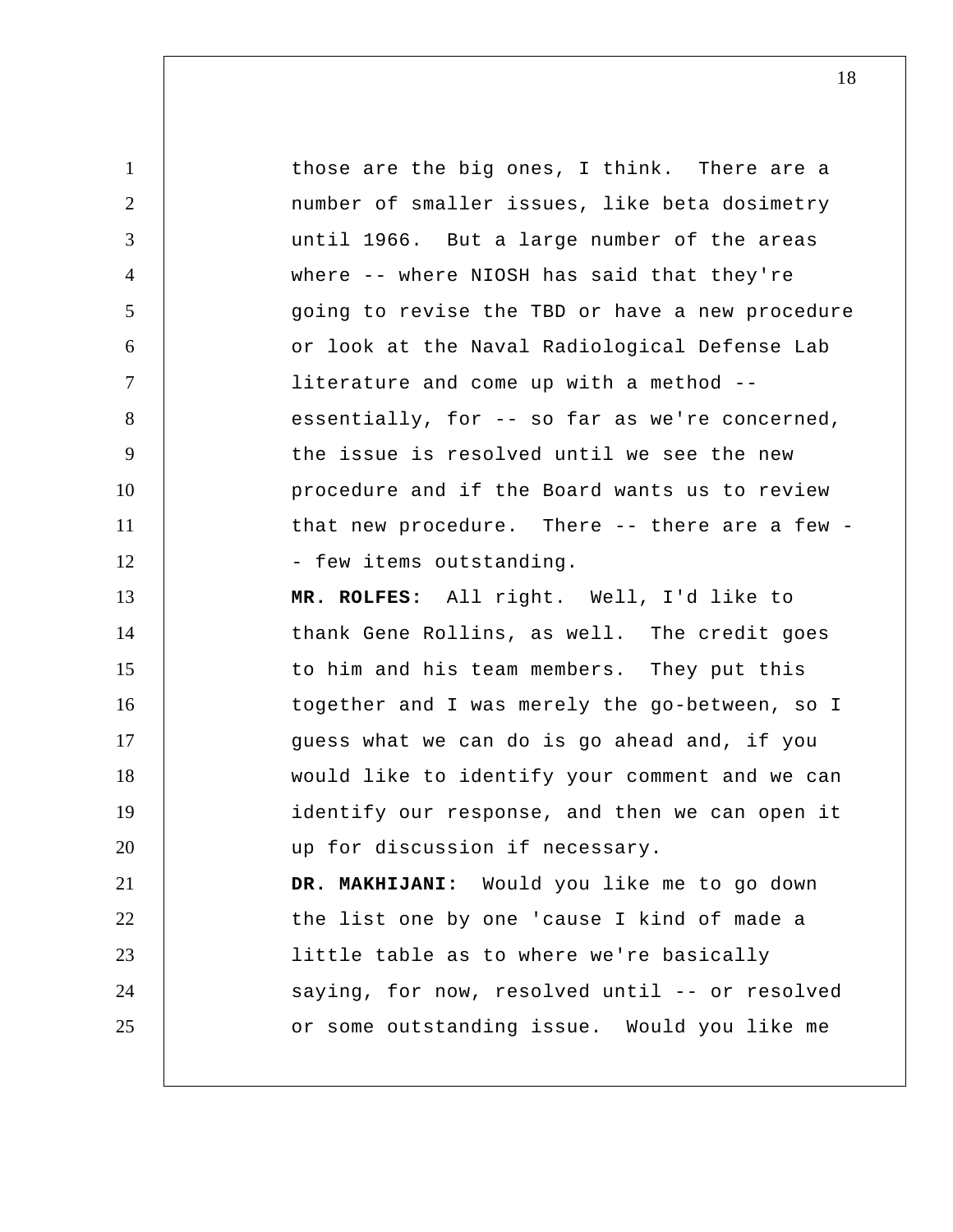those are the big ones, I think. There are a number of smaller issues, like beta dosimetry until 1966. But a large number of the areas where -- where NIOSH has said that they're going to revise the TBD or have a new procedure or look at the Naval Radiological Defense Lab literature and come up with a method -- essentially, for -- so far as we're concerned, the issue is resolved until we see the new procedure and if the Board wants us to review that new procedure. There -- there are a few -- few items outstanding.

**MR. ROLFES:** All right. Well, I'd like to thank Gene Rollins, as well. The credit goes to him and his team members. They put this together and I was merely the go-between, so I guess what we can do is go ahead and, if you would like to identify your comment and we can identify our response, and then we can open it up for discussion if necessary.

**DR. MAKHIJANI:** Would you like me to go down the list one by one 'cause I kind of made a little table as to where we're basically saying, for now, resolved until -- or resolved or some outstanding issue. Would you like me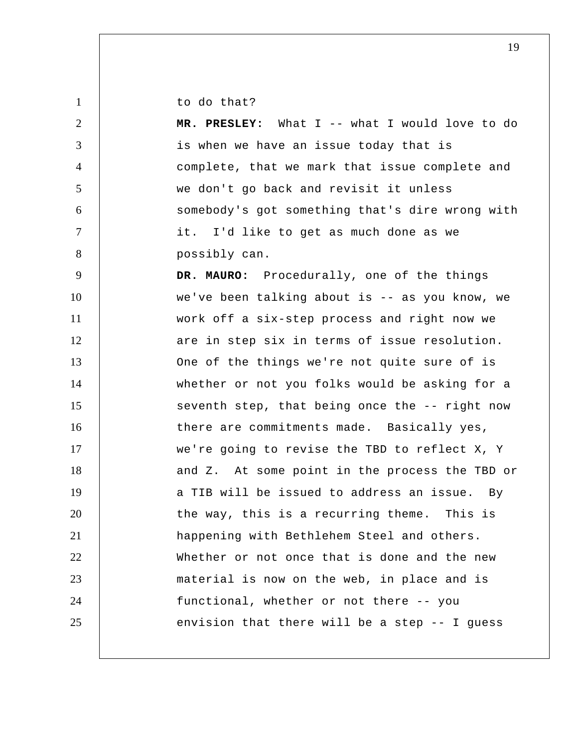to do that?

**MR. PRESLEY:** What I -- what I would love to do is when we have an issue today that is complete, that we mark that issue complete and we don't go back and revisit it unless somebody's got something that's dire wrong with it. I'd like to get as much done as we possibly can.

**DR. MAURO:** Procedurally, one of the things we've been talking about is -- as you know, we work off a six-step process and right now we are in step six in terms of issue resolution. One of the things we're not quite sure of is whether or not you folks would be asking for a seventh step, that being once the -- right now there are commitments made. Basically yes, we're going to revise the TBD to reflect X, Y and Z. At some point in the process the TBD or a TIB will be issued to address an issue. By the way, this is a recurring theme. This is happening with Bethlehem Steel and others. Whether or not once that is done and the new material is now on the web, in place and is functional, whether or not there -- you envision that there will be a step -- I guess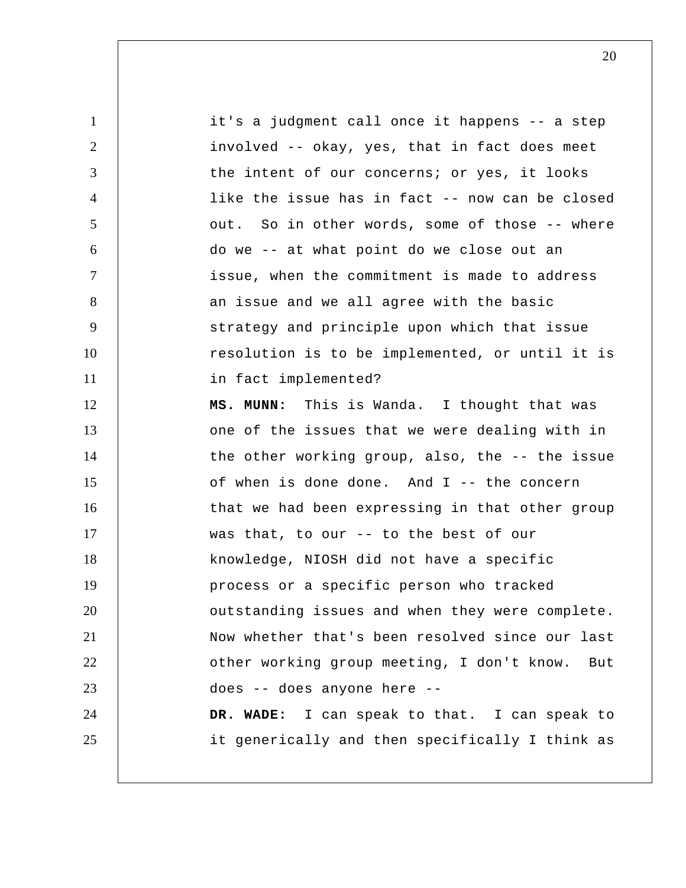it's a judgment call once it happens -- a step involved -- okay, yes, that in fact does meet the intent of our concerns; or yes, it looks like the issue has in fact -- now can be closed out. So in other words, some of those -- where do we -- at what point do we close out an issue, when the commitment is made to address an issue and we all agree with the basic strategy and principle upon which that issue resolution is to be implemented, or until it is in fact implemented?

**MS. MUNN:** This is Wanda. I thought that was one of the issues that we were dealing with in the other working group, also, the -- the issue of when is done done. And I -- the concern that we had been expressing in that other group was that, to our -- to the best of our knowledge, NIOSH did not have a specific process or a specific person who tracked outstanding issues and when they were complete. Now whether that's been resolved since our last other working group meeting, I don't know. But does -- does anyone here --

**DR. WADE:** I can speak to that. I can speak to it generically and then specifically I think as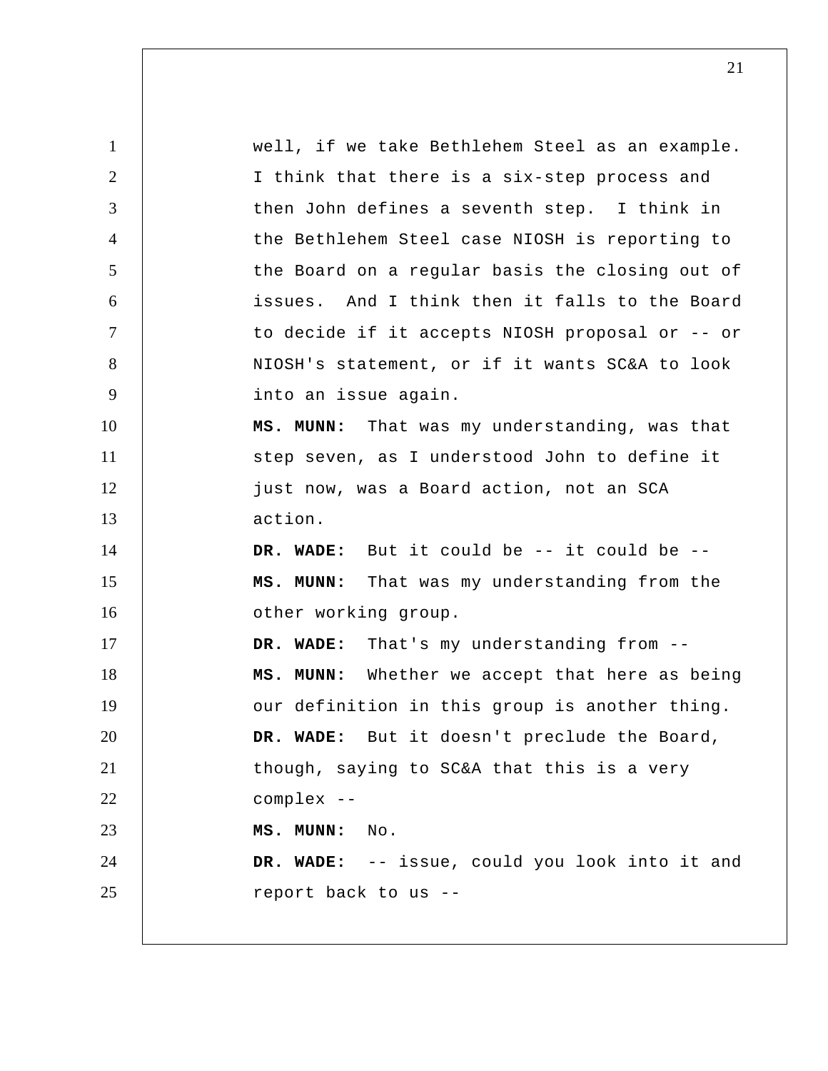well, if we take Bethlehem Steel as an example. I think that there is a six-step process and then John defines a seventh step. I think in the Bethlehem Steel case NIOSH is reporting to the Board on a regular basis the closing out of issues. And I think then it falls to the Board to decide if it accepts NIOSH proposal or -- or NIOSH's statement, or if it wants SC&A to look into an issue again.

**MS. MUNN:** That was my understanding, was that step seven, as I understood John to define it just now, was a Board action, not an SCA action.

**DR. WADE:** But it could be -- it could be --

**MS. MUNN:** That was my understanding from the other working group.

**DR. WADE:** That's my understanding from --

**MS. MUNN:** Whether we accept that here as being our definition in this group is another thing.

**DR. WADE:** But it doesn't preclude the Board, though, saying to SC&A that this is a very complex --

**MS. MUNN:** No.

**DR. WADE:** -- issue, could you look into it and report back to us --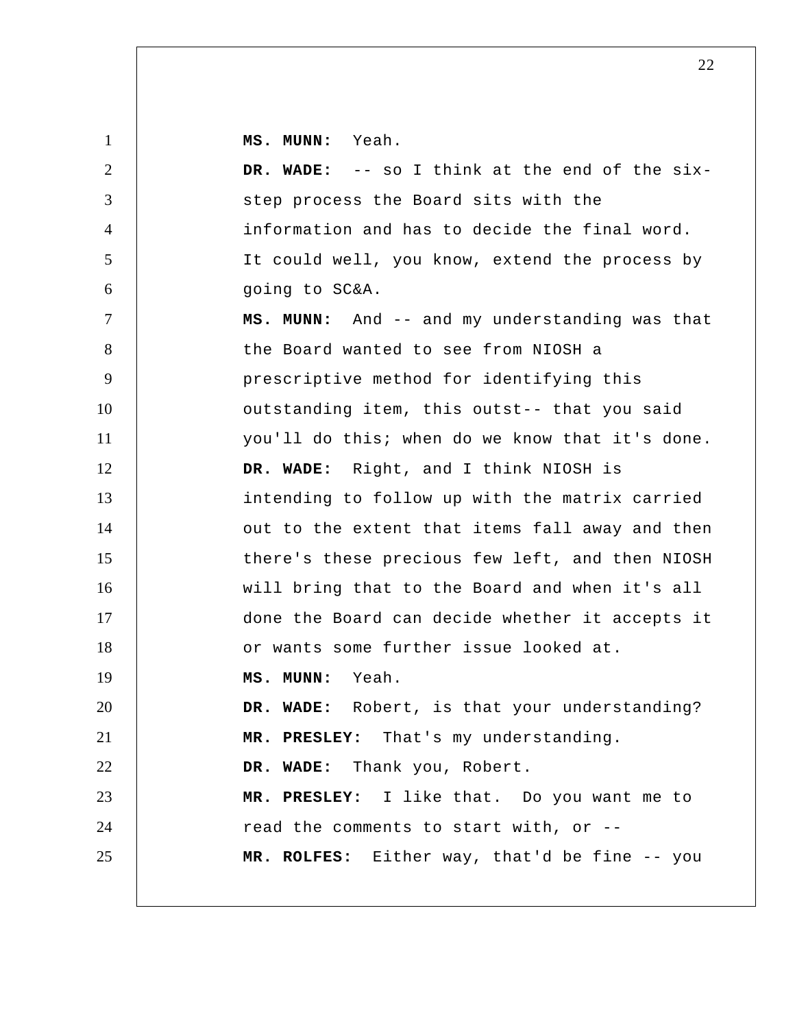**MS. MUNN:** Yeah.

**DR. WADE:** -- so I think at the end of the six-step process the Board sits with the information and has to decide the final word. It could well, you know, extend the process by going to SC&A.

**MS. MUNN:** And -- and my understanding was that the Board wanted to see from NIOSH a prescriptive method for identifying this outstanding item, this outst-- that you said you'll do this; when do we know that it's done.

**DR. WADE:** Right, and I think NIOSH is intending to follow up with the matrix carried out to the extent that items fall away and then there's these precious few left, and then NIOSH will bring that to the Board and when it's all done the Board can decide whether it accepts it or wants some further issue looked at.

**MS. MUNN:** Yeah.

**DR. WADE:** Robert, is that your understanding?

**MR. PRESLEY:** That's my understanding.

**DR. WADE:** Thank you, Robert.

**MR. PRESLEY:** I like that. Do you want me to read the comments to start with, or --

**MR. ROLFES:** Either way, that'd be fine -- you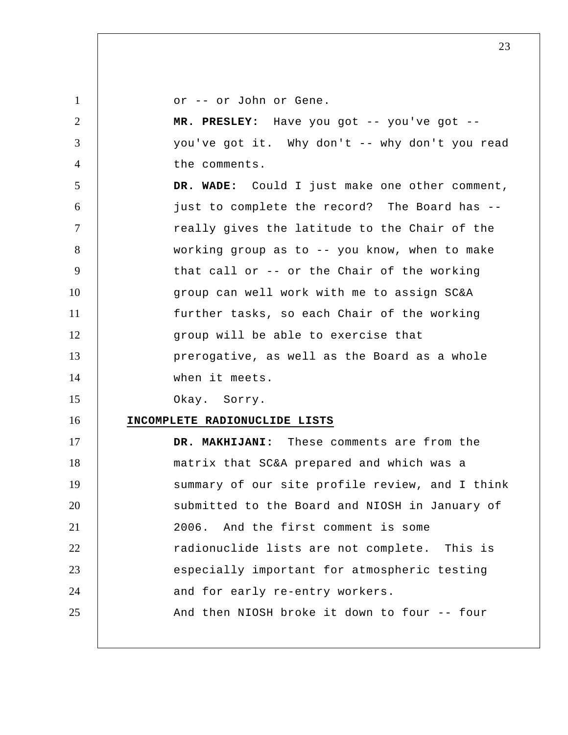or -- or John or Gene.

**MR. PRESLEY:** Have you got -- you've got -- you've got it. Why don't -- why don't you read the comments.

**DR. WADE:** Could I just make one other comment, just to complete the record? The Board has -- really gives the latitude to the Chair of the working group as to -- you know, when to make that call or -- or the Chair of the working group can well work with me to assign SC&A further tasks, so each Chair of the working group will be able to exercise that prerogative, as well as the Board as a whole when it meets.

Okay. Sorry.

**INCOMPLETE RADIONUCLIDE LISTS**

**DR. MAKHIJANI:** These comments are from the matrix that SC&A prepared and which was a summary of our site profile review, and I think submitted to the Board and NIOSH in January of 2006. And the first comment is some radionuclide lists are not complete. This is especially important for atmospheric testing and for early re-entry workers.

And then NIOSH broke it down to four -- four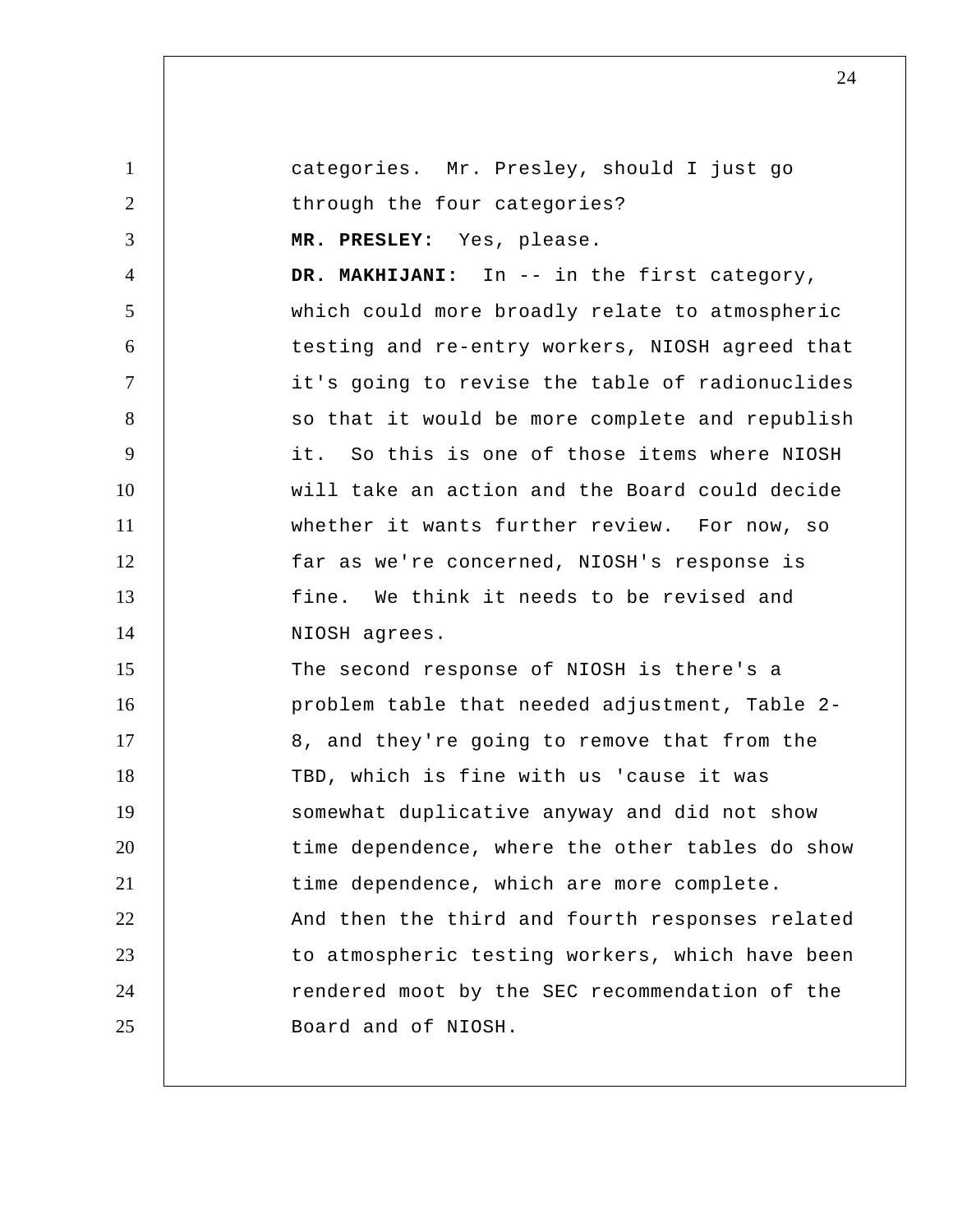categories. Mr. Presley, should I just go through the four categories?

**MR. PRESLEY:** Yes, please.

**DR. MAKHIJANI:** In -- in the first category, which could more broadly relate to atmospheric testing and re-entry workers, NIOSH agreed that it's going to revise the table of radionuclides so that it would be more complete and republish it. So this is one of those items where NIOSH will take an action and the Board could decide whether it wants further review. For now, so far as we're concerned, NIOSH's response is fine. We think it needs to be revised and NIOSH agrees.

The second response of NIOSH is there's a problem table that needed adjustment, Table 2-8, and they're going to remove that from the TBD, which is fine with us 'cause it was somewhat duplicative anyway and did not show time dependence, where the other tables do show time dependence, which are more complete.

And then the third and fourth responses related to atmospheric testing workers, which have been rendered moot by the SEC recommendation of the Board and of NIOSH.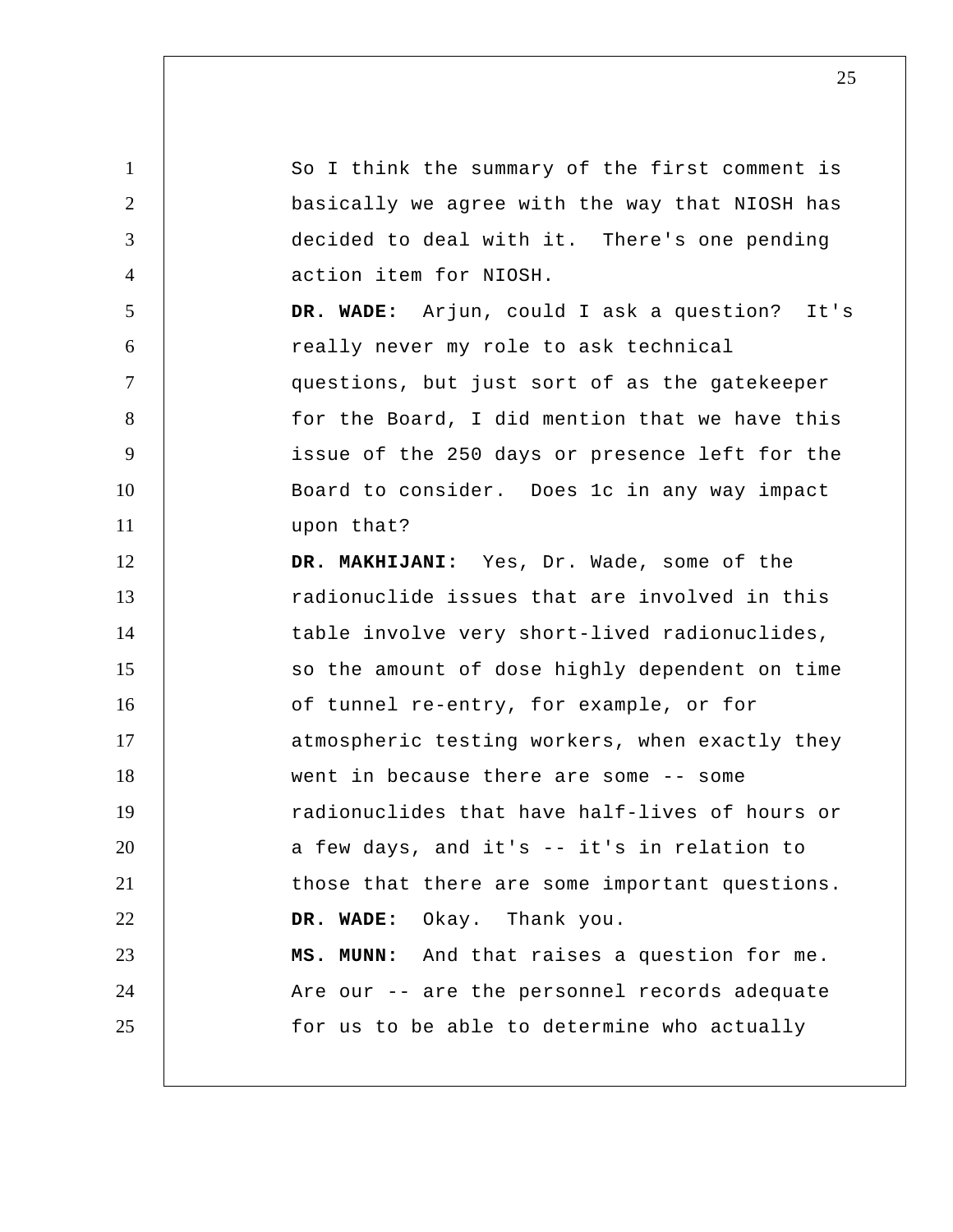So I think the summary of the first comment is basically we agree with the way that NIOSH has decided to deal with it. There's one pending action item for NIOSH.

**DR. WADE:** Arjun, could I ask a question? It's really never my role to ask technical questions, but just sort of as the gatekeeper for the Board, I did mention that we have this issue of the 250 days or presence left for the Board to consider. Does 1c in any way impact upon that?

**DR. MAKHIJANI:** Yes, Dr. Wade, some of the radionuclide issues that are involved in this table involve very short-lived radionuclides, so the amount of dose highly dependent on time of tunnel re-entry, for example, or for atmospheric testing workers, when exactly they went in because there are some -- some radionuclides that have half-lives of hours or a few days, and it's -- it's in relation to those that there are some important questions.

**DR. WADE:** Okay. Thank you.

**MS. MUNN:** And that raises a question for me. Are our -- are the personnel records adequate for us to be able to determine who actually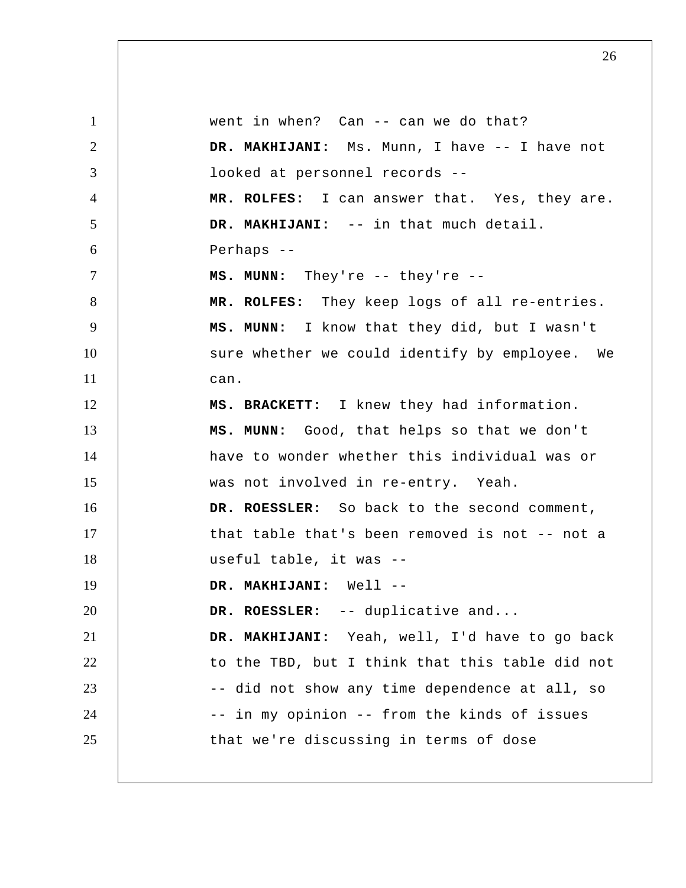went in when? Can -- can we do that?

**DR. MAKHIJANI:** Ms. Munn, I have -- I have not looked at personnel records --

**MR. ROLFES:** I can answer that. Yes, they are.

**DR. MAKHIJANI:** -- in that much detail. Perhaps --

**MS. MUNN:** They're -- they're --

**MR. ROLFES:** They keep logs of all re-entries.

**MS. MUNN:** I know that they did, but I wasn't sure whether we could identify by employee. We can.

**MS. BRACKETT:** I knew they had information.

**MS. MUNN:** Good, that helps so that we don't have to wonder whether this individual was or was not involved in re-entry. Yeah.

**DR. ROESSLER:** So back to the second comment, that table that's been removed is not -- not a useful table, it was --

**DR. MAKHIJANI:** Well --

**DR. ROESSLER:** -- duplicative and...

**DR. MAKHIJANI:** Yeah, well, I'd have to go back to the TBD, but I think that this table did not -- did not show any time dependence at all, so -- in my opinion -- from the kinds of issues that we're discussing in terms of dose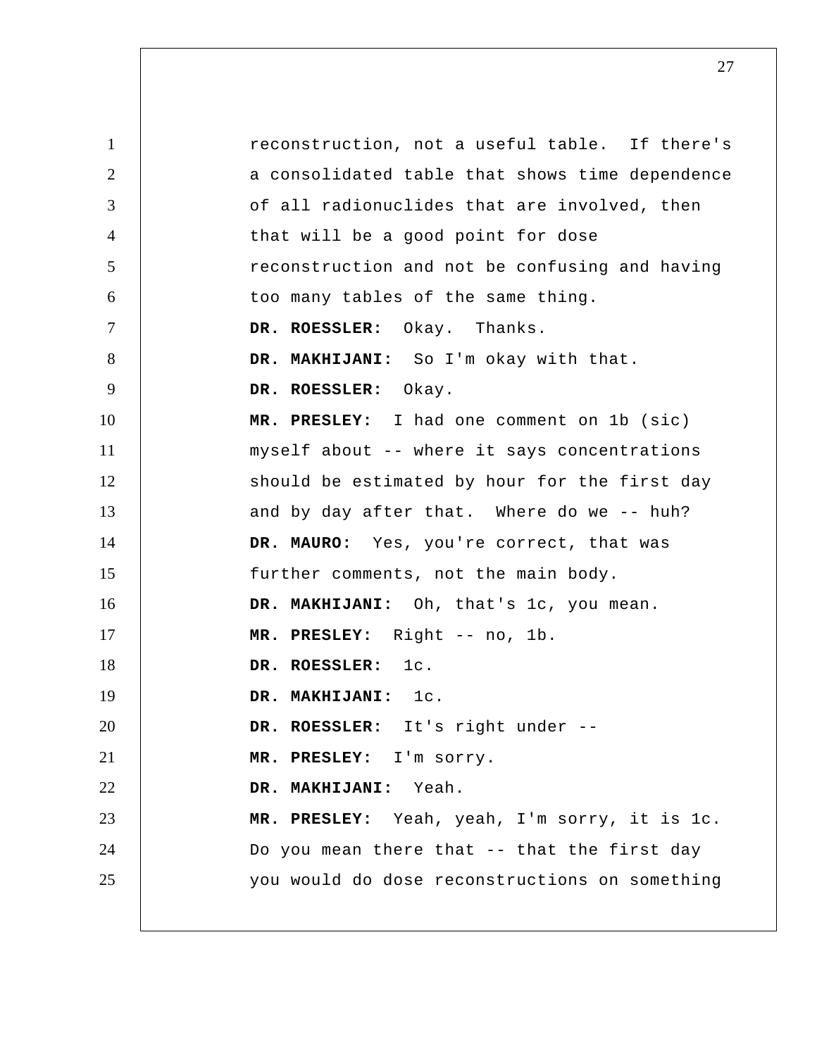reconstruction, not a useful table. If there's a consolidated table that shows time dependence of all radionuclides that are involved, then that will be a good point for dose reconstruction and not be confusing and having too many tables of the same thing.

**DR. ROESSLER:** Okay. Thanks.

**DR. MAKHIJANI:** So I'm okay with that.

**DR. ROESSLER:** Okay.

**MR. PRESLEY:** I had one comment on 1b (sic) myself about -- where it says concentrations should be estimated by hour for the first day and by day after that. Where do we -- huh?

**DR. MAURO:** Yes, you're correct, that was further comments, not the main body.

**DR. MAKHIJANI:** Oh, that's 1c, you mean.

**MR. PRESLEY:** Right -- no, 1b.

**DR. ROESSLER:** 1c.

**DR. MAKHIJANI:** 1c.

**DR. ROESSLER:** It's right under --

**MR. PRESLEY:** I'm sorry.

**DR. MAKHIJANI:** Yeah.

**MR. PRESLEY:** Yeah, yeah, I'm sorry, it is 1c. Do you mean there that -- that the first day you would do dose reconstructions on something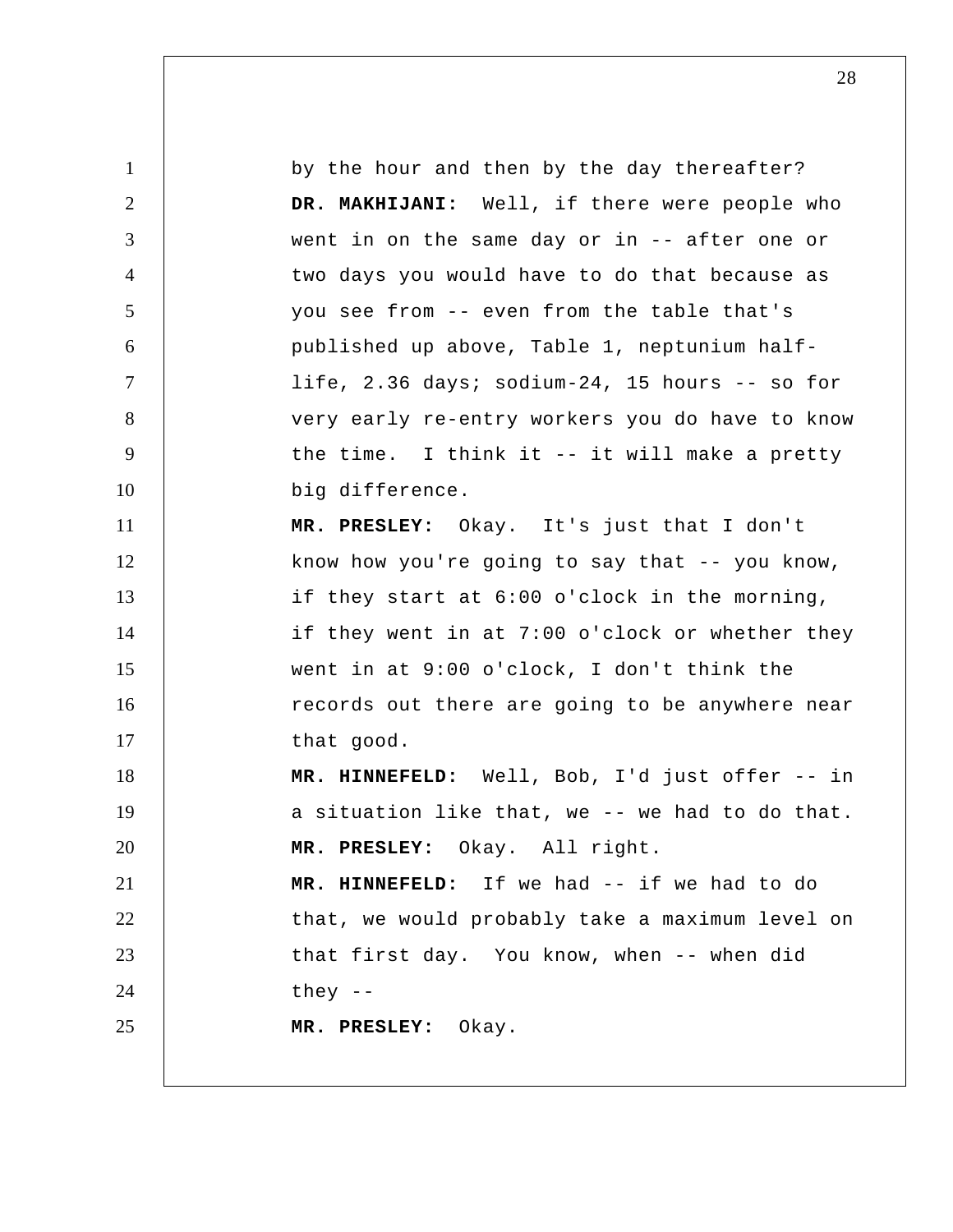by the hour and then by the day thereafter?

**DR. MAKHIJANI:** Well, if there were people who went in on the same day or in -- after one or two days you would have to do that because as you see from -- even from the table that's published up above, Table 1, neptunium half-life, 2.36 days; sodium-24, 15 hours -- so for very early re-entry workers you do have to know the time. I think it -- it will make a pretty big difference.

**MR. PRESLEY:** Okay. It's just that I don't know how you're going to say that -- you know, if they start at 6:00 o'clock in the morning, if they went in at 7:00 o'clock or whether they went in at 9:00 o'clock, I don't think the records out there are going to be anywhere near that good.

**MR. HINNEFELD:** Well, Bob, I'd just offer -- in a situation like that, we -- we had to do that.

**MR. PRESLEY:** Okay. All right.

**MR. HINNEFELD:** If we had -- if we had to do that, we would probably take a maximum level on that first day. You know, when -- when did they --

**MR. PRESLEY:** Okay.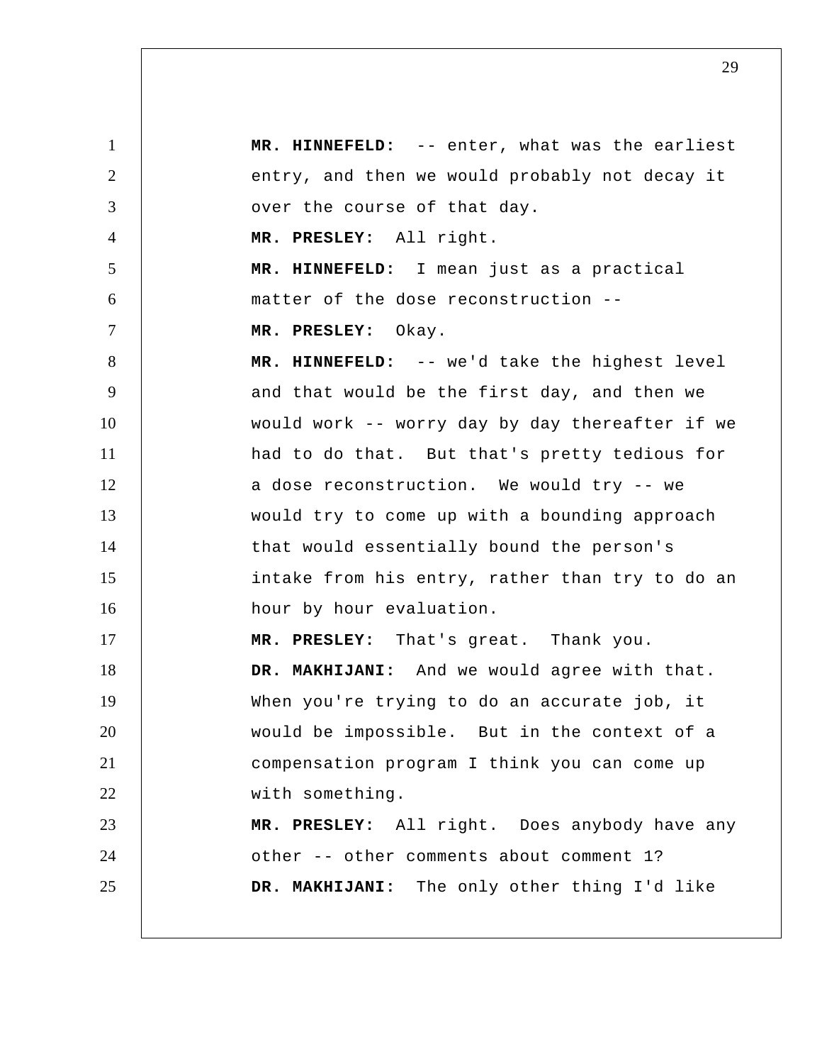**MR. HINNEFELD:** -- enter, what was the earliest entry, and then we would probably not decay it over the course of that day.

**MR. PRESLEY:** All right.

**MR. HINNEFELD:** I mean just as a practical matter of the dose reconstruction --

**MR. PRESLEY:** Okay.

**MR. HINNEFELD:** -- we'd take the highest level and that would be the first day, and then we would work -- worry day by day thereafter if we had to do that. But that's pretty tedious for a dose reconstruction. We would try -- we would try to come up with a bounding approach that would essentially bound the person's intake from his entry, rather than try to do an hour by hour evaluation.

**MR. PRESLEY:** That's great. Thank you.

**DR. MAKHIJANI:** And we would agree with that. When you're trying to do an accurate job, it would be impossible. But in the context of a compensation program I think you can come up with something.

**MR. PRESLEY:** All right. Does anybody have any other -- other comments about comment 1?

**DR. MAKHIJANI:** The only other thing I'd like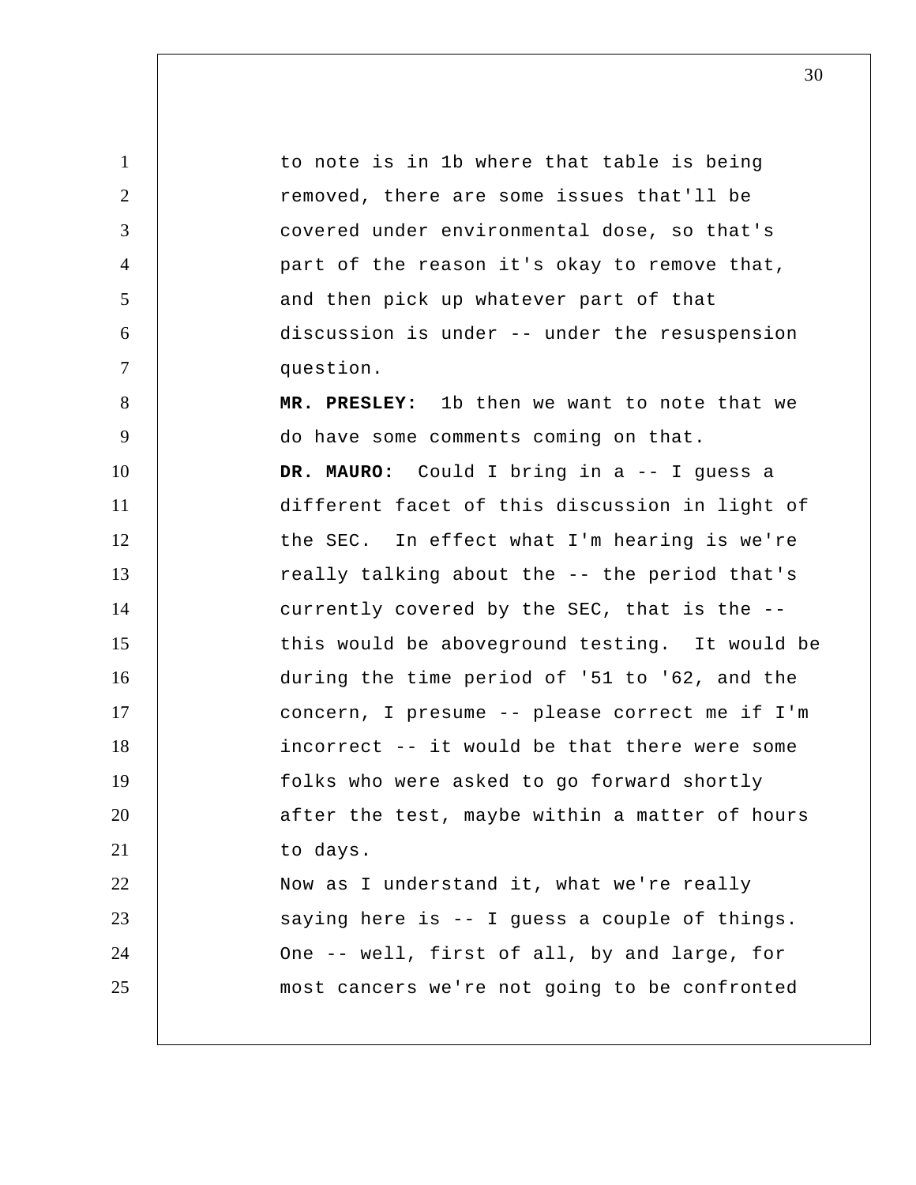to note is in 1b where that table is being removed, there are some issues that'll be covered under environmental dose, so that's part of the reason it's okay to remove that, and then pick up whatever part of that discussion is under -- under the resuspension question.

**MR. PRESLEY:** 1b then we want to note that we do have some comments coming on that.

**DR. MAURO:** Could I bring in a -- I guess a different facet of this discussion in light of the SEC. In effect what I'm hearing is we're really talking about the -- the period that's currently covered by the SEC, that is the -- this would be aboveground testing. It would be during the time period of '51 to '62, and the concern, I presume -- please correct me if I'm incorrect -- it would be that there were some folks who were asked to go forward shortly after the test, maybe within a matter of hours to days.

Now as I understand it, what we're really saying here is -- I guess a couple of things. One -- well, first of all, by and large, for most cancers we're not going to be confronted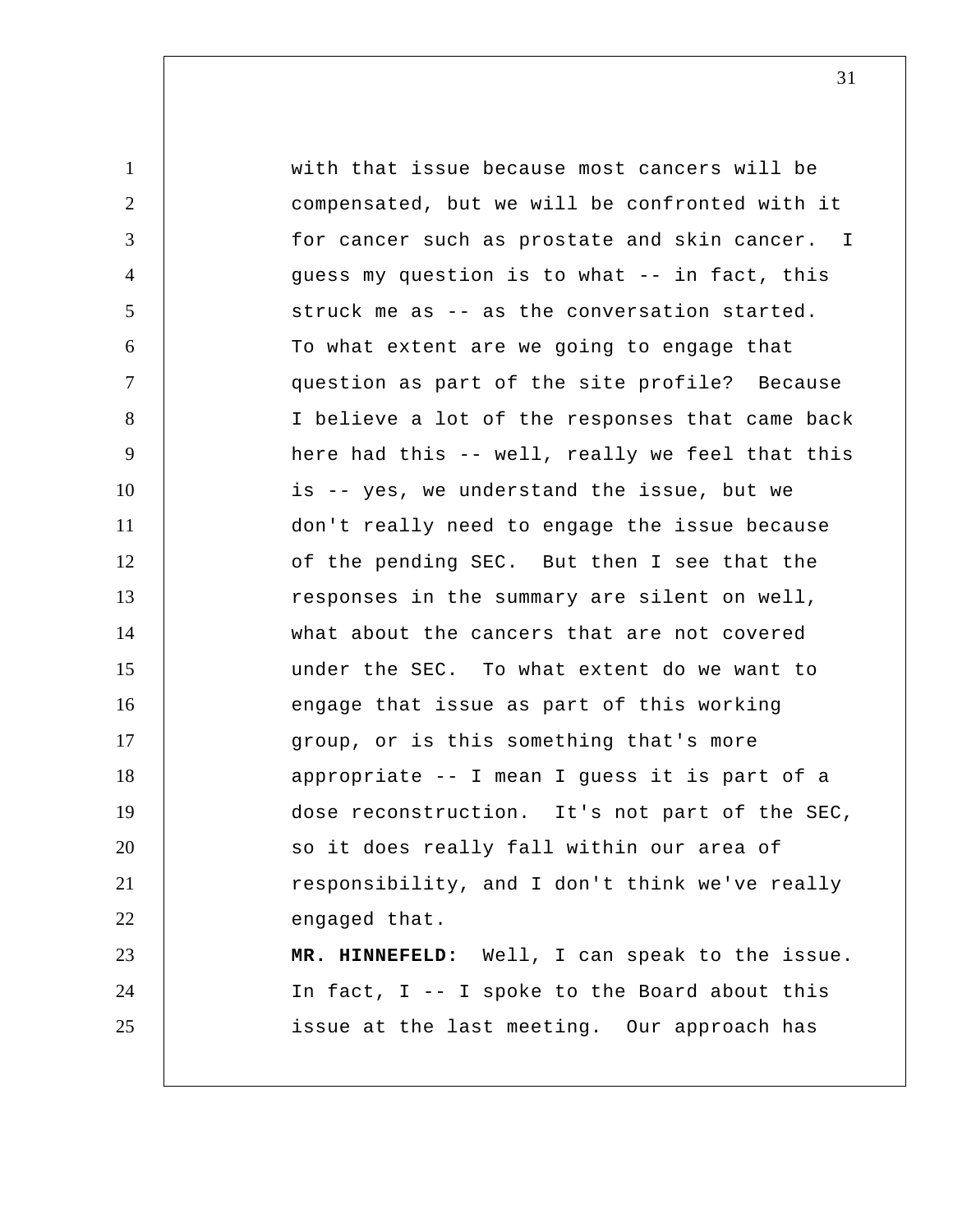with that issue because most cancers will be compensated, but we will be confronted with it for cancer such as prostate and skin cancer. I guess my question is to what -- in fact, this struck me as -- as the conversation started. To what extent are we going to engage that question as part of the site profile? Because I believe a lot of the responses that came back here had this -- well, really we feel that this is -- yes, we understand the issue, but we don't really need to engage the issue because of the pending SEC. But then I see that the responses in the summary are silent on well, what about the cancers that are not covered under the SEC. To what extent do we want to engage that issue as part of this working group, or is this something that's more appropriate -- I mean I guess it is part of a dose reconstruction. It's not part of the SEC, so it does really fall within our area of responsibility, and I don't think we've really engaged that.

**MR. HINNEFELD:** Well, I can speak to the issue. In fact, I -- I spoke to the Board about this issue at the last meeting. Our approach has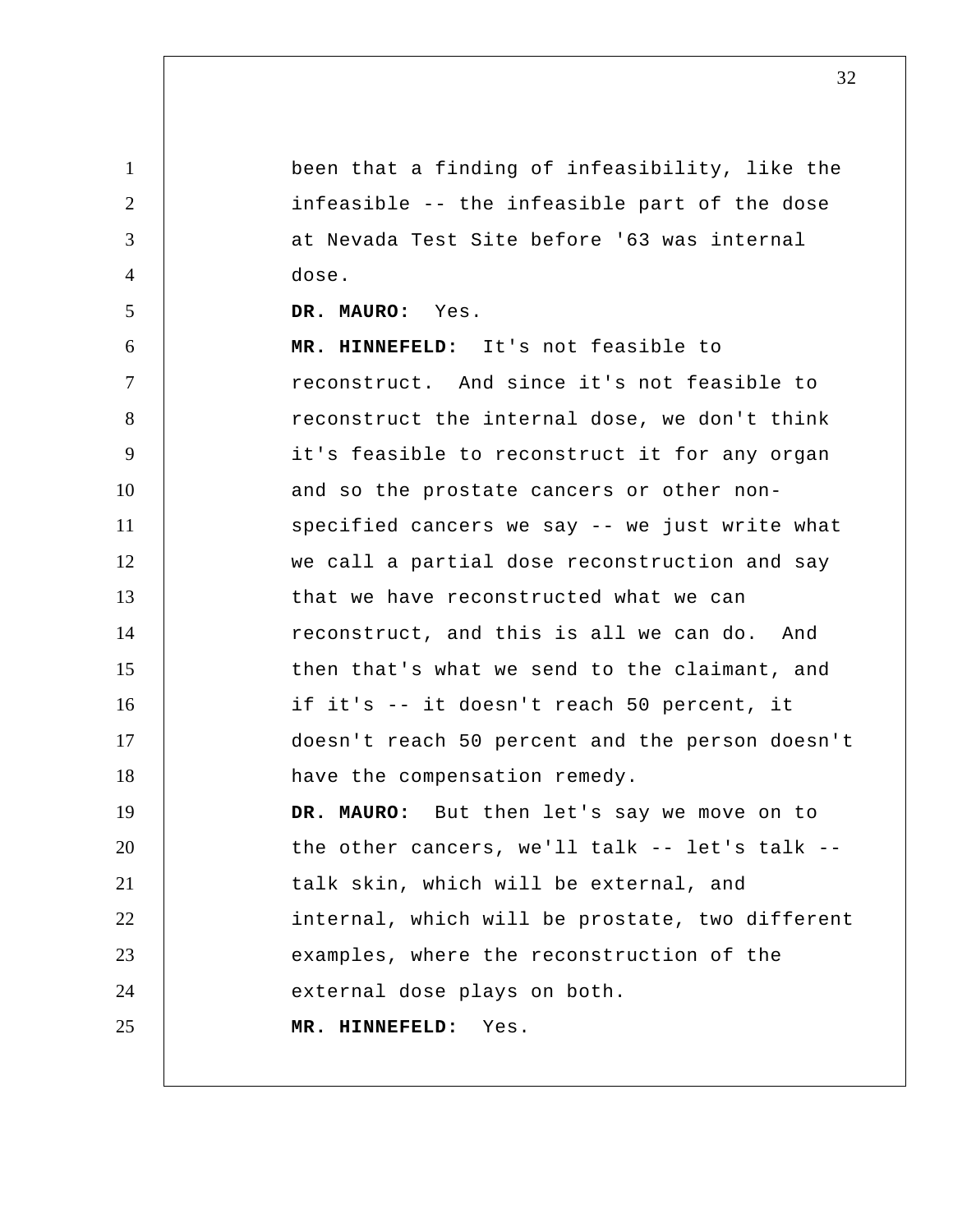been that a finding of infeasibility, like the infeasible -- the infeasible part of the dose at Nevada Test Site before '63 was internal dose.

**DR. MAURO:** Yes.

**MR. HINNEFELD:** It's not feasible to reconstruct. And since it's not feasible to reconstruct the internal dose, we don't think it's feasible to reconstruct it for any organ and so the prostate cancers or other non-specified cancers we say -- we just write what we call a partial dose reconstruction and say that we have reconstructed what we can reconstruct, and this is all we can do. And then that's what we send to the claimant, and if it's -- it doesn't reach 50 percent, it doesn't reach 50 percent and the person doesn't have the compensation remedy.

**DR. MAURO:** But then let's say we move on to the other cancers, we'll talk -- let's talk -- talk skin, which will be external, and internal, which will be prostate, two different examples, where the reconstruction of the external dose plays on both.

**MR. HINNEFELD:** Yes.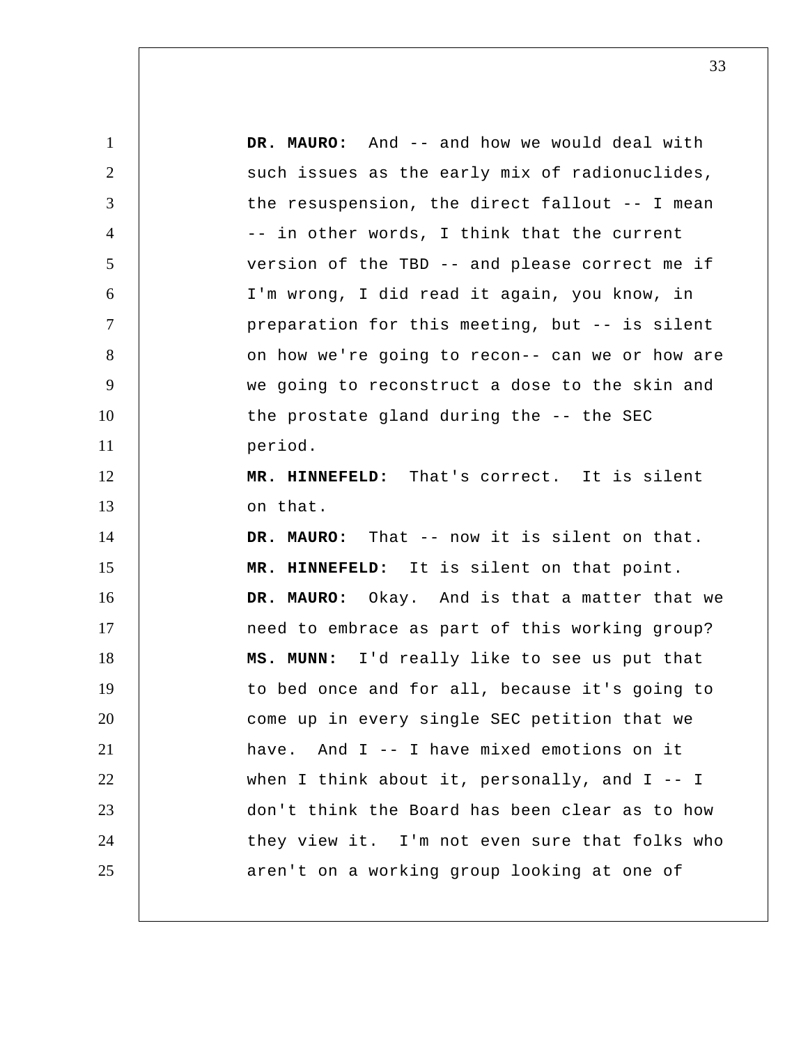**DR. MAURO:** And -- and how we would deal with such issues as the early mix of radionuclides, the resuspension, the direct fallout -- I mean -- in other words, I think that the current version of the TBD -- and please correct me if I'm wrong, I did read it again, you know, in preparation for this meeting, but -- is silent on how we're going to recon-- can we or how are we going to reconstruct a dose to the skin and the prostate gland during the -- the SEC period.

**MR. HINNEFELD:** That's correct. It is silent on that.

**DR. MAURO:** That -- now it is silent on that.

**MR. HINNEFELD:** It is silent on that point.

**DR. MAURO:** Okay. And is that a matter that we need to embrace as part of this working group?

**MS. MUNN:** I'd really like to see us put that to bed once and for all, because it's going to come up in every single SEC petition that we have. And I -- I have mixed emotions on it when I think about it, personally, and I -- I don't think the Board has been clear as to how they view it. I'm not even sure that folks who aren't on a working group looking at one of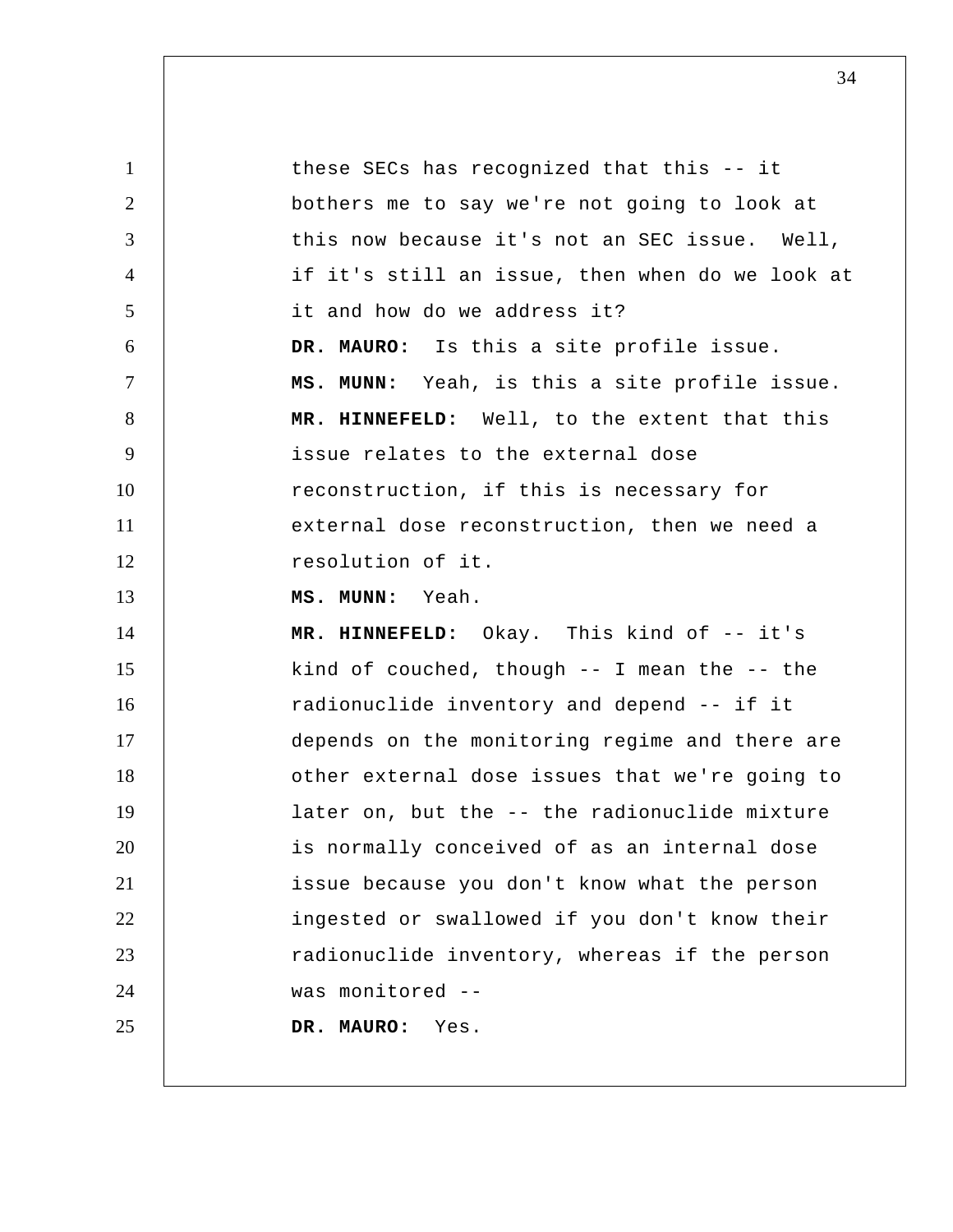these SECs has recognized that this -- it bothers me to say we're not going to look at this now because it's not an SEC issue. Well, if it's still an issue, then when do we look at it and how do we address it?

**DR. MAURO:** Is this a site profile issue.

**MS. MUNN:** Yeah, is this a site profile issue.

**MR. HINNEFELD:** Well, to the extent that this issue relates to the external dose reconstruction, if this is necessary for external dose reconstruction, then we need a resolution of it.

**MS. MUNN:** Yeah.

**MR. HINNEFELD:** Okay. This kind of -- it's kind of couched, though -- I mean the -- the radionuclide inventory and depend -- if it depends on the monitoring regime and there are other external dose issues that we're going to later on, but the -- the radionuclide mixture is normally conceived of as an internal dose issue because you don't know what the person ingested or swallowed if you don't know their radionuclide inventory, whereas if the person was monitored --

**DR. MAURO:** Yes.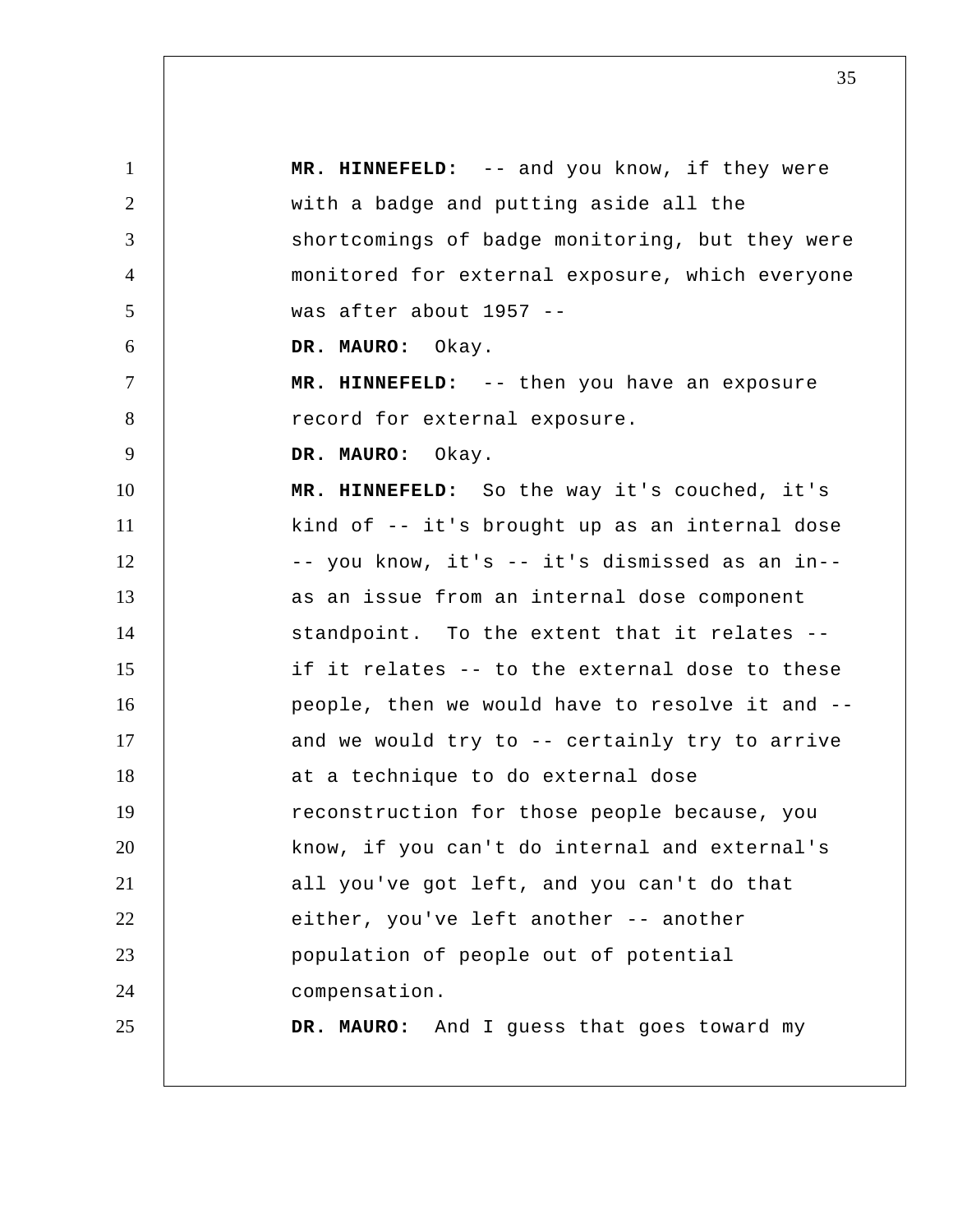**MR. HINNEFELD:** -- and you know, if they were with a badge and putting aside all the shortcomings of badge monitoring, but they were monitored for external exposure, which everyone was after about 1957 --

**DR. MAURO:** Okay.

**MR. HINNEFELD:** -- then you have an exposure record for external exposure.

**DR. MAURO:** Okay.

**MR. HINNEFELD:** So the way it's couched, it's kind of -- it's brought up as an internal dose -- you know, it's -- it's dismissed as an in-- as an issue from an internal dose component standpoint. To the extent that it relates -- if it relates -- to the external dose to these people, then we would have to resolve it and -- and we would try to -- certainly try to arrive at a technique to do external dose reconstruction for those people because, you know, if you can't do internal and external's all you've got left, and you can't do that either, you've left another -- another population of people out of potential compensation.

**DR. MAURO:** And I guess that goes toward my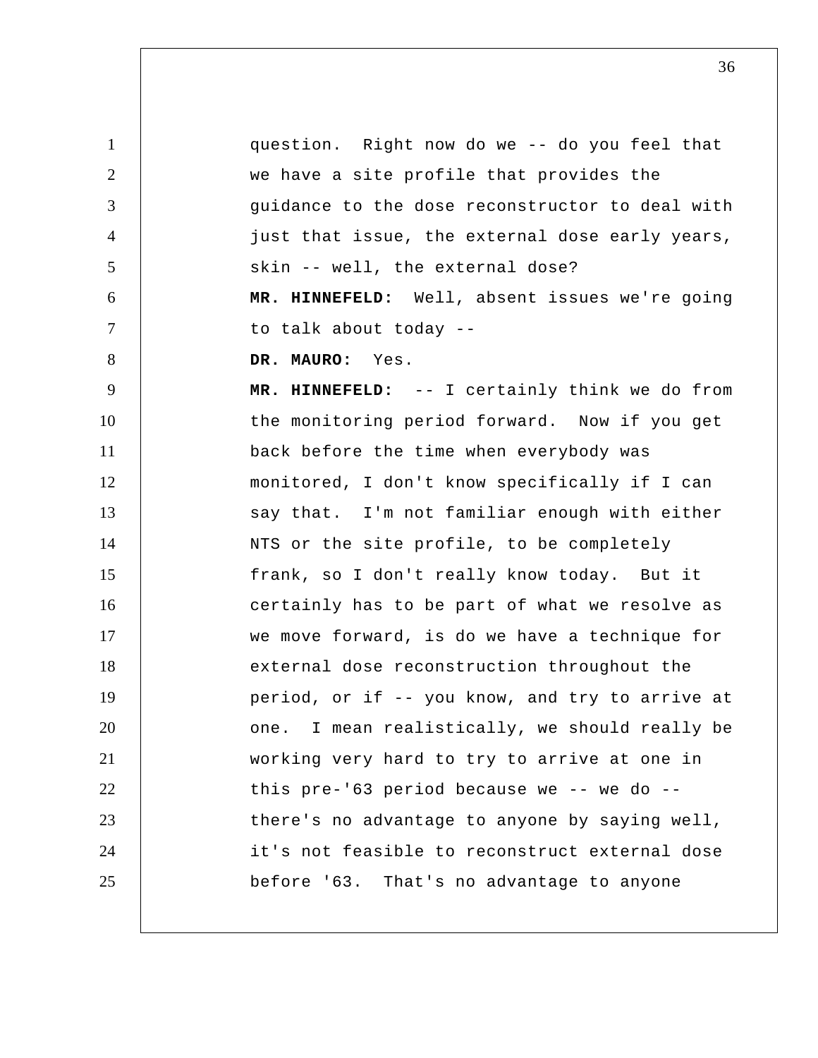question. Right now do we -- do you feel that we have a site profile that provides the guidance to the dose reconstructor to deal with just that issue, the external dose early years, skin -- well, the external dose?

**MR. HINNEFELD:** Well, absent issues we're going to talk about today --

**DR. MAURO:** Yes.

**MR. HINNEFELD:** -- I certainly think we do from the monitoring period forward. Now if you get back before the time when everybody was monitored, I don't know specifically if I can say that. I'm not familiar enough with either NTS or the site profile, to be completely frank, so I don't really know today. But it certainly has to be part of what we resolve as we move forward, is do we have a technique for external dose reconstruction throughout the period, or if -- you know, and try to arrive at one. I mean realistically, we should really be working very hard to try to arrive at one in this pre-'63 period because we -- we do -- there's no advantage to anyone by saying well, it's not feasible to reconstruct external dose before '63. That's no advantage to anyone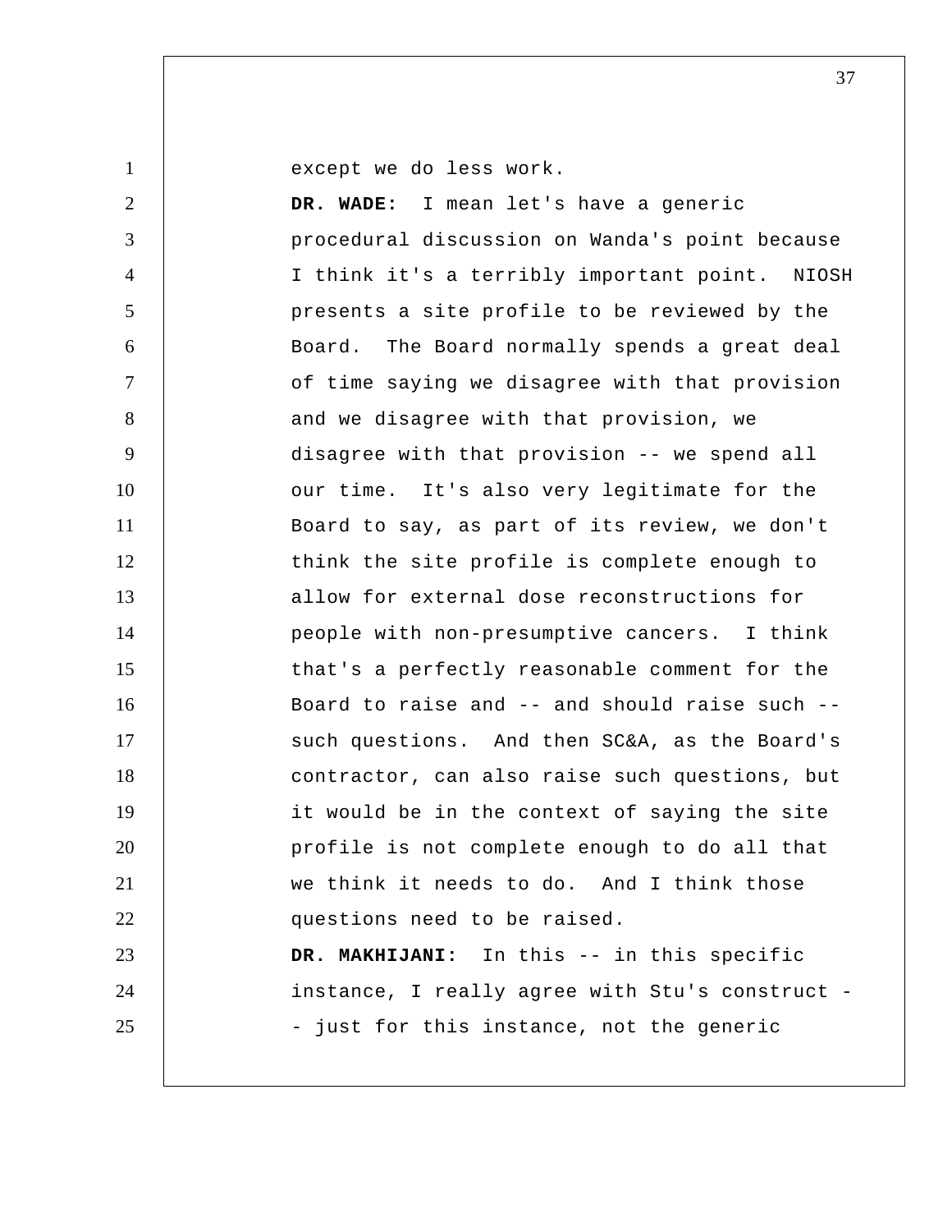except we do less work.

**DR. WADE:** I mean let's have a generic procedural discussion on Wanda's point because I think it's a terribly important point. NIOSH presents a site profile to be reviewed by the Board. The Board normally spends a great deal of time saying we disagree with that provision and we disagree with that provision, we disagree with that provision -- we spend all our time. It's also very legitimate for the Board to say, as part of its review, we don't think the site profile is complete enough to allow for external dose reconstructions for people with non-presumptive cancers. I think that's a perfectly reasonable comment for the Board to raise and -- and should raise such -- such questions. And then SC&A, as the Board's contractor, can also raise such questions, but it would be in the context of saying the site profile is not complete enough to do all that we think it needs to do. And I think those questions need to be raised.

**DR. MAKHIJANI:** In this -- in this specific instance, I really agree with Stu's construct -- just for this instance, not the generic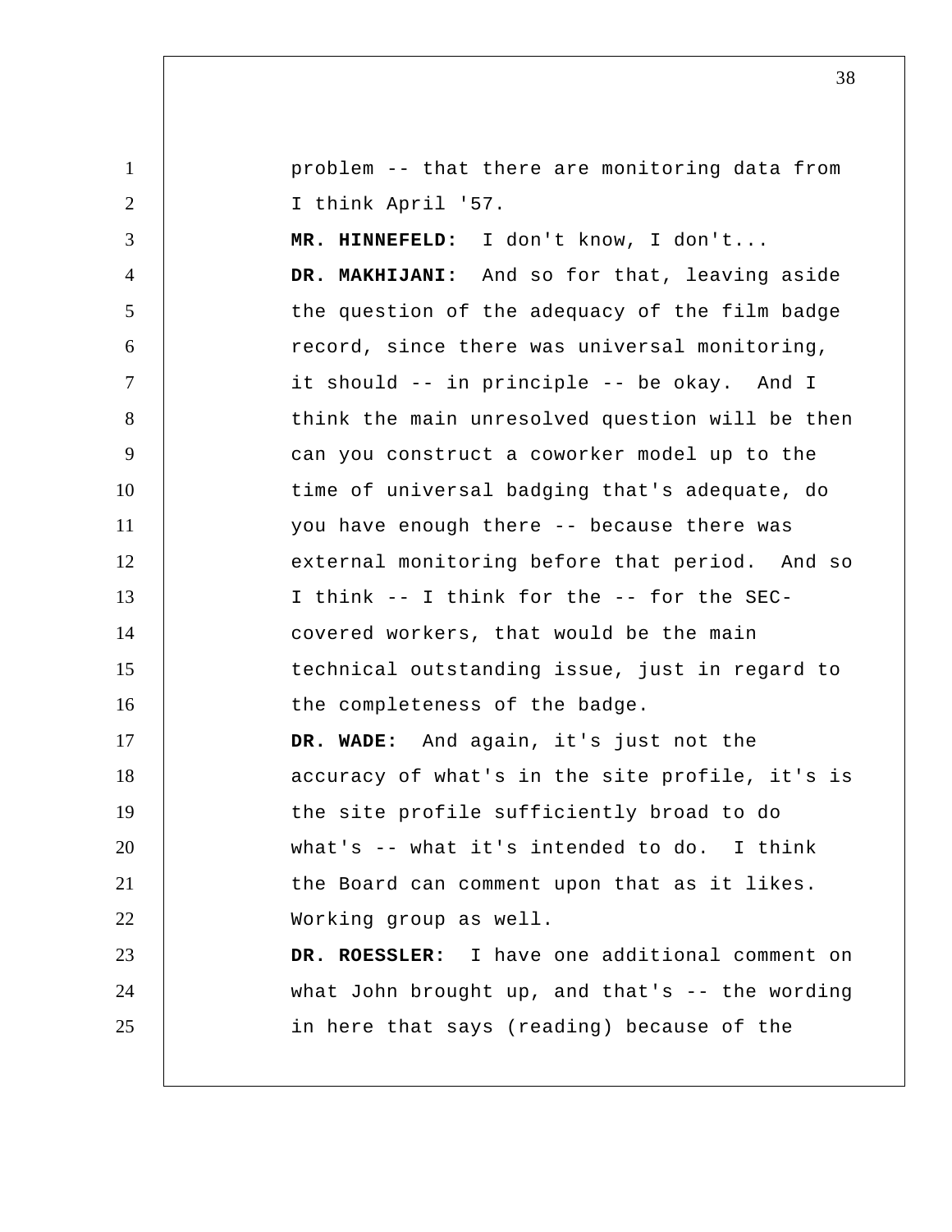problem -- that there are monitoring data from I think April '57.

**MR. HINNEFELD:** I don't know, I don't...

**DR. MAKHIJANI:** And so for that, leaving aside the question of the adequacy of the film badge record, since there was universal monitoring, it should -- in principle -- be okay. And I think the main unresolved question will be then can you construct a coworker model up to the time of universal badging that's adequate, do you have enough there -- because there was external monitoring before that period. And so I think -- I think for the -- for the SEC-covered workers, that would be the main technical outstanding issue, just in regard to the completeness of the badge.

**DR. WADE:** And again, it's just not the accuracy of what's in the site profile, it's is the site profile sufficiently broad to do what's -- what it's intended to do. I think the Board can comment upon that as it likes. Working group as well.

**DR. ROESSLER:** I have one additional comment on what John brought up, and that's -- the wording in here that says (reading) because of the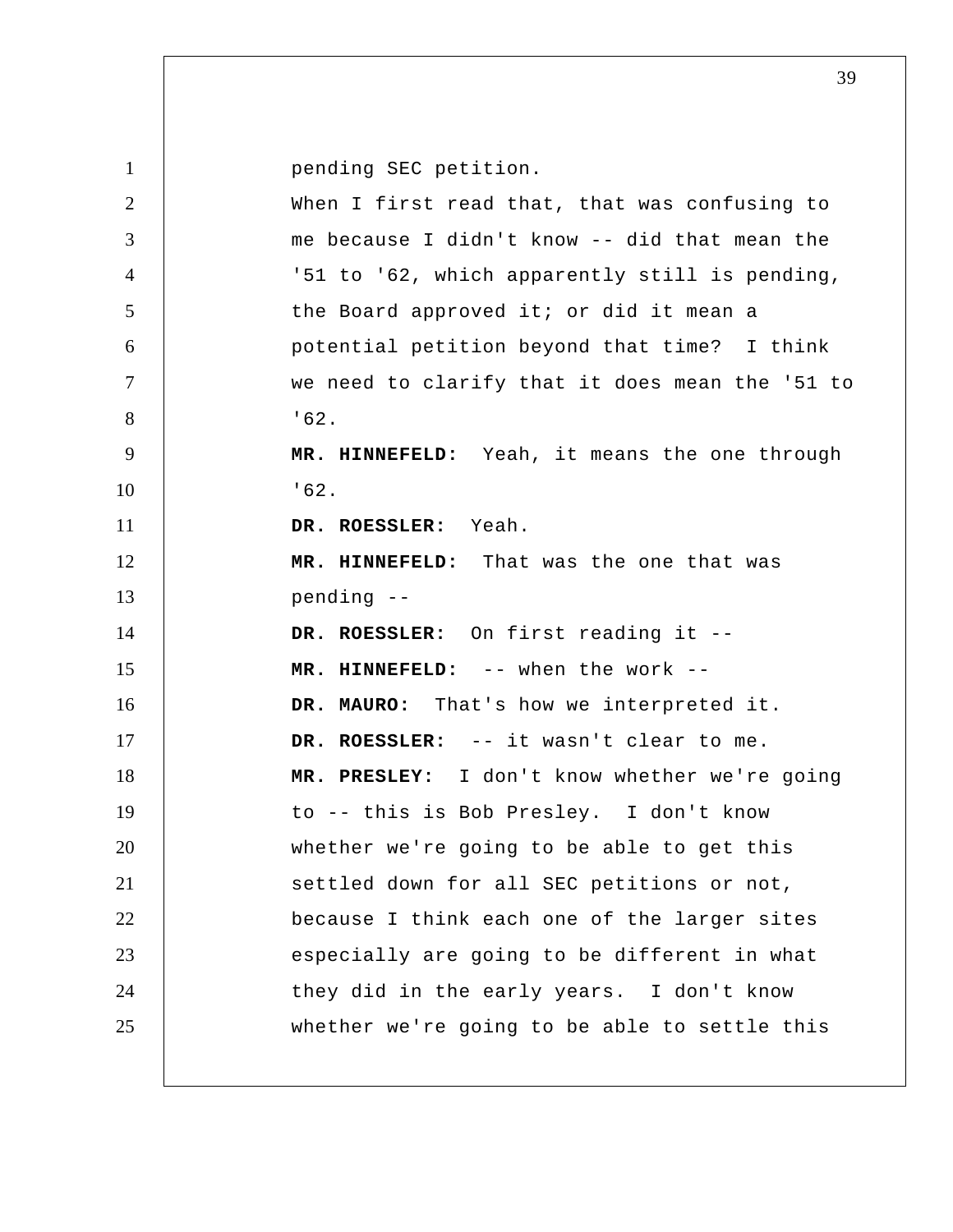pending SEC petition.

When I first read that, that was confusing to me because I didn't know -- did that mean the '51 to '62, which apparently still is pending, the Board approved it; or did it mean a potential petition beyond that time? I think we need to clarify that it does mean the '51 to '62.

**MR. HINNEFELD:** Yeah, it means the one through '62.

**DR. ROESSLER:** Yeah.

**MR. HINNEFELD:** That was the one that was pending --

**DR. ROESSLER:** On first reading it --

**MR. HINNEFELD:** -- when the work --

**DR. MAURO:** That's how we interpreted it.

**DR. ROESSLER:** -- it wasn't clear to me.

**MR. PRESLEY:** I don't know whether we're going to -- this is Bob Presley. I don't know whether we're going to be able to get this settled down for all SEC petitions or not, because I think each one of the larger sites especially are going to be different in what they did in the early years. I don't know whether we're going to be able to settle this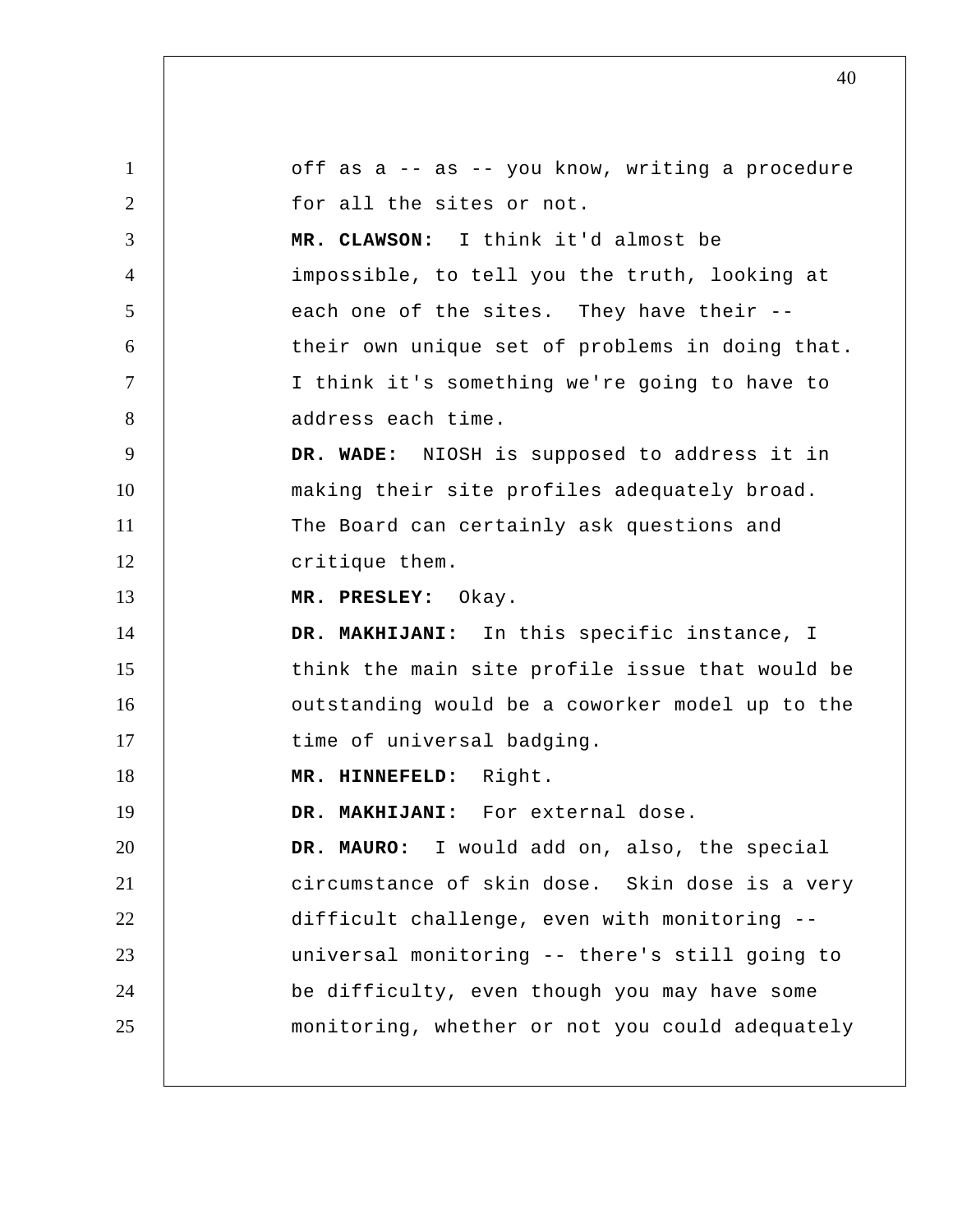off as a -- as -- you know, writing a procedure for all the sites or not.

**MR. CLAWSON:** I think it'd almost be impossible, to tell you the truth, looking at each one of the sites. They have their -- their own unique set of problems in doing that. I think it's something we're going to have to address each time.

**DR. WADE:** NIOSH is supposed to address it in making their site profiles adequately broad. The Board can certainly ask questions and critique them.

**MR. PRESLEY:** Okay.

**DR. MAKHIJANI:** In this specific instance, I think the main site profile issue that would be outstanding would be a coworker model up to the time of universal badging.

**MR. HINNEFELD:** Right.

**DR. MAKHIJANI:** For external dose.

**DR. MAURO:** I would add on, also, the special circumstance of skin dose. Skin dose is a very difficult challenge, even with monitoring -- universal monitoring -- there's still going to be difficulty, even though you may have some monitoring, whether or not you could adequately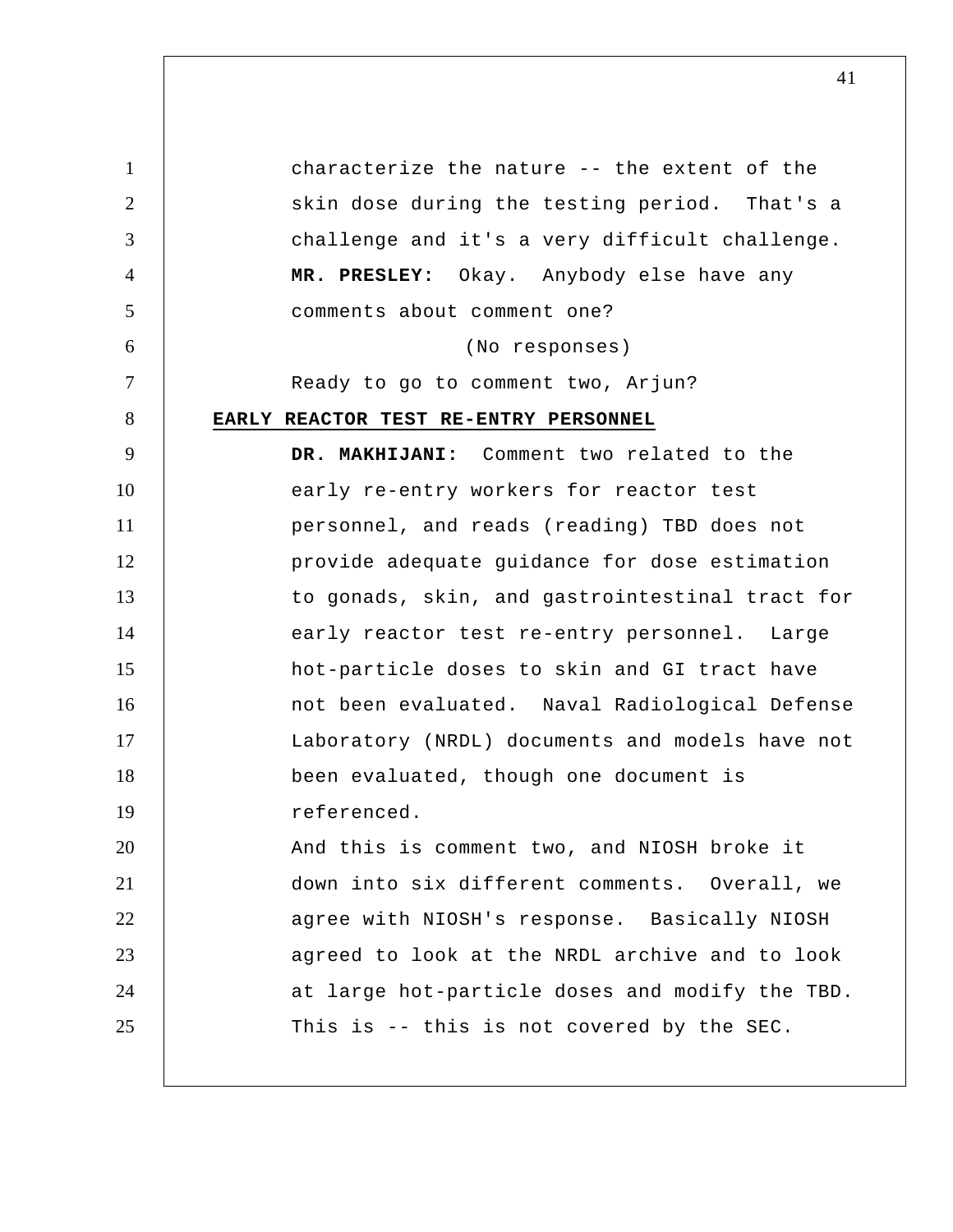characterize the nature -- the extent of the skin dose during the testing period. That's a challenge and it's a very difficult challenge.

**MR. PRESLEY:** Okay. Anybody else have any comments about comment one?

(No responses)

Ready to go to comment two, Arjun?

**EARLY REACTOR TEST RE-ENTRY PERSONNEL**

**DR. MAKHIJANI:** Comment two related to the early re-entry workers for reactor test personnel, and reads (reading) TBD does not provide adequate guidance for dose estimation to gonads, skin, and gastrointestinal tract for early reactor test re-entry personnel. Large hot-particle doses to skin and GI tract have not been evaluated. Naval Radiological Defense Laboratory (NRDL) documents and models have not been evaluated, though one document is referenced.

And this is comment two, and NIOSH broke it down into six different comments. Overall, we agree with NIOSH's response. Basically NIOSH agreed to look at the NRDL archive and to look at large hot-particle doses and modify the TBD. This is -- this is not covered by the SEC.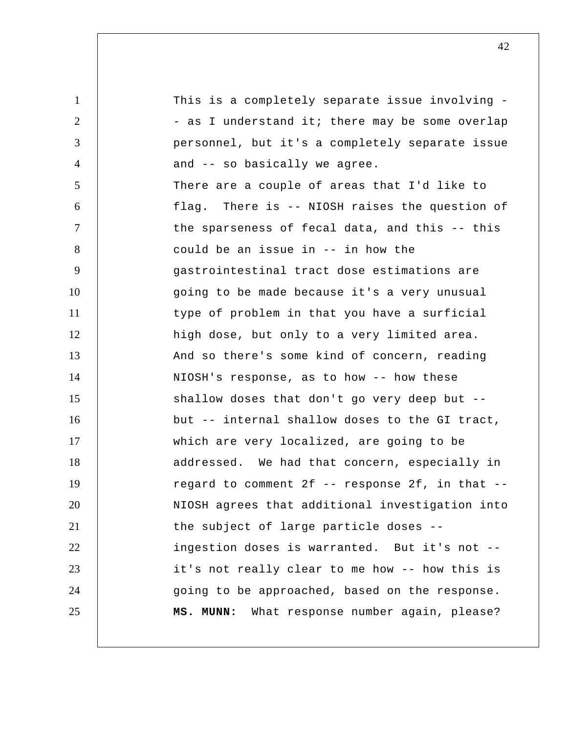This is a completely separate issue involving -- as I understand it; there may be some overlap personnel, but it's a completely separate issue and -- so basically we agree.

There are a couple of areas that I'd like to flag. There is -- NIOSH raises the question of the sparseness of fecal data, and this -- this could be an issue in -- in how the gastrointestinal tract dose estimations are going to be made because it's a very unusual type of problem in that you have a surficial high dose, but only to a very limited area. And so there's some kind of concern, reading NIOSH's response, as to how -- how these shallow doses that don't go very deep but -- but -- internal shallow doses to the GI tract, which are very localized, are going to be addressed. We had that concern, especially in regard to comment 2f -- response 2f, in that -- NIOSH agrees that additional investigation into the subject of large particle doses -- ingestion doses is warranted. But it's not -- it's not really clear to me how -- how this is going to be approached, based on the response.

**MS. MUNN:** What response number again, please?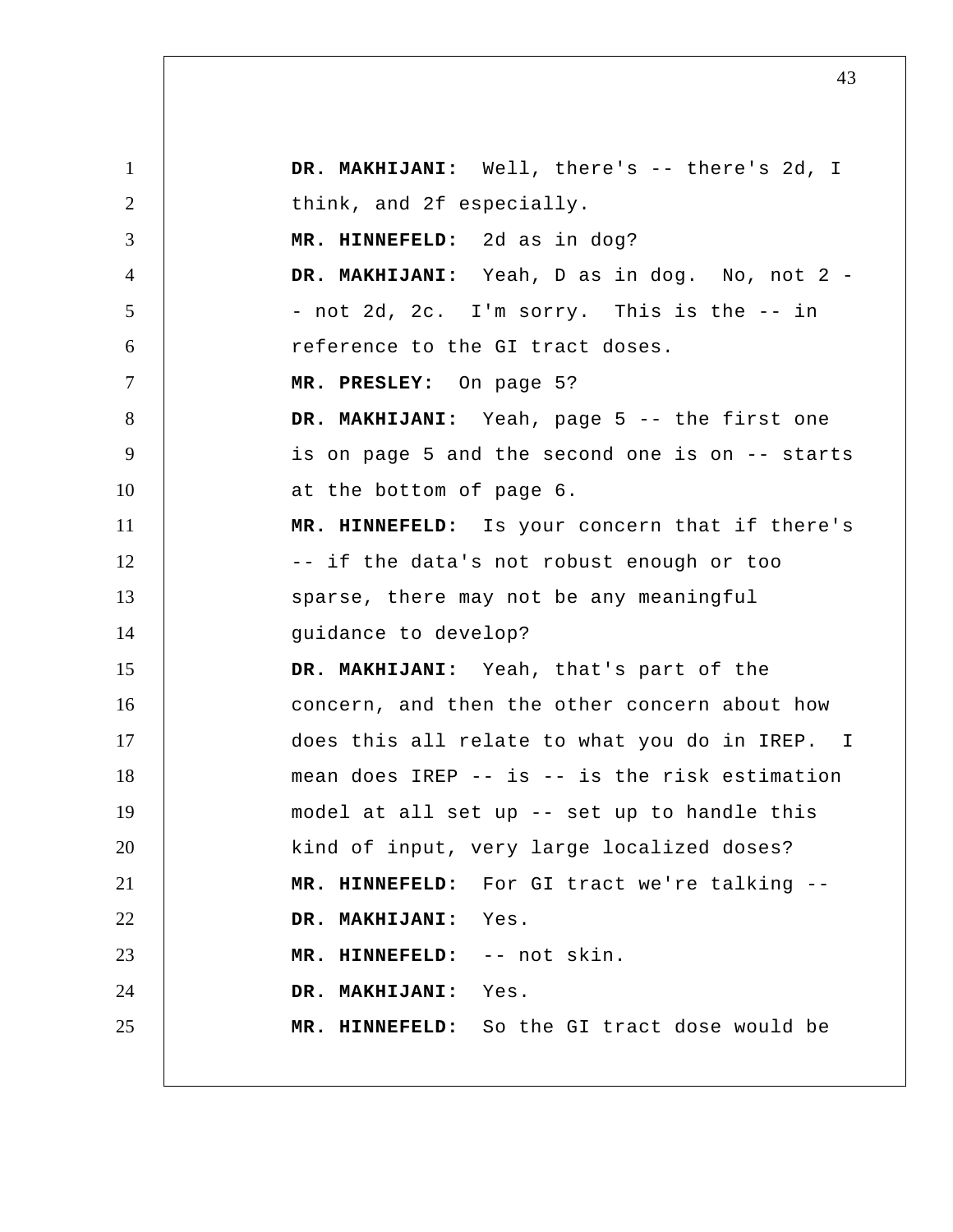**DR. MAKHIJANI:** Well, there's -- there's 2d, I think, and 2f especially.

**MR. HINNEFELD:** 2d as in dog?

**DR. MAKHIJANI:** Yeah, D as in dog. No, not 2 -- not 2d, 2c. I'm sorry. This is the -- in reference to the GI tract doses.

**MR. PRESLEY:** On page 5?

**DR. MAKHIJANI:** Yeah, page 5 -- the first one is on page 5 and the second one is on -- starts at the bottom of page 6.

**MR. HINNEFELD:** Is your concern that if there's -- if the data's not robust enough or too sparse, there may not be any meaningful guidance to develop?

**DR. MAKHIJANI:** Yeah, that's part of the concern, and then the other concern about how does this all relate to what you do in IREP. I mean does IREP -- is -- is the risk estimation model at all set up -- set up to handle this kind of input, very large localized doses?

**MR. HINNEFELD:** For GI tract we're talking --

**DR. MAKHIJANI:** Yes.

**MR. HINNEFELD:** -- not skin.

**DR. MAKHIJANI:** Yes.

**MR. HINNEFELD:** So the GI tract dose would be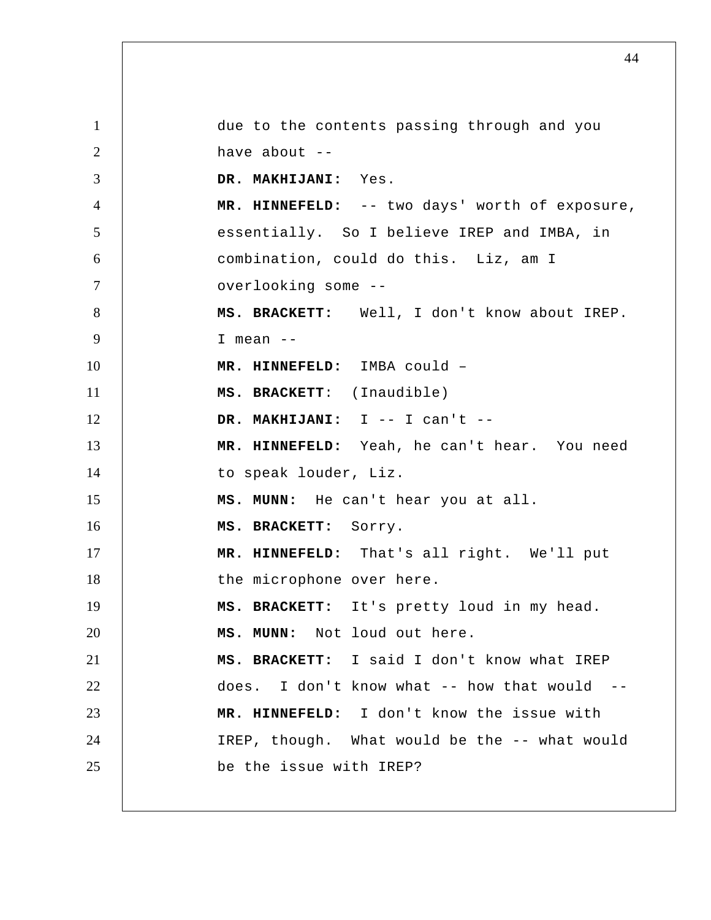due to the contents passing through and you have about --

**DR. MAKHIJANI:** Yes.

**MR. HINNEFELD:** -- two days' worth of exposure, essentially. So I believe IREP and IMBA, in combination, could do this. Liz, am I overlooking some --

**MS. BRACKETT:** Well, I don't know about IREP. I mean --

**MR. HINNEFELD:** IMBA could –

**MS. BRACKETT:** (Inaudible)

**DR. MAKHIJANI:** I -- I can't --

**MR. HINNEFELD:** Yeah, he can't hear. You need to speak louder, Liz.

**MS. MUNN:** He can't hear you at all.

**MS. BRACKETT:** Sorry.

**MR. HINNEFELD:** That's all right. We'll put the microphone over here.

**MS. BRACKETT:** It's pretty loud in my head.

**MS. MUNN:** Not loud out here.

**MS. BRACKETT:** I said I don't know what IREP does. I don't know what -- how that would --

**MR. HINNEFELD:** I don't know the issue with IREP, though. What would be the -- what would be the issue with IREP?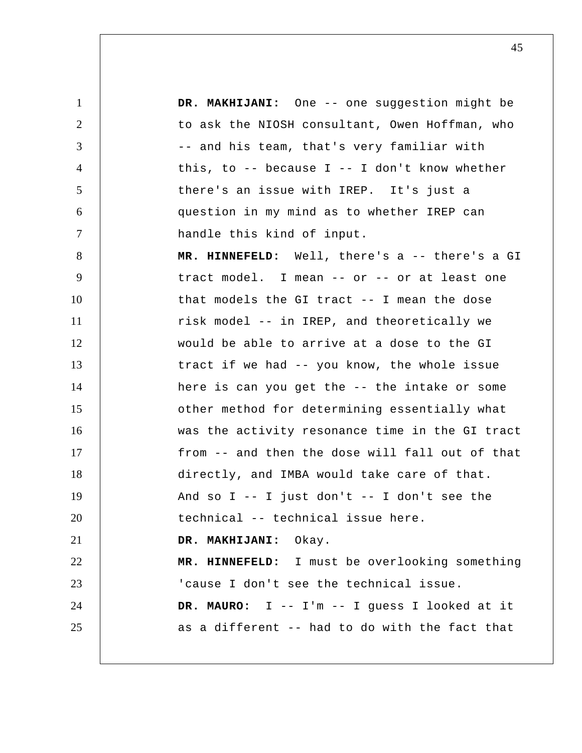**DR. MAKHIJANI:** One -- one suggestion might be to ask the NIOSH consultant, Owen Hoffman, who -- and his team, that's very familiar with this, to -- because I -- I don't know whether there's an issue with IREP. It's just a question in my mind as to whether IREP can handle this kind of input.

**MR. HINNEFELD:** Well, there's a -- there's a GI tract model. I mean -- or -- or at least one that models the GI tract -- I mean the dose risk model -- in IREP, and theoretically we would be able to arrive at a dose to the GI tract if we had -- you know, the whole issue here is can you get the -- the intake or some other method for determining essentially what was the activity resonance time in the GI tract from -- and then the dose will fall out of that directly, and IMBA would take care of that. And so I -- I just don't -- I don't see the technical -- technical issue here.

**DR. MAKHIJANI:** Okay.

**MR. HINNEFELD:** I must be overlooking something 'cause I don't see the technical issue.

**DR. MAURO:** I -- I'm -- I guess I looked at it as a different -- had to do with the fact that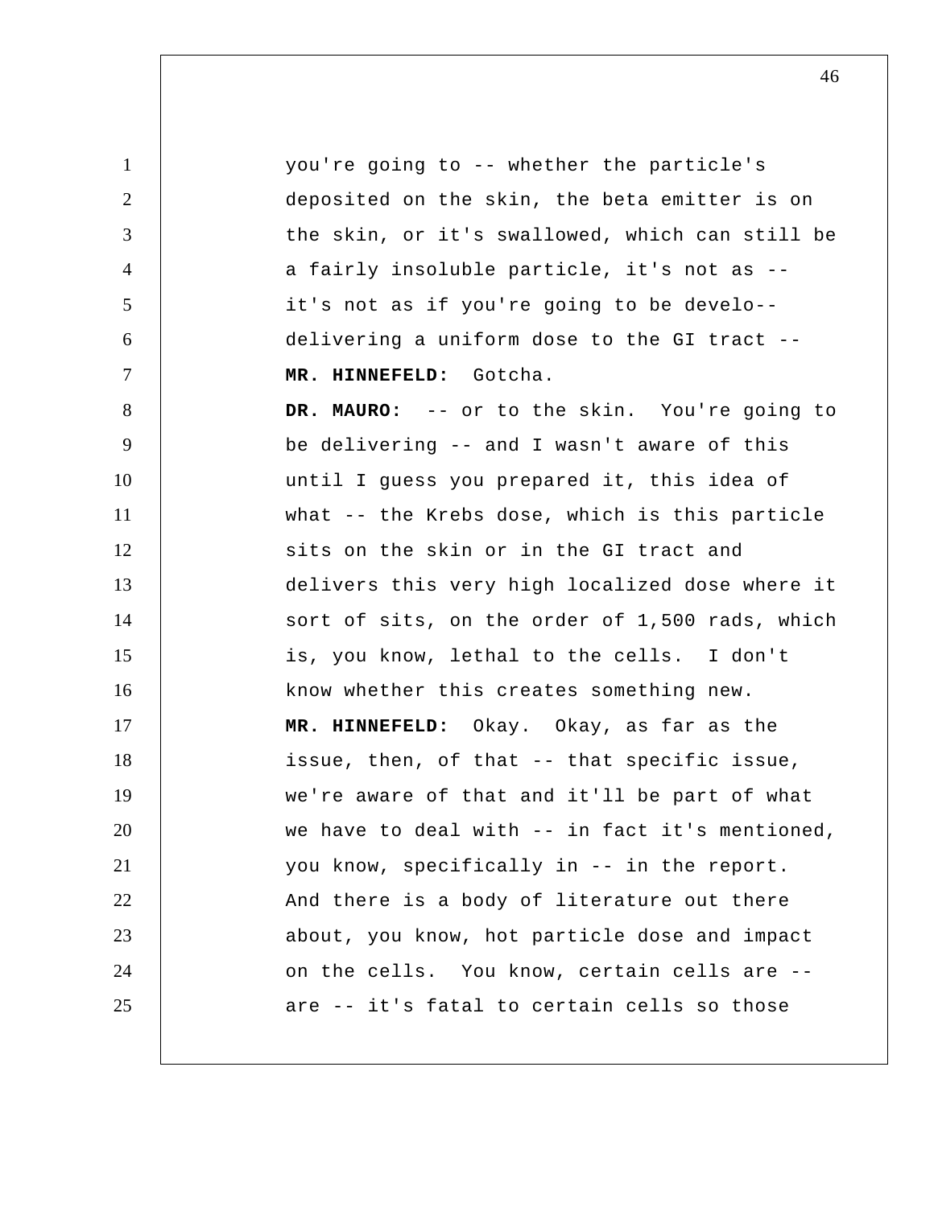you're going to -- whether the particle's deposited on the skin, the beta emitter is on the skin, or it's swallowed, which can still be a fairly insoluble particle, it's not as -- it's not as if you're going to be develo-- delivering a uniform dose to the GI tract --

**MR. HINNEFELD:** Gotcha.

**DR. MAURO:** -- or to the skin. You're going to be delivering -- and I wasn't aware of this until I guess you prepared it, this idea of what -- the Krebs dose, which is this particle sits on the skin or in the GI tract and delivers this very high localized dose where it sort of sits, on the order of 1,500 rads, which is, you know, lethal to the cells. I don't know whether this creates something new.

**MR. HINNEFELD:** Okay. Okay, as far as the issue, then, of that -- that specific issue, we're aware of that and it'll be part of what we have to deal with -- in fact it's mentioned, you know, specifically in -- in the report. And there is a body of literature out there about, you know, hot particle dose and impact on the cells. You know, certain cells are -- are -- it's fatal to certain cells so those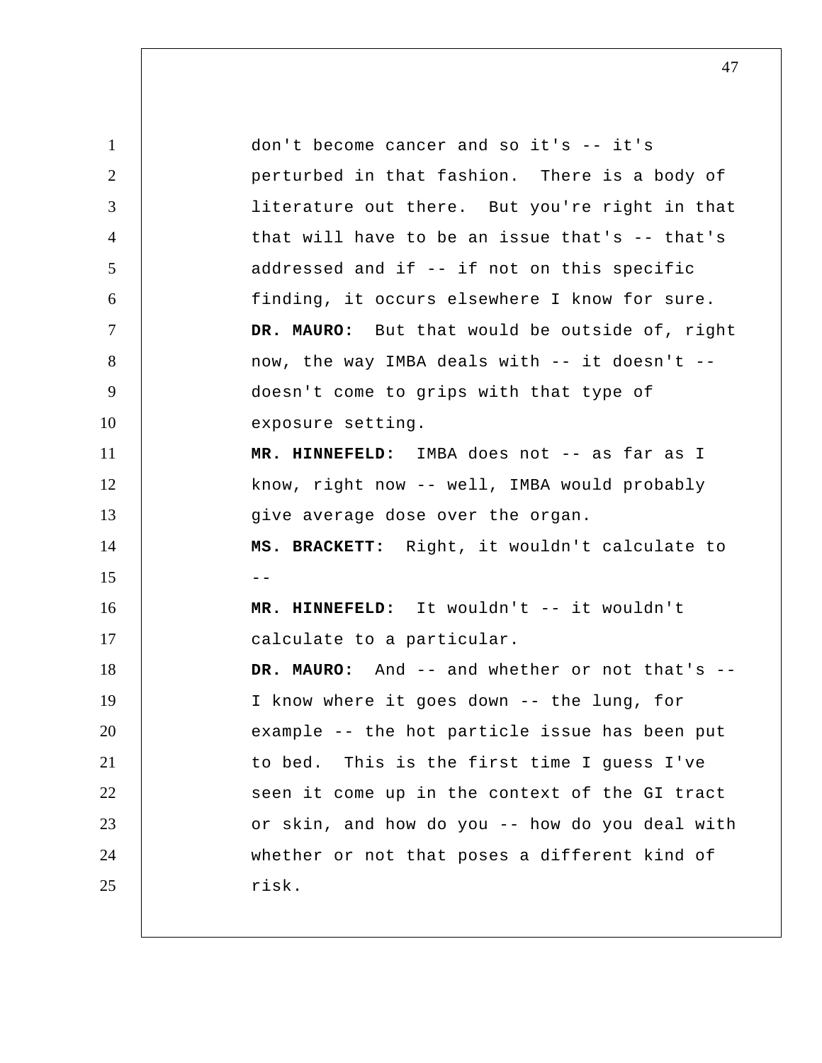don't become cancer and so it's -- it's perturbed in that fashion. There is a body of literature out there. But you're right in that that will have to be an issue that's -- that's addressed and if -- if not on this specific finding, it occurs elsewhere I know for sure.

**DR. MAURO:** But that would be outside of, right now, the way IMBA deals with -- it doesn't -- doesn't come to grips with that type of exposure setting.

**MR. HINNEFELD:** IMBA does not -- as far as I know, right now -- well, IMBA would probably give average dose over the organ.

**MS. BRACKETT:** Right, it wouldn't calculate to --

**MR. HINNEFELD:** It wouldn't -- it wouldn't calculate to a particular.

**DR. MAURO:** And -- and whether or not that's -- I know where it goes down -- the lung, for example -- the hot particle issue has been put to bed. This is the first time I guess I've seen it come up in the context of the GI tract or skin, and how do you -- how do you deal with whether or not that poses a different kind of risk.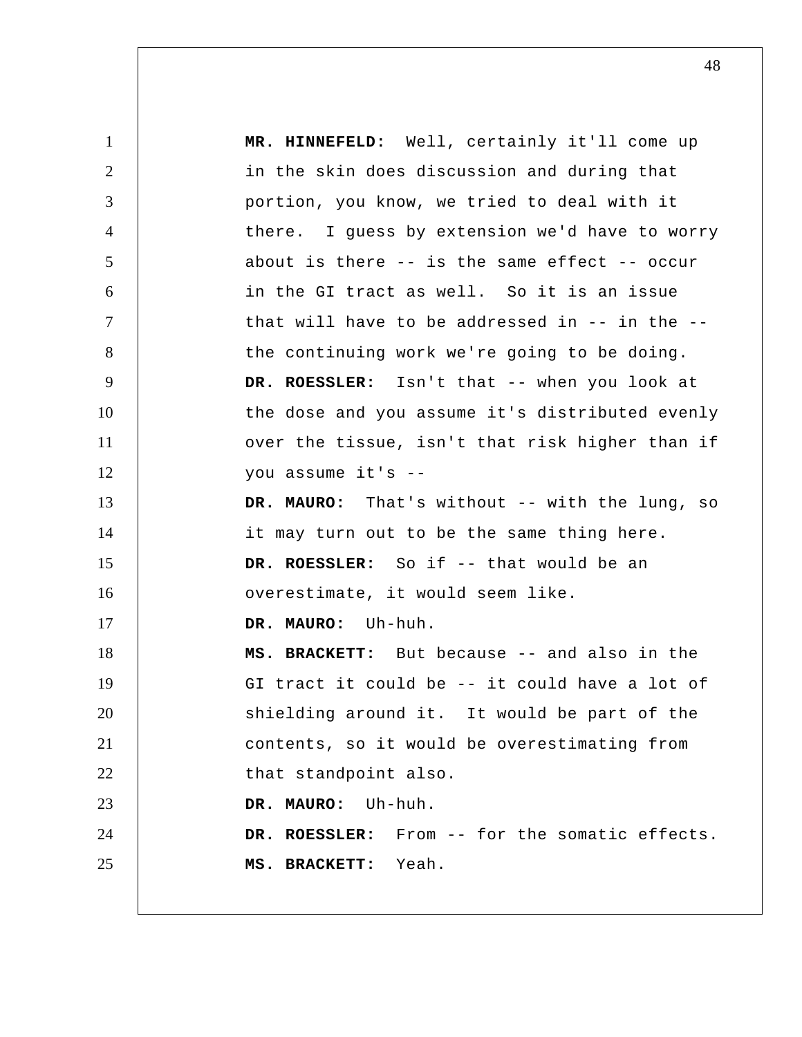**MR. HINNEFELD:** Well, certainly it'll come up in the skin does discussion and during that portion, you know, we tried to deal with it there. I guess by extension we'd have to worry about is there -- is the same effect -- occur in the GI tract as well. So it is an issue that will have to be addressed in -- in the -- the continuing work we're going to be doing.

**DR. ROESSLER:** Isn't that -- when you look at the dose and you assume it's distributed evenly over the tissue, isn't that risk higher than if you assume it's --

**DR. MAURO:** That's without -- with the lung, so it may turn out to be the same thing here.

**DR. ROESSLER:** So if -- that would be an overestimate, it would seem like.

**DR. MAURO:** Uh-huh.

**MS. BRACKETT:** But because -- and also in the GI tract it could be -- it could have a lot of shielding around it. It would be part of the contents, so it would be overestimating from that standpoint also.

**DR. MAURO:** Uh-huh.

**DR. ROESSLER:** From -- for the somatic effects.

**MS. BRACKETT:** Yeah.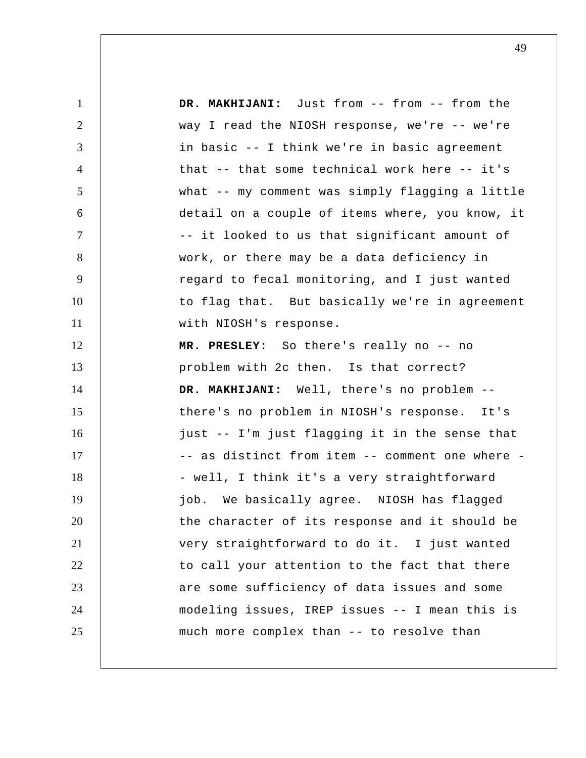**DR. MAKHIJANI:** Just from -- from -- from the way I read the NIOSH response, we're -- we're in basic -- I think we're in basic agreement that -- that some technical work here -- it's what -- my comment was simply flagging a little detail on a couple of items where, you know, it -- it looked to us that significant amount of work, or there may be a data deficiency in regard to fecal monitoring, and I just wanted to flag that. But basically we're in agreement with NIOSH's response.

**MR. PRESLEY:** So there's really no -- no problem with 2c then. Is that correct?

**DR. MAKHIJANI:** Well, there's no problem -- there's no problem in NIOSH's response. It's just -- I'm just flagging it in the sense that -- as distinct from item -- comment one where -- well, I think it's a very straightforward job. We basically agree. NIOSH has flagged the character of its response and it should be very straightforward to do it. I just wanted to call your attention to the fact that there are some sufficiency of data issues and some modeling issues, IREP issues -- I mean this is much more complex than -- to resolve than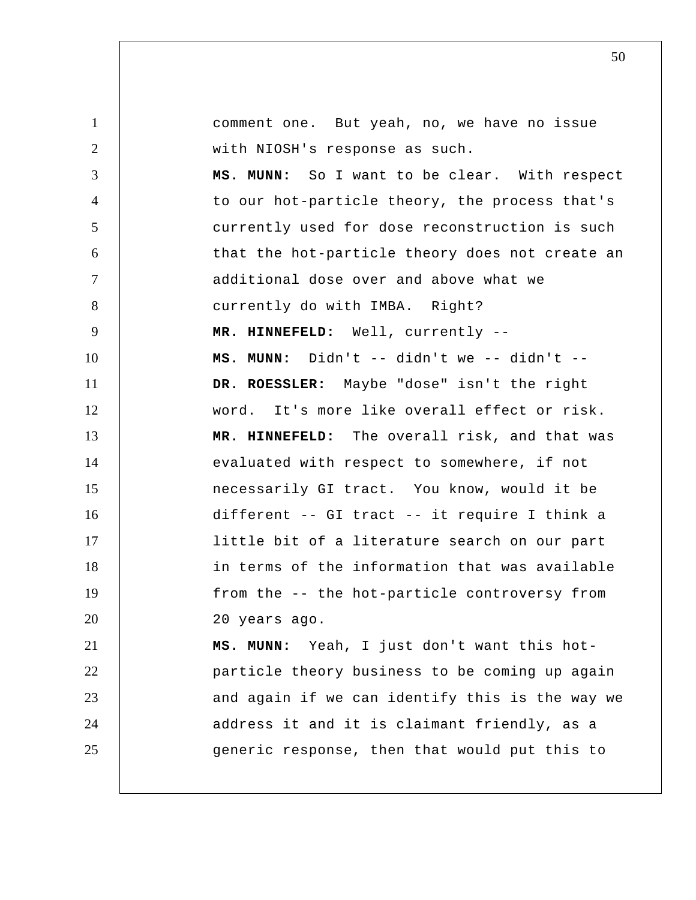comment one. But yeah, no, we have no issue with NIOSH's response as such.

**MS. MUNN:** So I want to be clear. With respect to our hot-particle theory, the process that's currently used for dose reconstruction is such that the hot-particle theory does not create an additional dose over and above what we currently do with IMBA. Right?

**MR. HINNEFELD:** Well, currently --

**MS. MUNN:** Didn't -- didn't we -- didn't --

**DR. ROESSLER:** Maybe "dose" isn't the right word. It's more like overall effect or risk.

**MR. HINNEFELD:** The overall risk, and that was evaluated with respect to somewhere, if not necessarily GI tract. You know, would it be different -- GI tract -- it require I think a little bit of a literature search on our part in terms of the information that was available from the -- the hot-particle controversy from 20 years ago.

**MS. MUNN:** Yeah, I just don't want this hot-particle theory business to be coming up again and again if we can identify this is the way we address it and it is claimant friendly, as a generic response, then that would put this to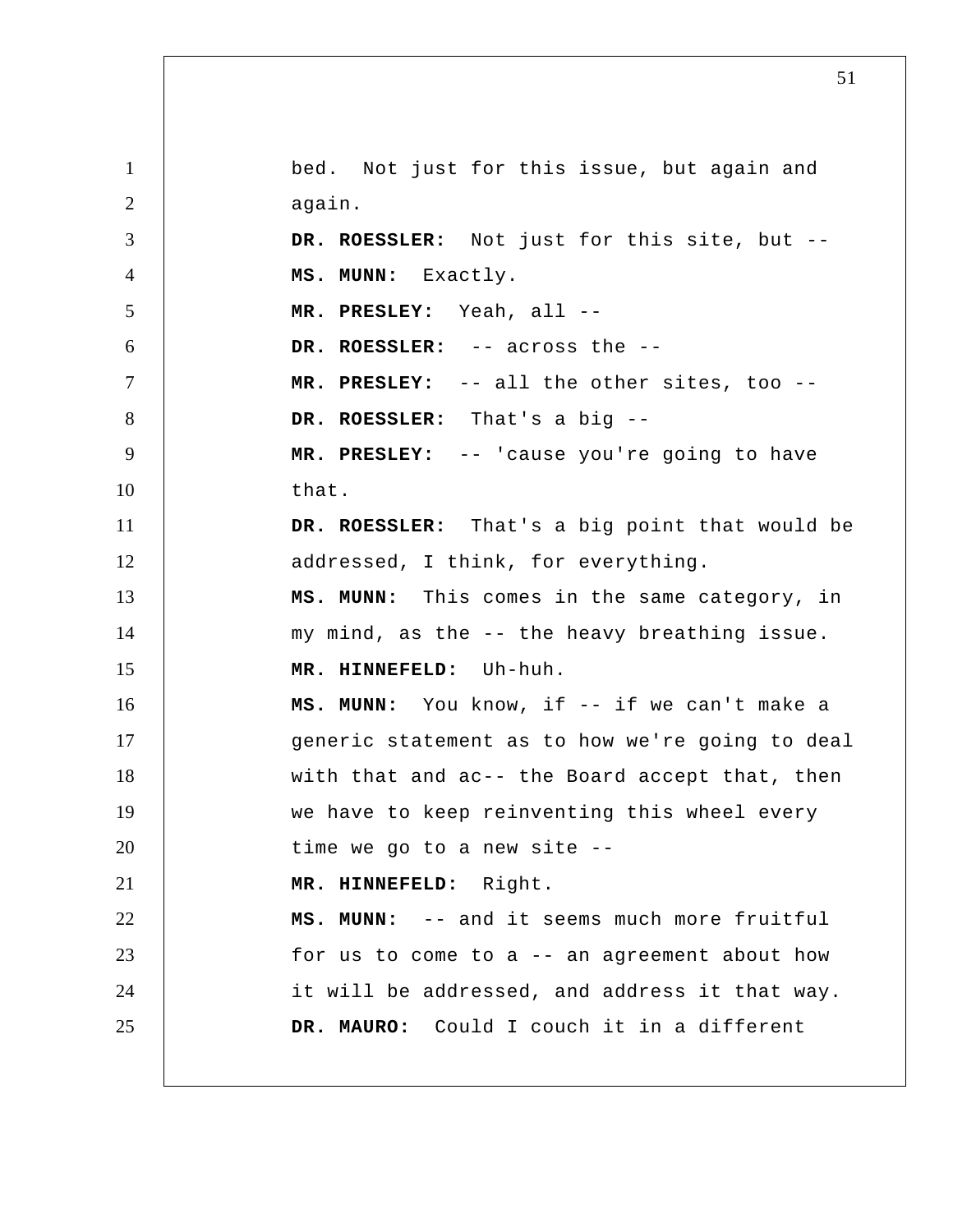bed. Not just for this issue, but again and again.

**DR. ROESSLER:** Not just for this site, but --

**MS. MUNN:** Exactly.

**MR. PRESLEY:** Yeah, all --

**DR. ROESSLER:** -- across the --

**MR. PRESLEY:** -- all the other sites, too --

**DR. ROESSLER:** That's a big --

**MR. PRESLEY:** -- 'cause you're going to have that.

**DR. ROESSLER:** That's a big point that would be addressed, I think, for everything.

**MS. MUNN:** This comes in the same category, in my mind, as the -- the heavy breathing issue.

**MR. HINNEFELD:** Uh-huh.

**MS. MUNN:** You know, if -- if we can't make a generic statement as to how we're going to deal with that and ac-- the Board accept that, then we have to keep reinventing this wheel every time we go to a new site --

**MR. HINNEFELD:** Right.

**MS. MUNN:** -- and it seems much more fruitful for us to come to a -- an agreement about how it will be addressed, and address it that way.

**DR. MAURO:** Could I couch it in a different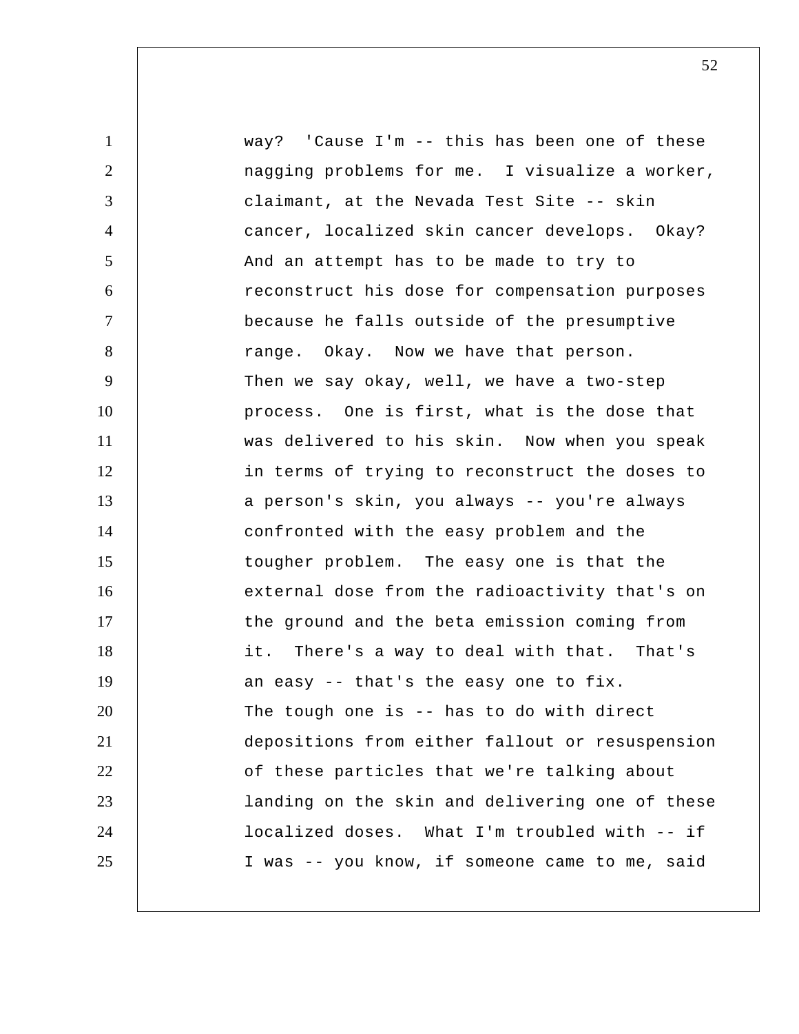way? 'Cause I'm -- this has been one of these nagging problems for me. I visualize a worker, claimant, at the Nevada Test Site -- skin cancer, localized skin cancer develops. Okay? And an attempt has to be made to try to reconstruct his dose for compensation purposes because he falls outside of the presumptive range. Okay. Now we have that person.

Then we say okay, well, we have a two-step process. One is first, what is the dose that was delivered to his skin. Now when you speak in terms of trying to reconstruct the doses to a person's skin, you always -- you're always confronted with the easy problem and the tougher problem. The easy one is that the external dose from the radioactivity that's on the ground and the beta emission coming from it. There's a way to deal with that. That's an easy -- that's the easy one to fix.

The tough one is -- has to do with direct depositions from either fallout or resuspension of these particles that we're talking about landing on the skin and delivering one of these localized doses. What I'm troubled with -- if I was -- you know, if someone came to me, said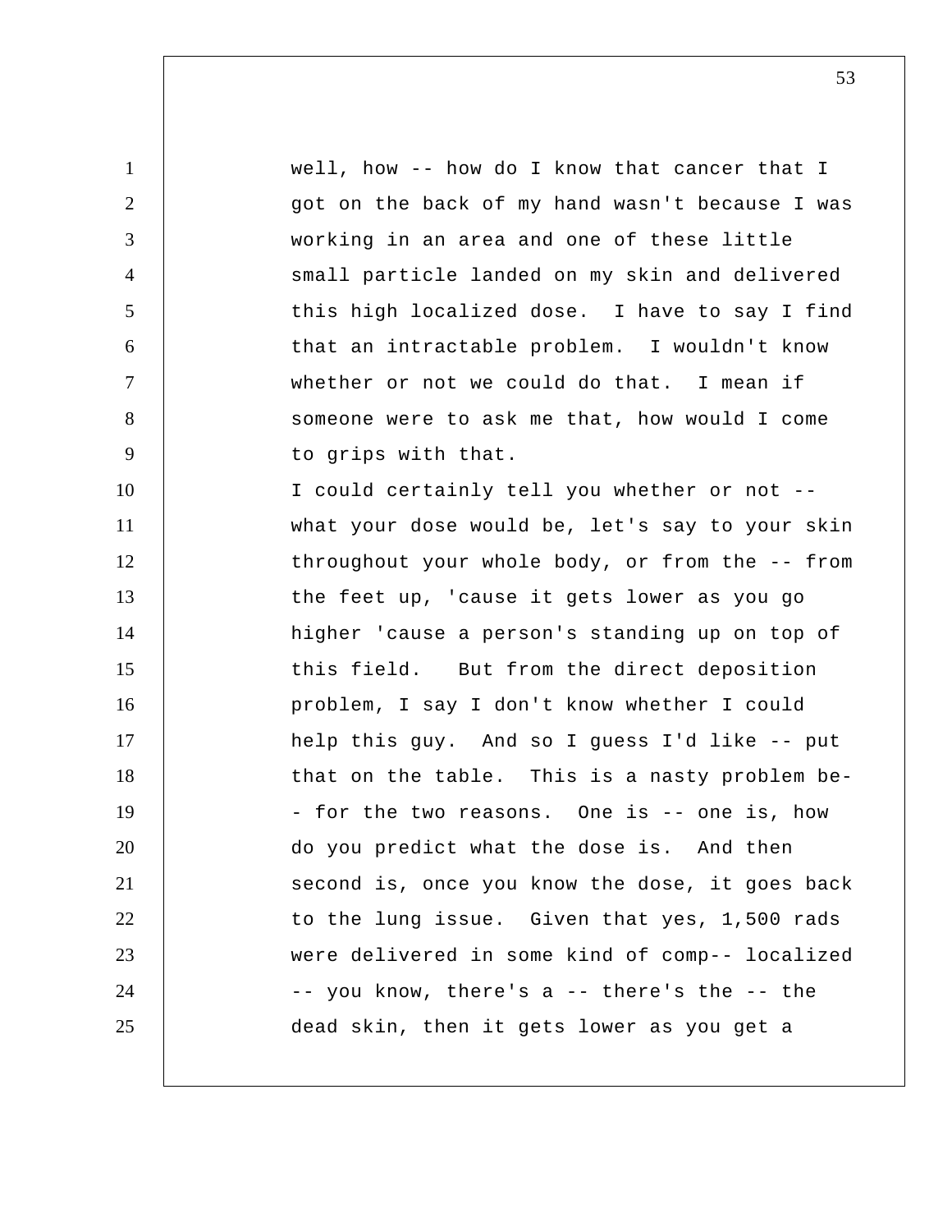well, how -- how do I know that cancer that I got on the back of my hand wasn't because I was working in an area and one of these little small particle landed on my skin and delivered this high localized dose. I have to say I find that an intractable problem. I wouldn't know whether or not we could do that. I mean if someone were to ask me that, how would I come to grips with that.

I could certainly tell you whether or not -- what your dose would be, let's say to your skin throughout your whole body, or from the -- from the feet up, 'cause it gets lower as you go higher 'cause a person's standing up on top of this field. But from the direct deposition problem, I say I don't know whether I could help this guy. And so I guess I'd like -- put that on the table. This is a nasty problem be-- for the two reasons. One is -- one is, how do you predict what the dose is. And then second is, once you know the dose, it goes back to the lung issue. Given that yes, 1,500 rads were delivered in some kind of comp-- localized -- you know, there's a -- there's the -- the dead skin, then it gets lower as you get a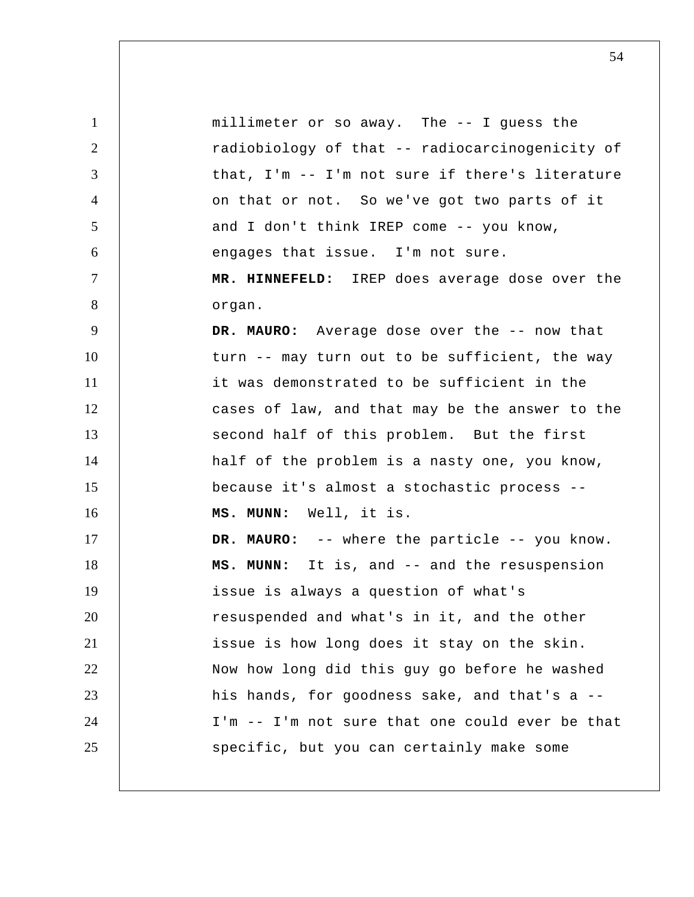millimeter or so away. The -- I guess the radiobiology of that -- radiocarcinogenicity of that, I'm -- I'm not sure if there's literature on that or not. So we've got two parts of it and I don't think IREP come -- you know, engages that issue. I'm not sure.

**MR. HINNEFELD:** IREP does average dose over the organ.

**DR. MAURO:** Average dose over the -- now that turn -- may turn out to be sufficient, the way it was demonstrated to be sufficient in the cases of law, and that may be the answer to the second half of this problem. But the first half of the problem is a nasty one, you know, because it's almost a stochastic process --

**MS. MUNN:** Well, it is.

**DR. MAURO:** -- where the particle -- you know.

**MS. MUNN:** It is, and -- and the resuspension issue is always a question of what's resuspended and what's in it, and the other issue is how long does it stay on the skin. Now how long did this guy go before he washed his hands, for goodness sake, and that's a -- I'm -- I'm not sure that one could ever be that specific, but you can certainly make some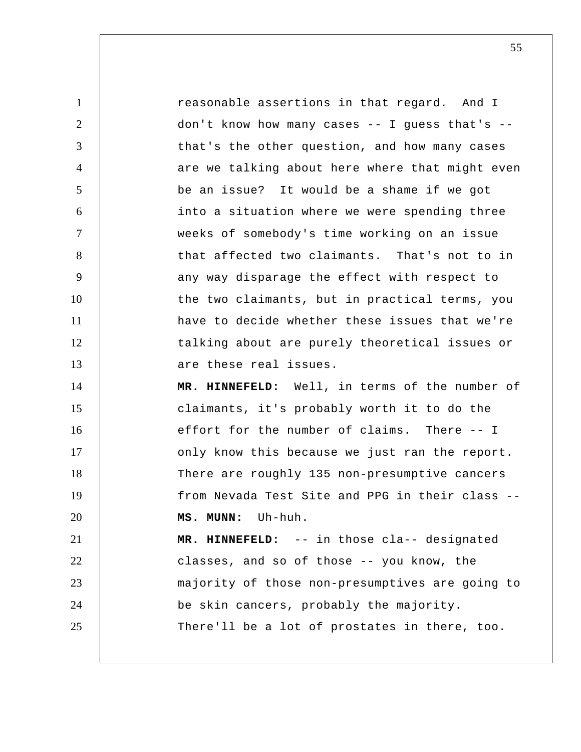reasonable assertions in that regard. And I don't know how many cases -- I guess that's -- that's the other question, and how many cases are we talking about here where that might even be an issue? It would be a shame if we got into a situation where we were spending three weeks of somebody's time working on an issue that affected two claimants. That's not to in any way disparage the effect with respect to the two claimants, but in practical terms, you have to decide whether these issues that we're talking about are purely theoretical issues or are these real issues.

**MR. HINNEFELD:** Well, in terms of the number of claimants, it's probably worth it to do the effort for the number of claims. There -- I only know this because we just ran the report. There are roughly 135 non-presumptive cancers from Nevada Test Site and PPG in their class --

**MS. MUNN:** Uh-huh.

**MR. HINNEFELD:** -- in those cla-- designated classes, and so of those -- you know, the majority of those non-presumptives are going to be skin cancers, probably the majority. There'll be a lot of prostates in there, too.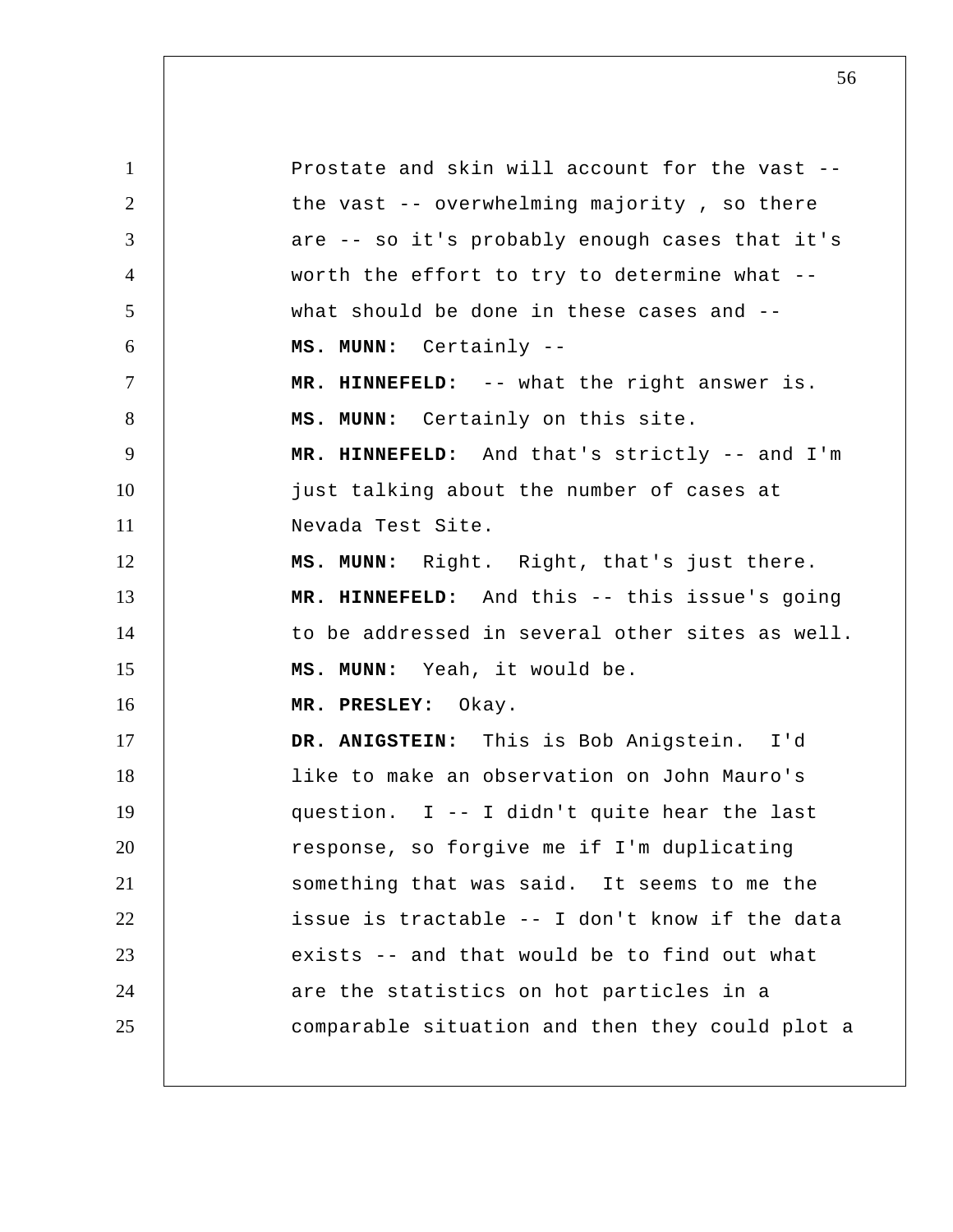Prostate and skin will account for the vast -- the vast -- overwhelming majority , so there are -- so it's probably enough cases that it's worth the effort to try to determine what -- what should be done in these cases and --

**MS. MUNN:** Certainly --

**MR. HINNEFELD:** -- what the right answer is.

**MS. MUNN:** Certainly on this site.

**MR. HINNEFELD:** And that's strictly -- and I'm just talking about the number of cases at Nevada Test Site.

**MS. MUNN:** Right. Right, that's just there.

**MR. HINNEFELD:** And this -- this issue's going to be addressed in several other sites as well.

**MS. MUNN:** Yeah, it would be.

**MR. PRESLEY:** Okay.

**DR. ANIGSTEIN:** This is Bob Anigstein. I'd like to make an observation on John Mauro's question. I -- I didn't quite hear the last response, so forgive me if I'm duplicating something that was said. It seems to me the issue is tractable -- I don't know if the data exists -- and that would be to find out what are the statistics on hot particles in a comparable situation and then they could plot a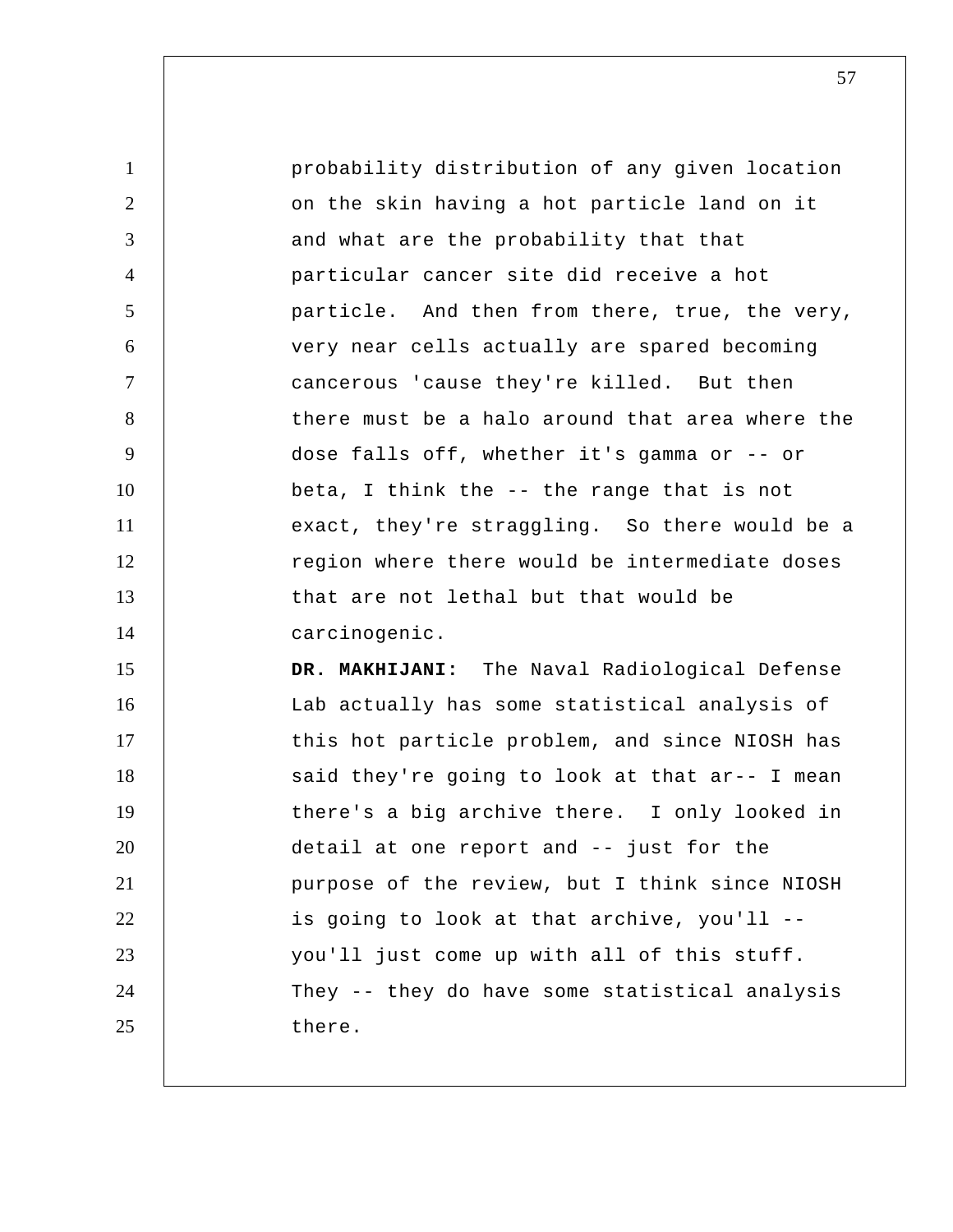probability distribution of any given location on the skin having a hot particle land on it and what are the probability that that particular cancer site did receive a hot particle. And then from there, true, the very, very near cells actually are spared becoming cancerous 'cause they're killed. But then there must be a halo around that area where the dose falls off, whether it's gamma or -- or beta, I think the -- the range that is not exact, they're straggling. So there would be a region where there would be intermediate doses that are not lethal but that would be carcinogenic.

**DR. MAKHIJANI:** The Naval Radiological Defense Lab actually has some statistical analysis of this hot particle problem, and since NIOSH has said they're going to look at that ar-- I mean there's a big archive there. I only looked in detail at one report and -- just for the purpose of the review, but I think since NIOSH is going to look at that archive, you'll -- you'll just come up with all of this stuff. They -- they do have some statistical analysis there.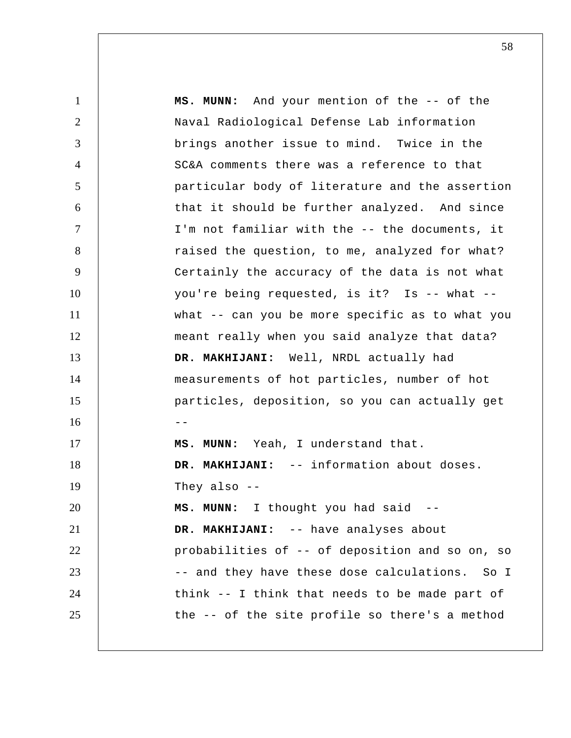**MS. MUNN:** And your mention of the -- of the Naval Radiological Defense Lab information brings another issue to mind. Twice in the SC&A comments there was a reference to that particular body of literature and the assertion that it should be further analyzed. And since I'm not familiar with the -- the documents, it raised the question, to me, analyzed for what? Certainly the accuracy of the data is not what you're being requested, is it? Is -- what -- what -- can you be more specific as to what you meant really when you said analyze that data?

**DR. MAKHIJANI:** Well, NRDL actually had measurements of hot particles, number of hot particles, deposition, so you can actually get --

**MS. MUNN:** Yeah, I understand that.

**DR. MAKHIJANI:** -- information about doses. They also --

**MS. MUNN:** I thought you had said --

**DR. MAKHIJANI:** -- have analyses about probabilities of -- of deposition and so on, so -- and they have these dose calculations. So I think -- I think that needs to be made part of the -- of the site profile so there's a method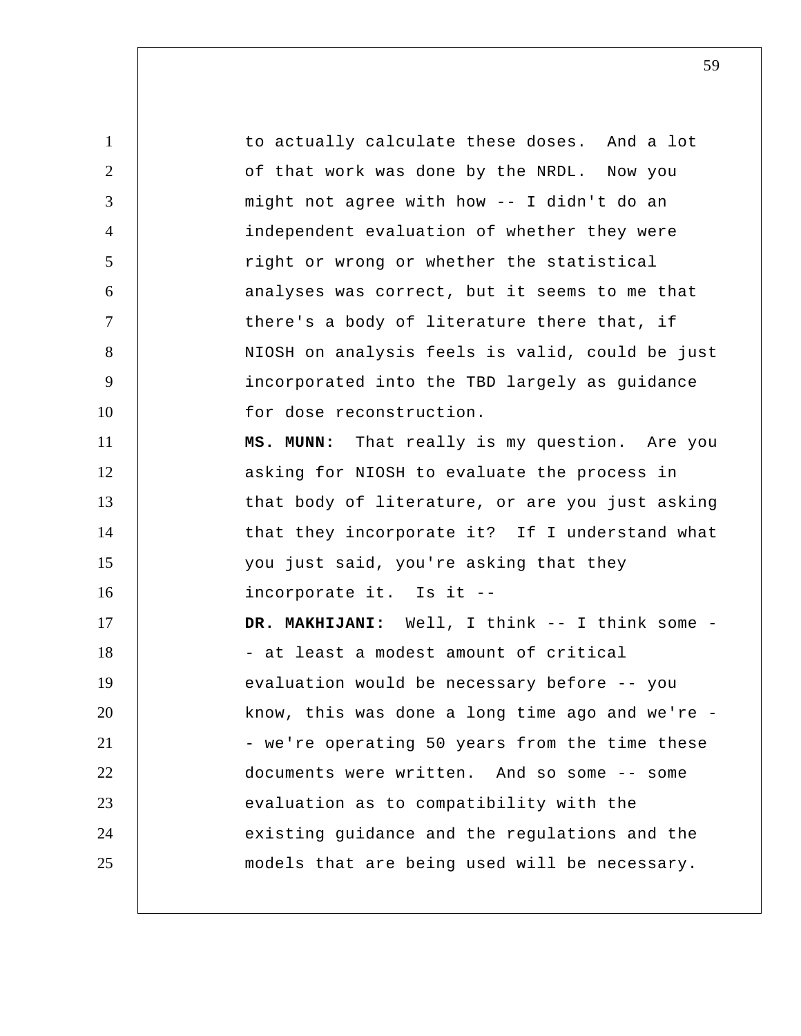to actually calculate these doses. And a lot of that work was done by the NRDL. Now you might not agree with how -- I didn't do an independent evaluation of whether they were right or wrong or whether the statistical analyses was correct, but it seems to me that there's a body of literature there that, if NIOSH on analysis feels is valid, could be just incorporated into the TBD largely as guidance for dose reconstruction.

**MS. MUNN:** That really is my question. Are you asking for NIOSH to evaluate the process in that body of literature, or are you just asking that they incorporate it? If I understand what you just said, you're asking that they incorporate it. Is it --

**DR. MAKHIJANI:** Well, I think -- I think some -- at least a modest amount of critical evaluation would be necessary before -- you know, this was done a long time ago and we're -- we're operating 50 years from the time these documents were written. And so some -- some evaluation as to compatibility with the existing guidance and the regulations and the models that are being used will be necessary.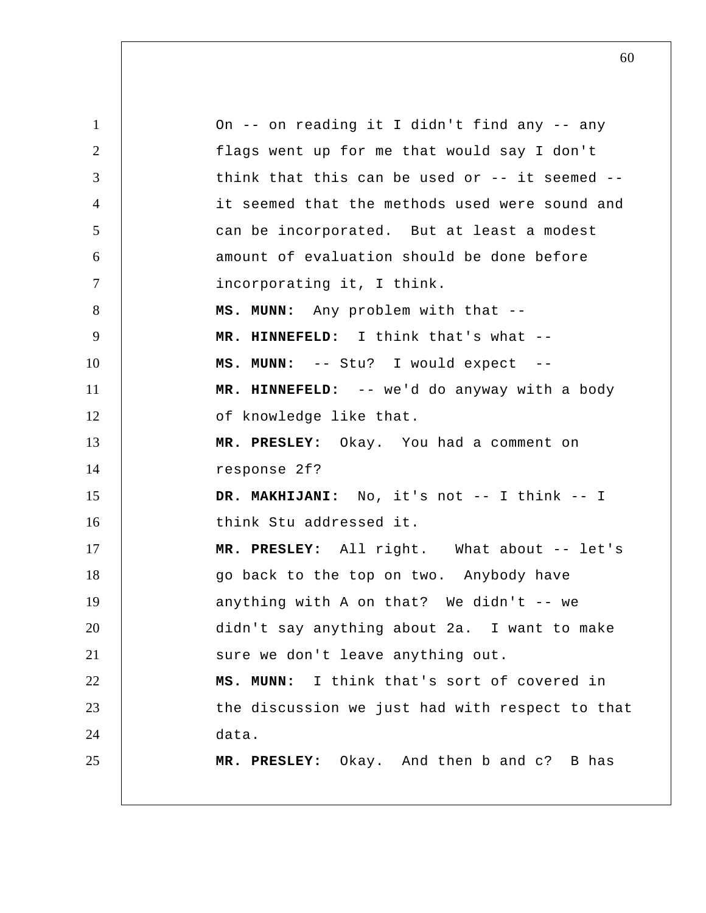On -- on reading it I didn't find any -- any flags went up for me that would say I don't think that this can be used or -- it seemed -- it seemed that the methods used were sound and can be incorporated. But at least a modest amount of evaluation should be done before incorporating it, I think.

**MS. MUNN:** Any problem with that --

**MR. HINNEFELD:** I think that's what --

**MS. MUNN:** -- Stu? I would expect --

**MR. HINNEFELD:** -- we'd do anyway with a body of knowledge like that.

**MR. PRESLEY:** Okay. You had a comment on response 2f?

**DR. MAKHIJANI:** No, it's not -- I think -- I think Stu addressed it.

**MR. PRESLEY:** All right. What about -- let's go back to the top on two. Anybody have anything with A on that? We didn't -- we didn't say anything about 2a. I want to make sure we don't leave anything out.

**MS. MUNN:** I think that's sort of covered in the discussion we just had with respect to that data.

**MR. PRESLEY:** Okay. And then b and c? B has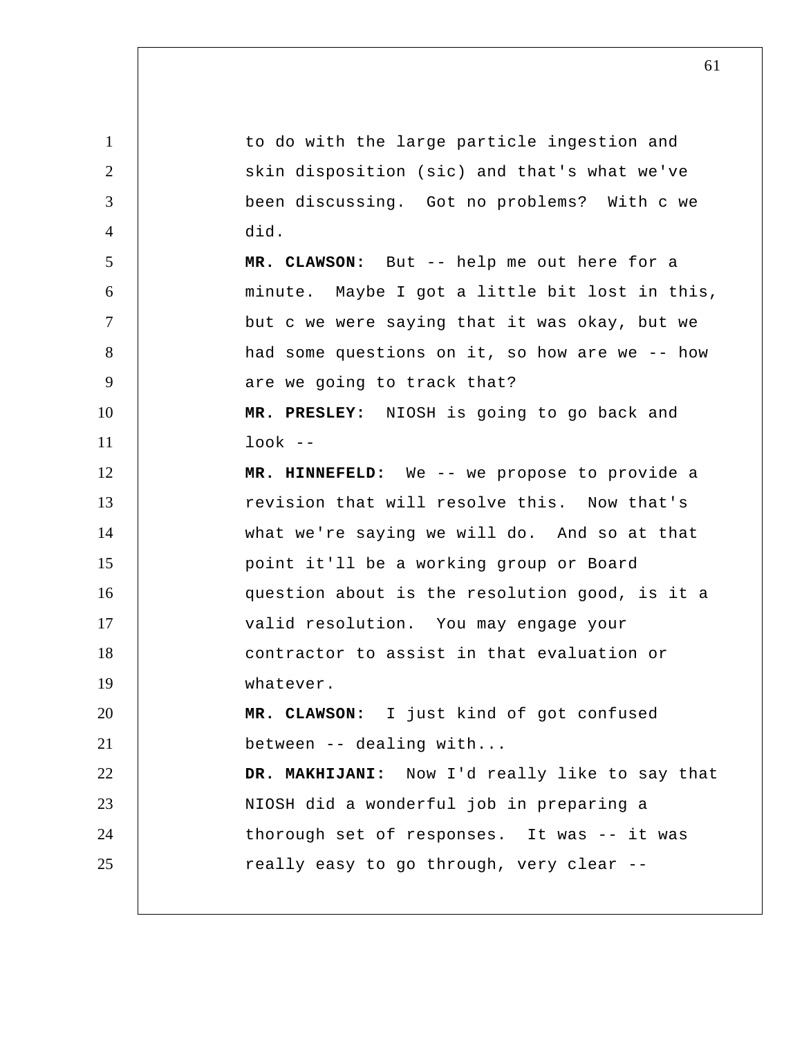to do with the large particle ingestion and skin disposition (sic) and that's what we've been discussing. Got no problems? With c we did.

**MR. CLAWSON:** But -- help me out here for a minute. Maybe I got a little bit lost in this, but c we were saying that it was okay, but we had some questions on it, so how are we -- how are we going to track that?

**MR. PRESLEY:** NIOSH is going to go back and look --

**MR. HINNEFELD:** We -- we propose to provide a revision that will resolve this. Now that's what we're saying we will do. And so at that point it'll be a working group or Board question about is the resolution good, is it a valid resolution. You may engage your contractor to assist in that evaluation or whatever.

**MR. CLAWSON:** I just kind of got confused between -- dealing with...

**DR. MAKHIJANI:** Now I'd really like to say that NIOSH did a wonderful job in preparing a thorough set of responses. It was -- it was really easy to go through, very clear --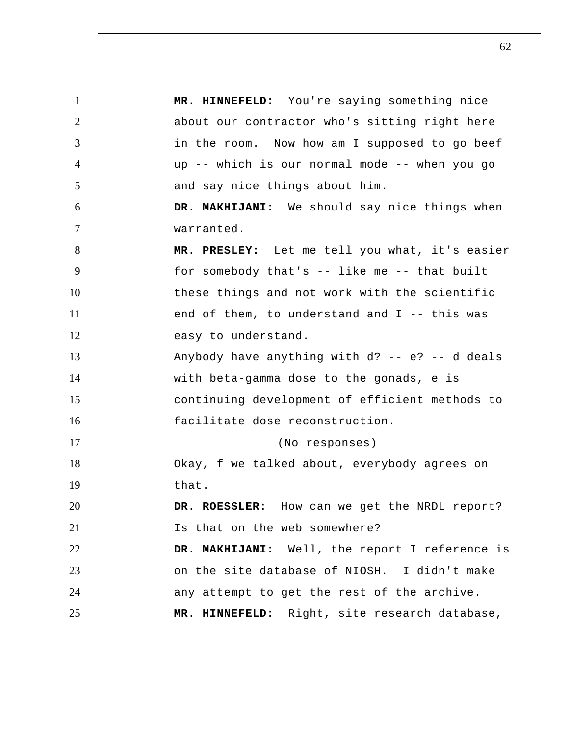**MR. HINNEFELD:** You're saying something nice about our contractor who's sitting right here in the room. Now how am I supposed to go beef up -- which is our normal mode -- when you go and say nice things about him.

**DR. MAKHIJANI:** We should say nice things when warranted.

**MR. PRESLEY:** Let me tell you what, it's easier for somebody that's -- like me -- that built these things and not work with the scientific end of them, to understand and I -- this was easy to understand.

Anybody have anything with d? -- e? -- d deals with beta-gamma dose to the gonads, e is continuing development of efficient methods to facilitate dose reconstruction.

(No responses)

Okay, f we talked about, everybody agrees on that.

**DR. ROESSLER:** How can we get the NRDL report? Is that on the web somewhere?

**DR. MAKHIJANI:** Well, the report I reference is on the site database of NIOSH. I didn't make any attempt to get the rest of the archive.

**MR. HINNEFELD:** Right, site research database,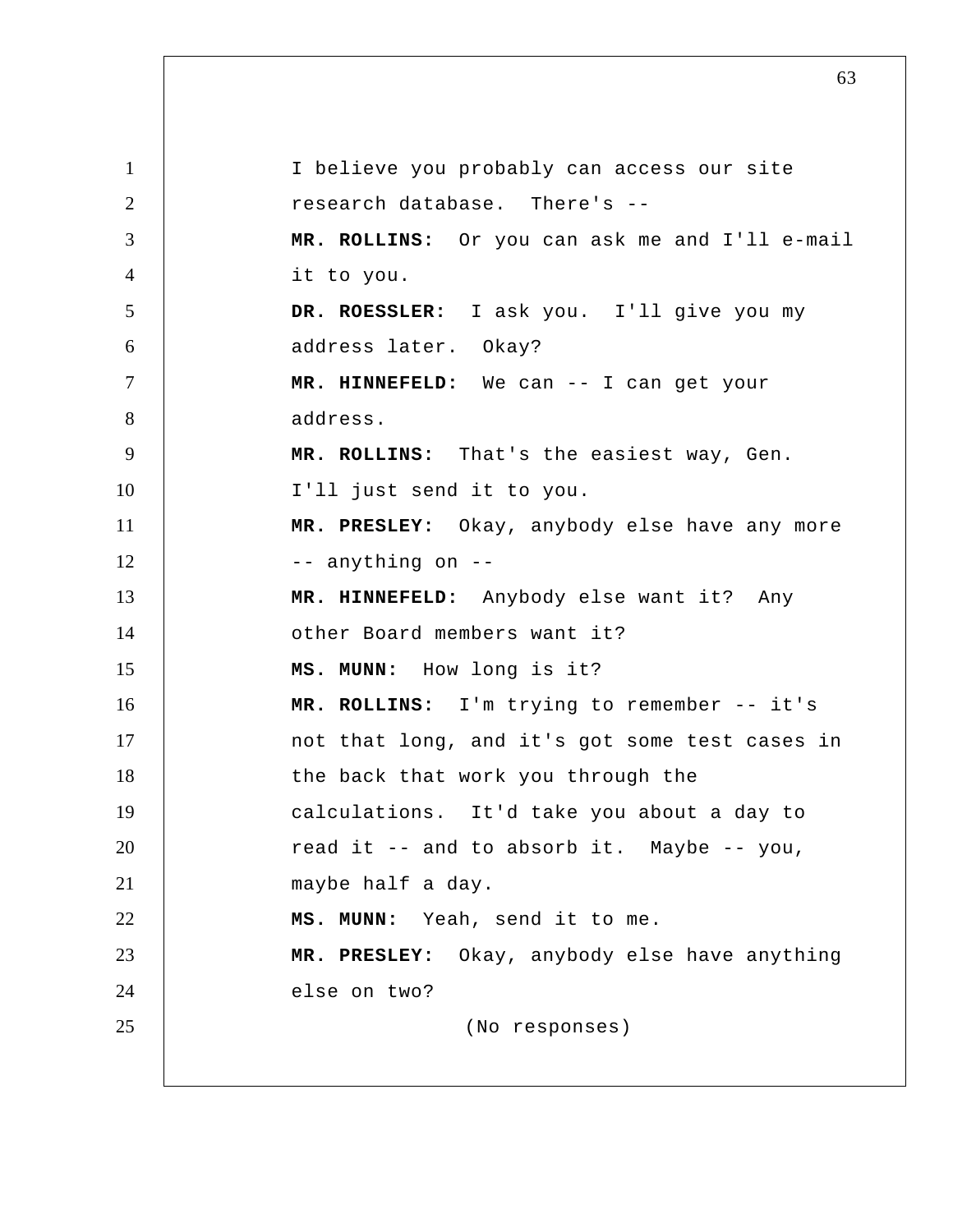I believe you probably can access our site research database. There's --

**MR. ROLLINS:** Or you can ask me and I'll e-mail it to you.

**DR. ROESSLER:** I ask you. I'll give you my address later. Okay?

**MR. HINNEFELD:** We can -- I can get your address.

**MR. ROLLINS:** That's the easiest way, Gen. I'll just send it to you.

**MR. PRESLEY:** Okay, anybody else have any more -- anything on --

**MR. HINNEFELD:** Anybody else want it? Any other Board members want it?

**MS. MUNN:** How long is it?

**MR. ROLLINS:** I'm trying to remember -- it's not that long, and it's got some test cases in the back that work you through the calculations. It'd take you about a day to read it -- and to absorb it. Maybe -- you, maybe half a day.

**MS. MUNN:** Yeah, send it to me.

**MR. PRESLEY:** Okay, anybody else have anything else on two?

(No responses)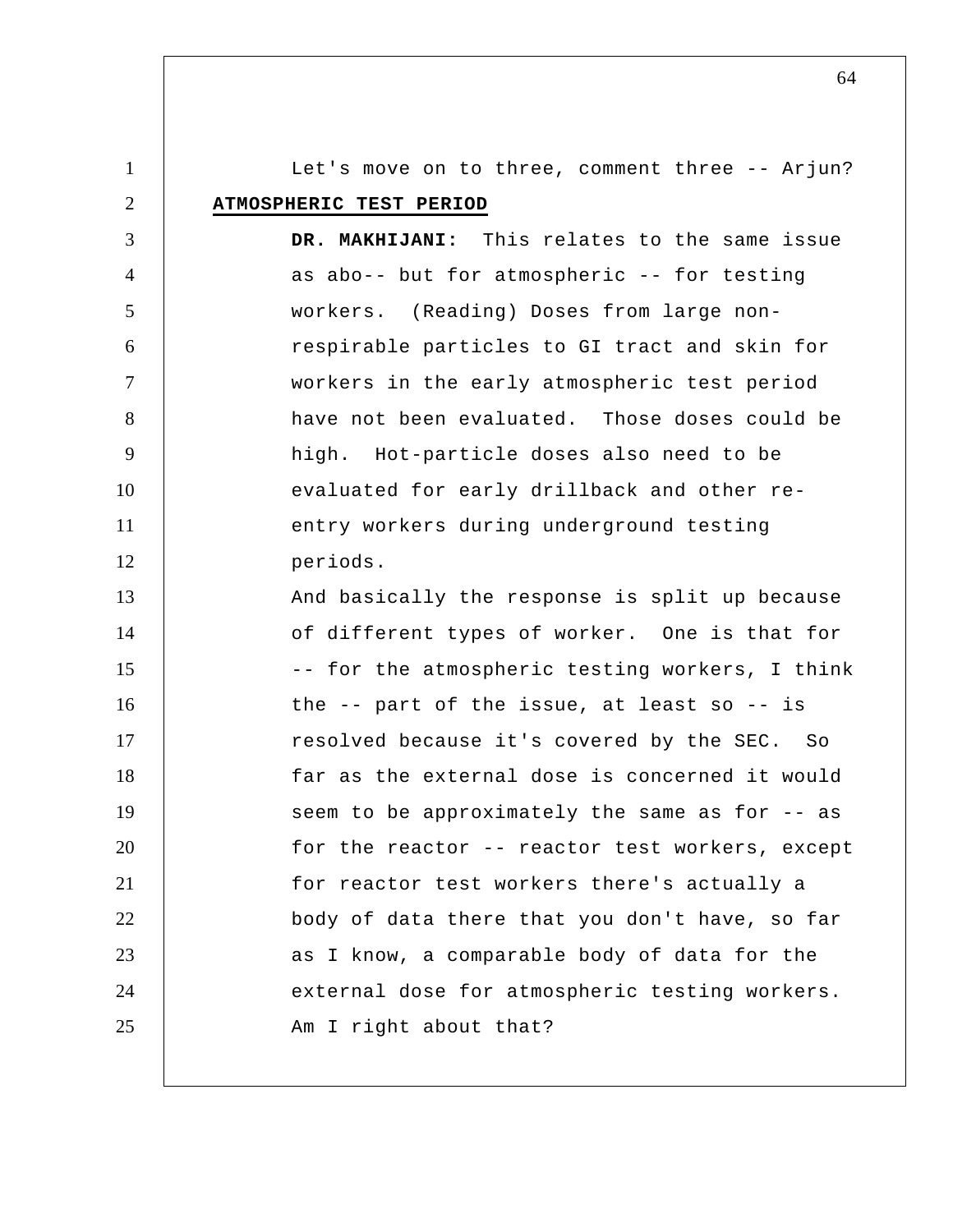Let's move on to three, comment three -- Arjun?

**ATMOSPHERIC TEST PERIOD**

**DR. MAKHIJANI:** This relates to the same issue as abo-- but for atmospheric -- for testing workers. (Reading) Doses from large non-respirable particles to GI tract and skin for workers in the early atmospheric test period have not been evaluated. Those doses could be high. Hot-particle doses also need to be evaluated for early drillback and other re-entry workers during underground testing periods.

And basically the response is split up because of different types of worker. One is that for -- for the atmospheric testing workers, I think the -- part of the issue, at least so -- is resolved because it's covered by the SEC. So far as the external dose is concerned it would seem to be approximately the same as for -- as for the reactor -- reactor test workers, except for reactor test workers there's actually a body of data there that you don't have, so far as I know, a comparable body of data for the external dose for atmospheric testing workers. Am I right about that?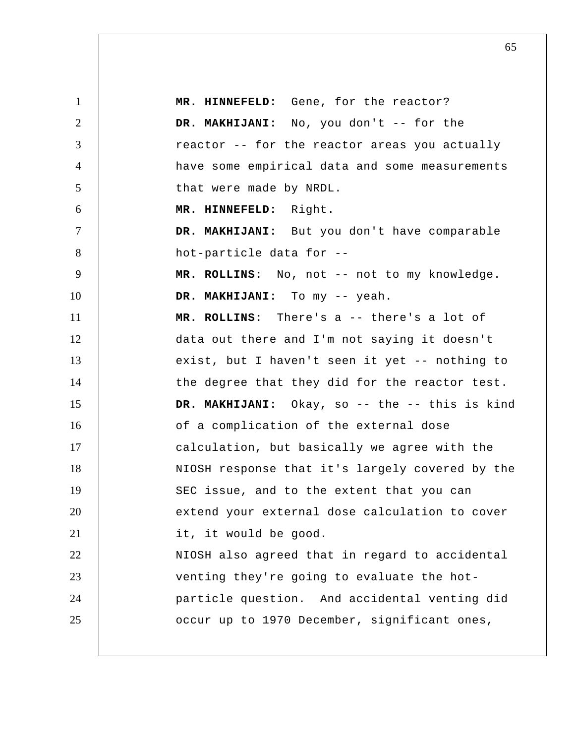**MR. HINNEFELD:** Gene, for the reactor?

**DR. MAKHIJANI:** No, you don't -- for the reactor -- for the reactor areas you actually have some empirical data and some measurements that were made by NRDL.

**MR. HINNEFELD:** Right.

**DR. MAKHIJANI:** But you don't have comparable hot-particle data for --

**MR. ROLLINS:** No, not -- not to my knowledge.

**DR. MAKHIJANI:** To my -- yeah.

**MR. ROLLINS:** There's a -- there's a lot of data out there and I'm not saying it doesn't exist, but I haven't seen it yet -- nothing to the degree that they did for the reactor test.

**DR. MAKHIJANI:** Okay, so -- the -- this is kind of a complication of the external dose calculation, but basically we agree with the NIOSH response that it's largely covered by the SEC issue, and to the extent that you can extend your external dose calculation to cover it, it would be good.

NIOSH also agreed that in regard to accidental venting they're going to evaluate the hot-particle question. And accidental venting did occur up to 1970 December, significant ones,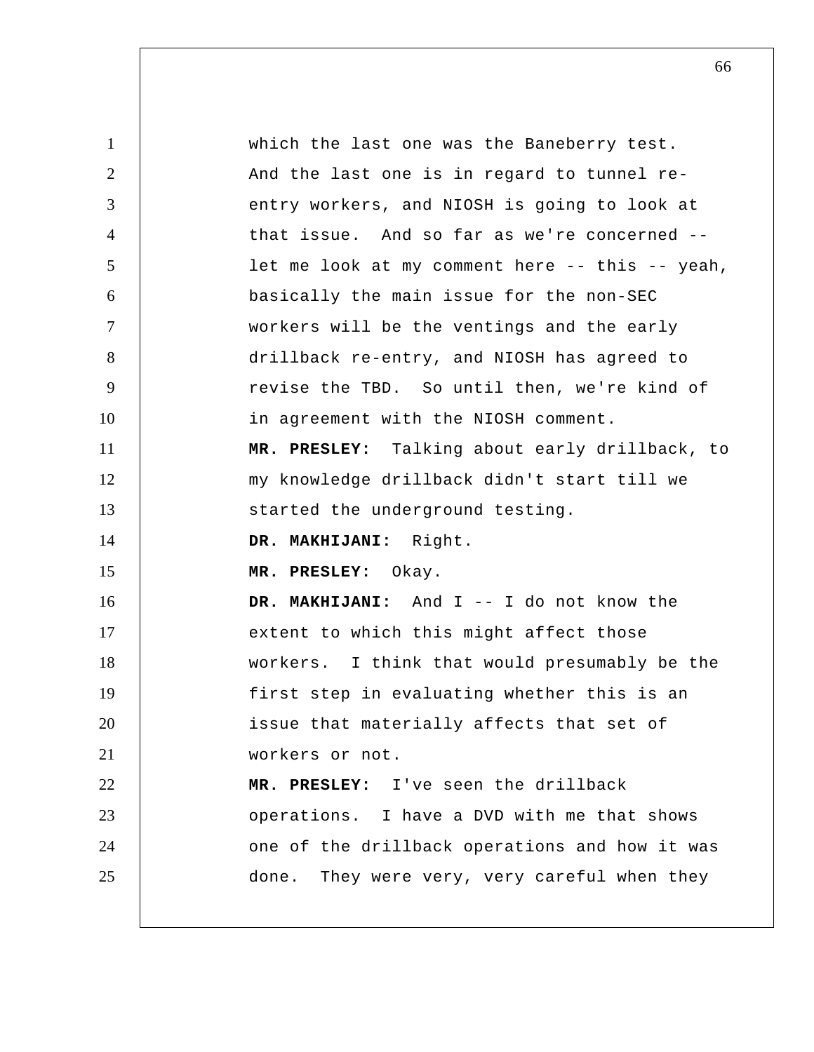which the last one was the Baneberry test. And the last one is in regard to tunnel re-entry workers, and NIOSH is going to look at that issue. And so far as we're concerned -- let me look at my comment here -- this -- yeah, basically the main issue for the non-SEC workers will be the ventings and the early drillback re-entry, and NIOSH has agreed to revise the TBD. So until then, we're kind of in agreement with the NIOSH comment.

**MR. PRESLEY:** Talking about early drillback, to my knowledge drillback didn't start till we started the underground testing.

**DR. MAKHIJANI:** Right.

**MR. PRESLEY:** Okay.

**DR. MAKHIJANI:** And I -- I do not know the extent to which this might affect those workers. I think that would presumably be the first step in evaluating whether this is an issue that materially affects that set of workers or not.

**MR. PRESLEY:** I've seen the drillback operations. I have a DVD with me that shows one of the drillback operations and how it was done. They were very, very careful when they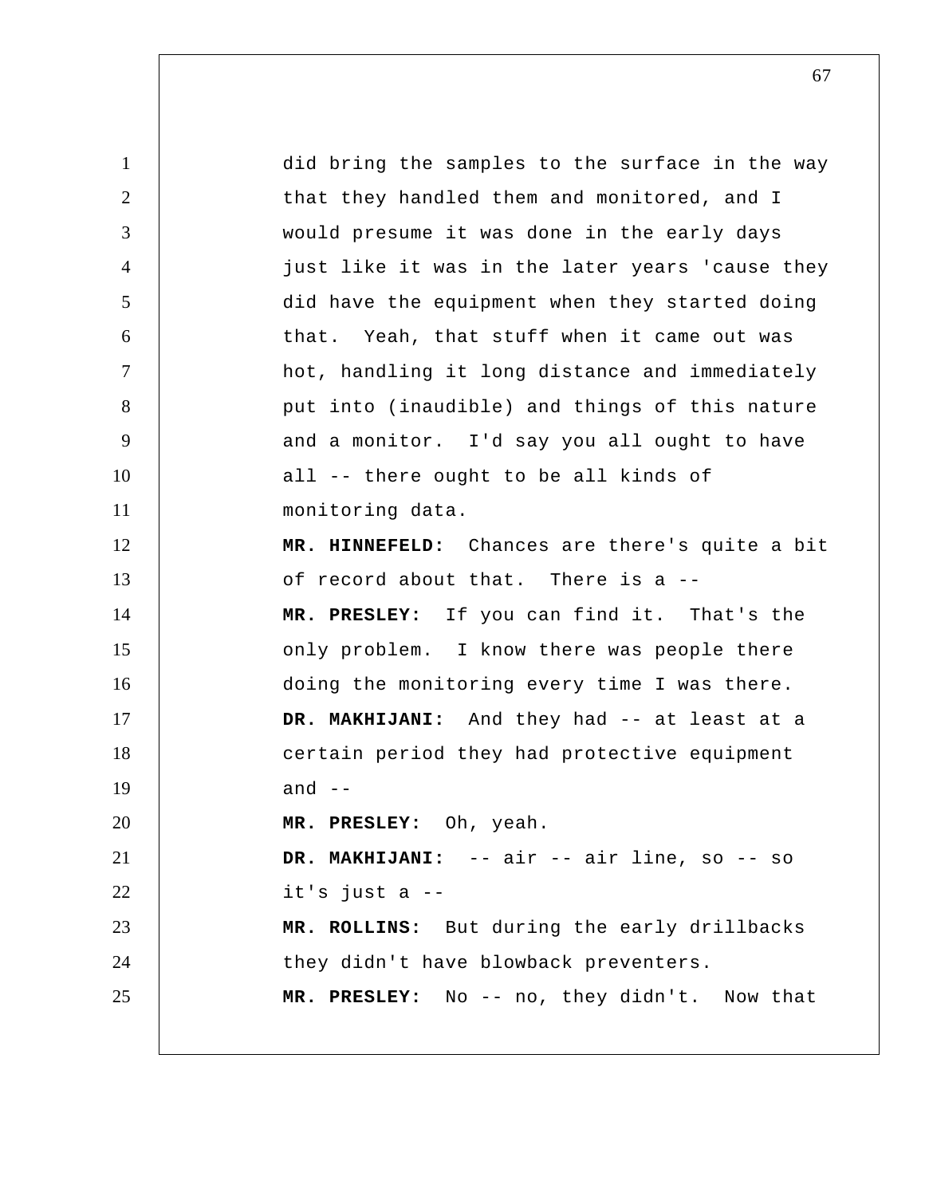did bring the samples to the surface in the way that they handled them and monitored, and I would presume it was done in the early days just like it was in the later years 'cause they did have the equipment when they started doing that. Yeah, that stuff when it came out was hot, handling it long distance and immediately put into (inaudible) and things of this nature and a monitor. I'd say you all ought to have all -- there ought to be all kinds of monitoring data.

**MR. HINNEFELD:** Chances are there's quite a bit of record about that. There is a --

**MR. PRESLEY:** If you can find it. That's the only problem. I know there was people there doing the monitoring every time I was there.

**DR. MAKHIJANI:** And they had -- at least at a certain period they had protective equipment and --

**MR. PRESLEY:** Oh, yeah.

**DR. MAKHIJANI:** -- air -- air line, so -- so it's just a --

**MR. ROLLINS:** But during the early drillbacks they didn't have blowback preventers.

**MR. PRESLEY:** No -- no, they didn't. Now that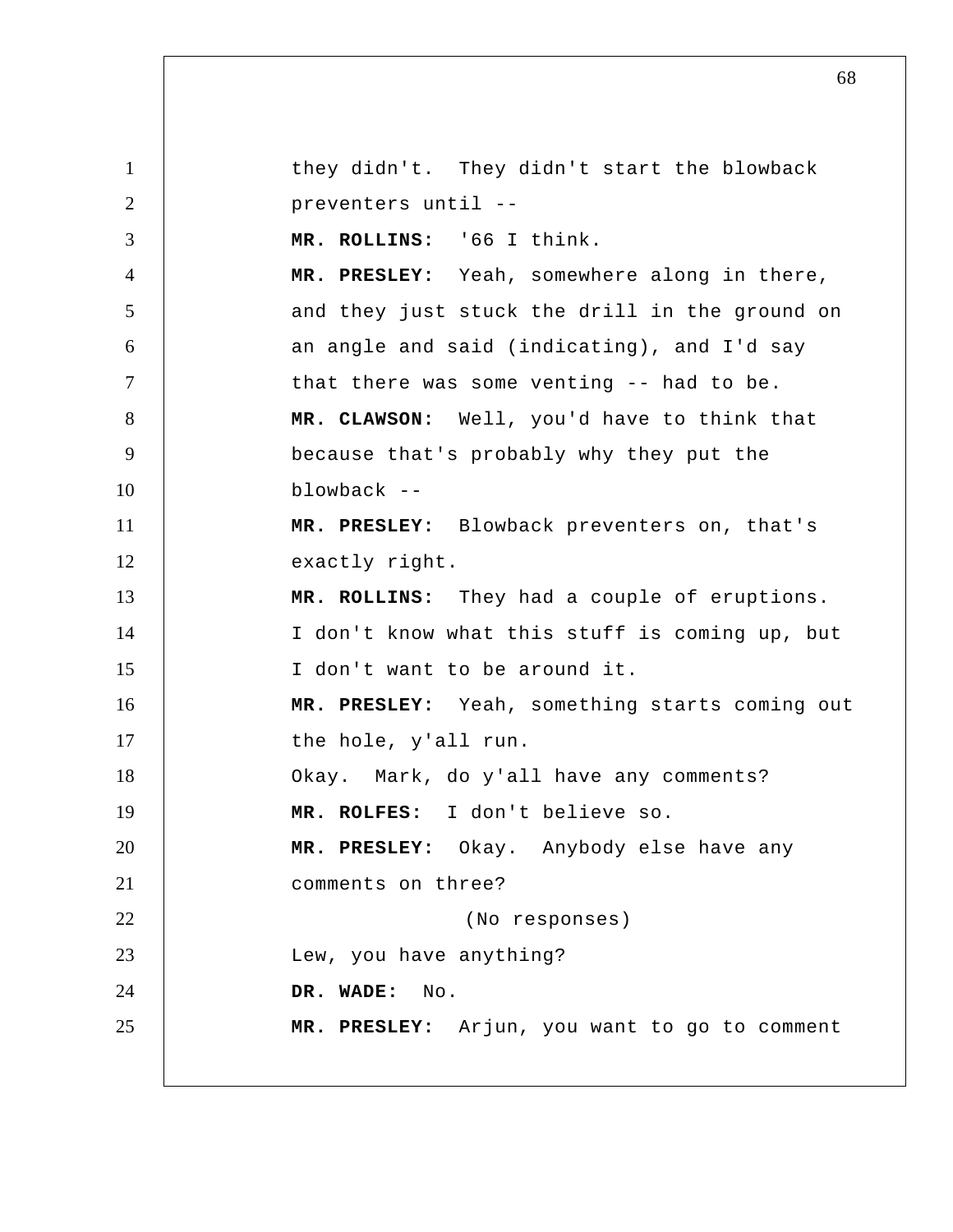they didn't. They didn't start the blowback preventers until --

**MR. ROLLINS:** '66 I think.

**MR. PRESLEY:** Yeah, somewhere along in there, and they just stuck the drill in the ground on an angle and said (indicating), and I'd say that there was some venting -- had to be.

**MR. CLAWSON:** Well, you'd have to think that because that's probably why they put the blowback --

**MR. PRESLEY:** Blowback preventers on, that's exactly right.

**MR. ROLLINS:** They had a couple of eruptions. I don't know what this stuff is coming up, but I don't want to be around it.

**MR. PRESLEY:** Yeah, something starts coming out the hole, y'all run.

Okay. Mark, do y'all have any comments?

**MR. ROLFES:** I don't believe so.

**MR. PRESLEY:** Okay. Anybody else have any comments on three?

(No responses)

Lew, you have anything?

**DR. WADE:** No.

**MR. PRESLEY:** Arjun, you want to go to comment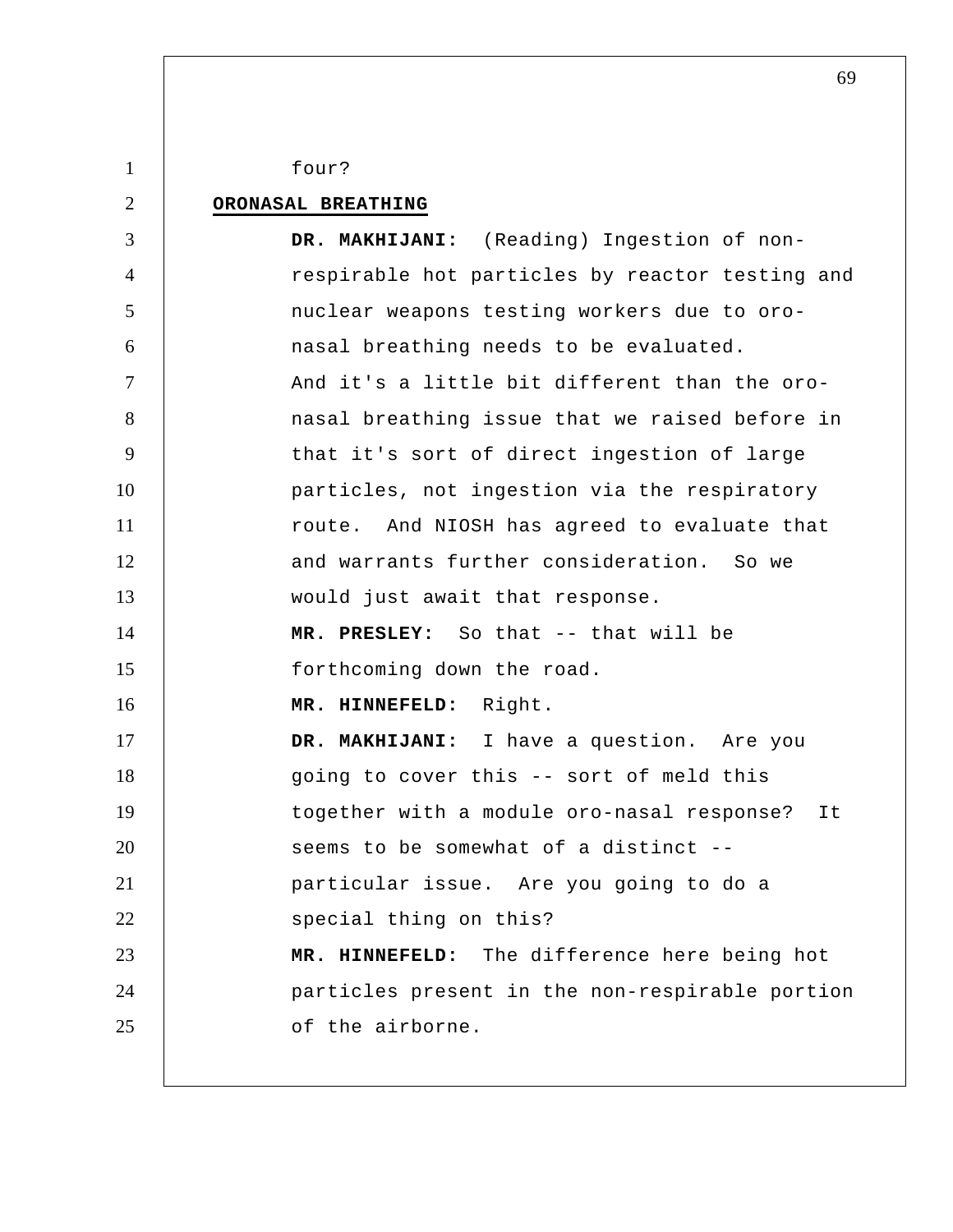four?

**ORONASAL BREATHING**

**DR. MAKHIJANI:** (Reading) Ingestion of non-respirable hot particles by reactor testing and nuclear weapons testing workers due to oro-nasal breathing needs to be evaluated.

And it's a little bit different than the oro-nasal breathing issue that we raised before in that it's sort of direct ingestion of large particles, not ingestion via the respiratory route. And NIOSH has agreed to evaluate that and warrants further consideration. So we would just await that response.

**MR. PRESLEY:** So that -- that will be forthcoming down the road.

**MR. HINNEFELD:** Right.

**DR. MAKHIJANI:** I have a question. Are you going to cover this -- sort of meld this together with a module oro-nasal response? It seems to be somewhat of a distinct -- particular issue. Are you going to do a special thing on this?

**MR. HINNEFELD:** The difference here being hot particles present in the non-respirable portion of the airborne.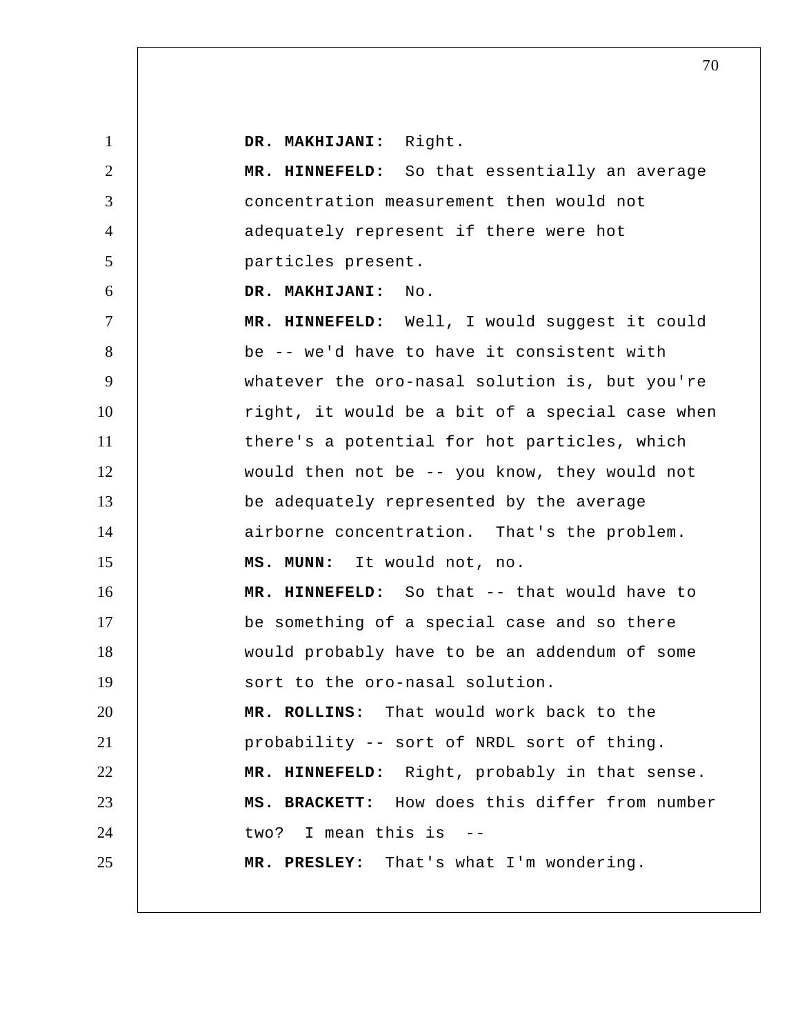**DR. MAKHIJANI:** Right.

**MR. HINNEFELD:** So that essentially an average concentration measurement then would not adequately represent if there were hot particles present.

**DR. MAKHIJANI:** No.

**MR. HINNEFELD:** Well, I would suggest it could be -- we'd have to have it consistent with whatever the oro-nasal solution is, but you're right, it would be a bit of a special case when there's a potential for hot particles, which would then not be -- you know, they would not be adequately represented by the average airborne concentration. That's the problem.

**MS. MUNN:** It would not, no.

**MR. HINNEFELD:** So that -- that would have to be something of a special case and so there would probably have to be an addendum of some sort to the oro-nasal solution.

**MR. ROLLINS:** That would work back to the probability -- sort of NRDL sort of thing.

**MR. HINNEFELD:** Right, probably in that sense.

**MS. BRACKETT:** How does this differ from number two? I mean this is --

**MR. PRESLEY:** That's what I'm wondering.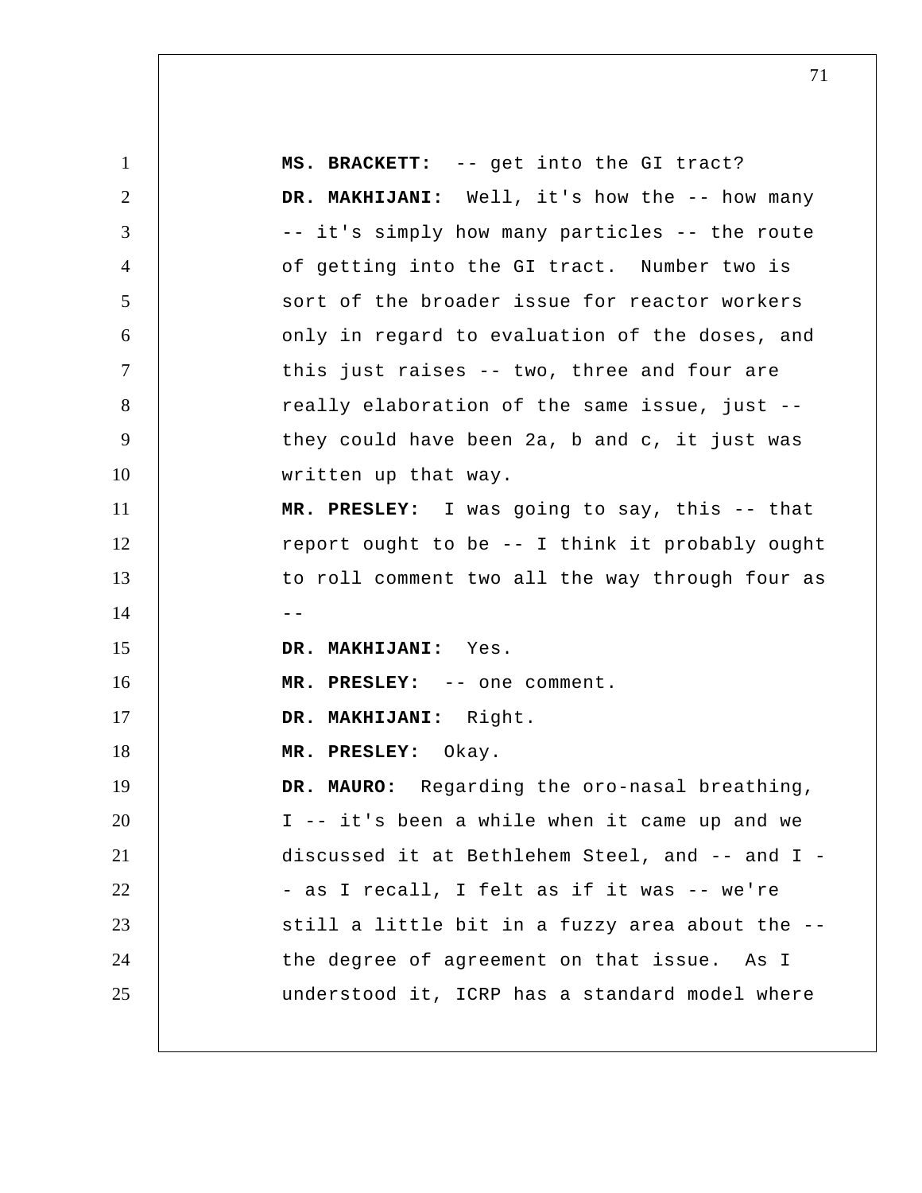**MS. BRACKETT:** -- get into the GI tract?

**DR. MAKHIJANI:** Well, it's how the -- how many -- it's simply how many particles -- the route of getting into the GI tract. Number two is sort of the broader issue for reactor workers only in regard to evaluation of the doses, and this just raises -- two, three and four are really elaboration of the same issue, just -- they could have been 2a, b and c, it just was written up that way.

**MR. PRESLEY:** I was going to say, this -- that report ought to be -- I think it probably ought to roll comment two all the way through four as --

**DR. MAKHIJANI:** Yes.

**MR. PRESLEY:** -- one comment.

**DR. MAKHIJANI:** Right.

**MR. PRESLEY:** Okay.

**DR. MAURO:** Regarding the oro-nasal breathing, I -- it's been a while when it came up and we discussed it at Bethlehem Steel, and -- and I -- as I recall, I felt as if it was -- we're still a little bit in a fuzzy area about the -- the degree of agreement on that issue. As I understood it, ICRP has a standard model where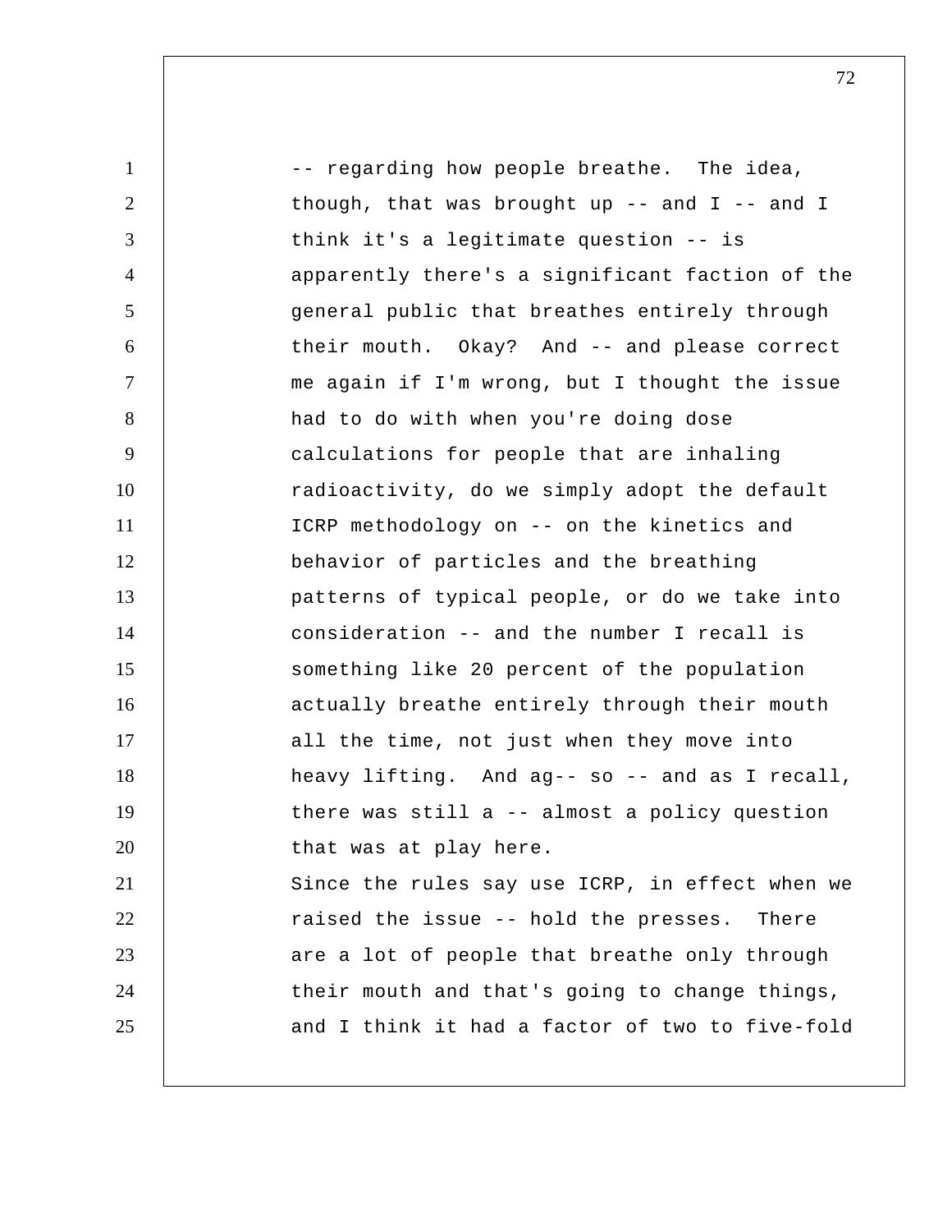-- regarding how people breathe. The idea, though, that was brought up -- and I -- and I think it's a legitimate question -- is apparently there's a significant faction of the general public that breathes entirely through their mouth. Okay? And -- and please correct me again if I'm wrong, but I thought the issue had to do with when you're doing dose calculations for people that are inhaling radioactivity, do we simply adopt the default ICRP methodology on -- on the kinetics and behavior of particles and the breathing patterns of typical people, or do we take into consideration -- and the number I recall is something like 20 percent of the population actually breathe entirely through their mouth all the time, not just when they move into heavy lifting. And ag-- so -- and as I recall, there was still a -- almost a policy question that was at play here.

Since the rules say use ICRP, in effect when we raised the issue -- hold the presses. There are a lot of people that breathe only through their mouth and that's going to change things, and I think it had a factor of two to five-fold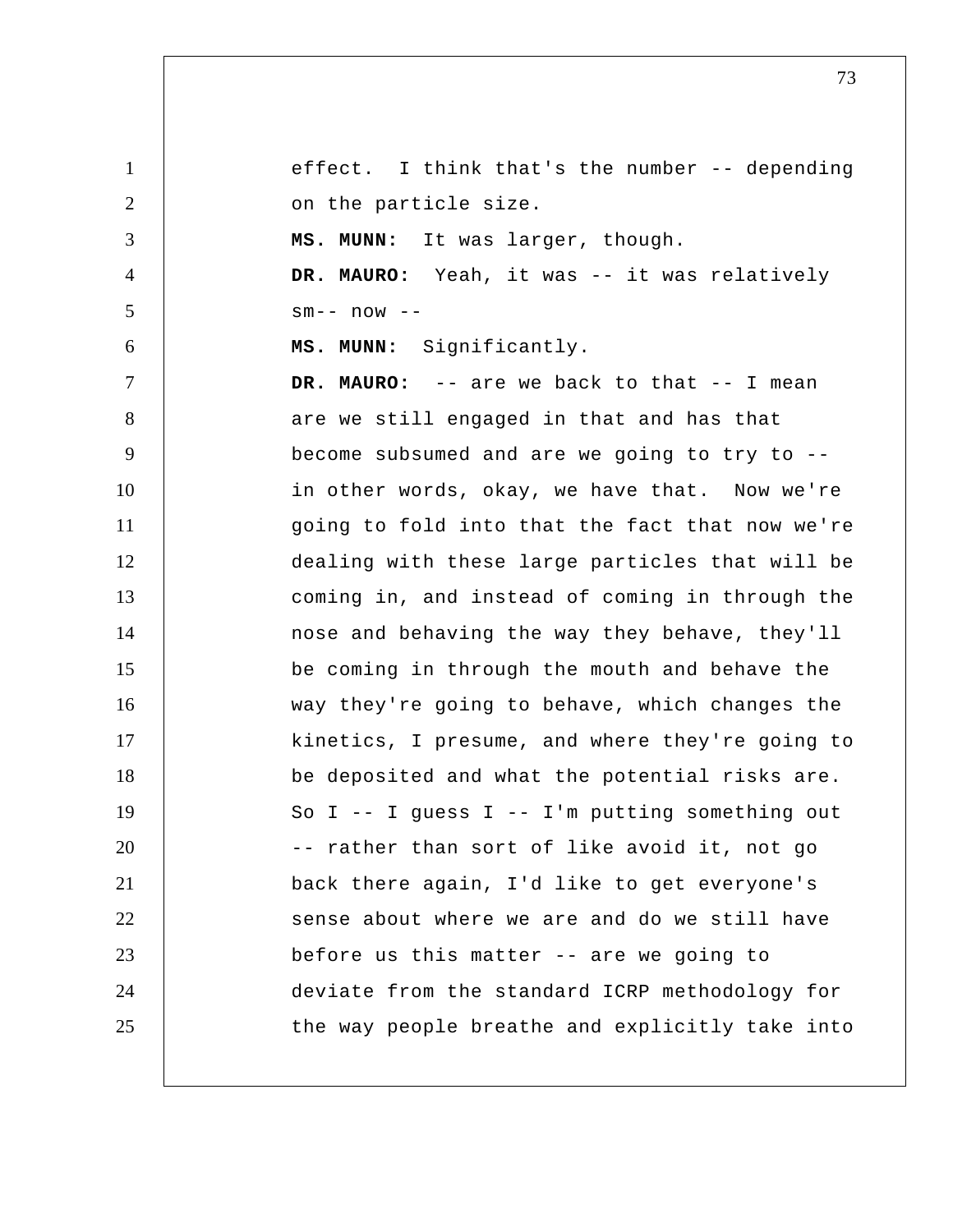effect. I think that's the number -- depending on the particle size.

**MS. MUNN:** It was larger, though.

**DR. MAURO:** Yeah, it was -- it was relatively sm-- now --

**MS. MUNN:** Significantly.

**DR. MAURO:** -- are we back to that -- I mean are we still engaged in that and has that become subsumed and are we going to try to -- in other words, okay, we have that. Now we're going to fold into that the fact that now we're dealing with these large particles that will be coming in, and instead of coming in through the nose and behaving the way they behave, they'll be coming in through the mouth and behave the way they're going to behave, which changes the kinetics, I presume, and where they're going to be deposited and what the potential risks are. So I -- I guess I -- I'm putting something out -- rather than sort of like avoid it, not go back there again, I'd like to get everyone's sense about where we are and do we still have before us this matter -- are we going to deviate from the standard ICRP methodology for the way people breathe and explicitly take into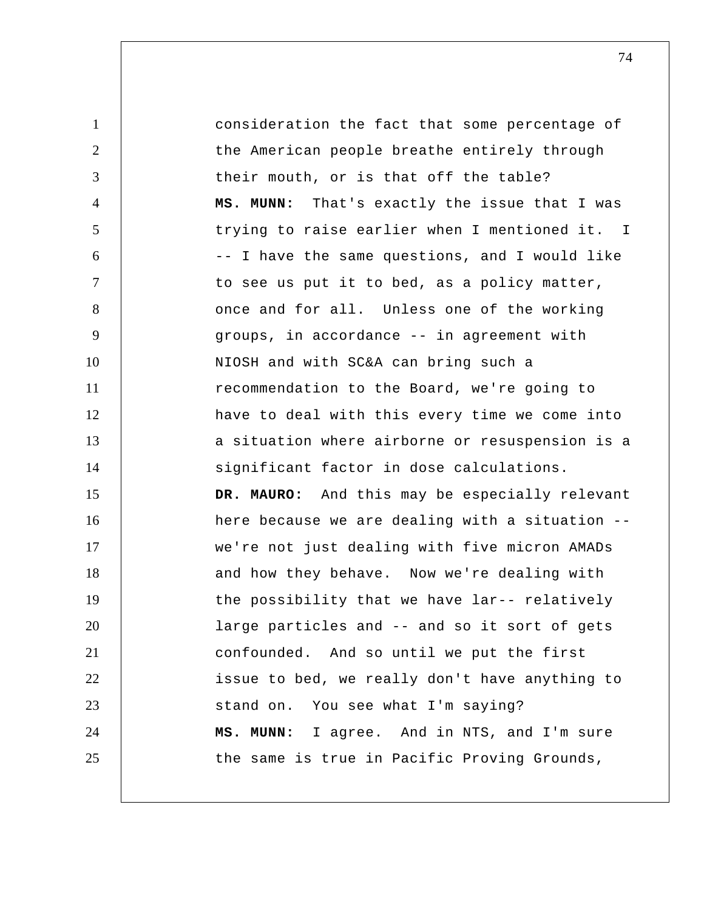consideration the fact that some percentage of the American people breathe entirely through their mouth, or is that off the table?

**MS. MUNN:** That's exactly the issue that I was trying to raise earlier when I mentioned it. I -- I have the same questions, and I would like to see us put it to bed, as a policy matter, once and for all. Unless one of the working groups, in accordance -- in agreement with NIOSH and with SC&A can bring such a recommendation to the Board, we're going to have to deal with this every time we come into a situation where airborne or resuspension is a significant factor in dose calculations.

**DR. MAURO:** And this may be especially relevant here because we are dealing with a situation -- we're not just dealing with five micron AMADs and how they behave. Now we're dealing with the possibility that we have lar-- relatively large particles and -- and so it sort of gets confounded. And so until we put the first issue to bed, we really don't have anything to stand on. You see what I'm saying?

**MS. MUNN:** I agree. And in NTS, and I'm sure the same is true in Pacific Proving Grounds,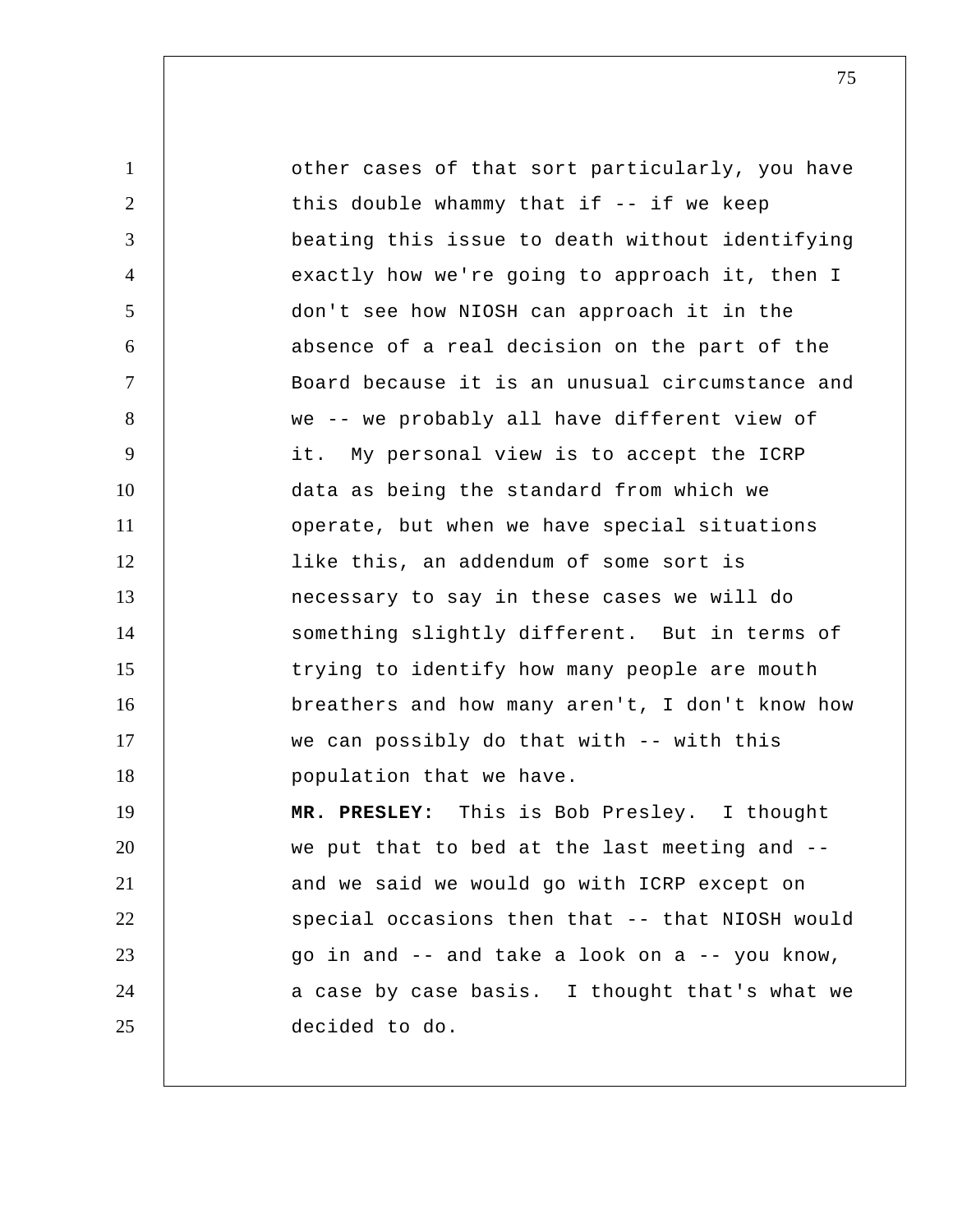other cases of that sort particularly, you have this double whammy that if -- if we keep beating this issue to death without identifying exactly how we're going to approach it, then I don't see how NIOSH can approach it in the absence of a real decision on the part of the Board because it is an unusual circumstance and we -- we probably all have different view of it. My personal view is to accept the ICRP data as being the standard from which we operate, but when we have special situations like this, an addendum of some sort is necessary to say in these cases we will do something slightly different. But in terms of trying to identify how many people are mouth breathers and how many aren't, I don't know how we can possibly do that with -- with this population that we have.

**MR. PRESLEY:** This is Bob Presley. I thought we put that to bed at the last meeting and -- and we said we would go with ICRP except on special occasions then that -- that NIOSH would go in and -- and take a look on a -- you know, a case by case basis. I thought that's what we decided to do.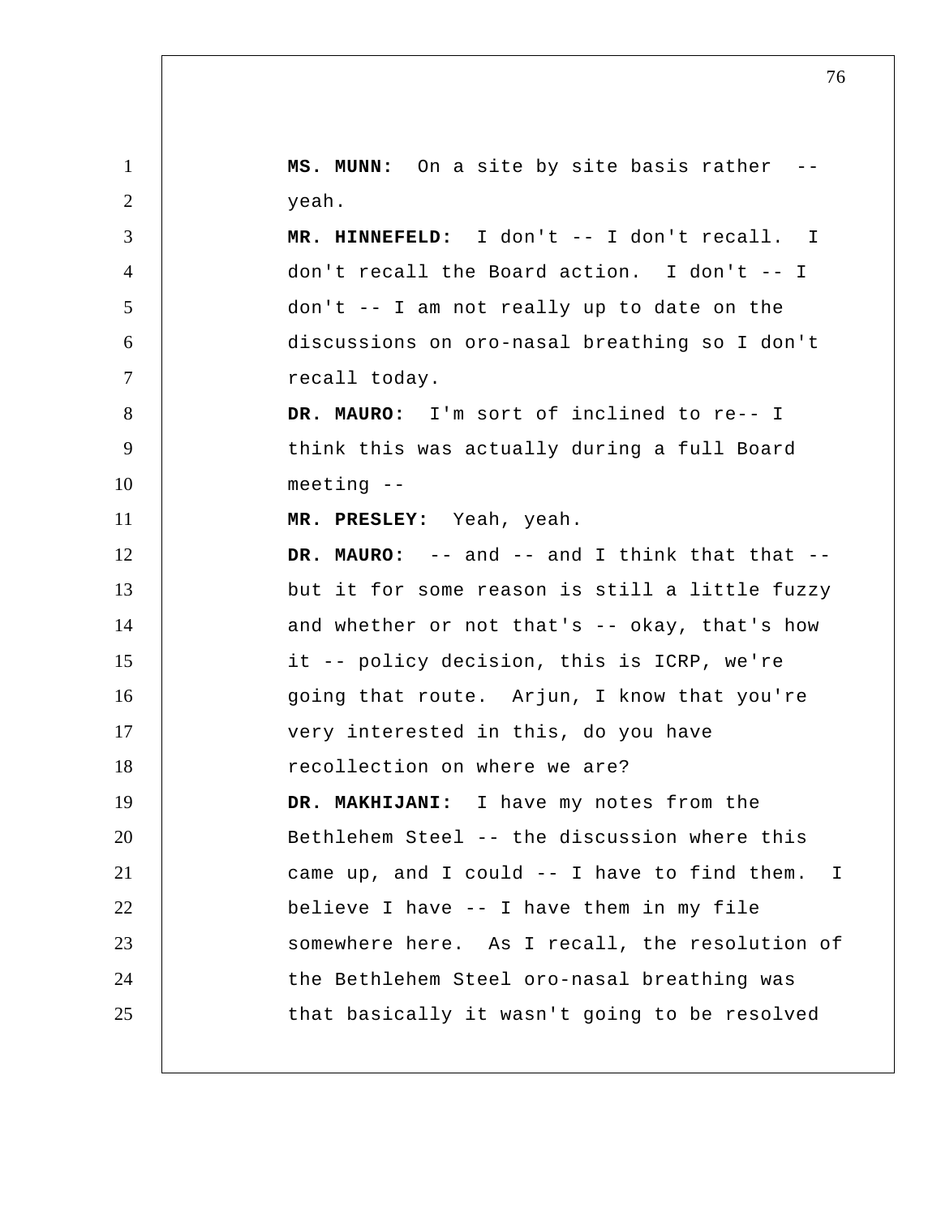**MS. MUNN:** On a site by site basis rather -- yeah.

**MR. HINNEFELD:** I don't -- I don't recall. I don't recall the Board action. I don't -- I don't -- I am not really up to date on the discussions on oro-nasal breathing so I don't recall today.

**DR. MAURO:** I'm sort of inclined to re-- I think this was actually during a full Board meeting --

**MR. PRESLEY:** Yeah, yeah.

**DR. MAURO:** -- and -- and I think that that -- but it for some reason is still a little fuzzy and whether or not that's -- okay, that's how it -- policy decision, this is ICRP, we're going that route. Arjun, I know that you're very interested in this, do you have recollection on where we are?

**DR. MAKHIJANI:** I have my notes from the Bethlehem Steel -- the discussion where this came up, and I could -- I have to find them. I believe I have -- I have them in my file somewhere here. As I recall, the resolution of the Bethlehem Steel oro-nasal breathing was that basically it wasn't going to be resolved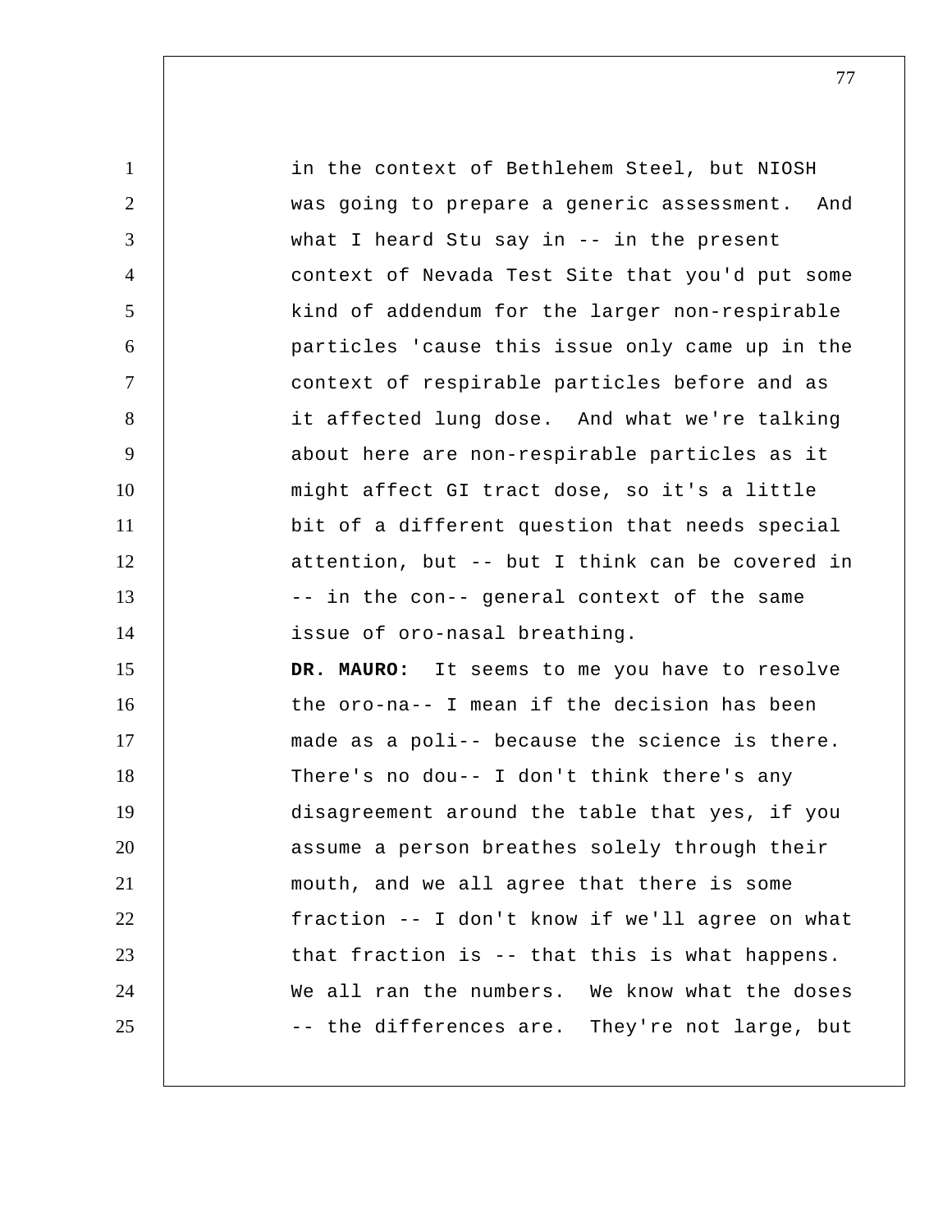in the context of Bethlehem Steel, but NIOSH was going to prepare a generic assessment. And what I heard Stu say in -- in the present context of Nevada Test Site that you'd put some kind of addendum for the larger non-respirable particles 'cause this issue only came up in the context of respirable particles before and as it affected lung dose. And what we're talking about here are non-respirable particles as it might affect GI tract dose, so it's a little bit of a different question that needs special attention, but -- but I think can be covered in -- in the con-- general context of the same issue of oro-nasal breathing.

**DR. MAURO:** It seems to me you have to resolve the oro-na-- I mean if the decision has been made as a poli-- because the science is there. There's no dou-- I don't think there's any disagreement around the table that yes, if you assume a person breathes solely through their mouth, and we all agree that there is some fraction -- I don't know if we'll agree on what that fraction is -- that this is what happens. We all ran the numbers. We know what the doses -- the differences are. They're not large, but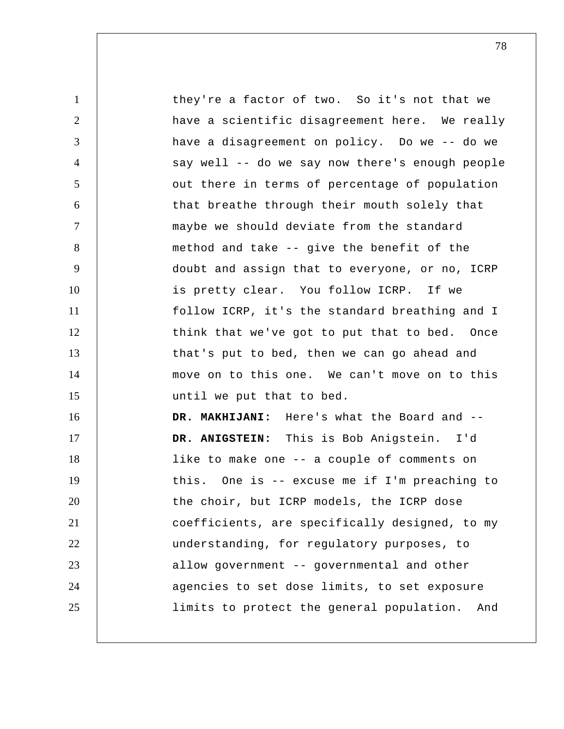they're a factor of two. So it's not that we have a scientific disagreement here. We really have a disagreement on policy. Do we -- do we say well -- do we say now there's enough people out there in terms of percentage of population that breathe through their mouth solely that maybe we should deviate from the standard method and take -- give the benefit of the doubt and assign that to everyone, or no, ICRP is pretty clear. You follow ICRP. If we follow ICRP, it's the standard breathing and I think that we've got to put that to bed. Once that's put to bed, then we can go ahead and move on to this one. We can't move on to this until we put that to bed.

**DR. MAKHIJANI:** Here's what the Board and --

**DR. ANIGSTEIN:** This is Bob Anigstein. I'd like to make one -- a couple of comments on this. One is -- excuse me if I'm preaching to the choir, but ICRP models, the ICRP dose coefficients, are specifically designed, to my understanding, for regulatory purposes, to allow government -- governmental and other agencies to set dose limits, to set exposure limits to protect the general population. And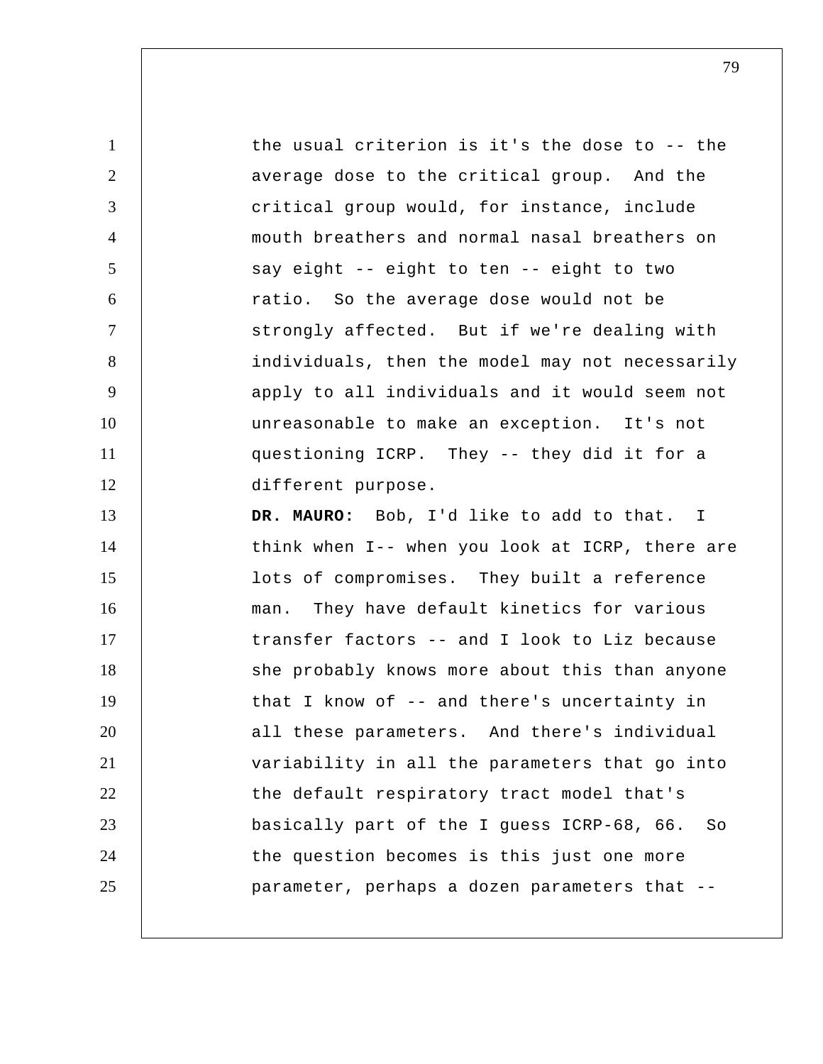the usual criterion is it's the dose to -- the average dose to the critical group. And the critical group would, for instance, include mouth breathers and normal nasal breathers on say eight -- eight to ten -- eight to two ratio. So the average dose would not be strongly affected. But if we're dealing with individuals, then the model may not necessarily apply to all individuals and it would seem not unreasonable to make an exception. It's not questioning ICRP. They -- they did it for a different purpose.

**DR. MAURO:** Bob, I'd like to add to that. I think when I-- when you look at ICRP, there are lots of compromises. They built a reference man. They have default kinetics for various transfer factors -- and I look to Liz because she probably knows more about this than anyone that I know of -- and there's uncertainty in all these parameters. And there's individual variability in all the parameters that go into the default respiratory tract model that's basically part of the I guess ICRP-68, 66. So the question becomes is this just one more parameter, perhaps a dozen parameters that --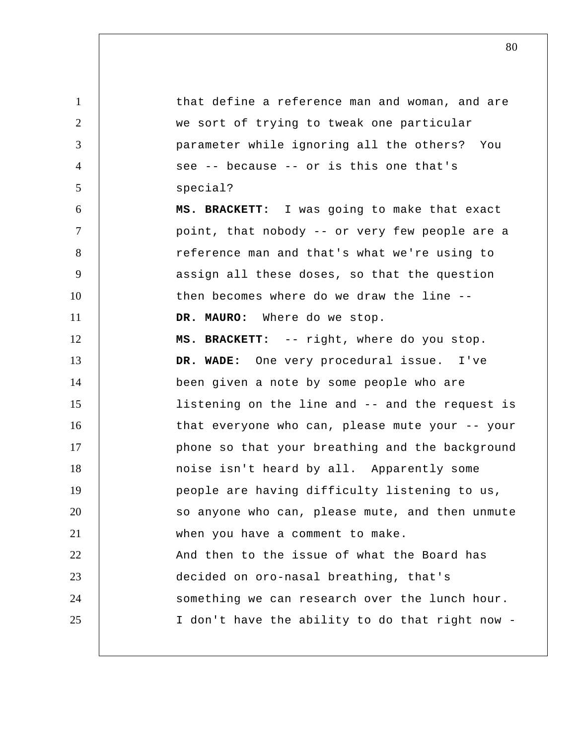that define a reference man and woman, and are we sort of trying to tweak one particular parameter while ignoring all the others? You see -- because -- or is this one that's special?

**MS. BRACKETT:** I was going to make that exact point, that nobody -- or very few people are a reference man and that's what we're using to assign all these doses, so that the question then becomes where do we draw the line --

**DR. MAURO:** Where do we stop.

**MS. BRACKETT:** -- right, where do you stop.

**DR. WADE:** One very procedural issue. I've been given a note by some people who are listening on the line and -- and the request is that everyone who can, please mute your -- your phone so that your breathing and the background noise isn't heard by all. Apparently some people are having difficulty listening to us, so anyone who can, please mute, and then unmute when you have a comment to make.

And then to the issue of what the Board has decided on oro-nasal breathing, that's something we can research over the lunch hour. I don't have the ability to do that right now -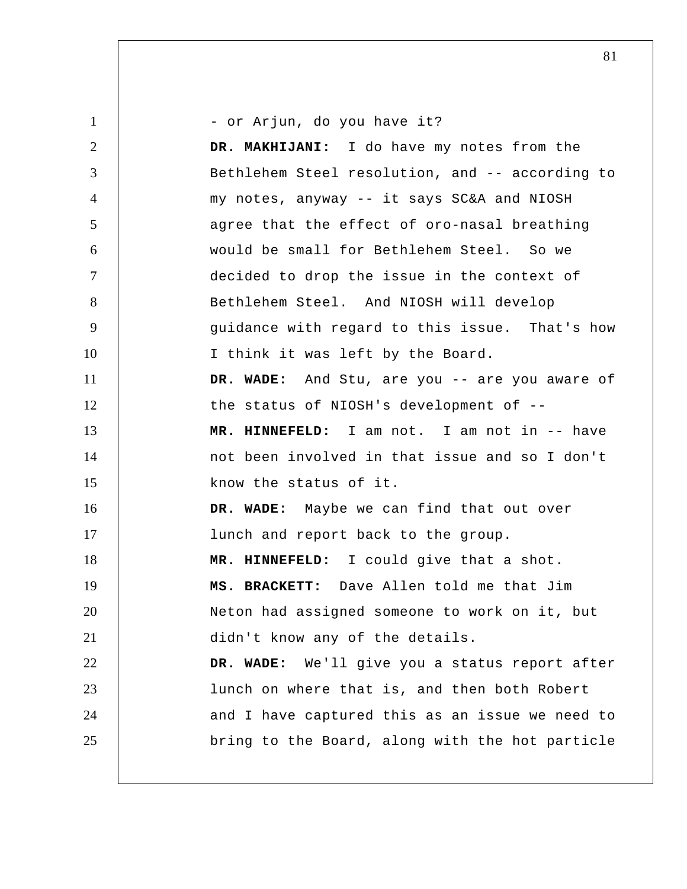- or Arjun, do you have it?

**DR. MAKHIJANI:** I do have my notes from the Bethlehem Steel resolution, and -- according to my notes, anyway -- it says SC&A and NIOSH agree that the effect of oro-nasal breathing would be small for Bethlehem Steel. So we decided to drop the issue in the context of Bethlehem Steel. And NIOSH will develop guidance with regard to this issue. That's how I think it was left by the Board.

**DR. WADE:** And Stu, are you -- are you aware of the status of NIOSH's development of --

**MR. HINNEFELD:** I am not. I am not in -- have not been involved in that issue and so I don't know the status of it.

**DR. WADE:** Maybe we can find that out over lunch and report back to the group.

**MR. HINNEFELD:** I could give that a shot.

**MS. BRACKETT:** Dave Allen told me that Jim Neton had assigned someone to work on it, but didn't know any of the details.

**DR. WADE:** We'll give you a status report after lunch on where that is, and then both Robert and I have captured this as an issue we need to bring to the Board, along with the hot particle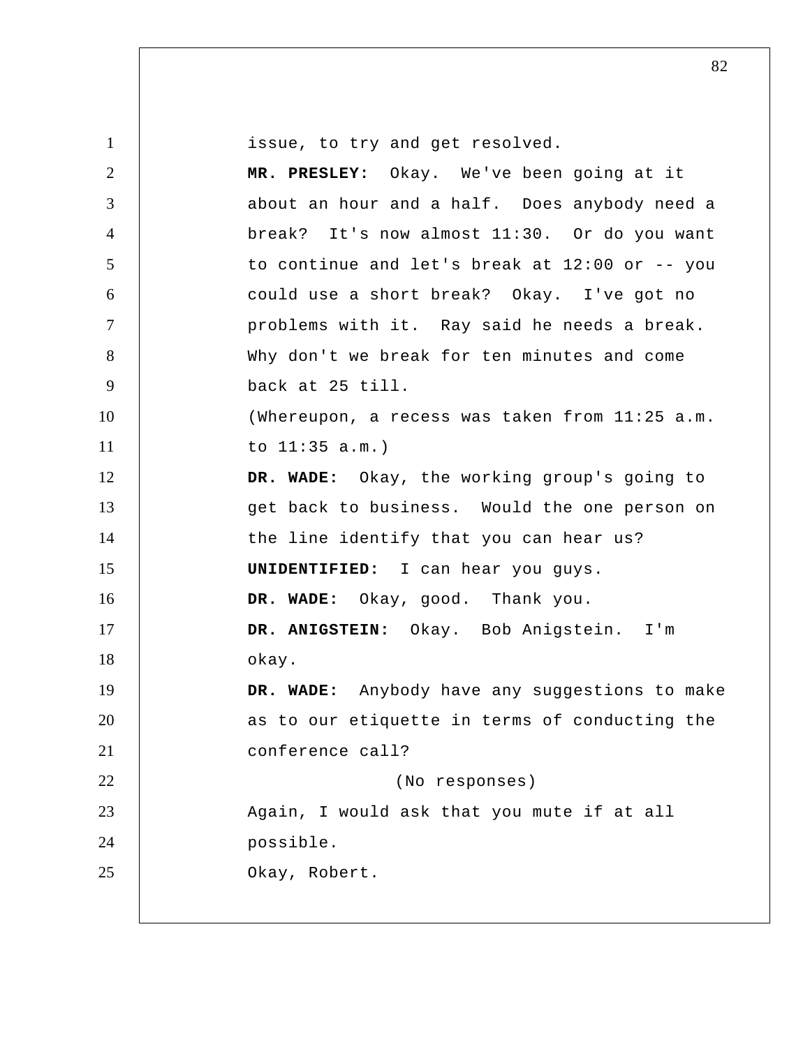issue, to try and get resolved.

**MR. PRESLEY:** Okay. We've been going at it about an hour and a half. Does anybody need a break? It's now almost 11:30. Or do you want to continue and let's break at 12:00 or -- you could use a short break? Okay. I've got no problems with it. Ray said he needs a break. Why don't we break for ten minutes and come back at 25 till.

(Whereupon, a recess was taken from 11:25 a.m. to 11:35 a.m.)

**DR. WADE:** Okay, the working group's going to get back to business. Would the one person on the line identify that you can hear us?

**UNIDENTIFIED:** I can hear you guys.

**DR. WADE:** Okay, good. Thank you.

**DR. ANIGSTEIN:** Okay. Bob Anigstein. I'm okay.

**DR. WADE:** Anybody have any suggestions to make as to our etiquette in terms of conducting the conference call?

(No responses)

Again, I would ask that you mute if at all possible.

Okay, Robert.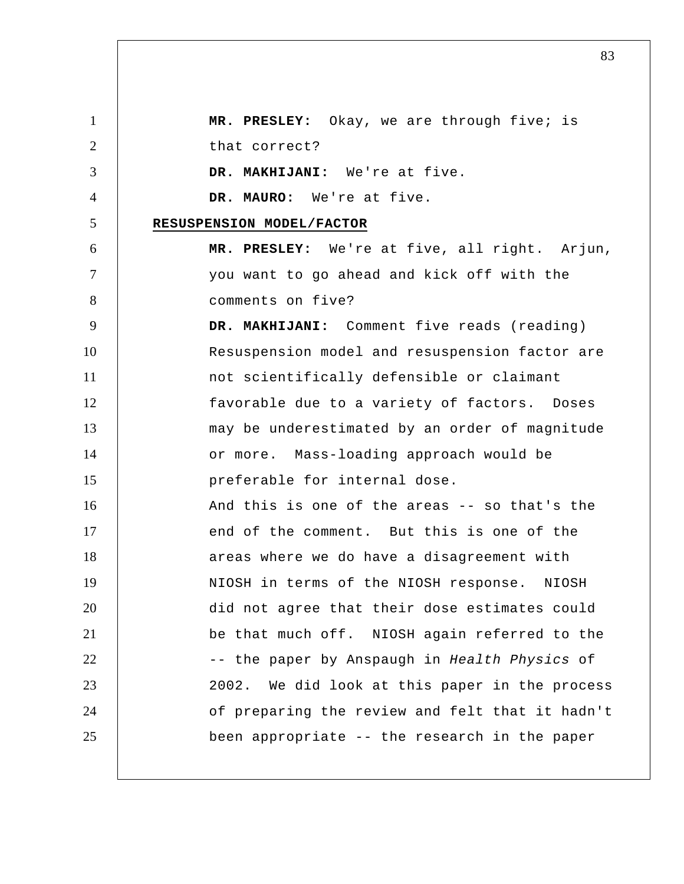**MR. PRESLEY:** Okay, we are through five; is that correct?

**DR. MAKHIJANI:** We're at five.

**DR. MAURO:** We're at five.

**RESUSPENSION MODEL/FACTOR**

**MR. PRESLEY:** We're at five, all right. Arjun, you want to go ahead and kick off with the comments on five?

**DR. MAKHIJANI:** Comment five reads (reading) Resuspension model and resuspension factor are not scientifically defensible or claimant favorable due to a variety of factors. Doses may be underestimated by an order of magnitude or more. Mass-loading approach would be preferable for internal dose.

And this is one of the areas -- so that's the end of the comment. But this is one of the areas where we do have a disagreement with NIOSH in terms of the NIOSH response. NIOSH did not agree that their dose estimates could be that much off. NIOSH again referred to the -- the paper by Anspaugh in *Health Physics* of 2002. We did look at this paper in the process of preparing the review and felt that it hadn't been appropriate -- the research in the paper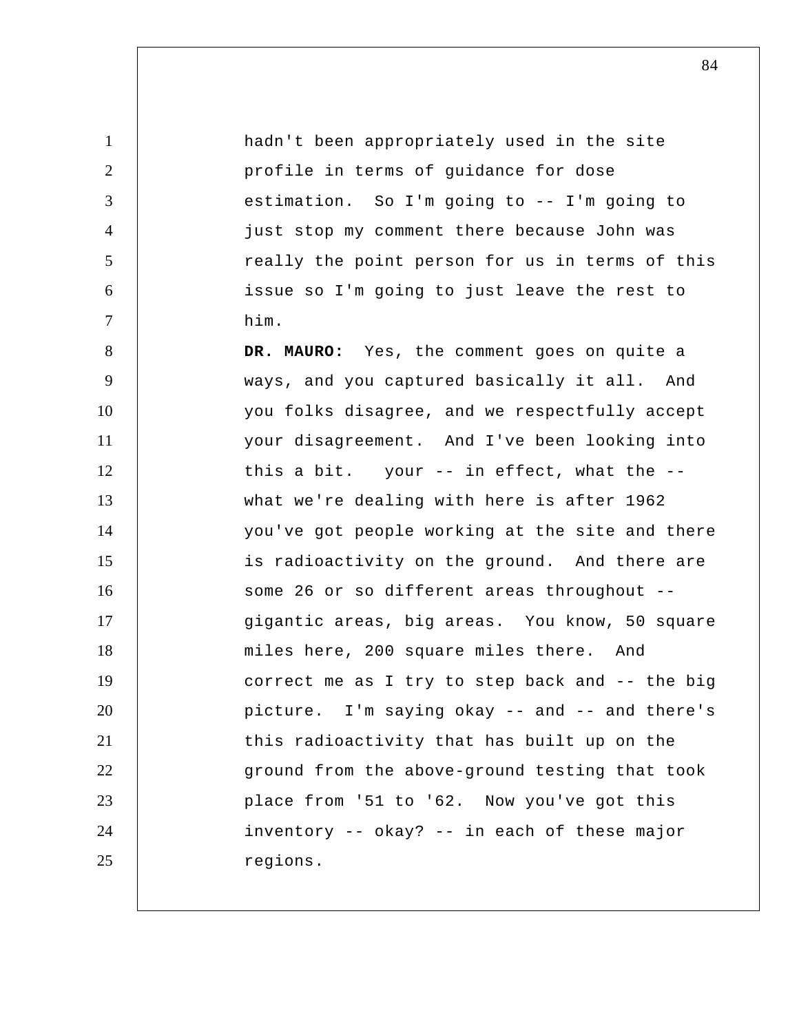hadn't been appropriately used in the site profile in terms of guidance for dose estimation. So I'm going to -- I'm going to just stop my comment there because John was really the point person for us in terms of this issue so I'm going to just leave the rest to him.

**DR. MAURO:** Yes, the comment goes on quite a ways, and you captured basically it all. And you folks disagree, and we respectfully accept your disagreement. And I've been looking into this a bit. your -- in effect, what the -- what we're dealing with here is after 1962 you've got people working at the site and there is radioactivity on the ground. And there are some 26 or so different areas throughout -- gigantic areas, big areas. You know, 50 square miles here, 200 square miles there. And correct me as I try to step back and -- the big picture. I'm saying okay -- and -- and there's this radioactivity that has built up on the ground from the above-ground testing that took place from '51 to '62. Now you've got this inventory -- okay? -- in each of these major regions.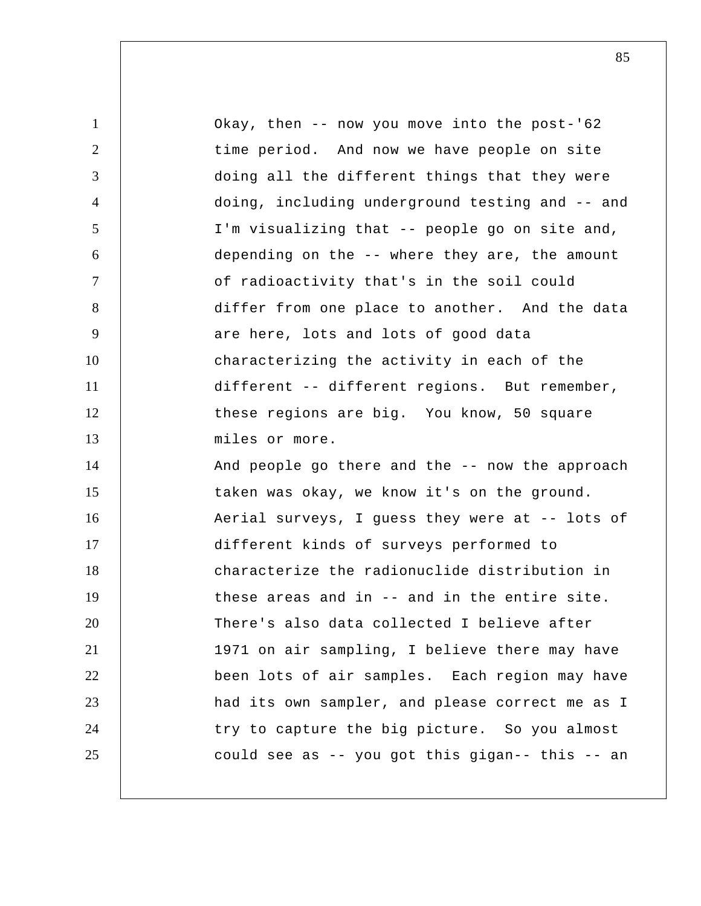Okay, then -- now you move into the post-'62 time period. And now we have people on site doing all the different things that they were doing, including underground testing and -- and I'm visualizing that -- people go on site and, depending on the -- where they are, the amount of radioactivity that's in the soil could differ from one place to another. And the data are here, lots and lots of good data characterizing the activity in each of the different -- different regions. But remember, these regions are big. You know, 50 square miles or more.

And people go there and the -- now the approach taken was okay, we know it's on the ground. Aerial surveys, I guess they were at -- lots of different kinds of surveys performed to characterize the radionuclide distribution in these areas and in -- and in the entire site. There's also data collected I believe after 1971 on air sampling, I believe there may have been lots of air samples. Each region may have had its own sampler, and please correct me as I try to capture the big picture. So you almost could see as -- you got this gigan-- this -- an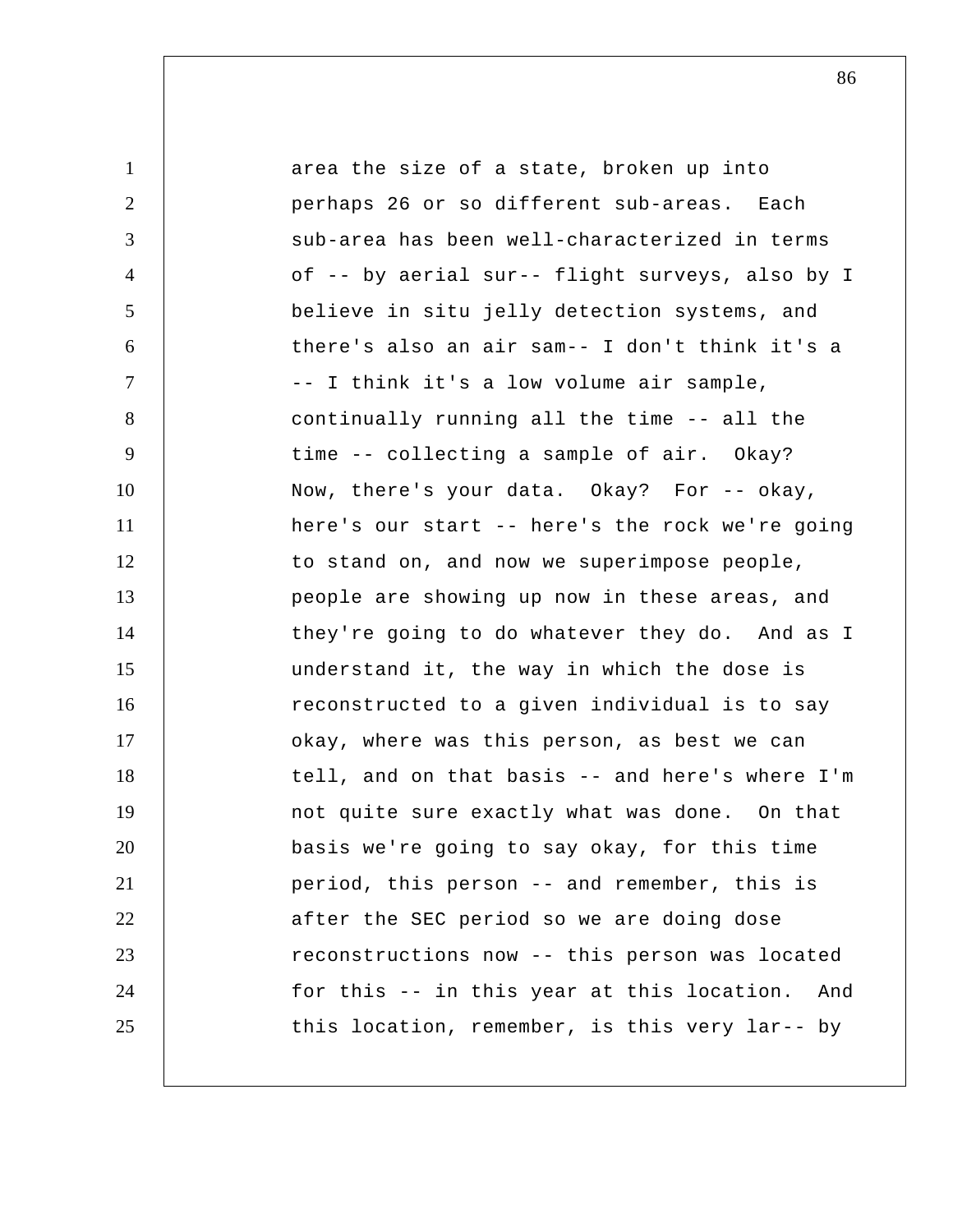area the size of a state, broken up into perhaps 26 or so different sub-areas. Each sub-area has been well-characterized in terms of -- by aerial sur-- flight surveys, also by I believe in situ jelly detection systems, and there's also an air sam-- I don't think it's a -- I think it's a low volume air sample, continually running all the time -- all the time -- collecting a sample of air. Okay? Now, there's your data. Okay? For -- okay, here's our start -- here's the rock we're going to stand on, and now we superimpose people, people are showing up now in these areas, and they're going to do whatever they do. And as I understand it, the way in which the dose is reconstructed to a given individual is to say okay, where was this person, as best we can tell, and on that basis -- and here's where I'm not quite sure exactly what was done. On that basis we're going to say okay, for this time period, this person -- and remember, this is after the SEC period so we are doing dose reconstructions now -- this person was located for this -- in this year at this location. And this location, remember, is this very lar-- by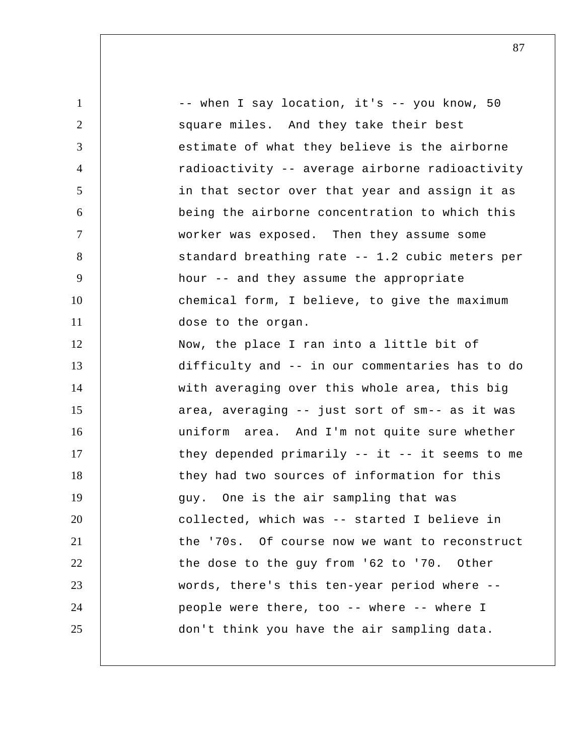-- when I say location, it's -- you know, 50 square miles. And they take their best estimate of what they believe is the airborne radioactivity -- average airborne radioactivity in that sector over that year and assign it as being the airborne concentration to which this worker was exposed. Then they assume some standard breathing rate -- 1.2 cubic meters per hour -- and they assume the appropriate chemical form, I believe, to give the maximum dose to the organ.

Now, the place I ran into a little bit of difficulty and -- in our commentaries has to do with averaging over this whole area, this big area, averaging -- just sort of sm-- as it was uniform area. And I'm not quite sure whether they depended primarily -- it -- it seems to me they had two sources of information for this guy. One is the air sampling that was collected, which was -- started I believe in the '70s. Of course now we want to reconstruct the dose to the guy from '62 to '70. Other words, there's this ten-year period where -- people were there, too -- where -- where I don't think you have the air sampling data.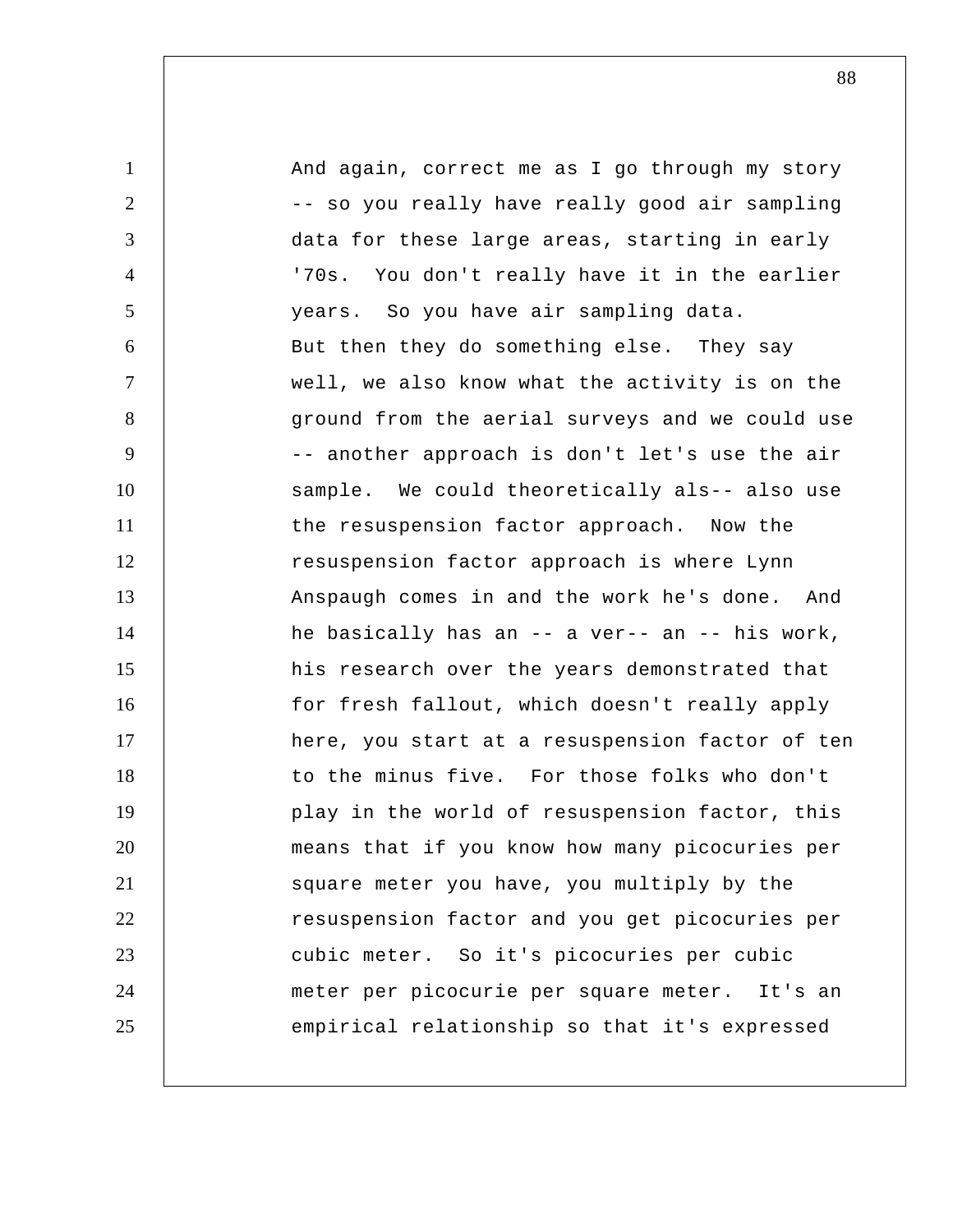And again, correct me as I go through my story -- so you really have really good air sampling data for these large areas, starting in early '70s. You don't really have it in the earlier years. So you have air sampling data.

But then they do something else. They say well, we also know what the activity is on the ground from the aerial surveys and we could use -- another approach is don't let's use the air sample. We could theoretically als-- also use the resuspension factor approach. Now the resuspension factor approach is where Lynn Anspaugh comes in and the work he's done. And he basically has an -- a ver-- an -- his work, his research over the years demonstrated that for fresh fallout, which doesn't really apply here, you start at a resuspension factor of ten to the minus five. For those folks who don't play in the world of resuspension factor, this means that if you know how many picocuries per square meter you have, you multiply by the resuspension factor and you get picocuries per cubic meter. So it's picocuries per cubic meter per picocurie per square meter. It's an empirical relationship so that it's expressed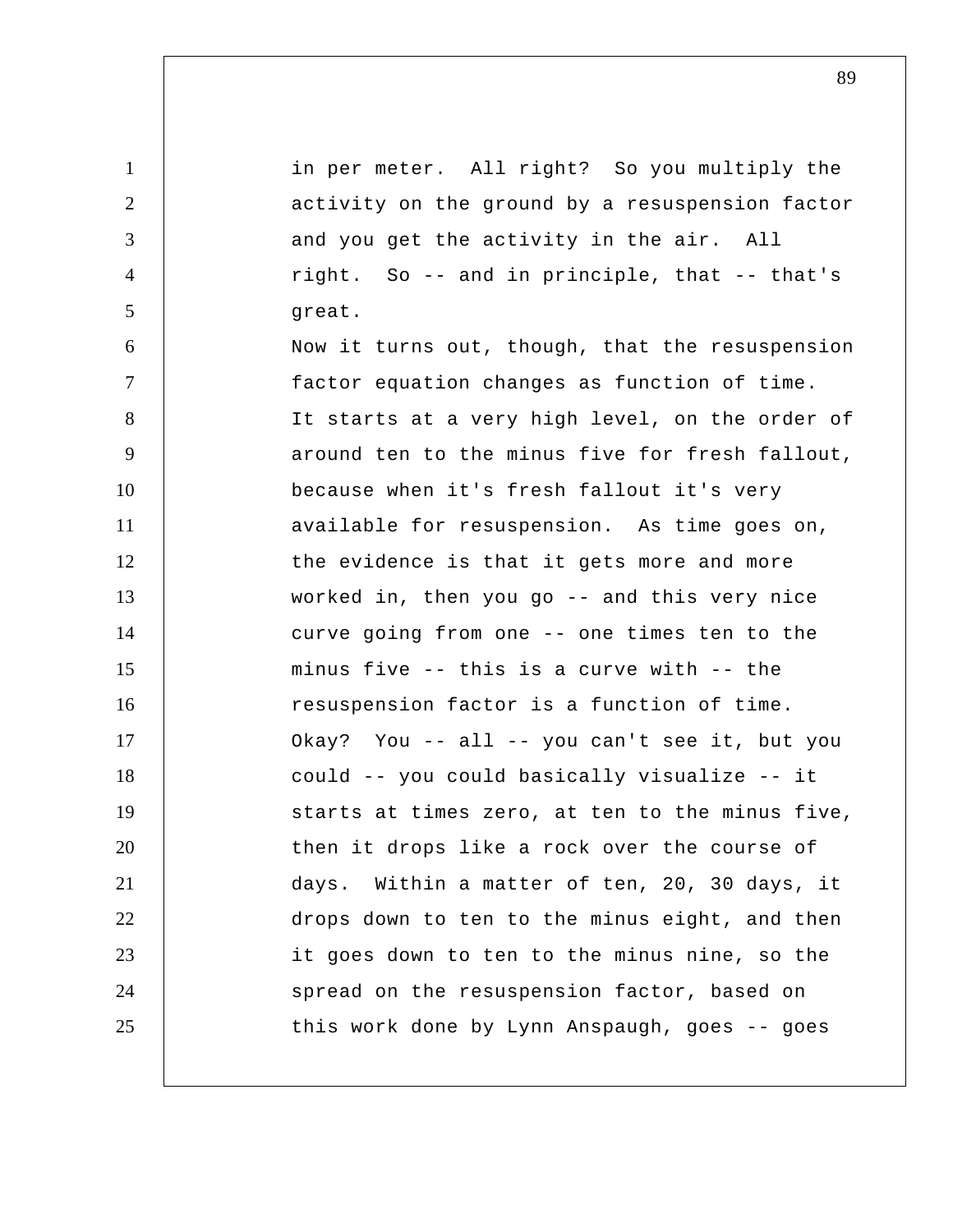in per meter. All right? So you multiply the activity on the ground by a resuspension factor and you get the activity in the air. All right. So -- and in principle, that -- that's great.

Now it turns out, though, that the resuspension factor equation changes as function of time. It starts at a very high level, on the order of around ten to the minus five for fresh fallout, because when it's fresh fallout it's very available for resuspension. As time goes on, the evidence is that it gets more and more worked in, then you go -- and this very nice curve going from one -- one times ten to the minus five -- this is a curve with -- the resuspension factor is a function of time. Okay? You -- all -- you can't see it, but you could -- you could basically visualize -- it starts at times zero, at ten to the minus five, then it drops like a rock over the course of days. Within a matter of ten, 20, 30 days, it drops down to ten to the minus eight, and then it goes down to ten to the minus nine, so the spread on the resuspension factor, based on this work done by Lynn Anspaugh, goes -- goes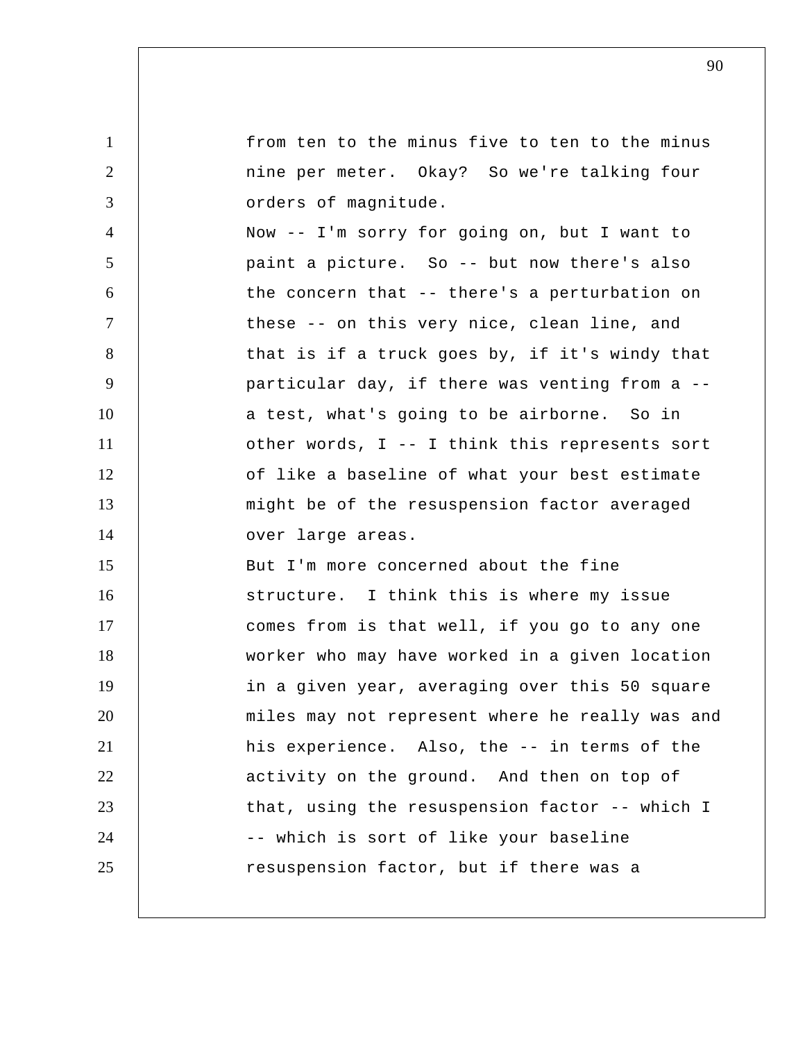from ten to the minus five to ten to the minus nine per meter. Okay? So we're talking four orders of magnitude.

Now -- I'm sorry for going on, but I want to paint a picture. So -- but now there's also the concern that -- there's a perturbation on these -- on this very nice, clean line, and that is if a truck goes by, if it's windy that particular day, if there was venting from a -- a test, what's going to be airborne. So in other words, I -- I think this represents sort of like a baseline of what your best estimate might be of the resuspension factor averaged over large areas.

But I'm more concerned about the fine structure. I think this is where my issue comes from is that well, if you go to any one worker who may have worked in a given location in a given year, averaging over this 50 square miles may not represent where he really was and his experience. Also, the -- in terms of the activity on the ground. And then on top of that, using the resuspension factor -- which I -- which is sort of like your baseline resuspension factor, but if there was a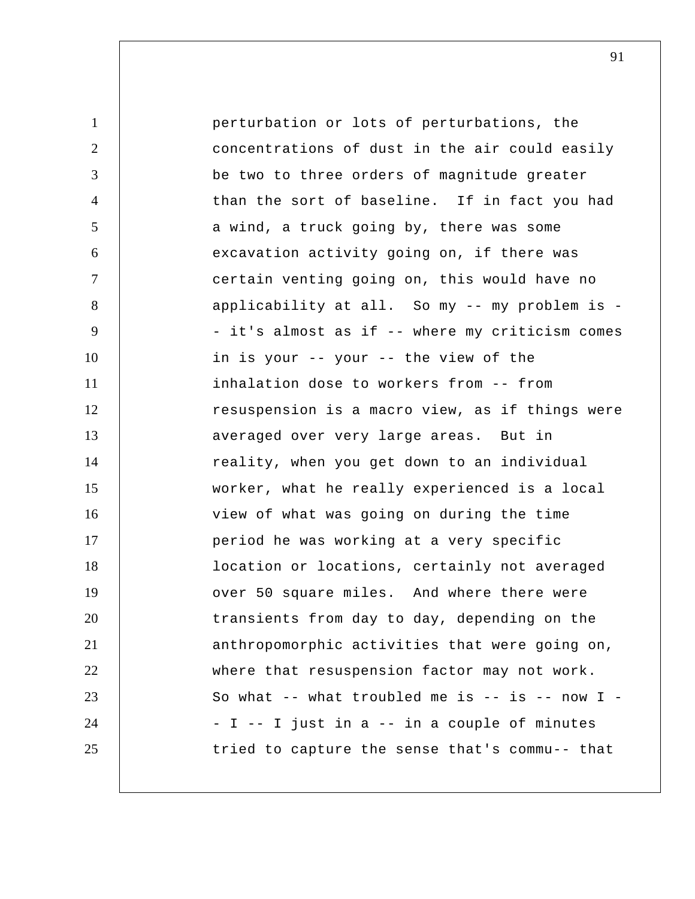perturbation or lots of perturbations, the concentrations of dust in the air could easily be two to three orders of magnitude greater than the sort of baseline. If in fact you had a wind, a truck going by, there was some excavation activity going on, if there was certain venting going on, this would have no applicability at all. So my -- my problem is -- it's almost as if -- where my criticism comes in is your -- your -- the view of the inhalation dose to workers from -- from resuspension is a macro view, as if things were averaged over very large areas. But in reality, when you get down to an individual worker, what he really experienced is a local view of what was going on during the time period he was working at a very specific location or locations, certainly not averaged over 50 square miles. And where there were transients from day to day, depending on the anthropomorphic activities that were going on, where that resuspension factor may not work. So what -- what troubled me is -- is -- now I -- I -- I just in a -- in a couple of minutes tried to capture the sense that's commu-- that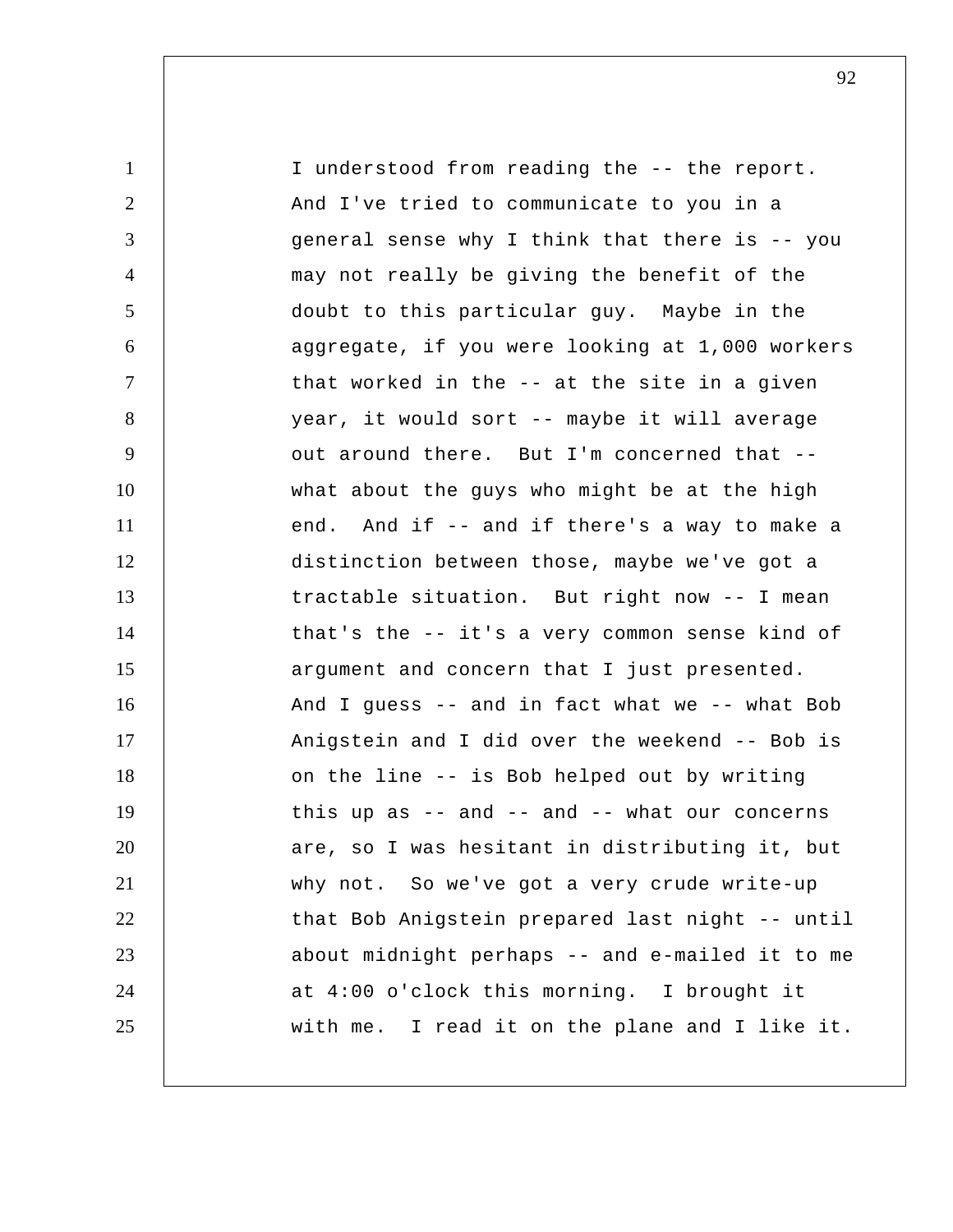I understood from reading the -- the report. And I've tried to communicate to you in a general sense why I think that there is -- you may not really be giving the benefit of the doubt to this particular guy. Maybe in the aggregate, if you were looking at 1,000 workers that worked in the -- at the site in a given year, it would sort -- maybe it will average out around there. But I'm concerned that -- what about the guys who might be at the high end. And if -- and if there's a way to make a distinction between those, maybe we've got a tractable situation. But right now -- I mean that's the -- it's a very common sense kind of argument and concern that I just presented. And I guess -- and in fact what we -- what Bob Anigstein and I did over the weekend -- Bob is on the line -- is Bob helped out by writing this up as -- and -- and -- what our concerns are, so I was hesitant in distributing it, but why not. So we've got a very crude write-up that Bob Anigstein prepared last night -- until about midnight perhaps -- and e-mailed it to me at 4:00 o'clock this morning. I brought it with me. I read it on the plane and I like it.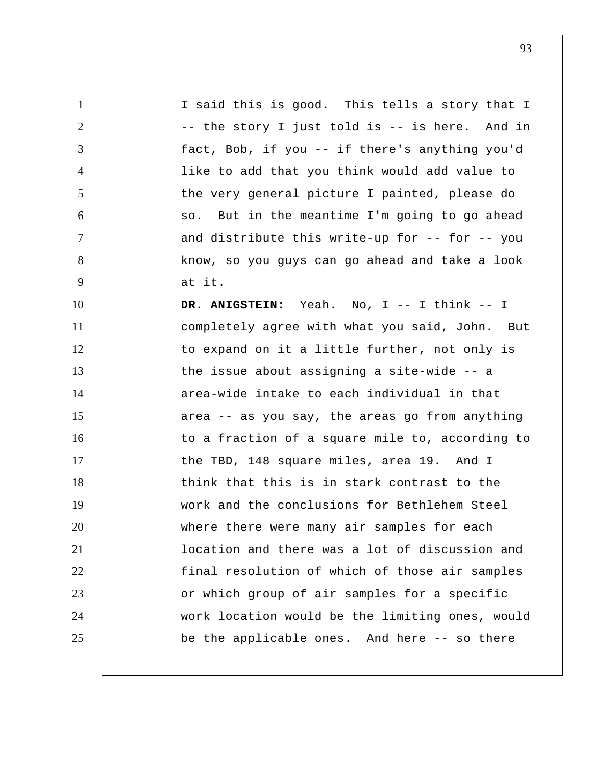I said this is good. This tells a story that I -- the story I just told is -- is here. And in fact, Bob, if you -- if there's anything you'd like to add that you think would add value to the very general picture I painted, please do so. But in the meantime I'm going to go ahead and distribute this write-up for -- for -- you know, so you guys can go ahead and take a look at it.

**DR. ANIGSTEIN:** Yeah. No, I -- I think -- I completely agree with what you said, John. But to expand on it a little further, not only is the issue about assigning a site-wide -- a area-wide intake to each individual in that area -- as you say, the areas go from anything to a fraction of a square mile to, according to the TBD, 148 square miles, area 19. And I think that this is in stark contrast to the work and the conclusions for Bethlehem Steel where there were many air samples for each location and there was a lot of discussion and final resolution of which of those air samples or which group of air samples for a specific work location would be the limiting ones, would be the applicable ones. And here -- so there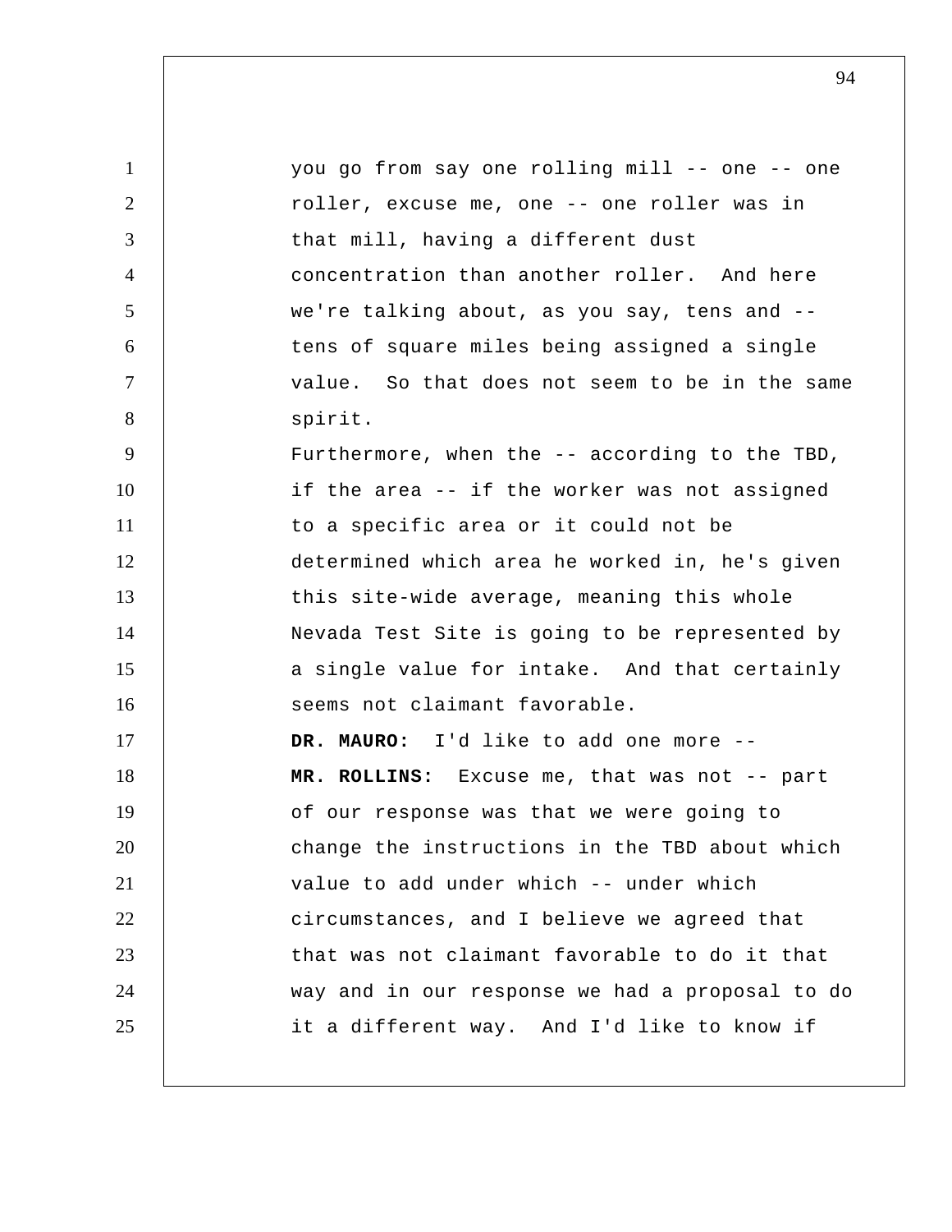you go from say one rolling mill -- one -- one roller, excuse me, one -- one roller was in that mill, having a different dust concentration than another roller. And here we're talking about, as you say, tens and -- tens of square miles being assigned a single value. So that does not seem to be in the same spirit.

Furthermore, when the -- according to the TBD, if the area -- if the worker was not assigned to a specific area or it could not be determined which area he worked in, he's given this site-wide average, meaning this whole Nevada Test Site is going to be represented by a single value for intake. And that certainly seems not claimant favorable.

**DR. MAURO:** I'd like to add one more --

**MR. ROLLINS:** Excuse me, that was not -- part of our response was that we were going to change the instructions in the TBD about which value to add under which -- under which circumstances, and I believe we agreed that that was not claimant favorable to do it that way and in our response we had a proposal to do it a different way. And I'd like to know if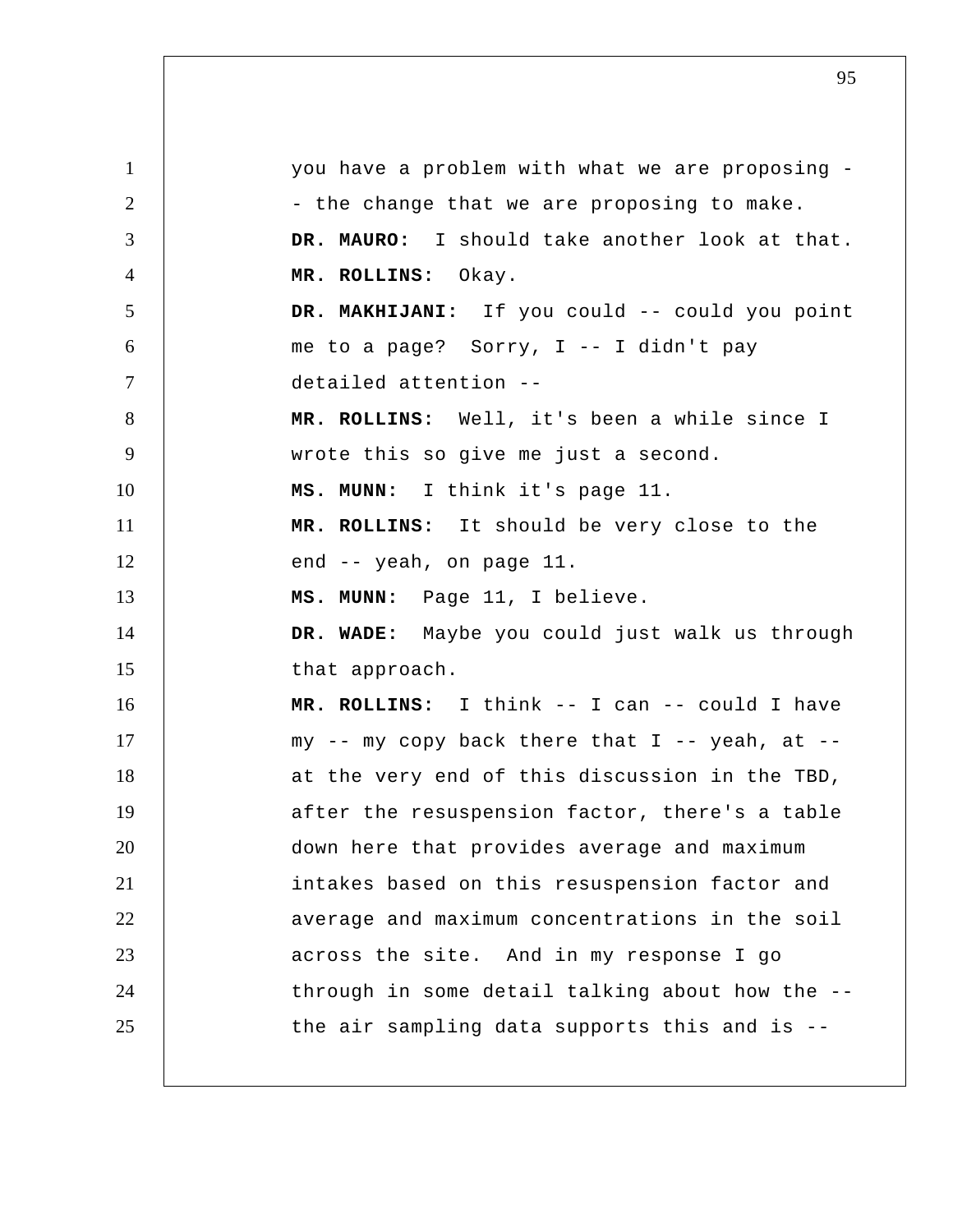you have a problem with what we are proposing -- the change that we are proposing to make.

**DR. MAURO:** I should take another look at that.

**MR. ROLLINS:** Okay.

**DR. MAKHIJANI:** If you could -- could you point me to a page? Sorry, I -- I didn't pay detailed attention --

**MR. ROLLINS:** Well, it's been a while since I wrote this so give me just a second.

**MS. MUNN:** I think it's page 11.

**MR. ROLLINS:** It should be very close to the end -- yeah, on page 11.

**MS. MUNN:** Page 11, I believe.

**DR. WADE:** Maybe you could just walk us through that approach.

**MR. ROLLINS:** I think -- I can -- could I have my -- my copy back there that I -- yeah, at -- at the very end of this discussion in the TBD, after the resuspension factor, there's a table down here that provides average and maximum intakes based on this resuspension factor and average and maximum concentrations in the soil across the site. And in my response I go through in some detail talking about how the -- the air sampling data supports this and is --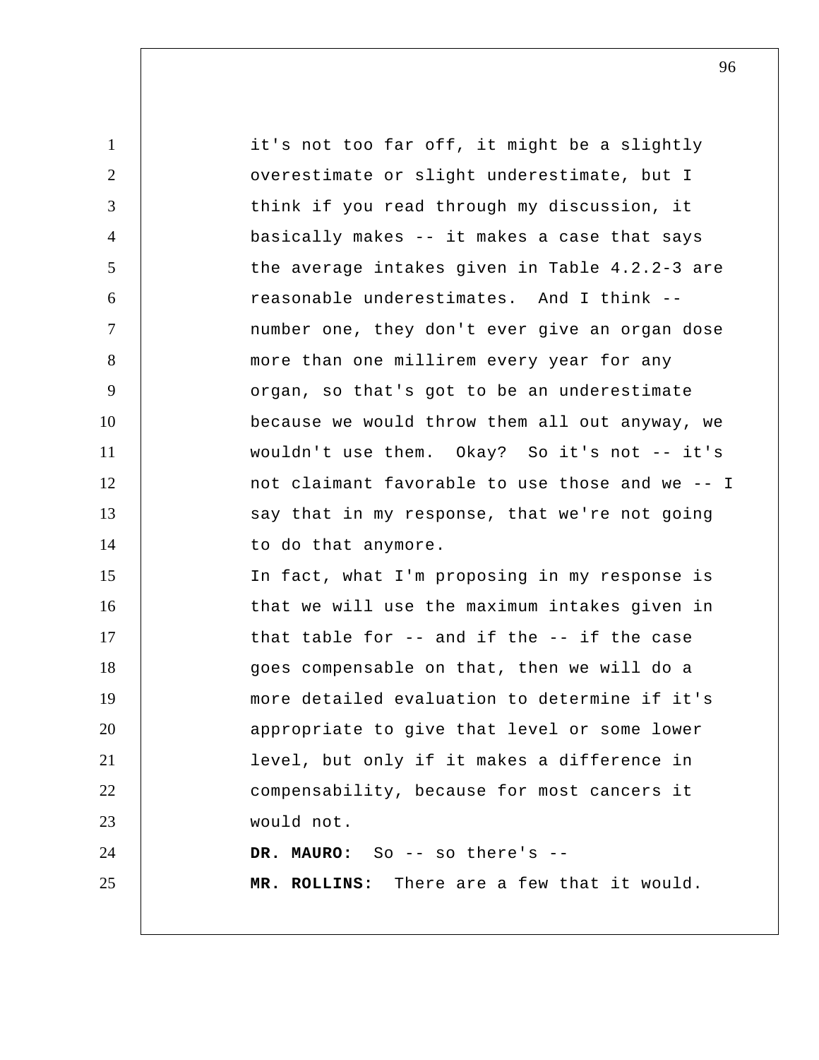it's not too far off, it might be a slightly overestimate or slight underestimate, but I think if you read through my discussion, it basically makes -- it makes a case that says the average intakes given in Table 4.2.2-3 are reasonable underestimates. And I think -- number one, they don't ever give an organ dose more than one millirem every year for any organ, so that's got to be an underestimate because we would throw them all out anyway, we wouldn't use them. Okay? So it's not -- it's not claimant favorable to use those and we -- I say that in my response, that we're not going to do that anymore.

In fact, what I'm proposing in my response is that we will use the maximum intakes given in that table for -- and if the -- if the case goes compensable on that, then we will do a more detailed evaluation to determine if it's appropriate to give that level or some lower level, but only if it makes a difference in compensability, because for most cancers it would not.

**DR. MAURO:** So -- so there's --

**MR. ROLLINS:** There are a few that it would.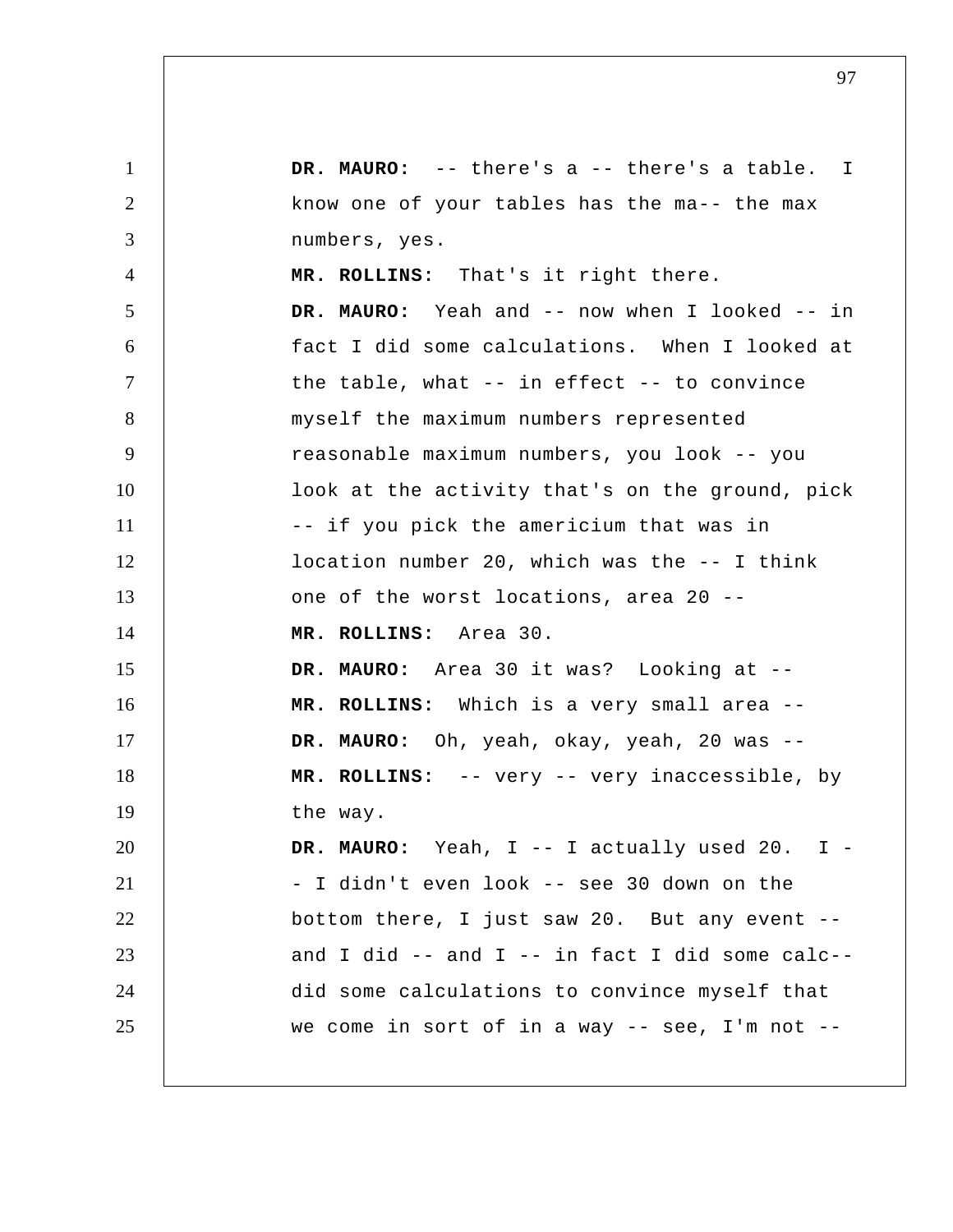**DR. MAURO:** -- there's a -- there's a table. I know one of your tables has the ma-- the max numbers, yes.

**MR. ROLLINS:** That's it right there.

**DR. MAURO:** Yeah and -- now when I looked -- in fact I did some calculations. When I looked at the table, what -- in effect -- to convince myself the maximum numbers represented reasonable maximum numbers, you look -- you look at the activity that's on the ground, pick -- if you pick the americium that was in location number 20, which was the -- I think one of the worst locations, area 20 --

**MR. ROLLINS:** Area 30.

**DR. MAURO:** Area 30 it was? Looking at --

**MR. ROLLINS:** Which is a very small area --

**DR. MAURO:** Oh, yeah, okay, yeah, 20 was --

**MR. ROLLINS:** -- very -- very inaccessible, by the way.

**DR. MAURO:** Yeah, I -- I actually used 20. I -- I didn't even look -- see 30 down on the bottom there, I just saw 20. But any event -- and I did -- and I -- in fact I did some calc-- did some calculations to convince myself that we come in sort of in a way -- see, I'm not --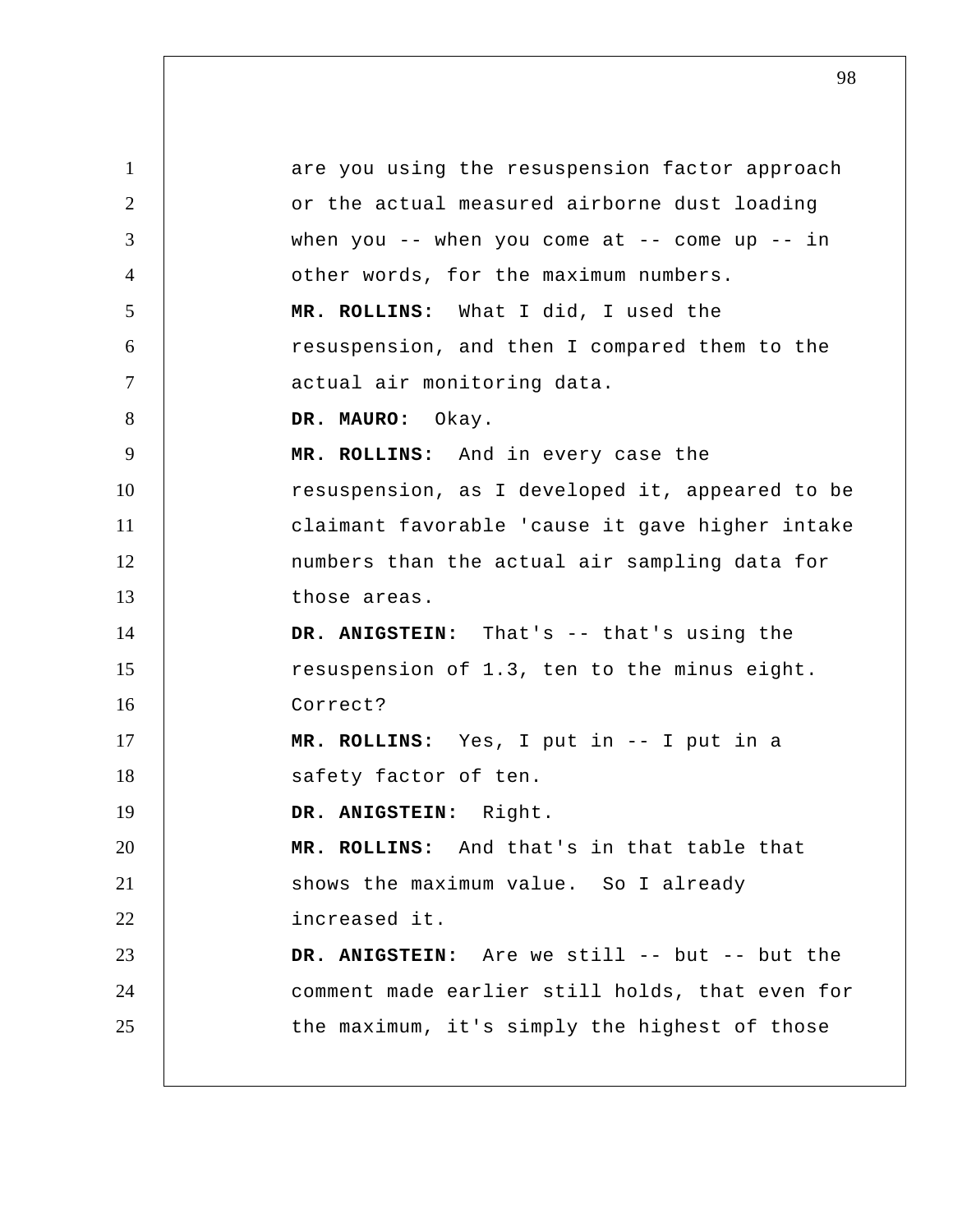are you using the resuspension factor approach or the actual measured airborne dust loading when you -- when you come at -- come up -- in other words, for the maximum numbers.

**MR. ROLLINS:** What I did, I used the resuspension, and then I compared them to the actual air monitoring data.

**DR. MAURO:** Okay.

**MR. ROLLINS:** And in every case the resuspension, as I developed it, appeared to be claimant favorable 'cause it gave higher intake numbers than the actual air sampling data for those areas.

**DR. ANIGSTEIN:** That's -- that's using the resuspension of 1.3, ten to the minus eight. Correct?

**MR. ROLLINS:** Yes, I put in -- I put in a safety factor of ten.

**DR. ANIGSTEIN:** Right.

**MR. ROLLINS:** And that's in that table that shows the maximum value. So I already increased it.

**DR. ANIGSTEIN:** Are we still -- but -- but the comment made earlier still holds, that even for the maximum, it's simply the highest of those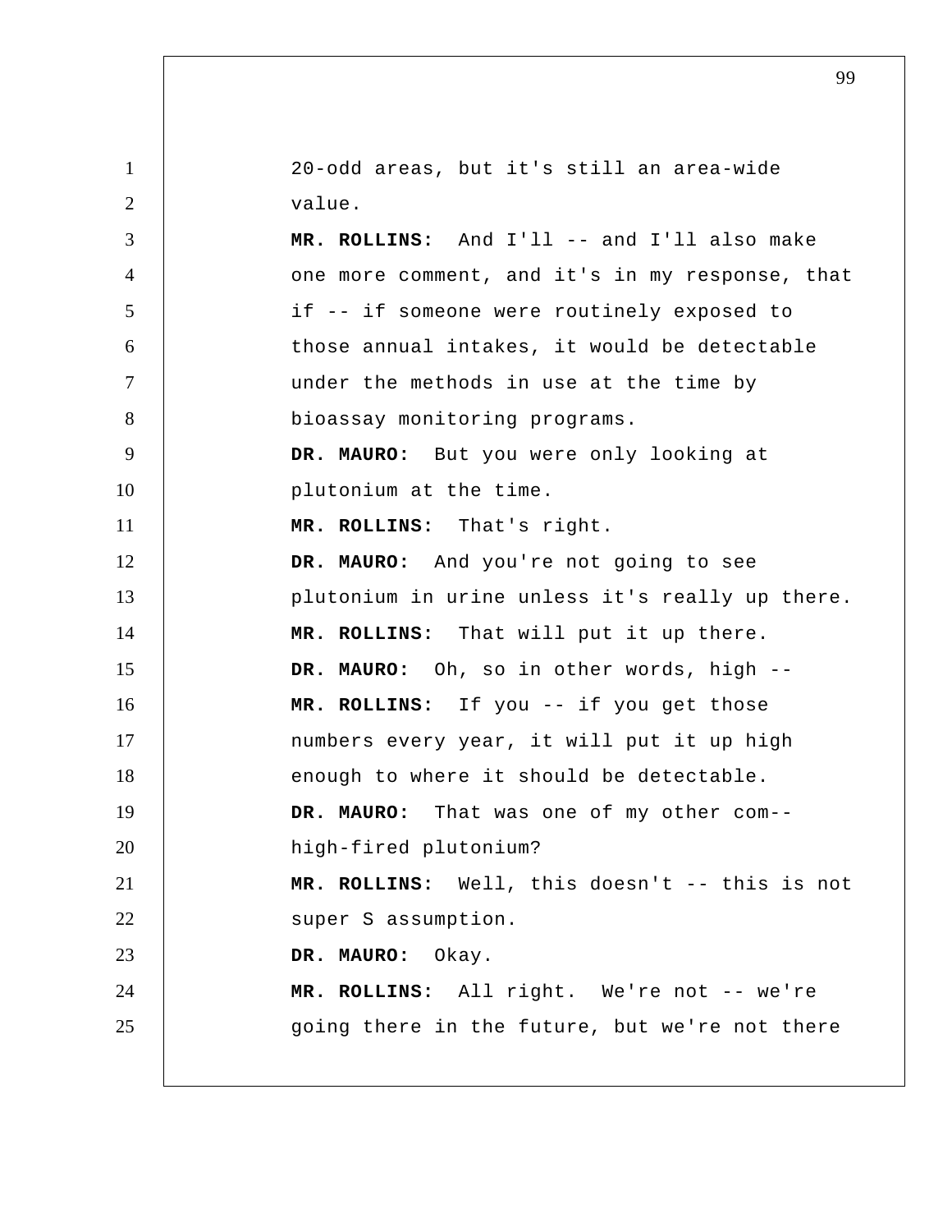20-odd areas, but it's still an area-wide value.

**MR. ROLLINS:** And I'll -- and I'll also make one more comment, and it's in my response, that if -- if someone were routinely exposed to those annual intakes, it would be detectable under the methods in use at the time by bioassay monitoring programs.

**DR. MAURO:** But you were only looking at plutonium at the time.

**MR. ROLLINS:** That's right.

**DR. MAURO:** And you're not going to see plutonium in urine unless it's really up there.

**MR. ROLLINS:** That will put it up there.

**DR. MAURO:** Oh, so in other words, high --

**MR. ROLLINS:** If you -- if you get those numbers every year, it will put it up high enough to where it should be detectable.

**DR. MAURO:** That was one of my other com-- high-fired plutonium?

**MR. ROLLINS:** Well, this doesn't -- this is not super S assumption.

**DR. MAURO:** Okay.

**MR. ROLLINS:** All right. We're not -- we're going there in the future, but we're not there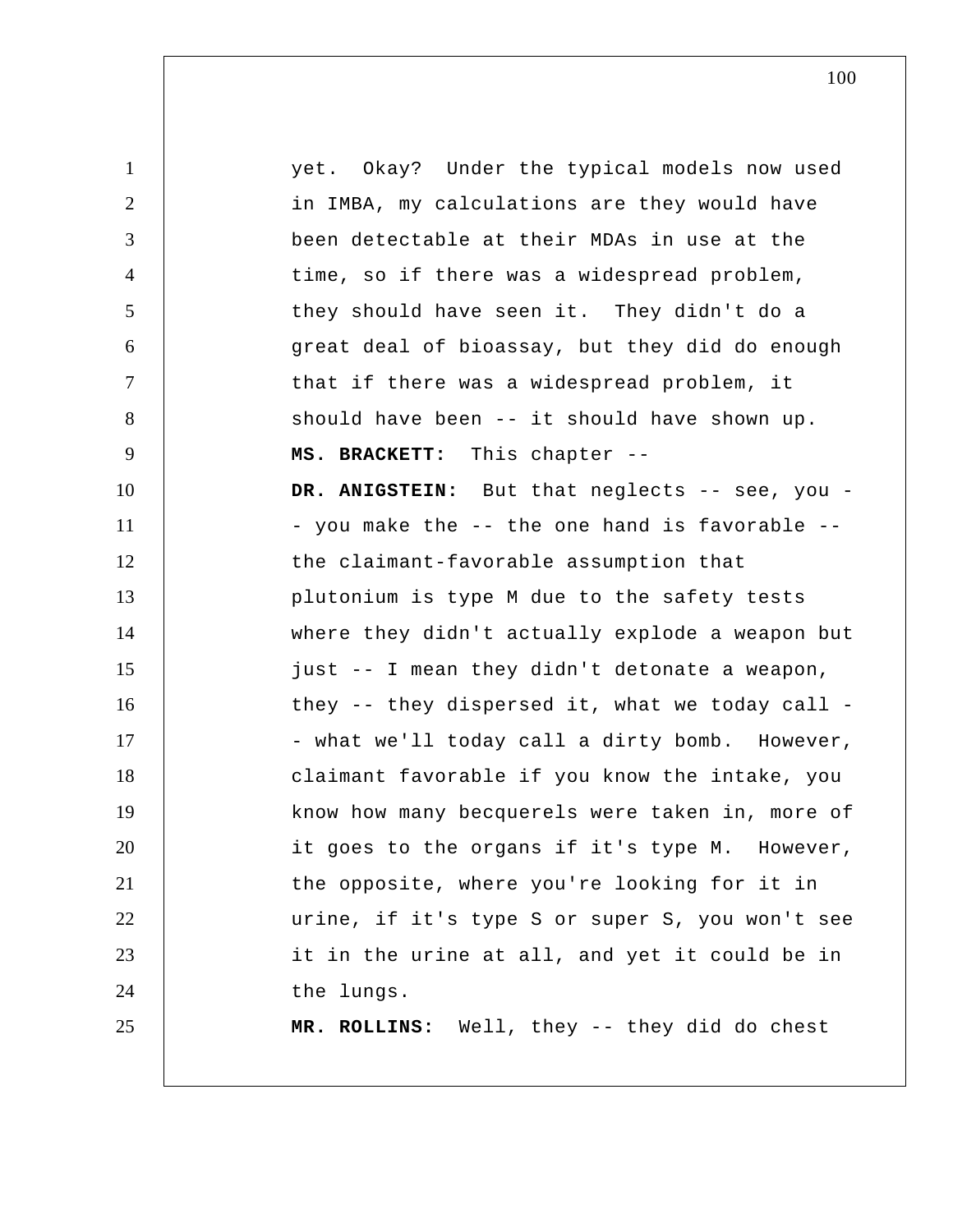yet. Okay? Under the typical models now used in IMBA, my calculations are they would have been detectable at their MDAs in use at the time, so if there was a widespread problem, they should have seen it. They didn't do a great deal of bioassay, but they did do enough that if there was a widespread problem, it should have been -- it should have shown up.

**MS. BRACKETT:** This chapter --

**DR. ANIGSTEIN:** But that neglects -- see, you -- you make the -- the one hand is favorable -- the claimant-favorable assumption that plutonium is type M due to the safety tests where they didn't actually explode a weapon but just -- I mean they didn't detonate a weapon, they -- they dispersed it, what we today call -- what we'll today call a dirty bomb. However, claimant favorable if you know the intake, you know how many becquerels were taken in, more of it goes to the organs if it's type M. However, the opposite, where you're looking for it in urine, if it's type S or super S, you won't see it in the urine at all, and yet it could be in the lungs.

**MR. ROLLINS:** Well, they -- they did do chest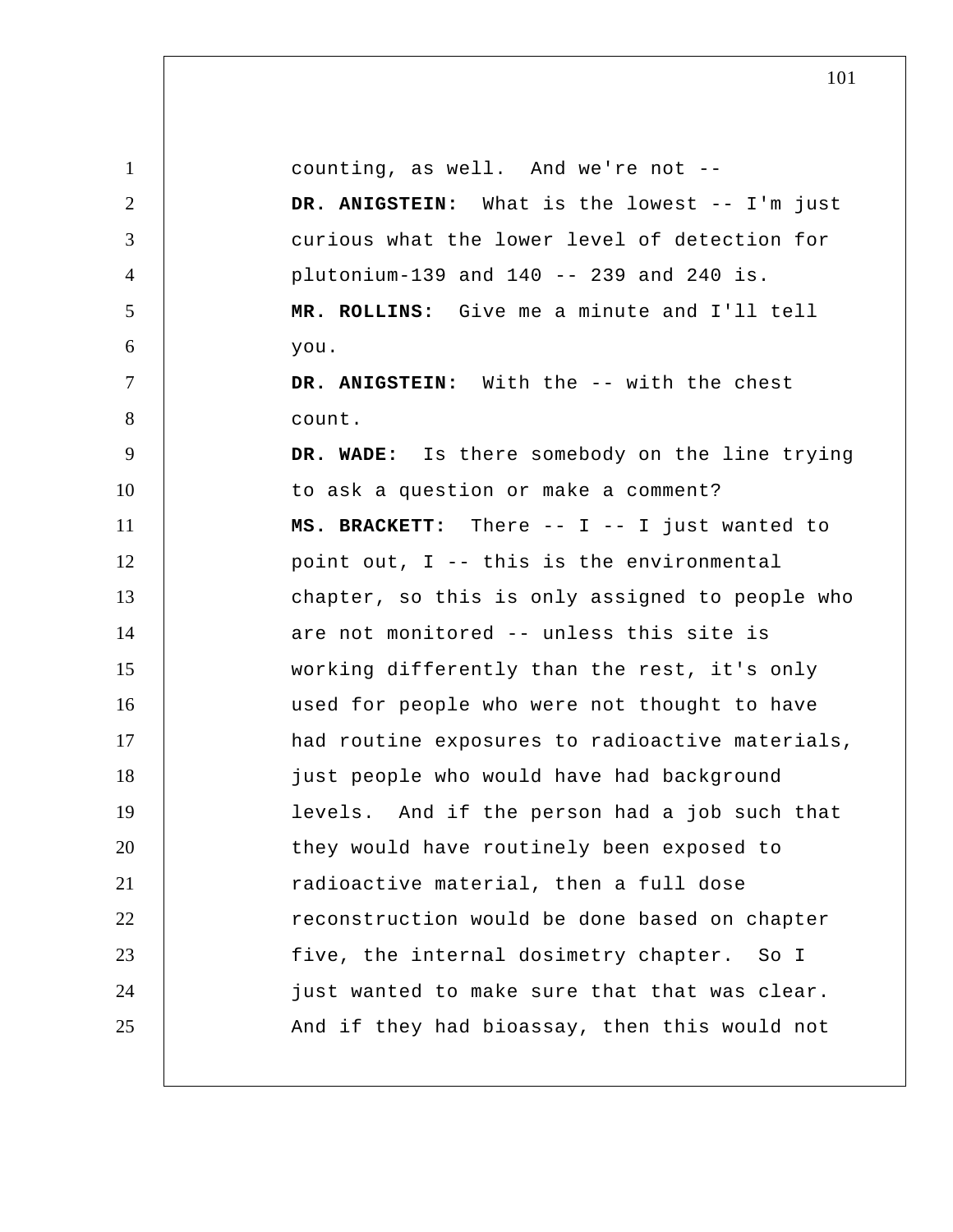counting, as well. And we're not --

**DR. ANIGSTEIN:** What is the lowest -- I'm just curious what the lower level of detection for plutonium-139 and 140 -- 239 and 240 is.

**MR. ROLLINS:** Give me a minute and I'll tell you.

**DR. ANIGSTEIN:** With the -- with the chest count.

**DR. WADE:** Is there somebody on the line trying to ask a question or make a comment?

**MS. BRACKETT:** There -- I -- I just wanted to point out, I -- this is the environmental chapter, so this is only assigned to people who are not monitored -- unless this site is working differently than the rest, it's only used for people who were not thought to have had routine exposures to radioactive materials, just people who would have had background levels. And if the person had a job such that they would have routinely been exposed to radioactive material, then a full dose reconstruction would be done based on chapter five, the internal dosimetry chapter. So I just wanted to make sure that that was clear. And if they had bioassay, then this would not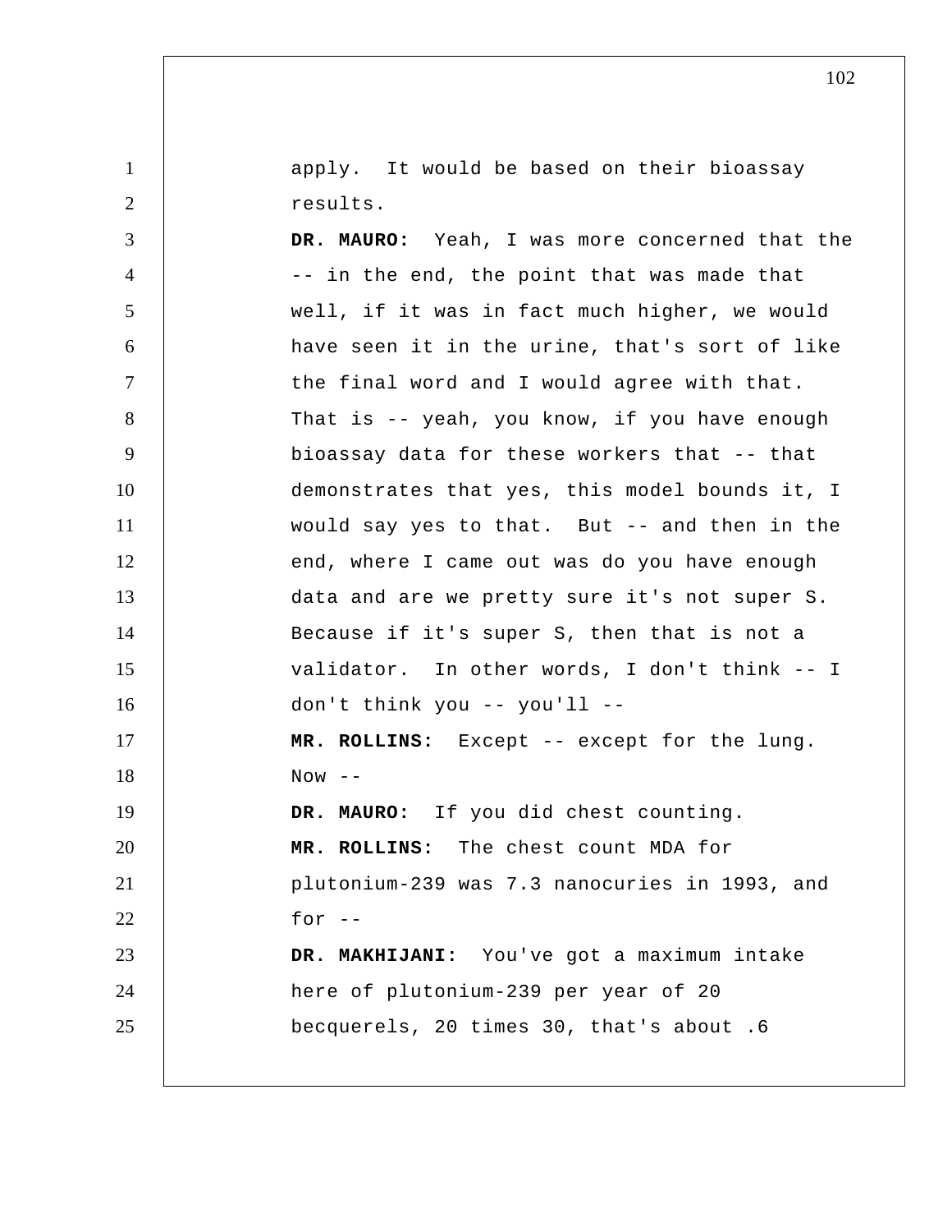apply. It would be based on their bioassay results.

**DR. MAURO:** Yeah, I was more concerned that the -- in the end, the point that was made that well, if it was in fact much higher, we would have seen it in the urine, that's sort of like the final word and I would agree with that. That is -- yeah, you know, if you have enough bioassay data for these workers that -- that demonstrates that yes, this model bounds it, I would say yes to that. But -- and then in the end, where I came out was do you have enough data and are we pretty sure it's not super S. Because if it's super S, then that is not a validator. In other words, I don't think -- I don't think you -- you'll --

**MR. ROLLINS:** Except -- except for the lung. Now --

**DR. MAURO:** If you did chest counting.

**MR. ROLLINS:** The chest count MDA for plutonium-239 was 7.3 nanocuries in 1993, and for --

**DR. MAKHIJANI:** You've got a maximum intake here of plutonium-239 per year of 20 becquerels, 20 times 30, that's about .6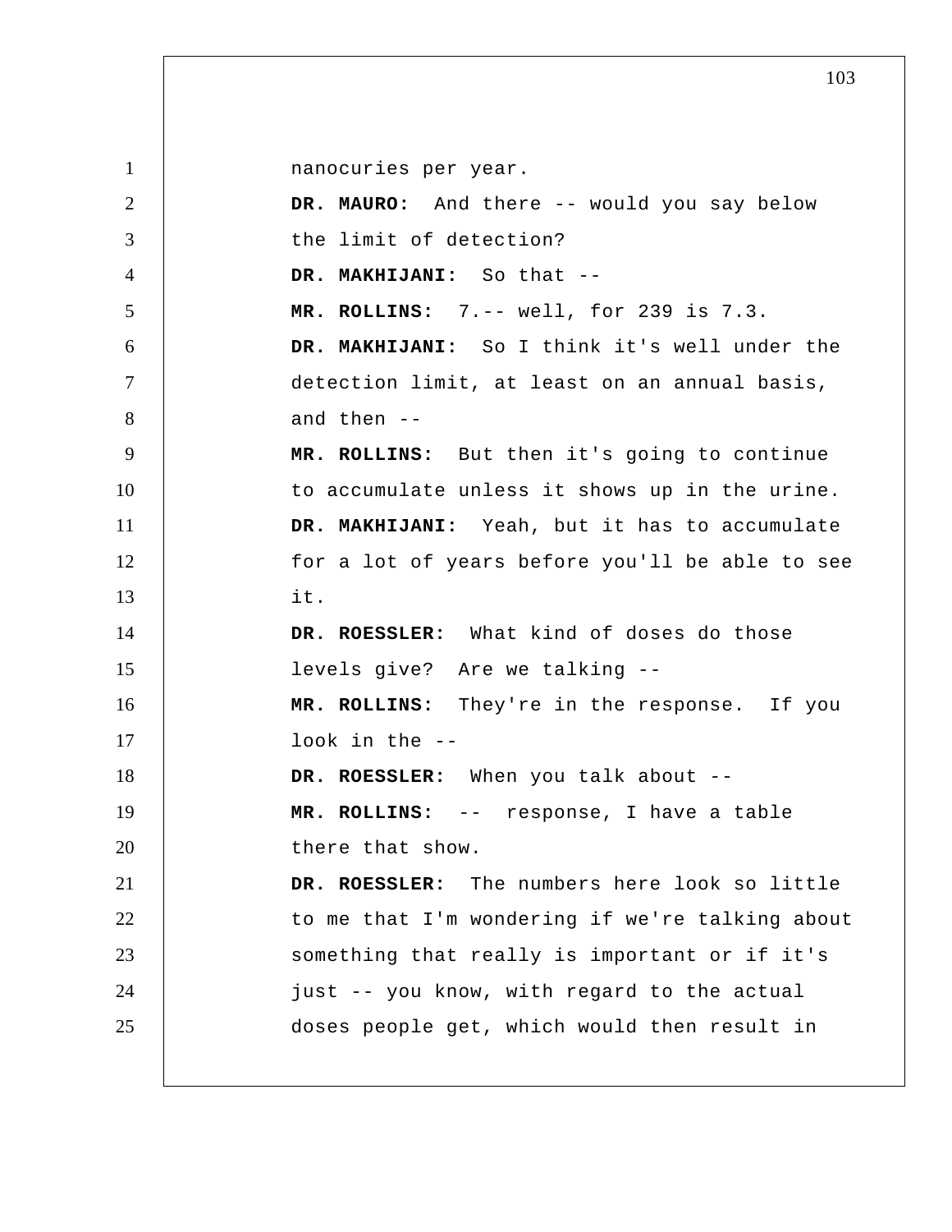nanocuries per year.

**DR. MAURO:** And there -- would you say below the limit of detection?

**DR. MAKHIJANI:** So that --

**MR. ROLLINS:** 7.-- well, for 239 is 7.3.

**DR. MAKHIJANI:** So I think it's well under the detection limit, at least on an annual basis, and then --

**MR. ROLLINS:** But then it's going to continue to accumulate unless it shows up in the urine.

**DR. MAKHIJANI:** Yeah, but it has to accumulate for a lot of years before you'll be able to see it.

**DR. ROESSLER:** What kind of doses do those levels give? Are we talking --

**MR. ROLLINS:** They're in the response. If you look in the --

**DR. ROESSLER:** When you talk about --

**MR. ROLLINS:** -- response, I have a table there that show.

**DR. ROESSLER:** The numbers here look so little to me that I'm wondering if we're talking about something that really is important or if it's just -- you know, with regard to the actual doses people get, which would then result in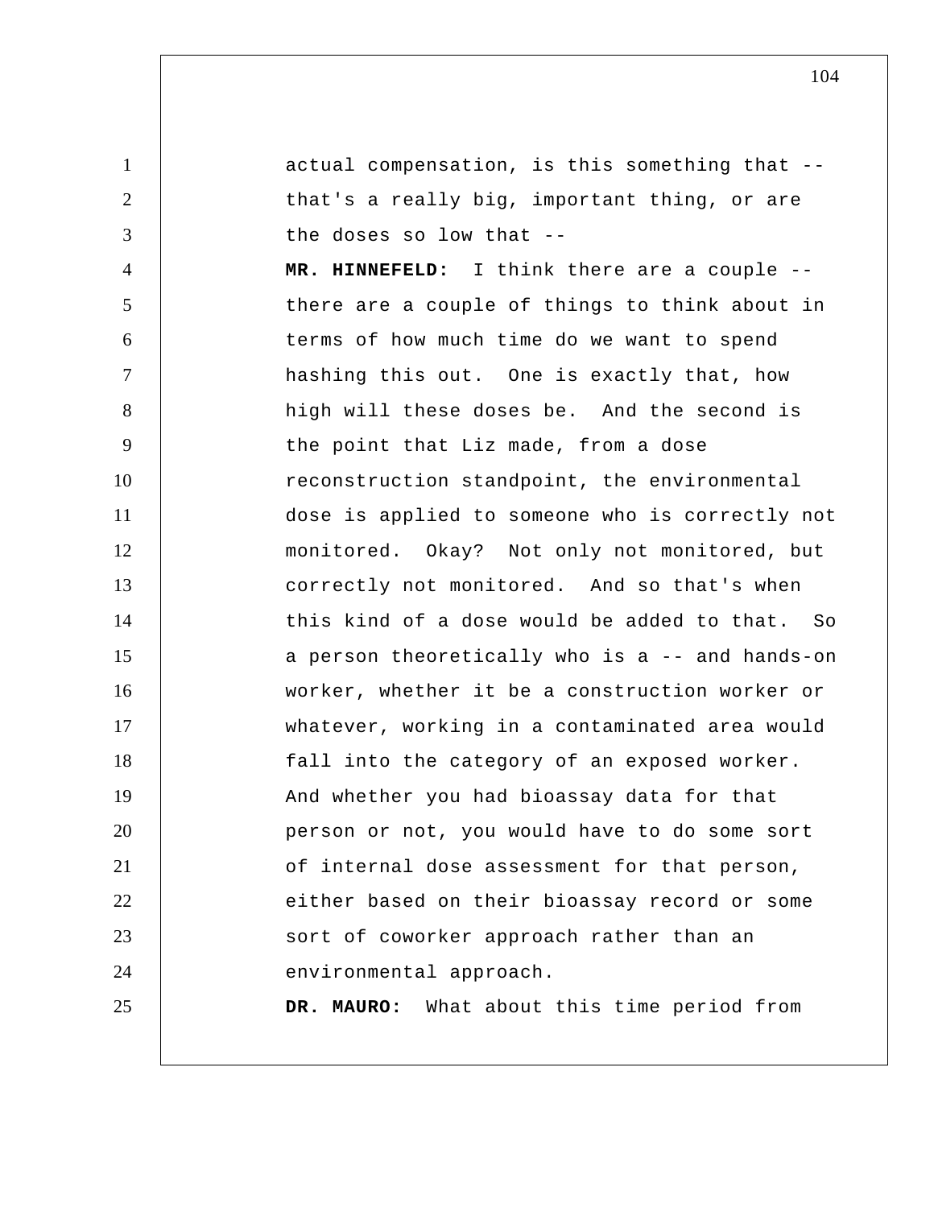actual compensation, is this something that -- that's a really big, important thing, or are the doses so low that --

**MR. HINNEFELD:** I think there are a couple -- there are a couple of things to think about in terms of how much time do we want to spend hashing this out. One is exactly that, how high will these doses be. And the second is the point that Liz made, from a dose reconstruction standpoint, the environmental dose is applied to someone who is correctly not monitored. Okay? Not only not monitored, but correctly not monitored. And so that's when this kind of a dose would be added to that. So a person theoretically who is a -- and hands-on worker, whether it be a construction worker or whatever, working in a contaminated area would fall into the category of an exposed worker. And whether you had bioassay data for that person or not, you would have to do some sort of internal dose assessment for that person, either based on their bioassay record or some sort of coworker approach rather than an environmental approach.

**DR. MAURO:** What about this time period from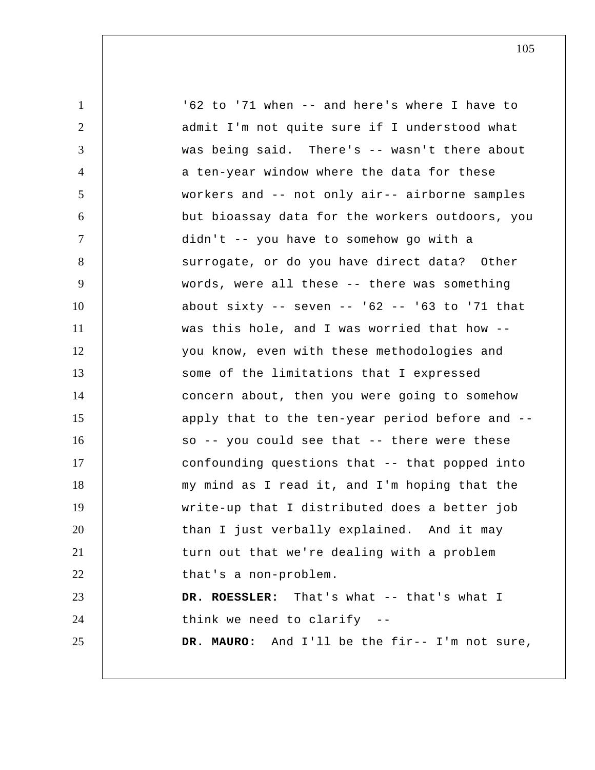'62 to '71 when -- and here's where I have to admit I'm not quite sure if I understood what was being said. There's -- wasn't there about a ten-year window where the data for these workers and -- not only air-- airborne samples but bioassay data for the workers outdoors, you didn't -- you have to somehow go with a surrogate, or do you have direct data? Other words, were all these -- there was something about sixty -- seven -- '62 -- '63 to '71 that was this hole, and I was worried that how -- you know, even with these methodologies and some of the limitations that I expressed concern about, then you were going to somehow apply that to the ten-year period before and -- so -- you could see that -- there were these confounding questions that -- that popped into my mind as I read it, and I'm hoping that the write-up that I distributed does a better job than I just verbally explained. And it may turn out that we're dealing with a problem that's a non-problem.

**DR. ROESSLER:** That's what -- that's what I think we need to clarify --

**DR. MAURO:** And I'll be the fir-- I'm not sure,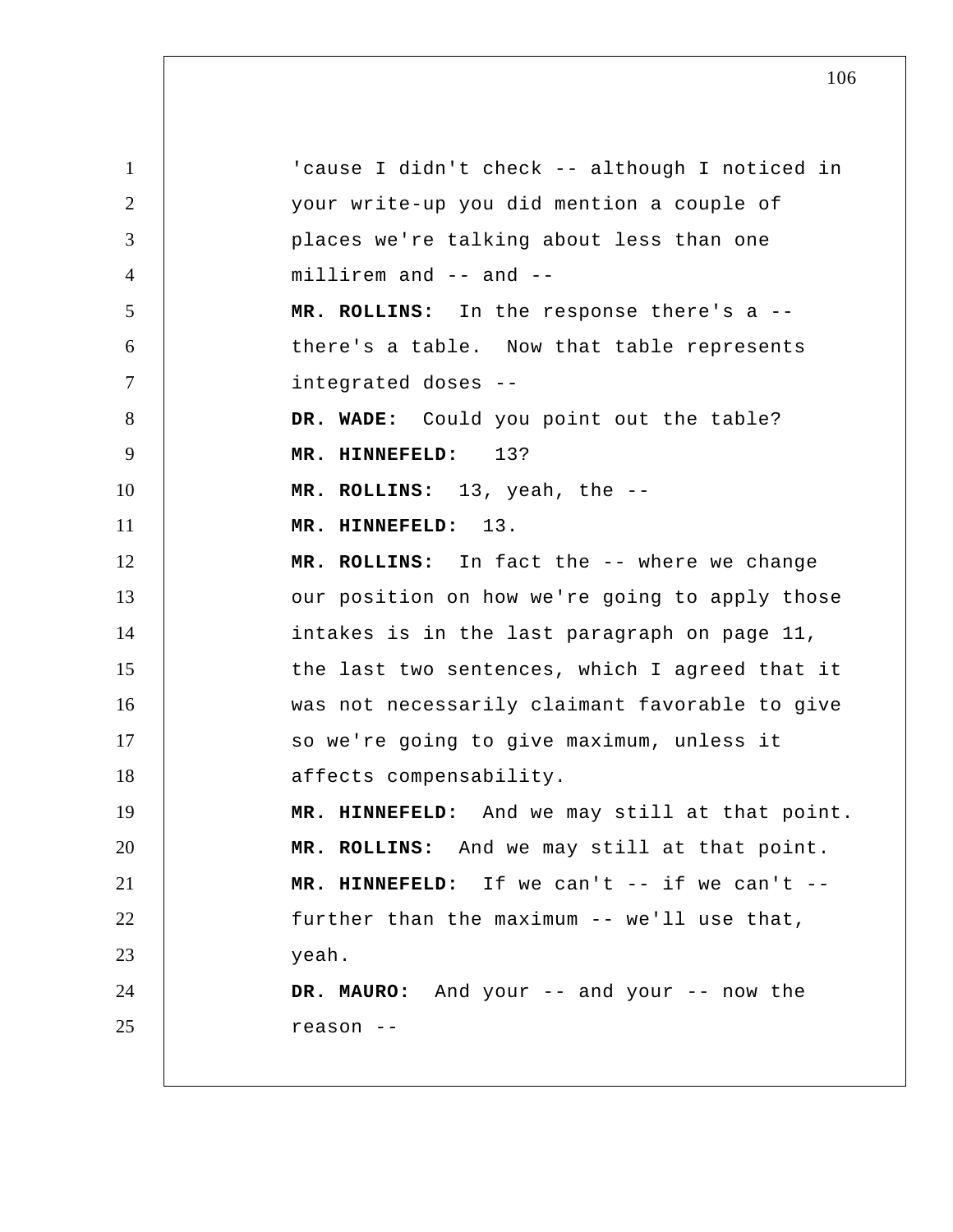'cause I didn't check -- although I noticed in your write-up you did mention a couple of places we're talking about less than one millirem and -- and --

**MR. ROLLINS:** In the response there's a -- there's a table. Now that table represents integrated doses --

**DR. WADE:** Could you point out the table?

**MR. HINNEFELD:** 13?

**MR. ROLLINS:** 13, yeah, the --

**MR. HINNEFELD:** 13.

**MR. ROLLINS:** In fact the -- where we change our position on how we're going to apply those intakes is in the last paragraph on page 11, the last two sentences, which I agreed that it was not necessarily claimant favorable to give so we're going to give maximum, unless it affects compensability.

**MR. HINNEFELD:** And we may still at that point.

**MR. ROLLINS:** And we may still at that point.

**MR. HINNEFELD:** If we can't -- if we can't -- further than the maximum -- we'll use that, yeah.

**DR. MAURO:** And your -- and your -- now the reason --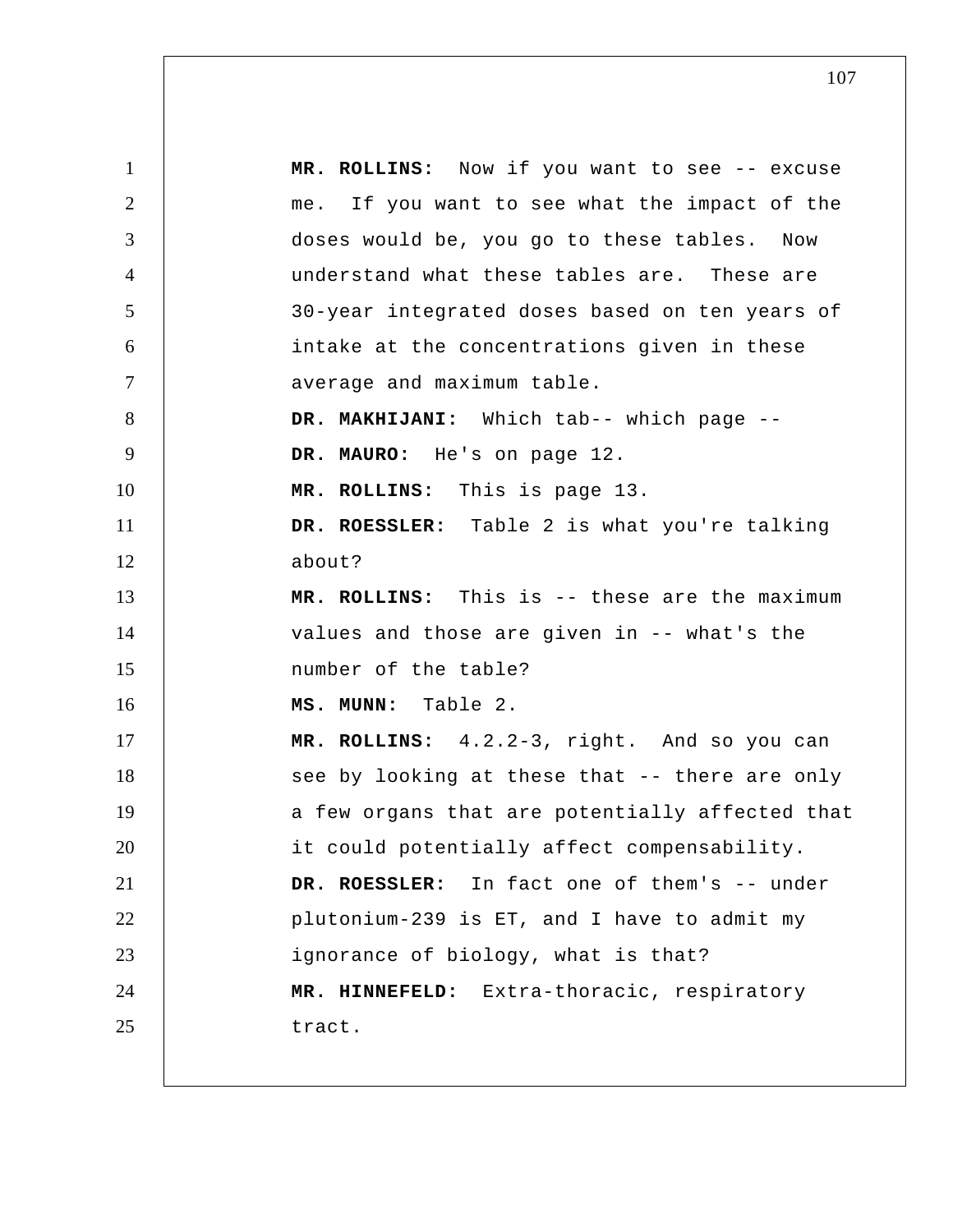**MR. ROLLINS:** Now if you want to see -- excuse me. If you want to see what the impact of the doses would be, you go to these tables. Now understand what these tables are. These are 30-year integrated doses based on ten years of intake at the concentrations given in these average and maximum table.

**DR. MAKHIJANI:** Which tab-- which page --

**DR. MAURO:** He's on page 12.

**MR. ROLLINS:** This is page 13.

**DR. ROESSLER:** Table 2 is what you're talking about?

**MR. ROLLINS:** This is -- these are the maximum values and those are given in -- what's the number of the table?

**MS. MUNN:** Table 2.

**MR. ROLLINS:** 4.2.2-3, right. And so you can see by looking at these that -- there are only a few organs that are potentially affected that it could potentially affect compensability.

**DR. ROESSLER:** In fact one of them's -- under plutonium-239 is ET, and I have to admit my ignorance of biology, what is that?

**MR. HINNEFELD:** Extra-thoracic, respiratory tract.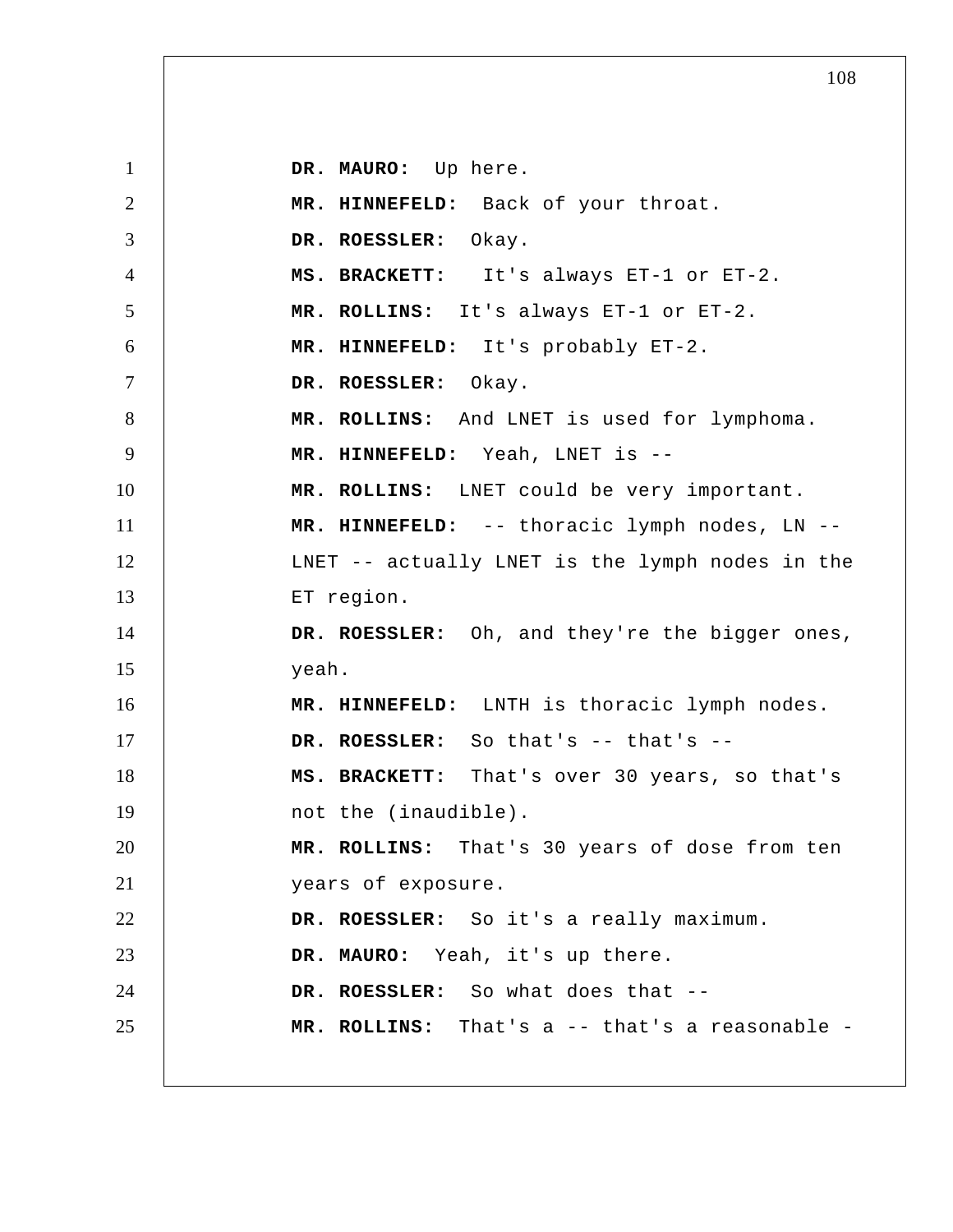**DR. MAURO:** Up here.

**MR. HINNEFELD:** Back of your throat.

**DR. ROESSLER:** Okay.

**MS. BRACKETT:** It's always ET-1 or ET-2.

**MR. ROLLINS:** It's always ET-1 or ET-2.

**MR. HINNEFELD:** It's probably ET-2.

**DR. ROESSLER:** Okay.

**MR. ROLLINS:** And LNET is used for lymphoma.

**MR. HINNEFELD:** Yeah, LNET is --

**MR. ROLLINS:** LNET could be very important.

**MR. HINNEFELD:** -- thoracic lymph nodes, LN -- LNET -- actually LNET is the lymph nodes in the ET region.

**DR. ROESSLER:** Oh, and they're the bigger ones, yeah.

**MR. HINNEFELD:** LNTH is thoracic lymph nodes.

**DR. ROESSLER:** So that's -- that's --

**MS. BRACKETT:** That's over 30 years, so that's not the (inaudible).

**MR. ROLLINS:** That's 30 years of dose from ten years of exposure.

**DR. ROESSLER:** So it's a really maximum.

**DR. MAURO:** Yeah, it's up there.

**DR. ROESSLER:** So what does that --

**MR. ROLLINS:** That's a -- that's a reasonable -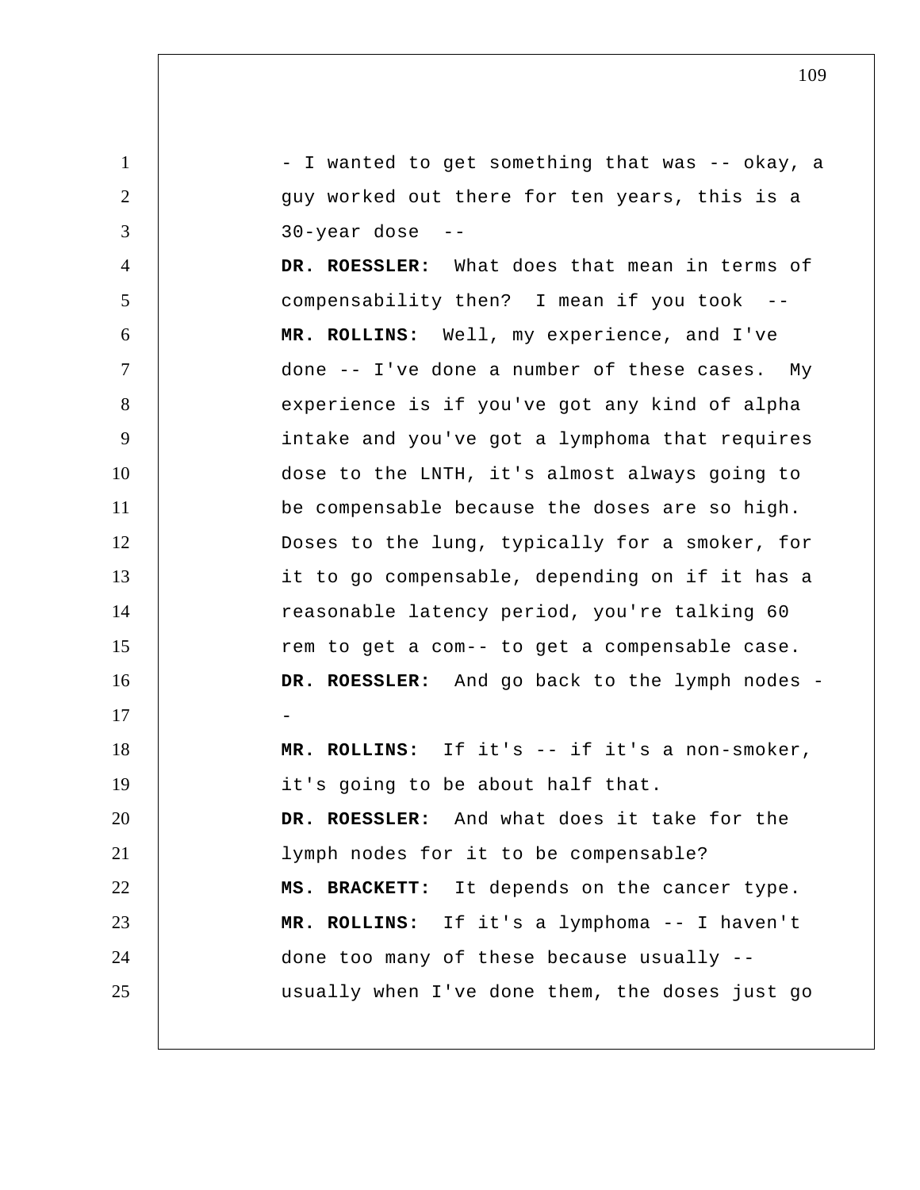- I wanted to get something that was -- okay, a guy worked out there for ten years, this is a 30-year dose --

**DR. ROESSLER:** What does that mean in terms of compensability then? I mean if you took --

**MR. ROLLINS:** Well, my experience, and I've done -- I've done a number of these cases. My experience is if you've got any kind of alpha intake and you've got a lymphoma that requires dose to the LNTH, it's almost always going to be compensable because the doses are so high. Doses to the lung, typically for a smoker, for it to go compensable, depending on if it has a reasonable latency period, you're talking 60 rem to get a com-- to get a compensable case.

**DR. ROESSLER:** And go back to the lymph nodes --

**MR. ROLLINS:** If it's -- if it's a non-smoker, it's going to be about half that.

**DR. ROESSLER:** And what does it take for the lymph nodes for it to be compensable?

**MS. BRACKETT:** It depends on the cancer type.

**MR. ROLLINS:** If it's a lymphoma -- I haven't done too many of these because usually -- usually when I've done them, the doses just go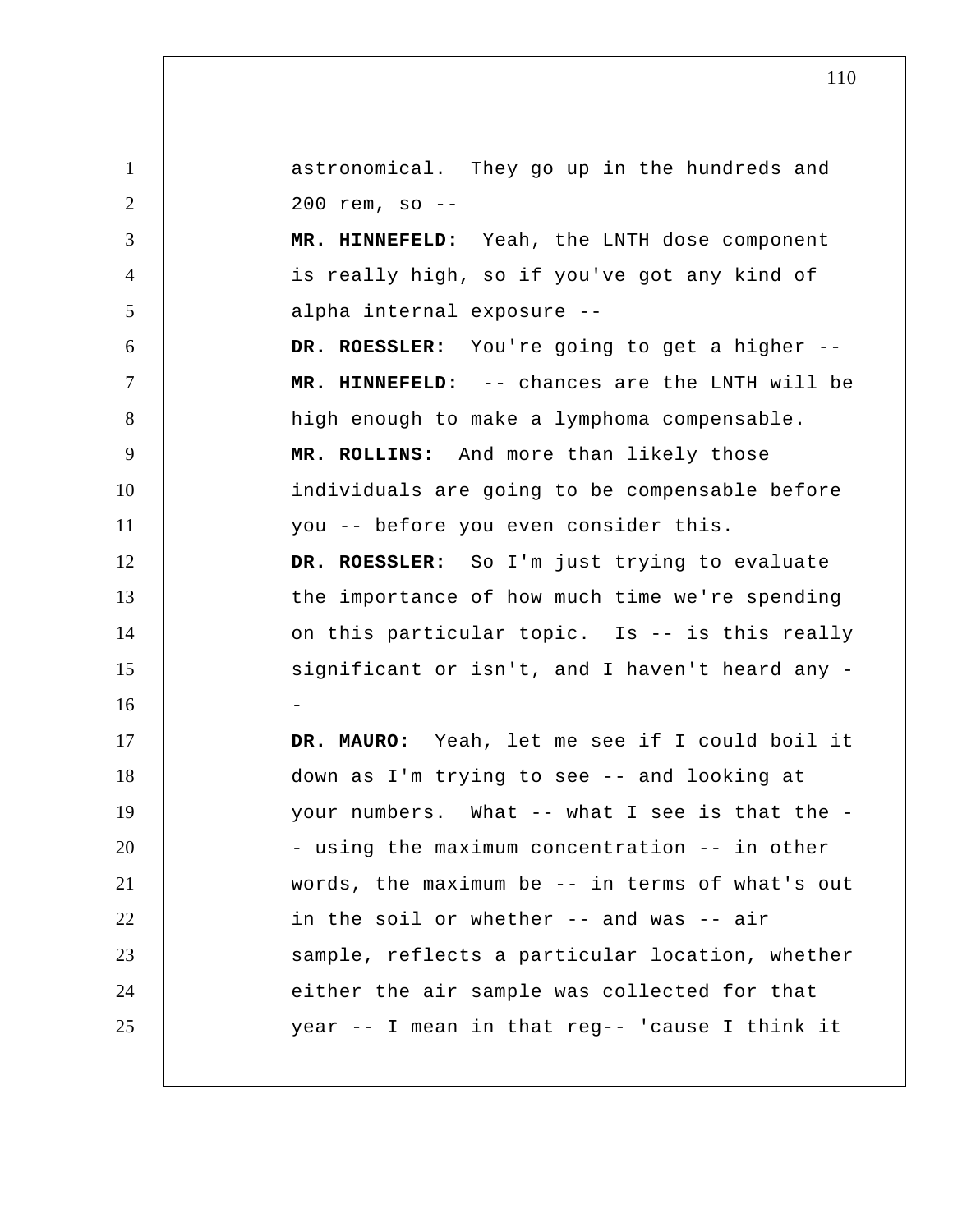astronomical. They go up in the hundreds and 200 rem, so --

**MR. HINNEFELD:** Yeah, the LNTH dose component is really high, so if you've got any kind of alpha internal exposure --

**DR. ROESSLER:** You're going to get a higher --

**MR. HINNEFELD:** -- chances are the LNTH will be high enough to make a lymphoma compensable.

**MR. ROLLINS:** And more than likely those individuals are going to be compensable before you -- before you even consider this.

**DR. ROESSLER:** So I'm just trying to evaluate the importance of how much time we're spending on this particular topic. Is -- is this really significant or isn't, and I haven't heard any --

**DR. MAURO:** Yeah, let me see if I could boil it down as I'm trying to see -- and looking at your numbers. What -- what I see is that the -- using the maximum concentration -- in other words, the maximum be -- in terms of what's out in the soil or whether -- and was -- air sample, reflects a particular location, whether either the air sample was collected for that year -- I mean in that reg-- 'cause I think it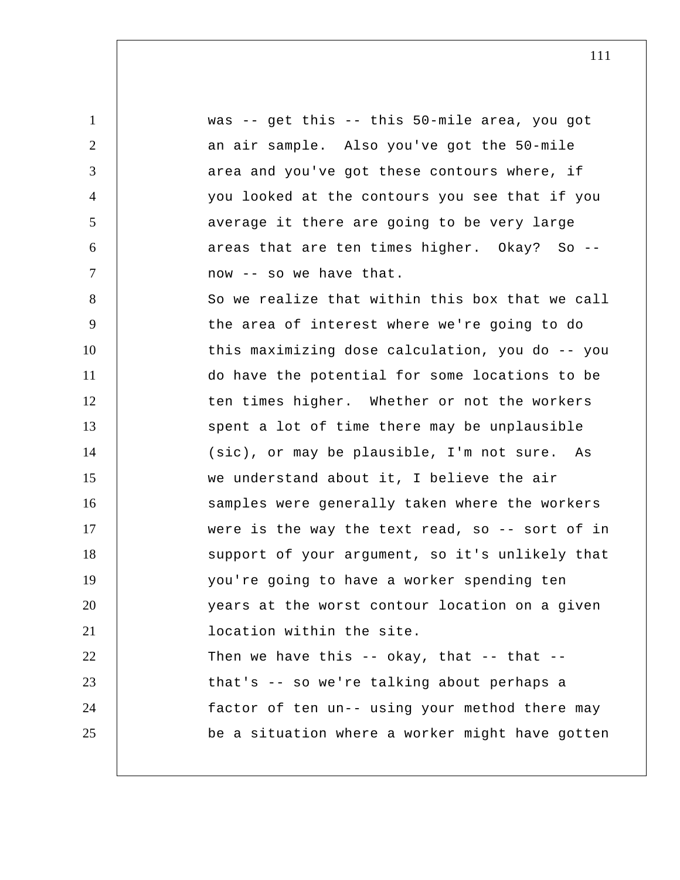was -- get this -- this 50-mile area, you got an air sample. Also you've got the 50-mile area and you've got these contours where, if you looked at the contours you see that if you average it there are going to be very large areas that are ten times higher. Okay? So -- now -- so we have that.

So we realize that within this box that we call the area of interest where we're going to do this maximizing dose calculation, you do -- you do have the potential for some locations to be ten times higher. Whether or not the workers spent a lot of time there may be unplausible (sic), or may be plausible, I'm not sure. As we understand about it, I believe the air samples were generally taken where the workers were is the way the text read, so -- sort of in support of your argument, so it's unlikely that you're going to have a worker spending ten years at the worst contour location on a given location within the site.

Then we have this -- okay, that -- that -- that's -- so we're talking about perhaps a factor of ten un-- using your method there may be a situation where a worker might have gotten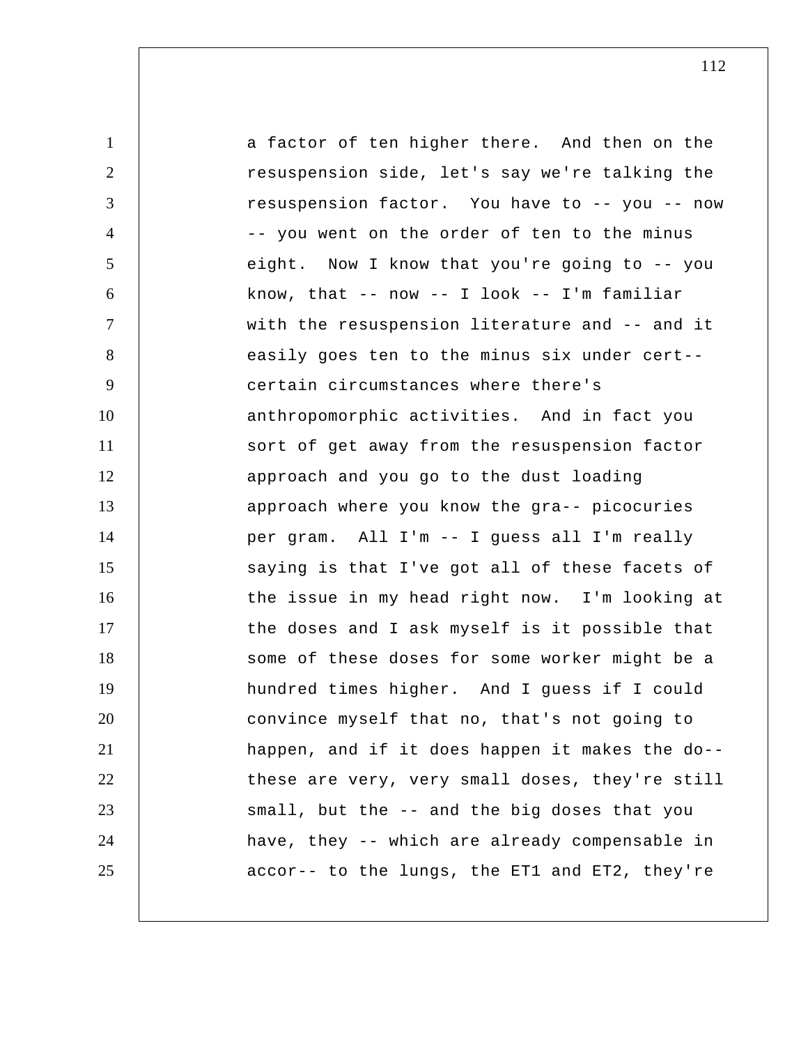a factor of ten higher there. And then on the resuspension side, let's say we're talking the resuspension factor. You have to -- you -- now -- you went on the order of ten to the minus eight. Now I know that you're going to -- you know, that -- now -- I look -- I'm familiar with the resuspension literature and -- and it easily goes ten to the minus six under cert-- certain circumstances where there's anthropomorphic activities. And in fact you sort of get away from the resuspension factor approach and you go to the dust loading approach where you know the gra-- picocuries per gram. All I'm -- I guess all I'm really saying is that I've got all of these facets of the issue in my head right now. I'm looking at the doses and I ask myself is it possible that some of these doses for some worker might be a hundred times higher. And I guess if I could convince myself that no, that's not going to happen, and if it does happen it makes the do-- these are very, very small doses, they're still small, but the -- and the big doses that you have, they -- which are already compensable in accor-- to the lungs, the ET1 and ET2, they're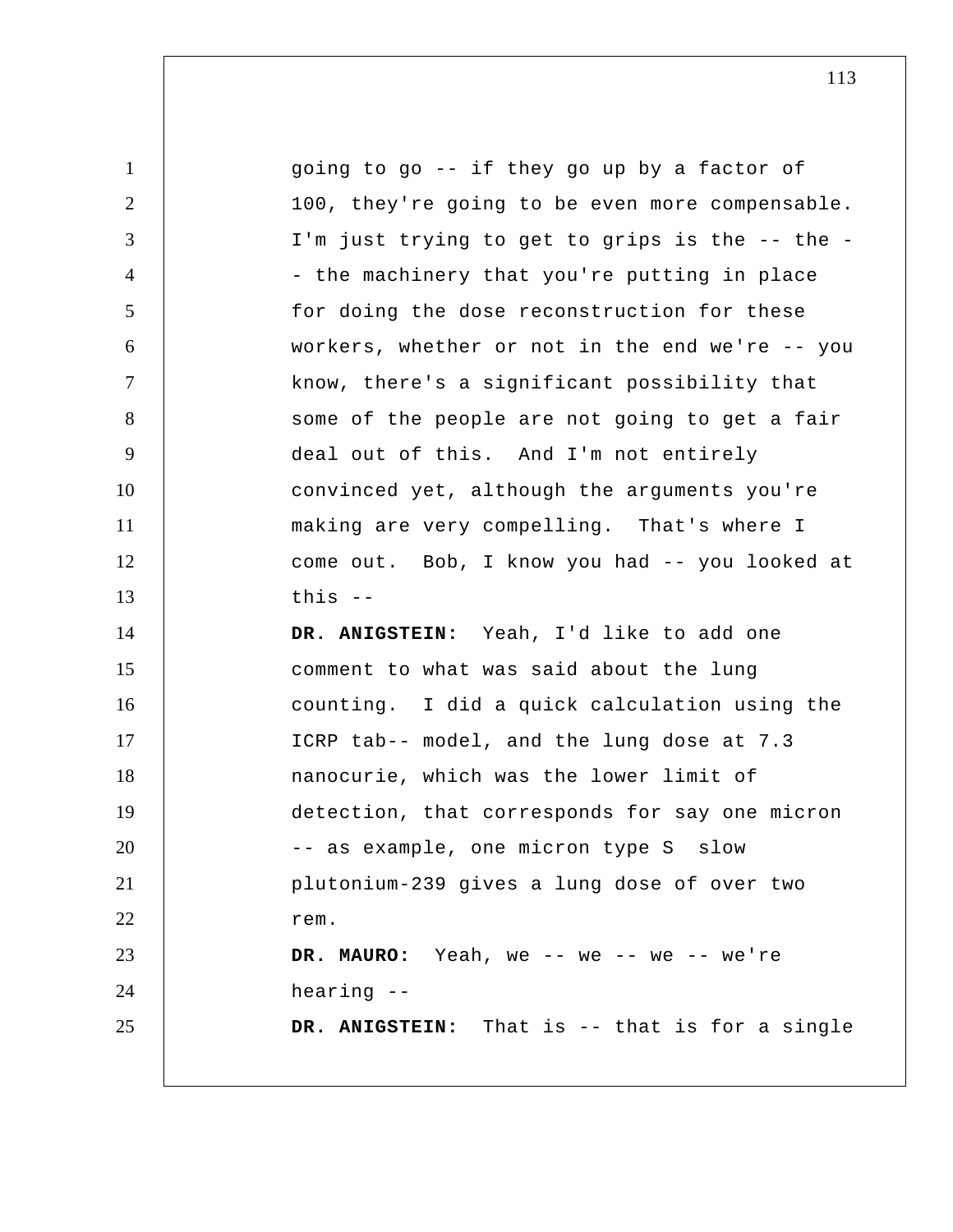going to go -- if they go up by a factor of 100, they're going to be even more compensable. I'm just trying to get to grips is the -- the -- the machinery that you're putting in place for doing the dose reconstruction for these workers, whether or not in the end we're -- you know, there's a significant possibility that some of the people are not going to get a fair deal out of this. And I'm not entirely convinced yet, although the arguments you're making are very compelling. That's where I come out. Bob, I know you had -- you looked at this --

**DR. ANIGSTEIN:** Yeah, I'd like to add one comment to what was said about the lung counting. I did a quick calculation using the ICRP tab-- model, and the lung dose at 7.3 nanocurie, which was the lower limit of detection, that corresponds for say one micron -- as example, one micron type S slow plutonium-239 gives a lung dose of over two rem.

**DR. MAURO:** Yeah, we -- we -- we -- we're hearing --

**DR. ANIGSTEIN:** That is -- that is for a single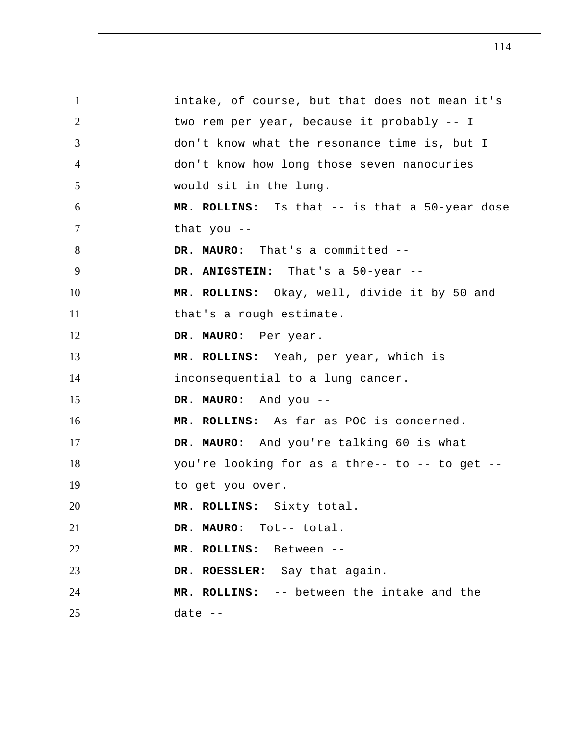intake, of course, but that does not mean it's two rem per year, because it probably -- I don't know what the resonance time is, but I don't know how long those seven nanocuries would sit in the lung.

**MR. ROLLINS:** Is that -- is that a 50-year dose that you --

**DR. MAURO:** That's a committed --

**DR. ANIGSTEIN:** That's a 50-year --

**MR. ROLLINS:** Okay, well, divide it by 50 and that's a rough estimate.

**DR. MAURO:** Per year.

**MR. ROLLINS:** Yeah, per year, which is inconsequential to a lung cancer.

**DR. MAURO:** And you --

**MR. ROLLINS:** As far as POC is concerned.

**DR. MAURO:** And you're talking 60 is what you're looking for as a thre-- to -- to get -- to get you over.

**MR. ROLLINS:** Sixty total.

**DR. MAURO:** Tot-- total.

**MR. ROLLINS:** Between --

**DR. ROESSLER:** Say that again.

**MR. ROLLINS:** -- between the intake and the date --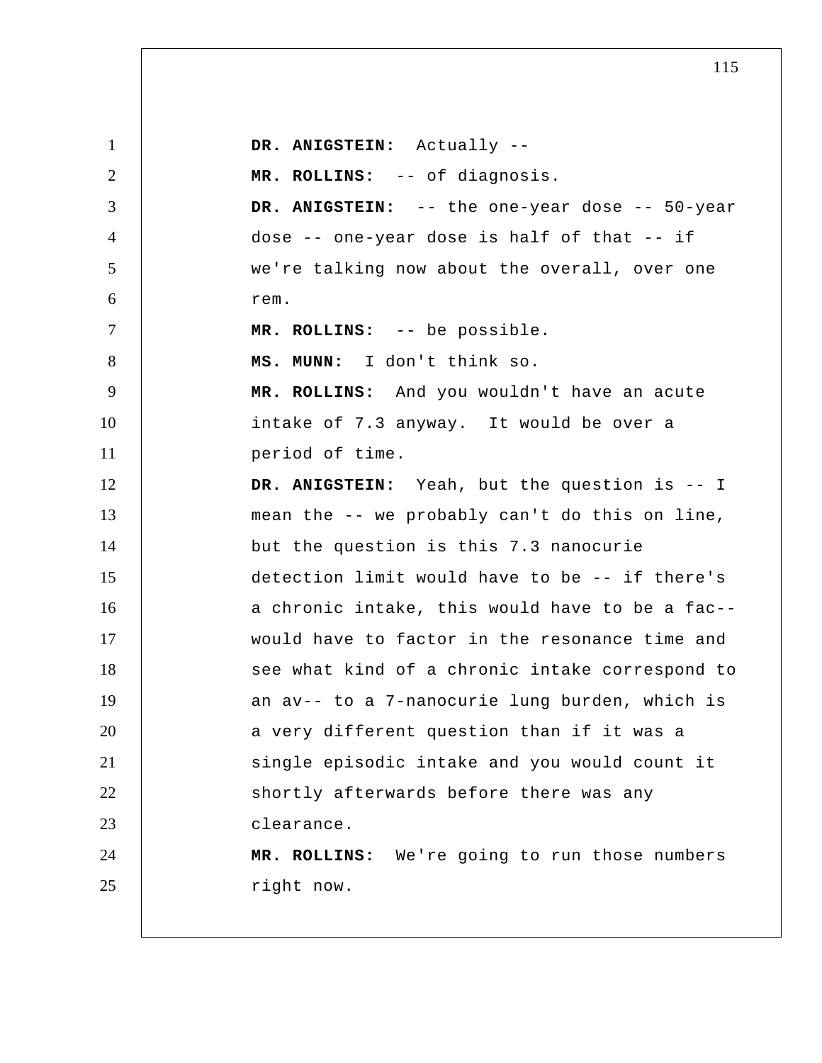**DR. ANIGSTEIN:** Actually --

**MR. ROLLINS:** -- of diagnosis.

**DR. ANIGSTEIN:** -- the one-year dose -- 50-year dose -- one-year dose is half of that -- if we're talking now about the overall, over one rem.

**MR. ROLLINS:** -- be possible.

**MS. MUNN:** I don't think so.

**MR. ROLLINS:** And you wouldn't have an acute intake of 7.3 anyway. It would be over a period of time.

**DR. ANIGSTEIN:** Yeah, but the question is -- I mean the -- we probably can't do this on line, but the question is this 7.3 nanocurie detection limit would have to be -- if there's a chronic intake, this would have to be a fac-- would have to factor in the resonance time and see what kind of a chronic intake correspond to an av-- to a 7-nanocurie lung burden, which is a very different question than if it was a single episodic intake and you would count it shortly afterwards before there was any clearance.

**MR. ROLLINS:** We're going to run those numbers right now.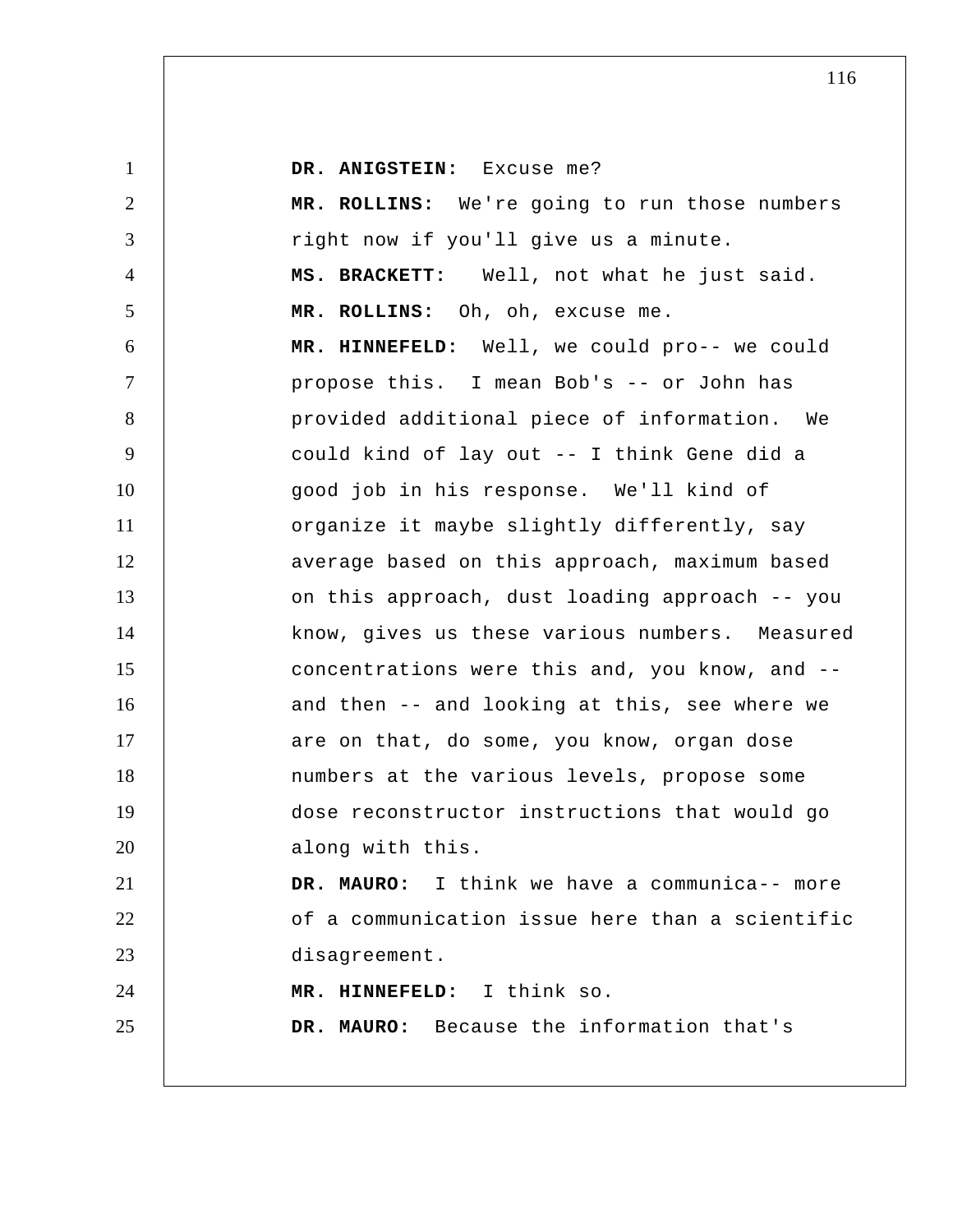**DR. ANIGSTEIN:** Excuse me?

**MR. ROLLINS:** We're going to run those numbers right now if you'll give us a minute.

**MS. BRACKETT:** Well, not what he just said.

**MR. ROLLINS:** Oh, oh, excuse me.

**MR. HINNEFELD:** Well, we could pro-- we could propose this. I mean Bob's -- or John has provided additional piece of information. We could kind of lay out -- I think Gene did a good job in his response. We'll kind of organize it maybe slightly differently, say average based on this approach, maximum based on this approach, dust loading approach -- you know, gives us these various numbers. Measured concentrations were this and, you know, and -- and then -- and looking at this, see where we are on that, do some, you know, organ dose numbers at the various levels, propose some dose reconstructor instructions that would go along with this.

**DR. MAURO:** I think we have a communica-- more of a communication issue here than a scientific disagreement.

**MR. HINNEFELD:** I think so.

**DR. MAURO:** Because the information that's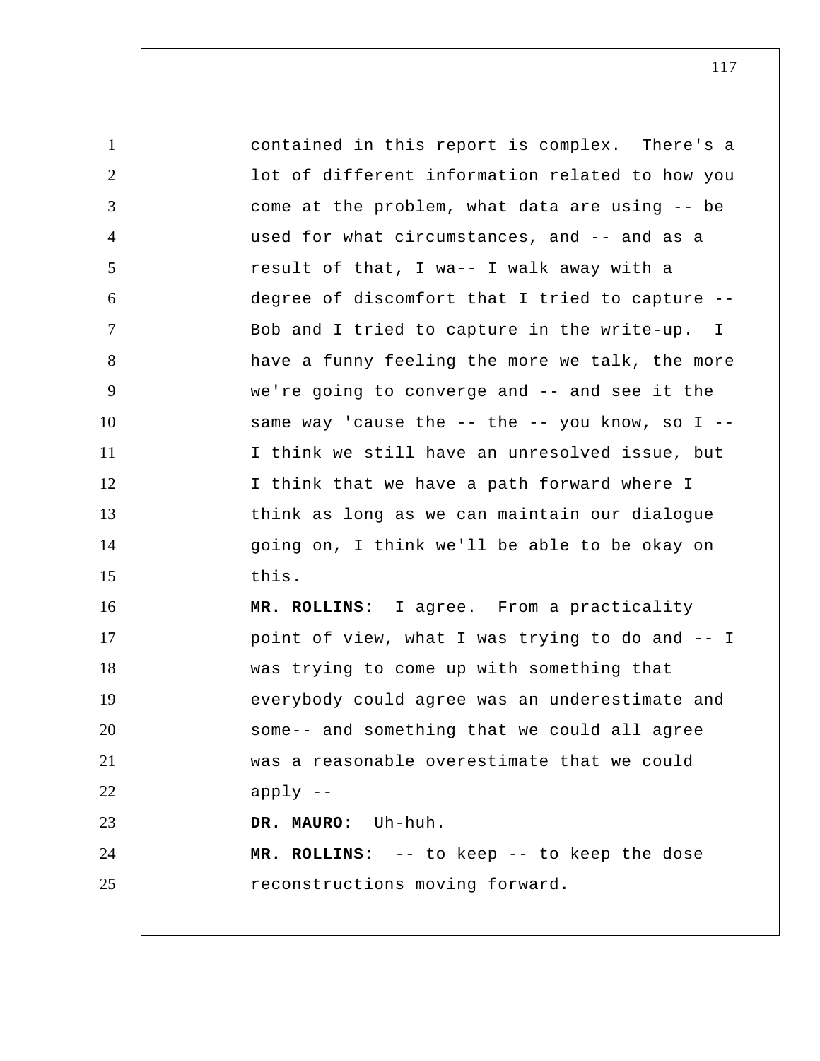contained in this report is complex. There's a lot of different information related to how you come at the problem, what data are using -- be used for what circumstances, and -- and as a result of that, I wa-- I walk away with a degree of discomfort that I tried to capture -- Bob and I tried to capture in the write-up. I have a funny feeling the more we talk, the more we're going to converge and -- and see it the same way 'cause the -- the -- you know, so I -- I think we still have an unresolved issue, but I think that we have a path forward where I think as long as we can maintain our dialogue going on, I think we'll be able to be okay on this.

**MR. ROLLINS:** I agree. From a practicality point of view, what I was trying to do and -- I was trying to come up with something that everybody could agree was an underestimate and some-- and something that we could all agree was a reasonable overestimate that we could apply --

**DR. MAURO:** Uh-huh.

**MR. ROLLINS:** -- to keep -- to keep the dose reconstructions moving forward.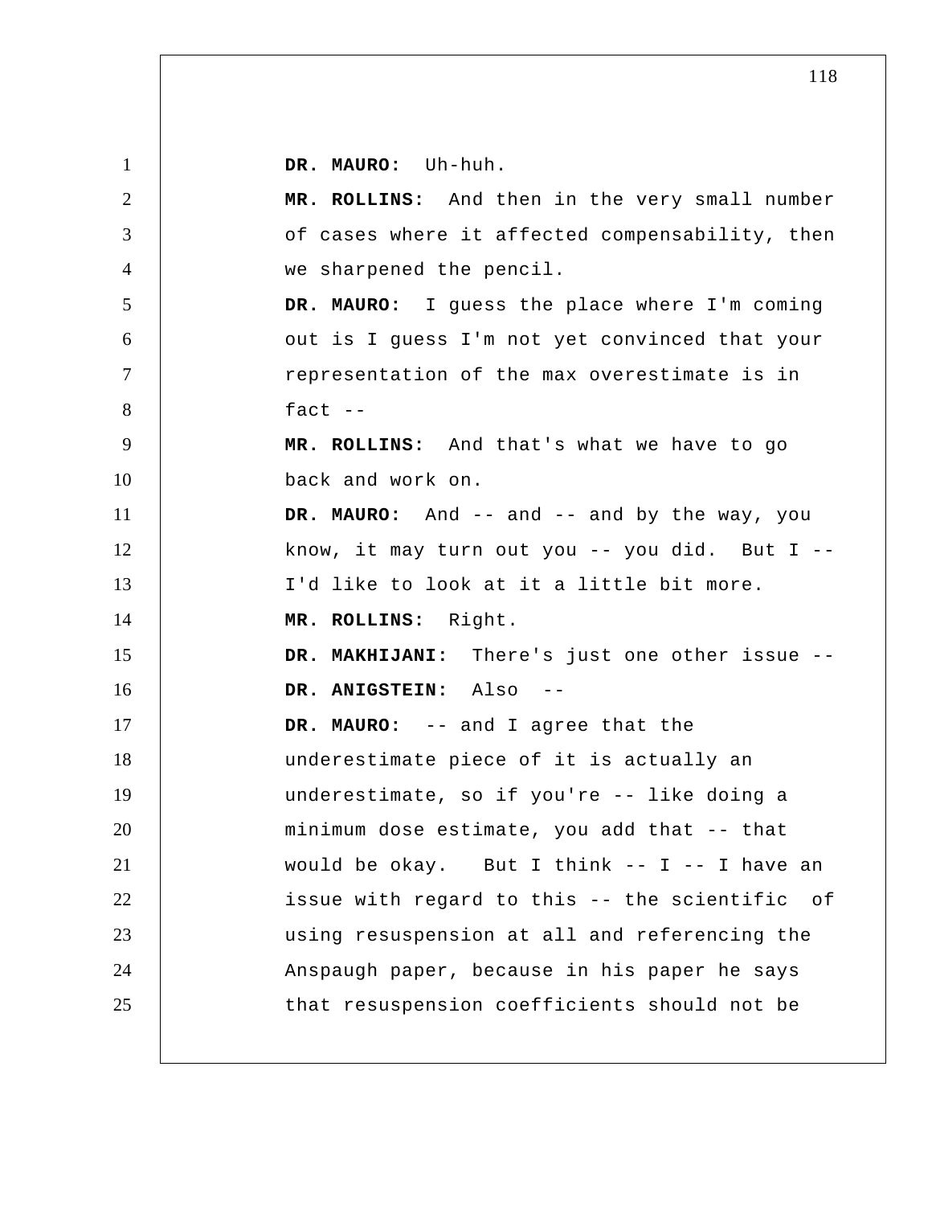**DR. MAURO:** Uh-huh.

**MR. ROLLINS:** And then in the very small number of cases where it affected compensability, then we sharpened the pencil.

**DR. MAURO:** I guess the place where I'm coming out is I guess I'm not yet convinced that your representation of the max overestimate is in fact --

**MR. ROLLINS:** And that's what we have to go back and work on.

**DR. MAURO:** And -- and -- and by the way, you know, it may turn out you -- you did. But I -- I'd like to look at it a little bit more.

**MR. ROLLINS:** Right.

**DR. MAKHIJANI:** There's just one other issue --

**DR. ANIGSTEIN:** Also --

**DR. MAURO:** -- and I agree that the underestimate piece of it is actually an underestimate, so if you're -- like doing a minimum dose estimate, you add that -- that would be okay. But I think -- I -- I have an issue with regard to this -- the scientific of using resuspension at all and referencing the Anspaugh paper, because in his paper he says that resuspension coefficients should not be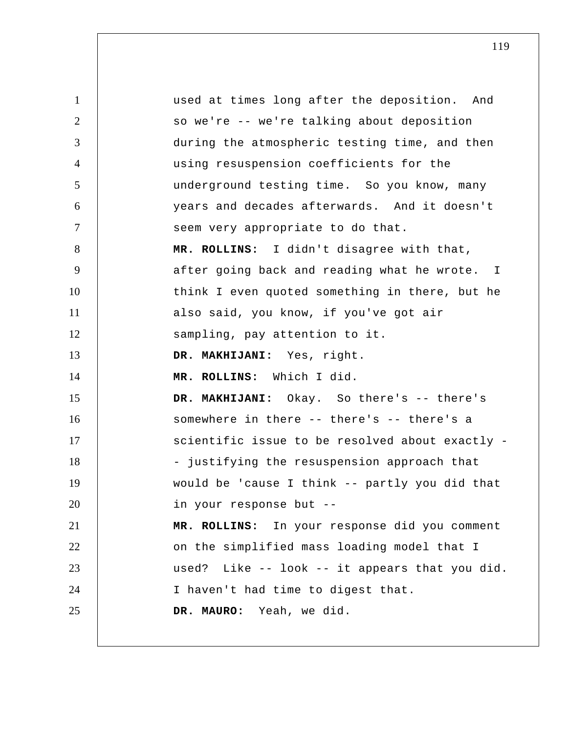used at times long after the deposition. And so we're -- we're talking about deposition during the atmospheric testing time, and then using resuspension coefficients for the underground testing time. So you know, many years and decades afterwards. And it doesn't seem very appropriate to do that.

**MR. ROLLINS:** I didn't disagree with that, after going back and reading what he wrote. I think I even quoted something in there, but he also said, you know, if you've got air sampling, pay attention to it.

**DR. MAKHIJANI:** Yes, right.

**MR. ROLLINS:** Which I did.

**DR. MAKHIJANI:** Okay. So there's -- there's somewhere in there -- there's -- there's a scientific issue to be resolved about exactly -- justifying the resuspension approach that would be 'cause I think -- partly you did that in your response but --

**MR. ROLLINS:** In your response did you comment on the simplified mass loading model that I used? Like -- look -- it appears that you did. I haven't had time to digest that.

**DR. MAURO:** Yeah, we did.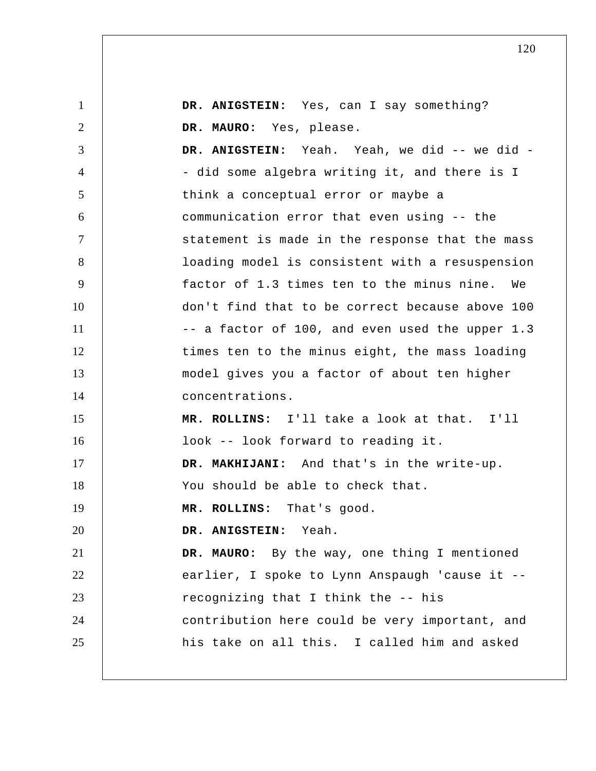**DR. ANIGSTEIN:** Yes, can I say something?

**DR. MAURO:** Yes, please.

**DR. ANIGSTEIN:** Yeah. Yeah, we did -- we did -- did some algebra writing it, and there is I think a conceptual error or maybe a communication error that even using -- the statement is made in the response that the mass loading model is consistent with a resuspension factor of 1.3 times ten to the minus nine. We don't find that to be correct because above 100 -- a factor of 100, and even used the upper 1.3 times ten to the minus eight, the mass loading model gives you a factor of about ten higher concentrations.

**MR. ROLLINS:** I'll take a look at that. I'll look -- look forward to reading it.

**DR. MAKHIJANI:** And that's in the write-up. You should be able to check that.

**MR. ROLLINS:** That's good.

**DR. ANIGSTEIN:** Yeah.

**DR. MAURO:** By the way, one thing I mentioned earlier, I spoke to Lynn Anspaugh 'cause it -- recognizing that I think the -- his contribution here could be very important, and his take on all this. I called him and asked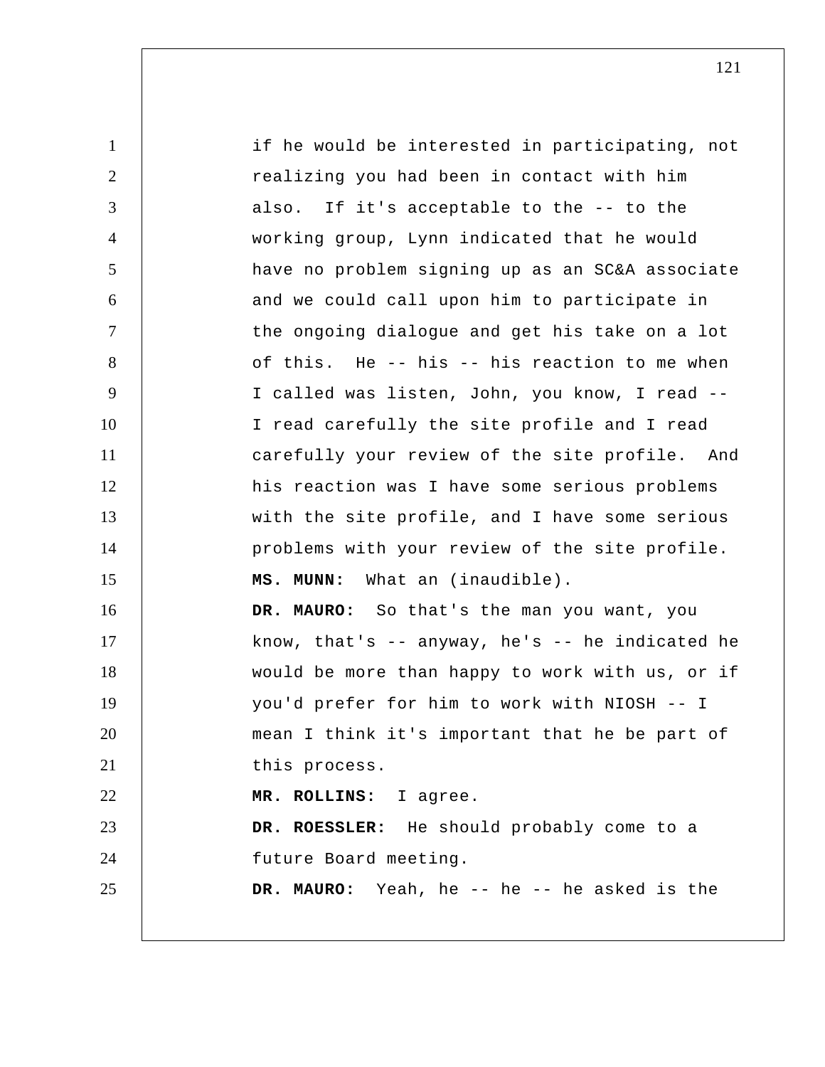if he would be interested in participating, not realizing you had been in contact with him also. If it's acceptable to the -- to the working group, Lynn indicated that he would have no problem signing up as an SC&A associate and we could call upon him to participate in the ongoing dialogue and get his take on a lot of this. He -- his -- his reaction to me when I called was listen, John, you know, I read -- I read carefully the site profile and I read carefully your review of the site profile. And his reaction was I have some serious problems with the site profile, and I have some serious problems with your review of the site profile.

**MS. MUNN:** What an (inaudible).

**DR. MAURO:** So that's the man you want, you know, that's -- anyway, he's -- he indicated he would be more than happy to work with us, or if you'd prefer for him to work with NIOSH -- I mean I think it's important that he be part of this process.

**MR. ROLLINS:** I agree.

**DR. ROESSLER:** He should probably come to a future Board meeting.

**DR. MAURO:** Yeah, he -- he -- he asked is the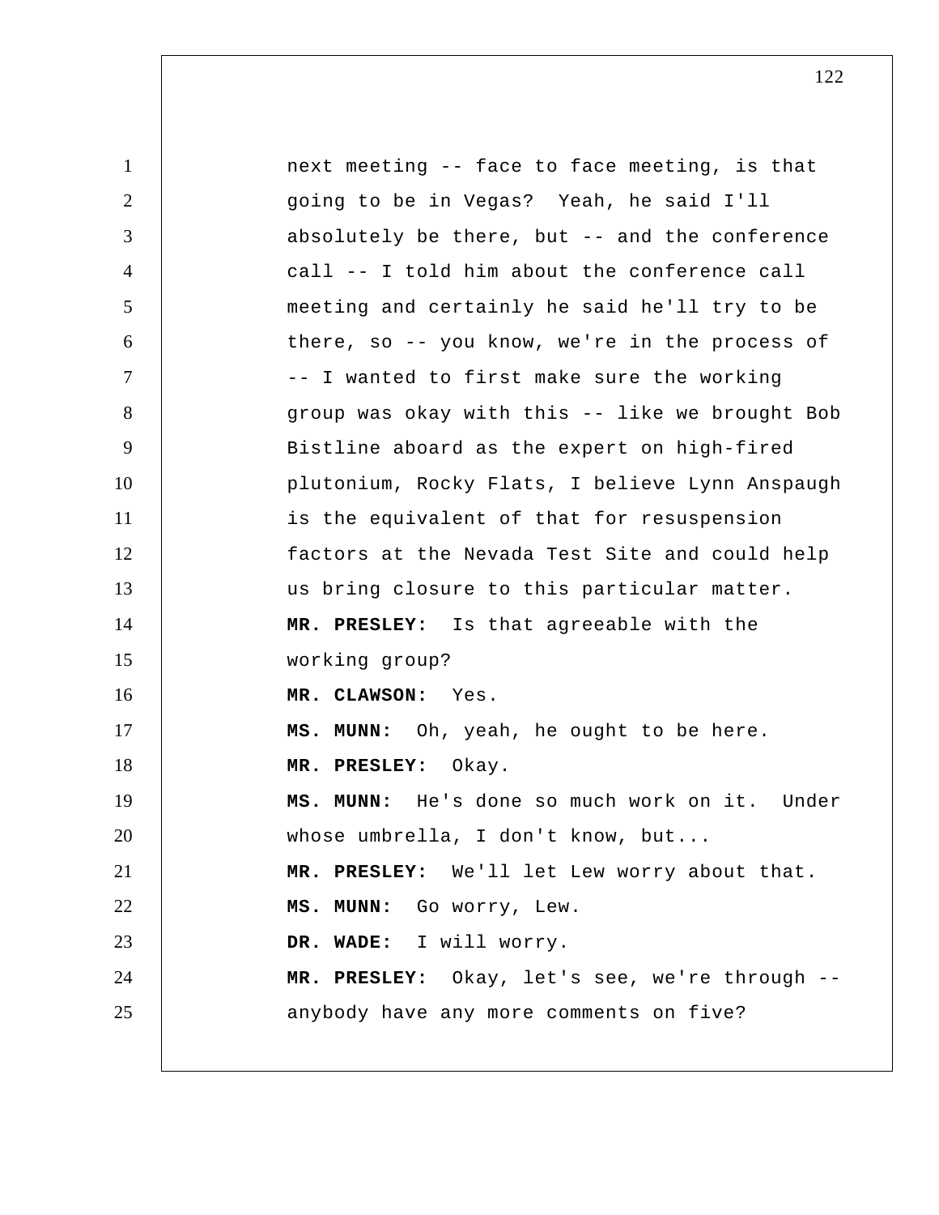next meeting -- face to face meeting, is that going to be in Vegas? Yeah, he said I'll absolutely be there, but -- and the conference call -- I told him about the conference call meeting and certainly he said he'll try to be there, so -- you know, we're in the process of -- I wanted to first make sure the working group was okay with this -- like we brought Bob Bistline aboard as the expert on high-fired plutonium, Rocky Flats, I believe Lynn Anspaugh is the equivalent of that for resuspension factors at the Nevada Test Site and could help us bring closure to this particular matter.

**MR. PRESLEY:** Is that agreeable with the working group?

**MR. CLAWSON:** Yes.

**MS. MUNN:** Oh, yeah, he ought to be here.

**MR. PRESLEY:** Okay.

**MS. MUNN:** He's done so much work on it. Under whose umbrella, I don't know, but...

**MR. PRESLEY:** We'll let Lew worry about that.

**MS. MUNN:** Go worry, Lew.

**DR. WADE:** I will worry.

**MR. PRESLEY:** Okay, let's see, we're through -- anybody have any more comments on five?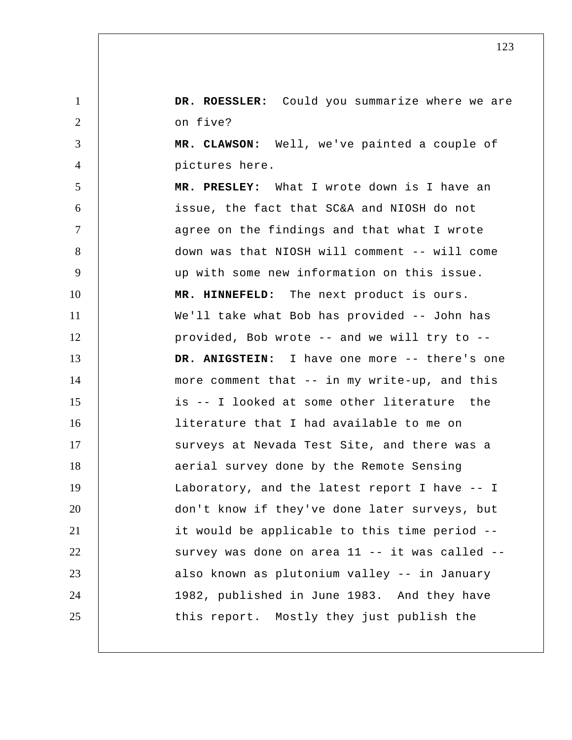**DR. ROESSLER:** Could you summarize where we are on five?

**MR. CLAWSON:** Well, we've painted a couple of pictures here.

**MR. PRESLEY:** What I wrote down is I have an issue, the fact that SC&A and NIOSH do not agree on the findings and that what I wrote down was that NIOSH will comment -- will come up with some new information on this issue.

**MR. HINNEFELD:** The next product is ours. We'll take what Bob has provided -- John has provided, Bob wrote -- and we will try to --

**DR. ANIGSTEIN:** I have one more -- there's one more comment that -- in my write-up, and this is -- I looked at some other literature the literature that I had available to me on surveys at Nevada Test Site, and there was a aerial survey done by the Remote Sensing Laboratory, and the latest report I have -- I don't know if they've done later surveys, but it would be applicable to this time period -- survey was done on area 11 -- it was called -- also known as plutonium valley -- in January 1982, published in June 1983. And they have this report. Mostly they just publish the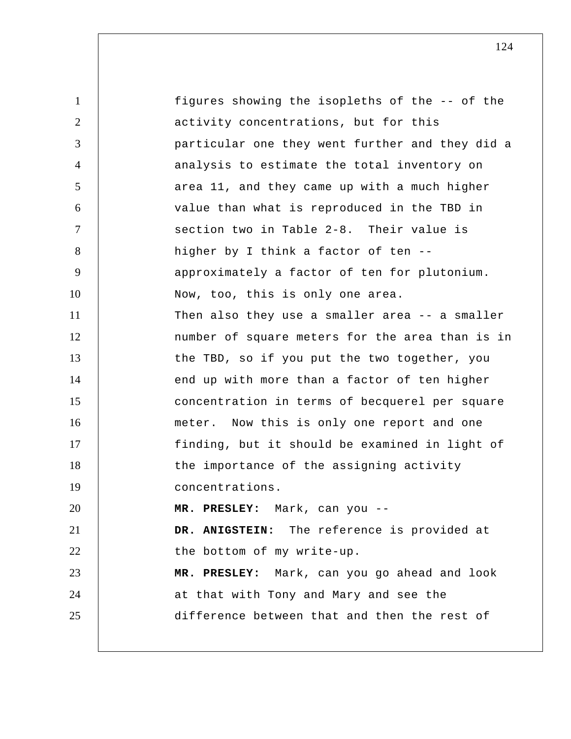figures showing the isopleths of the -- of the activity concentrations, but for this particular one they went further and they did a analysis to estimate the total inventory on area 11, and they came up with a much higher value than what is reproduced in the TBD in section two in Table 2-8. Their value is higher by I think a factor of ten -- approximately a factor of ten for plutonium. Now, too, this is only one area.

Then also they use a smaller area -- a smaller number of square meters for the area than is in the TBD, so if you put the two together, you end up with more than a factor of ten higher concentration in terms of becquerel per square meter. Now this is only one report and one finding, but it should be examined in light of the importance of the assigning activity concentrations.

**MR. PRESLEY:** Mark, can you --

**DR. ANIGSTEIN:** The reference is provided at the bottom of my write-up.

**MR. PRESLEY:** Mark, can you go ahead and look at that with Tony and Mary and see the difference between that and then the rest of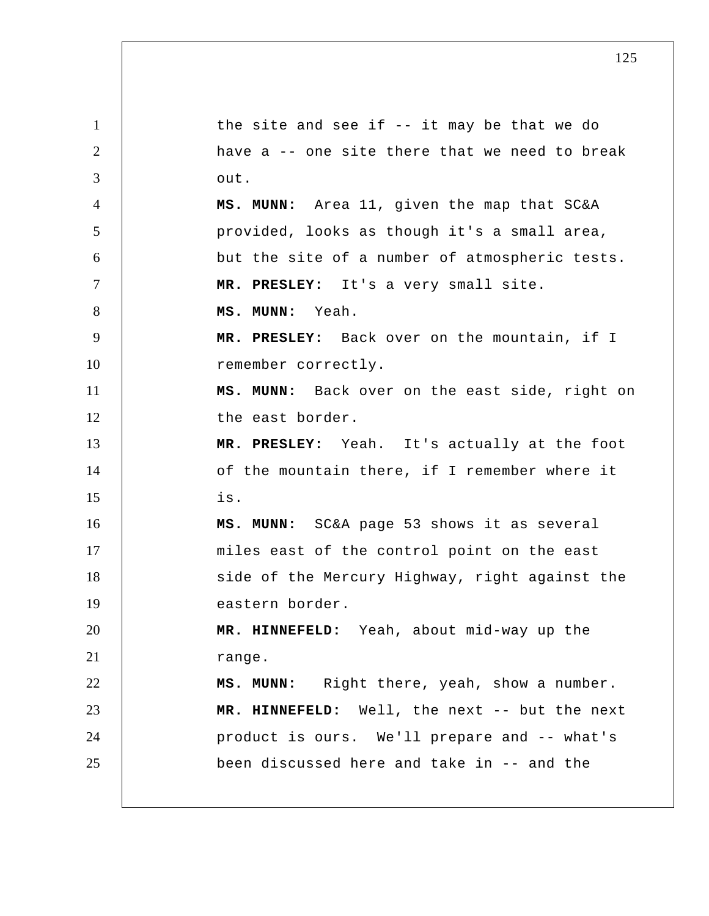the site and see if -- it may be that we do have a -- one site there that we need to break out.

**MS. MUNN:** Area 11, given the map that SC&A provided, looks as though it's a small area, but the site of a number of atmospheric tests.

**MR. PRESLEY:** It's a very small site.

**MS. MUNN:** Yeah.

**MR. PRESLEY:** Back over on the mountain, if I remember correctly.

**MS. MUNN:** Back over on the east side, right on the east border.

**MR. PRESLEY:** Yeah. It's actually at the foot of the mountain there, if I remember where it is.

**MS. MUNN:** SC&A page 53 shows it as several miles east of the control point on the east side of the Mercury Highway, right against the eastern border.

**MR. HINNEFELD:** Yeah, about mid-way up the range.

**MS. MUNN:** Right there, yeah, show a number.

**MR. HINNEFELD:** Well, the next -- but the next product is ours. We'll prepare and -- what's been discussed here and take in -- and the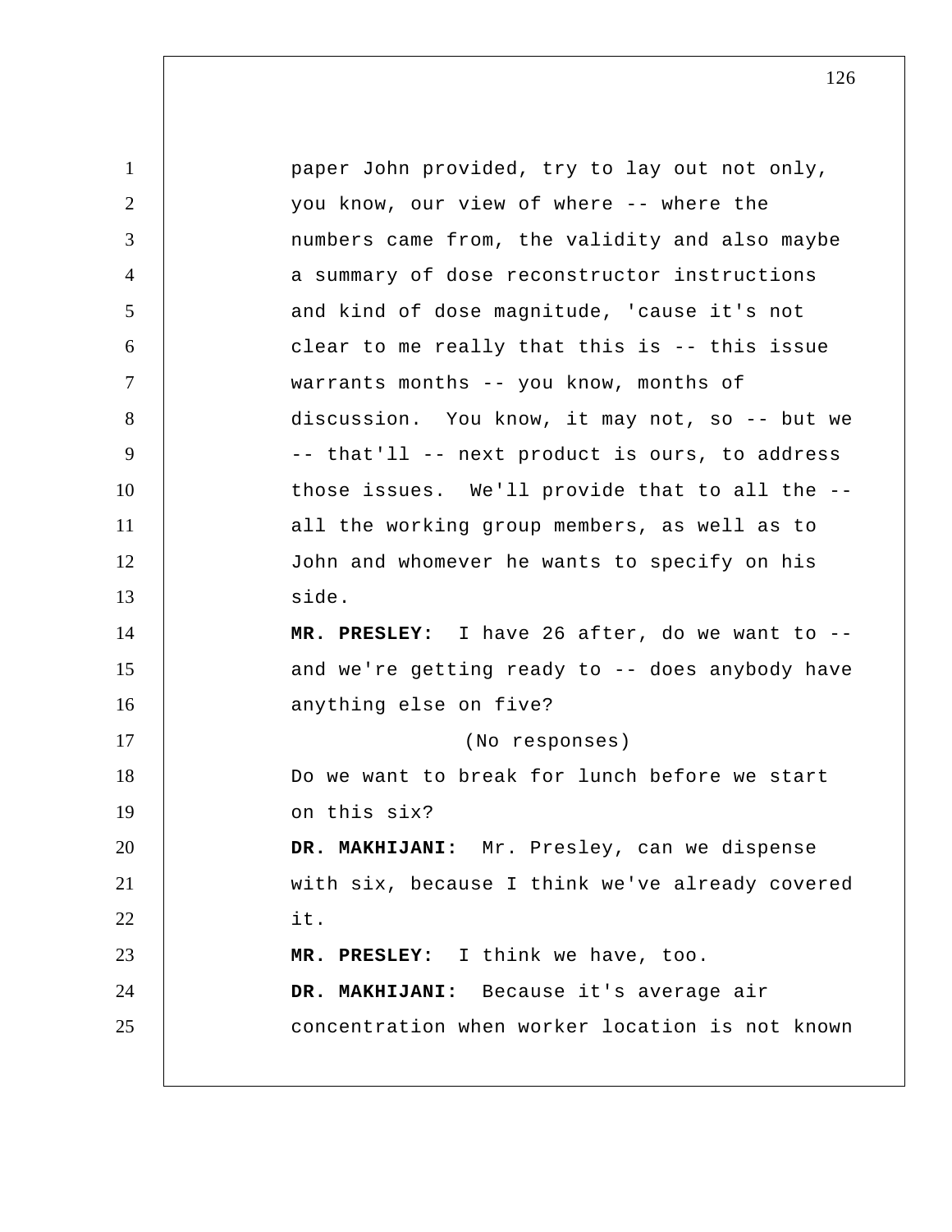paper John provided, try to lay out not only, you know, our view of where -- where the numbers came from, the validity and also maybe a summary of dose reconstructor instructions and kind of dose magnitude, 'cause it's not clear to me really that this is -- this issue warrants months -- you know, months of discussion. You know, it may not, so -- but we -- that'll -- next product is ours, to address those issues. We'll provide that to all the -- all the working group members, as well as to John and whomever he wants to specify on his side.

**MR. PRESLEY:** I have 26 after, do we want to -- and we're getting ready to -- does anybody have anything else on five?

(No responses)

Do we want to break for lunch before we start on this six?

**DR. MAKHIJANI:** Mr. Presley, can we dispense with six, because I think we've already covered it.

**MR. PRESLEY:** I think we have, too.

**DR. MAKHIJANI:** Because it's average air concentration when worker location is not known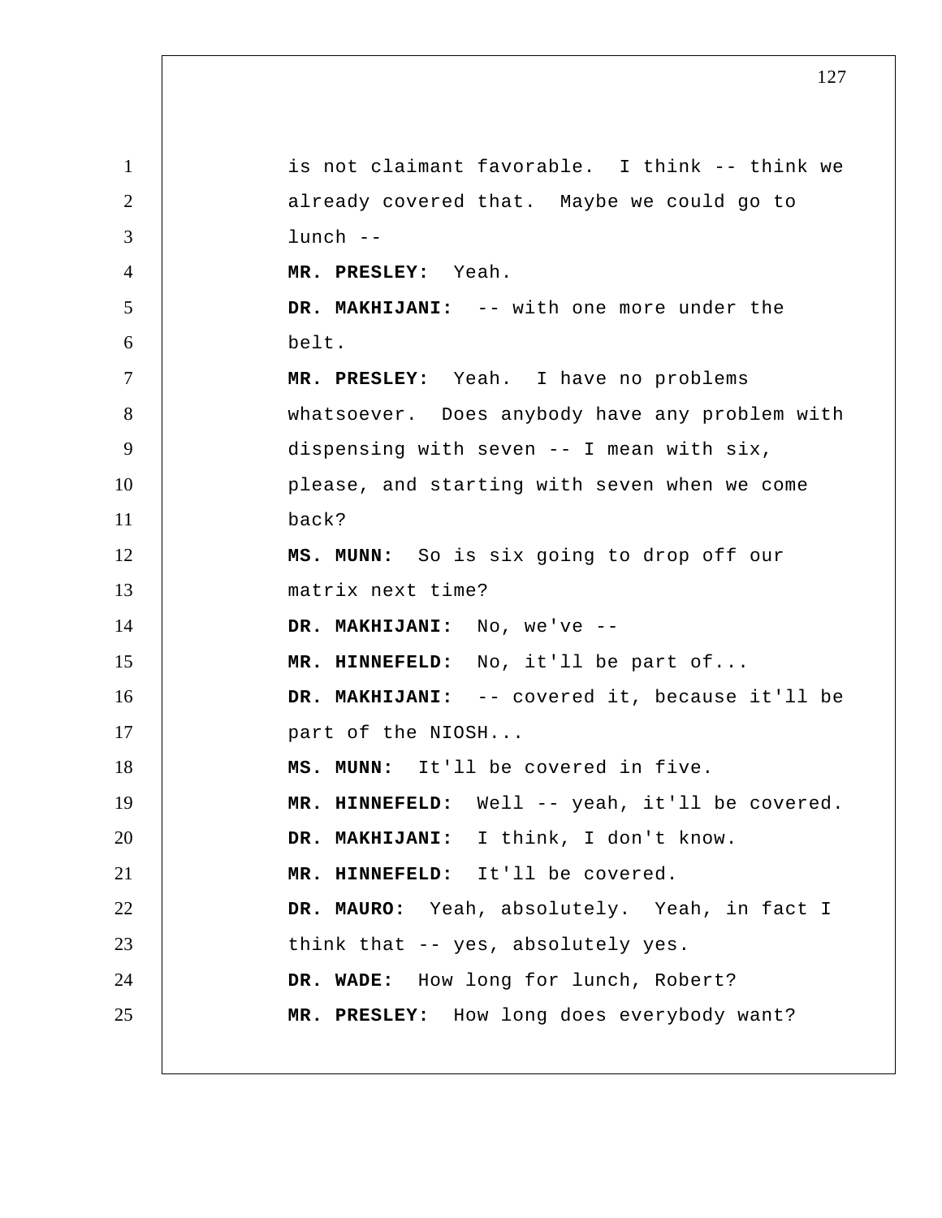is not claimant favorable. I think -- think we already covered that. Maybe we could go to lunch --

**MR. PRESLEY:** Yeah.

**DR. MAKHIJANI:** -- with one more under the belt.

**MR. PRESLEY:** Yeah. I have no problems whatsoever. Does anybody have any problem with dispensing with seven -- I mean with six, please, and starting with seven when we come back?

**MS. MUNN:** So is six going to drop off our matrix next time?

**DR. MAKHIJANI:** No, we've --

**MR. HINNEFELD:** No, it'll be part of...

**DR. MAKHIJANI:** -- covered it, because it'll be part of the NIOSH...

**MS. MUNN:** It'll be covered in five.

**MR. HINNEFELD:** Well -- yeah, it'll be covered.

**DR. MAKHIJANI:** I think, I don't know.

**MR. HINNEFELD:** It'll be covered.

**DR. MAURO:** Yeah, absolutely. Yeah, in fact I think that -- yes, absolutely yes.

**DR. WADE:** How long for lunch, Robert?

**MR. PRESLEY:** How long does everybody want?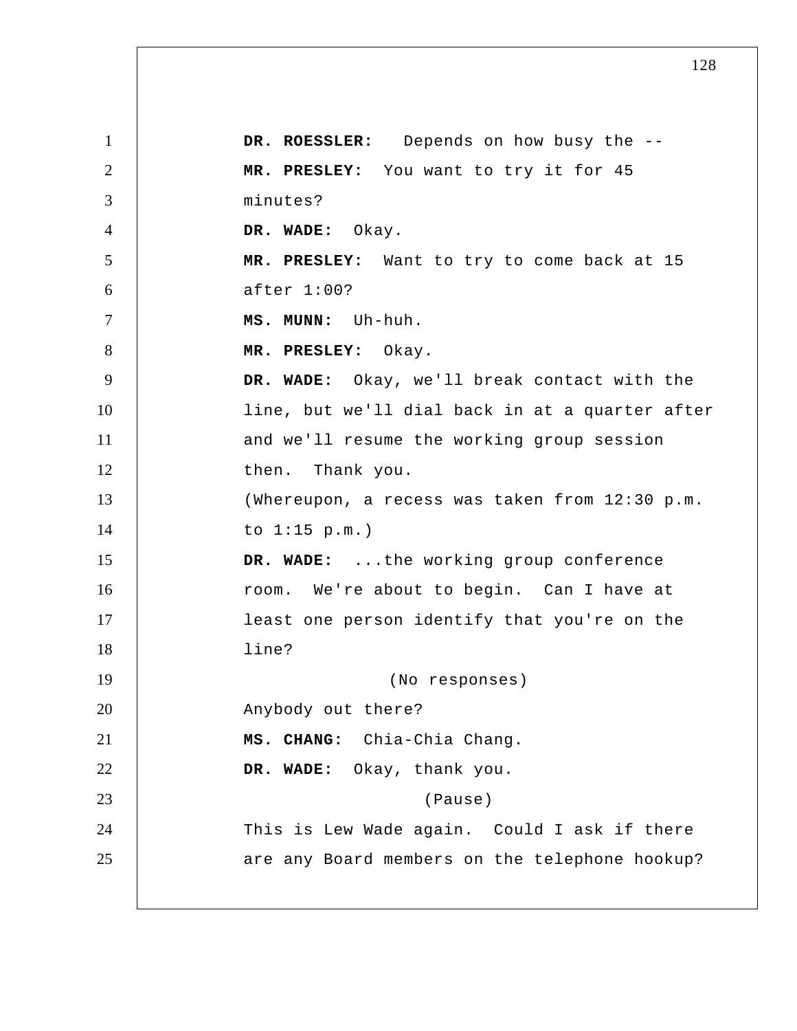**DR. ROESSLER:** Depends on how busy the --

**MR. PRESLEY:** You want to try it for 45 minutes?

**DR. WADE:** Okay.

**MR. PRESLEY:** Want to try to come back at 15 after 1:00?

**MS. MUNN:** Uh-huh.

**MR. PRESLEY:** Okay.

**DR. WADE:** Okay, we'll break contact with the line, but we'll dial back in at a quarter after and we'll resume the working group session then. Thank you.

(Whereupon, a recess was taken from 12:30 p.m. to 1:15 p.m.)

**DR. WADE:** ...the working group conference room. We're about to begin. Can I have at least one person identify that you're on the line?

(No responses)

Anybody out there?

**MS. CHANG:** Chia-Chia Chang.

**DR. WADE:** Okay, thank you.

(Pause)

This is Lew Wade again. Could I ask if there are any Board members on the telephone hookup?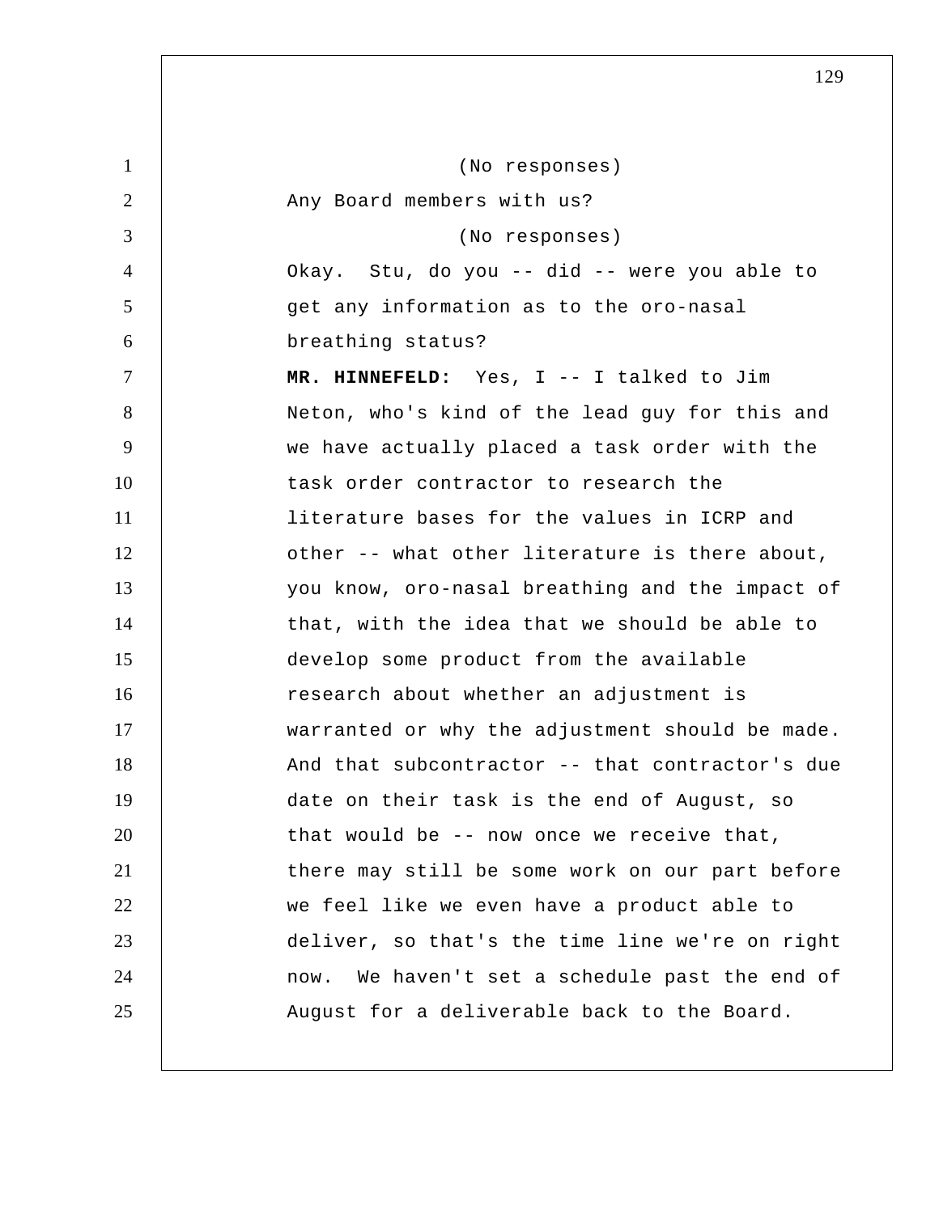(No responses)

Any Board members with us?

(No responses)

Okay. Stu, do you -- did -- were you able to get any information as to the oro-nasal breathing status?

**MR. HINNEFELD:** Yes, I -- I talked to Jim Neton, who's kind of the lead guy for this and we have actually placed a task order with the task order contractor to research the literature bases for the values in ICRP and other -- what other literature is there about, you know, oro-nasal breathing and the impact of that, with the idea that we should be able to develop some product from the available research about whether an adjustment is warranted or why the adjustment should be made. And that subcontractor -- that contractor's due date on their task is the end of August, so that would be -- now once we receive that, there may still be some work on our part before we feel like we even have a product able to deliver, so that's the time line we're on right now. We haven't set a schedule past the end of August for a deliverable back to the Board.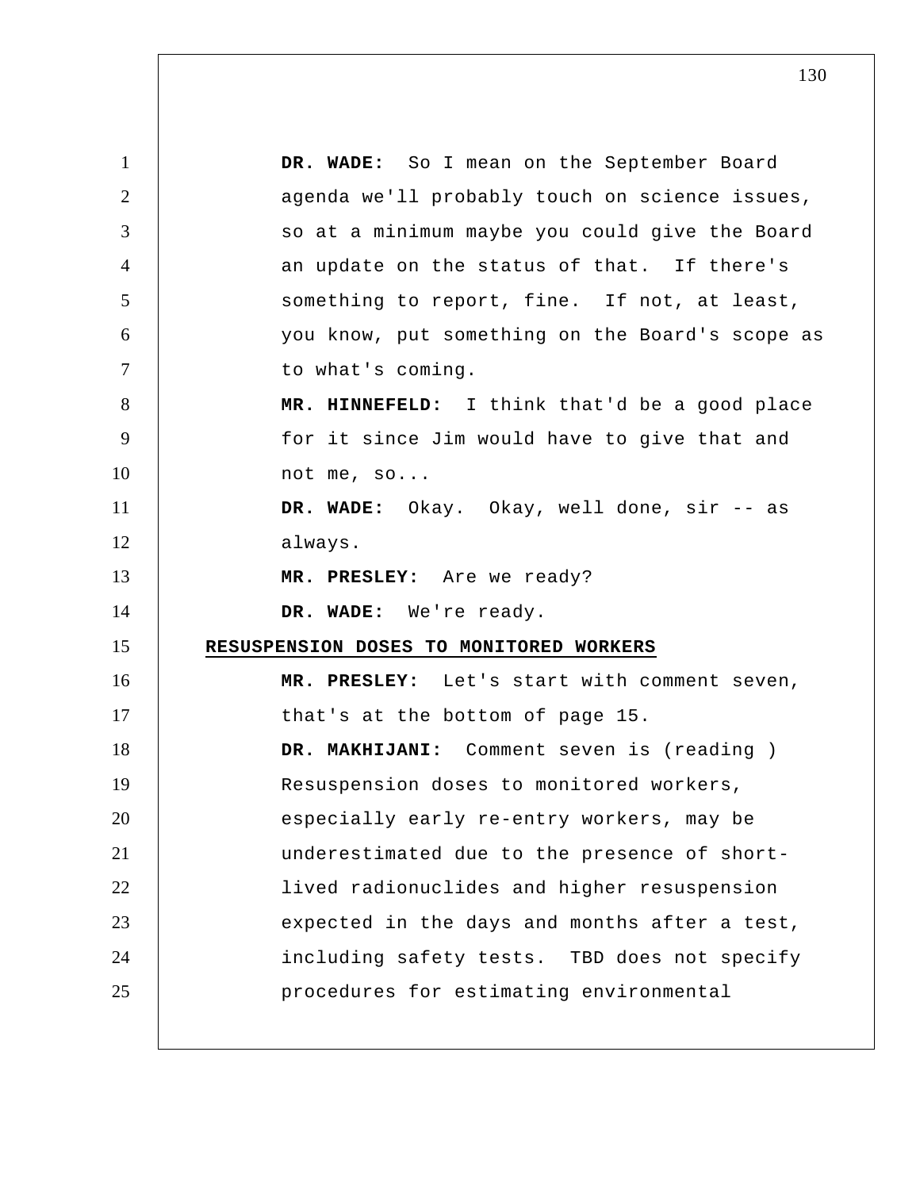**DR. WADE:** So I mean on the September Board agenda we'll probably touch on science issues, so at a minimum maybe you could give the Board an update on the status of that. If there's something to report, fine. If not, at least, you know, put something on the Board's scope as to what's coming.

**MR. HINNEFELD:** I think that'd be a good place for it since Jim would have to give that and not me, so...

**DR. WADE:** Okay. Okay, well done, sir -- as always.

**MR. PRESLEY:** Are we ready?

**DR. WADE:** We're ready.

**RESUSPENSION DOSES TO MONITORED WORKERS**

**MR. PRESLEY:** Let's start with comment seven, that's at the bottom of page 15.

**DR. MAKHIJANI:** Comment seven is (reading ) Resuspension doses to monitored workers, especially early re-entry workers, may be underestimated due to the presence of short-lived radionuclides and higher resuspension expected in the days and months after a test, including safety tests. TBD does not specify procedures for estimating environmental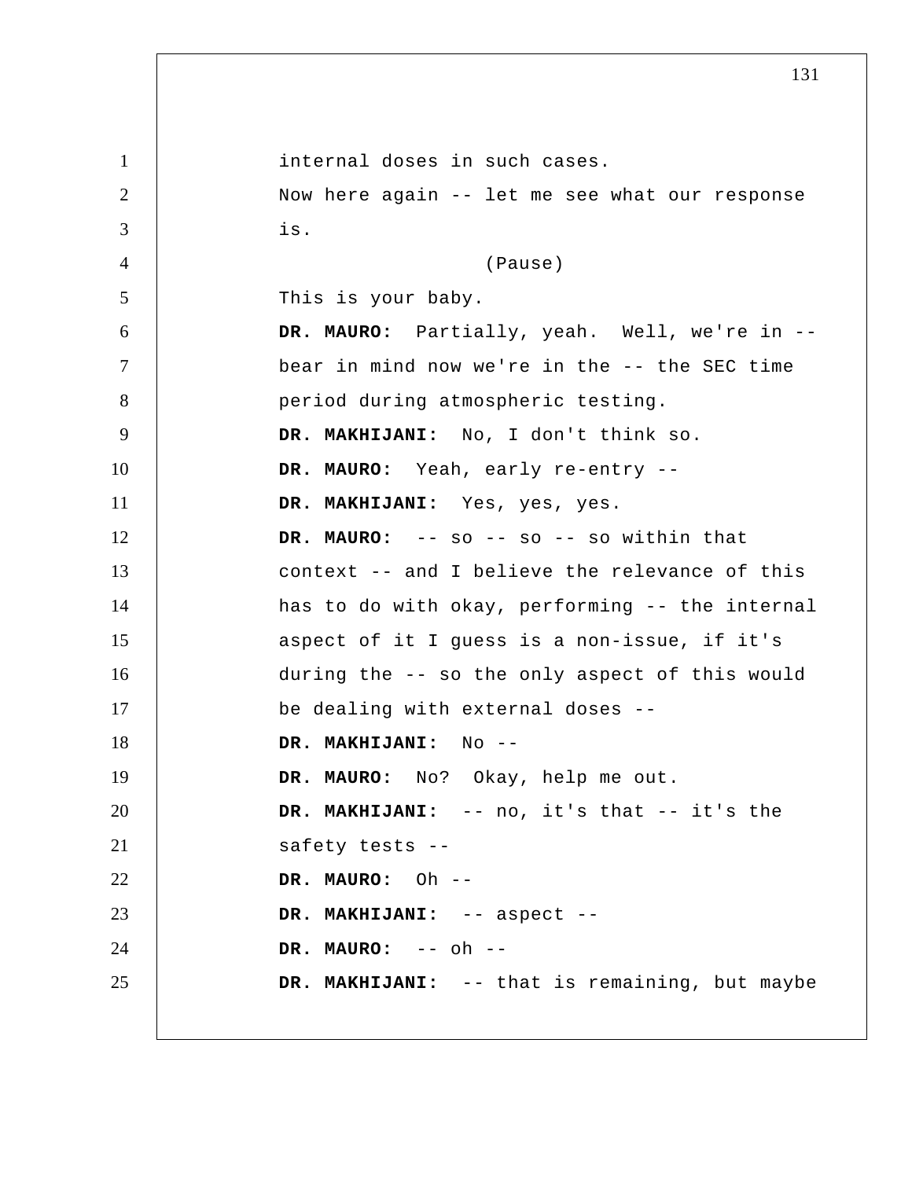internal doses in such cases.

Now here again -- let me see what our response is.

(Pause)

This is your baby.

**DR. MAURO:** Partially, yeah. Well, we're in -- bear in mind now we're in the -- the SEC time period during atmospheric testing.

**DR. MAKHIJANI:** No, I don't think so.

**DR. MAURO:** Yeah, early re-entry --

**DR. MAKHIJANI:** Yes, yes, yes.

**DR. MAURO:** -- so -- so -- so within that context -- and I believe the relevance of this has to do with okay, performing -- the internal aspect of it I guess is a non-issue, if it's during the -- so the only aspect of this would be dealing with external doses --

**DR. MAKHIJANI:** No --

**DR. MAURO:** No? Okay, help me out.

**DR. MAKHIJANI:** -- no, it's that -- it's the safety tests --

**DR. MAURO:** Oh --

**DR. MAKHIJANI:** -- aspect --

**DR. MAURO:** -- oh --

**DR. MAKHIJANI:** -- that is remaining, but maybe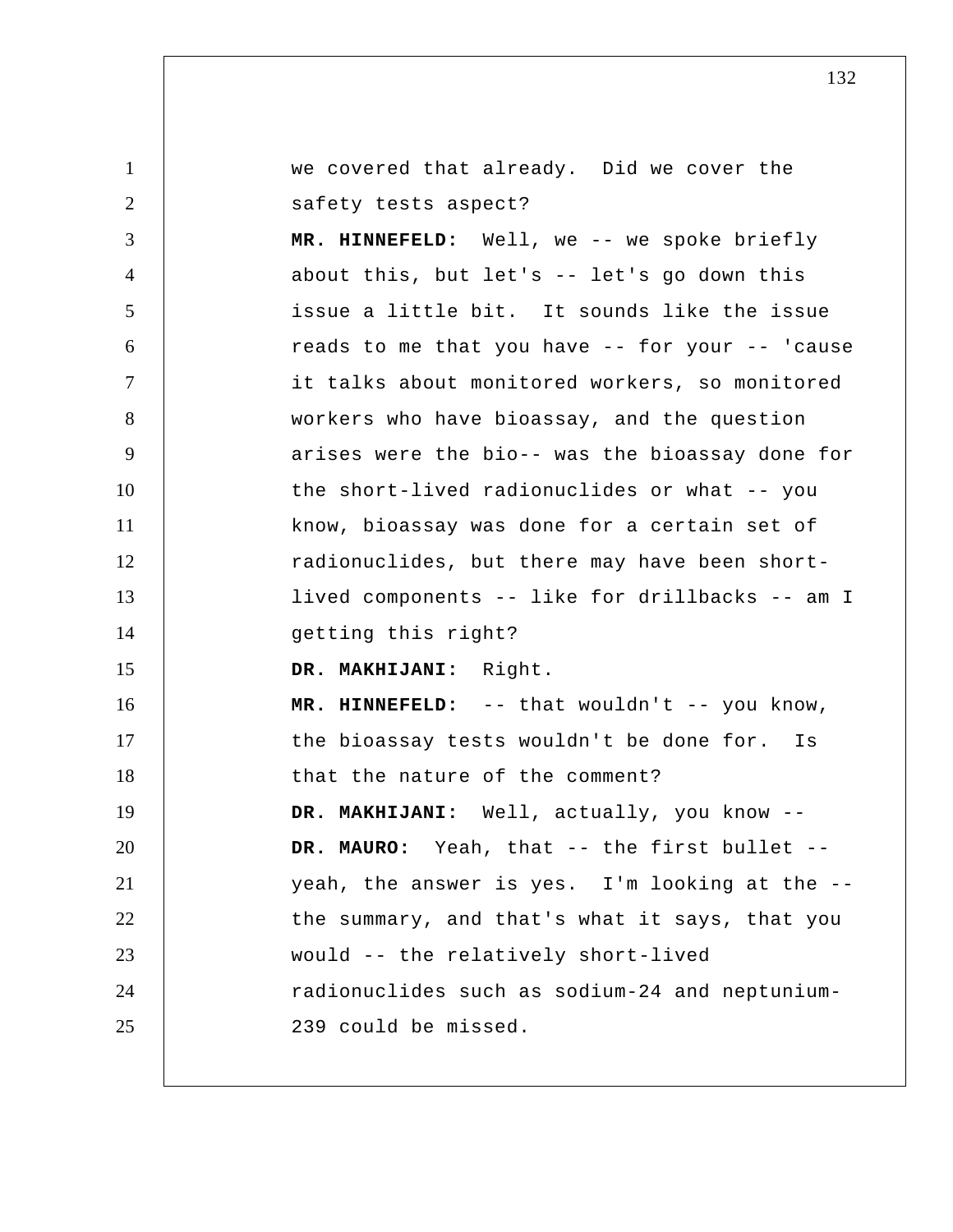we covered that already. Did we cover the safety tests aspect?

**MR. HINNEFELD:** Well, we -- we spoke briefly about this, but let's -- let's go down this issue a little bit. It sounds like the issue reads to me that you have -- for your -- 'cause it talks about monitored workers, so monitored workers who have bioassay, and the question arises were the bio-- was the bioassay done for the short-lived radionuclides or what -- you know, bioassay was done for a certain set of radionuclides, but there may have been short-lived components -- like for drillbacks -- am I getting this right?

**DR. MAKHIJANI:** Right.

**MR. HINNEFELD:** -- that wouldn't -- you know, the bioassay tests wouldn't be done for. Is that the nature of the comment?

**DR. MAKHIJANI:** Well, actually, you know --

**DR. MAURO:** Yeah, that -- the first bullet -- yeah, the answer is yes. I'm looking at the -- the summary, and that's what it says, that you would -- the relatively short-lived radionuclides such as sodium-24 and neptunium-239 could be missed.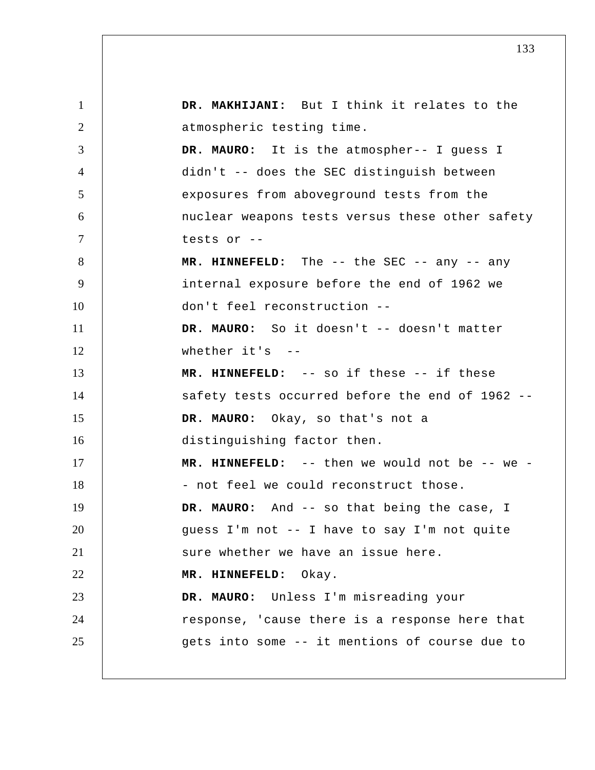**DR. MAKHIJANI:** But I think it relates to the atmospheric testing time.

**DR. MAURO:** It is the atmospher-- I guess I didn't -- does the SEC distinguish between exposures from aboveground tests from the nuclear weapons tests versus these other safety tests or --

**MR. HINNEFELD:** The -- the SEC -- any -- any internal exposure before the end of 1962 we don't feel reconstruction --

**DR. MAURO:** So it doesn't -- doesn't matter whether it's --

**MR. HINNEFELD:** -- so if these -- if these safety tests occurred before the end of 1962 --

**DR. MAURO:** Okay, so that's not a distinguishing factor then.

**MR. HINNEFELD:** -- then we would not be -- we -- not feel we could reconstruct those.

**DR. MAURO:** And -- so that being the case, I guess I'm not -- I have to say I'm not quite sure whether we have an issue here.

**MR. HINNEFELD:** Okay.

**DR. MAURO:** Unless I'm misreading your response, 'cause there is a response here that gets into some -- it mentions of course due to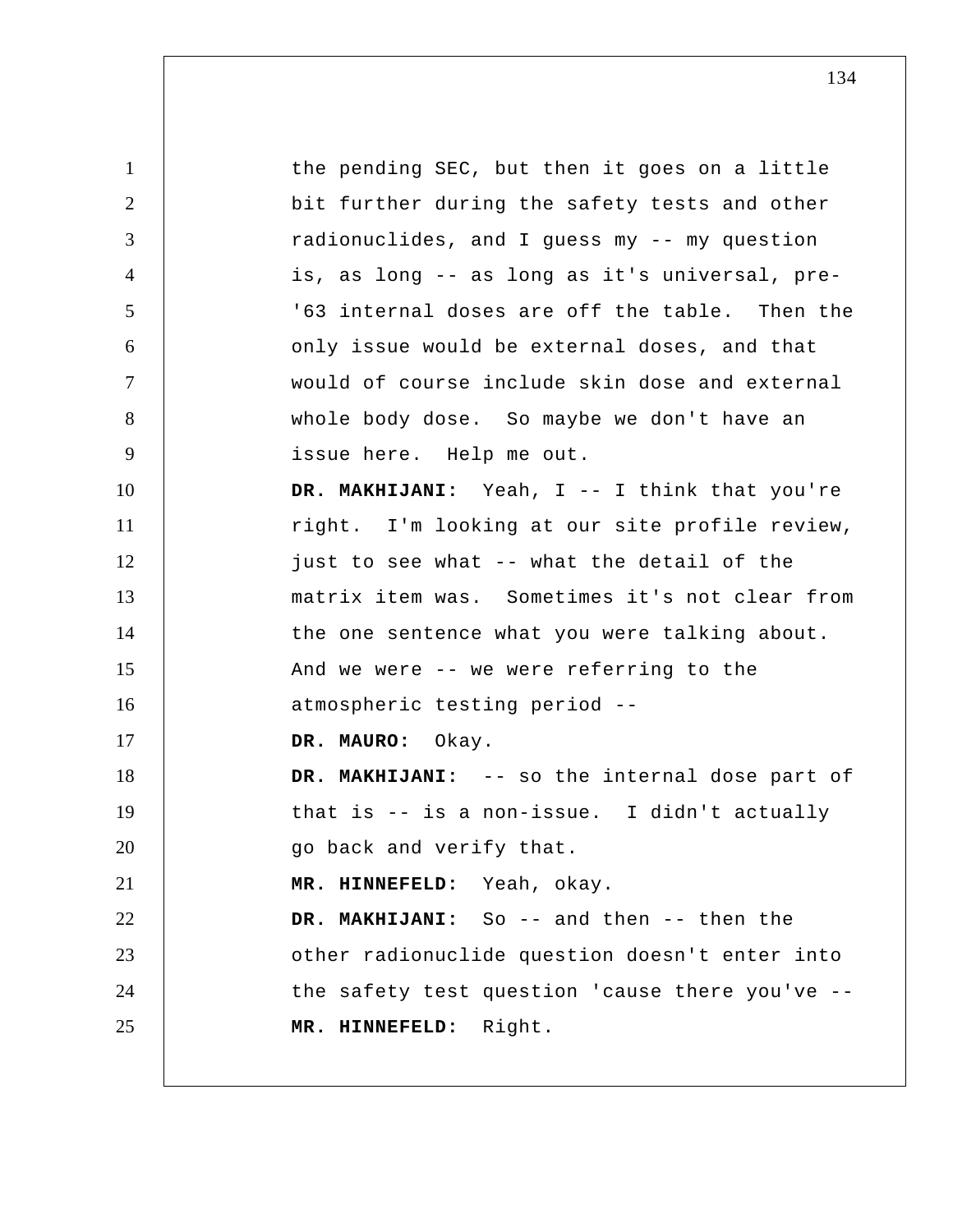the pending SEC, but then it goes on a little bit further during the safety tests and other radionuclides, and I guess my -- my question is, as long -- as long as it's universal, pre-'63 internal doses are off the table. Then the only issue would be external doses, and that would of course include skin dose and external whole body dose. So maybe we don't have an issue here. Help me out.

**DR. MAKHIJANI:** Yeah, I -- I think that you're right. I'm looking at our site profile review, just to see what -- what the detail of the matrix item was. Sometimes it's not clear from the one sentence what you were talking about. And we were -- we were referring to the atmospheric testing period --

**DR. MAURO:** Okay.

**DR. MAKHIJANI:** -- so the internal dose part of that is -- is a non-issue. I didn't actually go back and verify that.

**MR. HINNEFELD:** Yeah, okay.

**DR. MAKHIJANI:** So -- and then -- then the other radionuclide question doesn't enter into the safety test question 'cause there you've --

**MR. HINNEFELD:** Right.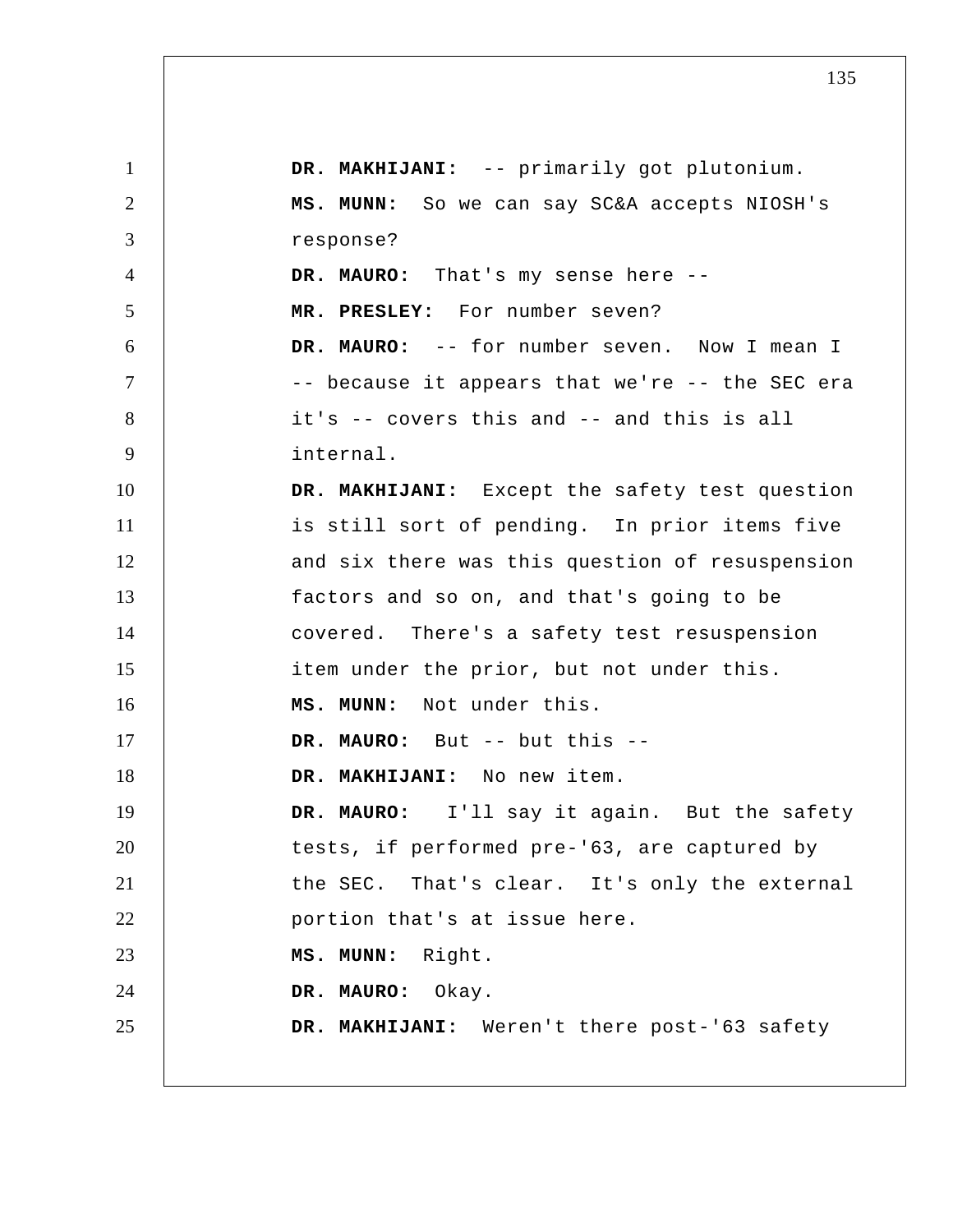**DR. MAKHIJANI:** -- primarily got plutonium.

**MS. MUNN:** So we can say SC&A accepts NIOSH's response?

**DR. MAURO:** That's my sense here --

**MR. PRESLEY:** For number seven?

**DR. MAURO:** -- for number seven. Now I mean I -- because it appears that we're -- the SEC era it's -- covers this and -- and this is all internal.

**DR. MAKHIJANI:** Except the safety test question is still sort of pending. In prior items five and six there was this question of resuspension factors and so on, and that's going to be covered. There's a safety test resuspension item under the prior, but not under this.

**MS. MUNN:** Not under this.

**DR. MAURO:** But -- but this --

**DR. MAKHIJANI:** No new item.

**DR. MAURO:** I'll say it again. But the safety tests, if performed pre-'63, are captured by the SEC. That's clear. It's only the external portion that's at issue here.

**MS. MUNN:** Right.

**DR. MAURO:** Okay.

**DR. MAKHIJANI:** Weren't there post-'63 safety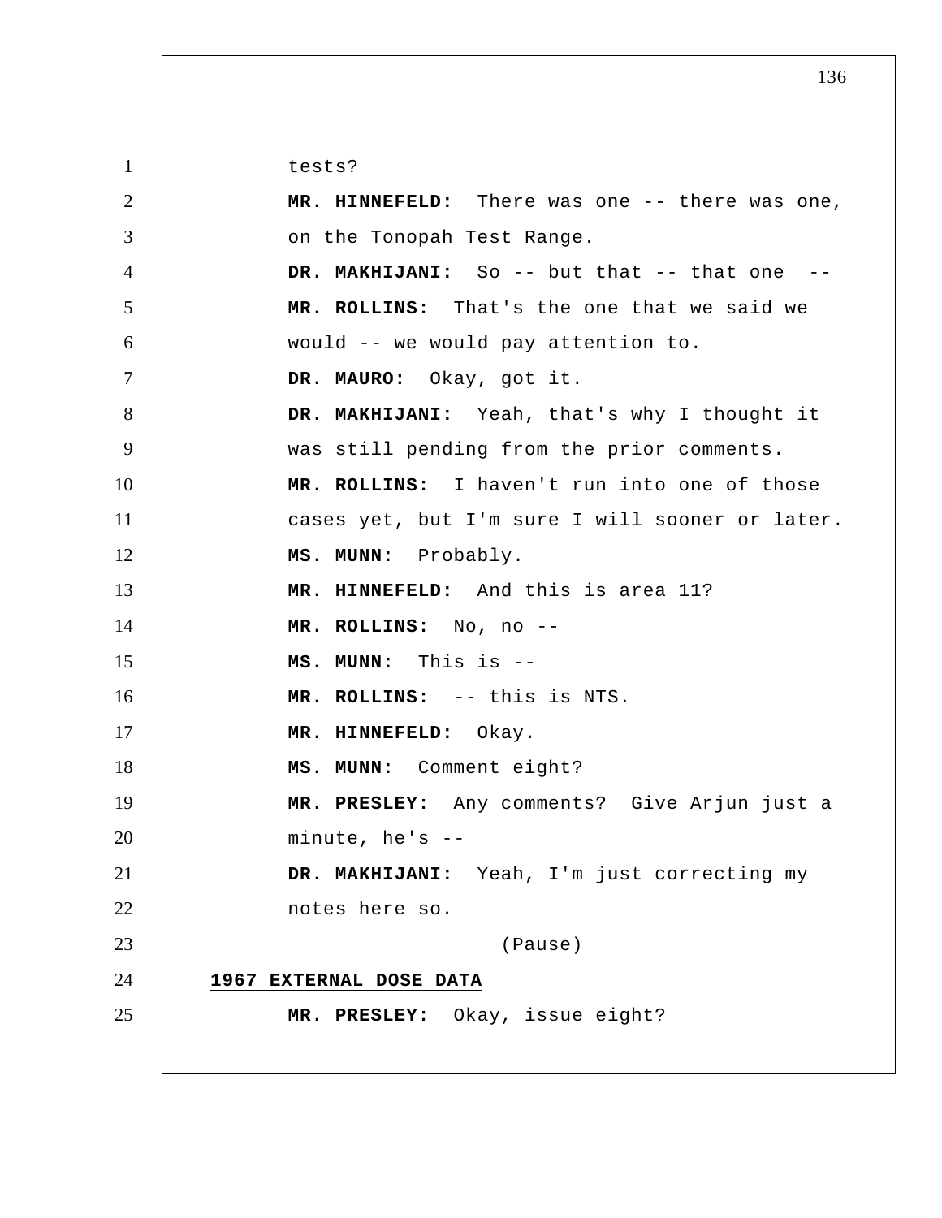tests?

**MR. HINNEFELD:** There was one -- there was one, on the Tonopah Test Range.

**DR. MAKHIJANI:** So -- but that -- that one --

**MR. ROLLINS:** That's the one that we said we would -- we would pay attention to.

**DR. MAURO:** Okay, got it.

**DR. MAKHIJANI:** Yeah, that's why I thought it was still pending from the prior comments.

**MR. ROLLINS:** I haven't run into one of those cases yet, but I'm sure I will sooner or later.

**MS. MUNN:** Probably.

**MR. HINNEFELD:** And this is area 11?

**MR. ROLLINS:** No, no --

**MS. MUNN:** This is --

**MR. ROLLINS:** -- this is NTS.

**MR. HINNEFELD:** Okay.

**MS. MUNN:** Comment eight?

**MR. PRESLEY:** Any comments? Give Arjun just a minute, he's --

**DR. MAKHIJANI:** Yeah, I'm just correcting my notes here so.

(Pause)

**1967 EXTERNAL DOSE DATA**

**MR. PRESLEY:** Okay, issue eight?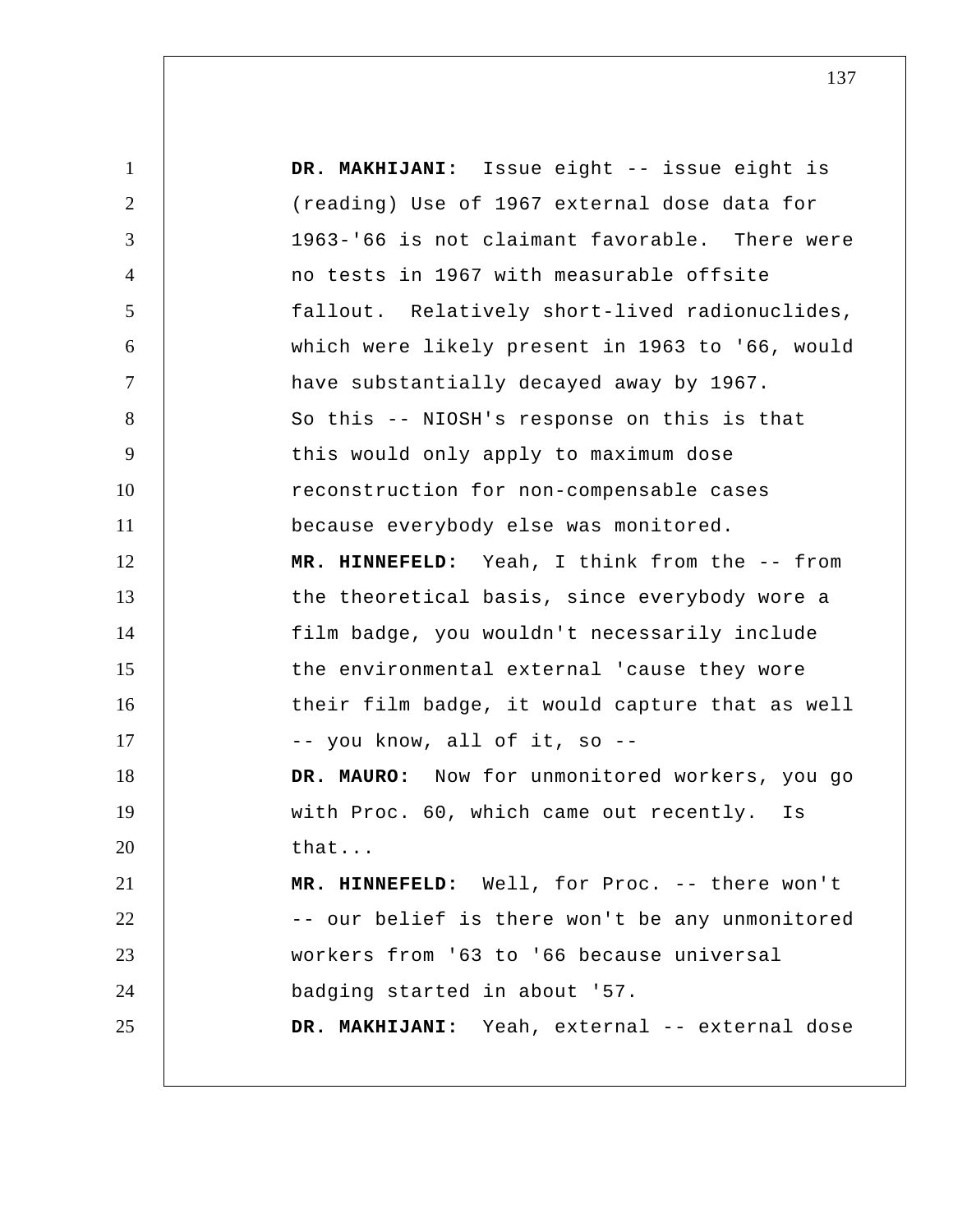**DR. MAKHIJANI:** Issue eight -- issue eight is (reading) Use of 1967 external dose data for 1963-'66 is not claimant favorable. There were no tests in 1967 with measurable offsite fallout. Relatively short-lived radionuclides, which were likely present in 1963 to '66, would have substantially decayed away by 1967.

So this -- NIOSH's response on this is that this would only apply to maximum dose reconstruction for non-compensable cases because everybody else was monitored.

**MR. HINNEFELD:** Yeah, I think from the -- from the theoretical basis, since everybody wore a film badge, you wouldn't necessarily include the environmental external 'cause they wore their film badge, it would capture that as well -- you know, all of it, so --

**DR. MAURO:** Now for unmonitored workers, you go with Proc. 60, which came out recently. Is that...

**MR. HINNEFELD:** Well, for Proc. -- there won't -- our belief is there won't be any unmonitored workers from '63 to '66 because universal badging started in about '57.

**DR. MAKHIJANI:** Yeah, external -- external dose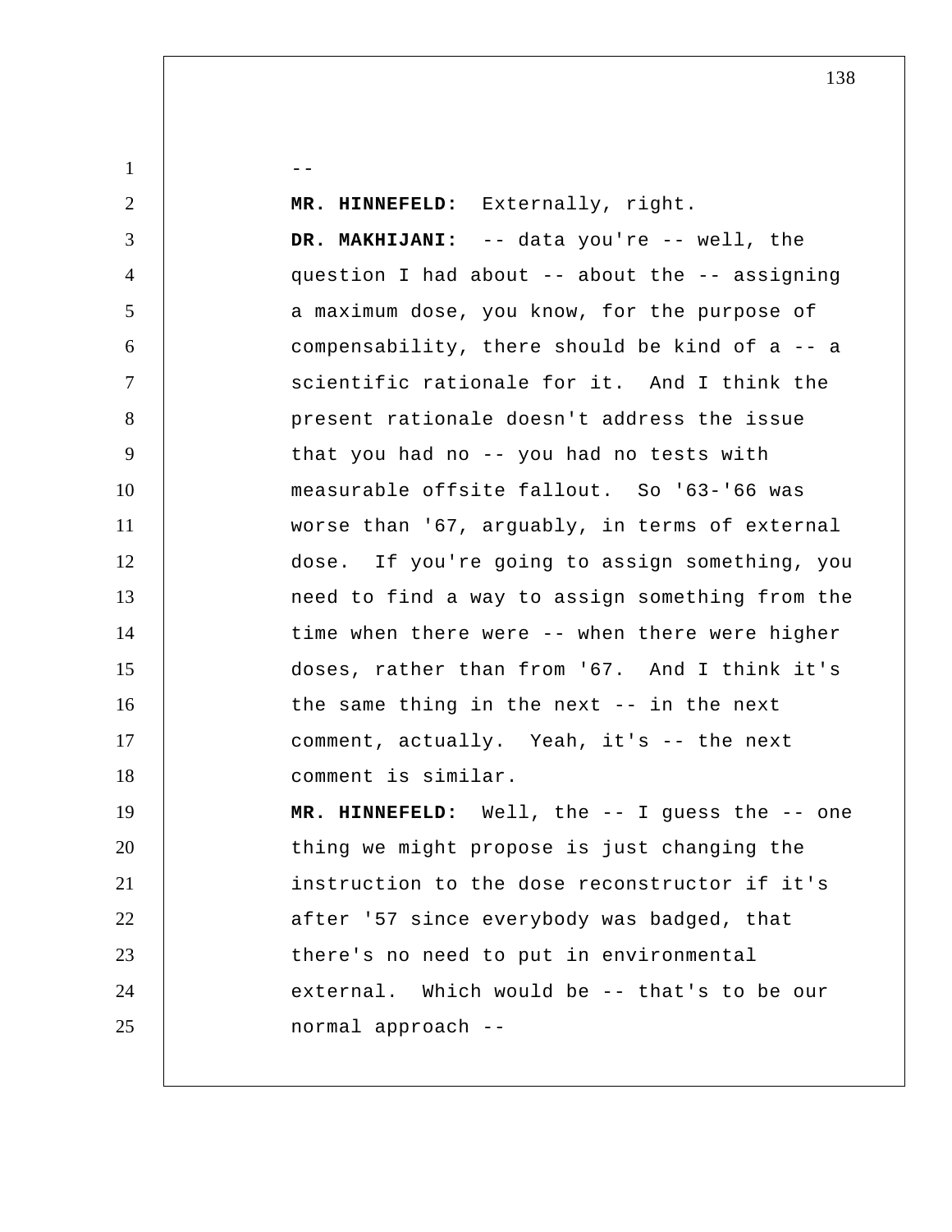--

**MR. HINNEFELD:** Externally, right.

**DR. MAKHIJANI:** -- data you're -- well, the question I had about -- about the -- assigning a maximum dose, you know, for the purpose of compensability, there should be kind of a -- a scientific rationale for it. And I think the present rationale doesn't address the issue that you had no -- you had no tests with measurable offsite fallout. So '63-'66 was worse than '67, arguably, in terms of external dose. If you're going to assign something, you need to find a way to assign something from the time when there were -- when there were higher doses, rather than from '67. And I think it's the same thing in the next -- in the next comment, actually. Yeah, it's -- the next comment is similar.

**MR. HINNEFELD:** Well, the -- I guess the -- one thing we might propose is just changing the instruction to the dose reconstructor if it's after '57 since everybody was badged, that there's no need to put in environmental external. Which would be -- that's to be our normal approach --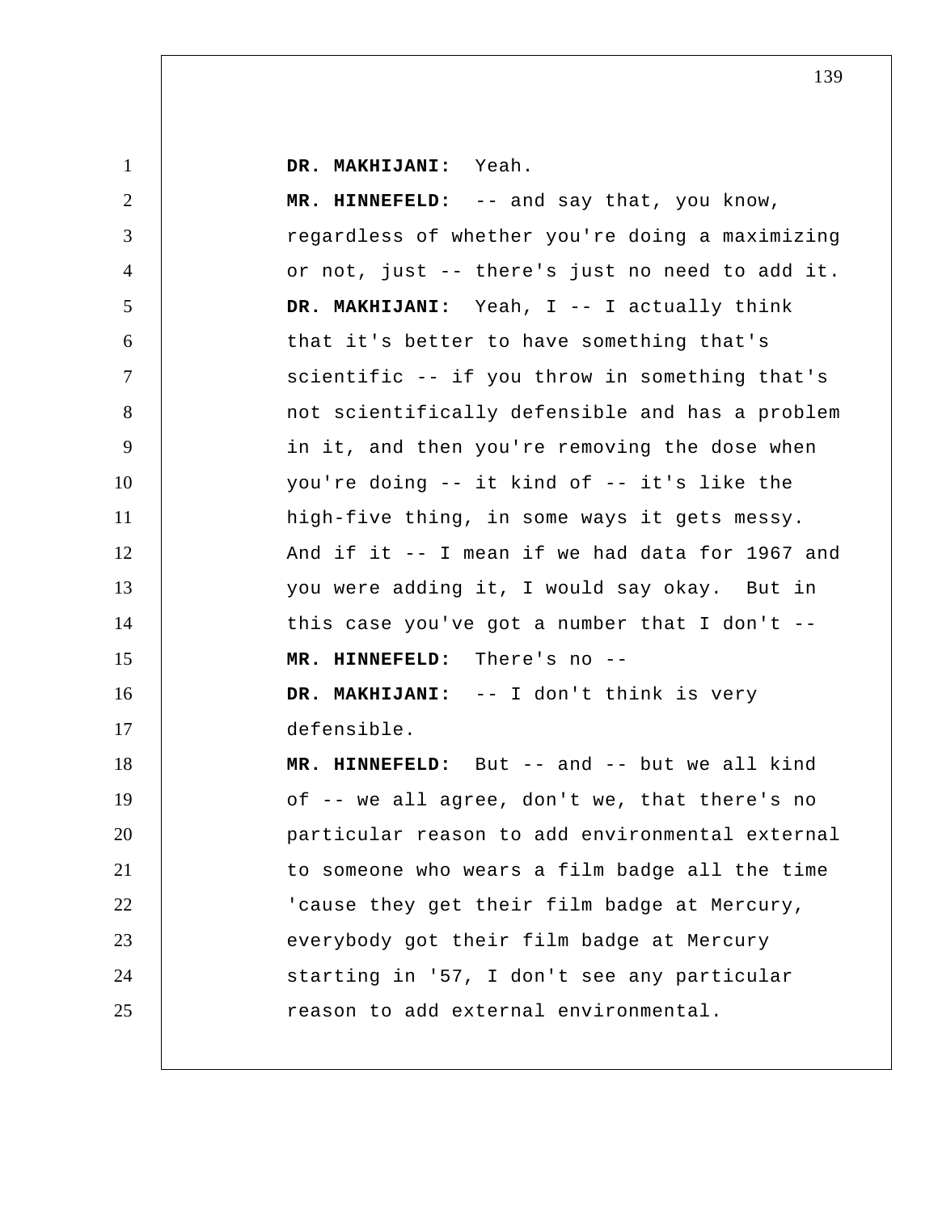**DR. MAKHIJANI:** Yeah.

**MR. HINNEFELD:** -- and say that, you know, regardless of whether you're doing a maximizing or not, just -- there's just no need to add it.

**DR. MAKHIJANI:** Yeah, I -- I actually think that it's better to have something that's scientific -- if you throw in something that's not scientifically defensible and has a problem in it, and then you're removing the dose when you're doing -- it kind of -- it's like the high-five thing, in some ways it gets messy. And if it -- I mean if we had data for 1967 and you were adding it, I would say okay. But in this case you've got a number that I don't --

**MR. HINNEFELD:** There's no --

**DR. MAKHIJANI:** -- I don't think is very defensible.

**MR. HINNEFELD:** But -- and -- but we all kind of -- we all agree, don't we, that there's no particular reason to add environmental external to someone who wears a film badge all the time 'cause they get their film badge at Mercury, everybody got their film badge at Mercury starting in '57, I don't see any particular reason to add external environmental.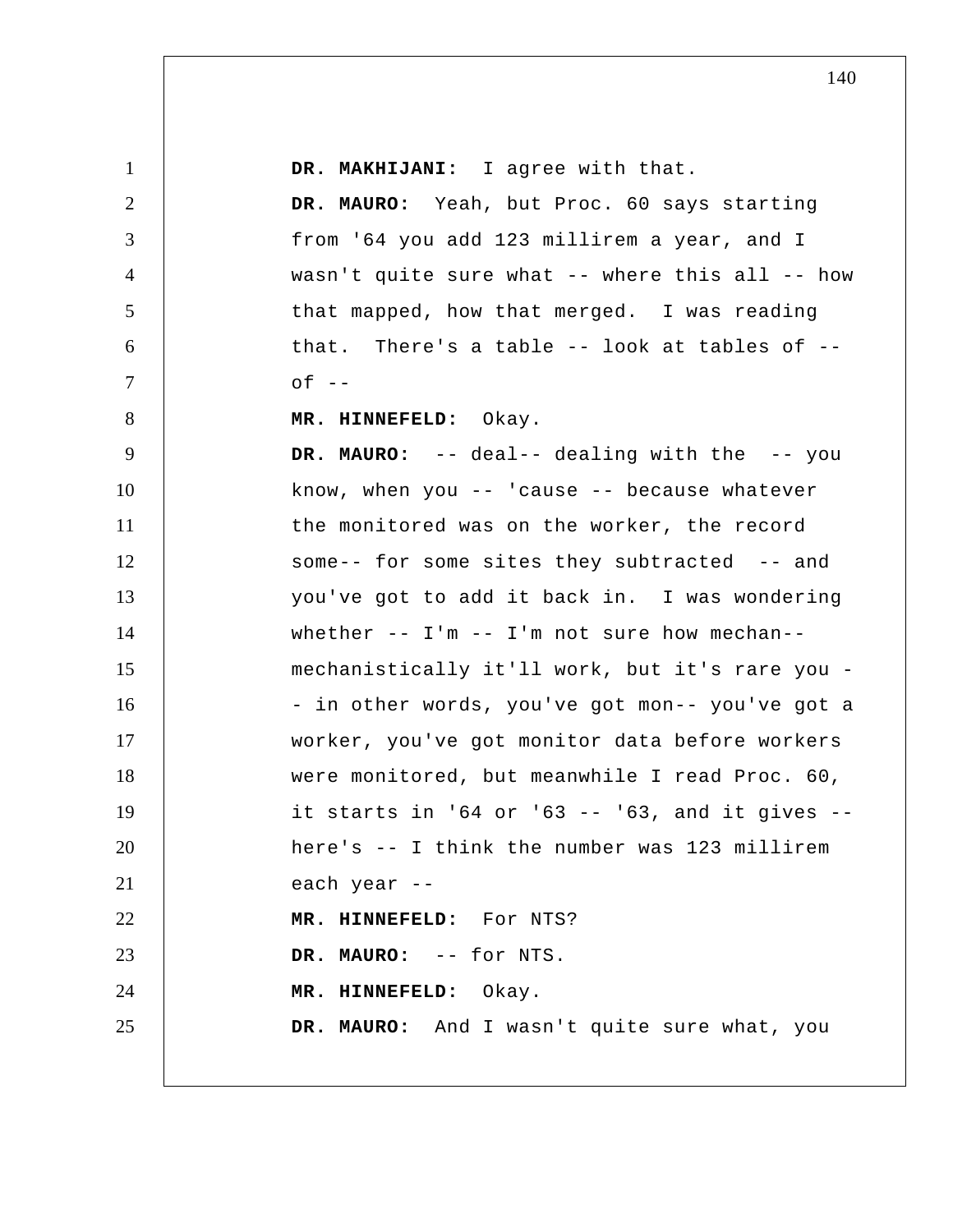**DR. MAKHIJANI:** I agree with that.

**DR. MAURO:** Yeah, but Proc. 60 says starting from '64 you add 123 millirem a year, and I wasn't quite sure what -- where this all -- how that mapped, how that merged. I was reading that. There's a table -- look at tables of -- of --

**MR. HINNEFELD:** Okay.

**DR. MAURO:** -- deal-- dealing with the -- you know, when you -- 'cause -- because whatever the monitored was on the worker, the record some-- for some sites they subtracted -- and you've got to add it back in. I was wondering whether -- I'm -- I'm not sure how mechan-- mechanistically it'll work, but it's rare you -- in other words, you've got mon-- you've got a worker, you've got monitor data before workers were monitored, but meanwhile I read Proc. 60, it starts in '64 or '63 -- '63, and it gives -- here's -- I think the number was 123 millirem each year --

**MR. HINNEFELD:** For NTS?

**DR. MAURO:** -- for NTS.

**MR. HINNEFELD:** Okay.

**DR. MAURO:** And I wasn't quite sure what, you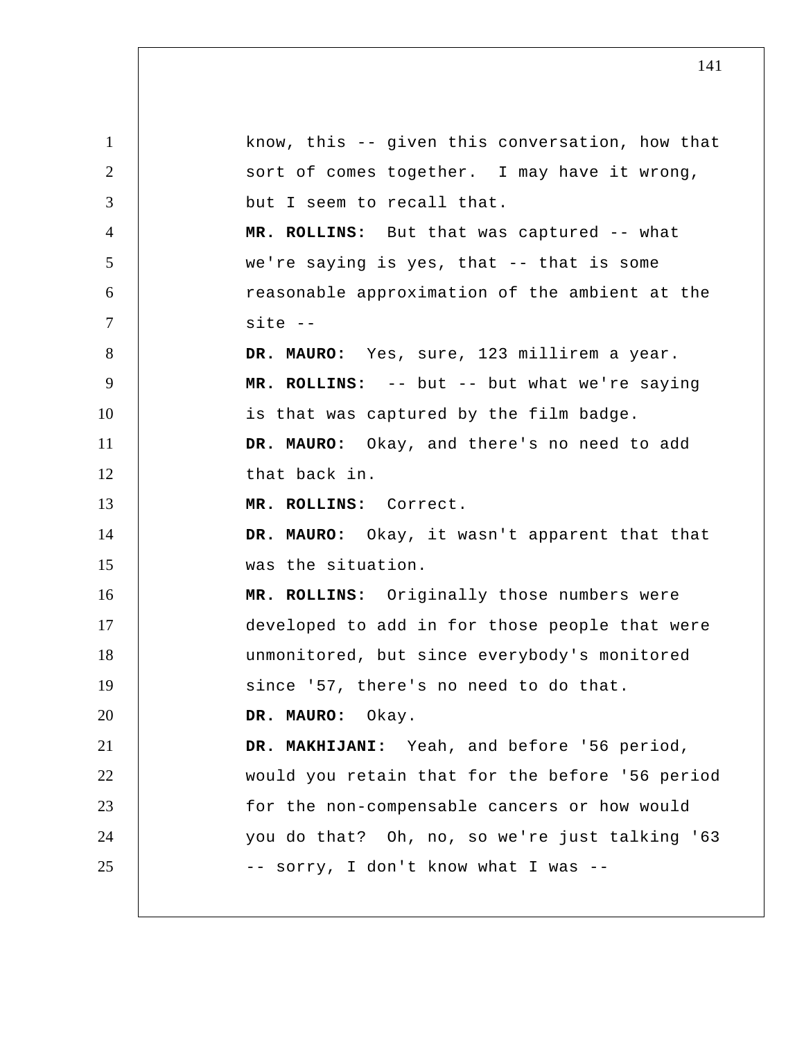know, this -- given this conversation, how that sort of comes together. I may have it wrong, but I seem to recall that.

**MR. ROLLINS:** But that was captured -- what we're saying is yes, that -- that is some reasonable approximation of the ambient at the site --

**DR. MAURO:** Yes, sure, 123 millirem a year.

**MR. ROLLINS:** -- but -- but what we're saying is that was captured by the film badge.

**DR. MAURO:** Okay, and there's no need to add that back in.

**MR. ROLLINS:** Correct.

**DR. MAURO:** Okay, it wasn't apparent that that was the situation.

**MR. ROLLINS:** Originally those numbers were developed to add in for those people that were unmonitored, but since everybody's monitored since '57, there's no need to do that.

**DR. MAURO:** Okay.

**DR. MAKHIJANI:** Yeah, and before '56 period, would you retain that for the before '56 period for the non-compensable cancers or how would you do that? Oh, no, so we're just talking '63 -- sorry, I don't know what I was --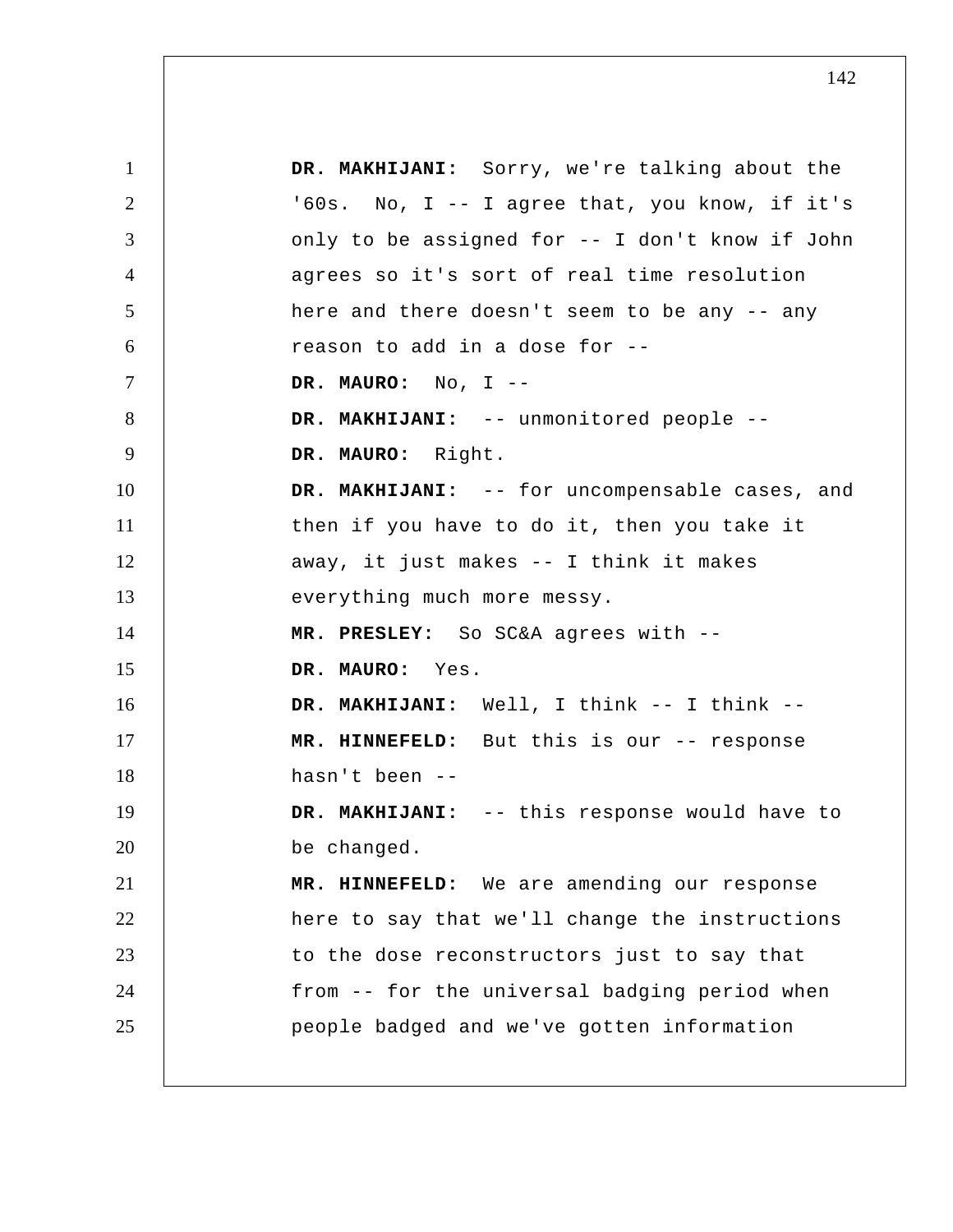**DR. MAKHIJANI:** Sorry, we're talking about the '60s. No, I -- I agree that, you know, if it's only to be assigned for -- I don't know if John agrees so it's sort of real time resolution here and there doesn't seem to be any -- any reason to add in a dose for --

**DR. MAURO:** No, I --

**DR. MAKHIJANI:** -- unmonitored people --

**DR. MAURO:** Right.

**DR. MAKHIJANI:** -- for uncompensable cases, and then if you have to do it, then you take it away, it just makes -- I think it makes everything much more messy.

**MR. PRESLEY:** So SC&A agrees with --

**DR. MAURO:** Yes.

**DR. MAKHIJANI:** Well, I think -- I think --

**MR. HINNEFELD:** But this is our -- response hasn't been --

**DR. MAKHIJANI:** -- this response would have to be changed.

**MR. HINNEFELD:** We are amending our response here to say that we'll change the instructions to the dose reconstructors just to say that from -- for the universal badging period when people badged and we've gotten information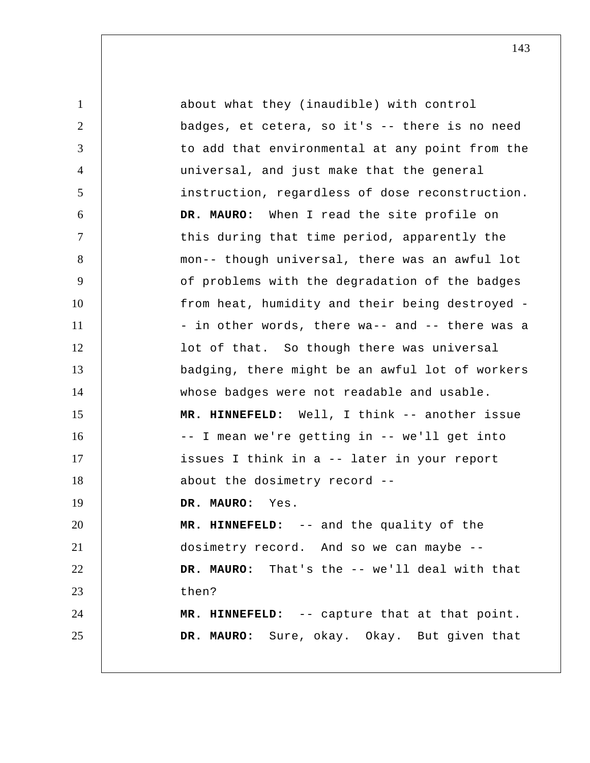about what they (inaudible) with control badges, et cetera, so it's -- there is no need to add that environmental at any point from the universal, and just make that the general instruction, regardless of dose reconstruction.

**DR. MAURO:** When I read the site profile on this during that time period, apparently the mon-- though universal, there was an awful lot of problems with the degradation of the badges from heat, humidity and their being destroyed -- in other words, there wa-- and -- there was a lot of that. So though there was universal badging, there might be an awful lot of workers whose badges were not readable and usable.

**MR. HINNEFELD:** Well, I think -- another issue -- I mean we're getting in -- we'll get into issues I think in a -- later in your report about the dosimetry record --

**DR. MAURO:** Yes.

**MR. HINNEFELD:** -- and the quality of the dosimetry record. And so we can maybe --

**DR. MAURO:** That's the -- we'll deal with that then?

**MR. HINNEFELD:** -- capture that at that point.

**DR. MAURO:** Sure, okay. Okay. But given that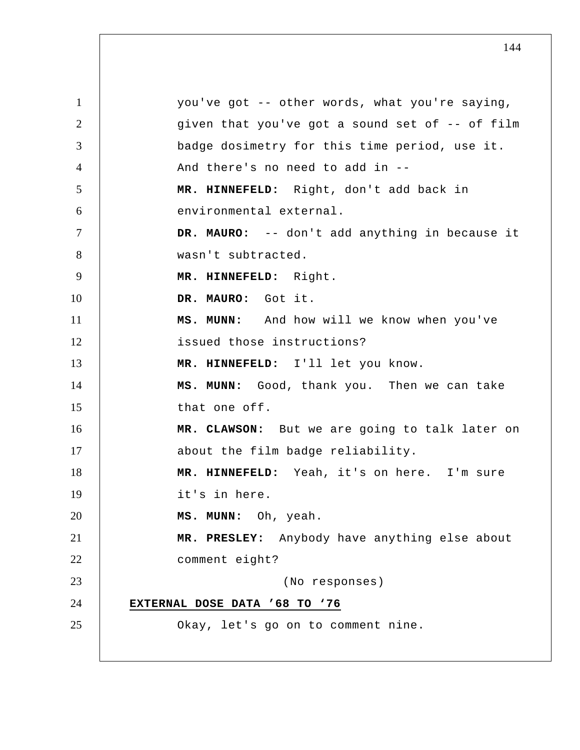you've got -- other words, what you're saying, given that you've got a sound set of -- of film badge dosimetry for this time period, use it. And there's no need to add in --

**MR. HINNEFELD:** Right, don't add back in environmental external.

**DR. MAURO:** -- don't add anything in because it wasn't subtracted.

**MR. HINNEFELD:** Right.

**DR. MAURO:** Got it.

**MS. MUNN:** And how will we know when you've issued those instructions?

**MR. HINNEFELD:** I'll let you know.

**MS. MUNN:** Good, thank you. Then we can take that one off.

**MR. CLAWSON:** But we are going to talk later on about the film badge reliability.

**MR. HINNEFELD:** Yeah, it's on here. I'm sure it's in here.

**MS. MUNN:** Oh, yeah.

**MR. PRESLEY:** Anybody have anything else about comment eight?

(No responses)

**EXTERNAL DOSE DATA ’68 TO ‘76**

Okay, let's go on to comment nine.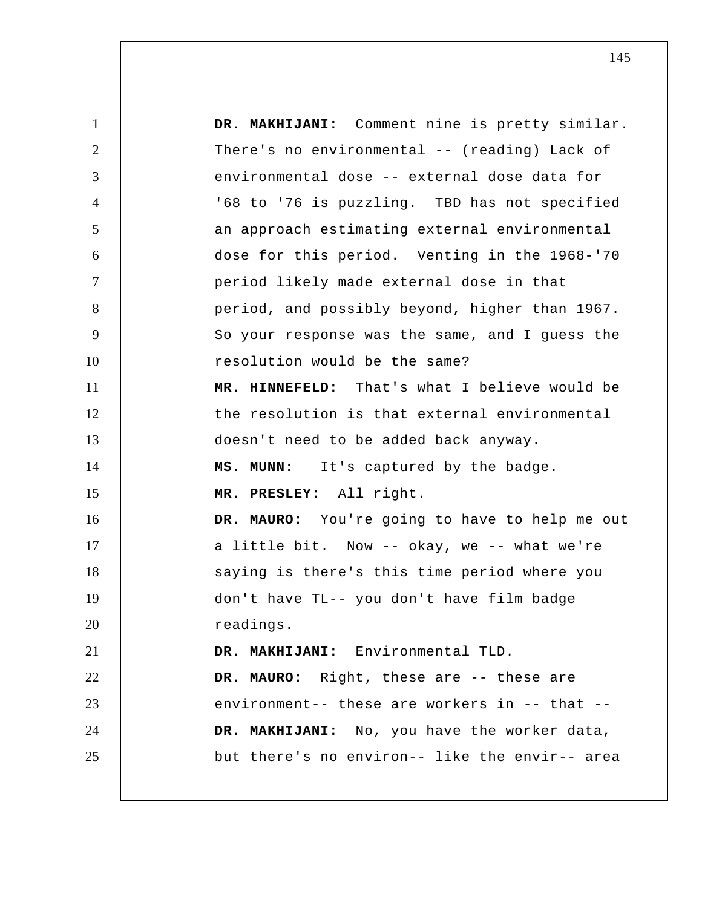**DR. MAKHIJANI:** Comment nine is pretty similar. There's no environmental -- (reading) Lack of environmental dose -- external dose data for '68 to '76 is puzzling. TBD has not specified an approach estimating external environmental dose for this period. Venting in the 1968-'70 period likely made external dose in that period, and possibly beyond, higher than 1967. So your response was the same, and I guess the resolution would be the same?

**MR. HINNEFELD:** That's what I believe would be the resolution is that external environmental doesn't need to be added back anyway.

**MS. MUNN:** It's captured by the badge.

**MR. PRESLEY:** All right.

**DR. MAURO:** You're going to have to help me out a little bit. Now -- okay, we -- what we're saying is there's this time period where you don't have TL-- you don't have film badge readings.

**DR. MAKHIJANI:** Environmental TLD.

**DR. MAURO:** Right, these are -- these are environment-- these are workers in -- that --

**DR. MAKHIJANI:** No, you have the worker data, but there's no environ-- like the envir-- area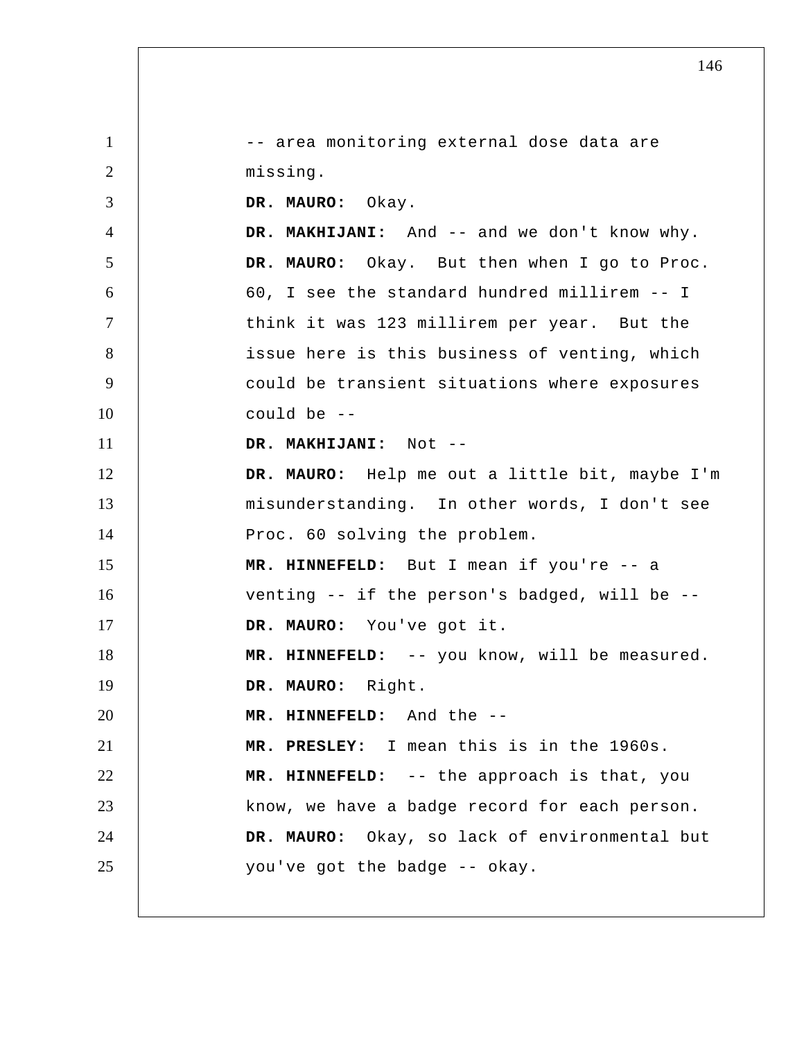-- area monitoring external dose data are missing.

**DR. MAURO:** Okay.

**DR. MAKHIJANI:** And -- and we don't know why.

**DR. MAURO:** Okay. But then when I go to Proc. 60, I see the standard hundred millirem -- I think it was 123 millirem per year. But the issue here is this business of venting, which could be transient situations where exposures could be --

**DR. MAKHIJANI:** Not --

**DR. MAURO:** Help me out a little bit, maybe I'm misunderstanding. In other words, I don't see Proc. 60 solving the problem.

**MR. HINNEFELD:** But I mean if you're -- a venting -- if the person's badged, will be --

**DR. MAURO:** You've got it.

**MR. HINNEFELD:** -- you know, will be measured.

**DR. MAURO:** Right.

**MR. HINNEFELD:** And the --

**MR. PRESLEY:** I mean this is in the 1960s.

**MR. HINNEFELD:** -- the approach is that, you know, we have a badge record for each person.

**DR. MAURO:** Okay, so lack of environmental but you've got the badge -- okay.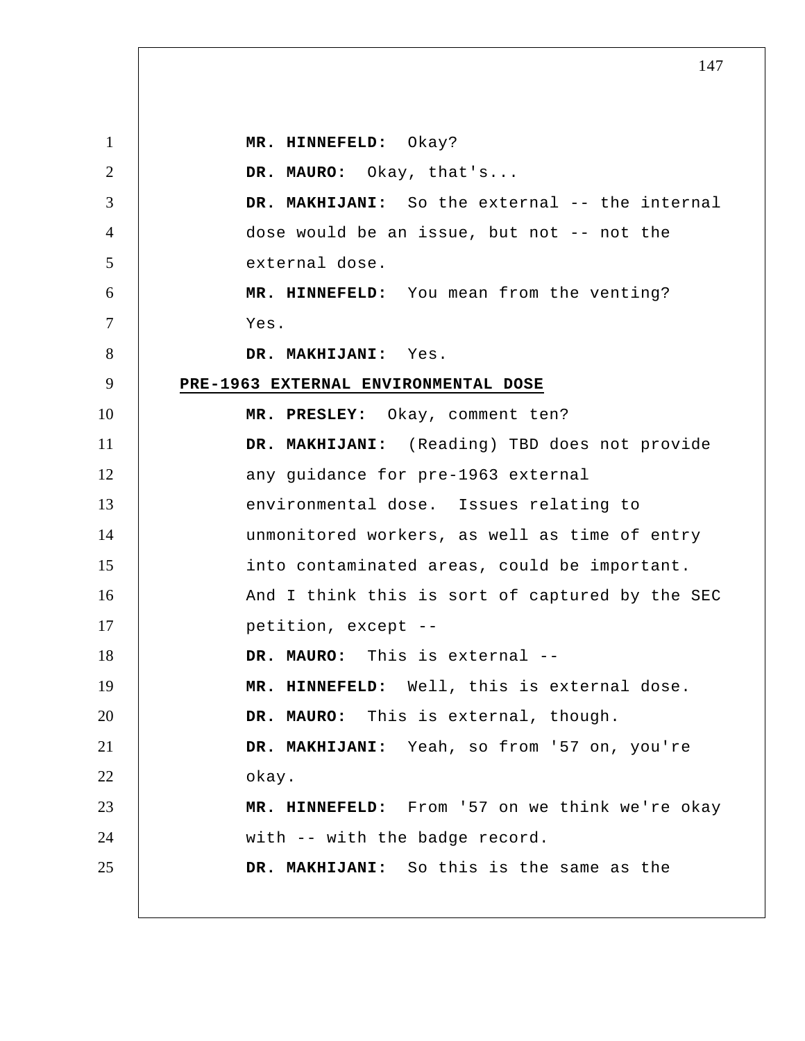**MR. HINNEFELD:** Okay?

**DR. MAURO:** Okay, that's...

**DR. MAKHIJANI:** So the external -- the internal dose would be an issue, but not -- not the external dose.

**MR. HINNEFELD:** You mean from the venting? Yes.

**DR. MAKHIJANI:** Yes.

**PRE-1963 EXTERNAL ENVIRONMENTAL DOSE**

**MR. PRESLEY:** Okay, comment ten?

**DR. MAKHIJANI:** (Reading) TBD does not provide any guidance for pre-1963 external environmental dose. Issues relating to unmonitored workers, as well as time of entry into contaminated areas, could be important. And I think this is sort of captured by the SEC petition, except --

**DR. MAURO:** This is external --

**MR. HINNEFELD:** Well, this is external dose.

**DR. MAURO:** This is external, though.

**DR. MAKHIJANI:** Yeah, so from '57 on, you're okay.

**MR. HINNEFELD:** From '57 on we think we're okay with -- with the badge record.

**DR. MAKHIJANI:** So this is the same as the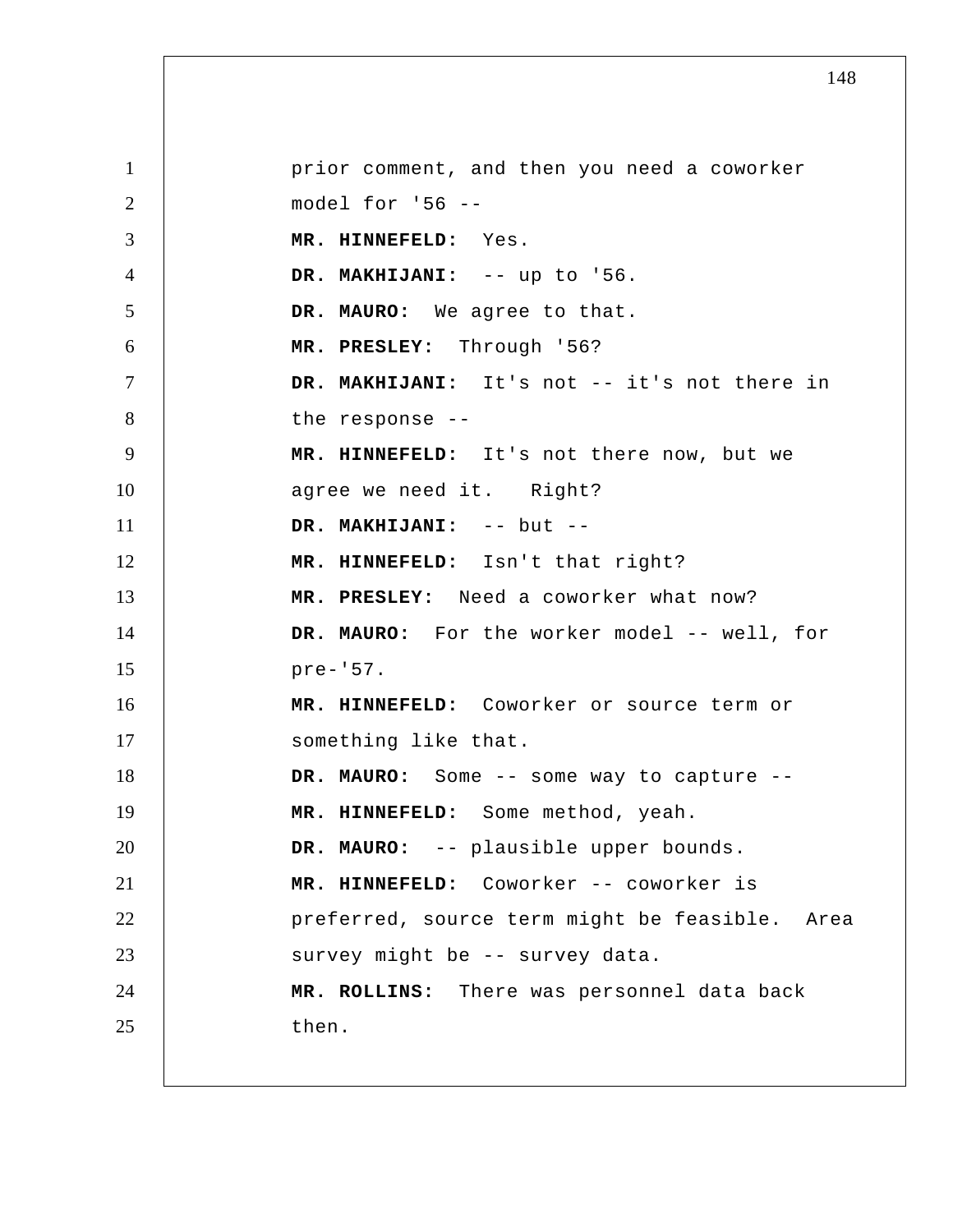prior comment, and then you need a coworker model for '56 --

**MR. HINNEFELD:** Yes.

**DR. MAKHIJANI:** -- up to '56.

**DR. MAURO:** We agree to that.

**MR. PRESLEY:** Through '56?

**DR. MAKHIJANI:** It's not -- it's not there in the response --

**MR. HINNEFELD:** It's not there now, but we agree we need it. Right?

**DR. MAKHIJANI:** -- but --

**MR. HINNEFELD:** Isn't that right?

**MR. PRESLEY:** Need a coworker what now?

**DR. MAURO:** For the worker model -- well, for pre-'57.

**MR. HINNEFELD:** Coworker or source term or something like that.

**DR. MAURO:** Some -- some way to capture --

**MR. HINNEFELD:** Some method, yeah.

**DR. MAURO:** -- plausible upper bounds.

**MR. HINNEFELD:** Coworker -- coworker is preferred, source term might be feasible. Area survey might be -- survey data.

**MR. ROLLINS:** There was personnel data back then.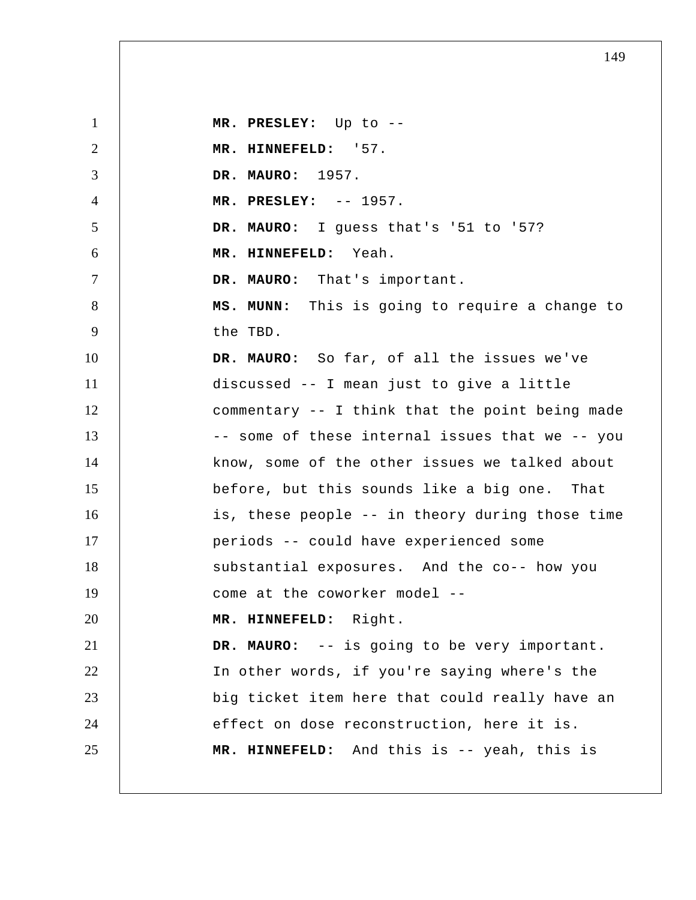**MR. PRESLEY:** Up to --

**MR. HINNEFELD:** '57.

**DR. MAURO:** 1957.

**MR. PRESLEY:** -- 1957.

**DR. MAURO:** I guess that's '51 to '57?

**MR. HINNEFELD:** Yeah.

**DR. MAURO:** That's important.

**MS. MUNN:** This is going to require a change to the TBD.

**DR. MAURO:** So far, of all the issues we've discussed -- I mean just to give a little commentary -- I think that the point being made -- some of these internal issues that we -- you know, some of the other issues we talked about before, but this sounds like a big one. That is, these people -- in theory during those time periods -- could have experienced some substantial exposures. And the co-- how you come at the coworker model --

**MR. HINNEFELD:** Right.

**DR. MAURO:** -- is going to be very important. In other words, if you're saying where's the big ticket item here that could really have an effect on dose reconstruction, here it is.

**MR. HINNEFELD:** And this is -- yeah, this is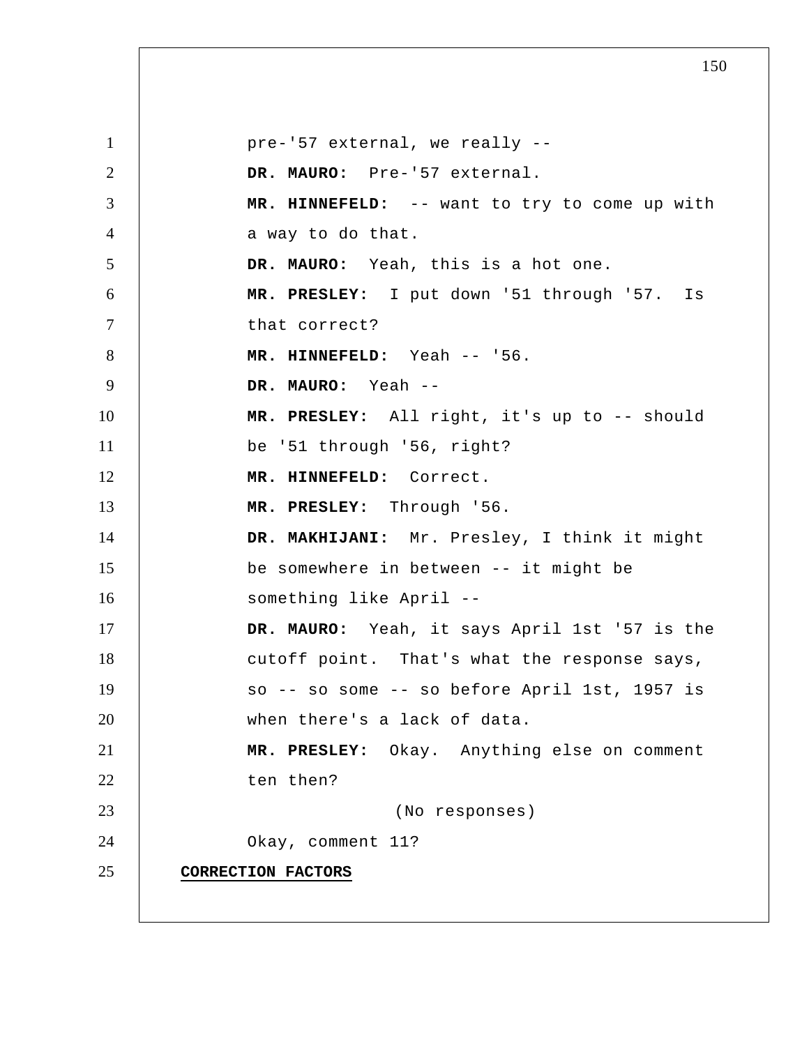pre-'57 external, we really --

**DR. MAURO:** Pre-'57 external.

**MR. HINNEFELD:** -- want to try to come up with a way to do that.

**DR. MAURO:** Yeah, this is a hot one.

**MR. PRESLEY:** I put down '51 through '57. Is that correct?

**MR. HINNEFELD:** Yeah -- '56.

**DR. MAURO:** Yeah --

**MR. PRESLEY:** All right, it's up to -- should be '51 through '56, right?

**MR. HINNEFELD:** Correct.

**MR. PRESLEY:** Through '56.

**DR. MAKHIJANI:** Mr. Presley, I think it might be somewhere in between -- it might be something like April --

**DR. MAURO:** Yeah, it says April 1st '57 is the cutoff point. That's what the response says, so -- so some -- so before April 1st, 1957 is when there's a lack of data.

**MR. PRESLEY:** Okay. Anything else on comment ten then?

(No responses)

Okay, comment 11?

**CORRECTION FACTORS**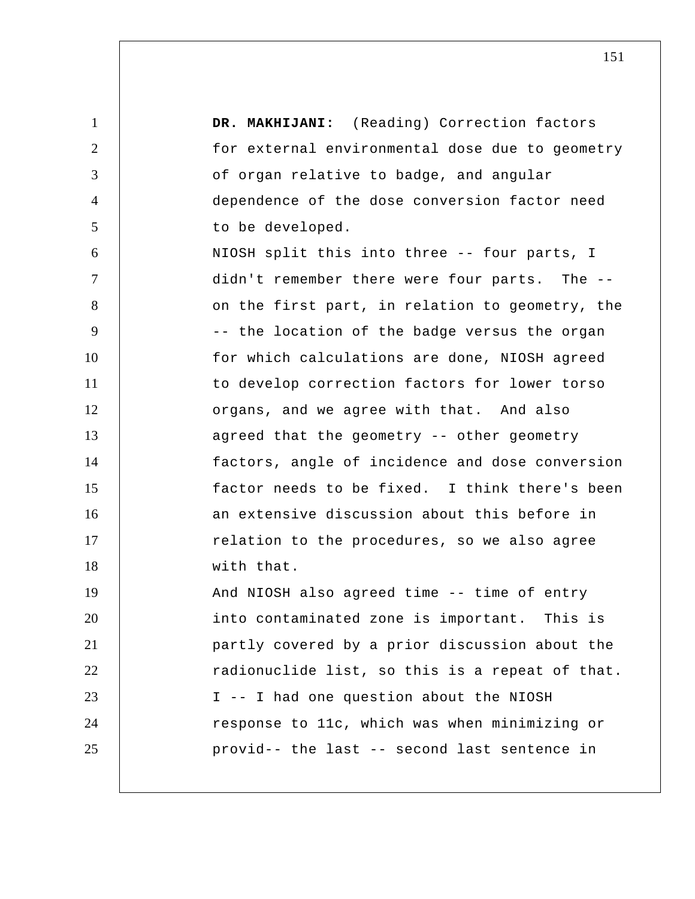**DR. MAKHIJANI:** (Reading) Correction factors for external environmental dose due to geometry of organ relative to badge, and angular dependence of the dose conversion factor need to be developed.

NIOSH split this into three -- four parts, I didn't remember there were four parts. The -- on the first part, in relation to geometry, the -- the location of the badge versus the organ for which calculations are done, NIOSH agreed to develop correction factors for lower torso organs, and we agree with that. And also agreed that the geometry -- other geometry factors, angle of incidence and dose conversion factor needs to be fixed. I think there's been an extensive discussion about this before in relation to the procedures, so we also agree with that.

And NIOSH also agreed time -- time of entry into contaminated zone is important. This is partly covered by a prior discussion about the radionuclide list, so this is a repeat of that. I -- I had one question about the NIOSH response to 11c, which was when minimizing or provid-- the last -- second last sentence in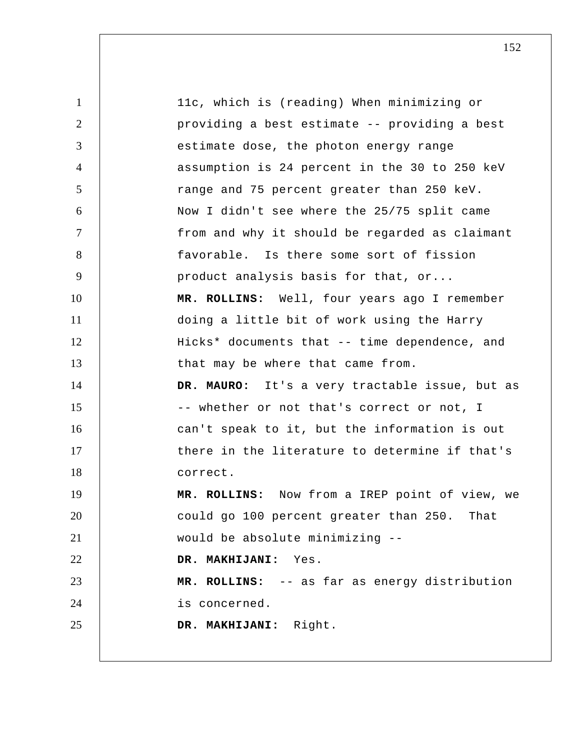11c, which is (reading) When minimizing or providing a best estimate -- providing a best estimate dose, the photon energy range assumption is 24 percent in the 30 to 250 keV range and 75 percent greater than 250 keV. Now I didn't see where the 25/75 split came from and why it should be regarded as claimant favorable. Is there some sort of fission product analysis basis for that, or...

**MR. ROLLINS:** Well, four years ago I remember doing a little bit of work using the Harry Hicks* documents that -- time dependence, and that may be where that came from.

**DR. MAURO:** It's a very tractable issue, but as -- whether or not that's correct or not, I can't speak to it, but the information is out there in the literature to determine if that's correct.

**MR. ROLLINS:** Now from a IREP point of view, we could go 100 percent greater than 250. That would be absolute minimizing --

**DR. MAKHIJANI:** Yes.

**MR. ROLLINS:** -- as far as energy distribution is concerned.

**DR. MAKHIJANI:** Right.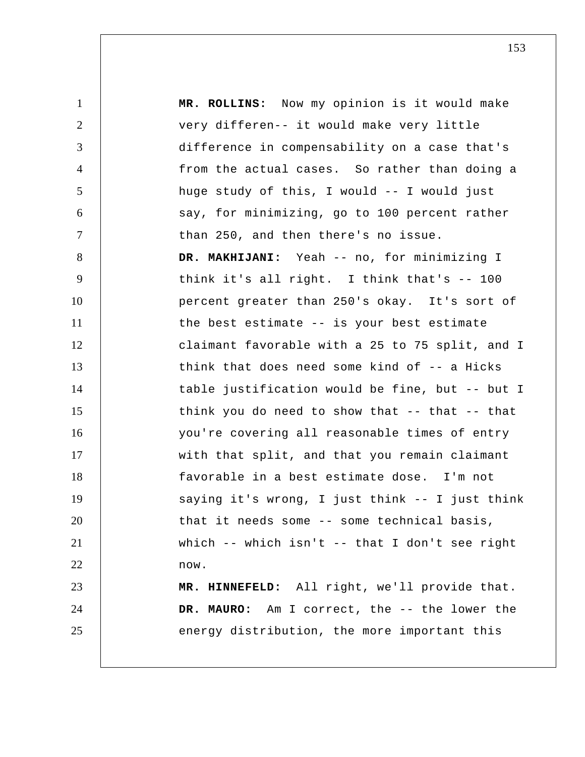**MR. ROLLINS:** Now my opinion is it would make very differen-- it would make very little difference in compensability on a case that's from the actual cases. So rather than doing a huge study of this, I would -- I would just say, for minimizing, go to 100 percent rather than 250, and then there's no issue.

**DR. MAKHIJANI:** Yeah -- no, for minimizing I think it's all right. I think that's -- 100 percent greater than 250's okay. It's sort of the best estimate -- is your best estimate claimant favorable with a 25 to 75 split, and I think that does need some kind of -- a Hicks table justification would be fine, but -- but I think you do need to show that -- that -- that you're covering all reasonable times of entry with that split, and that you remain claimant favorable in a best estimate dose. I'm not saying it's wrong, I just think -- I just think that it needs some -- some technical basis, which -- which isn't -- that I don't see right now.

**MR. HINNEFELD:** All right, we'll provide that.

**DR. MAURO:** Am I correct, the -- the lower the energy distribution, the more important this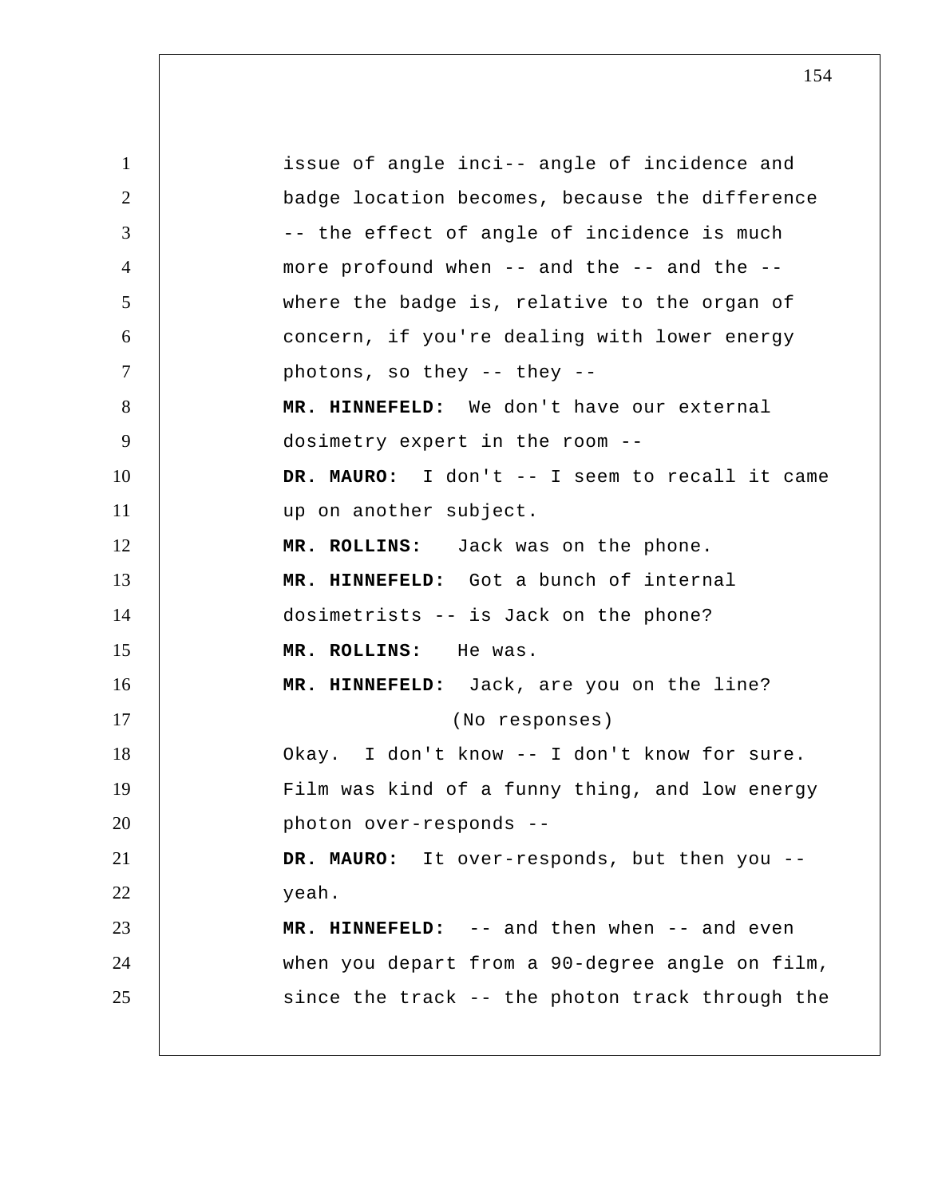issue of angle inci-- angle of incidence and badge location becomes, because the difference -- the effect of angle of incidence is much more profound when -- and the -- and the -- where the badge is, relative to the organ of concern, if you're dealing with lower energy photons, so they -- they --

**MR. HINNEFELD:** We don't have our external dosimetry expert in the room --

**DR. MAURO:** I don't -- I seem to recall it came up on another subject.

**MR. ROLLINS:** Jack was on the phone.

**MR. HINNEFELD:** Got a bunch of internal dosimetrists -- is Jack on the phone?

**MR. ROLLINS:** He was.

**MR. HINNEFELD:** Jack, are you on the line?

(No responses)

Okay. I don't know -- I don't know for sure. Film was kind of a funny thing, and low energy photon over-responds --

**DR. MAURO:** It over-responds, but then you -- yeah.

**MR. HINNEFELD:** -- and then when -- and even when you depart from a 90-degree angle on film, since the track -- the photon track through the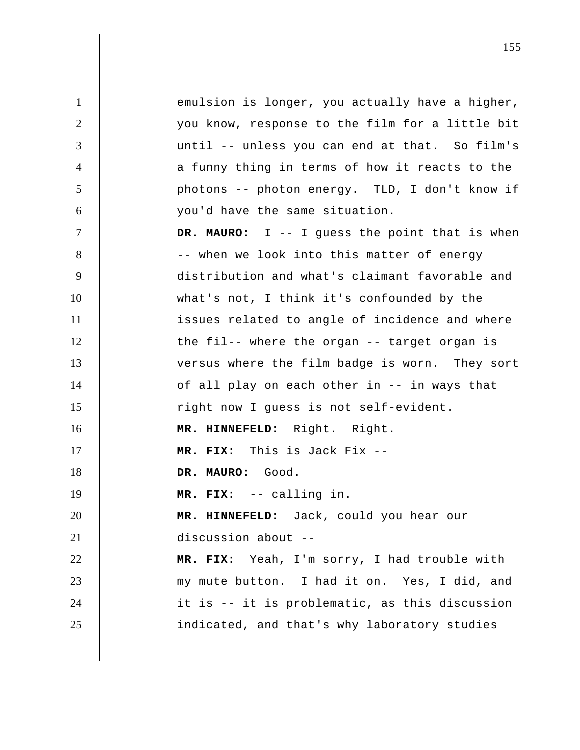emulsion is longer, you actually have a higher, you know, response to the film for a little bit until -- unless you can end at that. So film's a funny thing in terms of how it reacts to the photons -- photon energy. TLD, I don't know if you'd have the same situation.

**DR. MAURO:** I -- I guess the point that is when -- when we look into this matter of energy distribution and what's claimant favorable and what's not, I think it's confounded by the issues related to angle of incidence and where the fil-- where the organ -- target organ is versus where the film badge is worn. They sort of all play on each other in -- in ways that right now I guess is not self-evident.

**MR. HINNEFELD:** Right. Right.

**MR. FIX:** This is Jack Fix --

**DR. MAURO:** Good.

**MR. FIX:** -- calling in.

**MR. HINNEFELD:** Jack, could you hear our discussion about --

**MR. FIX:** Yeah, I'm sorry, I had trouble with my mute button. I had it on. Yes, I did, and it is -- it is problematic, as this discussion indicated, and that's why laboratory studies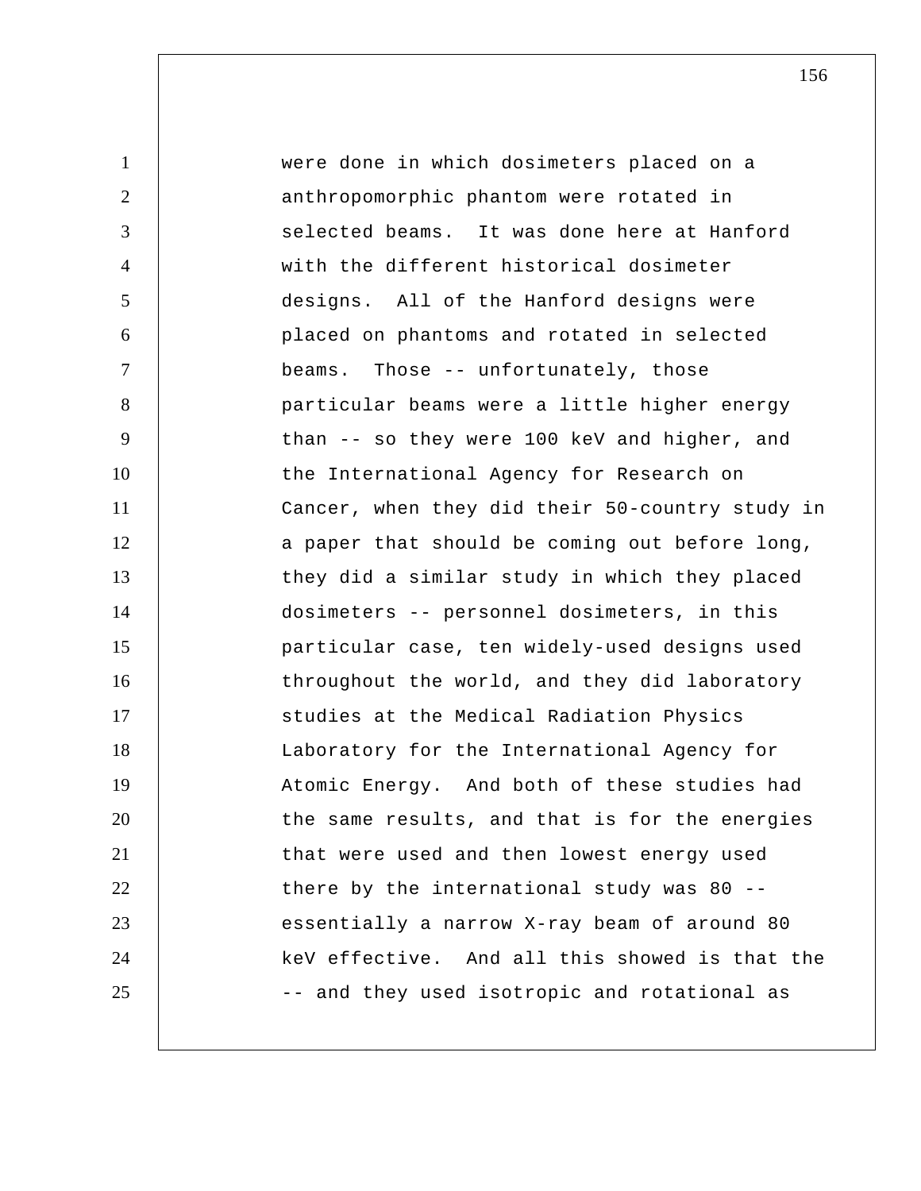were done in which dosimeters placed on a anthropomorphic phantom were rotated in selected beams. It was done here at Hanford with the different historical dosimeter designs. All of the Hanford designs were placed on phantoms and rotated in selected beams. Those -- unfortunately, those particular beams were a little higher energy than -- so they were 100 keV and higher, and the International Agency for Research on Cancer, when they did their 50-country study in a paper that should be coming out before long, they did a similar study in which they placed dosimeters -- personnel dosimeters, in this particular case, ten widely-used designs used throughout the world, and they did laboratory studies at the Medical Radiation Physics Laboratory for the International Agency for Atomic Energy. And both of these studies had the same results, and that is for the energies that were used and then lowest energy used there by the international study was 80 -- essentially a narrow X-ray beam of around 80 keV effective. And all this showed is that the -- and they used isotropic and rotational as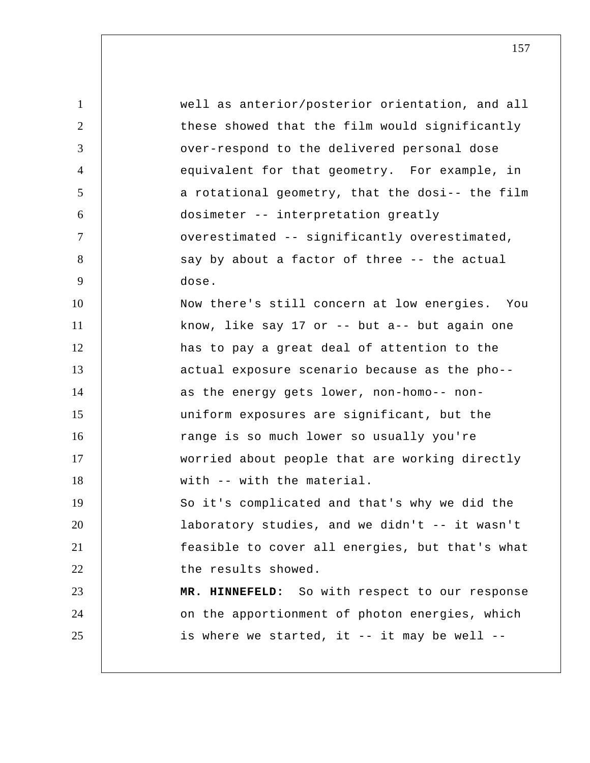well as anterior/posterior orientation, and all these showed that the film would significantly over-respond to the delivered personal dose equivalent for that geometry.  For example, in a rotational geometry, that the dosi-- the film dosimeter -- interpretation greatly overestimated -- significantly overestimated, say by about a factor of three -- the actual dose.

Now there's still concern at low energies.  You know, like say 17 or -- but a-- but again one has to pay a great deal of attention to the actual exposure scenario because as the pho-- as the energy gets lower, non-homo-- non-uniform exposures are significant, but the range is so much lower so usually you're worried about people that are working directly with -- with the material.

So it's complicated and that's why we did the laboratory studies, and we didn't -- it wasn't feasible to cover all energies, but that's what the results showed.

**MR. HINNEFELD:**  So with respect to our response on the apportionment of photon energies, which is where we started, it -- it may be well --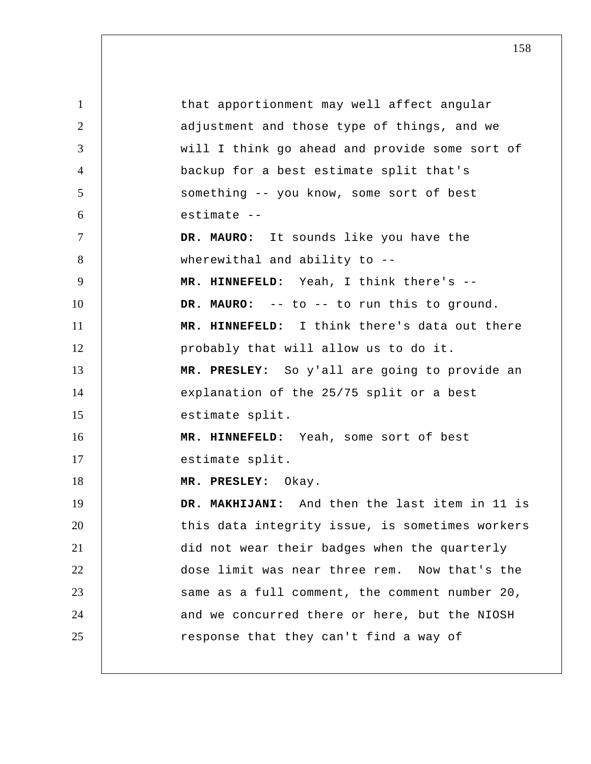that apportionment may well affect angular adjustment and those type of things, and we will I think go ahead and provide some sort of backup for a best estimate split that's something -- you know, some sort of best estimate --

**DR. MAURO:** It sounds like you have the wherewithal and ability to --

**MR. HINNEFELD:** Yeah, I think there's --

**DR. MAURO:** -- to -- to run this to ground.

**MR. HINNEFELD:** I think there's data out there probably that will allow us to do it.

**MR. PRESLEY:** So y'all are going to provide an explanation of the 25/75 split or a best estimate split.

**MR. HINNEFELD:** Yeah, some sort of best estimate split.

**MR. PRESLEY:** Okay.

**DR. MAKHIJANI:** And then the last item in 11 is this data integrity issue, is sometimes workers did not wear their badges when the quarterly dose limit was near three rem. Now that's the same as a full comment, the comment number 20, and we concurred there or here, but the NIOSH response that they can't find a way of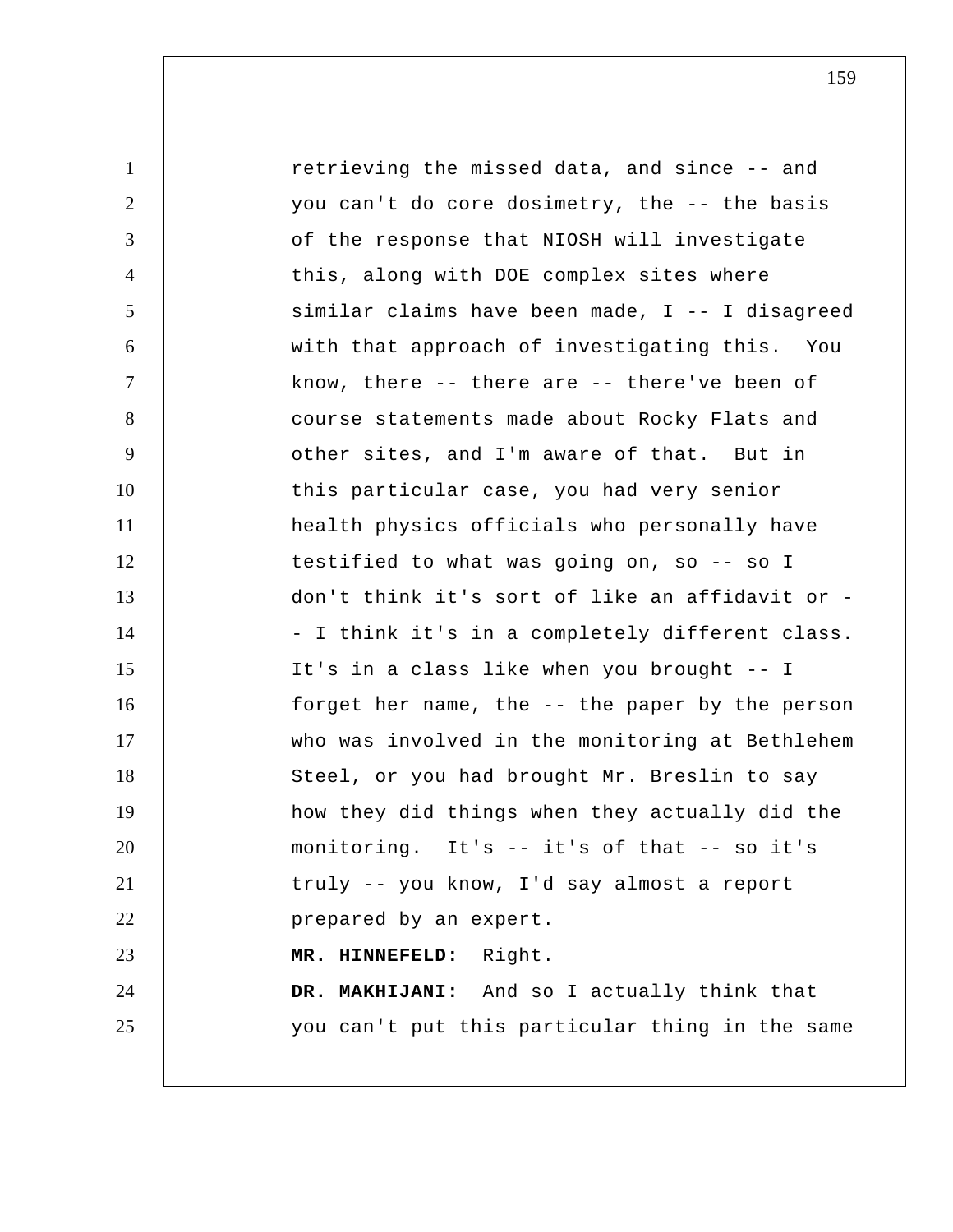retrieving the missed data, and since -- and you can't do core dosimetry, the -- the basis of the response that NIOSH will investigate this, along with DOE complex sites where similar claims have been made, I -- I disagreed with that approach of investigating this. You know, there -- there are -- there've been of course statements made about Rocky Flats and other sites, and I'm aware of that. But in this particular case, you had very senior health physics officials who personally have testified to what was going on, so -- so I don't think it's sort of like an affidavit or -- I think it's in a completely different class. It's in a class like when you brought -- I forget her name, the -- the paper by the person who was involved in the monitoring at Bethlehem Steel, or you had brought Mr. Breslin to say how they did things when they actually did the monitoring. It's -- it's of that -- so it's truly -- you know, I'd say almost a report prepared by an expert.

**MR. HINNEFELD:** Right.

**DR. MAKHIJANI:** And so I actually think that you can't put this particular thing in the same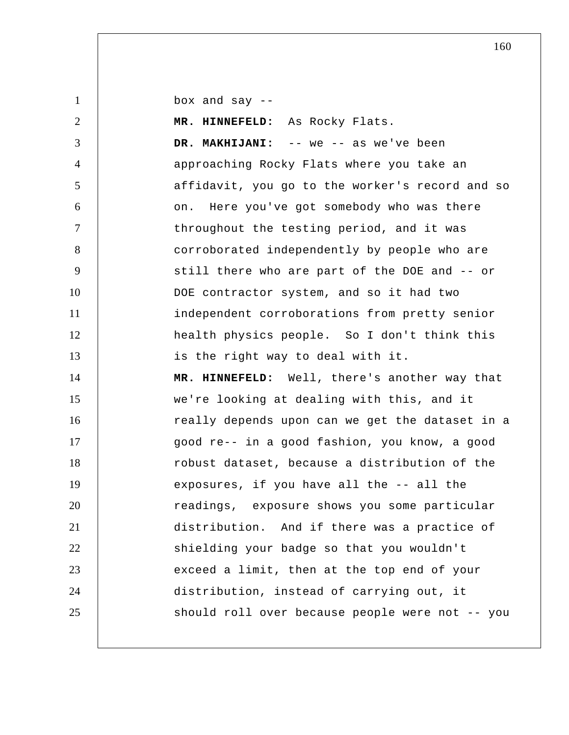box and say --

**MR. HINNEFELD:** As Rocky Flats.

**DR. MAKHIJANI:** -- we -- as we've been approaching Rocky Flats where you take an affidavit, you go to the worker's record and so on. Here you've got somebody who was there throughout the testing period, and it was corroborated independently by people who are still there who are part of the DOE and -- or DOE contractor system, and so it had two independent corroborations from pretty senior health physics people. So I don't think this is the right way to deal with it.

**MR. HINNEFELD:** Well, there's another way that we're looking at dealing with this, and it really depends upon can we get the dataset in a good re-- in a good fashion, you know, a good robust dataset, because a distribution of the exposures, if you have all the -- all the readings, exposure shows you some particular distribution. And if there was a practice of shielding your badge so that you wouldn't exceed a limit, then at the top end of your distribution, instead of carrying out, it should roll over because people were not -- you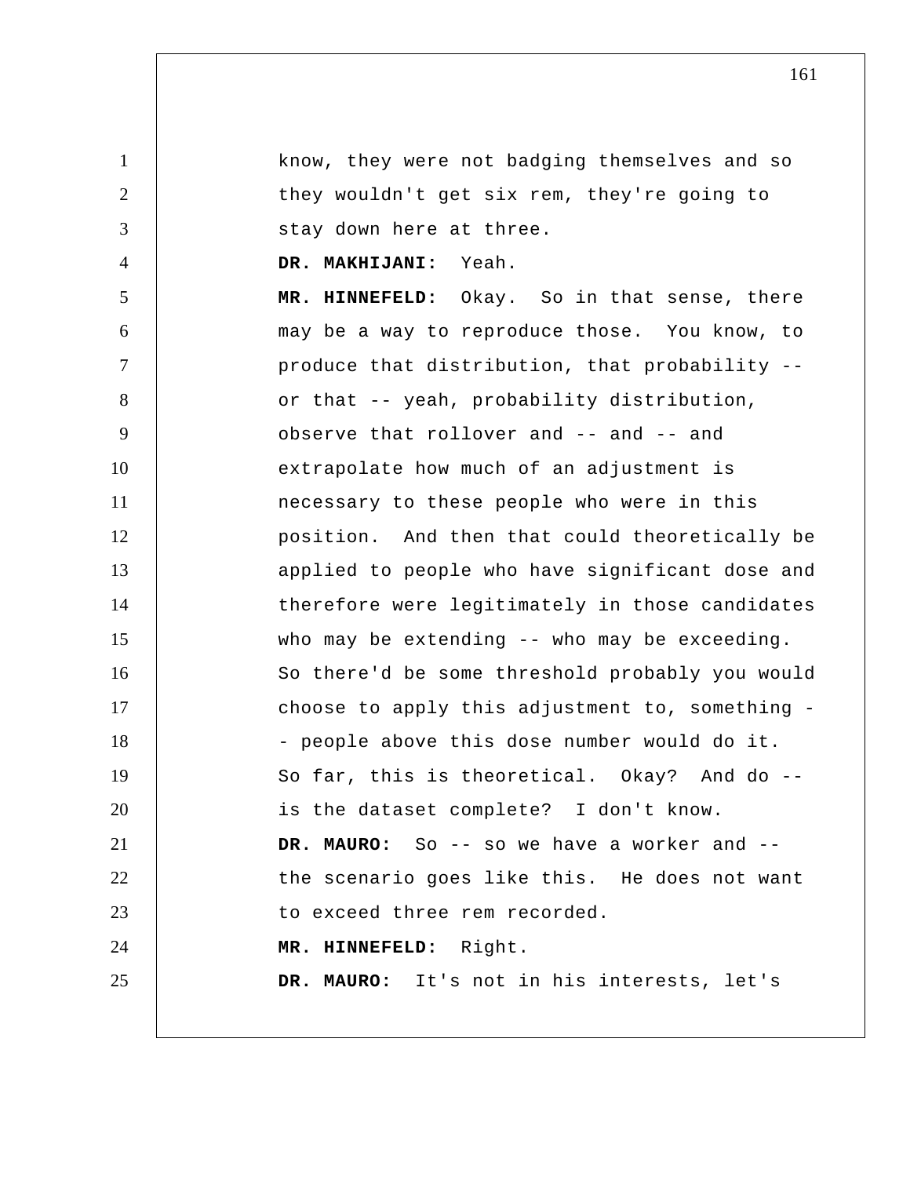know, they were not badging themselves and so they wouldn't get six rem, they're going to stay down here at three.

**DR. MAKHIJANI:** Yeah.

**MR. HINNEFELD:** Okay. So in that sense, there may be a way to reproduce those. You know, to produce that distribution, that probability -- or that -- yeah, probability distribution, observe that rollover and -- and -- and extrapolate how much of an adjustment is necessary to these people who were in this position. And then that could theoretically be applied to people who have significant dose and therefore were legitimately in those candidates who may be extending -- who may be exceeding. So there'd be some threshold probably you would choose to apply this adjustment to, something -- people above this dose number would do it. So far, this is theoretical. Okay? And do -- is the dataset complete? I don't know.

**DR. MAURO:** So -- so we have a worker and -- the scenario goes like this. He does not want to exceed three rem recorded.

**MR. HINNEFELD:** Right.

**DR. MAURO:** It's not in his interests, let's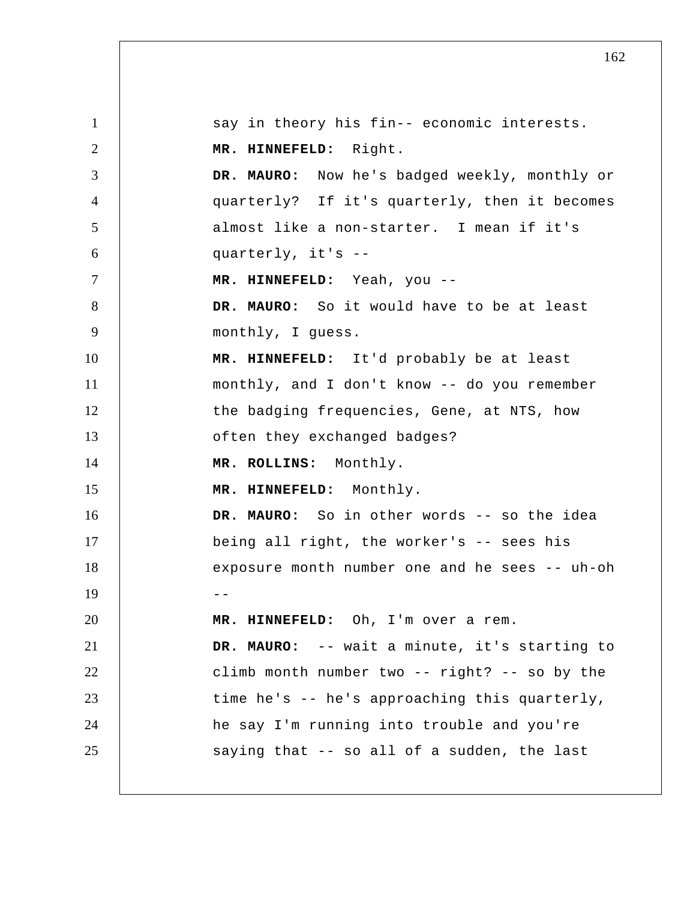say in theory his fin-- economic interests.

**MR. HINNEFELD:** Right.

**DR. MAURO:** Now he's badged weekly, monthly or quarterly? If it's quarterly, then it becomes almost like a non-starter. I mean if it's quarterly, it's --

**MR. HINNEFELD:** Yeah, you --

**DR. MAURO:** So it would have to be at least monthly, I guess.

**MR. HINNEFELD:** It'd probably be at least monthly, and I don't know -- do you remember the badging frequencies, Gene, at NTS, how often they exchanged badges?

**MR. ROLLINS:** Monthly.

**MR. HINNEFELD:** Monthly.

**DR. MAURO:** So in other words -- so the idea being all right, the worker's -- sees his exposure month number one and he sees -- uh-oh --

**MR. HINNEFELD:** Oh, I'm over a rem.

**DR. MAURO:** -- wait a minute, it's starting to climb month number two -- right? -- so by the time he's -- he's approaching this quarterly, he say I'm running into trouble and you're saying that -- so all of a sudden, the last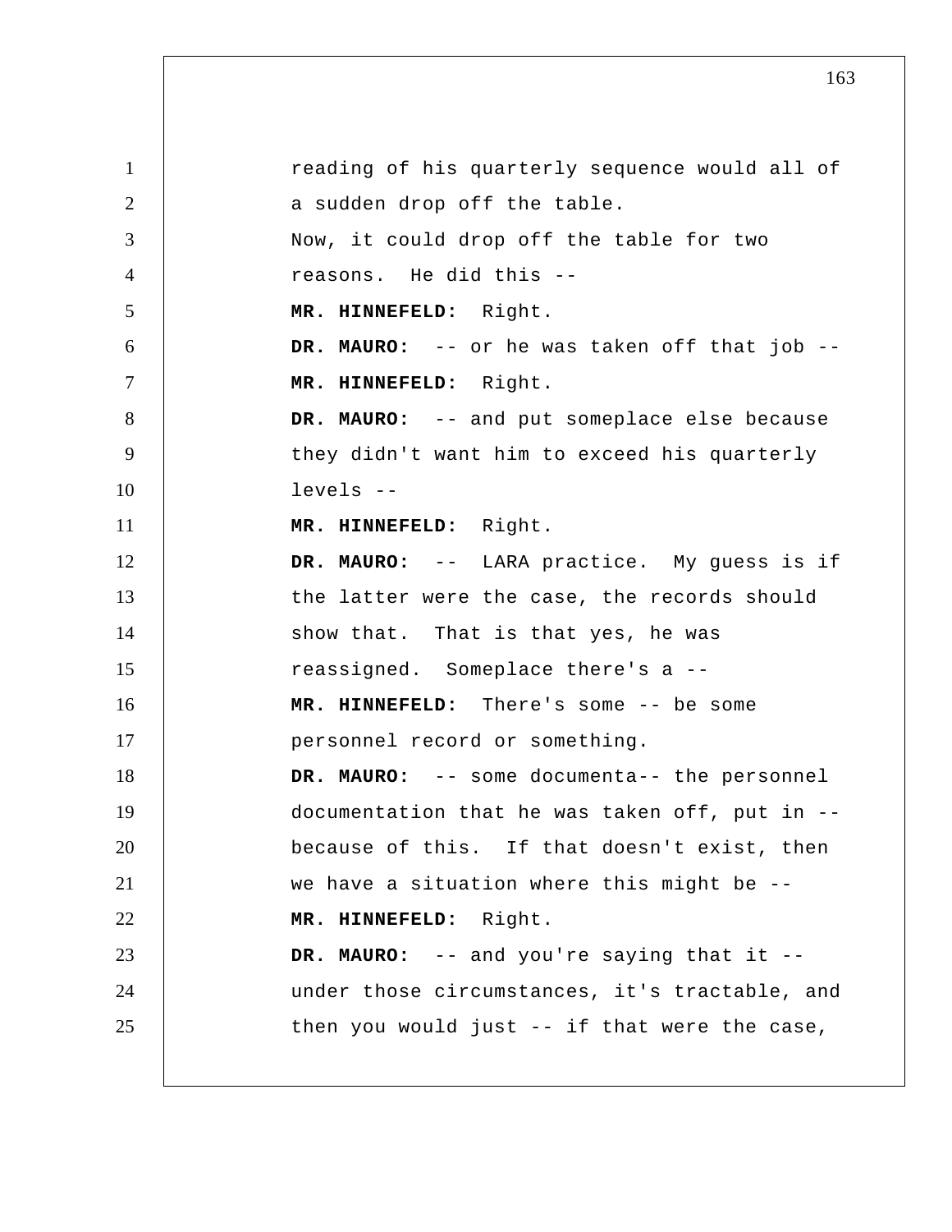reading of his quarterly sequence would all of a sudden drop off the table.

Now, it could drop off the table for two reasons. He did this --

**MR. HINNEFELD:** Right.

**DR. MAURO:** -- or he was taken off that job --

**MR. HINNEFELD:** Right.

**DR. MAURO:** -- and put someplace else because they didn't want him to exceed his quarterly levels --

**MR. HINNEFELD:** Right.

**DR. MAURO:** -- LARA practice. My guess is if the latter were the case, the records should show that. That is that yes, he was reassigned. Someplace there's a --

**MR. HINNEFELD:** There's some -- be some personnel record or something.

**DR. MAURO:** -- some documenta-- the personnel documentation that he was taken off, put in -- because of this. If that doesn't exist, then we have a situation where this might be --

**MR. HINNEFELD:** Right.

**DR. MAURO:** -- and you're saying that it -- under those circumstances, it's tractable, and then you would just -- if that were the case,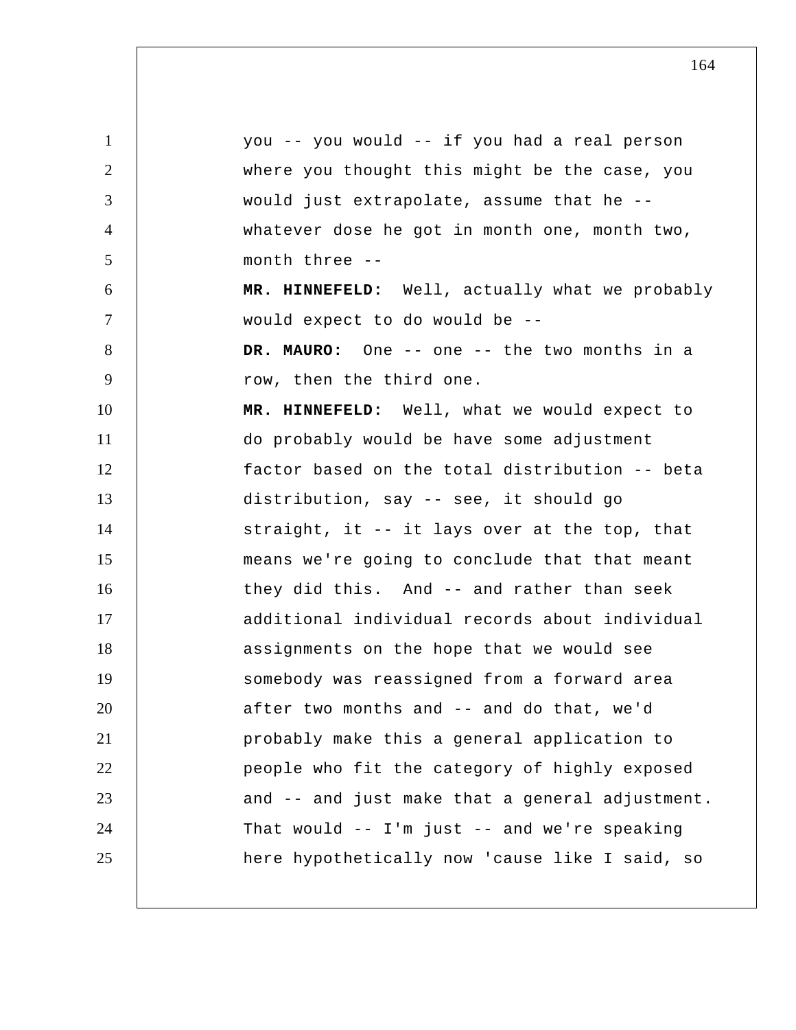you -- you would -- if you had a real person where you thought this might be the case, you would just extrapolate, assume that he -- whatever dose he got in month one, month two, month three --

**MR. HINNEFELD:** Well, actually what we probably would expect to do would be --

**DR. MAURO:** One -- one -- the two months in a row, then the third one.

**MR. HINNEFELD:** Well, what we would expect to do probably would be have some adjustment factor based on the total distribution -- beta distribution, say -- see, it should go straight, it -- it lays over at the top, that means we're going to conclude that that meant they did this. And -- and rather than seek additional individual records about individual assignments on the hope that we would see somebody was reassigned from a forward area after two months and -- and do that, we'd probably make this a general application to people who fit the category of highly exposed and -- and just make that a general adjustment. That would -- I'm just -- and we're speaking here hypothetically now 'cause like I said, so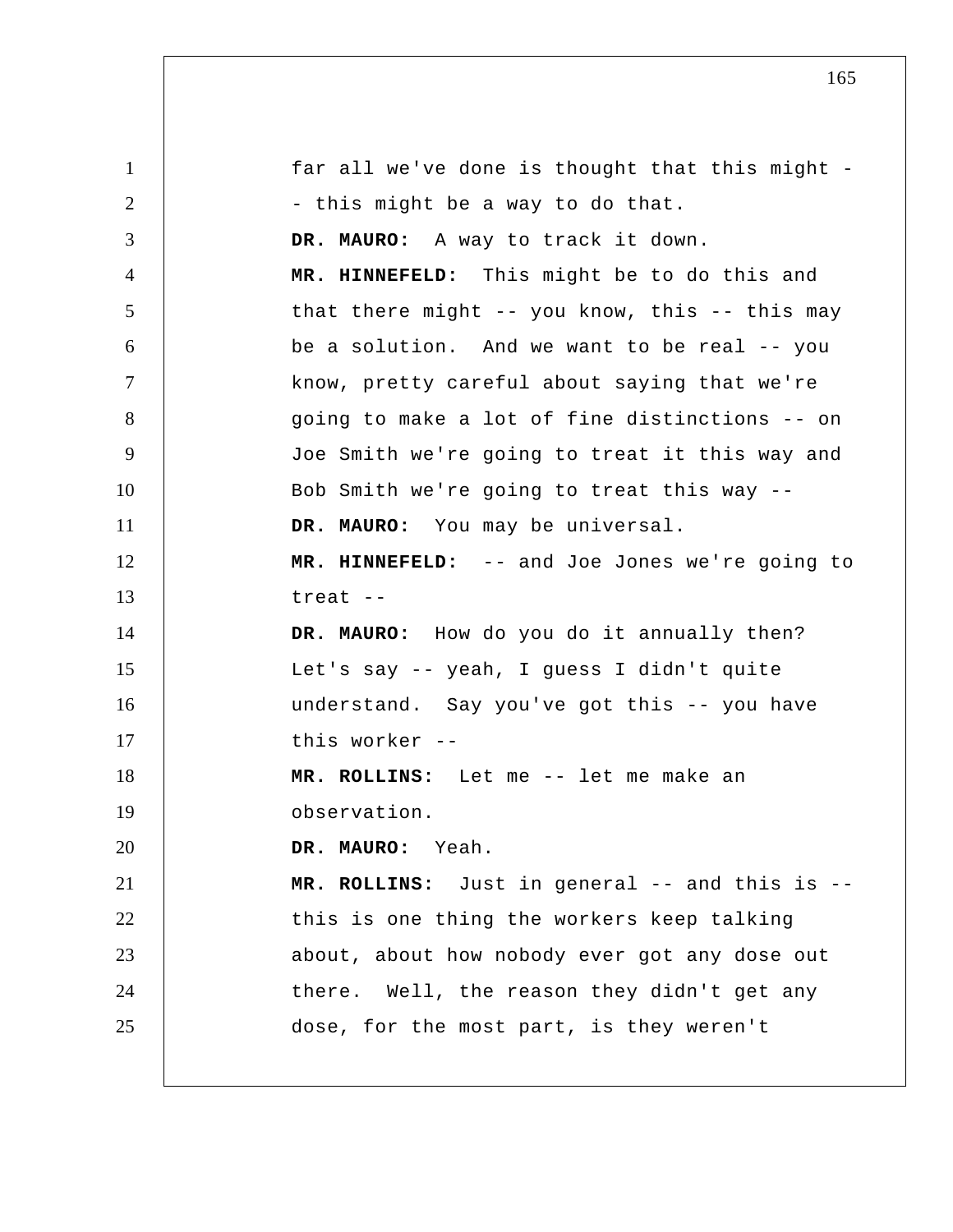far all we've done is thought that this might -- this might be a way to do that.

**DR. MAURO:** A way to track it down.

**MR. HINNEFELD:** This might be to do this and that there might -- you know, this -- this may be a solution. And we want to be real -- you know, pretty careful about saying that we're going to make a lot of fine distinctions -- on Joe Smith we're going to treat it this way and Bob Smith we're going to treat this way --

**DR. MAURO:** You may be universal.

**MR. HINNEFELD:** -- and Joe Jones we're going to treat --

**DR. MAURO:** How do you do it annually then? Let's say -- yeah, I guess I didn't quite understand. Say you've got this -- you have this worker --

**MR. ROLLINS:** Let me -- let me make an observation.

**DR. MAURO:** Yeah.

**MR. ROLLINS:** Just in general -- and this is -- this is one thing the workers keep talking about, about how nobody ever got any dose out there. Well, the reason they didn't get any dose, for the most part, is they weren't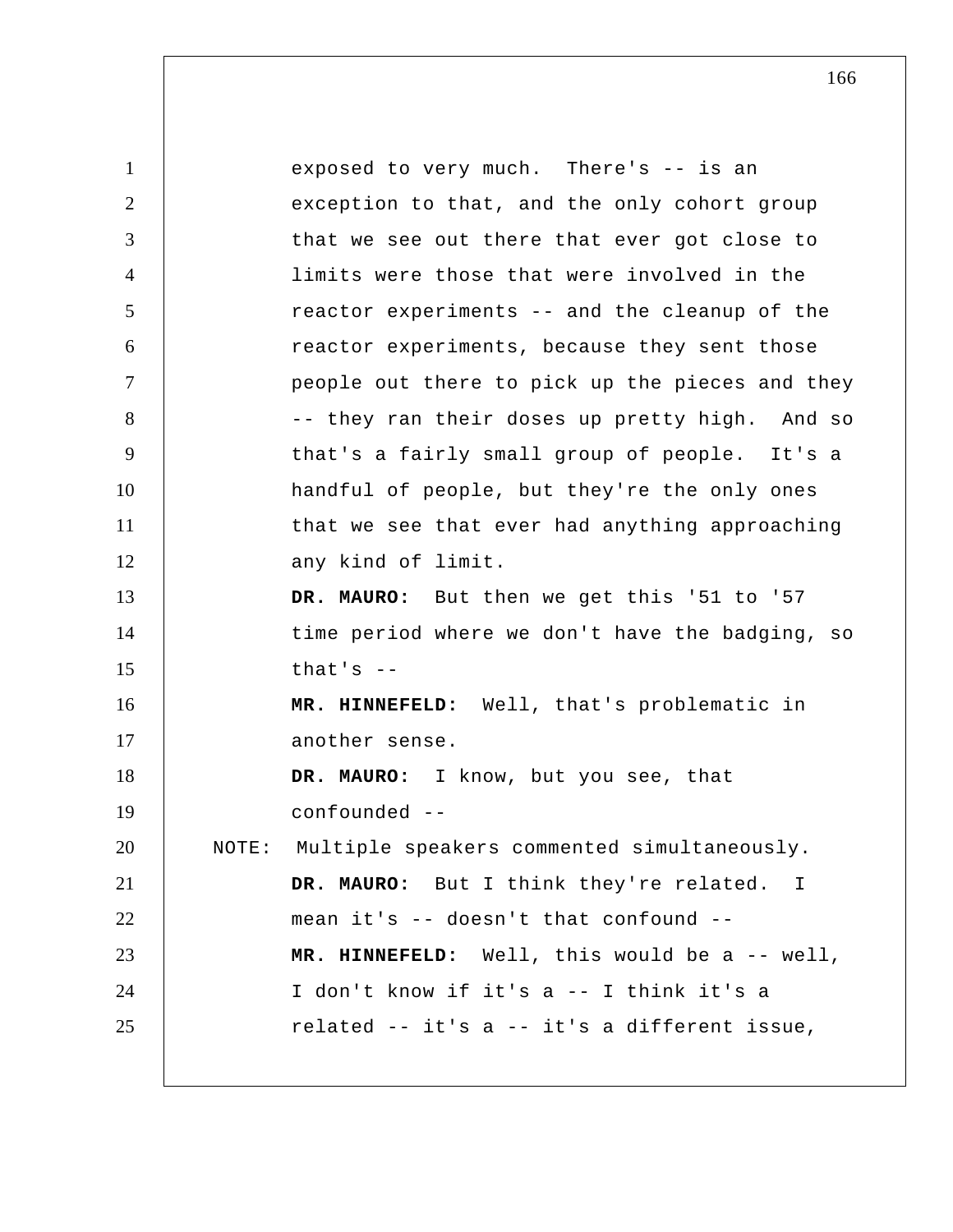exposed to very much. There's -- is an exception to that, and the only cohort group that we see out there that ever got close to limits were those that were involved in the reactor experiments -- and the cleanup of the reactor experiments, because they sent those people out there to pick up the pieces and they -- they ran their doses up pretty high. And so that's a fairly small group of people. It's a handful of people, but they're the only ones that we see that ever had anything approaching any kind of limit.

**DR. MAURO:** But then we get this '51 to '57 time period where we don't have the badging, so that's --

**MR. HINNEFELD:** Well, that's problematic in another sense.

**DR. MAURO:** I know, but you see, that confounded --

NOTE: Multiple speakers commented simultaneously.

**DR. MAURO:** But I think they're related. I mean it's -- doesn't that confound --

**MR. HINNEFELD:** Well, this would be a -- well, I don't know if it's a -- I think it's a related -- it's a -- it's a different issue,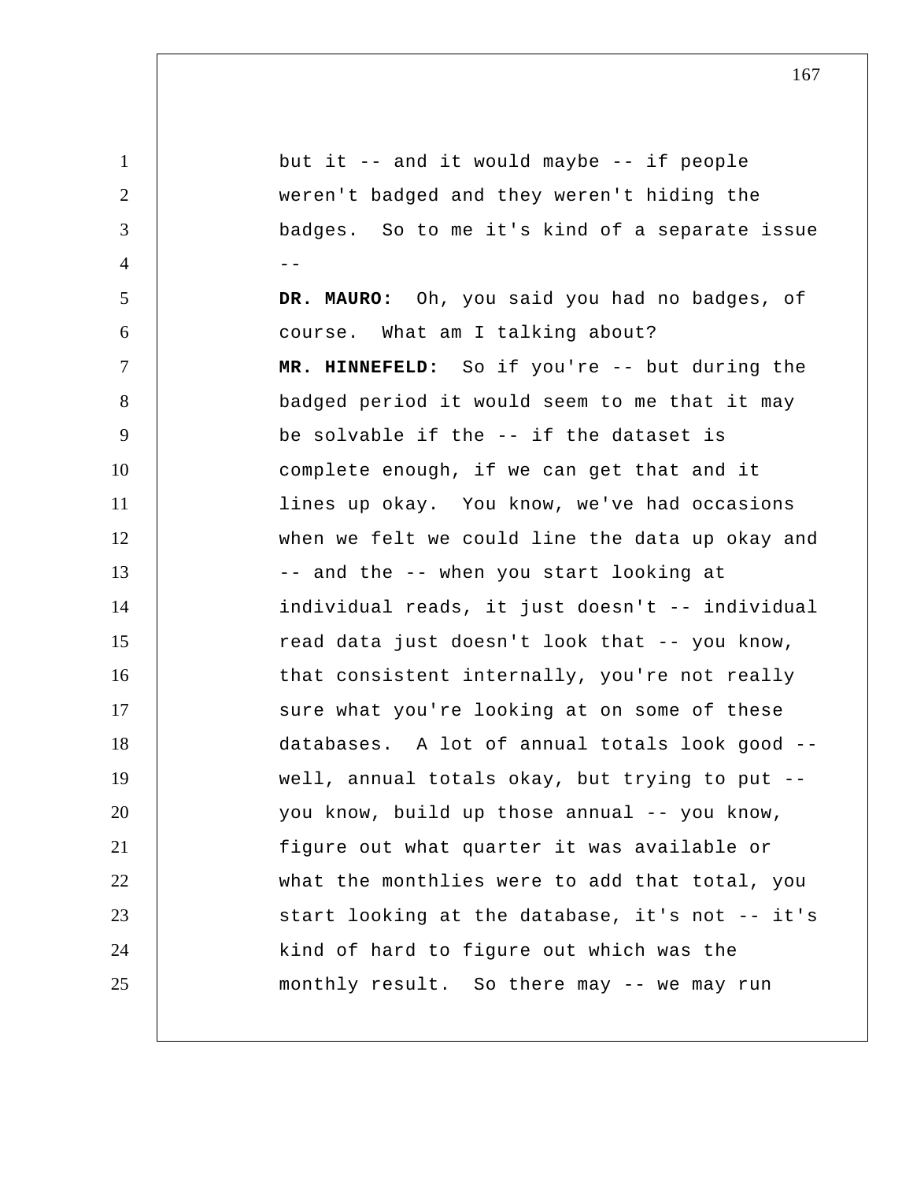but it -- and it would maybe -- if people weren't badged and they weren't hiding the badges. So to me it's kind of a separate issue --

**DR. MAURO:** Oh, you said you had no badges, of course. What am I talking about?

**MR. HINNEFELD:** So if you're -- but during the badged period it would seem to me that it may be solvable if the -- if the dataset is complete enough, if we can get that and it lines up okay. You know, we've had occasions when we felt we could line the data up okay and -- and the -- when you start looking at individual reads, it just doesn't -- individual read data just doesn't look that -- you know, that consistent internally, you're not really sure what you're looking at on some of these databases. A lot of annual totals look good -- well, annual totals okay, but trying to put -- you know, build up those annual -- you know, figure out what quarter it was available or what the monthlies were to add that total, you start looking at the database, it's not -- it's kind of hard to figure out which was the monthly result. So there may -- we may run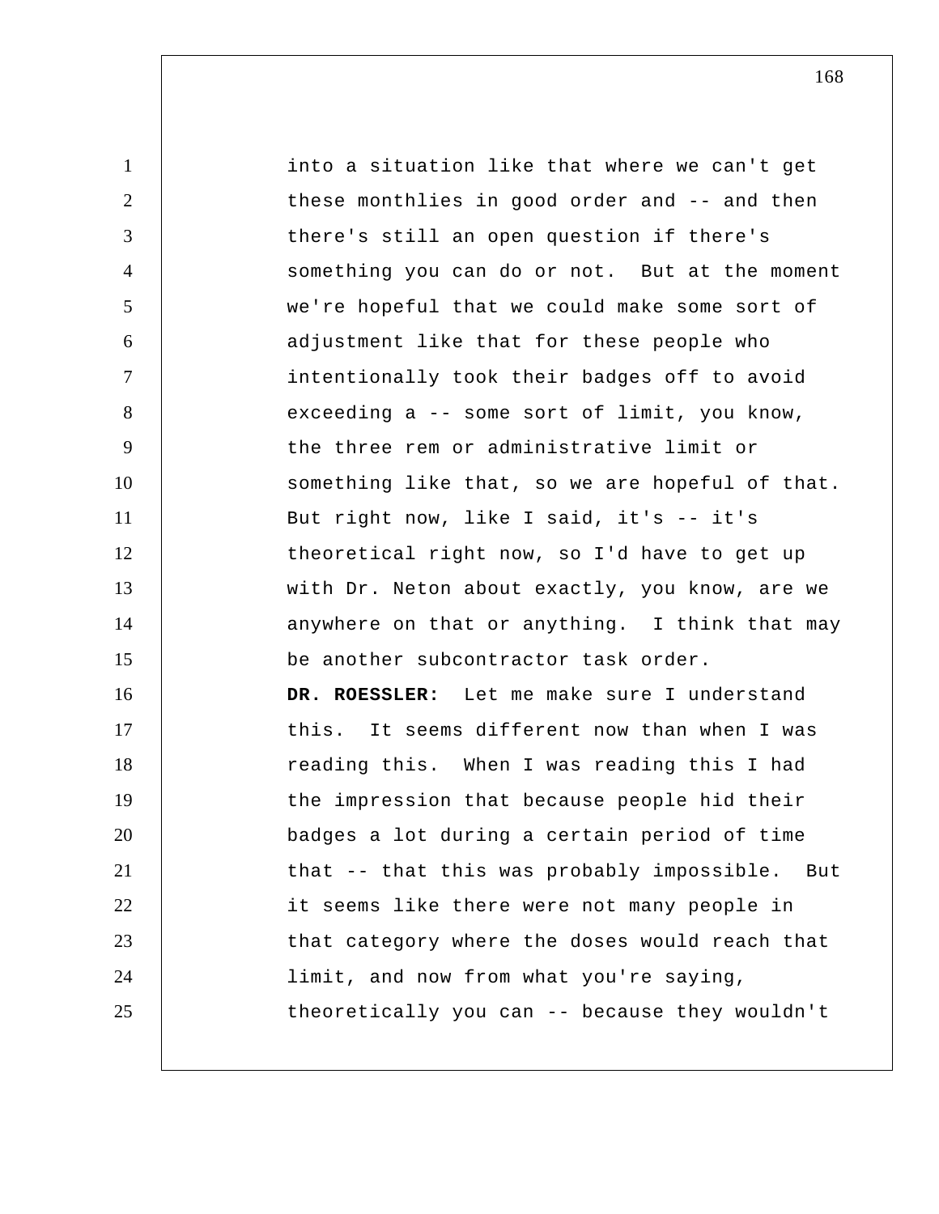into a situation like that where we can't get these monthlies in good order and -- and then there's still an open question if there's something you can do or not. But at the moment we're hopeful that we could make some sort of adjustment like that for these people who intentionally took their badges off to avoid exceeding a -- some sort of limit, you know, the three rem or administrative limit or something like that, so we are hopeful of that. But right now, like I said, it's -- it's theoretical right now, so I'd have to get up with Dr. Neton about exactly, you know, are we anywhere on that or anything. I think that may be another subcontractor task order.

**DR. ROESSLER:** Let me make sure I understand this. It seems different now than when I was reading this. When I was reading this I had the impression that because people hid their badges a lot during a certain period of time that -- that this was probably impossible. But it seems like there were not many people in that category where the doses would reach that limit, and now from what you're saying, theoretically you can -- because they wouldn't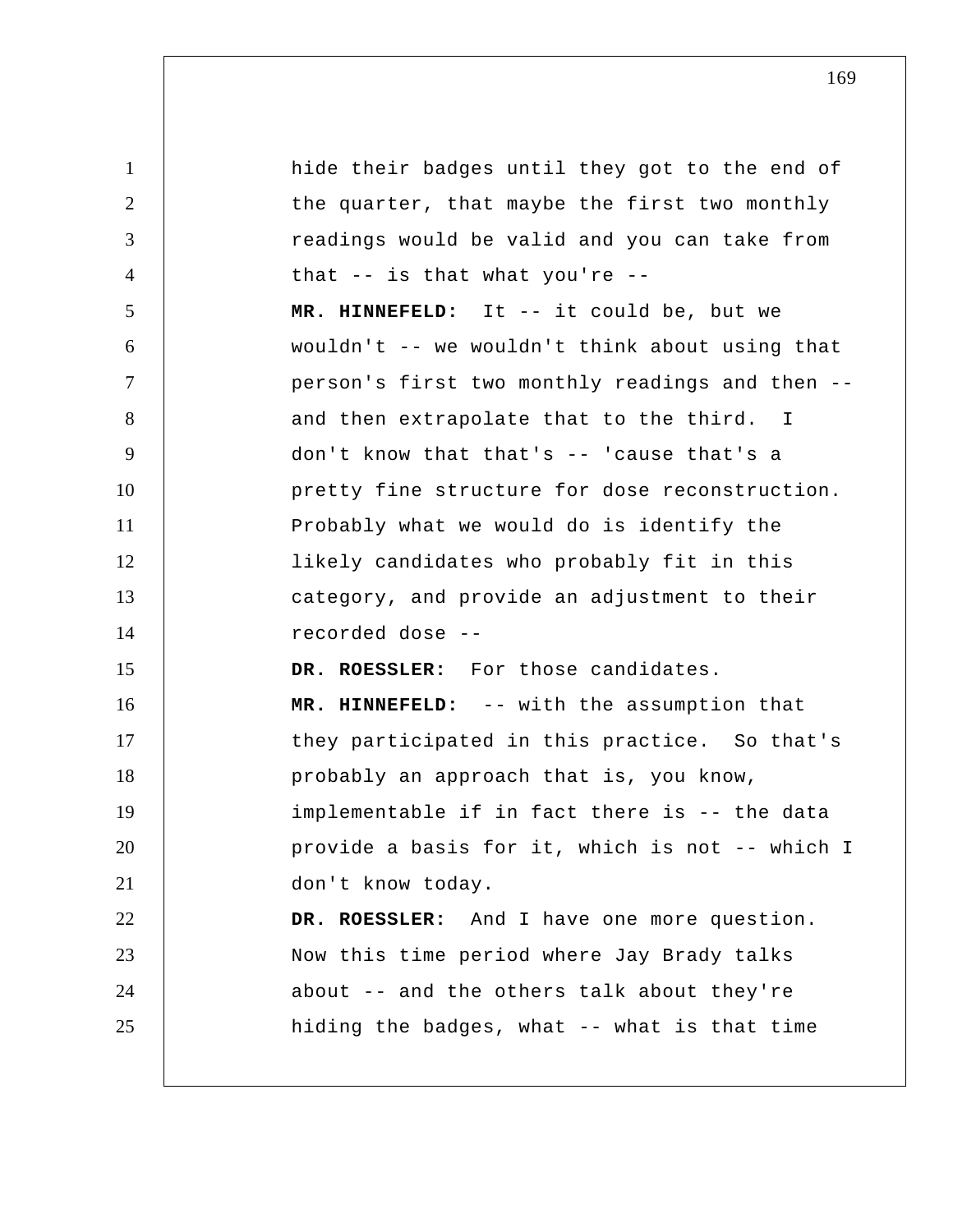hide their badges until they got to the end of the quarter, that maybe the first two monthly readings would be valid and you can take from that -- is that what you're --

**MR. HINNEFELD:** It -- it could be, but we wouldn't -- we wouldn't think about using that person's first two monthly readings and then -- and then extrapolate that to the third. I don't know that that's -- 'cause that's a pretty fine structure for dose reconstruction. Probably what we would do is identify the likely candidates who probably fit in this category, and provide an adjustment to their recorded dose --

**DR. ROESSLER:** For those candidates.

**MR. HINNEFELD:** -- with the assumption that they participated in this practice. So that's probably an approach that is, you know, implementable if in fact there is -- the data provide a basis for it, which is not -- which I don't know today.

**DR. ROESSLER:** And I have one more question. Now this time period where Jay Brady talks about -- and the others talk about they're hiding the badges, what -- what is that time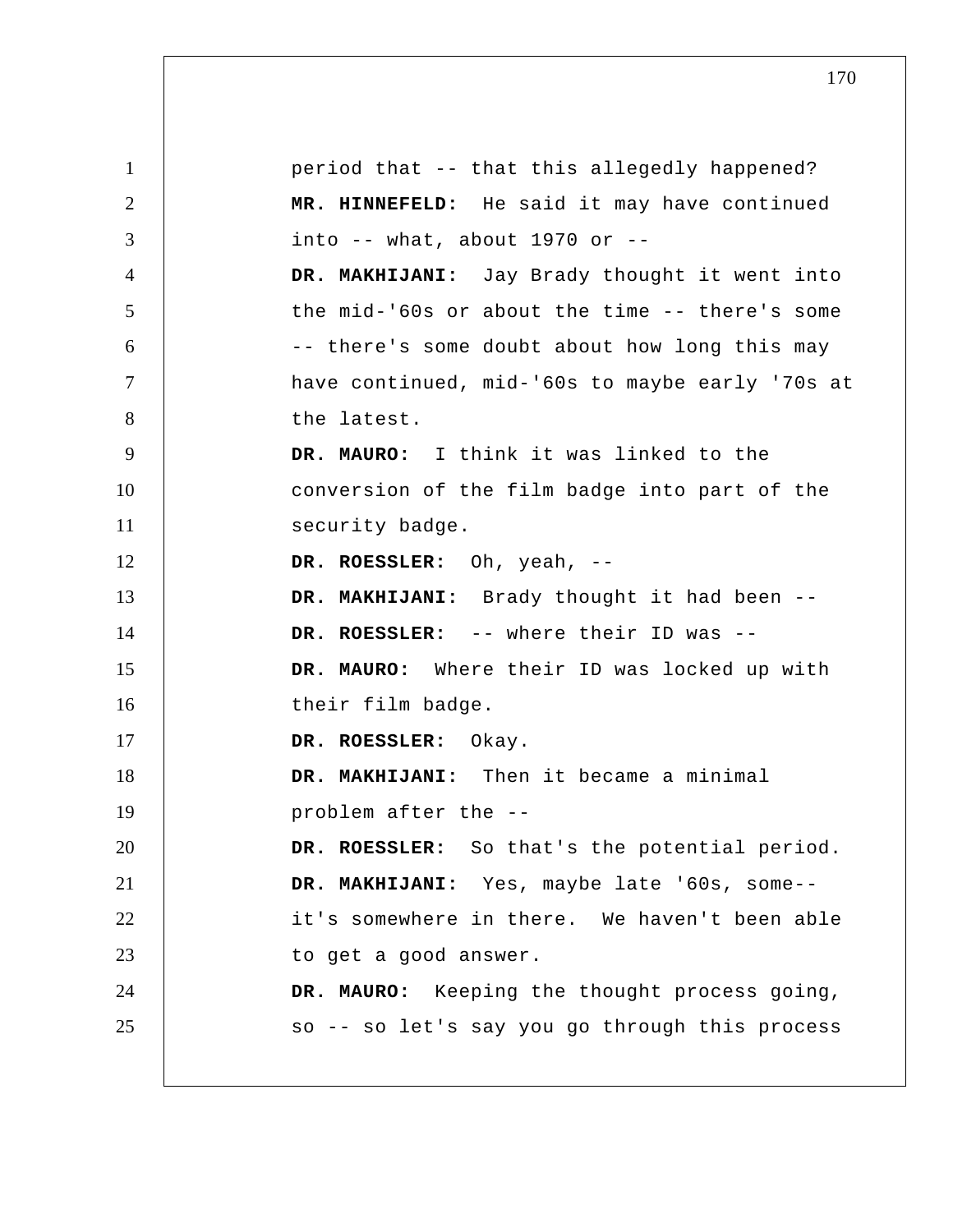period that -- that this allegedly happened?

**MR. HINNEFELD:** He said it may have continued into -- what, about 1970 or --

**DR. MAKHIJANI:** Jay Brady thought it went into the mid-'60s or about the time -- there's some -- there's some doubt about how long this may have continued, mid-'60s to maybe early '70s at the latest.

**DR. MAURO:** I think it was linked to the conversion of the film badge into part of the security badge.

**DR. ROESSLER:** Oh, yeah, --

**DR. MAKHIJANI:** Brady thought it had been --

**DR. ROESSLER:** -- where their ID was --

**DR. MAURO:** Where their ID was locked up with their film badge.

**DR. ROESSLER:** Okay.

**DR. MAKHIJANI:** Then it became a minimal problem after the --

**DR. ROESSLER:** So that's the potential period.

**DR. MAKHIJANI:** Yes, maybe late '60s, some-- it's somewhere in there. We haven't been able to get a good answer.

**DR. MAURO:** Keeping the thought process going, so -- so let's say you go through this process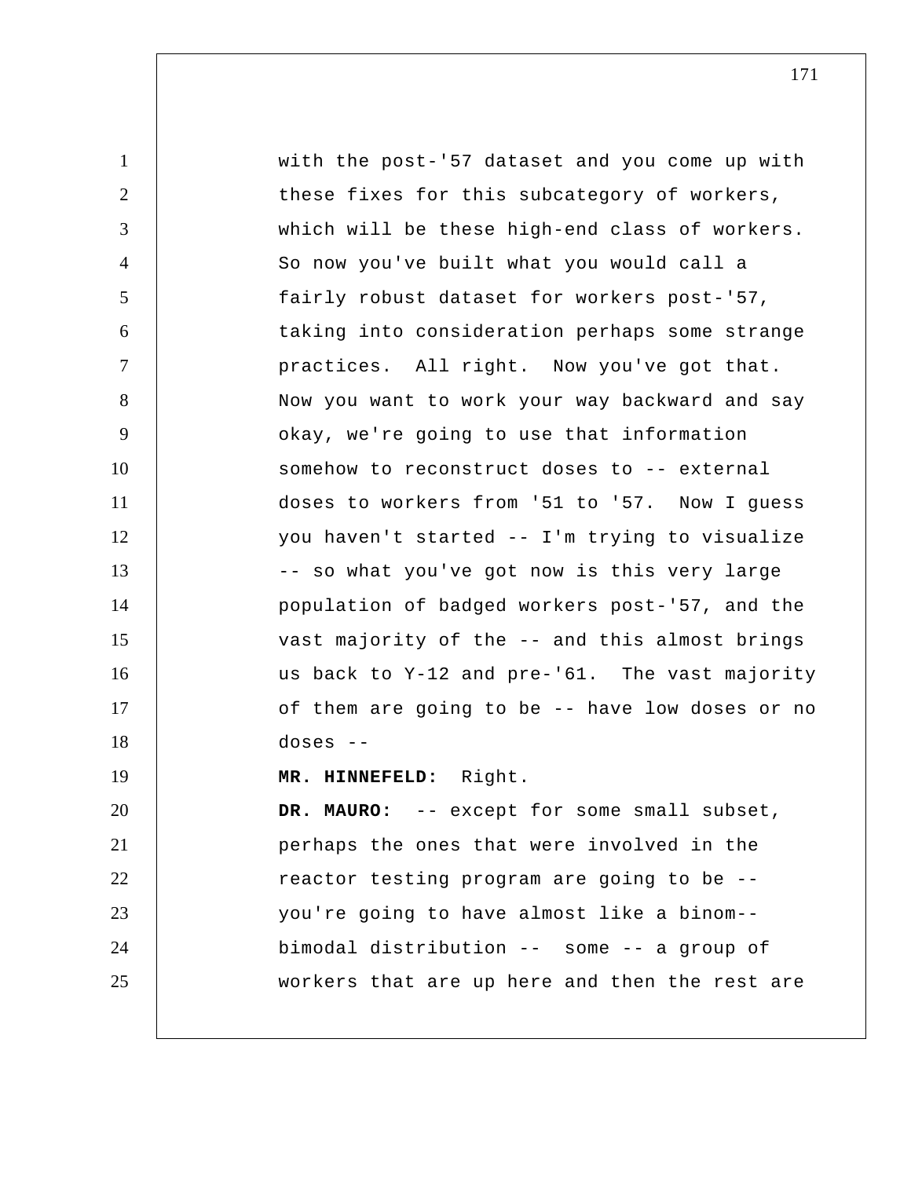with the post-'57 dataset and you come up with these fixes for this subcategory of workers, which will be these high-end class of workers. So now you've built what you would call a fairly robust dataset for workers post-'57, taking into consideration perhaps some strange practices. All right. Now you've got that. Now you want to work your way backward and say okay, we're going to use that information somehow to reconstruct doses to -- external doses to workers from '51 to '57. Now I guess you haven't started -- I'm trying to visualize -- so what you've got now is this very large population of badged workers post-'57, and the vast majority of the -- and this almost brings us back to Y-12 and pre-'61. The vast majority of them are going to be -- have low doses or no doses --

**MR. HINNEFELD:** Right.

**DR. MAURO:** -- except for some small subset, perhaps the ones that were involved in the reactor testing program are going to be -- you're going to have almost like a binom-- bimodal distribution -- some -- a group of workers that are up here and then the rest are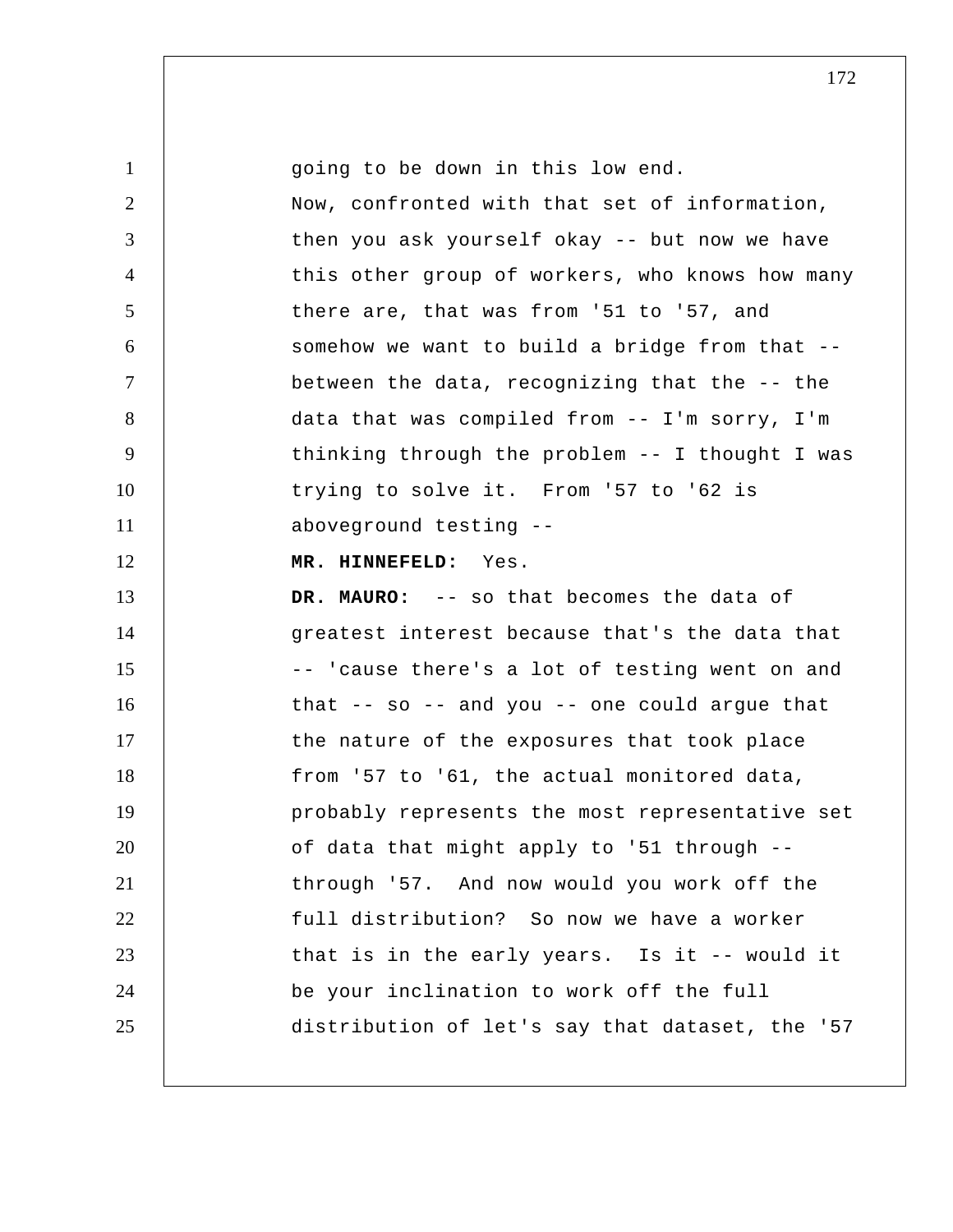going to be down in this low end.

Now, confronted with that set of information, then you ask yourself okay -- but now we have this other group of workers, who knows how many there are, that was from '51 to '57, and somehow we want to build a bridge from that -- between the data, recognizing that the -- the data that was compiled from -- I'm sorry, I'm thinking through the problem -- I thought I was trying to solve it. From '57 to '62 is aboveground testing --

**MR. HINNEFELD:** Yes.

**DR. MAURO:** -- so that becomes the data of greatest interest because that's the data that -- 'cause there's a lot of testing went on and that -- so -- and you -- one could argue that the nature of the exposures that took place from '57 to '61, the actual monitored data, probably represents the most representative set of data that might apply to '51 through -- through '57. And now would you work off the full distribution? So now we have a worker that is in the early years. Is it -- would it be your inclination to work off the full distribution of let's say that dataset, the '57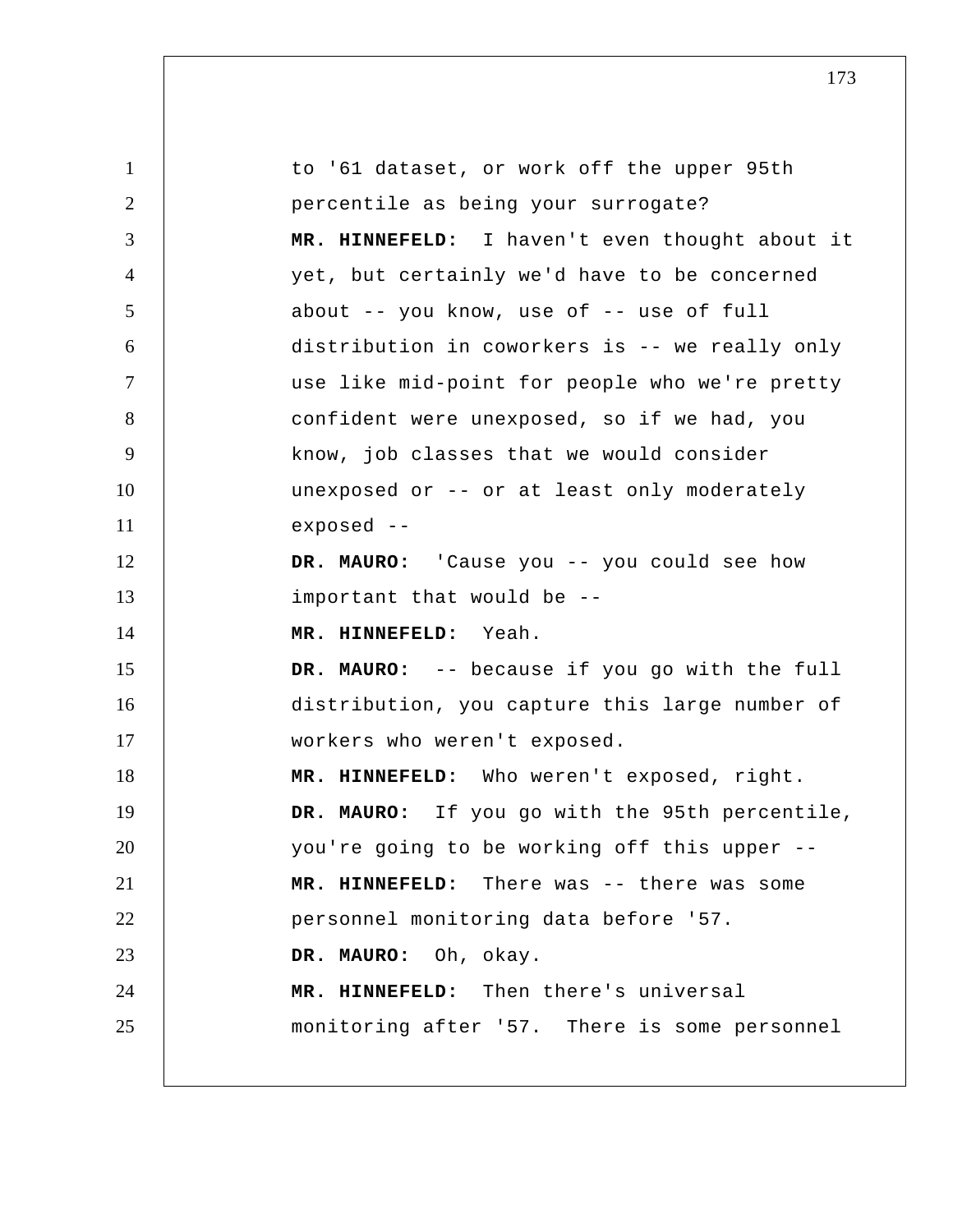to '61 dataset, or work off the upper 95th percentile as being your surrogate?

**MR. HINNEFELD:** I haven't even thought about it yet, but certainly we'd have to be concerned about -- you know, use of -- use of full distribution in coworkers is -- we really only use like mid-point for people who we're pretty confident were unexposed, so if we had, you know, job classes that we would consider unexposed or -- or at least only moderately exposed --

**DR. MAURO:** 'Cause you -- you could see how important that would be --

**MR. HINNEFELD:** Yeah.

**DR. MAURO:** -- because if you go with the full distribution, you capture this large number of workers who weren't exposed.

**MR. HINNEFELD:** Who weren't exposed, right.

**DR. MAURO:** If you go with the 95th percentile, you're going to be working off this upper --

**MR. HINNEFELD:** There was -- there was some personnel monitoring data before '57.

**DR. MAURO:** Oh, okay.

**MR. HINNEFELD:** Then there's universal monitoring after '57. There is some personnel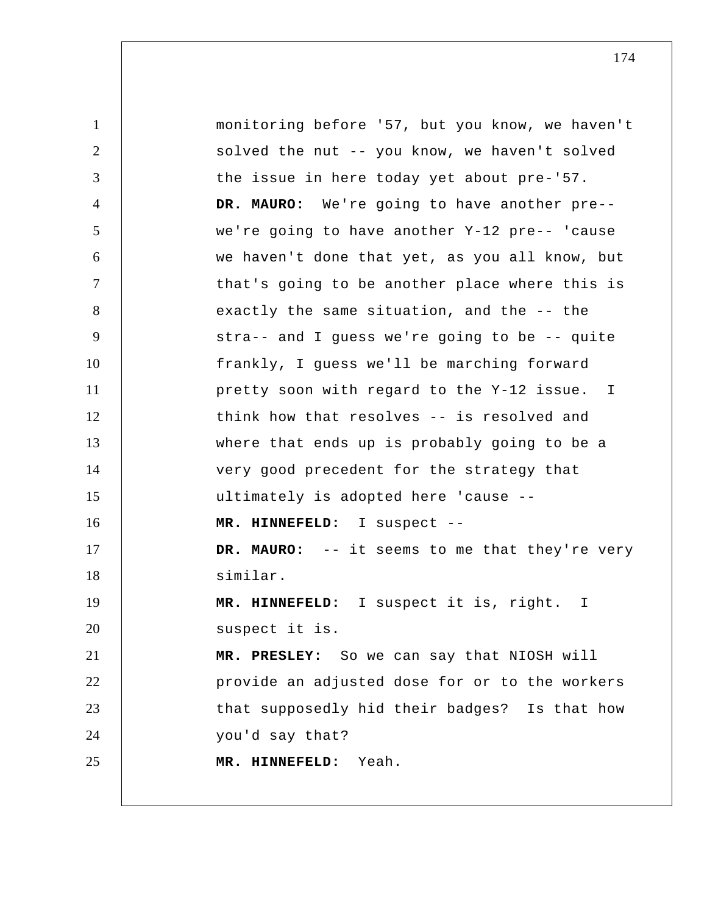monitoring before '57, but you know, we haven't solved the nut -- you know, we haven't solved the issue in here today yet about pre-'57.

**DR. MAURO:** We're going to have another pre-- we're going to have another Y-12 pre-- 'cause we haven't done that yet, as you all know, but that's going to be another place where this is exactly the same situation, and the -- the stra-- and I guess we're going to be -- quite frankly, I guess we'll be marching forward pretty soon with regard to the Y-12 issue. I think how that resolves -- is resolved and where that ends up is probably going to be a very good precedent for the strategy that ultimately is adopted here 'cause --

**MR. HINNEFELD:** I suspect --

**DR. MAURO:** -- it seems to me that they're very similar.

**MR. HINNEFELD:** I suspect it is, right. I suspect it is.

**MR. PRESLEY:** So we can say that NIOSH will provide an adjusted dose for or to the workers that supposedly hid their badges? Is that how you'd say that?

**MR. HINNEFELD:** Yeah.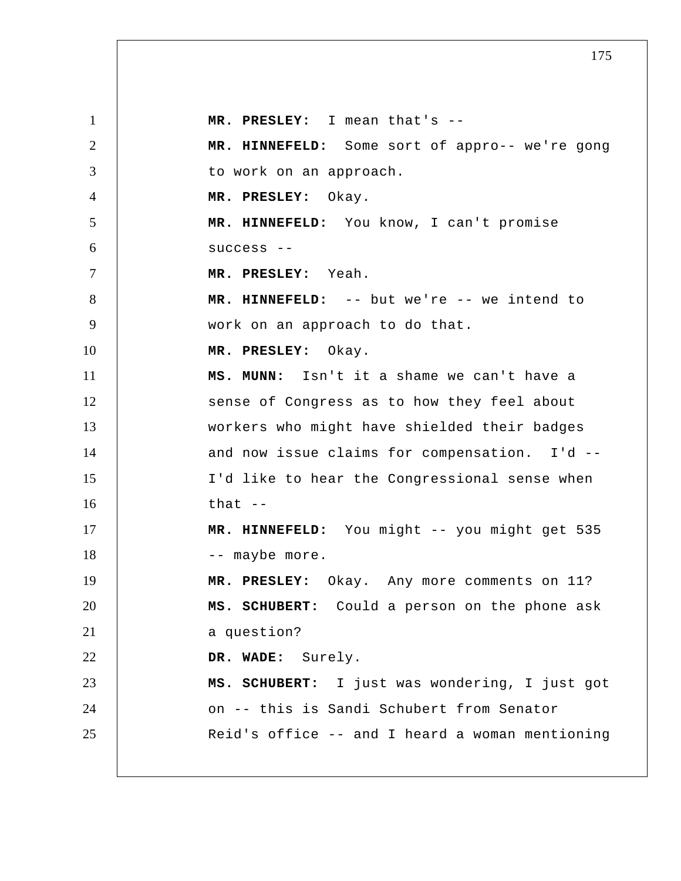**MR. PRESLEY:** I mean that's --

**MR. HINNEFELD:** Some sort of appro-- we're gong to work on an approach.

**MR. PRESLEY:** Okay.

**MR. HINNEFELD:** You know, I can't promise success --

**MR. PRESLEY:** Yeah.

**MR. HINNEFELD:** -- but we're -- we intend to work on an approach to do that.

**MR. PRESLEY:** Okay.

**MS. MUNN:** Isn't it a shame we can't have a sense of Congress as to how they feel about workers who might have shielded their badges and now issue claims for compensation. I'd -- I'd like to hear the Congressional sense when that --

**MR. HINNEFELD:** You might -- you might get 535 -- maybe more.

**MR. PRESLEY:** Okay. Any more comments on 11?

**MS. SCHUBERT:** Could a person on the phone ask a question?

**DR. WADE:** Surely.

**MS. SCHUBERT:** I just was wondering, I just got on -- this is Sandi Schubert from Senator Reid's office -- and I heard a woman mentioning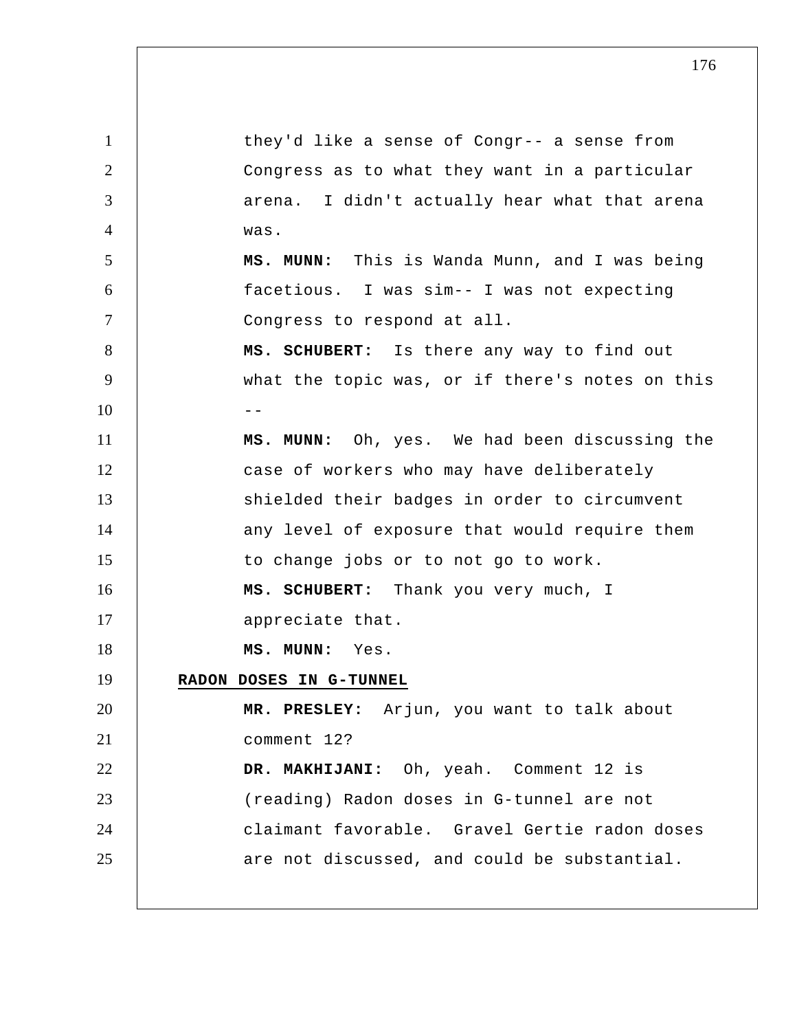they'd like a sense of Congr-- a sense from Congress as to what they want in a particular arena. I didn't actually hear what that arena was.

**MS. MUNN:** This is Wanda Munn, and I was being facetious. I was sim-- I was not expecting Congress to respond at all.

**MS. SCHUBERT:** Is there any way to find out what the topic was, or if there's notes on this --

**MS. MUNN:** Oh, yes. We had been discussing the case of workers who may have deliberately shielded their badges in order to circumvent any level of exposure that would require them to change jobs or to not go to work.

**MS. SCHUBERT:** Thank you very much, I appreciate that.

**MS. MUNN:** Yes.

**RADON DOSES IN G-TUNNEL**

**MR. PRESLEY:** Arjun, you want to talk about comment 12?

**DR. MAKHIJANI:** Oh, yeah. Comment 12 is (reading) Radon doses in G-tunnel are not claimant favorable. Gravel Gertie radon doses are not discussed, and could be substantial.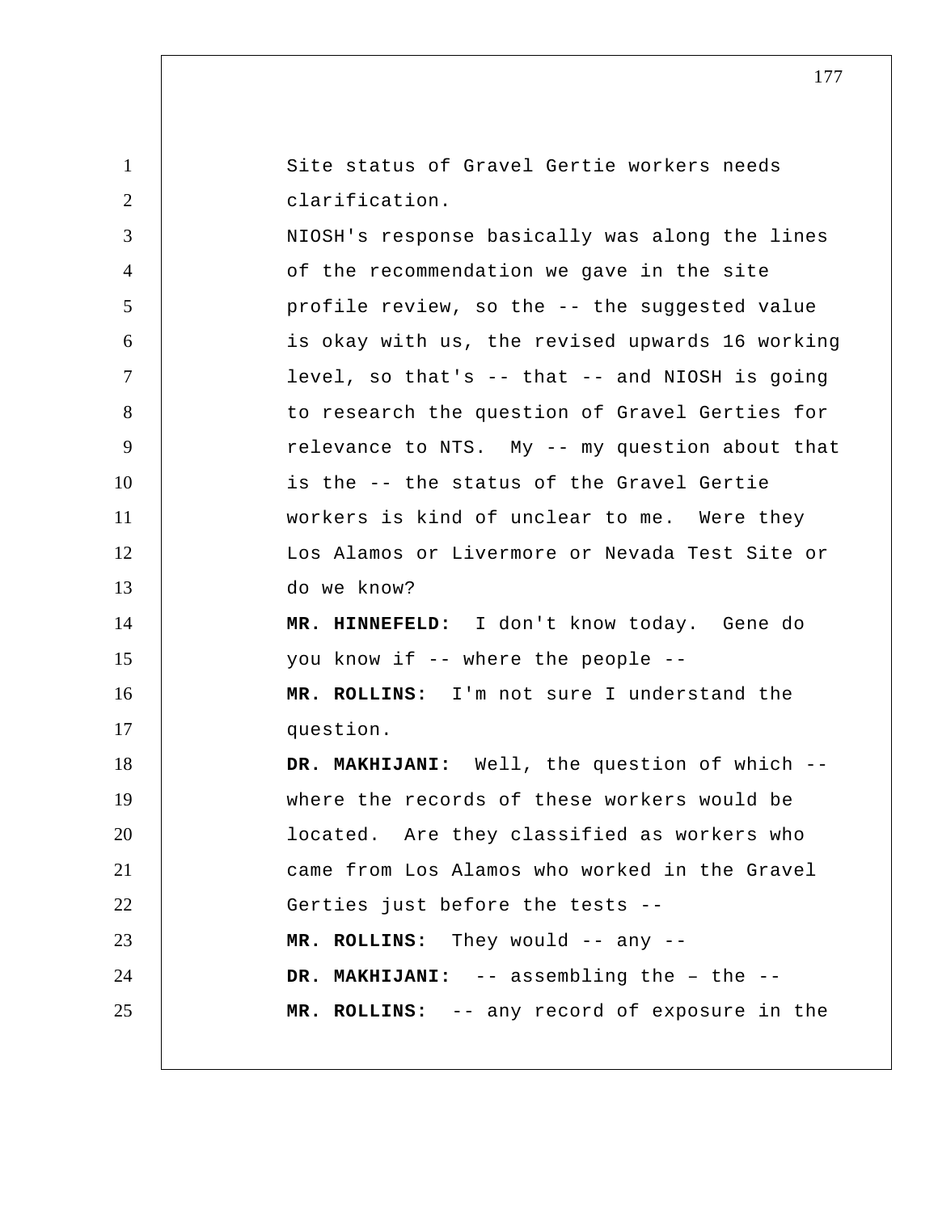Site status of Gravel Gertie workers needs clarification.

NIOSH's response basically was along the lines of the recommendation we gave in the site profile review, so the -- the suggested value is okay with us, the revised upwards 16 working level, so that's -- that -- and NIOSH is going to research the question of Gravel Gerties for relevance to NTS. My -- my question about that is the -- the status of the Gravel Gertie workers is kind of unclear to me. Were they Los Alamos or Livermore or Nevada Test Site or do we know?

**MR. HINNEFELD:** I don't know today. Gene do you know if -- where the people --

**MR. ROLLINS:** I'm not sure I understand the question.

**DR. MAKHIJANI:** Well, the question of which -- where the records of these workers would be located. Are they classified as workers who came from Los Alamos who worked in the Gravel Gerties just before the tests --

**MR. ROLLINS:** They would -- any --

**DR. MAKHIJANI:** -- assembling the – the --

**MR. ROLLINS:** -- any record of exposure in the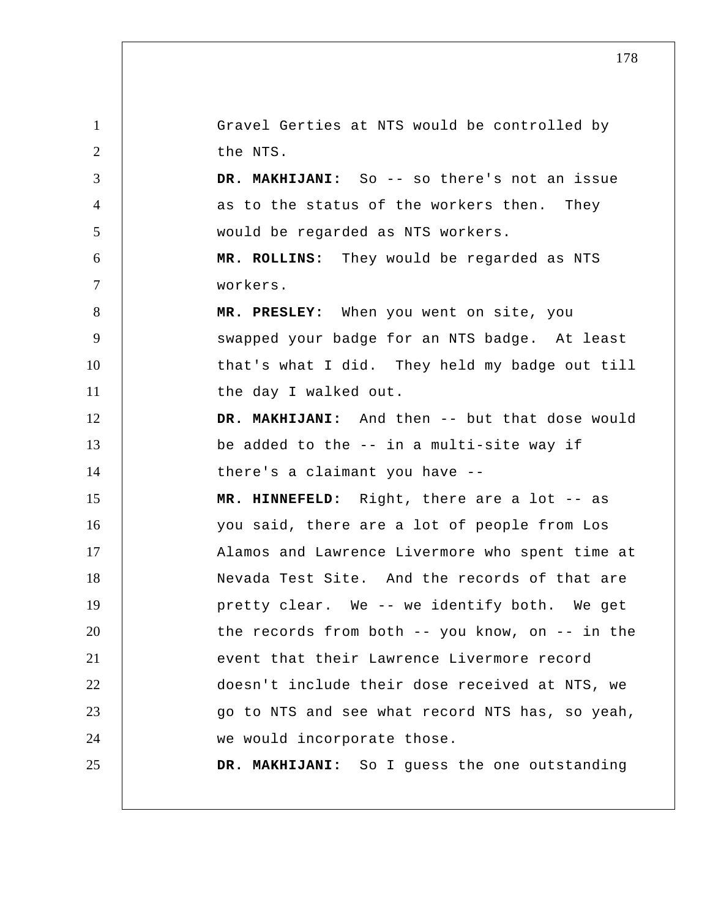Gravel Gerties at NTS would be controlled by the NTS.

**DR. MAKHIJANI:** So -- so there's not an issue as to the status of the workers then. They would be regarded as NTS workers.

**MR. ROLLINS:** They would be regarded as NTS workers.

**MR. PRESLEY:** When you went on site, you swapped your badge for an NTS badge. At least that's what I did. They held my badge out till the day I walked out.

**DR. MAKHIJANI:** And then -- but that dose would be added to the -- in a multi-site way if there's a claimant you have --

**MR. HINNEFELD:** Right, there are a lot -- as you said, there are a lot of people from Los Alamos and Lawrence Livermore who spent time at Nevada Test Site. And the records of that are pretty clear. We -- we identify both. We get the records from both -- you know, on -- in the event that their Lawrence Livermore record doesn't include their dose received at NTS, we go to NTS and see what record NTS has, so yeah, we would incorporate those.

**DR. MAKHIJANI:** So I guess the one outstanding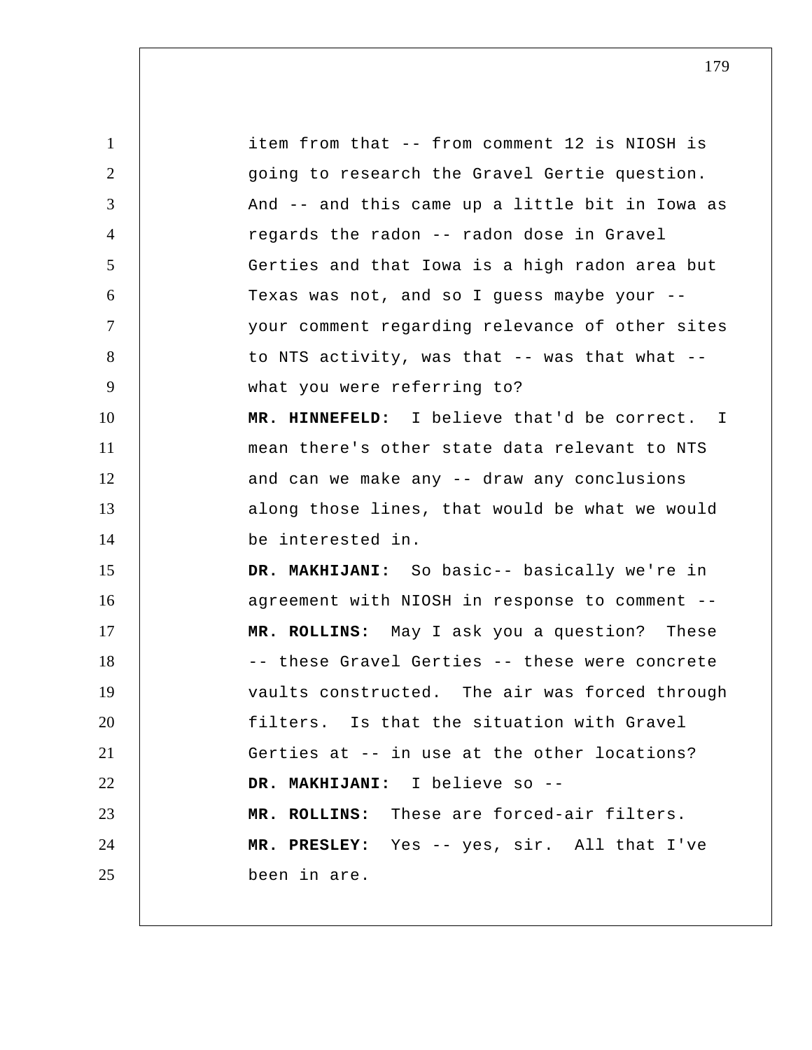item from that -- from comment 12 is NIOSH is going to research the Gravel Gertie question. And -- and this came up a little bit in Iowa as regards the radon -- radon dose in Gravel Gerties and that Iowa is a high radon area but Texas was not, and so I guess maybe your -- your comment regarding relevance of other sites to NTS activity, was that -- was that what -- what you were referring to?

**MR. HINNEFELD:** I believe that'd be correct. I mean there's other state data relevant to NTS and can we make any -- draw any conclusions along those lines, that would be what we would be interested in.

**DR. MAKHIJANI:** So basic-- basically we're in agreement with NIOSH in response to comment --

**MR. ROLLINS:** May I ask you a question? These -- these Gravel Gerties -- these were concrete vaults constructed. The air was forced through filters. Is that the situation with Gravel Gerties at -- in use at the other locations?

**DR. MAKHIJANI:** I believe so --

**MR. ROLLINS:** These are forced-air filters.

**MR. PRESLEY:** Yes -- yes, sir. All that I've been in are.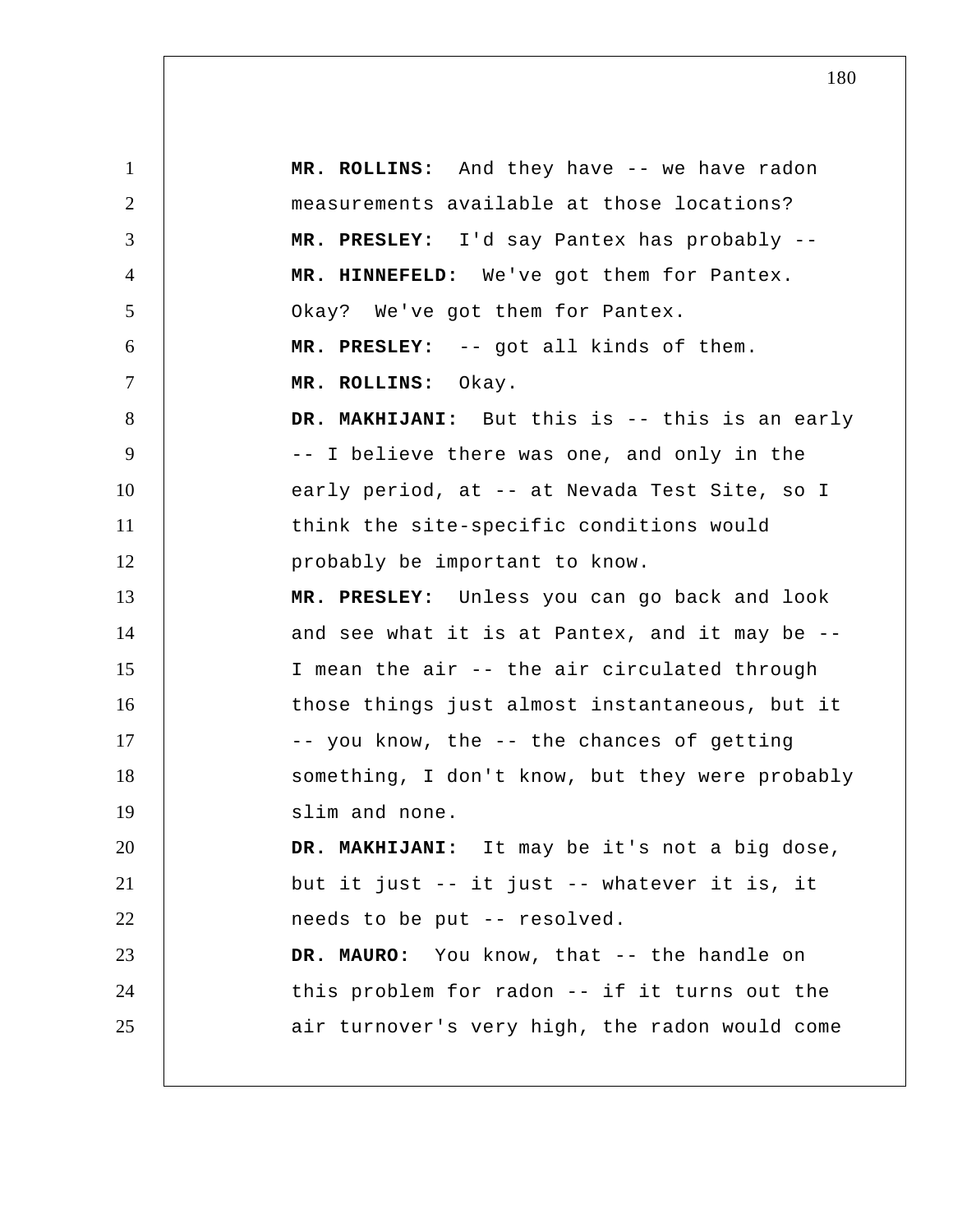**MR. ROLLINS:** And they have -- we have radon measurements available at those locations?

**MR. PRESLEY:** I'd say Pantex has probably --

**MR. HINNEFELD:** We've got them for Pantex. Okay? We've got them for Pantex.

**MR. PRESLEY:** -- got all kinds of them.

**MR. ROLLINS:** Okay.

**DR. MAKHIJANI:** But this is -- this is an early -- I believe there was one, and only in the early period, at -- at Nevada Test Site, so I think the site-specific conditions would probably be important to know.

**MR. PRESLEY:** Unless you can go back and look and see what it is at Pantex, and it may be -- I mean the air -- the air circulated through those things just almost instantaneous, but it -- you know, the -- the chances of getting something, I don't know, but they were probably slim and none.

**DR. MAKHIJANI:** It may be it's not a big dose, but it just -- it just -- whatever it is, it needs to be put -- resolved.

**DR. MAURO:** You know, that -- the handle on this problem for radon -- if it turns out the air turnover's very high, the radon would come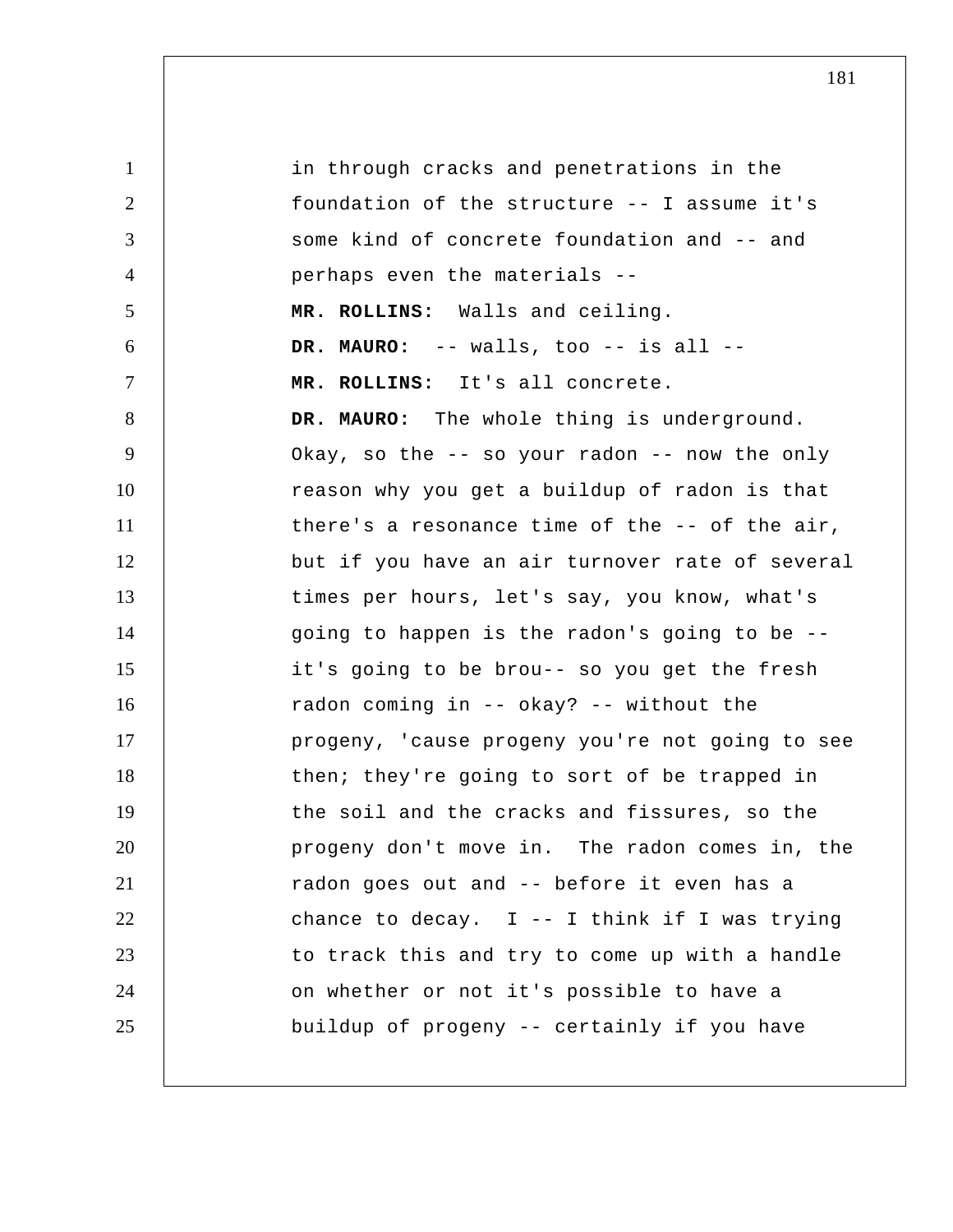in through cracks and penetrations in the foundation of the structure -- I assume it's some kind of concrete foundation and -- and perhaps even the materials --

**MR. ROLLINS:** Walls and ceiling.

**DR. MAURO:** -- walls, too -- is all --

**MR. ROLLINS:** It's all concrete.

**DR. MAURO:** The whole thing is underground. Okay, so the -- so your radon -- now the only reason why you get a buildup of radon is that there's a resonance time of the -- of the air, but if you have an air turnover rate of several times per hours, let's say, you know, what's going to happen is the radon's going to be -- it's going to be brou-- so you get the fresh radon coming in -- okay? -- without the progeny, 'cause progeny you're not going to see then; they're going to sort of be trapped in the soil and the cracks and fissures, so the progeny don't move in. The radon comes in, the radon goes out and -- before it even has a chance to decay. I -- I think if I was trying to track this and try to come up with a handle on whether or not it's possible to have a buildup of progeny -- certainly if you have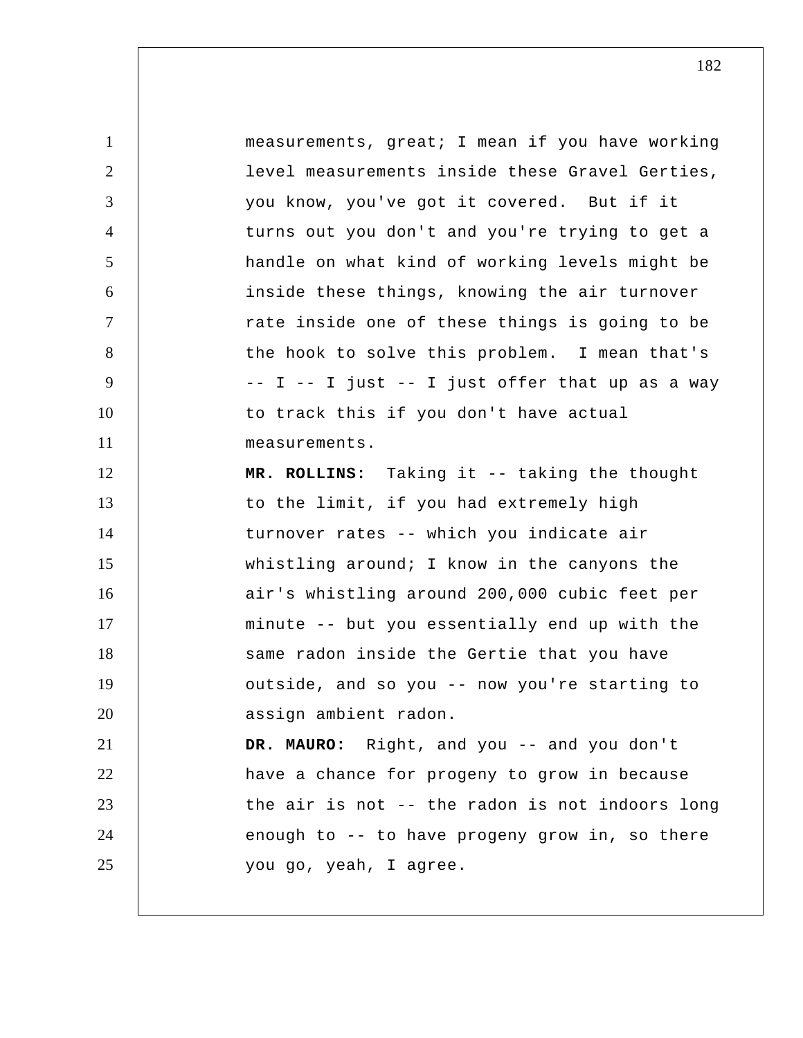measurements, great; I mean if you have working level measurements inside these Gravel Gerties, you know, you've got it covered. But if it turns out you don't and you're trying to get a handle on what kind of working levels might be inside these things, knowing the air turnover rate inside one of these things is going to be the hook to solve this problem. I mean that's -- I -- I just -- I just offer that up as a way to track this if you don't have actual measurements.

**MR. ROLLINS:** Taking it -- taking the thought to the limit, if you had extremely high turnover rates -- which you indicate air whistling around; I know in the canyons the air's whistling around 200,000 cubic feet per minute -- but you essentially end up with the same radon inside the Gertie that you have outside, and so you -- now you're starting to assign ambient radon.

**DR. MAURO:** Right, and you -- and you don't have a chance for progeny to grow in because the air is not -- the radon is not indoors long enough to -- to have progeny grow in, so there you go, yeah, I agree.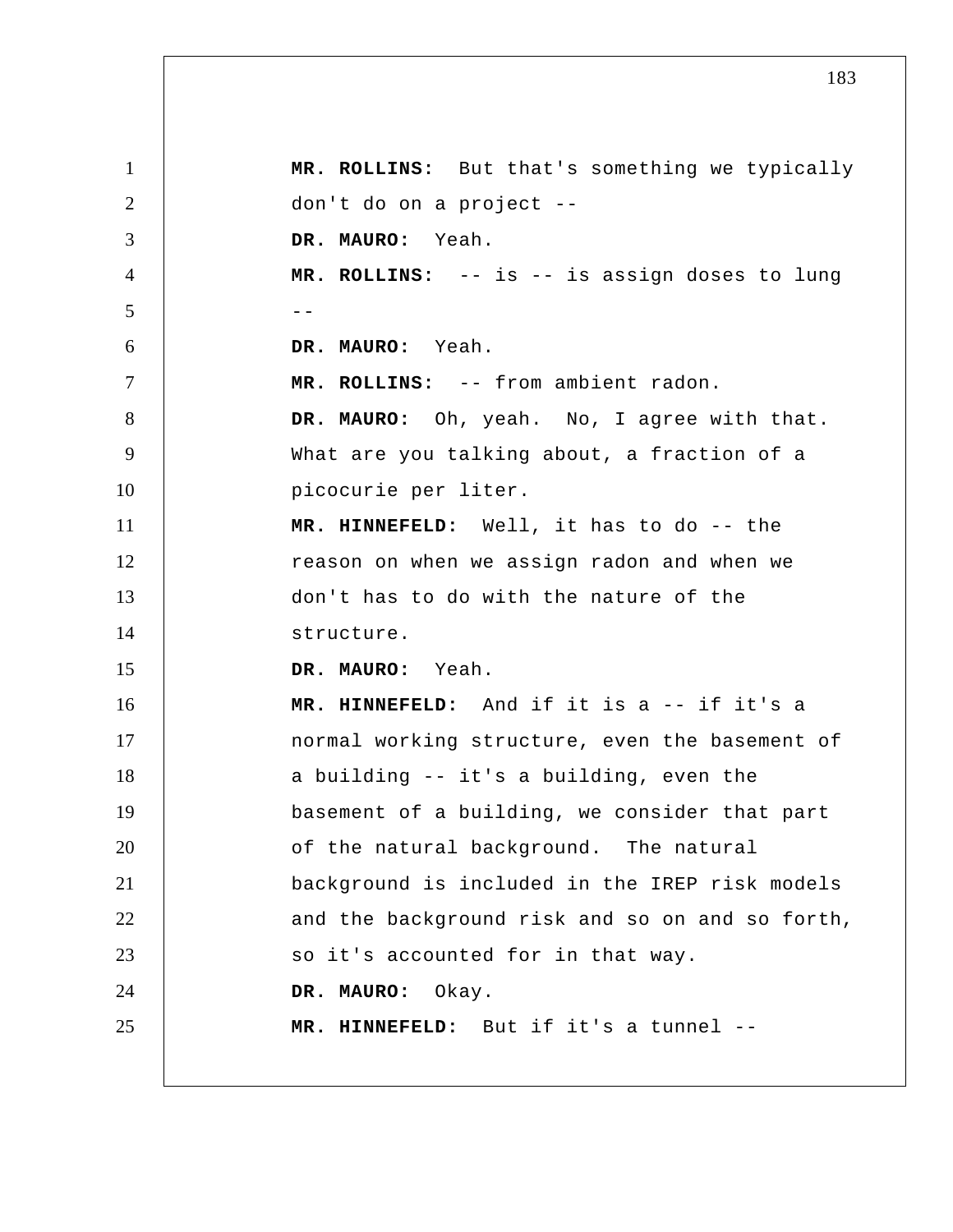**MR. ROLLINS:** But that's something we typically don't do on a project --

**DR. MAURO:** Yeah.

**MR. ROLLINS:** -- is -- is assign doses to lung --

**DR. MAURO:** Yeah.

**MR. ROLLINS:** -- from ambient radon.

**DR. MAURO:** Oh, yeah. No, I agree with that. What are you talking about, a fraction of a picocurie per liter.

**MR. HINNEFELD:** Well, it has to do -- the reason on when we assign radon and when we don't has to do with the nature of the structure.

**DR. MAURO:** Yeah.

**MR. HINNEFELD:** And if it is a -- if it's a normal working structure, even the basement of a building -- it's a building, even the basement of a building, we consider that part of the natural background. The natural background is included in the IREP risk models and the background risk and so on and so forth, so it's accounted for in that way.

**DR. MAURO:** Okay.

**MR. HINNEFELD:** But if it's a tunnel --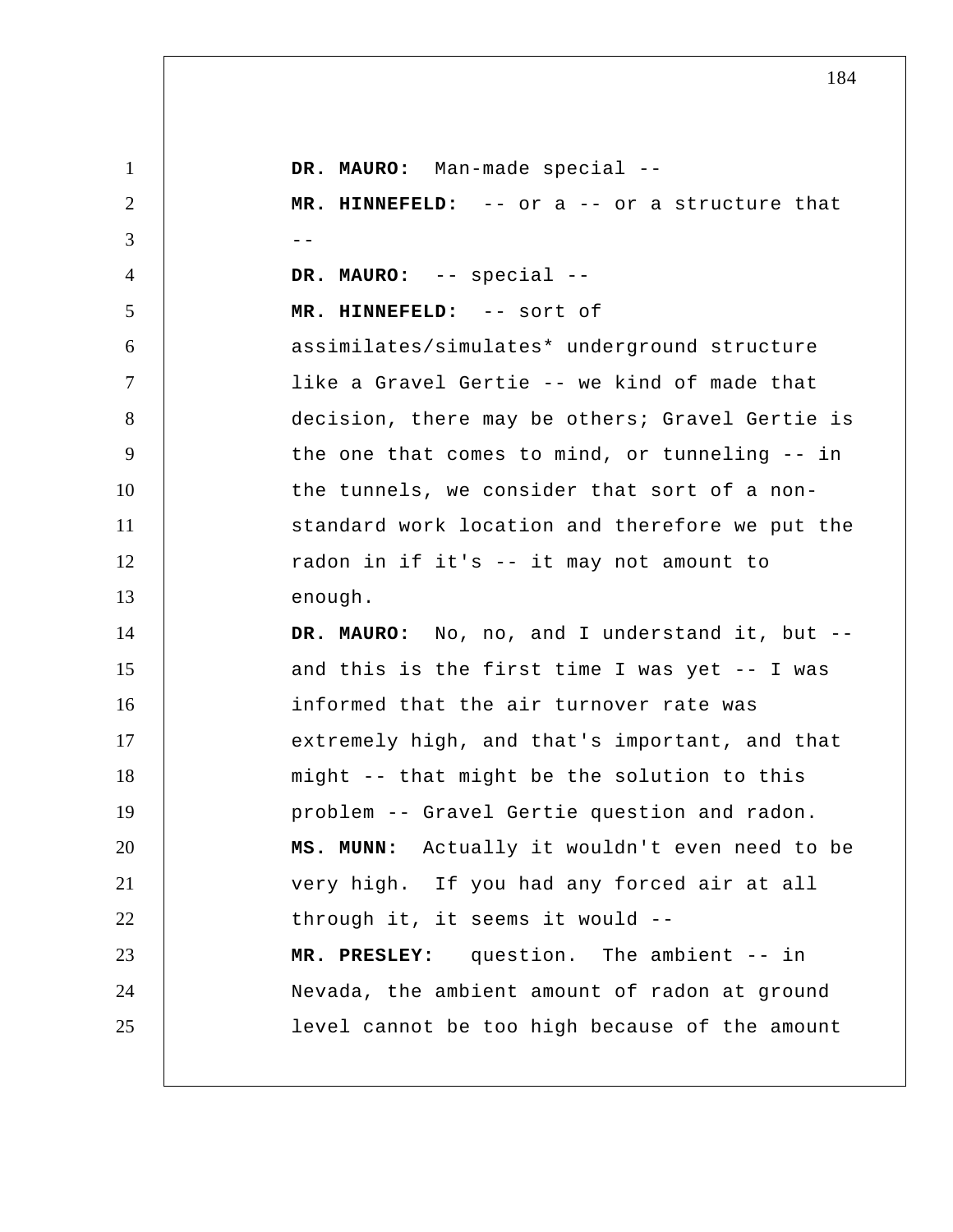**DR. MAURO:** Man-made special --

**MR. HINNEFELD:** -- or a -- or a structure that --

**DR. MAURO:** -- special --

**MR. HINNEFELD:** -- sort of assimilates/simulates* underground structure like a Gravel Gertie -- we kind of made that decision, there may be others; Gravel Gertie is the one that comes to mind, or tunneling -- in the tunnels, we consider that sort of a non-standard work location and therefore we put the radon in if it's -- it may not amount to enough.

**DR. MAURO:** No, no, and I understand it, but -- and this is the first time I was yet -- I was informed that the air turnover rate was extremely high, and that's important, and that might -- that might be the solution to this problem -- Gravel Gertie question and radon.

**MS. MUNN:** Actually it wouldn't even need to be very high. If you had any forced air at all through it, it seems it would --

**MR. PRESLEY:** question. The ambient -- in Nevada, the ambient amount of radon at ground level cannot be too high because of the amount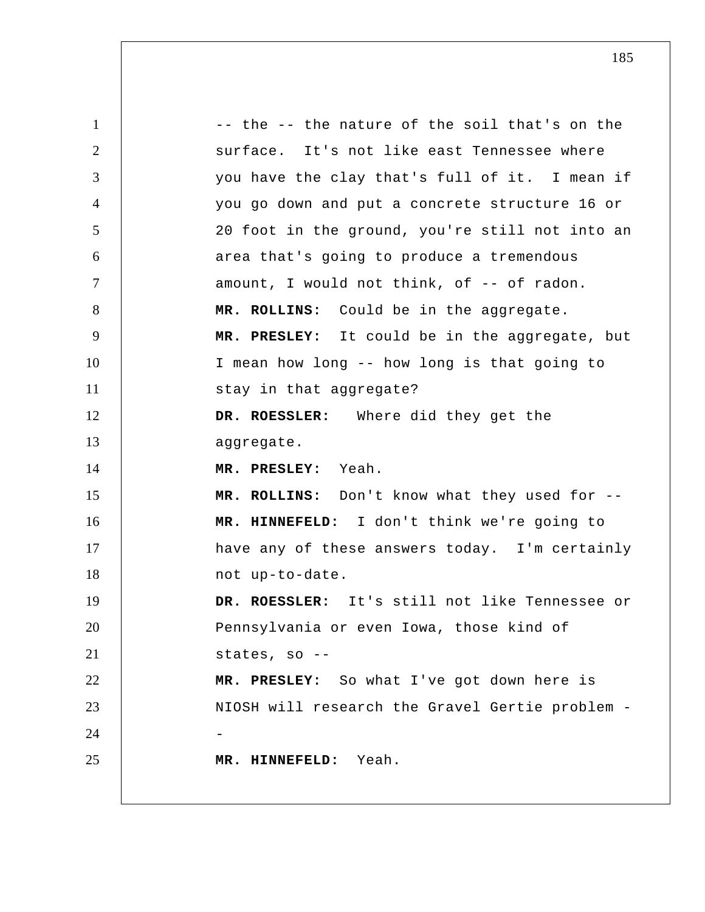-- the -- the nature of the soil that's on the surface. It's not like east Tennessee where you have the clay that's full of it. I mean if you go down and put a concrete structure 16 or 20 foot in the ground, you're still not into an area that's going to produce a tremendous amount, I would not think, of -- of radon.

**MR. ROLLINS:** Could be in the aggregate.

**MR. PRESLEY:** It could be in the aggregate, but I mean how long -- how long is that going to stay in that aggregate?

**DR. ROESSLER:** Where did they get the aggregate.

**MR. PRESLEY:** Yeah.

**MR. ROLLINS:** Don't know what they used for --

**MR. HINNEFELD:** I don't think we're going to have any of these answers today. I'm certainly not up-to-date.

**DR. ROESSLER:** It's still not like Tennessee or Pennsylvania or even Iowa, those kind of states, so --

**MR. PRESLEY:** So what I've got down here is NIOSH will research the Gravel Gertie problem --

**MR. HINNEFELD:** Yeah.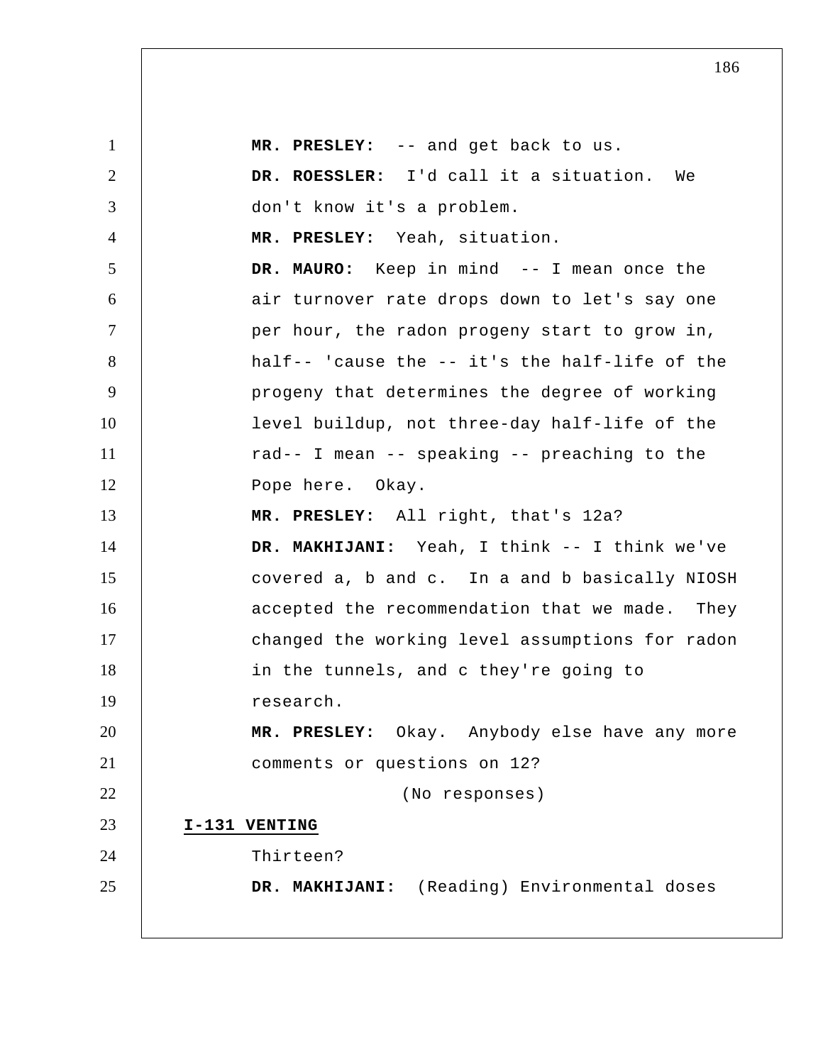**MR. PRESLEY:** -- and get back to us.

**DR. ROESSLER:** I'd call it a situation. We don't know it's a problem.

**MR. PRESLEY:** Yeah, situation.

**DR. MAURO:** Keep in mind -- I mean once the air turnover rate drops down to let's say one per hour, the radon progeny start to grow in, half-- 'cause the -- it's the half-life of the progeny that determines the degree of working level buildup, not three-day half-life of the rad-- I mean -- speaking -- preaching to the Pope here. Okay.

**MR. PRESLEY:** All right, that's 12a?

**DR. MAKHIJANI:** Yeah, I think -- I think we've covered a, b and c. In a and b basically NIOSH accepted the recommendation that we made. They changed the working level assumptions for radon in the tunnels, and c they're going to research.

**MR. PRESLEY:** Okay. Anybody else have any more comments or questions on 12?

(No responses)

**I-131 VENTING**

Thirteen?

**DR. MAKHIJANI:** (Reading) Environmental doses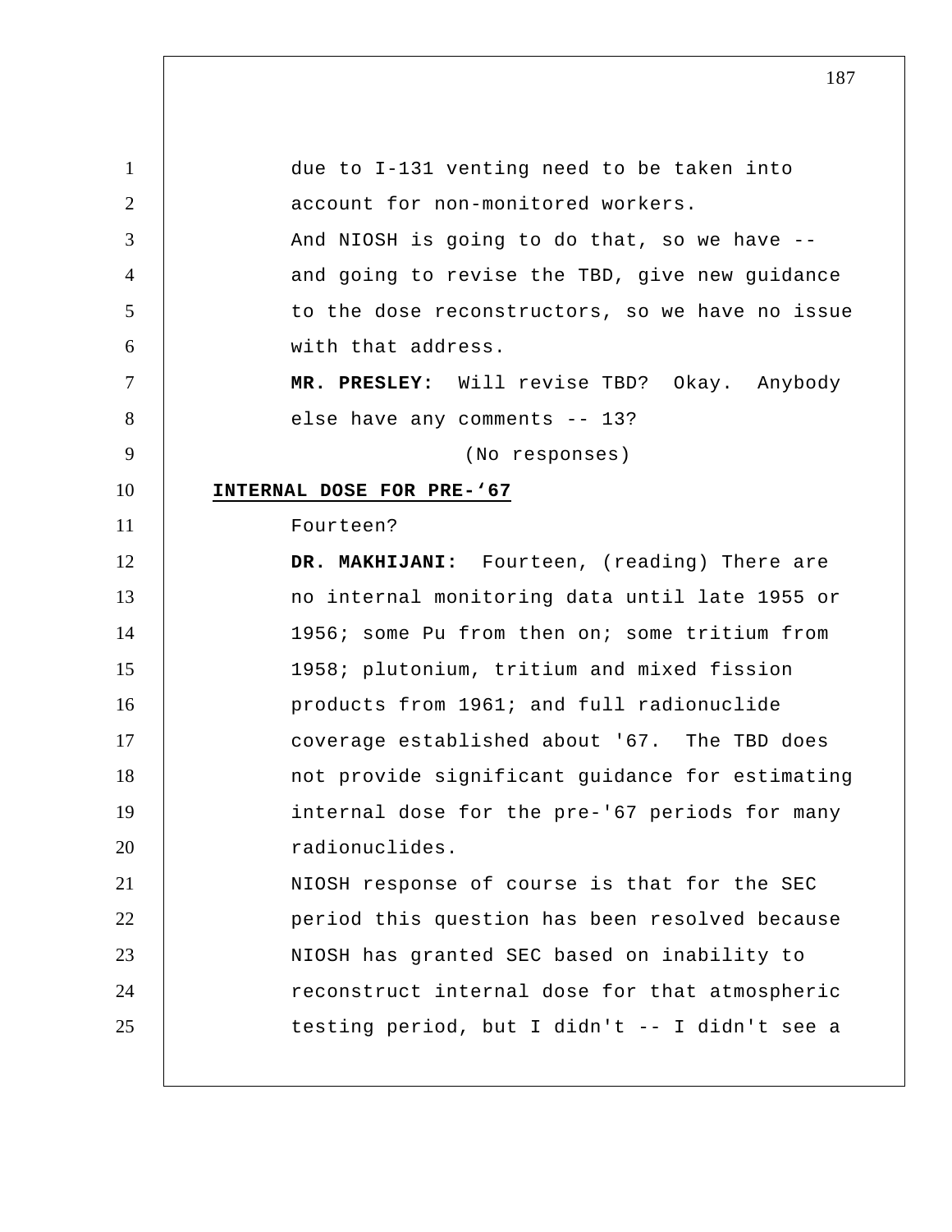due to I-131 venting need to be taken into account for non-monitored workers.

And NIOSH is going to do that, so we have -- and going to revise the TBD, give new guidance to the dose reconstructors, so we have no issue with that address.

**MR. PRESLEY:** Will revise TBD? Okay. Anybody else have any comments -- 13?

(No responses)

**INTERNAL DOSE FOR PRE-'67**

Fourteen?

**DR. MAKHIJANI:** Fourteen, (reading) There are no internal monitoring data until late 1955 or 1956; some Pu from then on; some tritium from 1958; plutonium, tritium and mixed fission products from 1961; and full radionuclide coverage established about '67. The TBD does not provide significant guidance for estimating internal dose for the pre-'67 periods for many radionuclides.

NIOSH response of course is that for the SEC period this question has been resolved because NIOSH has granted SEC based on inability to reconstruct internal dose for that atmospheric testing period, but I didn't -- I didn't see a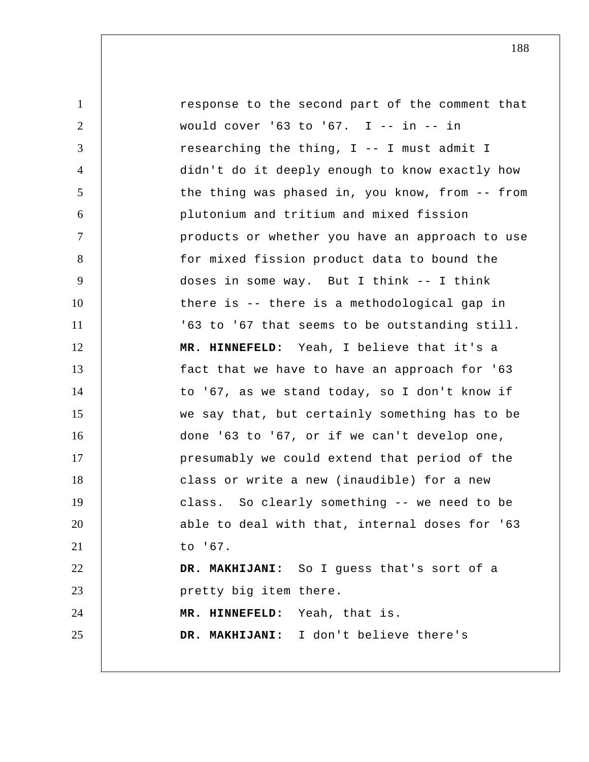response to the second part of the comment that would cover '63 to '67. I -- in -- in researching the thing, I -- I must admit I didn't do it deeply enough to know exactly how the thing was phased in, you know, from -- from plutonium and tritium and mixed fission products or whether you have an approach to use for mixed fission product data to bound the doses in some way. But I think -- I think there is -- there is a methodological gap in '63 to '67 that seems to be outstanding still.

**MR. HINNEFELD:** Yeah, I believe that it's a fact that we have to have an approach for '63 to '67, as we stand today, so I don't know if we say that, but certainly something has to be done '63 to '67, or if we can't develop one, presumably we could extend that period of the class or write a new (inaudible) for a new class. So clearly something -- we need to be able to deal with that, internal doses for '63 to '67.

**DR. MAKHIJANI:** So I guess that's sort of a pretty big item there.

**MR. HINNEFELD:** Yeah, that is.

**DR. MAKHIJANI:** I don't believe there's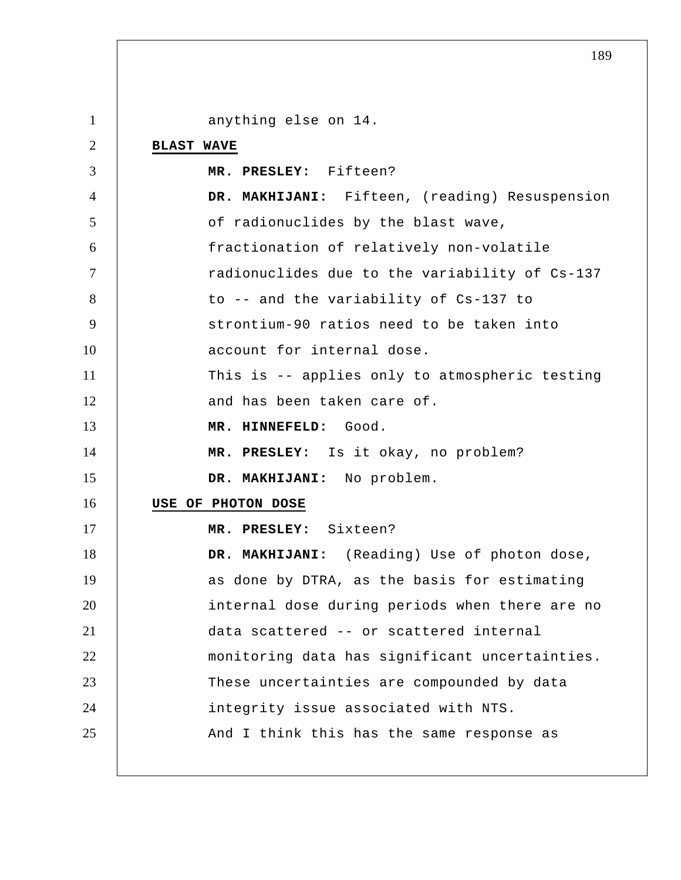anything else on 14.

**BLAST WAVE**

**MR. PRESLEY:** Fifteen?

**DR. MAKHIJANI:** Fifteen, (reading) Resuspension of radionuclides by the blast wave, fractionation of relatively non-volatile radionuclides due to the variability of Cs-137 to -- and the variability of Cs-137 to strontium-90 ratios need to be taken into account for internal dose.

This is -- applies only to atmospheric testing and has been taken care of.

**MR. HINNEFELD:** Good.

**MR. PRESLEY:** Is it okay, no problem?

**DR. MAKHIJANI:** No problem.

**USE OF PHOTON DOSE**

**MR. PRESLEY:** Sixteen?

**DR. MAKHIJANI:** (Reading) Use of photon dose, as done by DTRA, as the basis for estimating internal dose during periods when there are no data scattered -- or scattered internal monitoring data has significant uncertainties. These uncertainties are compounded by data integrity issue associated with NTS.

And I think this has the same response as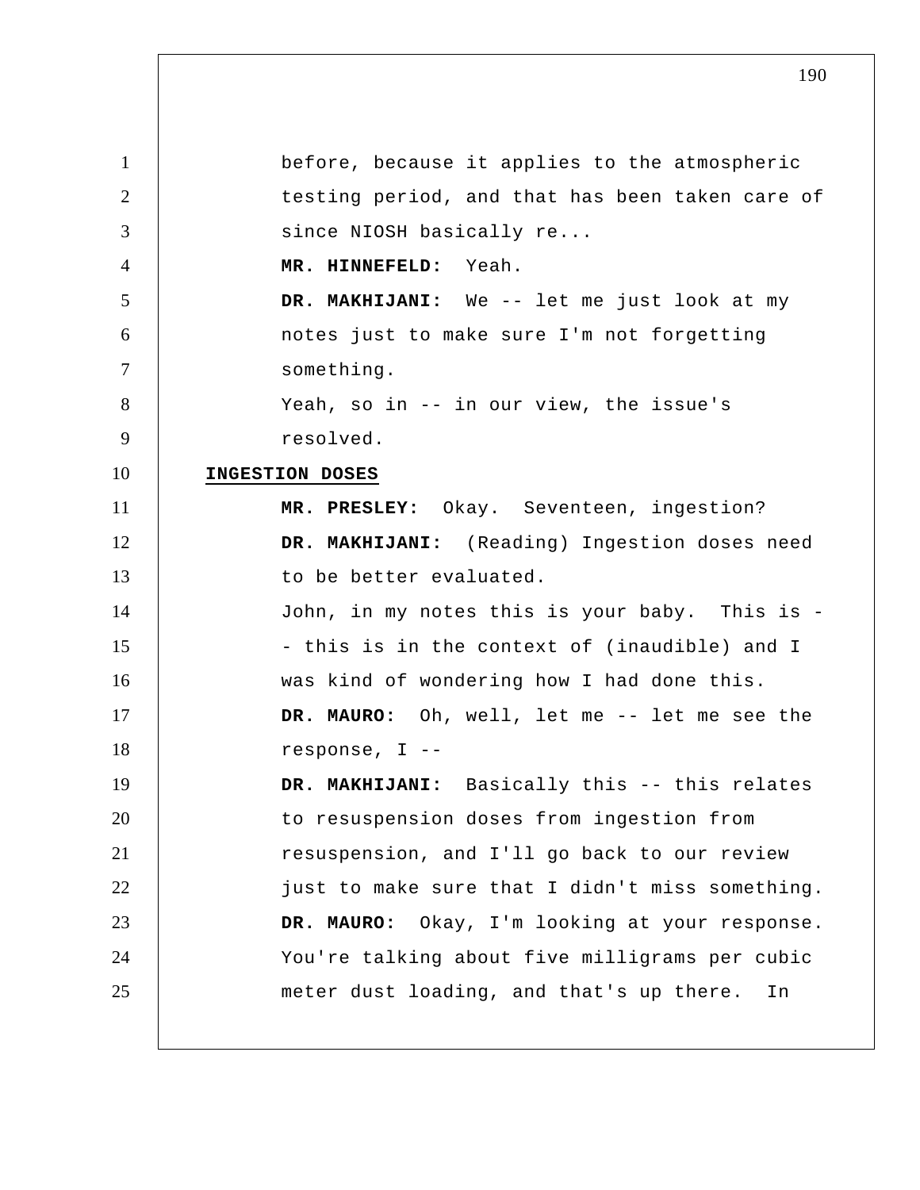before, because it applies to the atmospheric testing period, and that has been taken care of since NIOSH basically re...

**MR. HINNEFELD:** Yeah.

**DR. MAKHIJANI:** We -- let me just look at my notes just to make sure I'm not forgetting something.

Yeah, so in -- in our view, the issue's resolved.

**INGESTION DOSES**

**MR. PRESLEY:** Okay. Seventeen, ingestion?

**DR. MAKHIJANI:** (Reading) Ingestion doses need to be better evaluated.

John, in my notes this is your baby. This is -- this is in the context of (inaudible) and I was kind of wondering how I had done this.

**DR. MAURO:** Oh, well, let me -- let me see the response, I --

**DR. MAKHIJANI:** Basically this -- this relates to resuspension doses from ingestion from resuspension, and I'll go back to our review just to make sure that I didn't miss something.

**DR. MAURO:** Okay, I'm looking at your response. You're talking about five milligrams per cubic meter dust loading, and that's up there. In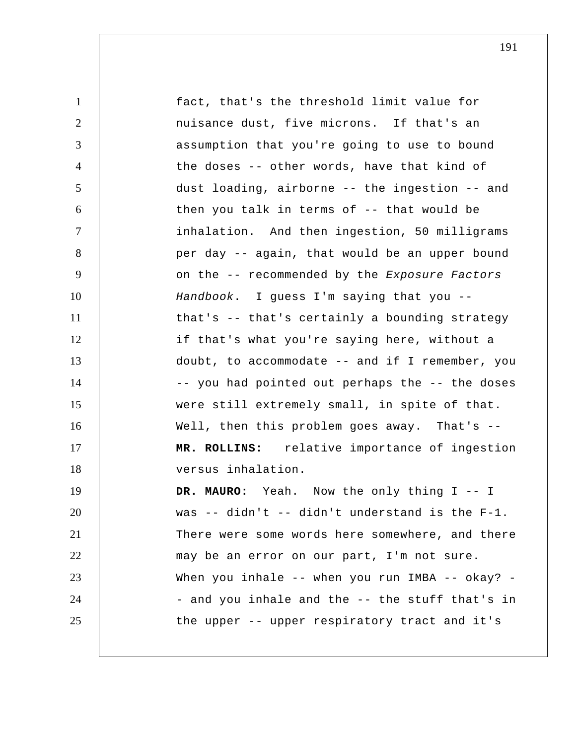fact, that's the threshold limit value for nuisance dust, five microns. If that's an assumption that you're going to use to bound the doses -- other words, have that kind of dust loading, airborne -- the ingestion -- and then you talk in terms of -- that would be inhalation. And then ingestion, 50 milligrams per day -- again, that would be an upper bound on the -- recommended by the *Exposure Factors Handbook*. I guess I'm saying that you -- that's -- that's certainly a bounding strategy if that's what you're saying here, without a doubt, to accommodate -- and if I remember, you -- you had pointed out perhaps the -- the doses were still extremely small, in spite of that. Well, then this problem goes away. That's --

**MR. ROLLINS:** relative importance of ingestion versus inhalation.

**DR. MAURO:** Yeah. Now the only thing I -- I was -- didn't -- didn't understand is the F-1. There were some words here somewhere, and there may be an error on our part, I'm not sure. When you inhale -- when you run IMBA -- okay? -- and you inhale and the -- the stuff that's in the upper -- upper respiratory tract and it's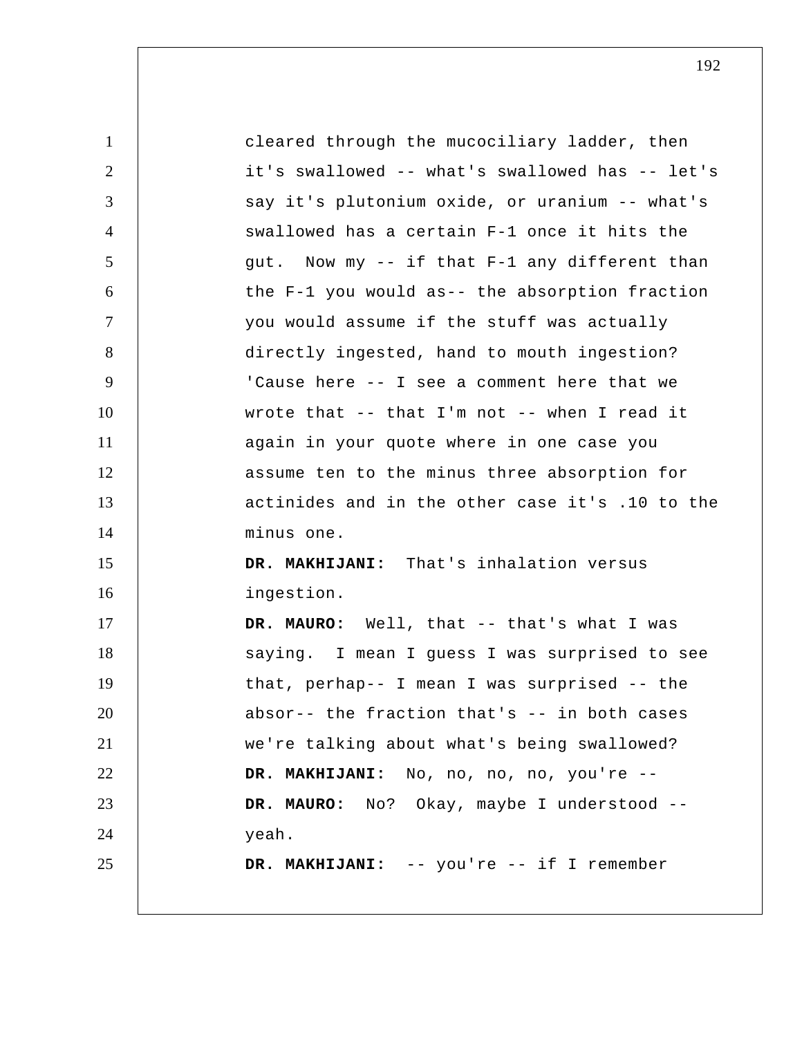cleared through the mucociliary ladder, then it's swallowed -- what's swallowed has -- let's say it's plutonium oxide, or uranium -- what's swallowed has a certain F-1 once it hits the gut. Now my -- if that F-1 any different than the F-1 you would as-- the absorption fraction you would assume if the stuff was actually directly ingested, hand to mouth ingestion? 'Cause here -- I see a comment here that we wrote that -- that I'm not -- when I read it again in your quote where in one case you assume ten to the minus three absorption for actinides and in the other case it's .10 to the minus one.

**DR. MAKHIJANI:** That's inhalation versus ingestion.

**DR. MAURO:** Well, that -- that's what I was saying. I mean I guess I was surprised to see that, perhap-- I mean I was surprised -- the absor-- the fraction that's -- in both cases we're talking about what's being swallowed?

**DR. MAKHIJANI:** No, no, no, no, you're --

**DR. MAURO:** No? Okay, maybe I understood -- yeah.

**DR. MAKHIJANI:** -- you're -- if I remember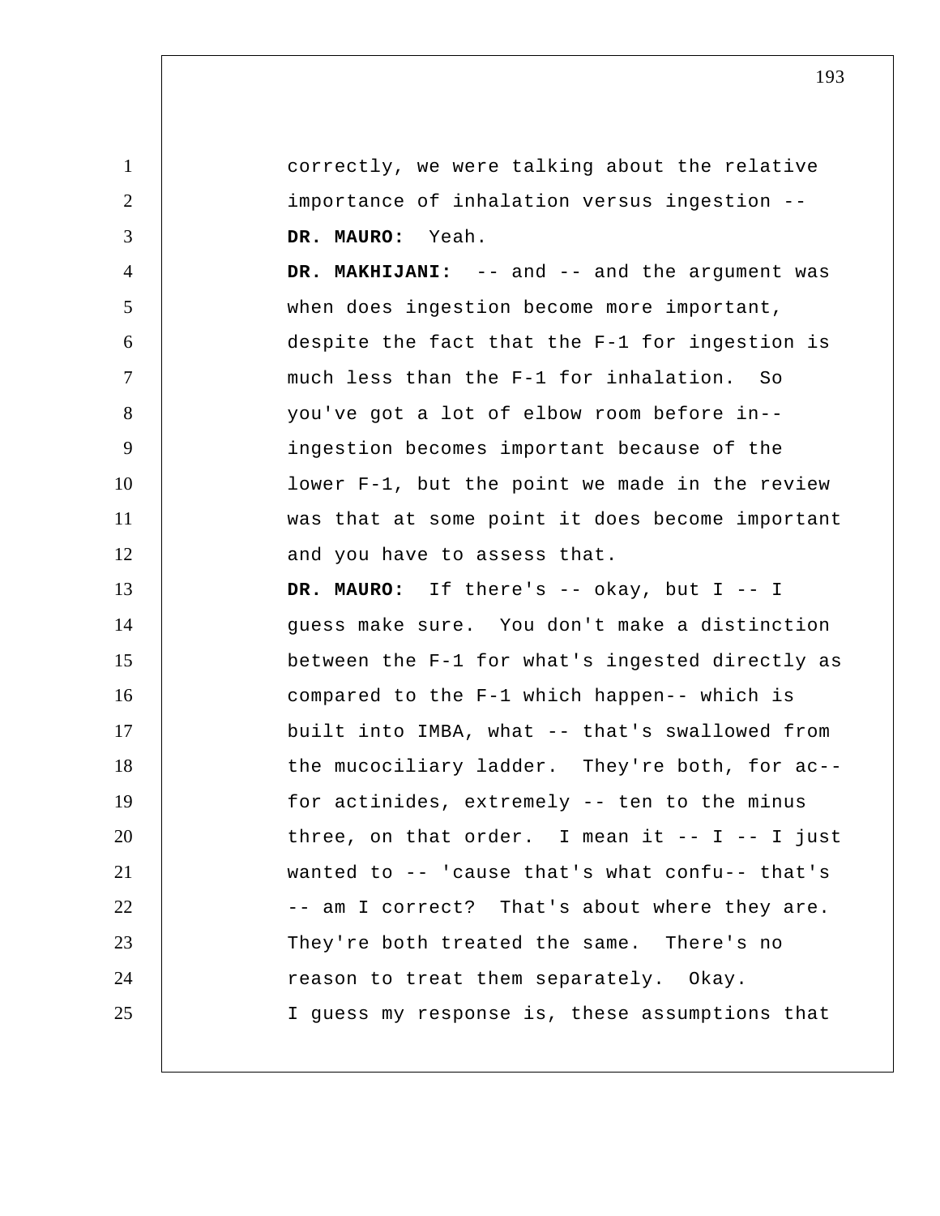correctly, we were talking about the relative importance of inhalation versus ingestion --

**DR. MAURO:** Yeah.

**DR. MAKHIJANI:** -- and -- and the argument was when does ingestion become more important, despite the fact that the F-1 for ingestion is much less than the F-1 for inhalation. So you've got a lot of elbow room before in-- ingestion becomes important because of the lower F-1, but the point we made in the review was that at some point it does become important and you have to assess that.

**DR. MAURO:** If there's -- okay, but I -- I guess make sure. You don't make a distinction between the F-1 for what's ingested directly as compared to the F-1 which happen-- which is built into IMBA, what -- that's swallowed from the mucociliary ladder. They're both, for ac-- for actinides, extremely -- ten to the minus three, on that order. I mean it -- I -- I just wanted to -- 'cause that's what confu-- that's -- am I correct? That's about where they are. They're both treated the same. There's no reason to treat them separately. Okay. I guess my response is, these assumptions that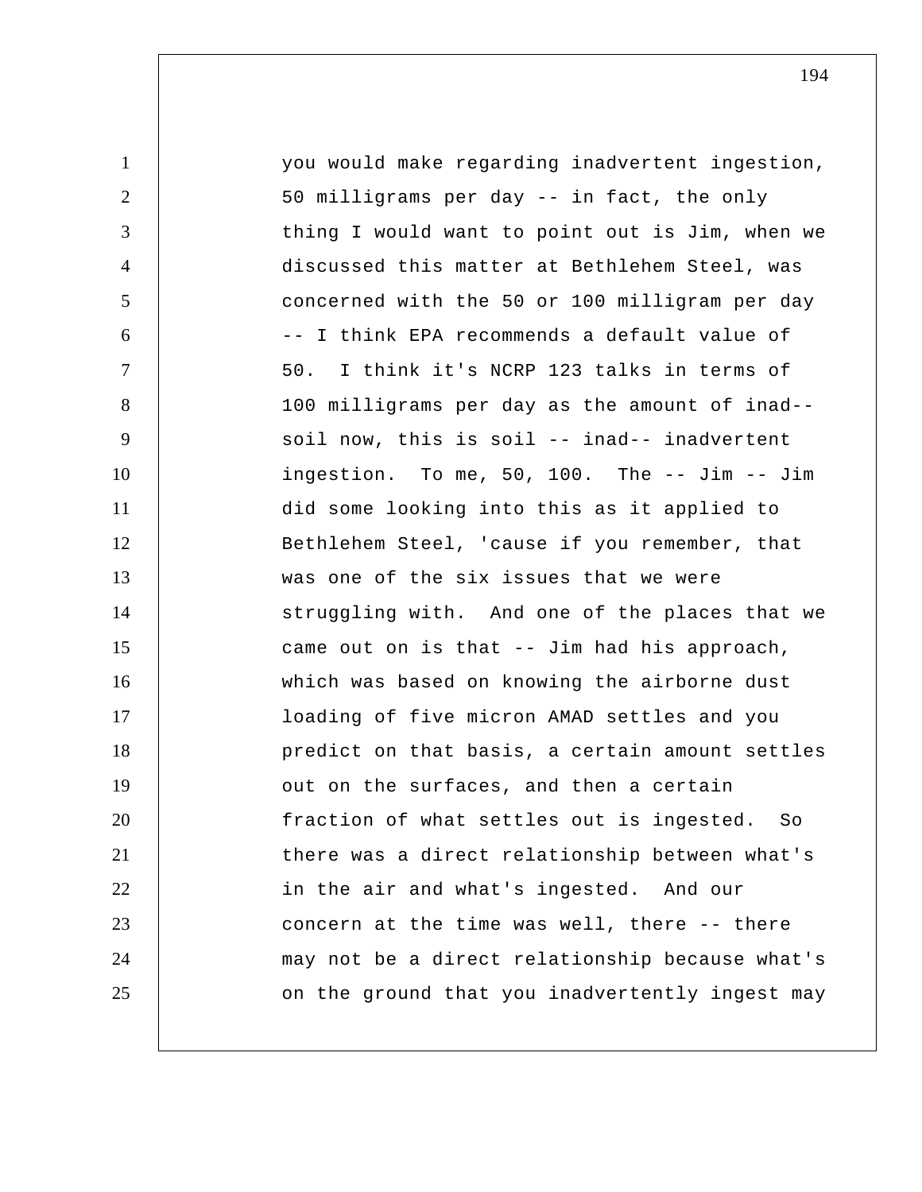you would make regarding inadvertent ingestion, 50 milligrams per day -- in fact, the only thing I would want to point out is Jim, when we discussed this matter at Bethlehem Steel, was concerned with the 50 or 100 milligram per day -- I think EPA recommends a default value of 50. I think it's NCRP 123 talks in terms of 100 milligrams per day as the amount of inad-- soil now, this is soil -- inad-- inadvertent ingestion. To me, 50, 100. The -- Jim -- Jim did some looking into this as it applied to Bethlehem Steel, 'cause if you remember, that was one of the six issues that we were struggling with. And one of the places that we came out on is that -- Jim had his approach, which was based on knowing the airborne dust loading of five micron AMAD settles and you predict on that basis, a certain amount settles out on the surfaces, and then a certain fraction of what settles out is ingested. So there was a direct relationship between what's in the air and what's ingested. And our concern at the time was well, there -- there may not be a direct relationship because what's on the ground that you inadvertently ingest may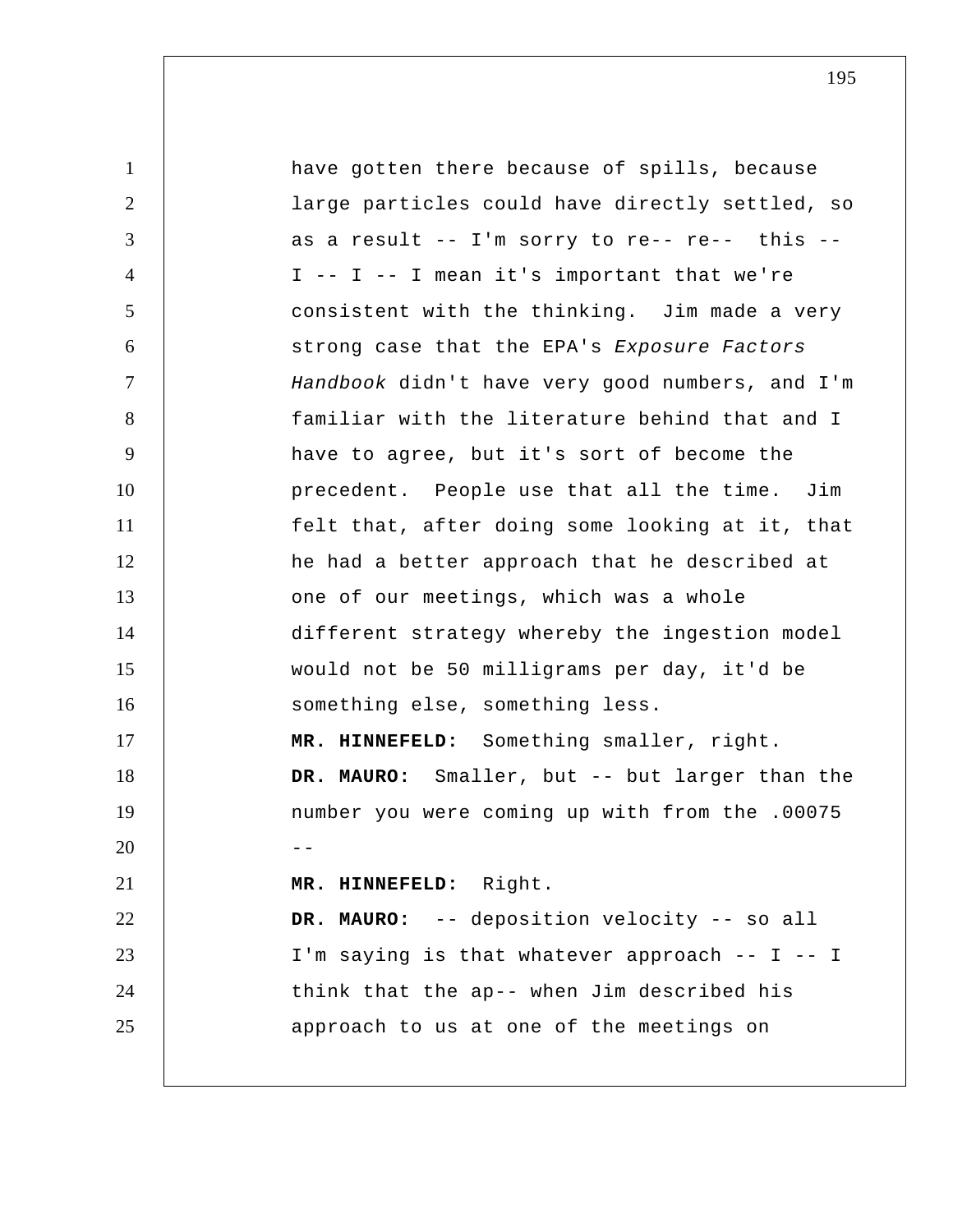have gotten there because of spills, because large particles could have directly settled, so as a result -- I'm sorry to re-- re-- this -- I -- I -- I mean it's important that we're consistent with the thinking. Jim made a very strong case that the EPA's *Exposure Factors Handbook* didn't have very good numbers, and I'm familiar with the literature behind that and I have to agree, but it's sort of become the precedent. People use that all the time. Jim felt that, after doing some looking at it, that he had a better approach that he described at one of our meetings, which was a whole different strategy whereby the ingestion model would not be 50 milligrams per day, it'd be something else, something less.

**MR. HINNEFELD:** Something smaller, right.

**DR. MAURO:** Smaller, but -- but larger than the number you were coming up with from the .00075 --

**MR. HINNEFELD:** Right.

**DR. MAURO:** -- deposition velocity -- so all I'm saying is that whatever approach -- I -- I think that the ap-- when Jim described his approach to us at one of the meetings on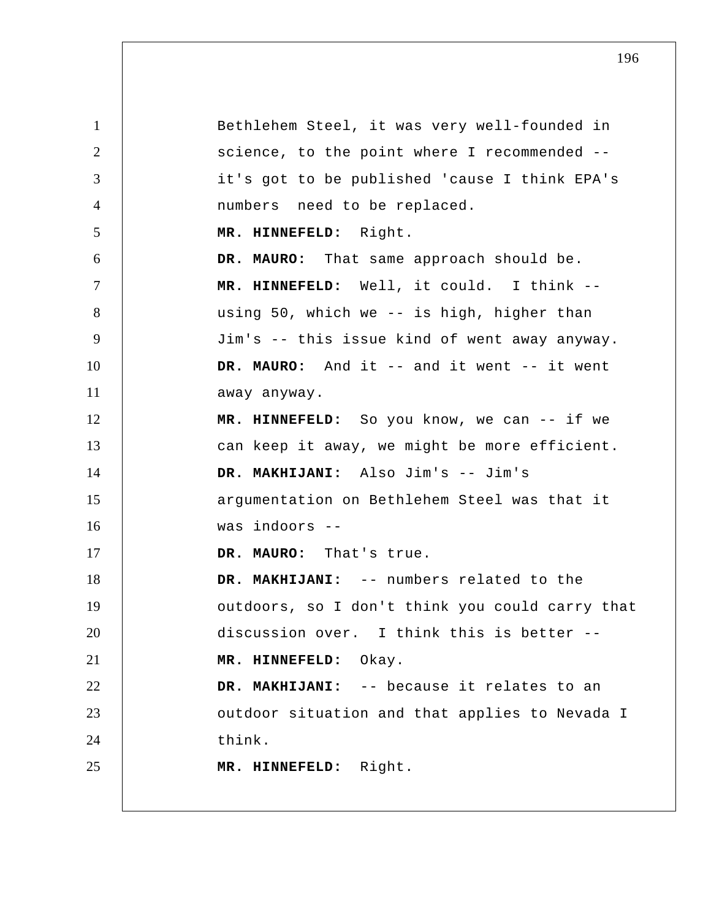Bethlehem Steel, it was very well-founded in science, to the point where I recommended -- it's got to be published 'cause I think EPA's numbers need to be replaced.

**MR. HINNEFELD:** Right.

**DR. MAURO:** That same approach should be.

**MR. HINNEFELD:** Well, it could. I think -- using 50, which we -- is high, higher than Jim's -- this issue kind of went away anyway.

**DR. MAURO:** And it -- and it went -- it went away anyway.

**MR. HINNEFELD:** So you know, we can -- if we can keep it away, we might be more efficient.

**DR. MAKHIJANI:** Also Jim's -- Jim's argumentation on Bethlehem Steel was that it was indoors --

**DR. MAURO:** That's true.

**DR. MAKHIJANI:** -- numbers related to the outdoors, so I don't think you could carry that discussion over. I think this is better --

**MR. HINNEFELD:** Okay.

**DR. MAKHIJANI:** -- because it relates to an outdoor situation and that applies to Nevada I think.

**MR. HINNEFELD:** Right.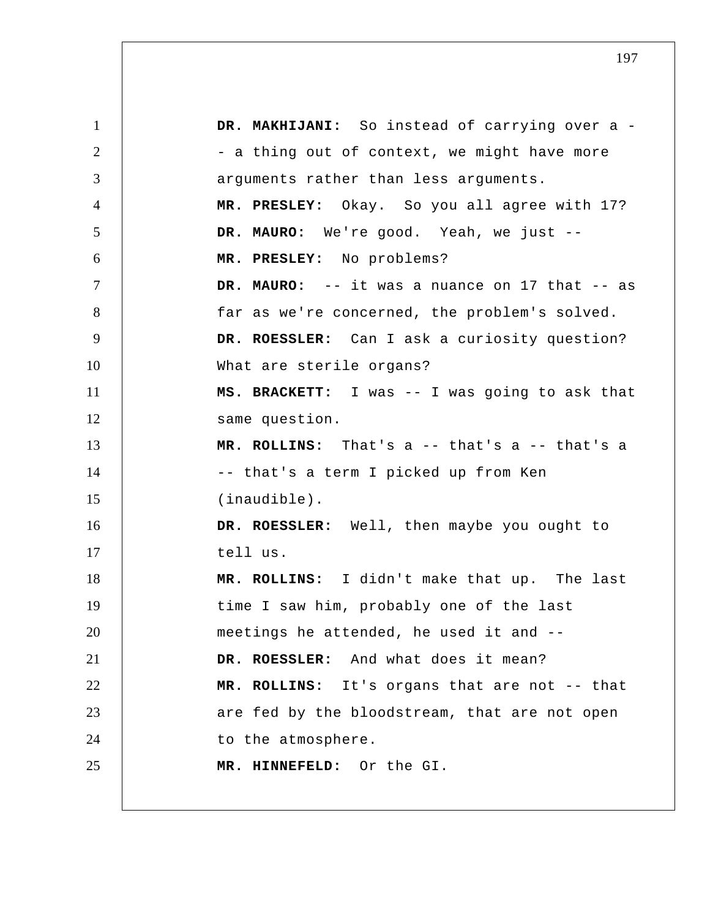**DR. MAKHIJANI:** So instead of carrying over a -- a thing out of context, we might have more arguments rather than less arguments.

**MR. PRESLEY:** Okay. So you all agree with 17?

**DR. MAURO:** We're good. Yeah, we just --

**MR. PRESLEY:** No problems?

**DR. MAURO:** -- it was a nuance on 17 that -- as far as we're concerned, the problem's solved.

**DR. ROESSLER:** Can I ask a curiosity question? What are sterile organs?

**MS. BRACKETT:** I was -- I was going to ask that same question.

**MR. ROLLINS:** That's a -- that's a -- that's a -- that's a term I picked up from Ken (inaudible).

**DR. ROESSLER:** Well, then maybe you ought to tell us.

**MR. ROLLINS:** I didn't make that up. The last time I saw him, probably one of the last meetings he attended, he used it and --

**DR. ROESSLER:** And what does it mean?

**MR. ROLLINS:** It's organs that are not -- that are fed by the bloodstream, that are not open to the atmosphere.

**MR. HINNEFELD:** Or the GI.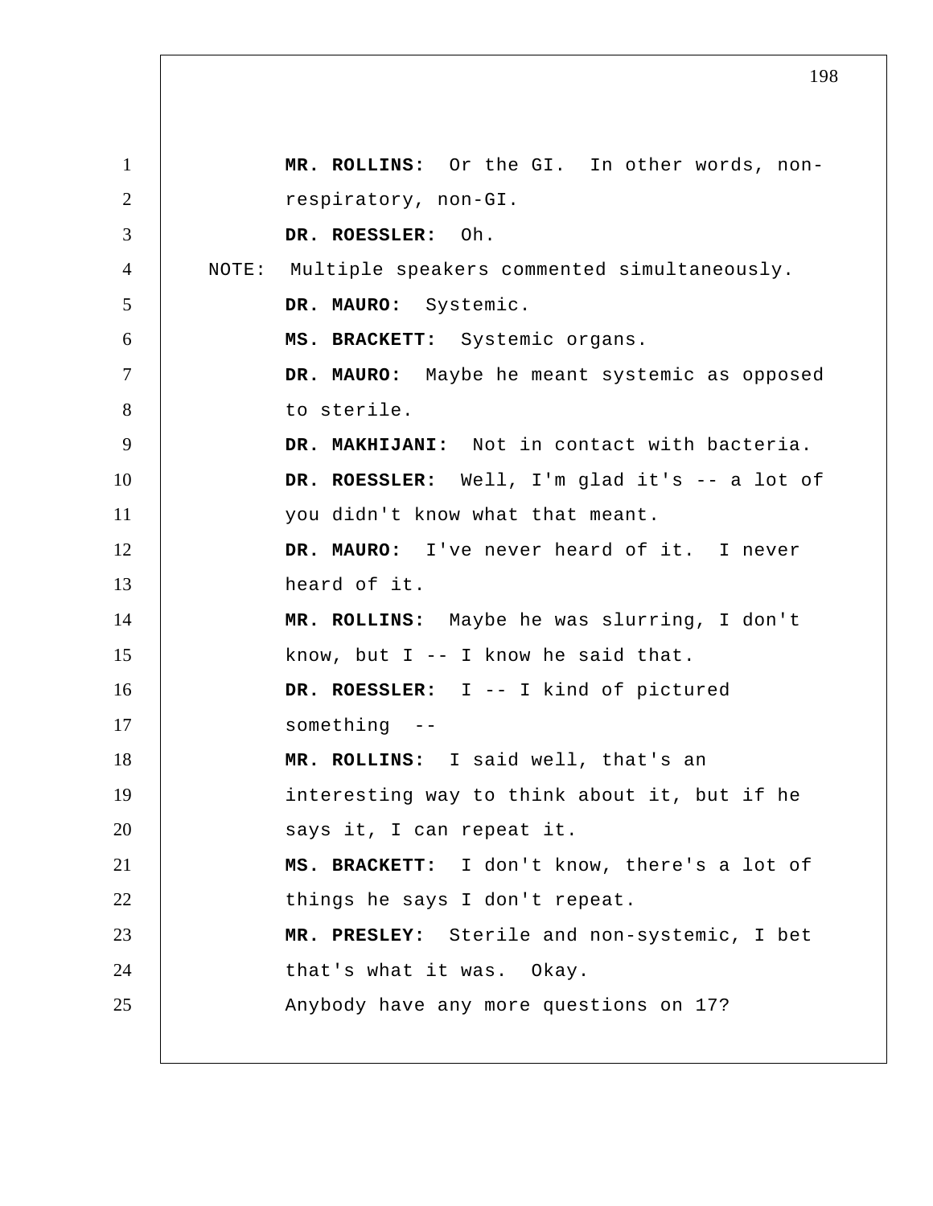**MR. ROLLINS:** Or the GI. In other words, non-respiratory, non-GI.

**DR. ROESSLER:** Oh.

NOTE: Multiple speakers commented simultaneously.

**DR. MAURO:** Systemic.

**MS. BRACKETT:** Systemic organs.

**DR. MAURO:** Maybe he meant systemic as opposed to sterile.

**DR. MAKHIJANI:** Not in contact with bacteria.

**DR. ROESSLER:** Well, I'm glad it's -- a lot of you didn't know what that meant.

**DR. MAURO:** I've never heard of it. I never heard of it.

**MR. ROLLINS:** Maybe he was slurring, I don't know, but I -- I know he said that.

**DR. ROESSLER:** I -- I kind of pictured something --

**MR. ROLLINS:** I said well, that's an interesting way to think about it, but if he says it, I can repeat it.

**MS. BRACKETT:** I don't know, there's a lot of things he says I don't repeat.

**MR. PRESLEY:** Sterile and non-systemic, I bet that's what it was. Okay.

Anybody have any more questions on 17?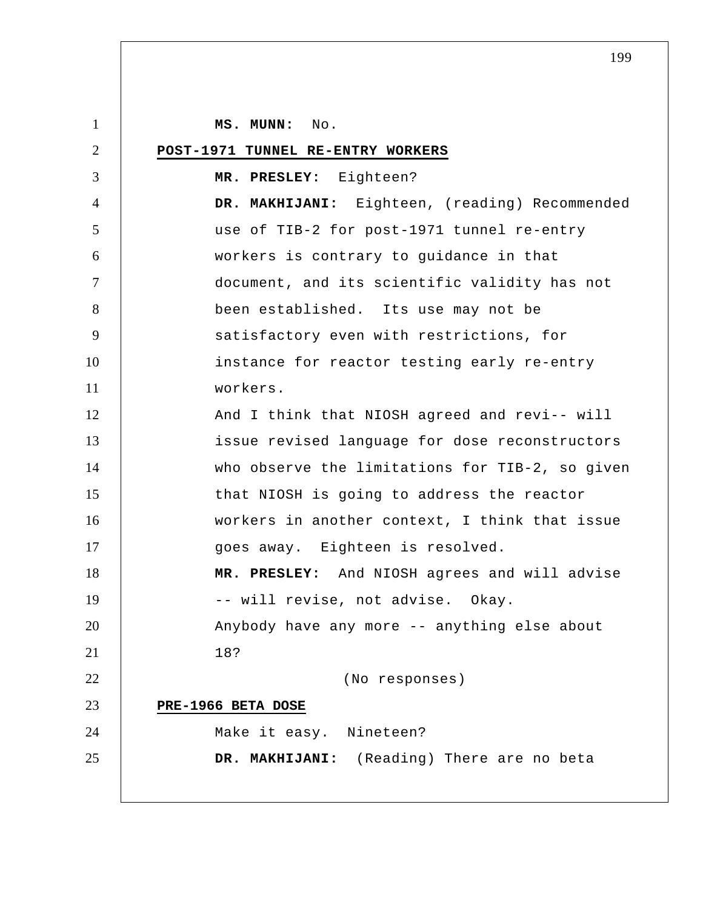**MS. MUNN:** No.

**POST-1971 TUNNEL RE-ENTRY WORKERS**

**MR. PRESLEY:** Eighteen?

**DR. MAKHIJANI:** Eighteen, (reading) Recommended use of TIB-2 for post-1971 tunnel re-entry workers is contrary to guidance in that document, and its scientific validity has not been established. Its use may not be satisfactory even with restrictions, for instance for reactor testing early re-entry workers.

And I think that NIOSH agreed and revi-- will issue revised language for dose reconstructors who observe the limitations for TIB-2, so given that NIOSH is going to address the reactor workers in another context, I think that issue goes away. Eighteen is resolved.

**MR. PRESLEY:** And NIOSH agrees and will advise -- will revise, not advise. Okay.

Anybody have any more -- anything else about 18?

(No responses)

**PRE-1966 BETA DOSE**

Make it easy. Nineteen?

**DR. MAKHIJANI:** (Reading) There are no beta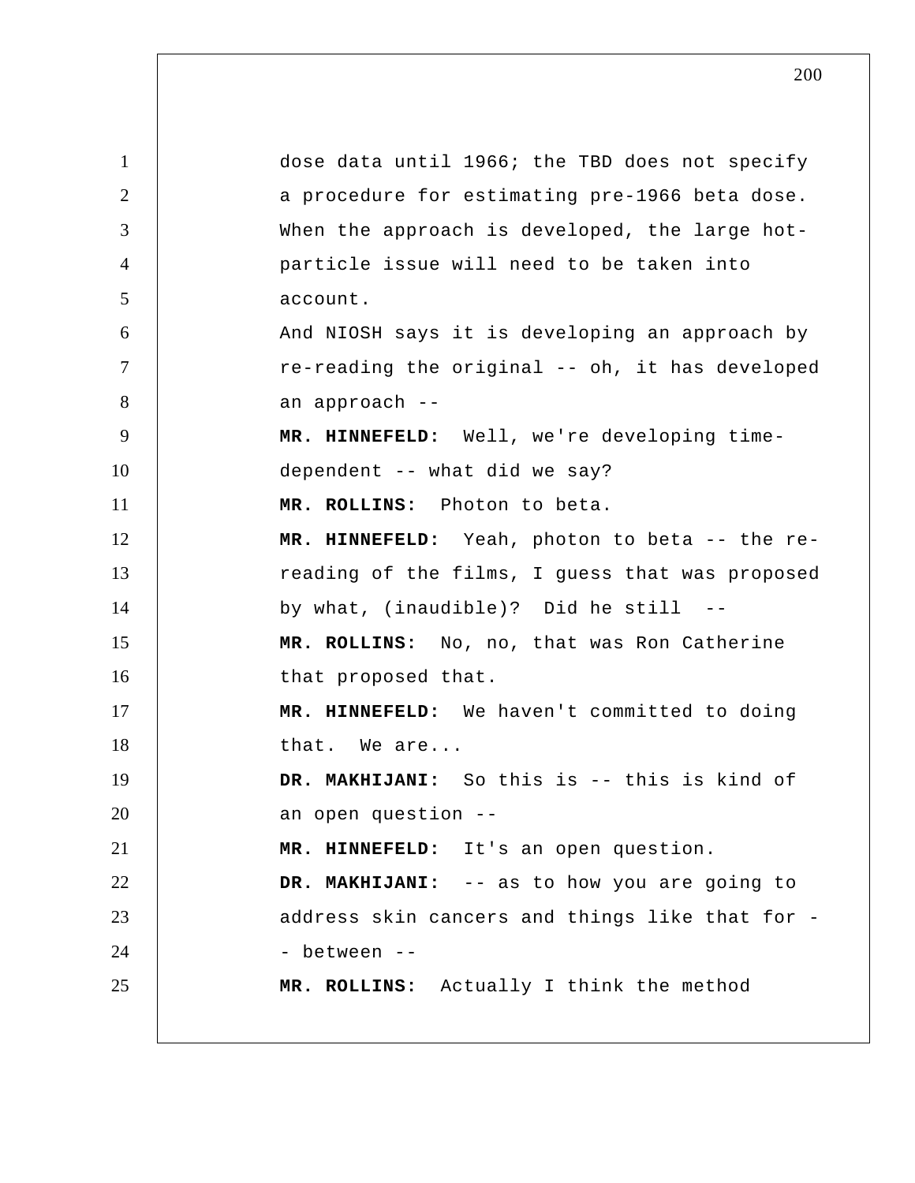dose data until 1966; the TBD does not specify a procedure for estimating pre-1966 beta dose. When the approach is developed, the large hot-particle issue will need to be taken into account.

And NIOSH says it is developing an approach by re-reading the original -- oh, it has developed an approach --

**MR. HINNEFELD:** Well, we're developing time-dependent -- what did we say?

**MR. ROLLINS:** Photon to beta.

**MR. HINNEFELD:** Yeah, photon to beta -- the re-reading of the films, I guess that was proposed by what, (inaudible)? Did he still --

**MR. ROLLINS:** No, no, that was Ron Catherine that proposed that.

**MR. HINNEFELD:** We haven't committed to doing that. We are...

**DR. MAKHIJANI:** So this is -- this is kind of an open question --

**MR. HINNEFELD:** It's an open question.

**DR. MAKHIJANI:** -- as to how you are going to address skin cancers and things like that for -- between --

**MR. ROLLINS:** Actually I think the method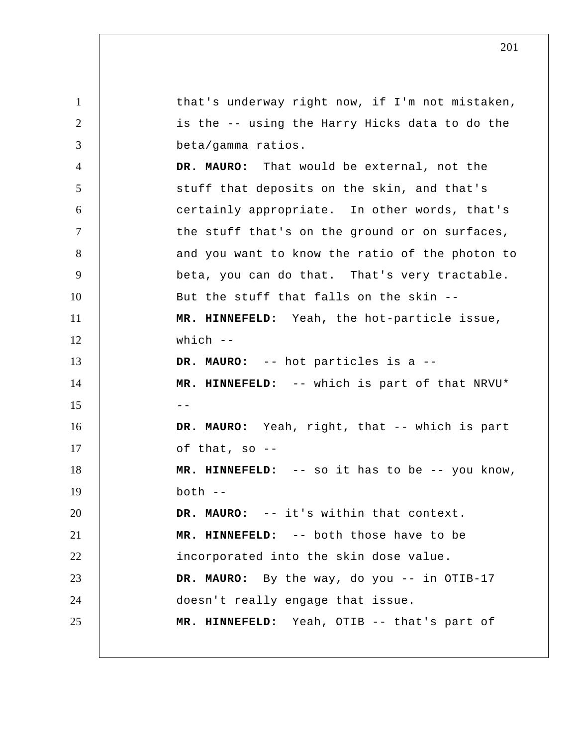that's underway right now, if I'm not mistaken, is the -- using the Harry Hicks data to do the beta/gamma ratios.

**DR. MAURO:** That would be external, not the stuff that deposits on the skin, and that's certainly appropriate. In other words, that's the stuff that's on the ground or on surfaces, and you want to know the ratio of the photon to beta, you can do that. That's very tractable. But the stuff that falls on the skin --

**MR. HINNEFELD:** Yeah, the hot-particle issue, which --

**DR. MAURO:** -- hot particles is a --

**MR. HINNEFELD:** -- which is part of that NRVU* --

**DR. MAURO:** Yeah, right, that -- which is part of that, so --

**MR. HINNEFELD:** -- so it has to be -- you know, both --

**DR. MAURO:** -- it's within that context.

**MR. HINNEFELD:** -- both those have to be incorporated into the skin dose value.

**DR. MAURO:** By the way, do you -- in OTIB-17 doesn't really engage that issue.

**MR. HINNEFELD:** Yeah, OTIB -- that's part of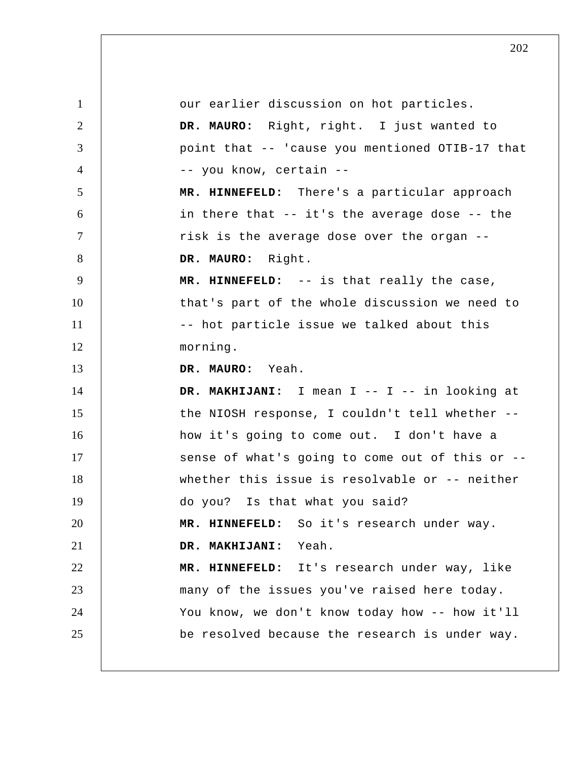our earlier discussion on hot particles.

**DR. MAURO:** Right, right. I just wanted to point that -- 'cause you mentioned OTIB-17 that -- you know, certain --

**MR. HINNEFELD:** There's a particular approach in there that -- it's the average dose -- the risk is the average dose over the organ --

**DR. MAURO:** Right.

**MR. HINNEFELD:** -- is that really the case, that's part of the whole discussion we need to -- hot particle issue we talked about this morning.

**DR. MAURO:** Yeah.

**DR. MAKHIJANI:** I mean I -- I -- in looking at the NIOSH response, I couldn't tell whether -- how it's going to come out. I don't have a sense of what's going to come out of this or -- whether this issue is resolvable or -- neither do you? Is that what you said?

**MR. HINNEFELD:** So it's research under way.

**DR. MAKHIJANI:** Yeah.

**MR. HINNEFELD:** It's research under way, like many of the issues you've raised here today. You know, we don't know today how -- how it'll be resolved because the research is under way.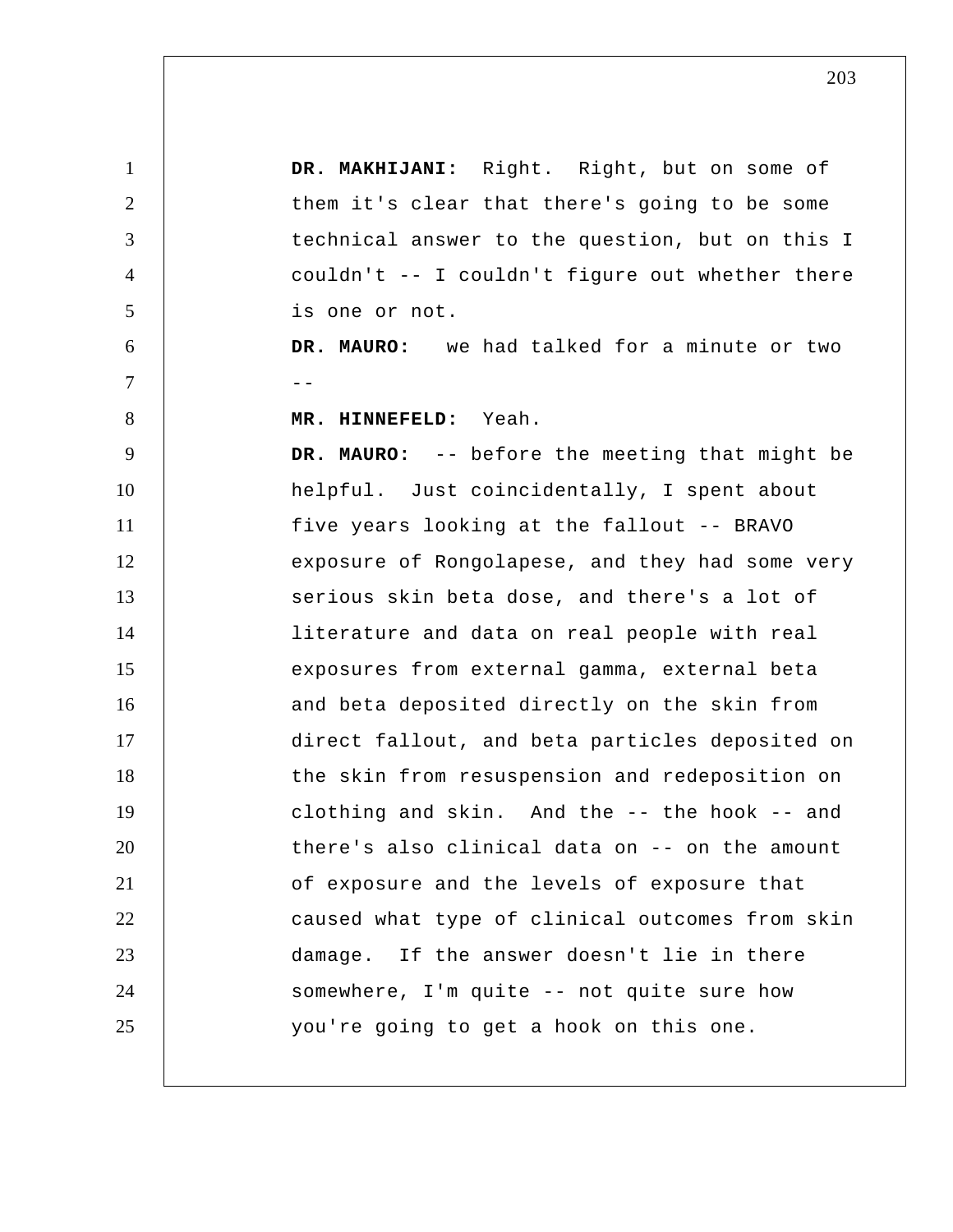**DR. MAKHIJANI:** Right. Right, but on some of them it's clear that there's going to be some technical answer to the question, but on this I couldn't -- I couldn't figure out whether there is one or not.

**DR. MAURO:** we had talked for a minute or two --

**MR. HINNEFELD:** Yeah.

**DR. MAURO:** -- before the meeting that might be helpful. Just coincidentally, I spent about five years looking at the fallout -- BRAVO exposure of Rongolapese, and they had some very serious skin beta dose, and there's a lot of literature and data on real people with real exposures from external gamma, external beta and beta deposited directly on the skin from direct fallout, and beta particles deposited on the skin from resuspension and redeposition on clothing and skin. And the -- the hook -- and there's also clinical data on -- on the amount of exposure and the levels of exposure that caused what type of clinical outcomes from skin damage. If the answer doesn't lie in there somewhere, I'm quite -- not quite sure how you're going to get a hook on this one.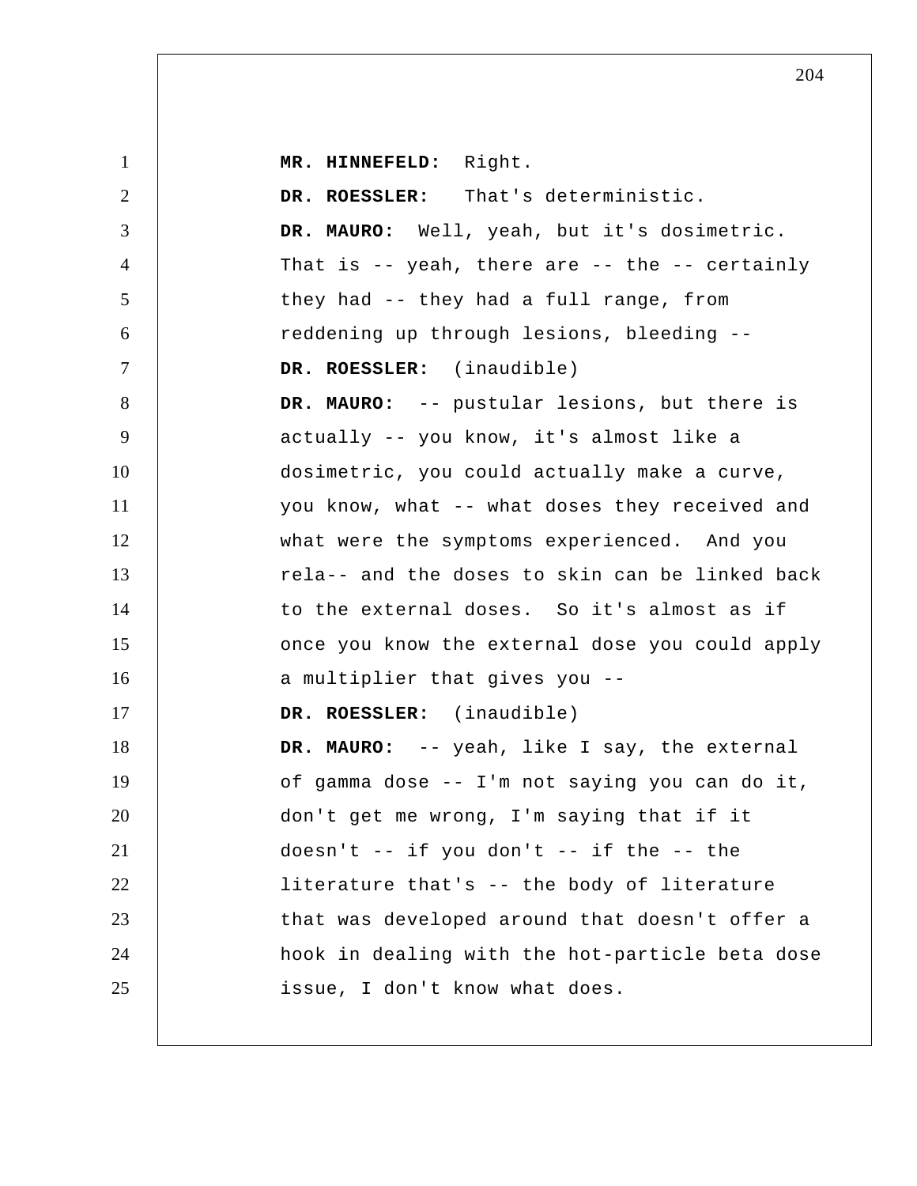**MR. HINNEFELD:** Right.

**DR. ROESSLER:** That's deterministic.

**DR. MAURO:** Well, yeah, but it's dosimetric. That is -- yeah, there are -- the -- certainly they had -- they had a full range, from reddening up through lesions, bleeding --

**DR. ROESSLER:** (inaudible)

**DR. MAURO:** -- pustular lesions, but there is actually -- you know, it's almost like a dosimetric, you could actually make a curve, you know, what -- what doses they received and what were the symptoms experienced. And you rela-- and the doses to skin can be linked back to the external doses. So it's almost as if once you know the external dose you could apply a multiplier that gives you --

**DR. ROESSLER:** (inaudible)

**DR. MAURO:** -- yeah, like I say, the external of gamma dose -- I'm not saying you can do it, don't get me wrong, I'm saying that if it doesn't -- if you don't -- if the -- the literature that's -- the body of literature that was developed around that doesn't offer a hook in dealing with the hot-particle beta dose issue, I don't know what does.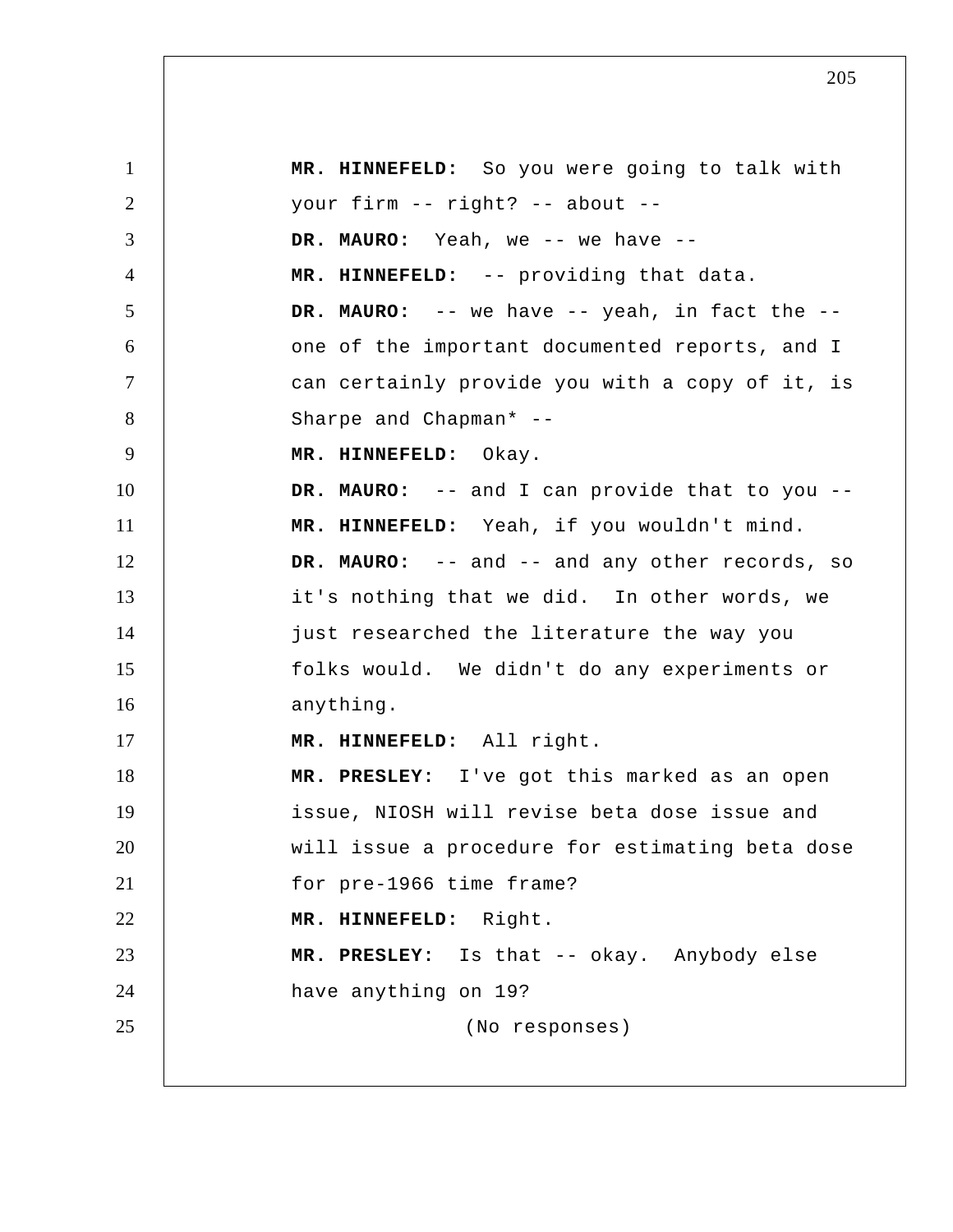**MR. HINNEFELD:** So you were going to talk with your firm -- right? -- about --

**DR. MAURO:** Yeah, we -- we have --

**MR. HINNEFELD:** -- providing that data.

**DR. MAURO:** -- we have -- yeah, in fact the -- one of the important documented reports, and I can certainly provide you with a copy of it, is Sharpe and Chapman* --

**MR. HINNEFELD:** Okay.

**DR. MAURO:** -- and I can provide that to you --

**MR. HINNEFELD:** Yeah, if you wouldn't mind.

**DR. MAURO:** -- and -- and any other records, so it's nothing that we did. In other words, we just researched the literature the way you folks would. We didn't do any experiments or anything.

**MR. HINNEFELD:** All right.

**MR. PRESLEY:** I've got this marked as an open issue, NIOSH will revise beta dose issue and will issue a procedure for estimating beta dose for pre-1966 time frame?

**MR. HINNEFELD:** Right.

**MR. PRESLEY:** Is that -- okay. Anybody else have anything on 19?

(No responses)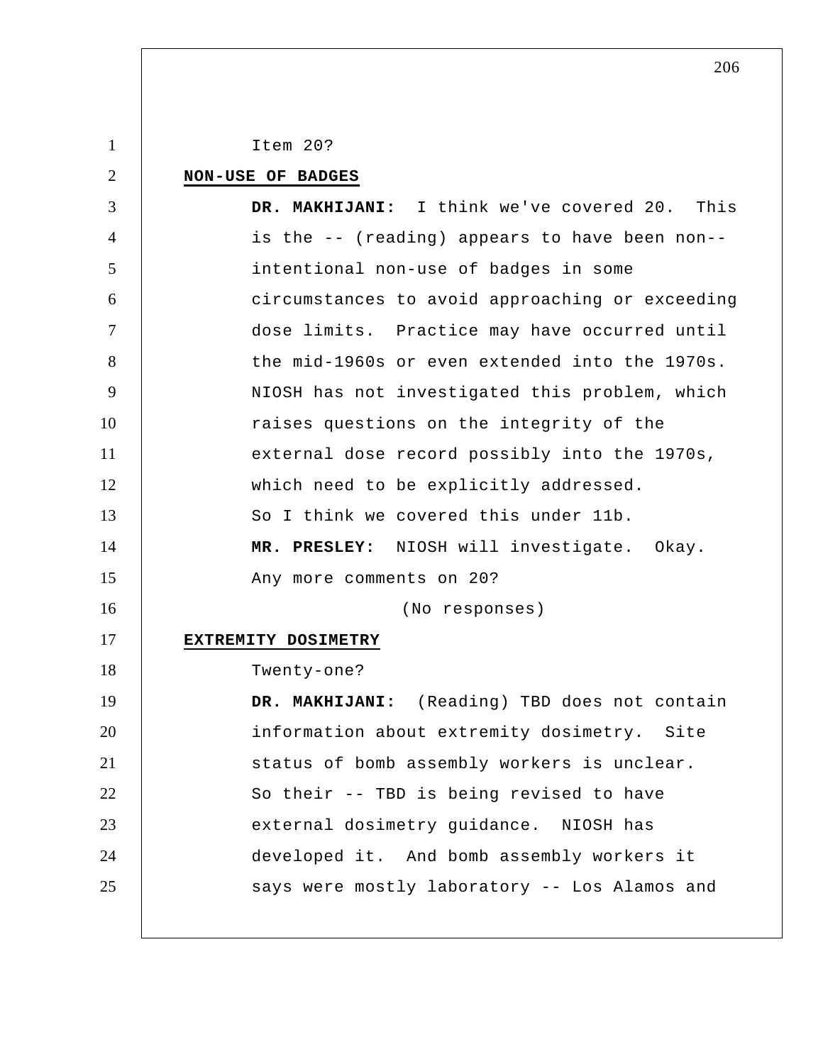Item 20?

**NON-USE OF BADGES**

**DR. MAKHIJANI:** I think we've covered 20. This is the -- (reading) appears to have been non--intentional non-use of badges in some circumstances to avoid approaching or exceeding dose limits. Practice may have occurred until the mid-1960s or even extended into the 1970s. NIOSH has not investigated this problem, which raises questions on the integrity of the external dose record possibly into the 1970s, which need to be explicitly addressed. So I think we covered this under 11b.

**MR. PRESLEY:** NIOSH will investigate. Okay. Any more comments on 20?

(No responses)

**EXTREMITY DOSIMETRY**

Twenty-one?

**DR. MAKHIJANI:** (Reading) TBD does not contain information about extremity dosimetry. Site status of bomb assembly workers is unclear. So their -- TBD is being revised to have external dosimetry guidance. NIOSH has developed it. And bomb assembly workers it says were mostly laboratory -- Los Alamos and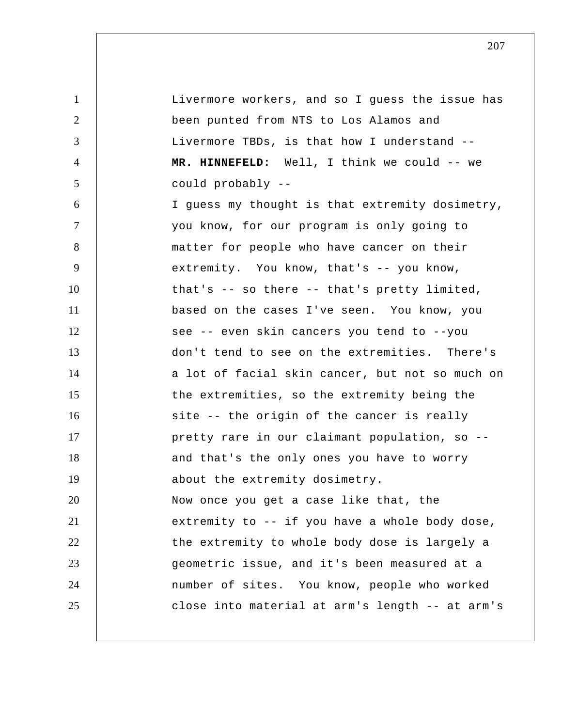Livermore workers, and so I guess the issue has been punted from NTS to Los Alamos and Livermore TBDs, is that how I understand --

**MR. HINNEFELD:** Well, I think we could -- we could probably --

I guess my thought is that extremity dosimetry, you know, for our program is only going to matter for people who have cancer on their extremity. You know, that's -- you know, that's -- so there -- that's pretty limited, based on the cases I've seen. You know, you see -- even skin cancers you tend to --you don't tend to see on the extremities. There's a lot of facial skin cancer, but not so much on the extremities, so the extremity being the site -- the origin of the cancer is really pretty rare in our claimant population, so -- and that's the only ones you have to worry about the extremity dosimetry.

Now once you get a case like that, the extremity to -- if you have a whole body dose, the extremity to whole body dose is largely a geometric issue, and it's been measured at a number of sites. You know, people who worked close into material at arm's length -- at arm's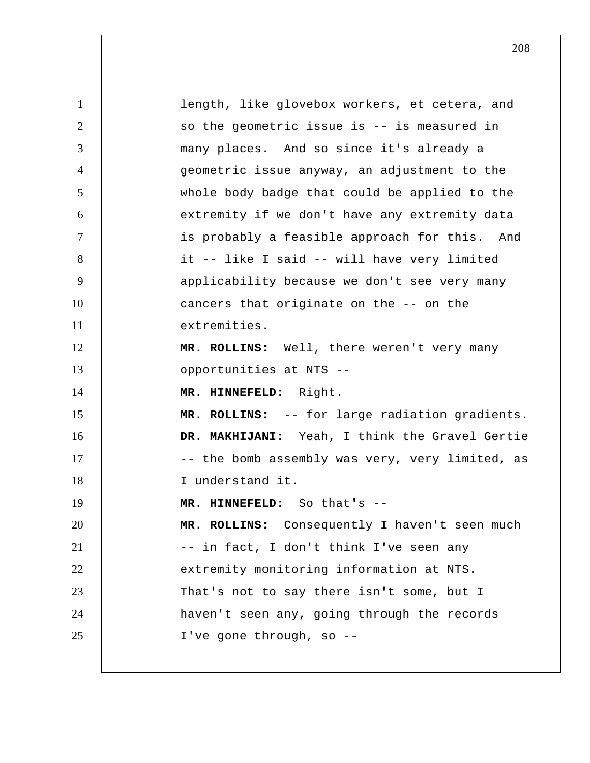length, like glovebox workers, et cetera, and so the geometric issue is -- is measured in many places. And so since it's already a geometric issue anyway, an adjustment to the whole body badge that could be applied to the extremity if we don't have any extremity data is probably a feasible approach for this. And it -- like I said -- will have very limited applicability because we don't see very many cancers that originate on the -- on the extremities.

**MR. ROLLINS:** Well, there weren't very many opportunities at NTS --

**MR. HINNEFELD:** Right.

**MR. ROLLINS:** -- for large radiation gradients.

**DR. MAKHIJANI:** Yeah, I think the Gravel Gertie -- the bomb assembly was very, very limited, as I understand it.

**MR. HINNEFELD:** So that's --

**MR. ROLLINS:** Consequently I haven't seen much -- in fact, I don't think I've seen any extremity monitoring information at NTS. That's not to say there isn't some, but I haven't seen any, going through the records I've gone through, so --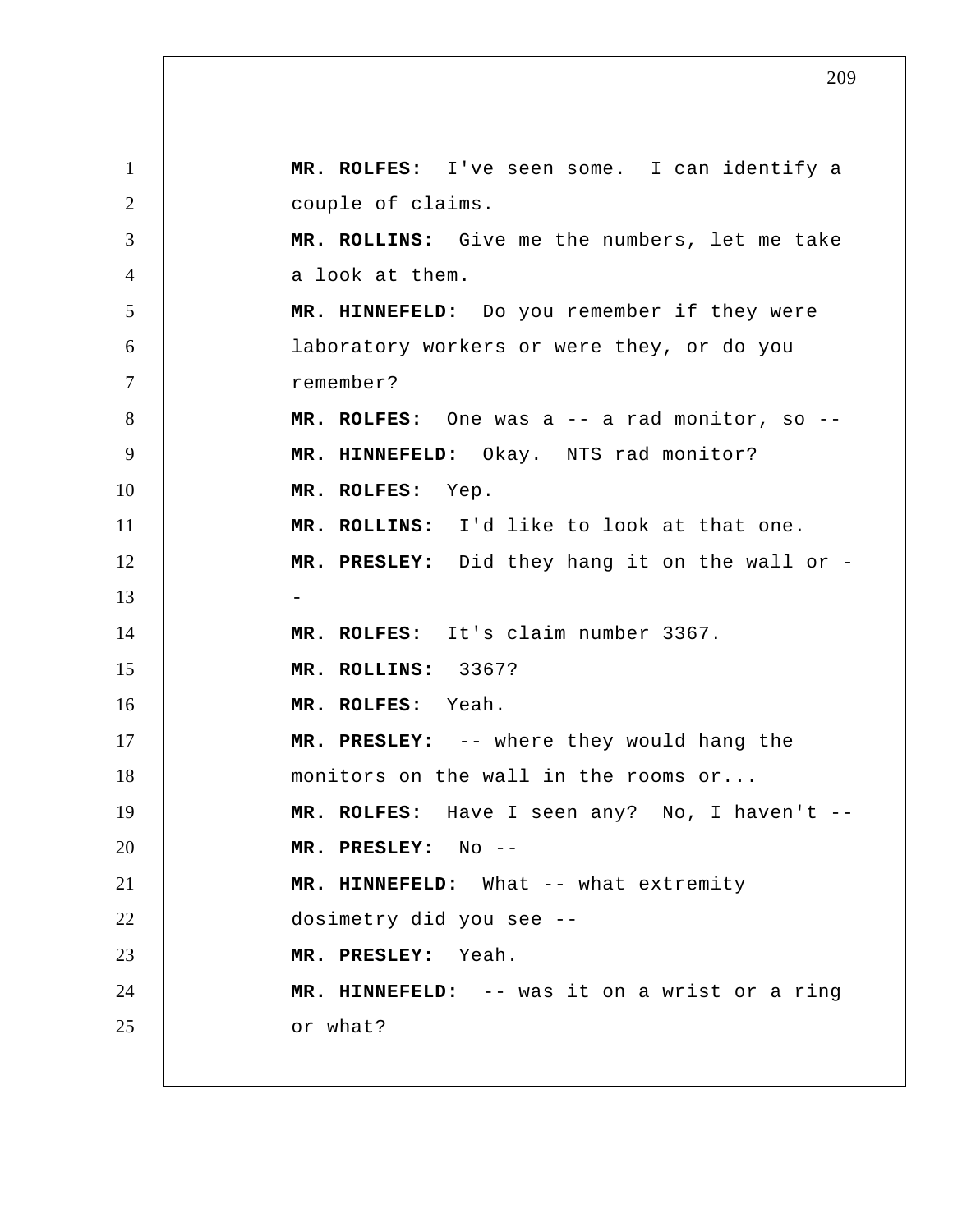**MR. ROLFES:** I've seen some. I can identify a couple of claims.

**MR. ROLLINS:** Give me the numbers, let me take a look at them.

**MR. HINNEFELD:** Do you remember if they were laboratory workers or were they, or do you remember?

**MR. ROLFES:** One was a -- a rad monitor, so --

**MR. HINNEFELD:** Okay. NTS rad monitor?

**MR. ROLFES:** Yep.

**MR. ROLLINS:** I'd like to look at that one.

**MR. PRESLEY:** Did they hang it on the wall or --

**MR. ROLFES:** It's claim number 3367.

**MR. ROLLINS:** 3367?

**MR. ROLFES:** Yeah.

**MR. PRESLEY:** -- where they would hang the monitors on the wall in the rooms or...

**MR. ROLFES:** Have I seen any? No, I haven't --

**MR. PRESLEY:** No --

**MR. HINNEFELD:** What -- what extremity dosimetry did you see --

**MR. PRESLEY:** Yeah.

**MR. HINNEFELD:** -- was it on a wrist or a ring or what?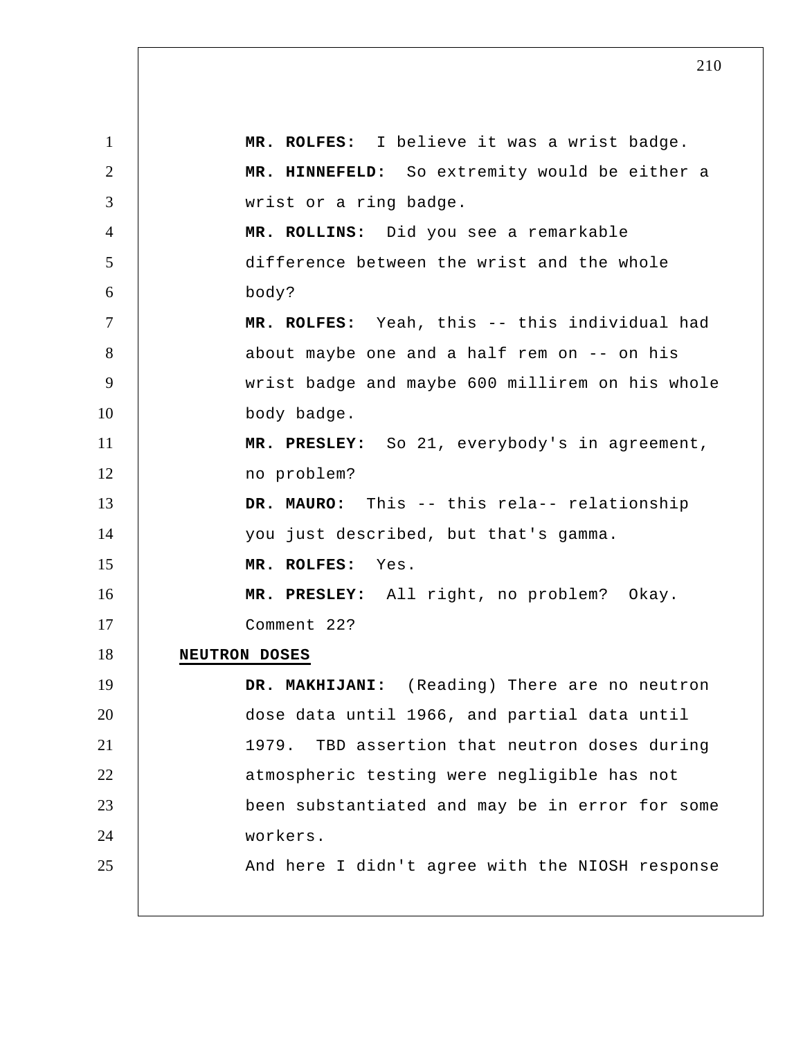**MR. ROLFES:** I believe it was a wrist badge.

**MR. HINNEFELD:** So extremity would be either a wrist or a ring badge.

**MR. ROLLINS:** Did you see a remarkable difference between the wrist and the whole body?

**MR. ROLFES:** Yeah, this -- this individual had about maybe one and a half rem on -- on his wrist badge and maybe 600 millirem on his whole body badge.

**MR. PRESLEY:** So 21, everybody's in agreement, no problem?

**DR. MAURO:** This -- this rela-- relationship you just described, but that's gamma.

**MR. ROLFES:** Yes.

**MR. PRESLEY:** All right, no problem? Okay. Comment 22?

**NEUTRON DOSES**

**DR. MAKHIJANI:** (Reading) There are no neutron dose data until 1966, and partial data until 1979. TBD assertion that neutron doses during atmospheric testing were negligible has not been substantiated and may be in error for some workers.

And here I didn't agree with the NIOSH response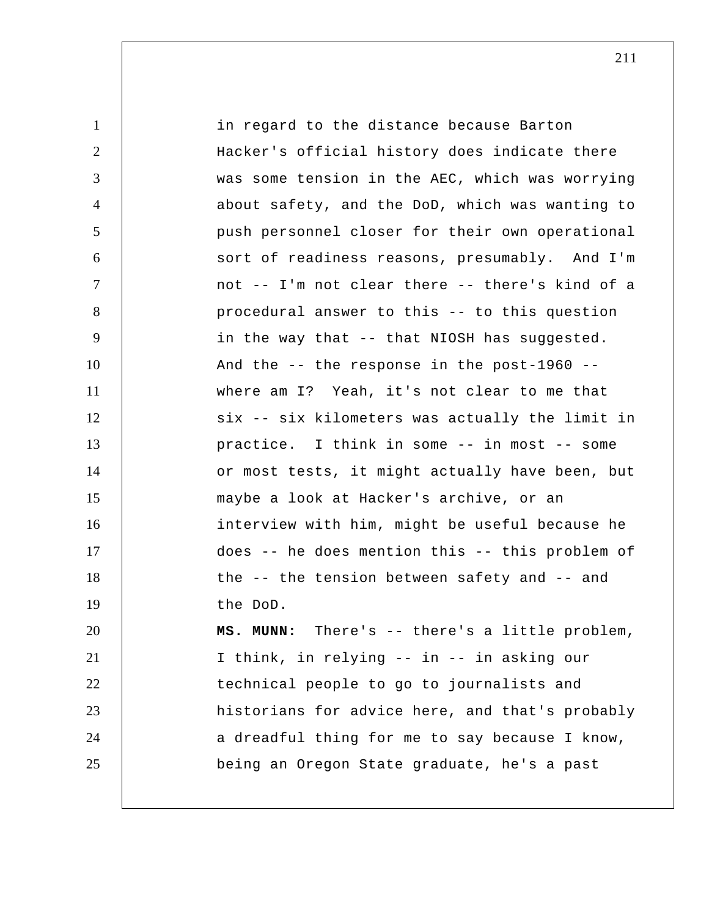in regard to the distance because Barton Hacker's official history does indicate there was some tension in the AEC, which was worrying about safety, and the DoD, which was wanting to push personnel closer for their own operational sort of readiness reasons, presumably. And I'm not -- I'm not clear there -- there's kind of a procedural answer to this -- to this question in the way that -- that NIOSH has suggested. And the -- the response in the post-1960 -- where am I? Yeah, it's not clear to me that six -- six kilometers was actually the limit in practice. I think in some -- in most -- some or most tests, it might actually have been, but maybe a look at Hacker's archive, or an interview with him, might be useful because he does -- he does mention this -- this problem of the -- the tension between safety and -- and the DoD.

**MS. MUNN:** There's -- there's a little problem, I think, in relying -- in -- in asking our technical people to go to journalists and historians for advice here, and that's probably a dreadful thing for me to say because I know, being an Oregon State graduate, he's a past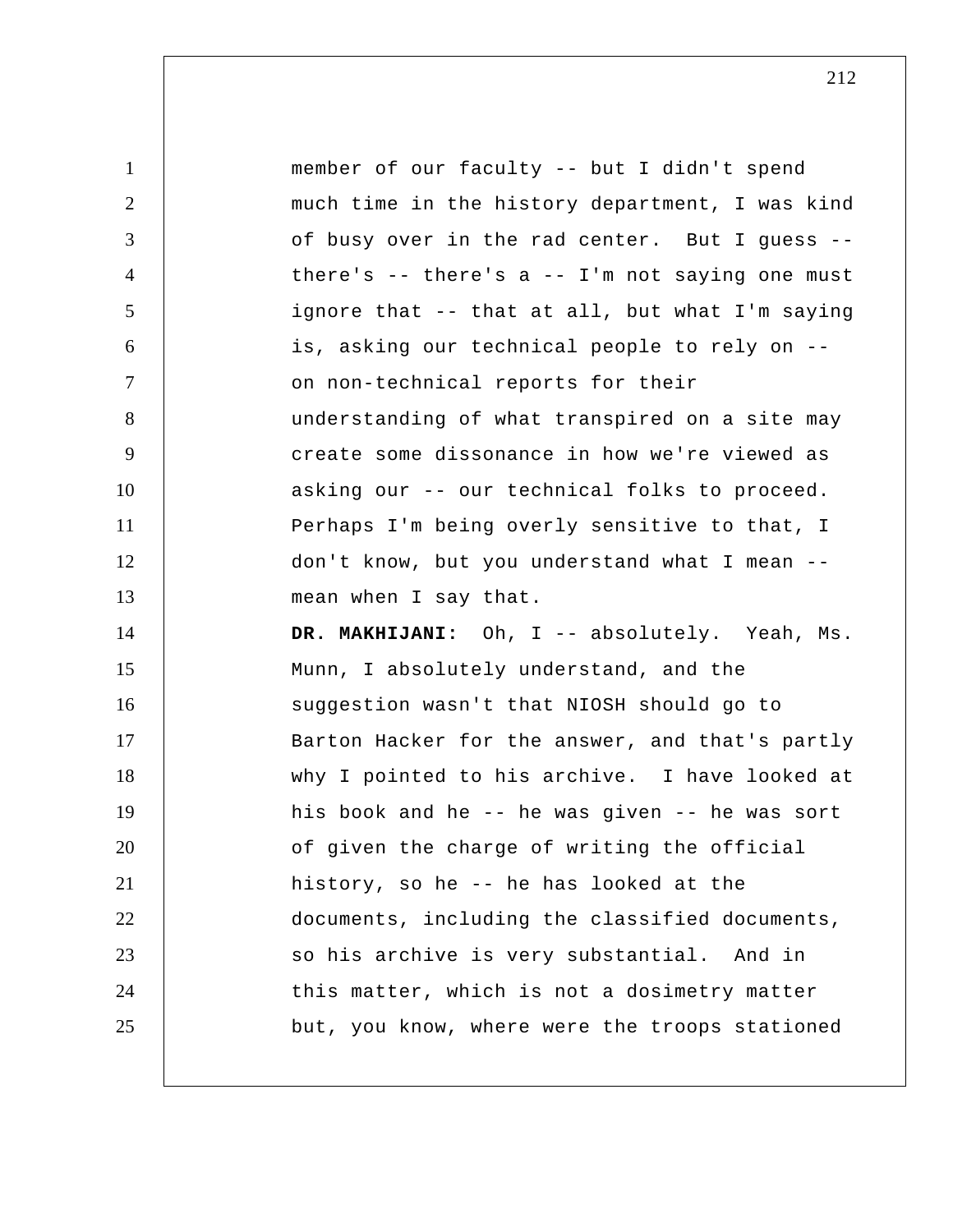member of our faculty -- but I didn't spend much time in the history department, I was kind of busy over in the rad center. But I guess -- there's -- there's a -- I'm not saying one must ignore that -- that at all, but what I'm saying is, asking our technical people to rely on -- on non-technical reports for their understanding of what transpired on a site may create some dissonance in how we're viewed as asking our -- our technical folks to proceed. Perhaps I'm being overly sensitive to that, I don't know, but you understand what I mean -- mean when I say that.

**DR. MAKHIJANI:** Oh, I -- absolutely. Yeah, Ms. Munn, I absolutely understand, and the suggestion wasn't that NIOSH should go to Barton Hacker for the answer, and that's partly why I pointed to his archive. I have looked at his book and he -- he was given -- he was sort of given the charge of writing the official history, so he -- he has looked at the documents, including the classified documents, so his archive is very substantial. And in this matter, which is not a dosimetry matter but, you know, where were the troops stationed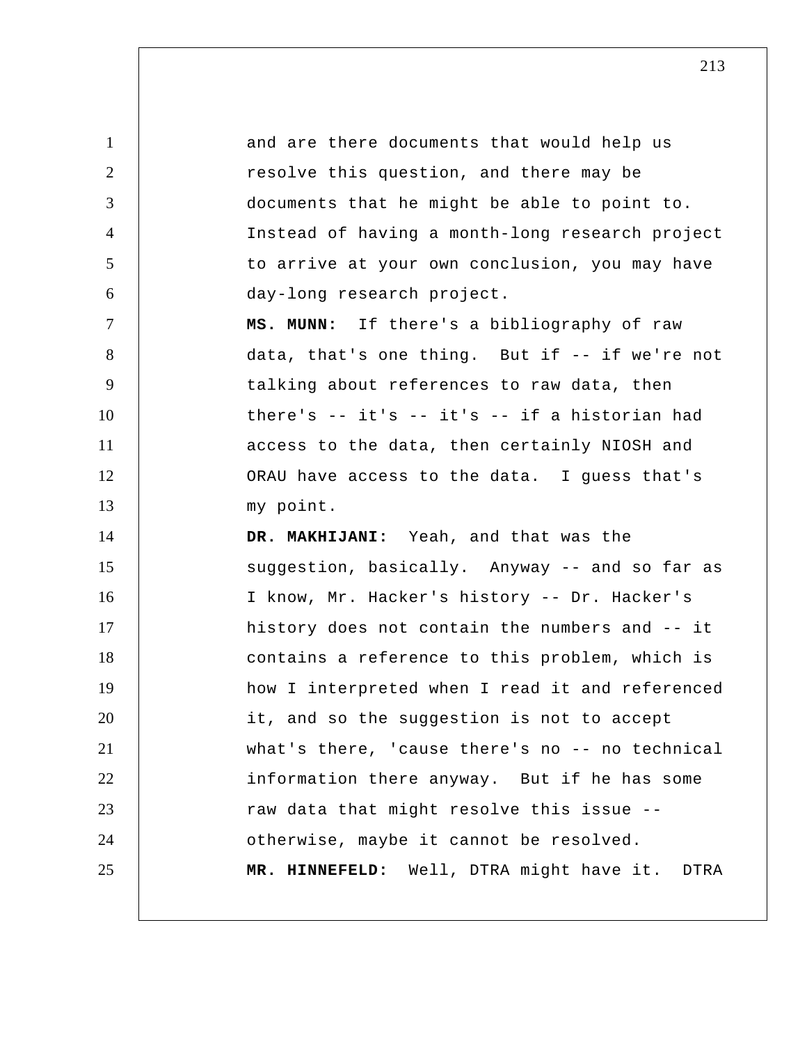and are there documents that would help us resolve this question, and there may be documents that he might be able to point to. Instead of having a month-long research project to arrive at your own conclusion, you may have day-long research project.

**MS. MUNN:** If there's a bibliography of raw data, that's one thing. But if -- if we're not talking about references to raw data, then there's -- it's -- it's -- if a historian had access to the data, then certainly NIOSH and ORAU have access to the data. I guess that's my point.

**DR. MAKHIJANI:** Yeah, and that was the suggestion, basically. Anyway -- and so far as I know, Mr. Hacker's history -- Dr. Hacker's history does not contain the numbers and -- it contains a reference to this problem, which is how I interpreted when I read it and referenced it, and so the suggestion is not to accept what's there, 'cause there's no -- no technical information there anyway. But if he has some raw data that might resolve this issue -- otherwise, maybe it cannot be resolved.

**MR. HINNEFELD:** Well, DTRA might have it. DTRA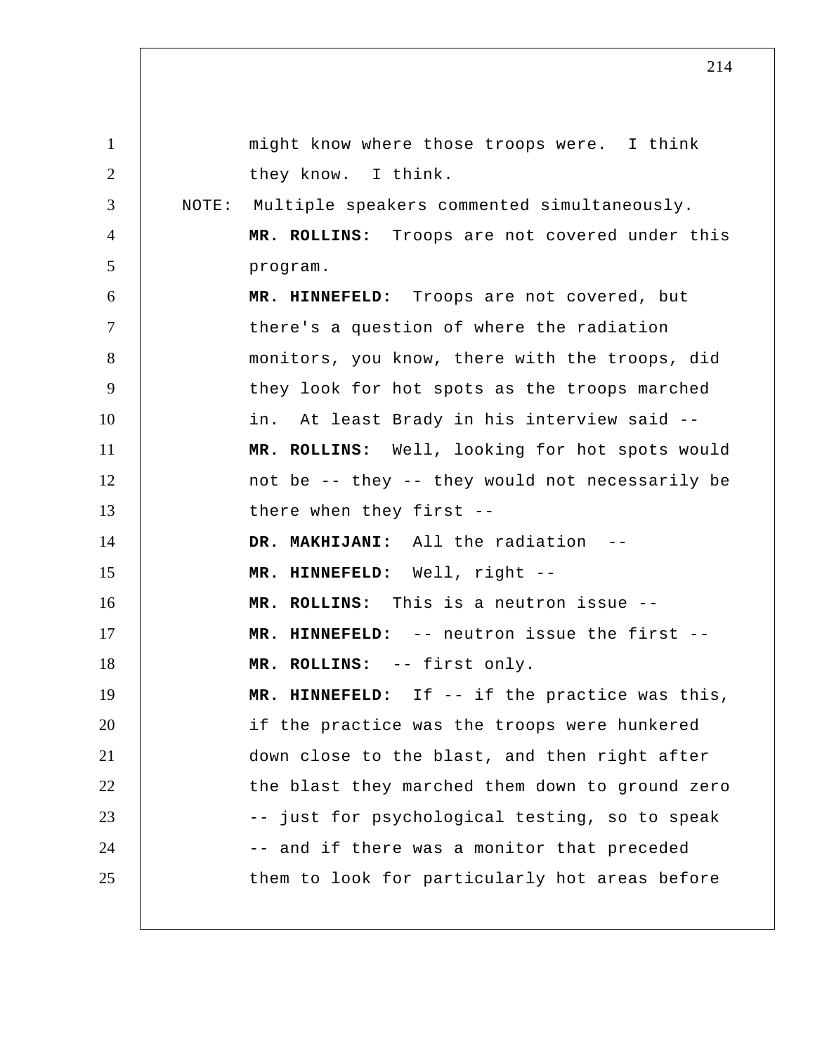might know where those troops were. I think they know. I think.

NOTE: Multiple speakers commented simultaneously.

**MR. ROLLINS:** Troops are not covered under this program.

**MR. HINNEFELD:** Troops are not covered, but there's a question of where the radiation monitors, you know, there with the troops, did they look for hot spots as the troops marched in. At least Brady in his interview said --

**MR. ROLLINS:** Well, looking for hot spots would not be -- they -- they would not necessarily be there when they first --

**DR. MAKHIJANI:** All the radiation --

**MR. HINNEFELD:** Well, right --

**MR. ROLLINS:** This is a neutron issue --

**MR. HINNEFELD:** -- neutron issue the first --

**MR. ROLLINS:** -- first only.

**MR. HINNEFELD:** If -- if the practice was this, if the practice was the troops were hunkered down close to the blast, and then right after the blast they marched them down to ground zero -- just for psychological testing, so to speak -- and if there was a monitor that preceded them to look for particularly hot areas before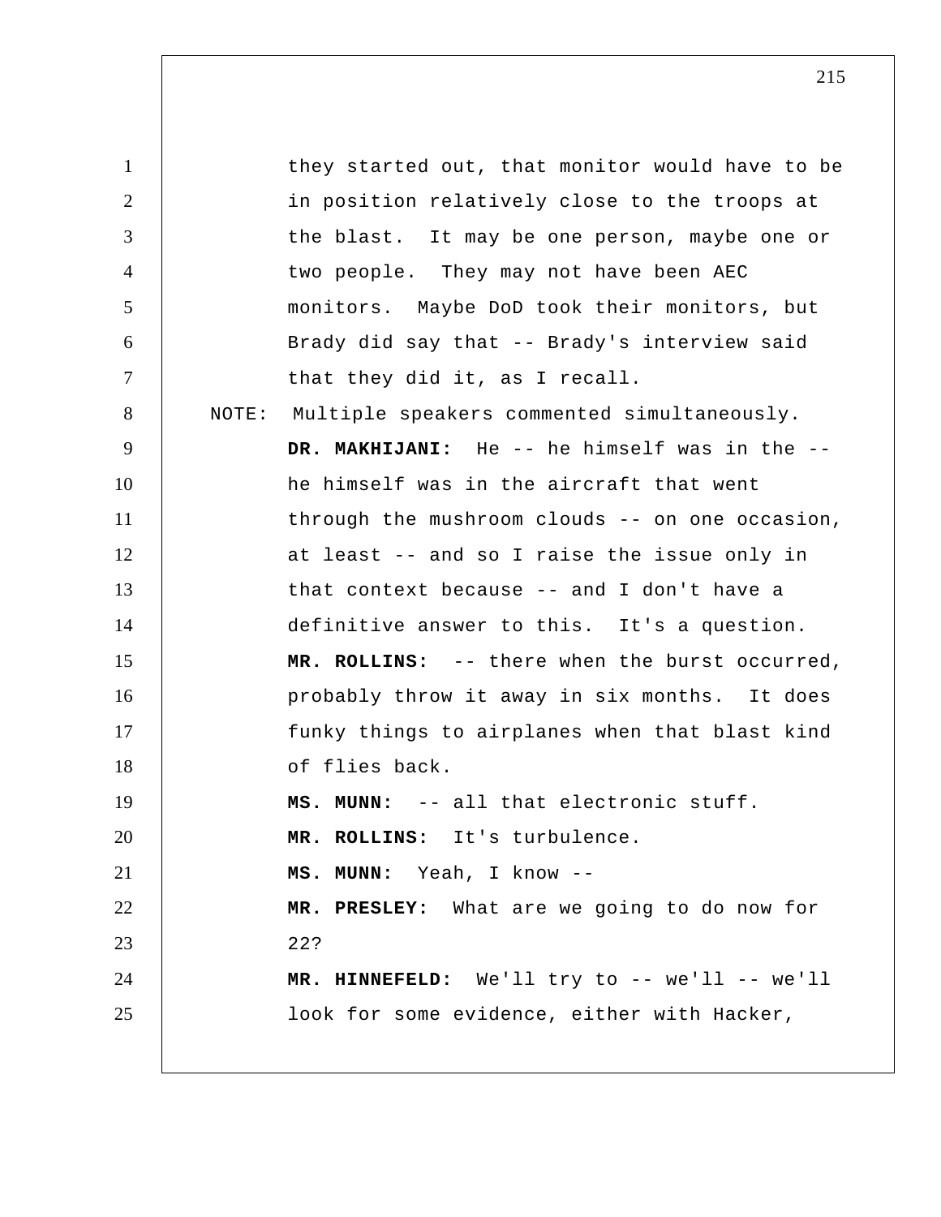they started out, that monitor would have to be in position relatively close to the troops at the blast. It may be one person, maybe one or two people. They may not have been AEC monitors. Maybe DoD took their monitors, but Brady did say that -- Brady's interview said that they did it, as I recall.

NOTE: Multiple speakers commented simultaneously.

**DR. MAKHIJANI:** He -- he himself was in the -- he himself was in the aircraft that went through the mushroom clouds -- on one occasion, at least -- and so I raise the issue only in that context because -- and I don't have a definitive answer to this. It's a question.

**MR. ROLLINS:** -- there when the burst occurred, probably throw it away in six months. It does funky things to airplanes when that blast kind of flies back.

**MS. MUNN:** -- all that electronic stuff.

**MR. ROLLINS:** It's turbulence.

**MS. MUNN:** Yeah, I know --

**MR. PRESLEY:** What are we going to do now for 22?

**MR. HINNEFELD:** We'll try to -- we'll -- we'll look for some evidence, either with Hacker,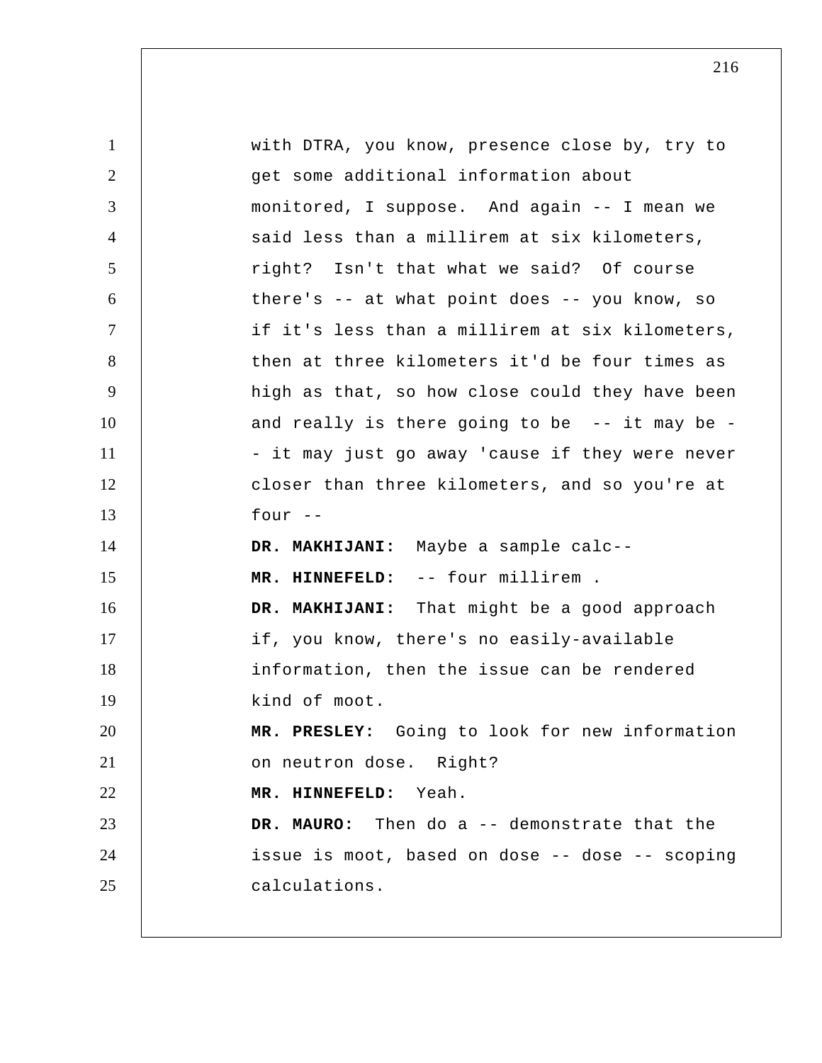with DTRA, you know, presence close by, try to get some additional information about monitored, I suppose. And again -- I mean we said less than a millirem at six kilometers, right? Isn't that what we said? Of course there's -- at what point does -- you know, so if it's less than a millirem at six kilometers, then at three kilometers it'd be four times as high as that, so how close could they have been and really is there going to be -- it may be -- it may just go away 'cause if they were never closer than three kilometers, and so you're at four --

**DR. MAKHIJANI:** Maybe a sample calc--

**MR. HINNEFELD:** -- four millirem .

**DR. MAKHIJANI:** That might be a good approach if, you know, there's no easily-available information, then the issue can be rendered kind of moot.

**MR. PRESLEY:** Going to look for new information on neutron dose. Right?

**MR. HINNEFELD:** Yeah.

**DR. MAURO:** Then do a -- demonstrate that the issue is moot, based on dose -- dose -- scoping calculations.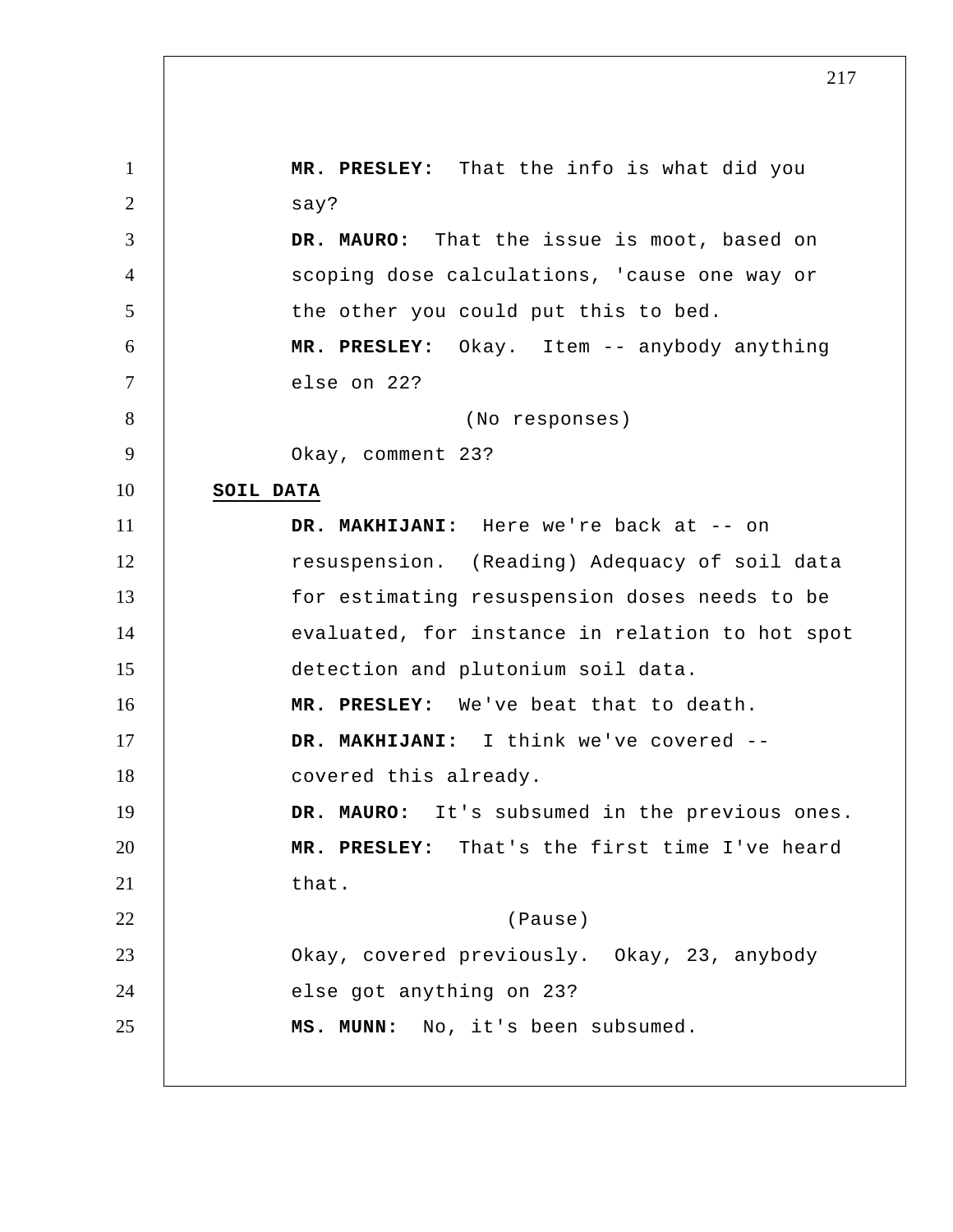**MR. PRESLEY:** That the info is what did you say?

**DR. MAURO:** That the issue is moot, based on scoping dose calculations, 'cause one way or the other you could put this to bed.

**MR. PRESLEY:** Okay. Item -- anybody anything else on 22?

(No responses)

Okay, comment 23?

**SOIL DATA**

**DR. MAKHIJANI:** Here we're back at -- on resuspension. (Reading) Adequacy of soil data for estimating resuspension doses needs to be evaluated, for instance in relation to hot spot detection and plutonium soil data.

**MR. PRESLEY:** We've beat that to death.

**DR. MAKHIJANI:** I think we've covered -- covered this already.

**DR. MAURO:** It's subsumed in the previous ones.

**MR. PRESLEY:** That's the first time I've heard that.

(Pause)

Okay, covered previously. Okay, 23, anybody else got anything on 23?

**MS. MUNN:** No, it's been subsumed.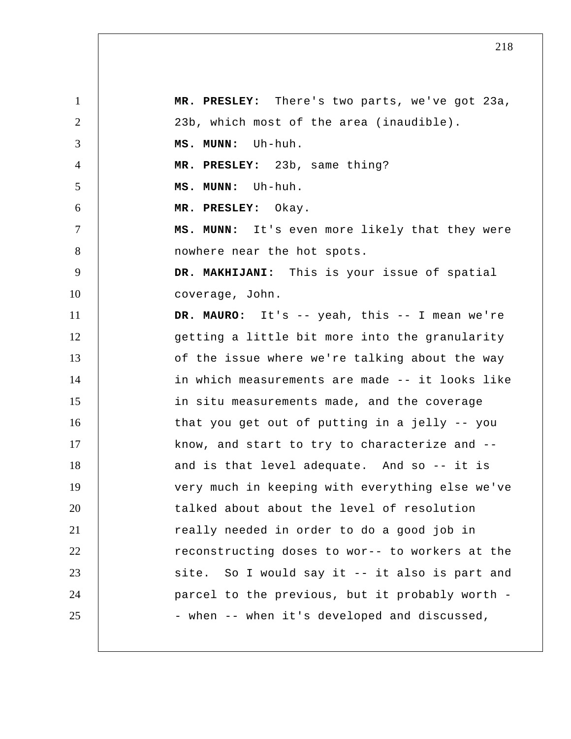**MR. PRESLEY:** There's two parts, we've got 23a, 23b, which most of the area (inaudible).

**MS. MUNN:** Uh-huh.

**MR. PRESLEY:** 23b, same thing?

**MS. MUNN:** Uh-huh.

**MR. PRESLEY:** Okay.

**MS. MUNN:** It's even more likely that they were nowhere near the hot spots.

**DR. MAKHIJANI:** This is your issue of spatial coverage, John.

**DR. MAURO:** It's -- yeah, this -- I mean we're getting a little bit more into the granularity of the issue where we're talking about the way in which measurements are made -- it looks like in situ measurements made, and the coverage that you get out of putting in a jelly -- you know, and start to try to characterize and -- and is that level adequate. And so -- it is very much in keeping with everything else we've talked about about the level of resolution really needed in order to do a good job in reconstructing doses to wor-- to workers at the site. So I would say it -- it also is part and parcel to the previous, but it probably worth -- when -- when it's developed and discussed,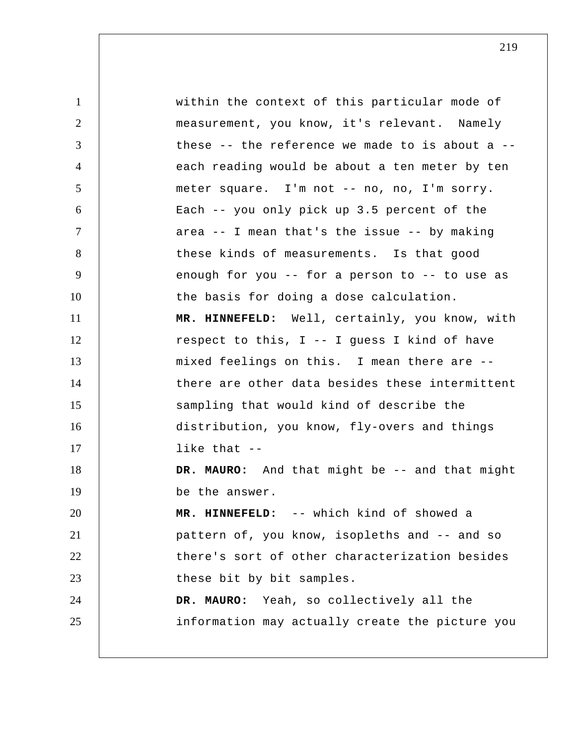within the context of this particular mode of measurement, you know, it's relevant. Namely these -- the reference we made to is about a -- each reading would be about a ten meter by ten meter square. I'm not -- no, no, I'm sorry. Each -- you only pick up 3.5 percent of the area -- I mean that's the issue -- by making these kinds of measurements. Is that good enough for you -- for a person to -- to use as the basis for doing a dose calculation.

**MR. HINNEFELD:** Well, certainly, you know, with respect to this, I -- I guess I kind of have mixed feelings on this. I mean there are -- there are other data besides these intermittent sampling that would kind of describe the distribution, you know, fly-overs and things like that --

**DR. MAURO:** And that might be -- and that might be the answer.

**MR. HINNEFELD:** -- which kind of showed a pattern of, you know, isopleths and -- and so there's sort of other characterization besides these bit by bit samples.

**DR. MAURO:** Yeah, so collectively all the information may actually create the picture you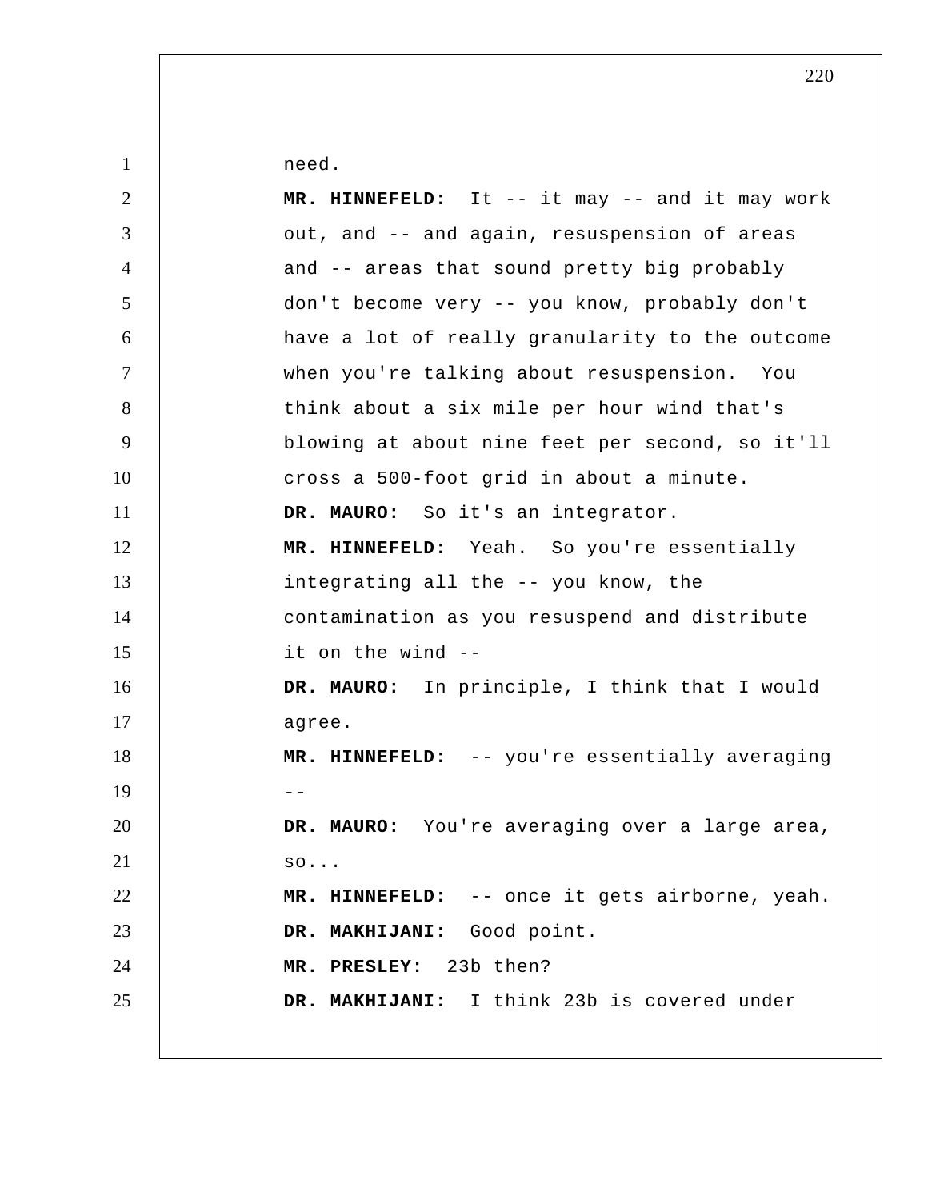need.

**MR. HINNEFELD:** It -- it may -- and it may work out, and -- and again, resuspension of areas and -- areas that sound pretty big probably don't become very -- you know, probably don't have a lot of really granularity to the outcome when you're talking about resuspension. You think about a six mile per hour wind that's blowing at about nine feet per second, so it'll cross a 500-foot grid in about a minute.

**DR. MAURO:** So it's an integrator.

**MR. HINNEFELD:** Yeah. So you're essentially integrating all the -- you know, the contamination as you resuspend and distribute it on the wind --

**DR. MAURO:** In principle, I think that I would agree.

**MR. HINNEFELD:** -- you're essentially averaging --

**DR. MAURO:** You're averaging over a large area, so...

**MR. HINNEFELD:** -- once it gets airborne, yeah.

**DR. MAKHIJANI:** Good point.

**MR. PRESLEY:** 23b then?

**DR. MAKHIJANI:** I think 23b is covered under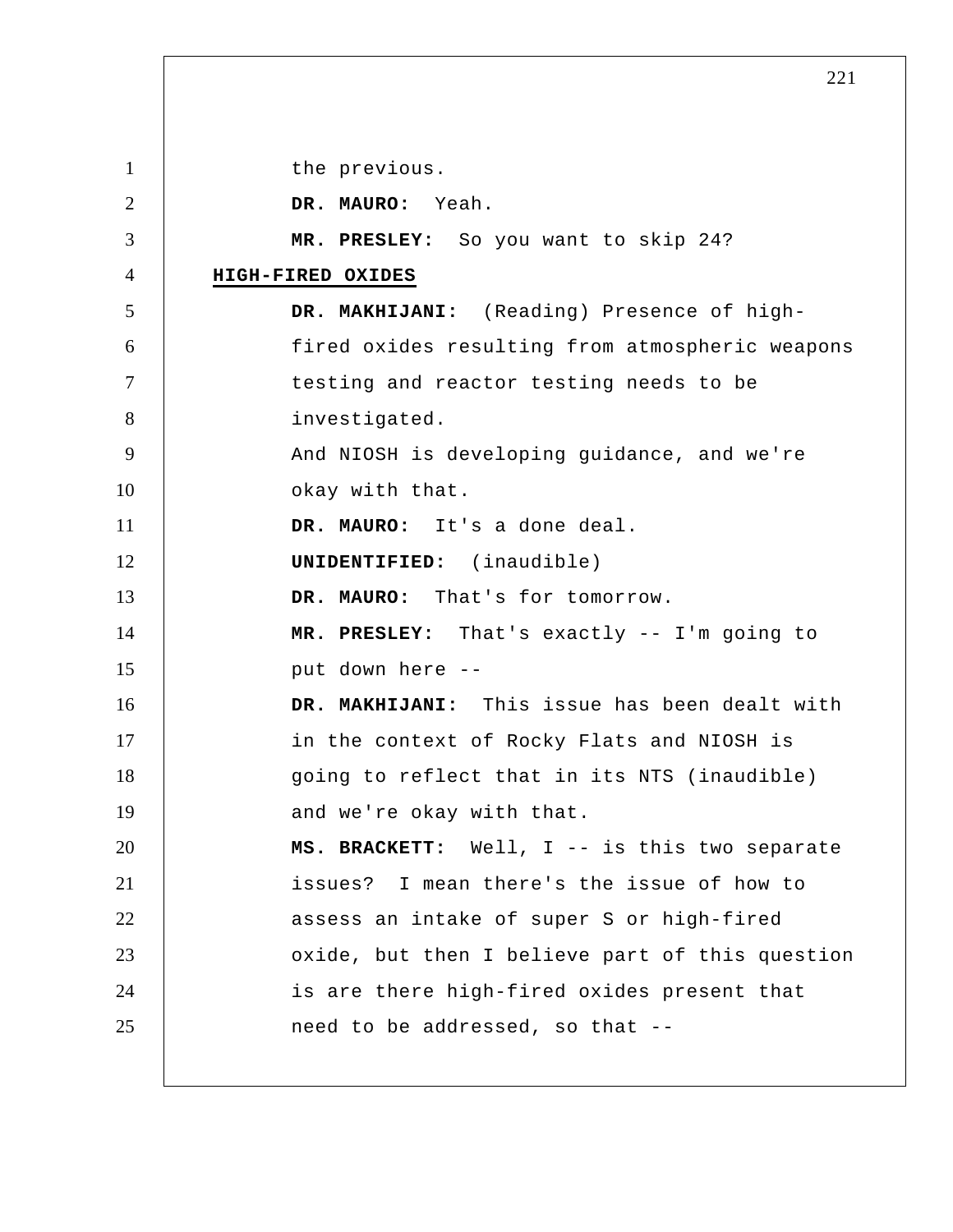the previous.

**DR. MAURO:** Yeah.

**MR. PRESLEY:** So you want to skip 24?

**HIGH-FIRED OXIDES**

**DR. MAKHIJANI:** (Reading) Presence of high-fired oxides resulting from atmospheric weapons testing and reactor testing needs to be investigated.

And NIOSH is developing guidance, and we're okay with that.

**DR. MAURO:** It's a done deal.

**UNIDENTIFIED:** (inaudible)

**DR. MAURO:** That's for tomorrow.

**MR. PRESLEY:** That's exactly -- I'm going to put down here --

**DR. MAKHIJANI:** This issue has been dealt with in the context of Rocky Flats and NIOSH is going to reflect that in its NTS (inaudible) and we're okay with that.

**MS. BRACKETT:** Well, I -- is this two separate issues? I mean there's the issue of how to assess an intake of super S or high-fired oxide, but then I believe part of this question is are there high-fired oxides present that need to be addressed, so that --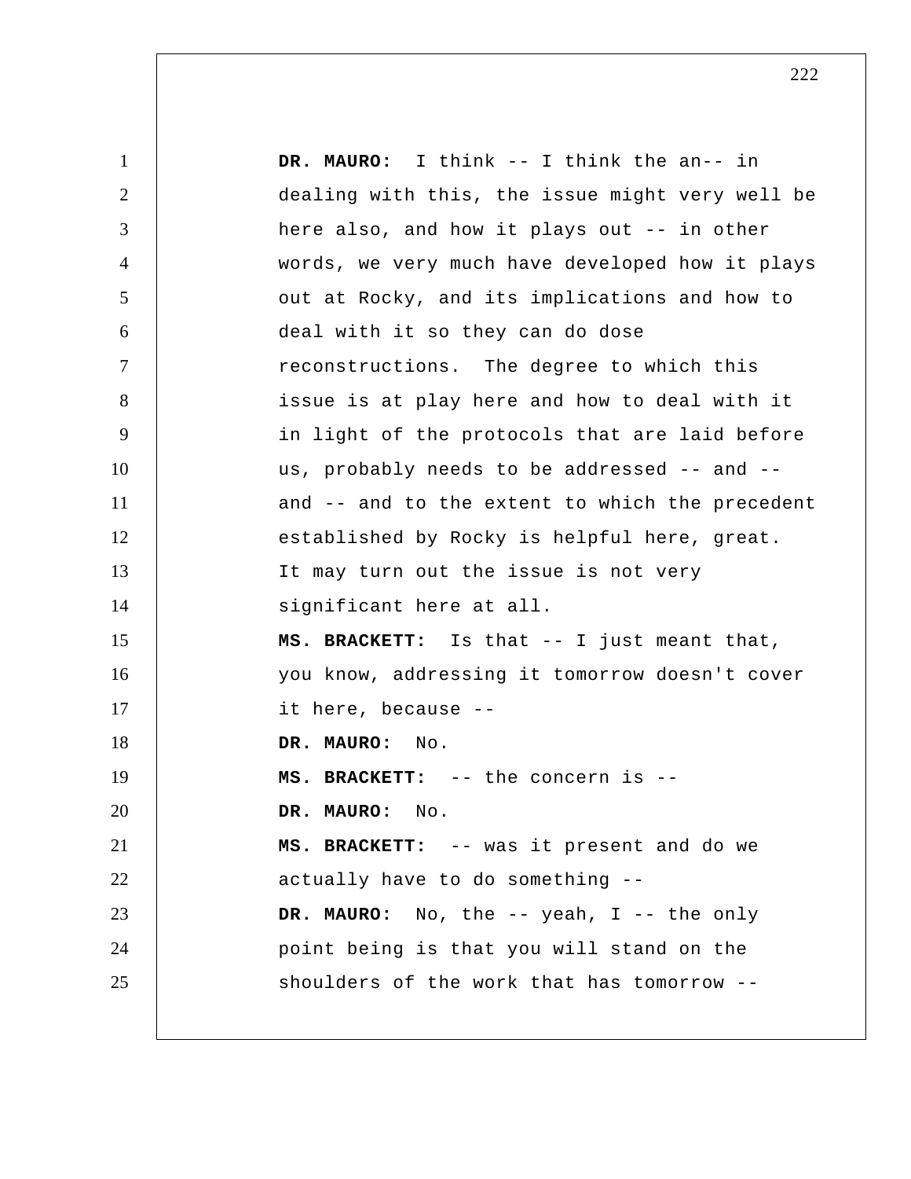**DR. MAURO:** I think -- I think the an-- in dealing with this, the issue might very well be here also, and how it plays out -- in other words, we very much have developed how it plays out at Rocky, and its implications and how to deal with it so they can do dose reconstructions. The degree to which this issue is at play here and how to deal with it in light of the protocols that are laid before us, probably needs to be addressed -- and -- and -- and to the extent to which the precedent established by Rocky is helpful here, great. It may turn out the issue is not very significant here at all.

**MS. BRACKETT:** Is that -- I just meant that, you know, addressing it tomorrow doesn't cover it here, because --

**DR. MAURO:** No.

**MS. BRACKETT:** -- the concern is --

**DR. MAURO:** No.

**MS. BRACKETT:** -- was it present and do we actually have to do something --

**DR. MAURO:** No, the -- yeah, I -- the only point being is that you will stand on the shoulders of the work that has tomorrow --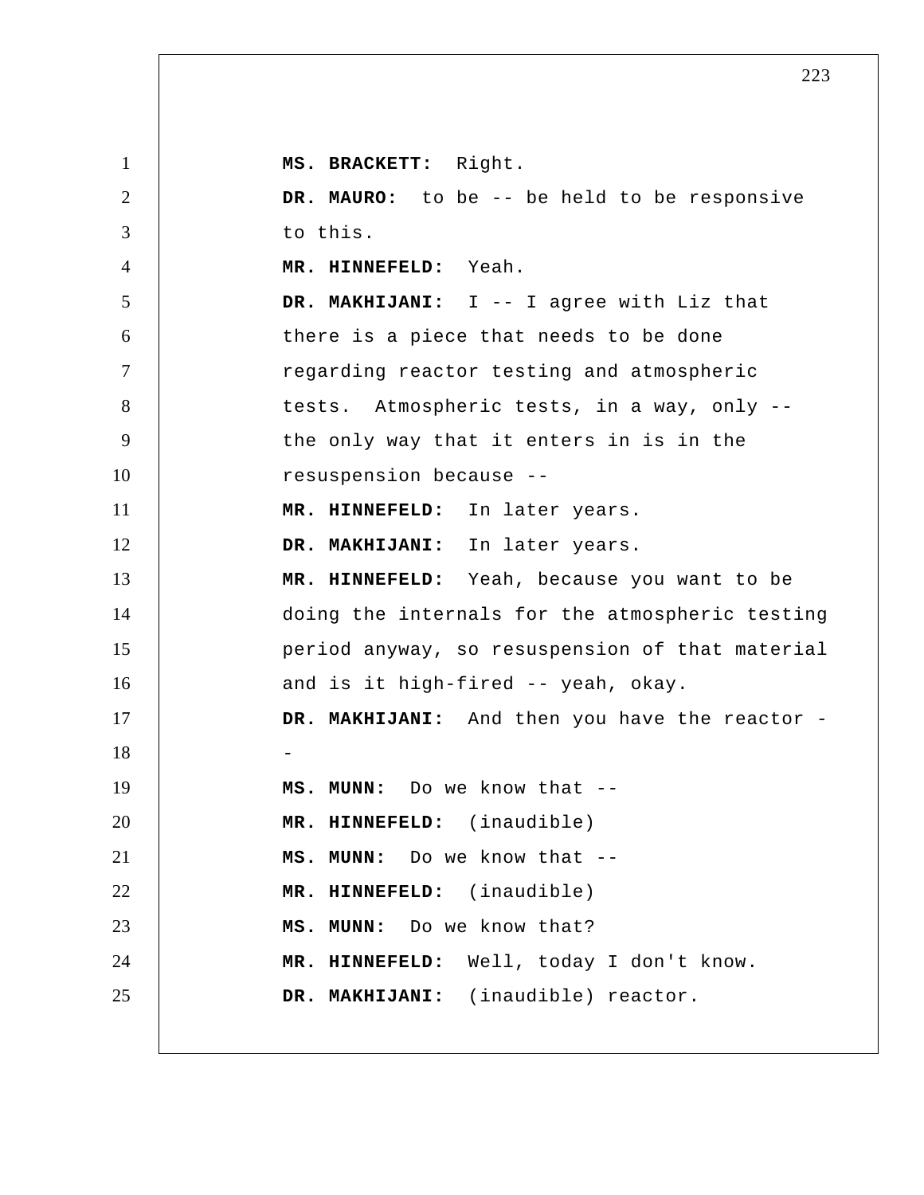**MS. BRACKETT:** Right.

**DR. MAURO:** to be -- be held to be responsive to this.

**MR. HINNEFELD:** Yeah.

**DR. MAKHIJANI:** I -- I agree with Liz that there is a piece that needs to be done regarding reactor testing and atmospheric tests. Atmospheric tests, in a way, only -- the only way that it enters in is in the resuspension because --

**MR. HINNEFELD:** In later years.

**DR. MAKHIJANI:** In later years.

**MR. HINNEFELD:** Yeah, because you want to be doing the internals for the atmospheric testing period anyway, so resuspension of that material and is it high-fired -- yeah, okay.

**DR. MAKHIJANI:** And then you have the reactor --

**MS. MUNN:** Do we know that --

**MR. HINNEFELD:** (inaudible)

**MS. MUNN:** Do we know that --

**MR. HINNEFELD:** (inaudible)

**MS. MUNN:** Do we know that?

**MR. HINNEFELD:** Well, today I don't know.

**DR. MAKHIJANI:** (inaudible) reactor.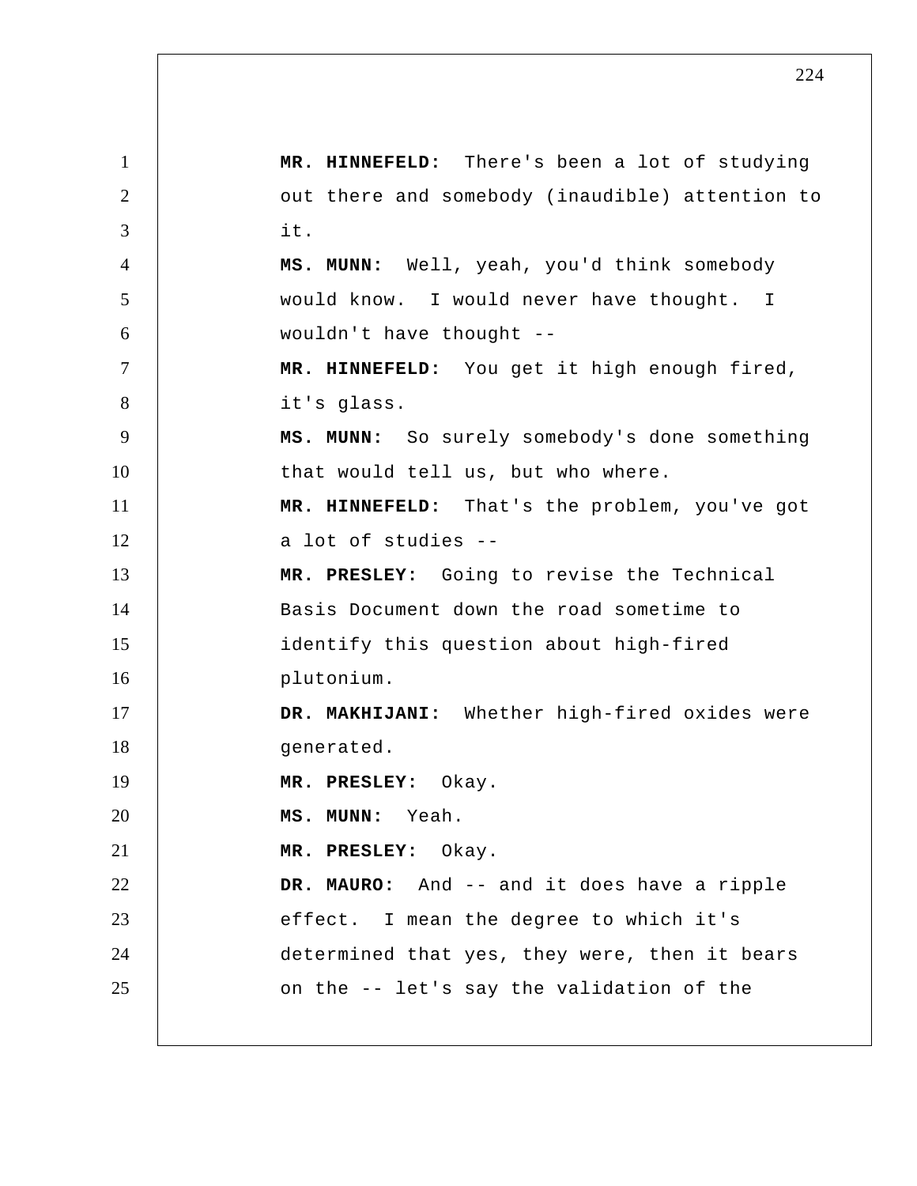**MR. HINNEFELD:** There's been a lot of studying out there and somebody (inaudible) attention to it.

**MS. MUNN:** Well, yeah, you'd think somebody would know. I would never have thought. I wouldn't have thought --

**MR. HINNEFELD:** You get it high enough fired, it's glass.

**MS. MUNN:** So surely somebody's done something that would tell us, but who where.

**MR. HINNEFELD:** That's the problem, you've got a lot of studies --

**MR. PRESLEY:** Going to revise the Technical Basis Document down the road sometime to identify this question about high-fired plutonium.

**DR. MAKHIJANI:** Whether high-fired oxides were generated.

**MR. PRESLEY:** Okay.

**MS. MUNN:** Yeah.

**MR. PRESLEY:** Okay.

**DR. MAURO:** And -- and it does have a ripple effect. I mean the degree to which it's determined that yes, they were, then it bears on the -- let's say the validation of the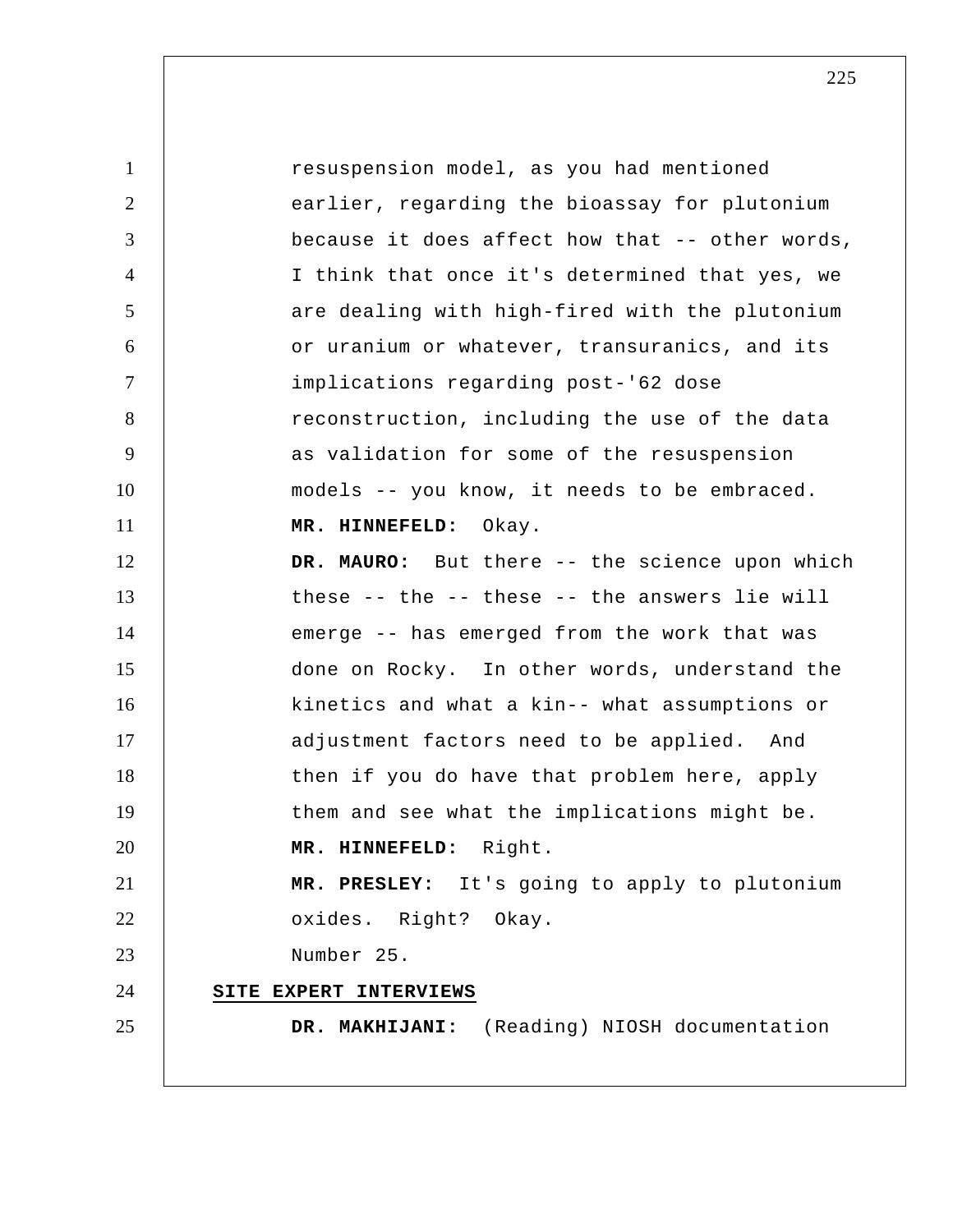resuspension model, as you had mentioned earlier, regarding the bioassay for plutonium because it does affect how that -- other words, I think that once it's determined that yes, we are dealing with high-fired with the plutonium or uranium or whatever, transuranics, and its implications regarding post-'62 dose reconstruction, including the use of the data as validation for some of the resuspension models -- you know, it needs to be embraced.

**MR. HINNEFELD:** Okay.

**DR. MAURO:** But there -- the science upon which these -- the -- these -- the answers lie will emerge -- has emerged from the work that was done on Rocky. In other words, understand the kinetics and what a kin-- what assumptions or adjustment factors need to be applied. And then if you do have that problem here, apply them and see what the implications might be.

**MR. HINNEFELD:** Right.

**MR. PRESLEY:** It's going to apply to plutonium oxides. Right? Okay.

Number 25.

**SITE EXPERT INTERVIEWS**

**DR. MAKHIJANI:** (Reading) NIOSH documentation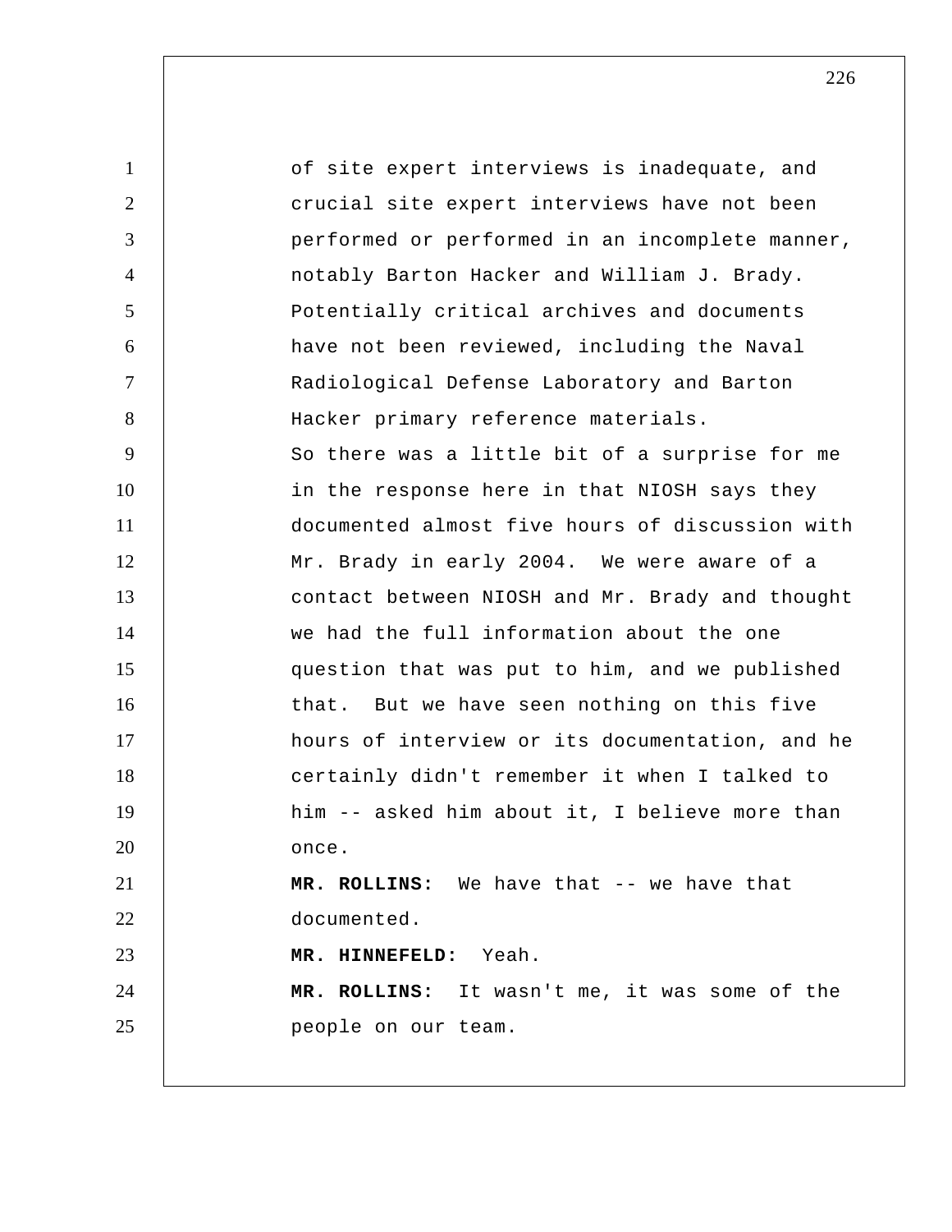of site expert interviews is inadequate, and crucial site expert interviews have not been performed or performed in an incomplete manner, notably Barton Hacker and William J. Brady. Potentially critical archives and documents have not been reviewed, including the Naval Radiological Defense Laboratory and Barton Hacker primary reference materials.

So there was a little bit of a surprise for me in the response here in that NIOSH says they documented almost five hours of discussion with Mr. Brady in early 2004. We were aware of a contact between NIOSH and Mr. Brady and thought we had the full information about the one question that was put to him, and we published that. But we have seen nothing on this five hours of interview or its documentation, and he certainly didn't remember it when I talked to him -- asked him about it, I believe more than once.

**MR. ROLLINS:** We have that -- we have that documented.

**MR. HINNEFELD:** Yeah.

**MR. ROLLINS:** It wasn't me, it was some of the people on our team.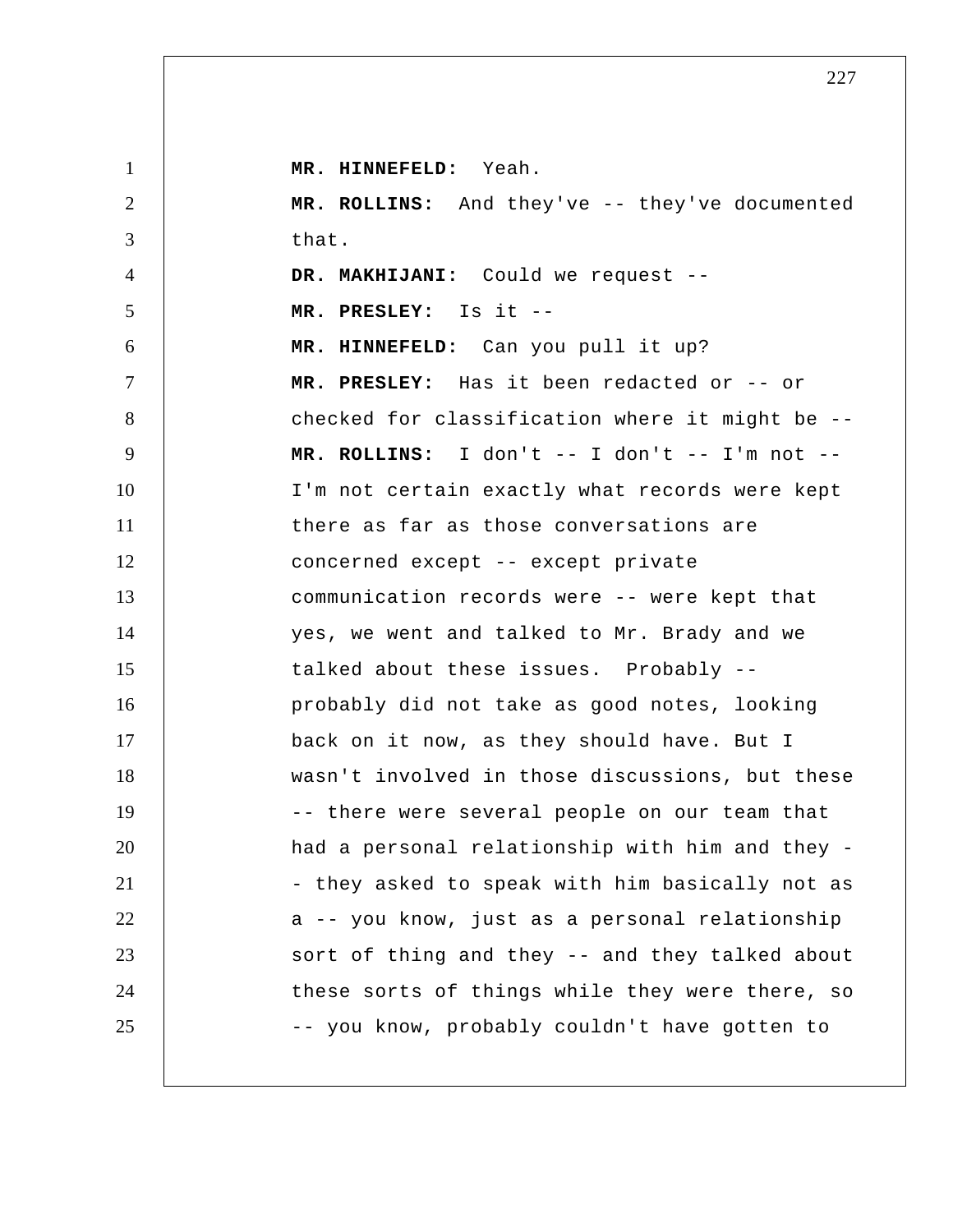**MR. HINNEFELD:** Yeah.

**MR. ROLLINS:** And they've -- they've documented that.

**DR. MAKHIJANI:** Could we request --

**MR. PRESLEY:** Is it --

**MR. HINNEFELD:** Can you pull it up?

**MR. PRESLEY:** Has it been redacted or -- or checked for classification where it might be --

**MR. ROLLINS:** I don't -- I don't -- I'm not -- I'm not certain exactly what records were kept there as far as those conversations are concerned except -- except private communication records were -- were kept that yes, we went and talked to Mr. Brady and we talked about these issues. Probably -- probably did not take as good notes, looking back on it now, as they should have. But I wasn't involved in those discussions, but these -- there were several people on our team that had a personal relationship with him and they -- they asked to speak with him basically not as a -- you know, just as a personal relationship sort of thing and they -- and they talked about these sorts of things while they were there, so -- you know, probably couldn't have gotten to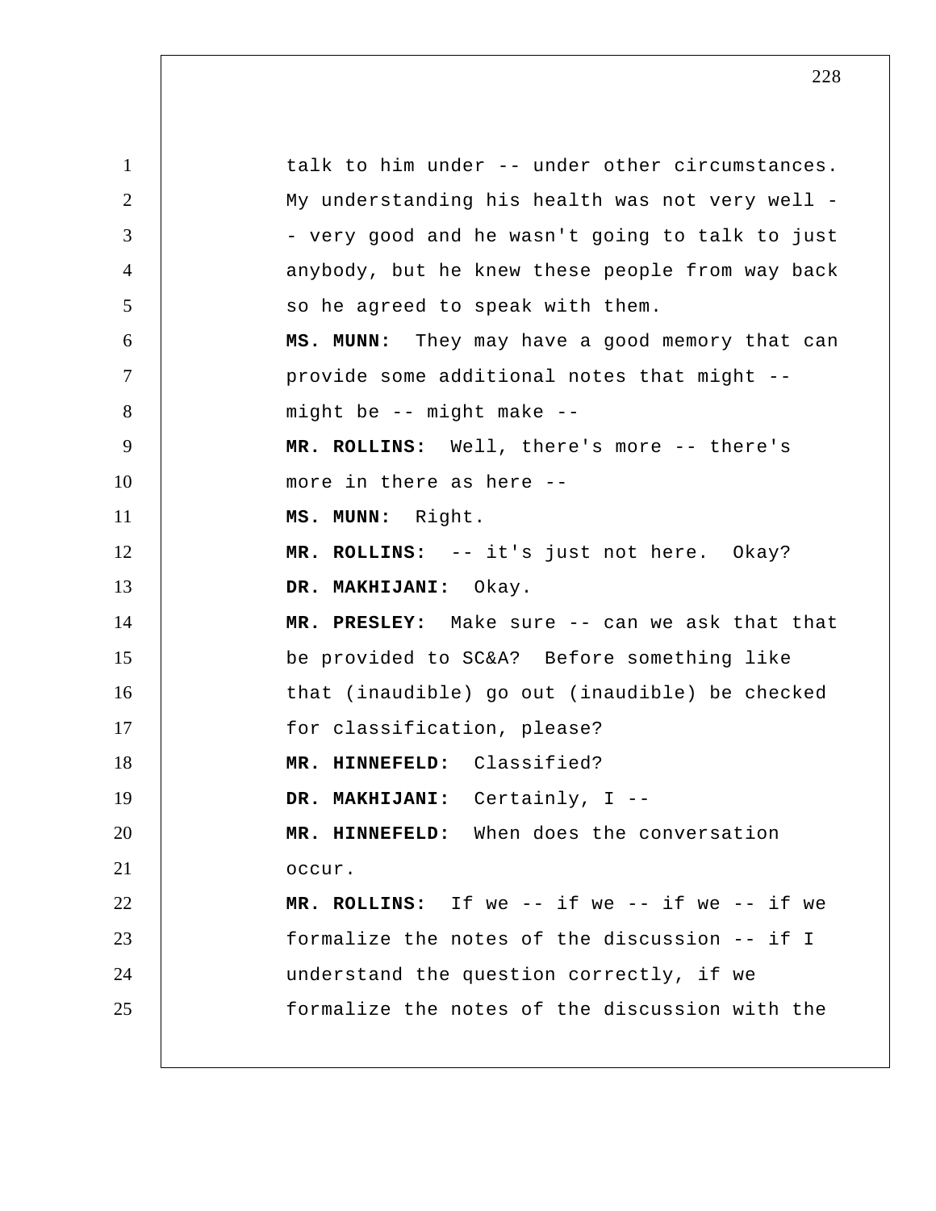talk to him under -- under other circumstances. My understanding his health was not very well -- very good and he wasn't going to talk to just anybody, but he knew these people from way back so he agreed to speak with them.

**MS. MUNN:** They may have a good memory that can provide some additional notes that might -- might be -- might make --

**MR. ROLLINS:** Well, there's more -- there's more in there as here --

**MS. MUNN:** Right.

**MR. ROLLINS:** -- it's just not here. Okay?

**DR. MAKHIJANI:** Okay.

**MR. PRESLEY:** Make sure -- can we ask that that be provided to SC&A? Before something like that (inaudible) go out (inaudible) be checked for classification, please?

**MR. HINNEFELD:** Classified?

**DR. MAKHIJANI:** Certainly, I --

**MR. HINNEFELD:** When does the conversation occur.

**MR. ROLLINS:** If we -- if we -- if we -- if we formalize the notes of the discussion -- if I understand the question correctly, if we formalize the notes of the discussion with the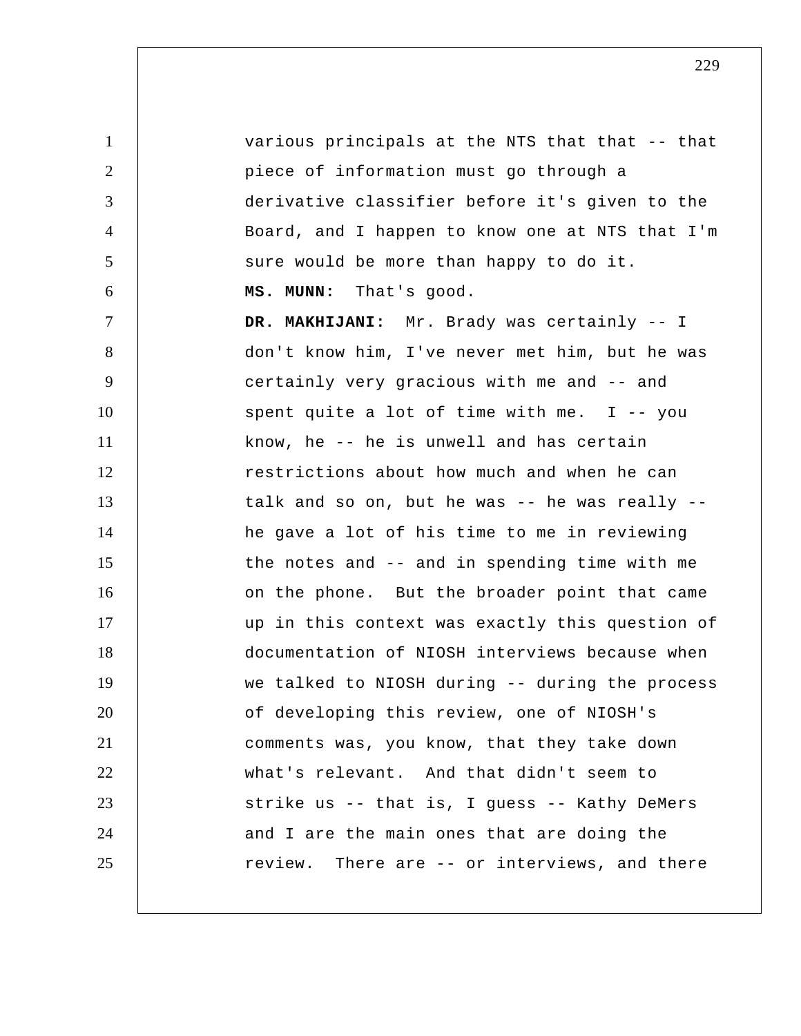various principals at the NTS that that -- that piece of information must go through a derivative classifier before it's given to the Board, and I happen to know one at NTS that I'm sure would be more than happy to do it.

**MS. MUNN:** That's good.

**DR. MAKHIJANI:** Mr. Brady was certainly -- I don't know him, I've never met him, but he was certainly very gracious with me and -- and spent quite a lot of time with me. I -- you know, he -- he is unwell and has certain restrictions about how much and when he can talk and so on, but he was -- he was really -- he gave a lot of his time to me in reviewing the notes and -- and in spending time with me on the phone. But the broader point that came up in this context was exactly this question of documentation of NIOSH interviews because when we talked to NIOSH during -- during the process of developing this review, one of NIOSH's comments was, you know, that they take down what's relevant. And that didn't seem to strike us -- that is, I guess -- Kathy DeMers and I are the main ones that are doing the review. There are -- or interviews, and there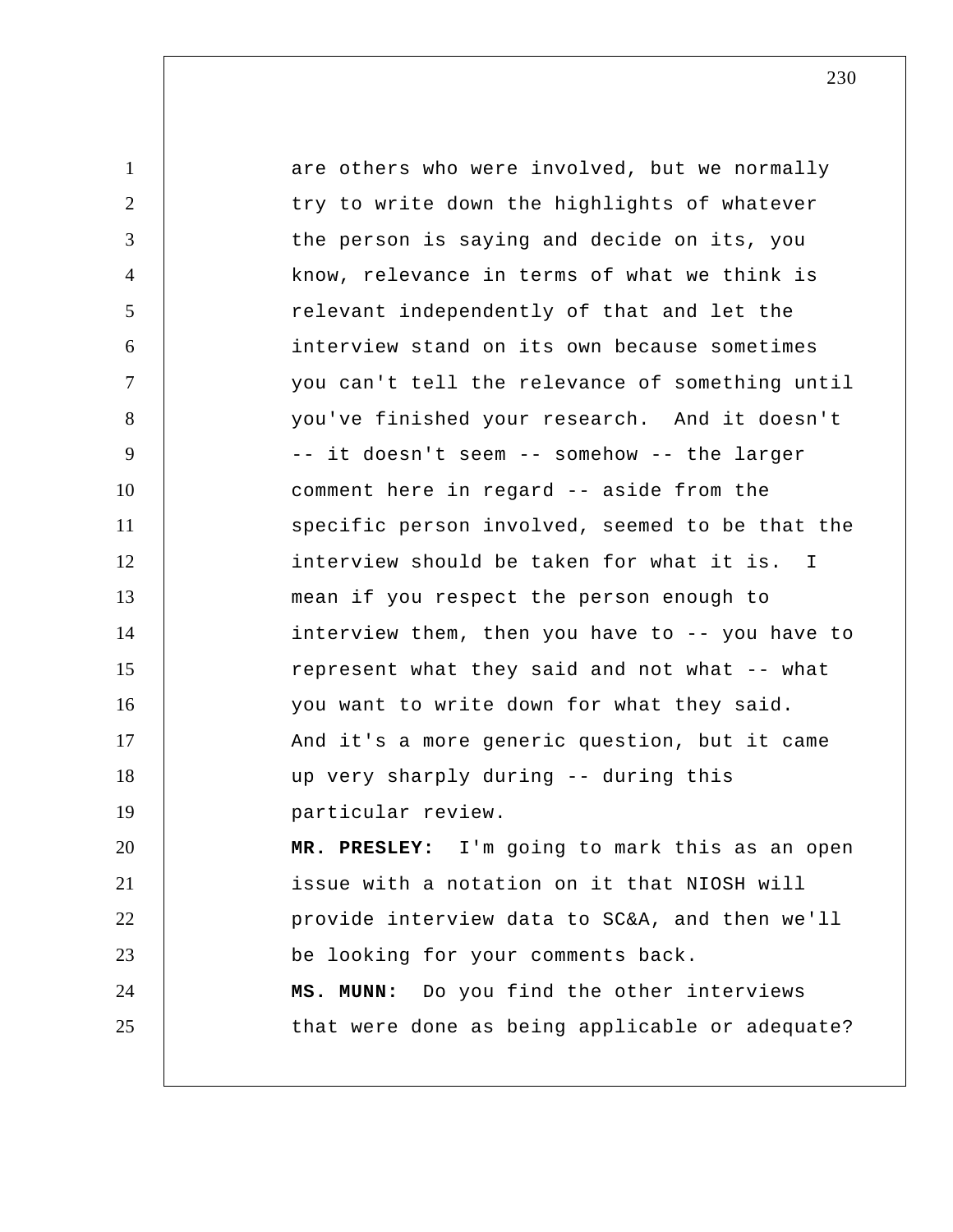are others who were involved, but we normally try to write down the highlights of whatever the person is saying and decide on its, you know, relevance in terms of what we think is relevant independently of that and let the interview stand on its own because sometimes you can't tell the relevance of something until you've finished your research. And it doesn't -- it doesn't seem -- somehow -- the larger comment here in regard -- aside from the specific person involved, seemed to be that the interview should be taken for what it is. I mean if you respect the person enough to interview them, then you have to -- you have to represent what they said and not what -- what you want to write down for what they said. And it's a more generic question, but it came up very sharply during -- during this particular review.

**MR. PRESLEY:** I'm going to mark this as an open issue with a notation on it that NIOSH will provide interview data to SC&A, and then we'll be looking for your comments back.

**MS. MUNN:** Do you find the other interviews that were done as being applicable or adequate?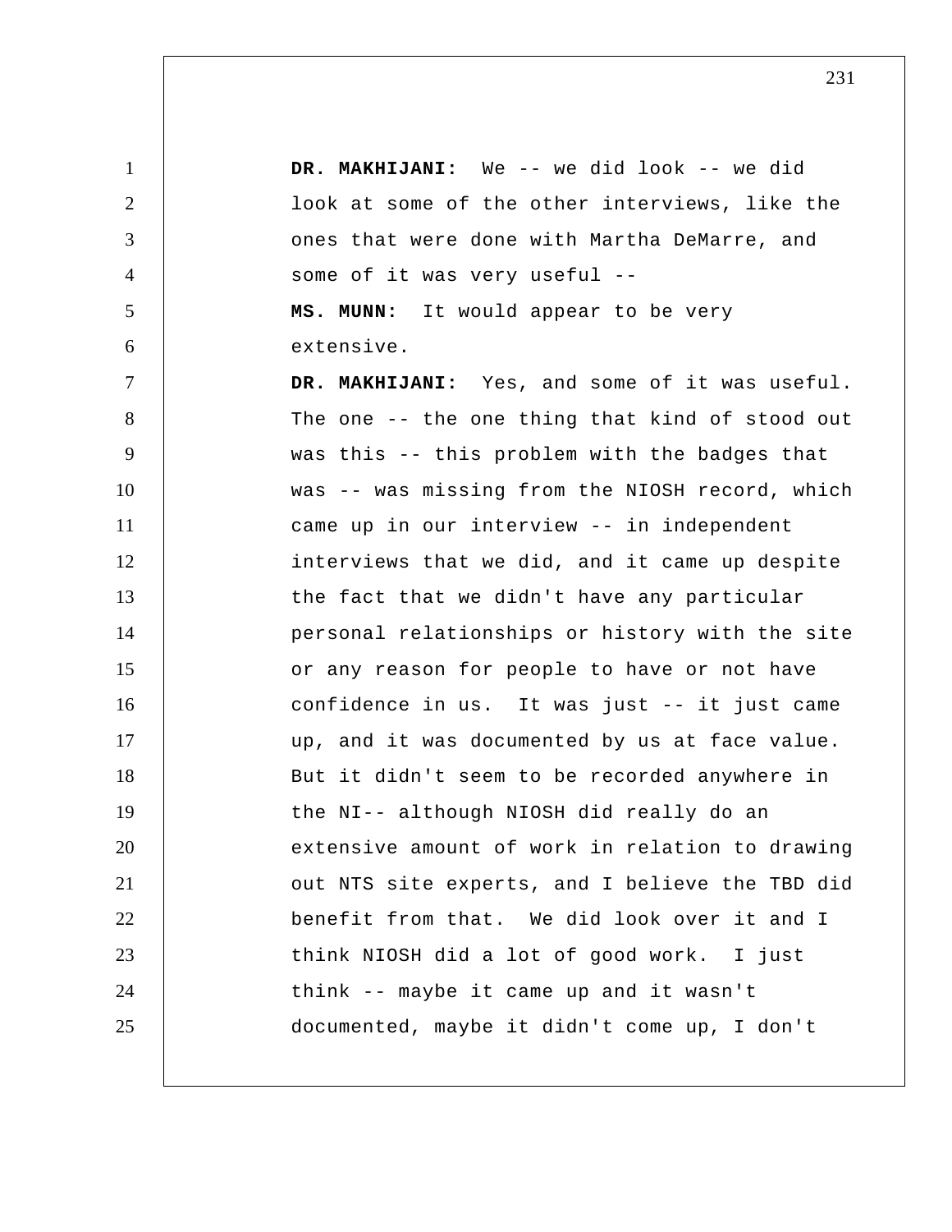**DR. MAKHIJANI:** We -- we did look -- we did look at some of the other interviews, like the ones that were done with Martha DeMarre, and some of it was very useful --

**MS. MUNN:** It would appear to be very extensive.

**DR. MAKHIJANI:** Yes, and some of it was useful. The one -- the one thing that kind of stood out was this -- this problem with the badges that was -- was missing from the NIOSH record, which came up in our interview -- in independent interviews that we did, and it came up despite the fact that we didn't have any particular personal relationships or history with the site or any reason for people to have or not have confidence in us. It was just -- it just came up, and it was documented by us at face value. But it didn't seem to be recorded anywhere in the NI-- although NIOSH did really do an extensive amount of work in relation to drawing out NTS site experts, and I believe the TBD did benefit from that. We did look over it and I think NIOSH did a lot of good work. I just think -- maybe it came up and it wasn't documented, maybe it didn't come up, I don't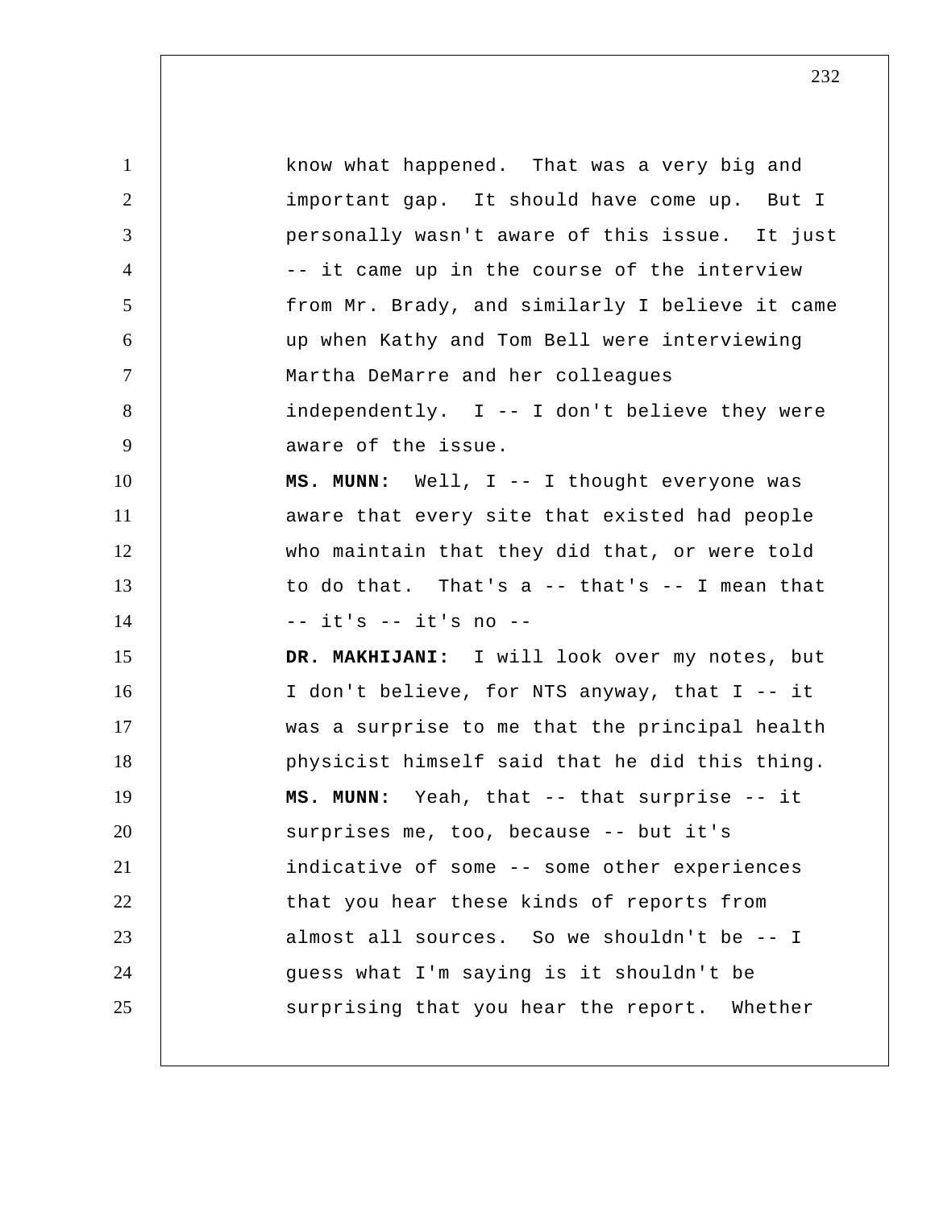know what happened. That was a very big and important gap. It should have come up. But I personally wasn't aware of this issue. It just -- it came up in the course of the interview from Mr. Brady, and similarly I believe it came up when Kathy and Tom Bell were interviewing Martha DeMarre and her colleagues independently. I -- I don't believe they were aware of the issue.

**MS. MUNN:** Well, I -- I thought everyone was aware that every site that existed had people who maintain that they did that, or were told to do that. That's a -- that's -- I mean that -- it's -- it's no --

**DR. MAKHIJANI:** I will look over my notes, but I don't believe, for NTS anyway, that I -- it was a surprise to me that the principal health physicist himself said that he did this thing.

**MS. MUNN:** Yeah, that -- that surprise -- it surprises me, too, because -- but it's indicative of some -- some other experiences that you hear these kinds of reports from almost all sources. So we shouldn't be -- I guess what I'm saying is it shouldn't be surprising that you hear the report. Whether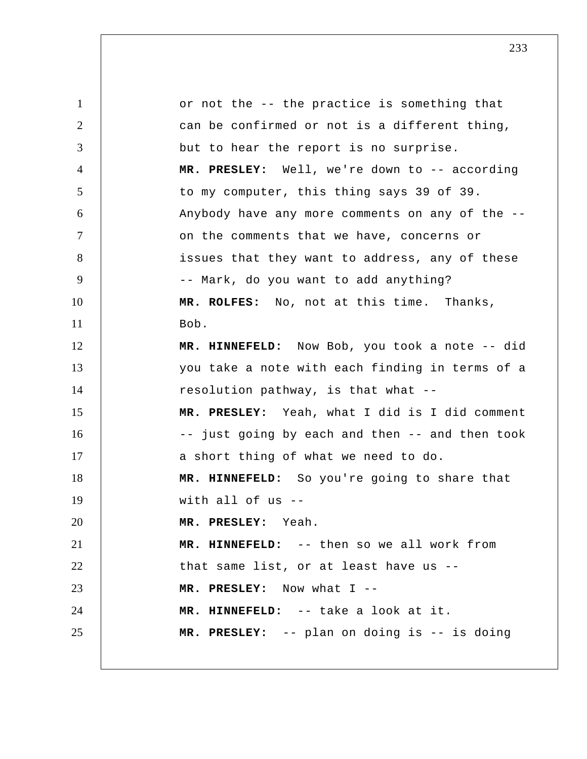or not the -- the practice is something that can be confirmed or not is a different thing, but to hear the report is no surprise.

**MR. PRESLEY:** Well, we're down to -- according to my computer, this thing says 39 of 39. Anybody have any more comments on any of the -- on the comments that we have, concerns or issues that they want to address, any of these -- Mark, do you want to add anything?

**MR. ROLFES:** No, not at this time. Thanks, Bob.

**MR. HINNEFELD:** Now Bob, you took a note -- did you take a note with each finding in terms of a resolution pathway, is that what --

**MR. PRESLEY:** Yeah, what I did is I did comment -- just going by each and then -- and then took a short thing of what we need to do.

**MR. HINNEFELD:** So you're going to share that with all of us --

**MR. PRESLEY:** Yeah.

**MR. HINNEFELD:** -- then so we all work from that same list, or at least have us --

**MR. PRESLEY:** Now what I --

**MR. HINNEFELD:** -- take a look at it.

**MR. PRESLEY:** -- plan on doing is -- is doing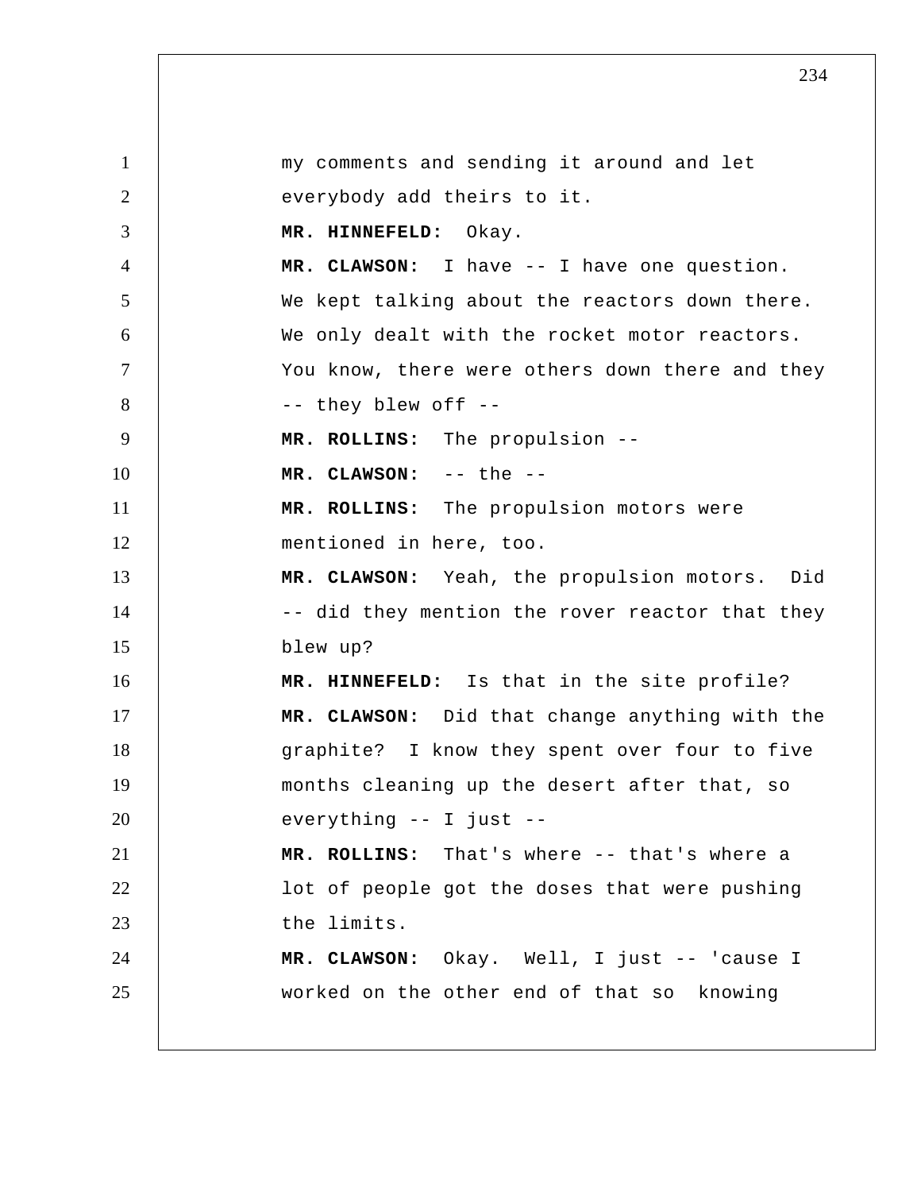my comments and sending it around and let everybody add theirs to it.

**MR. HINNEFELD:** Okay.

**MR. CLAWSON:** I have -- I have one question. We kept talking about the reactors down there. We only dealt with the rocket motor reactors. You know, there were others down there and they -- they blew off --

**MR. ROLLINS:** The propulsion --

**MR. CLAWSON:** -- the --

**MR. ROLLINS:** The propulsion motors were mentioned in here, too.

**MR. CLAWSON:** Yeah, the propulsion motors. Did -- did they mention the rover reactor that they blew up?

**MR. HINNEFELD:** Is that in the site profile?

**MR. CLAWSON:** Did that change anything with the graphite? I know they spent over four to five months cleaning up the desert after that, so everything -- I just --

**MR. ROLLINS:** That's where -- that's where a lot of people got the doses that were pushing the limits.

**MR. CLAWSON:** Okay. Well, I just -- 'cause I worked on the other end of that so knowing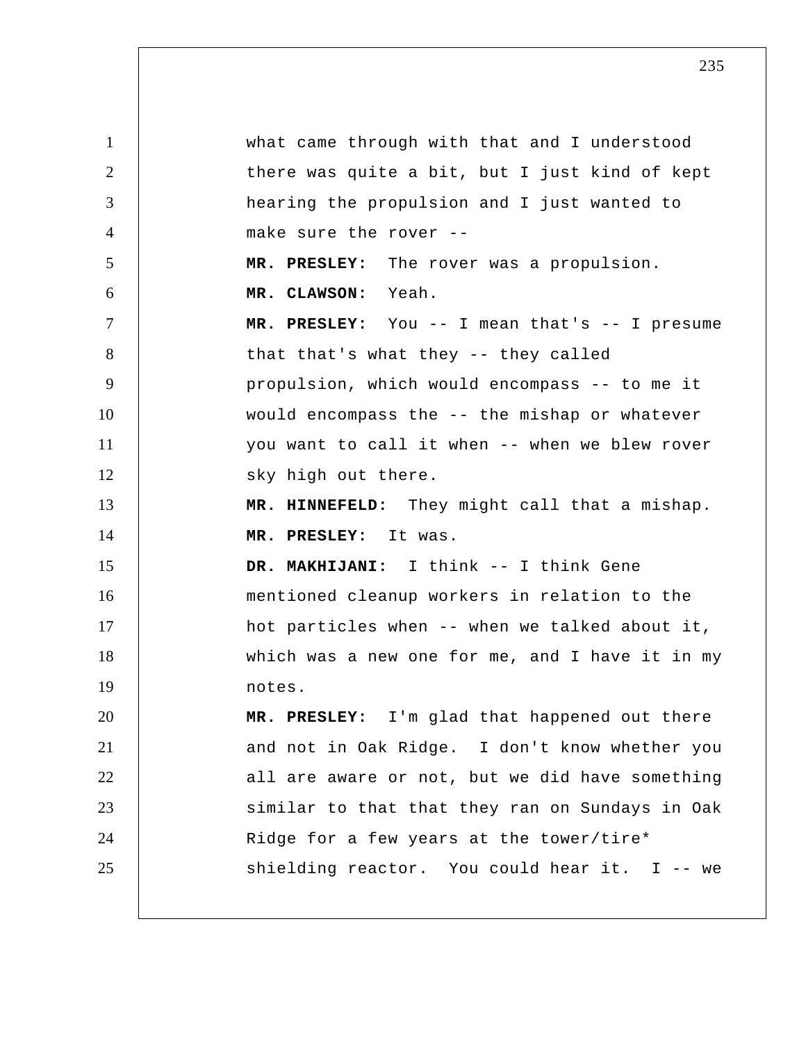what came through with that and I understood there was quite a bit, but I just kind of kept hearing the propulsion and I just wanted to make sure the rover --

**MR. PRESLEY:** The rover was a propulsion.

**MR. CLAWSON:** Yeah.

**MR. PRESLEY:** You -- I mean that's -- I presume that that's what they -- they called propulsion, which would encompass -- to me it would encompass the -- the mishap or whatever you want to call it when -- when we blew rover sky high out there.

**MR. HINNEFELD:** They might call that a mishap.

**MR. PRESLEY:** It was.

**DR. MAKHIJANI:** I think -- I think Gene mentioned cleanup workers in relation to the hot particles when -- when we talked about it, which was a new one for me, and I have it in my notes.

**MR. PRESLEY:** I'm glad that happened out there and not in Oak Ridge. I don't know whether you all are aware or not, but we did have something similar to that that they ran on Sundays in Oak Ridge for a few years at the tower/tire* shielding reactor. You could hear it. I -- we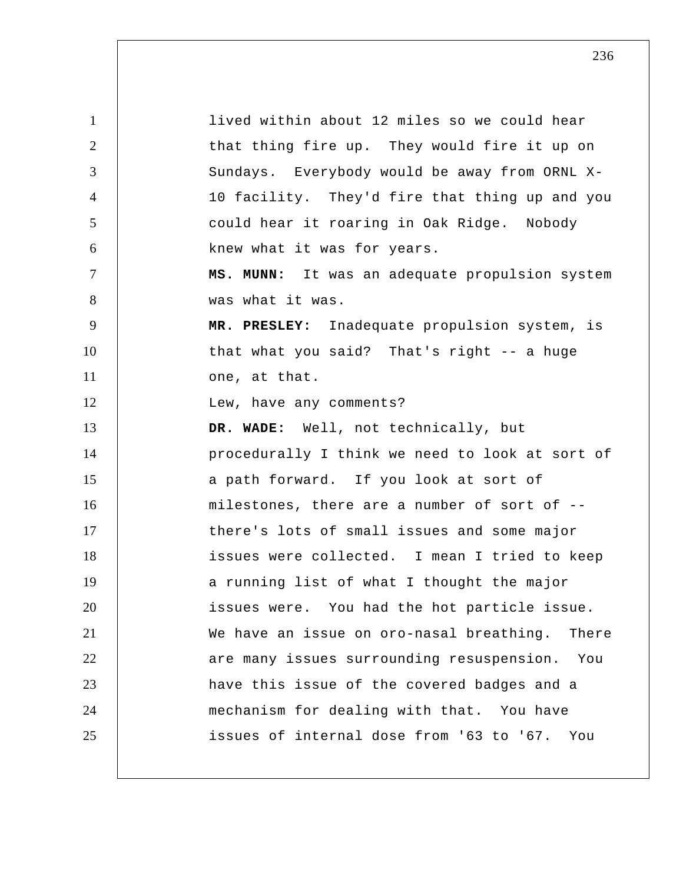lived within about 12 miles so we could hear that thing fire up. They would fire it up on Sundays. Everybody would be away from ORNL X-10 facility. They'd fire that thing up and you could hear it roaring in Oak Ridge. Nobody knew what it was for years.

**MS. MUNN:** It was an adequate propulsion system was what it was.

**MR. PRESLEY:** Inadequate propulsion system, is that what you said? That's right -- a huge one, at that.

Lew, have any comments?

**DR. WADE:** Well, not technically, but procedurally I think we need to look at sort of a path forward. If you look at sort of milestones, there are a number of sort of -- there's lots of small issues and some major issues were collected. I mean I tried to keep a running list of what I thought the major issues were. You had the hot particle issue. We have an issue on oro-nasal breathing. There are many issues surrounding resuspension. You have this issue of the covered badges and a mechanism for dealing with that. You have issues of internal dose from '63 to '67. You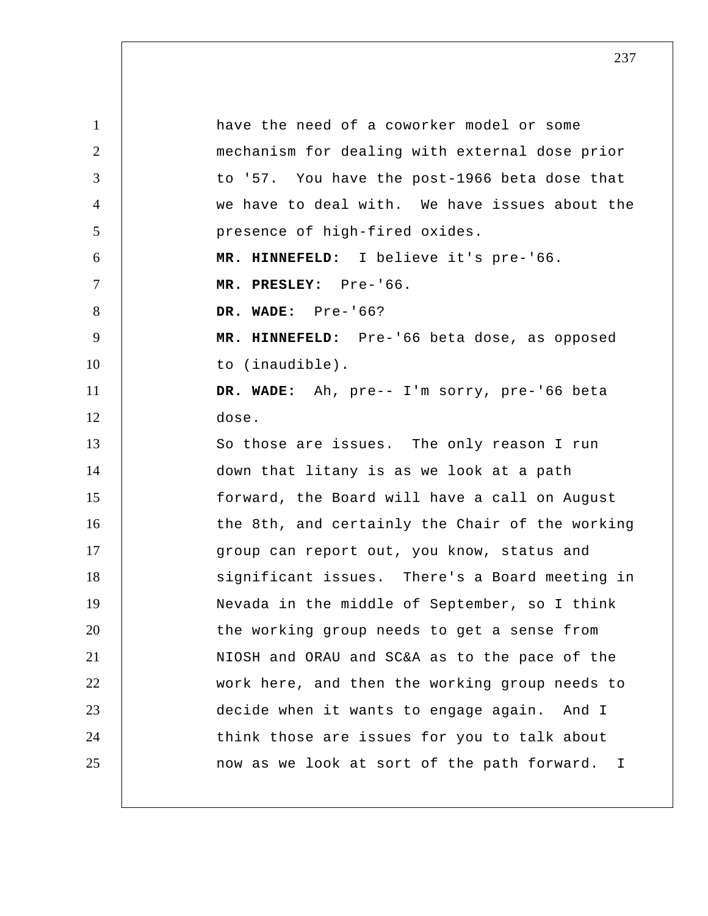have the need of a coworker model or some mechanism for dealing with external dose prior to '57. You have the post-1966 beta dose that we have to deal with. We have issues about the presence of high-fired oxides.

**MR. HINNEFELD:** I believe it's pre-'66.

**MR. PRESLEY:** Pre-'66.

**DR. WADE:** Pre-'66?

**MR. HINNEFELD:** Pre-'66 beta dose, as opposed to (inaudible).

**DR. WADE:** Ah, pre-- I'm sorry, pre-'66 beta dose.

So those are issues. The only reason I run down that litany is as we look at a path forward, the Board will have a call on August the 8th, and certainly the Chair of the working group can report out, you know, status and significant issues. There's a Board meeting in Nevada in the middle of September, so I think the working group needs to get a sense from NIOSH and ORAU and SC&A as to the pace of the work here, and then the working group needs to decide when it wants to engage again. And I think those are issues for you to talk about now as we look at sort of the path forward. I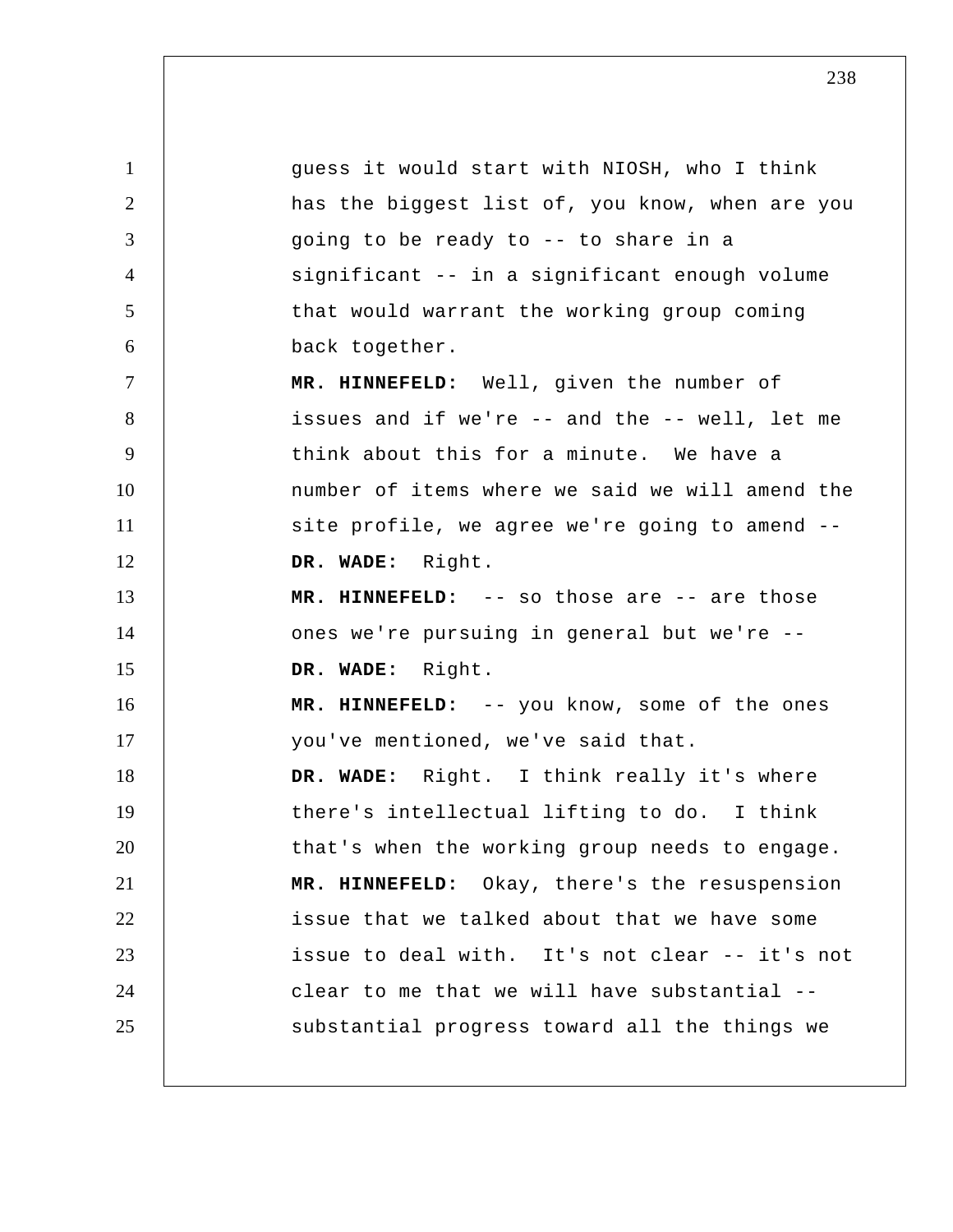guess it would start with NIOSH, who I think has the biggest list of, you know, when are you going to be ready to -- to share in a significant -- in a significant enough volume that would warrant the working group coming back together.

**MR. HINNEFELD:** Well, given the number of issues and if we're -- and the -- well, let me think about this for a minute. We have a number of items where we said we will amend the site profile, we agree we're going to amend --

**DR. WADE:** Right.

**MR. HINNEFELD:** -- so those are -- are those ones we're pursuing in general but we're --

**DR. WADE:** Right.

**MR. HINNEFELD:** -- you know, some of the ones you've mentioned, we've said that.

**DR. WADE:** Right. I think really it's where there's intellectual lifting to do. I think that's when the working group needs to engage.

**MR. HINNEFELD:** Okay, there's the resuspension issue that we talked about that we have some issue to deal with. It's not clear -- it's not clear to me that we will have substantial -- substantial progress toward all the things we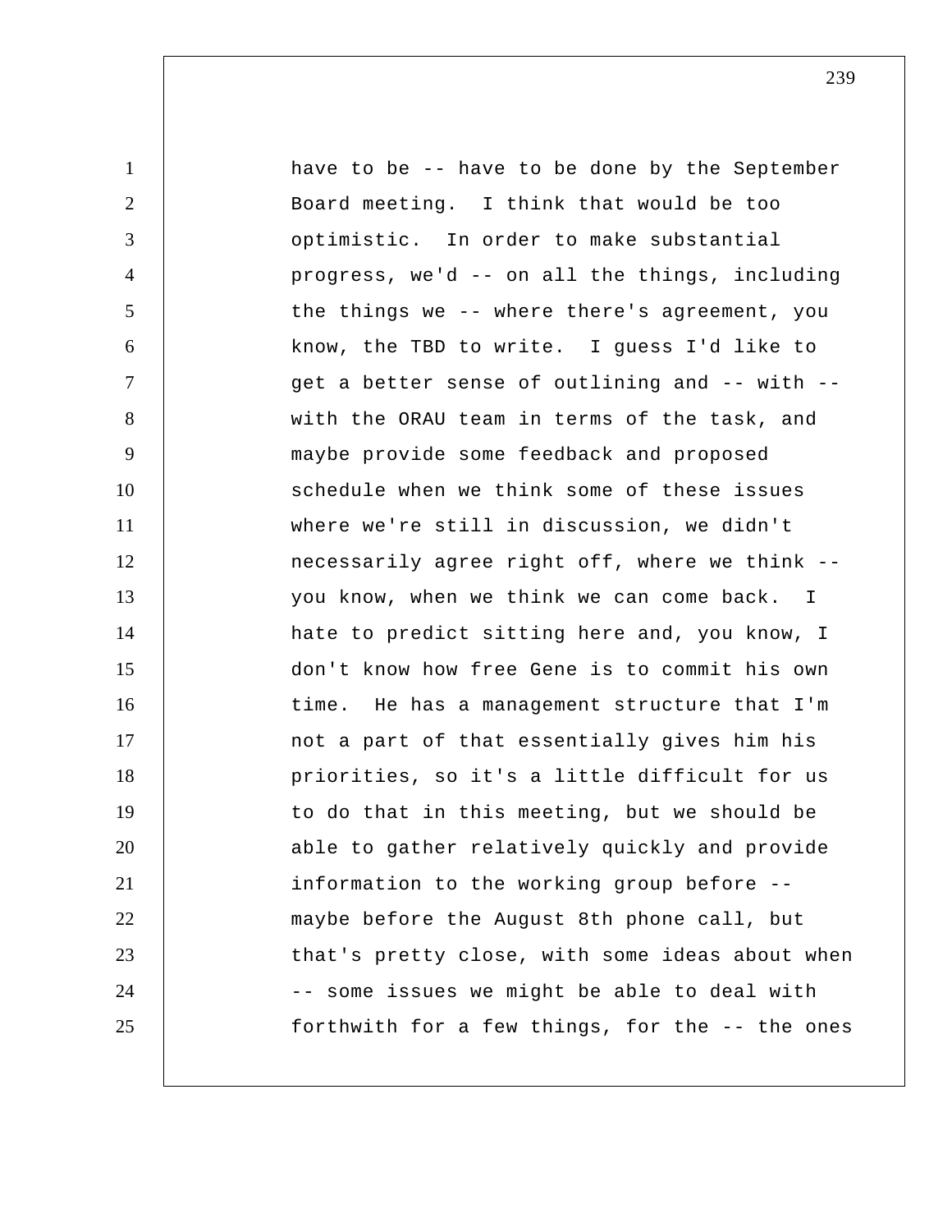have to be -- have to be done by the September Board meeting. I think that would be too optimistic. In order to make substantial progress, we'd -- on all the things, including the things we -- where there's agreement, you know, the TBD to write. I guess I'd like to get a better sense of outlining and -- with -- with the ORAU team in terms of the task, and maybe provide some feedback and proposed schedule when we think some of these issues where we're still in discussion, we didn't necessarily agree right off, where we think -- you know, when we think we can come back. I hate to predict sitting here and, you know, I don't know how free Gene is to commit his own time. He has a management structure that I'm not a part of that essentially gives him his priorities, so it's a little difficult for us to do that in this meeting, but we should be able to gather relatively quickly and provide information to the working group before -- maybe before the August 8th phone call, but that's pretty close, with some ideas about when -- some issues we might be able to deal with forthwith for a few things, for the -- the ones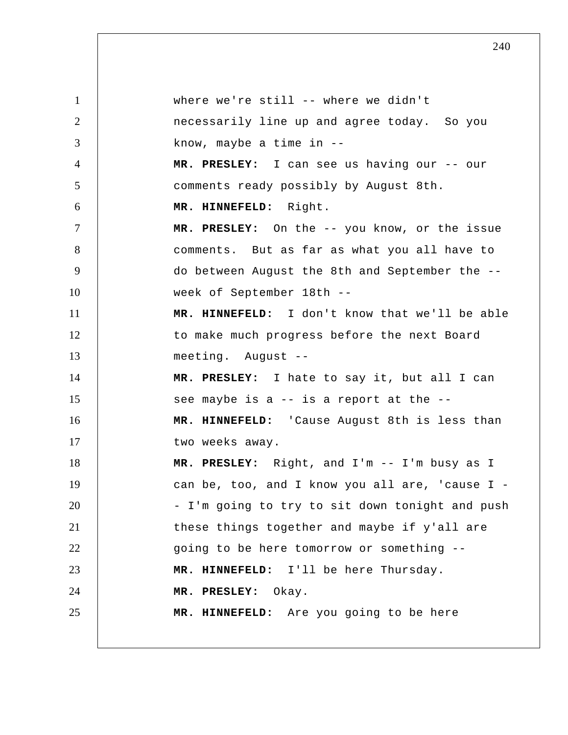where we're still -- where we didn't necessarily line up and agree today. So you know, maybe a time in --

**MR. PRESLEY:** I can see us having our -- our comments ready possibly by August 8th.

**MR. HINNEFELD:** Right.

**MR. PRESLEY:** On the -- you know, or the issue comments. But as far as what you all have to do between August the 8th and September the -- week of September 18th --

**MR. HINNEFELD:** I don't know that we'll be able to make much progress before the next Board meeting. August --

**MR. PRESLEY:** I hate to say it, but all I can see maybe is a -- is a report at the --

**MR. HINNEFELD:** 'Cause August 8th is less than two weeks away.

**MR. PRESLEY:** Right, and I'm -- I'm busy as I can be, too, and I know you all are, 'cause I -- I'm going to try to sit down tonight and push these things together and maybe if y'all are going to be here tomorrow or something --

**MR. HINNEFELD:** I'll be here Thursday.

**MR. PRESLEY:** Okay.

**MR. HINNEFELD:** Are you going to be here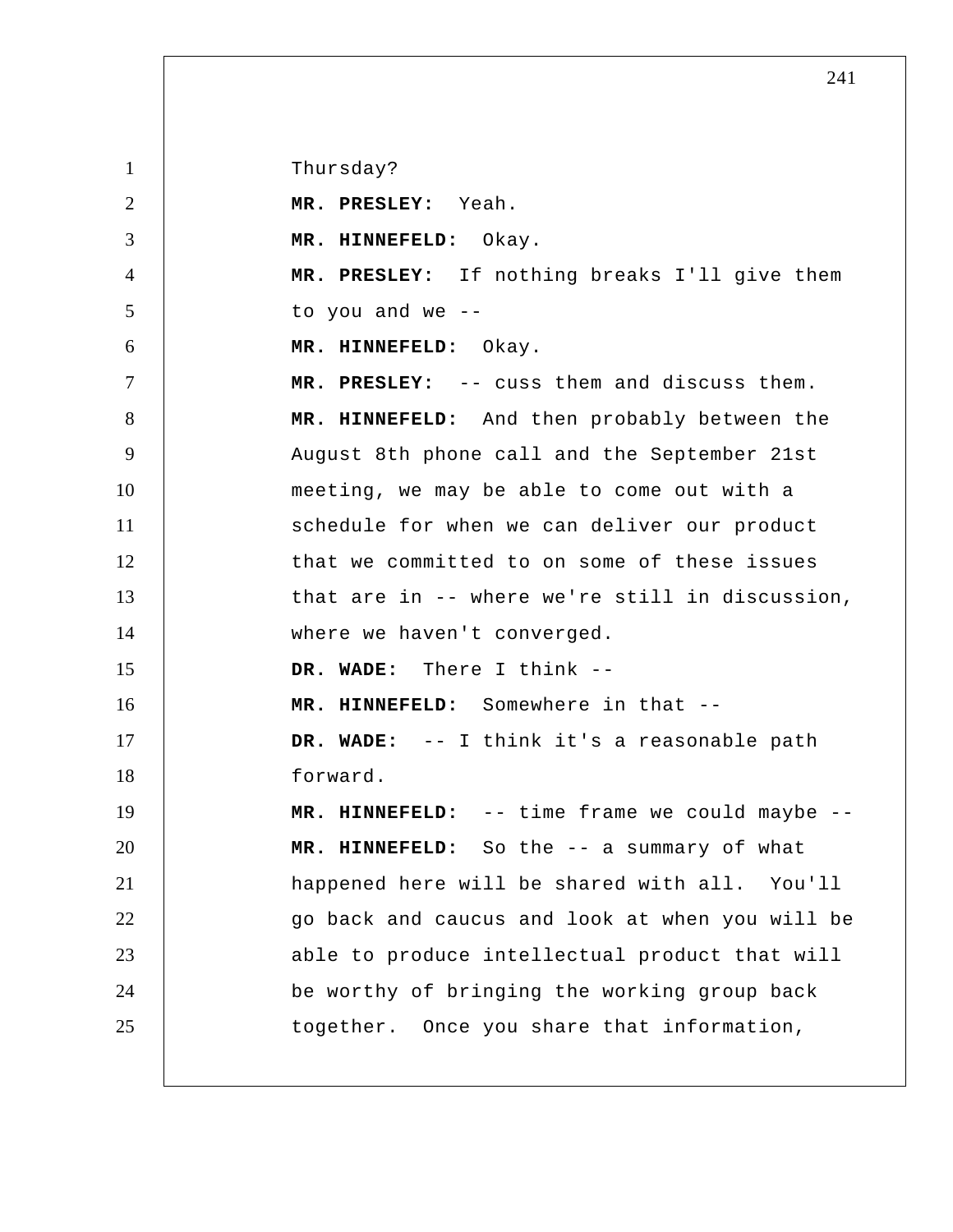Thursday?

**MR. PRESLEY:** Yeah.

**MR. HINNEFELD:** Okay.

**MR. PRESLEY:** If nothing breaks I'll give them to you and we --

**MR. HINNEFELD:** Okay.

**MR. PRESLEY:** -- cuss them and discuss them.

**MR. HINNEFELD:** And then probably between the August 8th phone call and the September 21st meeting, we may be able to come out with a schedule for when we can deliver our product that we committed to on some of these issues that are in -- where we're still in discussion, where we haven't converged.

**DR. WADE:** There I think --

**MR. HINNEFELD:** Somewhere in that --

**DR. WADE:** -- I think it's a reasonable path forward.

**MR. HINNEFELD:** -- time frame we could maybe --

**MR. HINNEFELD:** So the -- a summary of what happened here will be shared with all. You'll go back and caucus and look at when you will be able to produce intellectual product that will be worthy of bringing the working group back together. Once you share that information,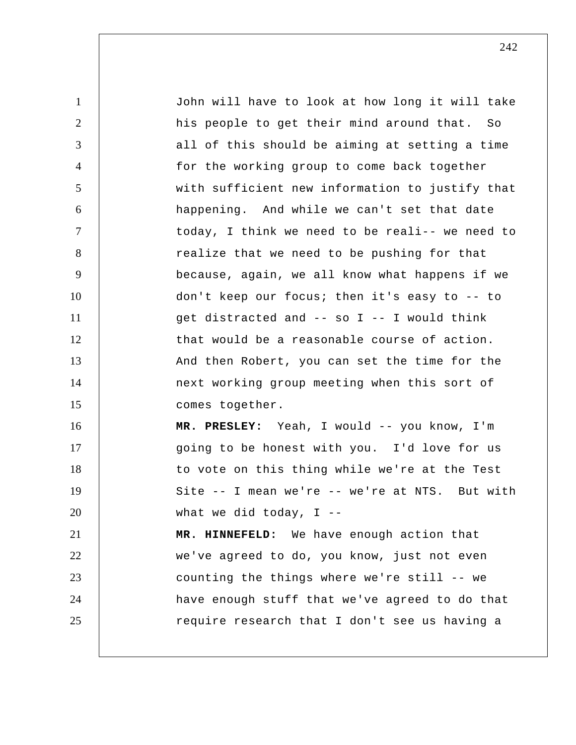John will have to look at how long it will take his people to get their mind around that. So all of this should be aiming at setting a time for the working group to come back together with sufficient new information to justify that happening. And while we can't set that date today, I think we need to be reali-- we need to realize that we need to be pushing for that because, again, we all know what happens if we don't keep our focus; then it's easy to -- to get distracted and -- so I -- I would think that would be a reasonable course of action. And then Robert, you can set the time for the next working group meeting when this sort of comes together.

**MR. PRESLEY:** Yeah, I would -- you know, I'm going to be honest with you. I'd love for us to vote on this thing while we're at the Test Site -- I mean we're -- we're at NTS. But with what we did today, I --

**MR. HINNEFELD:** We have enough action that we've agreed to do, you know, just not even counting the things where we're still -- we have enough stuff that we've agreed to do that require research that I don't see us having a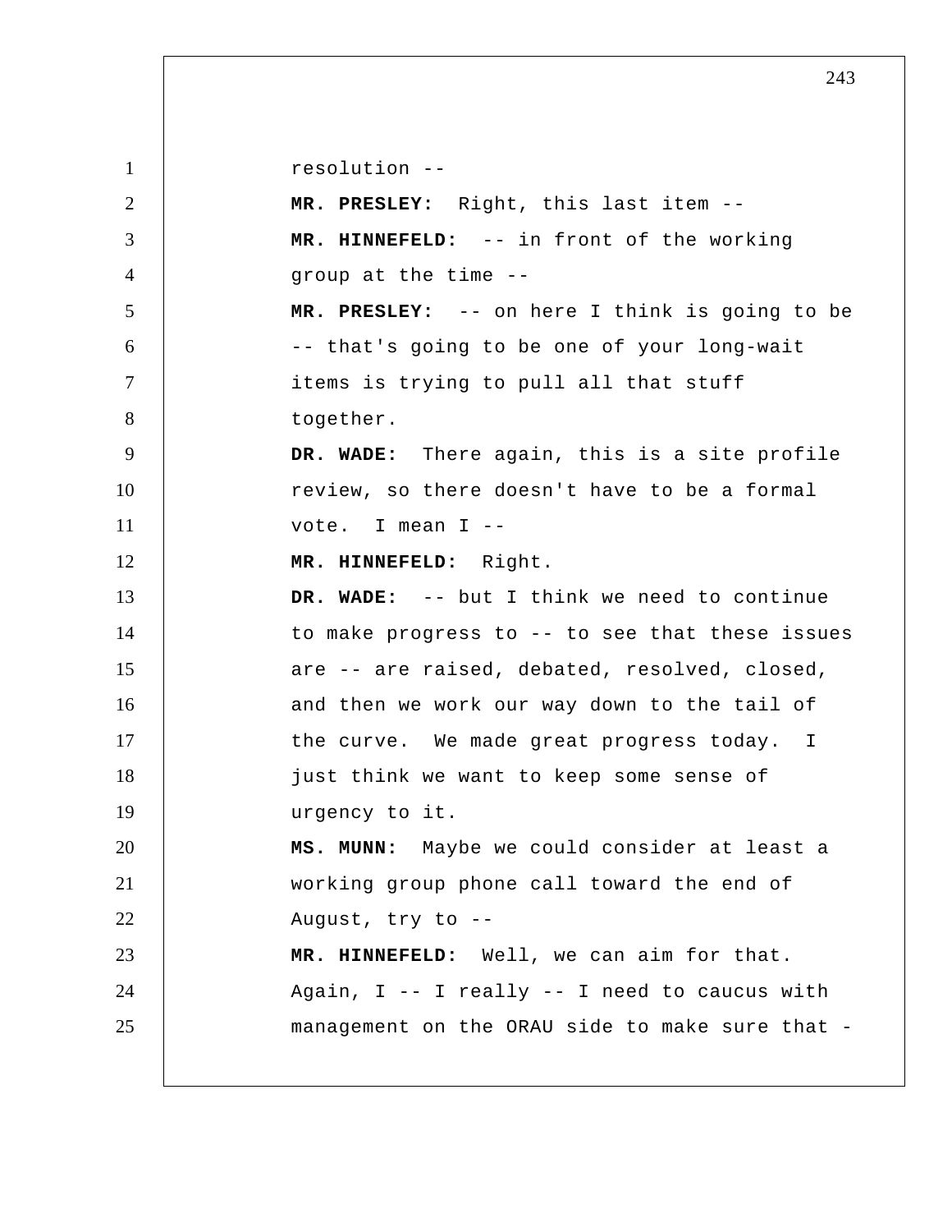resolution --

**MR. PRESLEY:** Right, this last item --

**MR. HINNEFELD:** -- in front of the working group at the time --

**MR. PRESLEY:** -- on here I think is going to be -- that's going to be one of your long-wait items is trying to pull all that stuff together.

**DR. WADE:** There again, this is a site profile review, so there doesn't have to be a formal vote. I mean I --

**MR. HINNEFELD:** Right.

**DR. WADE:** -- but I think we need to continue to make progress to -- to see that these issues are -- are raised, debated, resolved, closed, and then we work our way down to the tail of the curve. We made great progress today. I just think we want to keep some sense of urgency to it.

**MS. MUNN:** Maybe we could consider at least a working group phone call toward the end of August, try to --

**MR. HINNEFELD:** Well, we can aim for that. Again, I -- I really -- I need to caucus with management on the ORAU side to make sure that -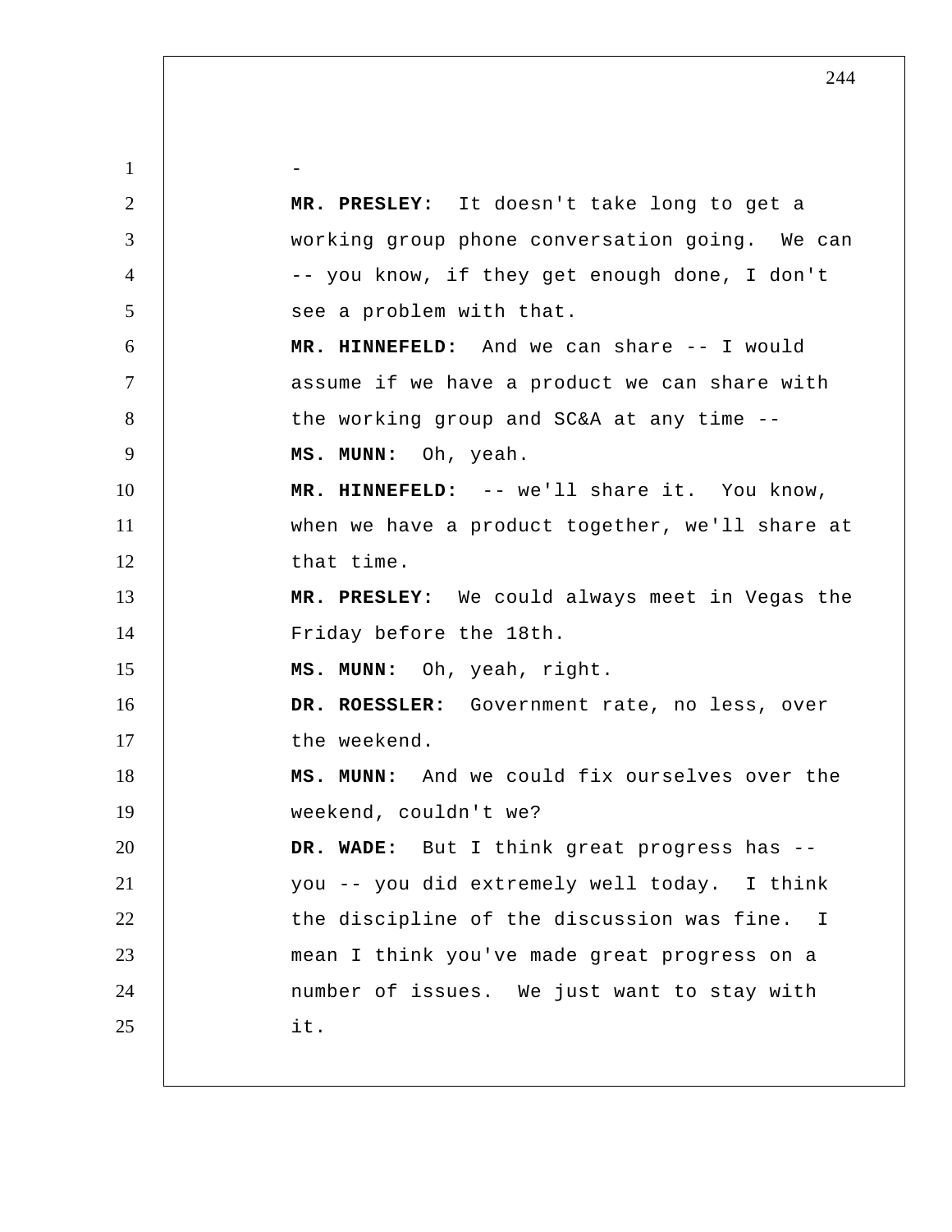-

**MR. PRESLEY:** It doesn't take long to get a working group phone conversation going. We can -- you know, if they get enough done, I don't see a problem with that.

**MR. HINNEFELD:** And we can share -- I would assume if we have a product we can share with the working group and SC&A at any time --

**MS. MUNN:** Oh, yeah.

**MR. HINNEFELD:** -- we'll share it. You know, when we have a product together, we'll share at that time.

**MR. PRESLEY:** We could always meet in Vegas the Friday before the 18th.

**MS. MUNN:** Oh, yeah, right.

**DR. ROESSLER:** Government rate, no less, over the weekend.

**MS. MUNN:** And we could fix ourselves over the weekend, couldn't we?

**DR. WADE:** But I think great progress has -- you -- you did extremely well today. I think the discipline of the discussion was fine. I mean I think you've made great progress on a number of issues. We just want to stay with it.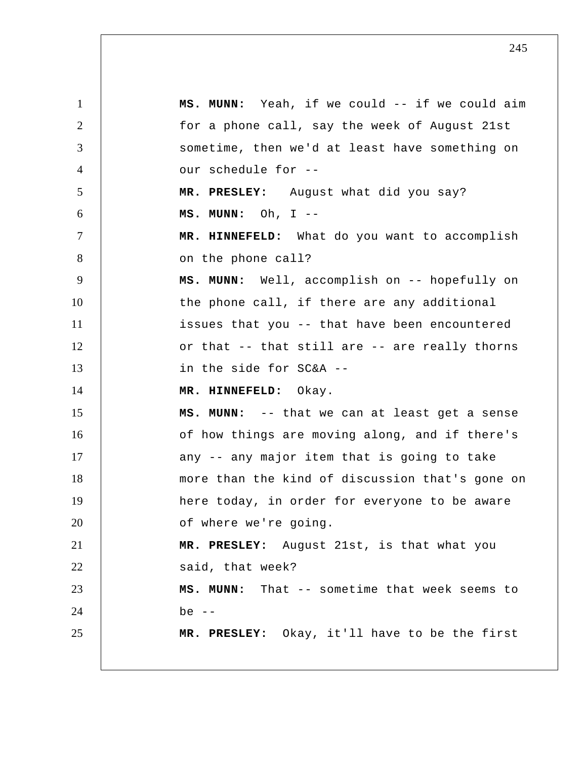**MS. MUNN:** Yeah, if we could -- if we could aim for a phone call, say the week of August 21st sometime, then we'd at least have something on our schedule for --

**MR. PRESLEY:** August what did you say?

**MS. MUNN:** Oh, I --

**MR. HINNEFELD:** What do you want to accomplish on the phone call?

**MS. MUNN:** Well, accomplish on -- hopefully on the phone call, if there are any additional issues that you -- that have been encountered or that -- that still are -- are really thorns in the side for SC&A --

**MR. HINNEFELD:** Okay.

**MS. MUNN:** -- that we can at least get a sense of how things are moving along, and if there's any -- any major item that is going to take more than the kind of discussion that's gone on here today, in order for everyone to be aware of where we're going.

**MR. PRESLEY:** August 21st, is that what you said, that week?

**MS. MUNN:** That -- sometime that week seems to be --

**MR. PRESLEY:** Okay, it'll have to be the first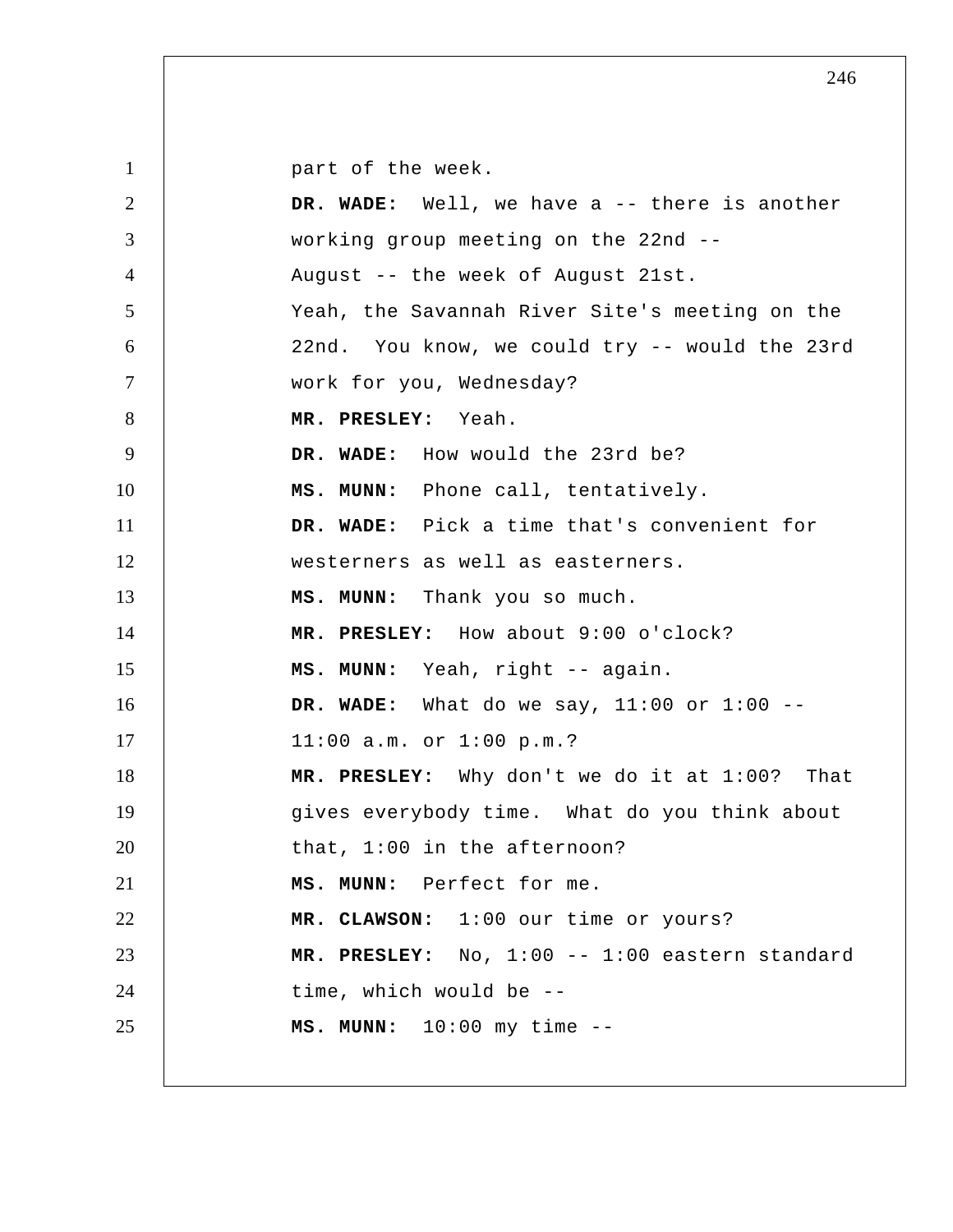part of the week.

**DR. WADE:** Well, we have a -- there is another working group meeting on the 22nd -- August -- the week of August 21st. Yeah, the Savannah River Site's meeting on the 22nd. You know, we could try -- would the 23rd work for you, Wednesday?

**MR. PRESLEY:** Yeah.

**DR. WADE:** How would the 23rd be?

**MS. MUNN:** Phone call, tentatively.

**DR. WADE:** Pick a time that's convenient for westerners as well as easterners.

**MS. MUNN:** Thank you so much.

**MR. PRESLEY:** How about 9:00 o'clock?

**MS. MUNN:** Yeah, right -- again.

**DR. WADE:** What do we say, 11:00 or 1:00 -- 11:00 a.m. or 1:00 p.m.?

**MR. PRESLEY:** Why don't we do it at 1:00? That gives everybody time. What do you think about that, 1:00 in the afternoon?

**MS. MUNN:** Perfect for me.

**MR. CLAWSON:** 1:00 our time or yours?

**MR. PRESLEY:** No, 1:00 -- 1:00 eastern standard time, which would be --

**MS. MUNN:** 10:00 my time --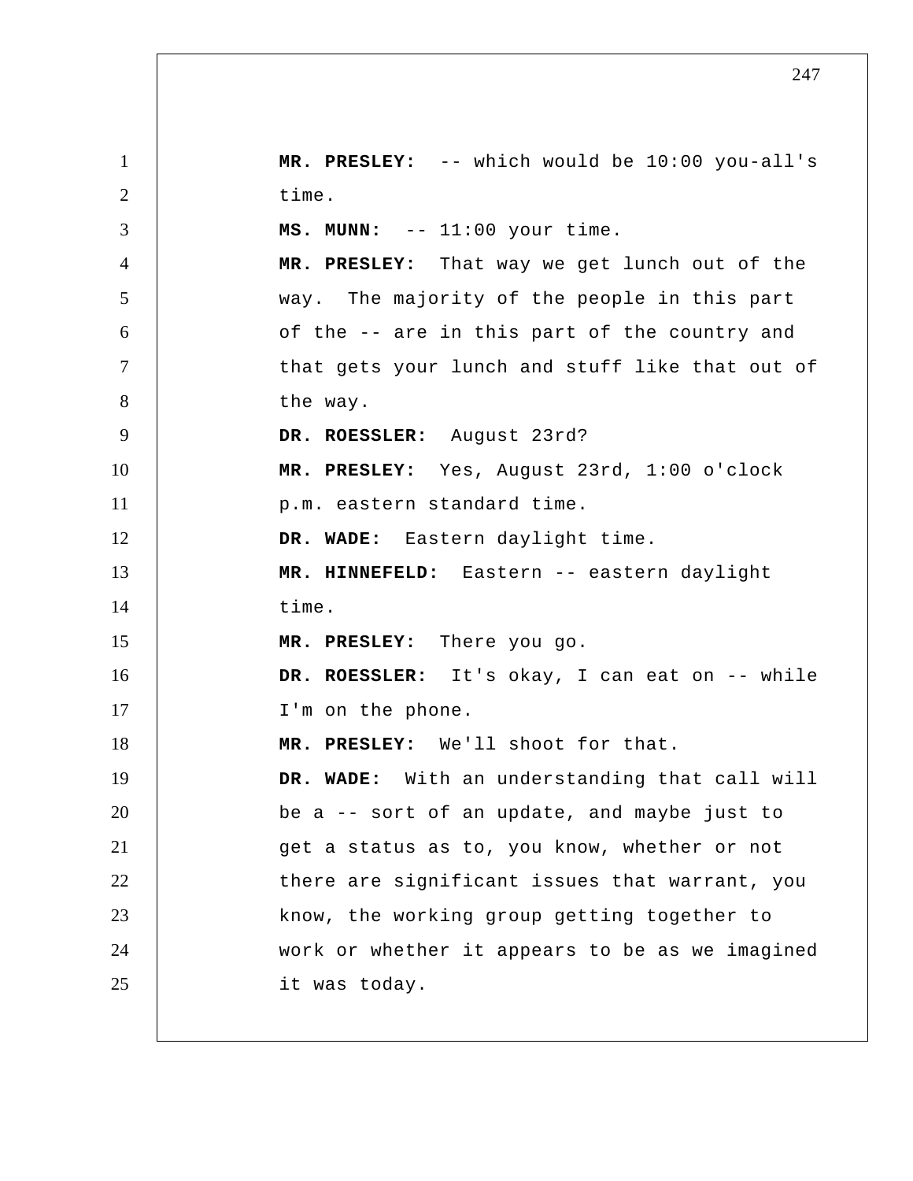**MR. PRESLEY:** -- which would be 10:00 you-all's time.

**MS. MUNN:** -- 11:00 your time.

**MR. PRESLEY:** That way we get lunch out of the way. The majority of the people in this part of the -- are in this part of the country and that gets your lunch and stuff like that out of the way.

**DR. ROESSLER:** August 23rd?

**MR. PRESLEY:** Yes, August 23rd, 1:00 o'clock p.m. eastern standard time.

**DR. WADE:** Eastern daylight time.

**MR. HINNEFELD:** Eastern -- eastern daylight time.

**MR. PRESLEY:** There you go.

**DR. ROESSLER:** It's okay, I can eat on -- while I'm on the phone.

**MR. PRESLEY:** We'll shoot for that.

**DR. WADE:** With an understanding that call will be a -- sort of an update, and maybe just to get a status as to, you know, whether or not there are significant issues that warrant, you know, the working group getting together to work or whether it appears to be as we imagined it was today.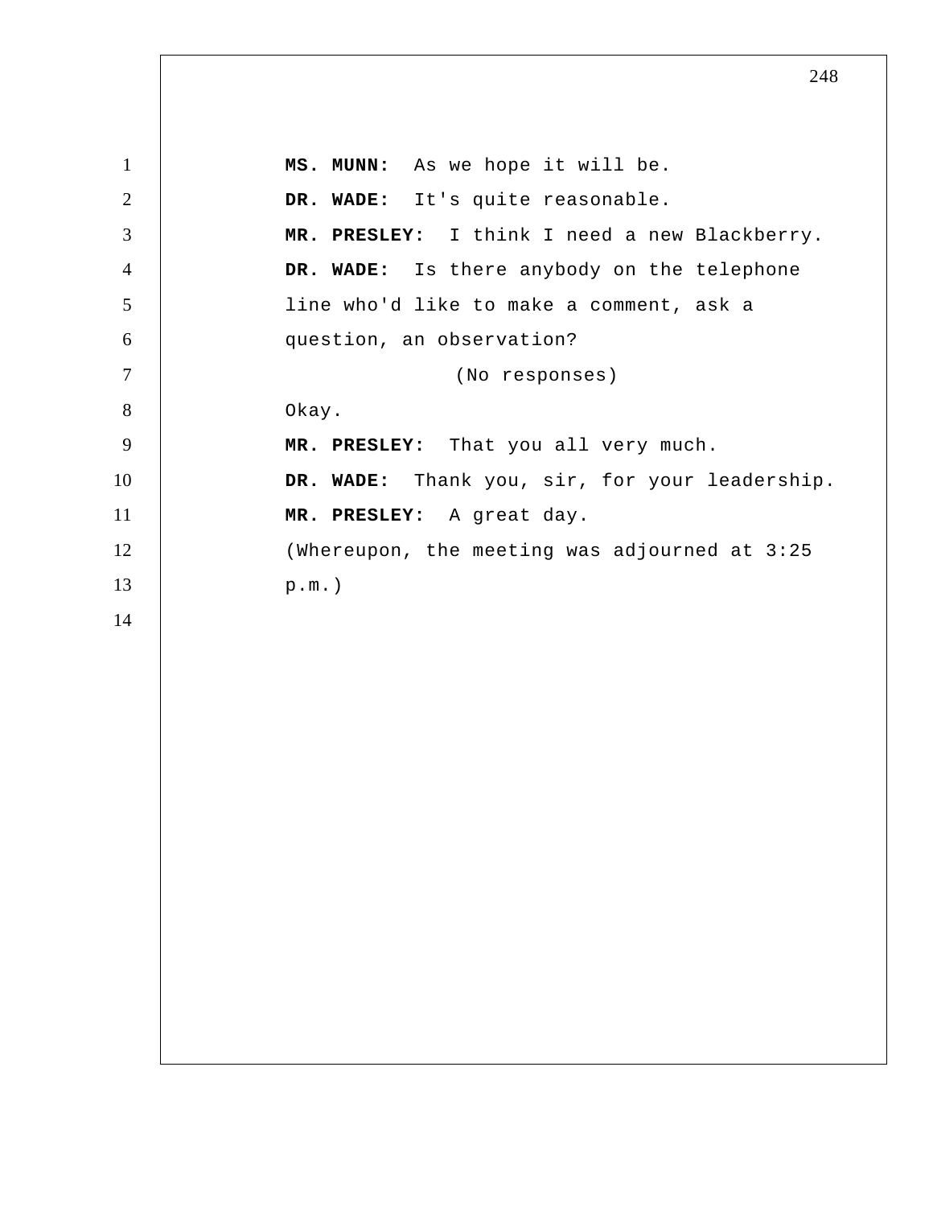**MS. MUNN:** As we hope it will be.

**DR. WADE:** It's quite reasonable.

**MR. PRESLEY:** I think I need a new Blackberry.

**DR. WADE:** Is there anybody on the telephone line who'd like to make a comment, ask a question, an observation?

(No responses)

Okay.

**MR. PRESLEY:** That you all very much.

**DR. WADE:** Thank you, sir, for your leadership.

**MR. PRESLEY:** A great day.

(Whereupon, the meeting was adjourned at 3:25 p.m.)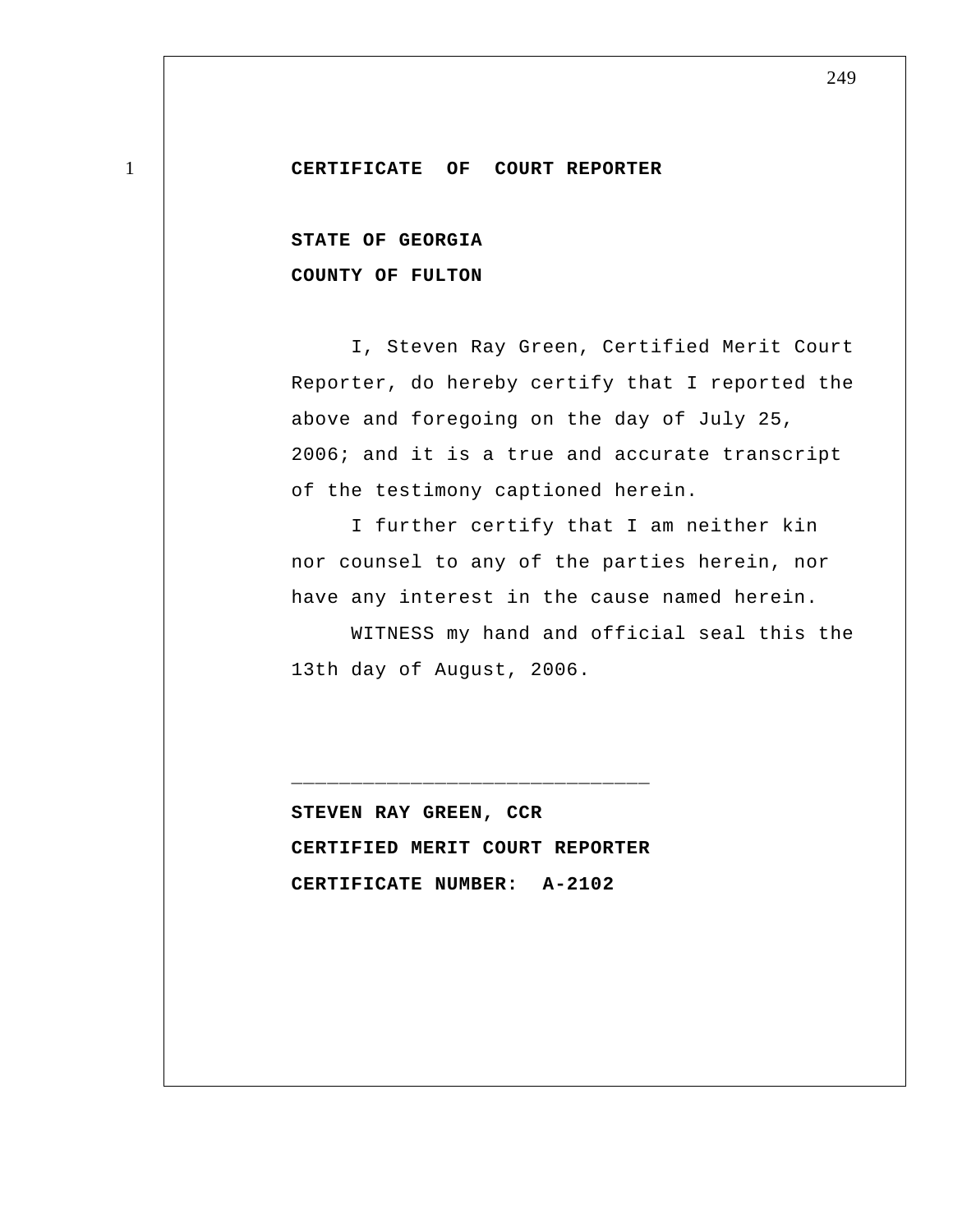**CERTIFICATE OF COURT REPORTER**

**STATE OF GEORGIA**
**COUNTY OF FULTON**

I, Steven Ray Green, Certified Merit Court Reporter, do hereby certify that I reported the above and foregoing on the day of July 25, 2006; and it is a true and accurate transcript of the testimony captioned herein.

I further certify that I am neither kin nor counsel to any of the parties herein, nor have any interest in the cause named herein.

WITNESS my hand and official seal this the 13th day of August, 2006.

______________________________

**STEVEN RAY GREEN, CCR**
**CERTIFIED MERIT COURT REPORTER**
**CERTIFICATE NUMBER: A-2102**